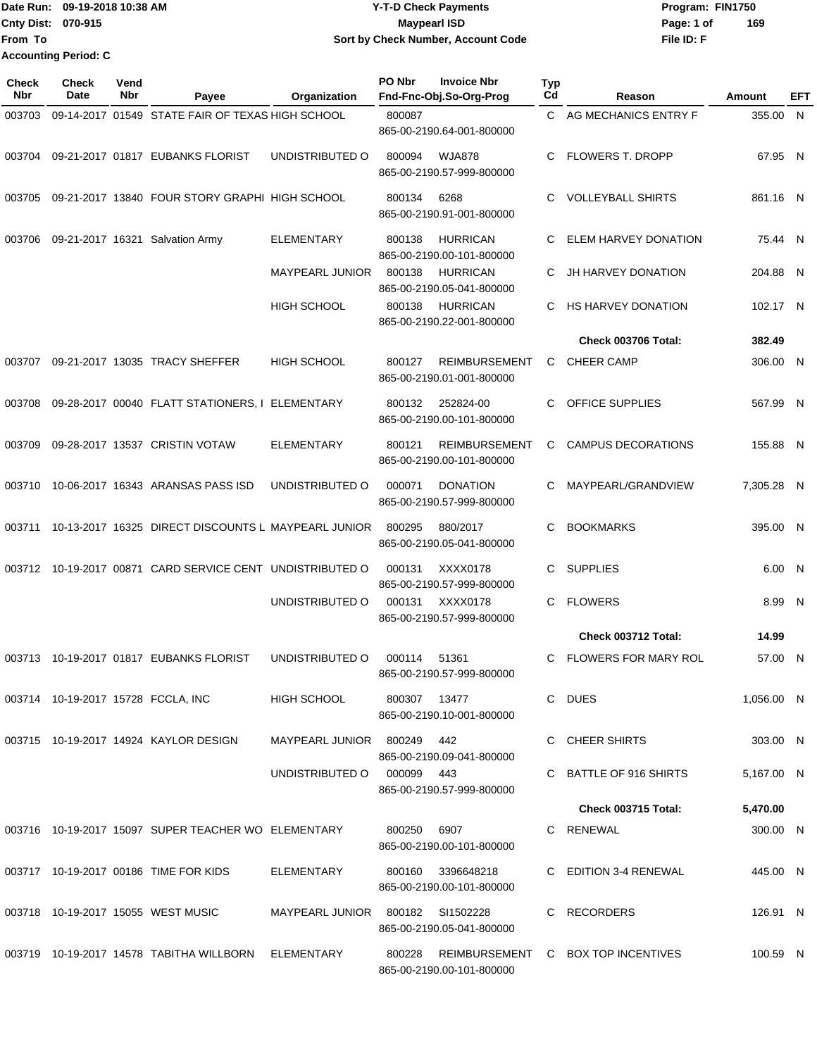Date Run: 09-19-2018 10:38 AM
Cnty Dist: 070-915
From To
Accounting Period: C

# Y-T-D Check Payments
## Maypearl ISD
### Sort by Check Number, Account Code

Program: FIN1750
File ID: F

| Check Nbr | Check Date | Vend Nbr | Payee | Organization | PO Nbr | Invoice Nbr / Fnd-Fnc-Obj.So-Org-Prog | Typ Cd | Reason | Amount | EFT |
|---|---|---|---|---|---|---|---|---|---|---|
| 003703 | 09-14-2017 | 01549 | STATE FAIR OF TEXAS | HIGH SCHOOL | 800087 | 865-00-2190.64-001-800000 | C | AG MECHANICS ENTRY F | 355.00 | N |
| 003704 | 09-21-2017 | 01817 | EUBANKS FLORIST | UNDISTRIBUTED O | 800094 | WJA878 865-00-2190.57-999-800000 | C | FLOWERS T. DROPP | 67.95 | N |
| 003705 | 09-21-2017 | 13840 | FOUR STORY GRAPHI | HIGH SCHOOL | 800134 | 6268 865-00-2190.91-001-800000 | C | VOLLEYBALL SHIRTS | 861.16 | N |
| 003706 | 09-21-2017 | 16321 | Salvation Army | ELEMENTARY | 800138 | HURRICAN 865-00-2190.00-101-800000 | C | ELEM HARVEY DONATION | 75.44 | N |
| | | | | MAYPEARL JUNIOR | 800138 | HURRICAN 865-00-2190.05-041-800000 | C | JH HARVEY DONATION | 204.88 | N |
| | | | | HIGH SCHOOL | 800138 | HURRICAN 865-00-2190.22-001-800000 | C | HS HARVEY DONATION | 102.17 | N |
| | | | | | | | | **Check 003706 Total:** | **382.49** | |
| 003707 | 09-21-2017 | 13035 | TRACY SHEFFER | HIGH SCHOOL | 800127 | REIMBURSEMENT 865-00-2190.01-001-800000 | C | CHEER CAMP | 306.00 | N |
| 003708 | 09-28-2017 | 00040 | FLATT STATIONERS, I | ELEMENTARY | 800132 | 252824-00 865-00-2190.00-101-800000 | C | OFFICE SUPPLIES | 567.99 | N |
| 003709 | 09-28-2017 | 13537 | CRISTIN VOTAW | ELEMENTARY | 800121 | REIMBURSEMENT 865-00-2190.00-101-800000 | C | CAMPUS DECORATIONS | 155.88 | N |
| 003710 | 10-06-2017 | 16343 | ARANSAS PASS ISD | UNDISTRIBUTED O | 000071 | DONATION 865-00-2190.57-999-800000 | C | MAYPEARL/GRANDVIEW | 7,305.28 | N |
| 003711 | 10-13-2017 | 16325 | DIRECT DISCOUNTS L | MAYPEARL JUNIOR | 800295 | 880/2017 865-00-2190.05-041-800000 | C | BOOKMARKS | 395.00 | N |
| 003712 | 10-19-2017 | 00871 | CARD SERVICE CENT | UNDISTRIBUTED O | 000131 | XXXX0178 865-00-2190.57-999-800000 | C | SUPPLIES | 6.00 | N |
| | | | | UNDISTRIBUTED O | 000131 | XXXX0178 865-00-2190.57-999-800000 | C | FLOWERS | 8.99 | N |
| | | | | | | | | **Check 003712 Total:** | **14.99** | |
| 003713 | 10-19-2017 | 01817 | EUBANKS FLORIST | UNDISTRIBUTED O | 000114 | 51361 865-00-2190.57-999-800000 | C | FLOWERS FOR MARY ROL | 57.00 | N |
| 003714 | 10-19-2017 | 15728 | FCCLA, INC | HIGH SCHOOL | 800307 | 13477 865-00-2190.10-001-800000 | C | DUES | 1,056.00 | N |
| 003715 | 10-19-2017 | 14924 | KAYLOR DESIGN | MAYPEARL JUNIOR | 800249 | 442 865-00-2190.09-041-800000 | C | CHEER SHIRTS | 303.00 | N |
| | | | | UNDISTRIBUTED O | 000099 | 443 865-00-2190.57-999-800000 | C | BATTLE OF 916 SHIRTS | 5,167.00 | N |
| | | | | | | | | **Check 003715 Total:** | **5,470.00** | |
| 003716 | 10-19-2017 | 15097 | SUPER TEACHER WO | ELEMENTARY | 800250 | 6907 865-00-2190.00-101-800000 | C | RENEWAL | 300.00 | N |
| 003717 | 10-19-2017 | 00186 | TIME FOR KIDS | ELEMENTARY | 800160 | 3396648218 865-00-2190.00-101-800000 | C | EDITION 3-4 RENEWAL | 445.00 | N |
| 003718 | 10-19-2017 | 15055 | WEST MUSIC | MAYPEARL JUNIOR | 800182 | SI1502228 865-00-2190.05-041-800000 | C | RECORDERS | 126.91 | N |
| 003719 | 10-19-2017 | 14578 | TABITHA WILLBORN | ELEMENTARY | 800228 | REIMBURSEMENT 865-00-2190.00-101-800000 | C | BOX TOP INCENTIVES | 100.59 | N |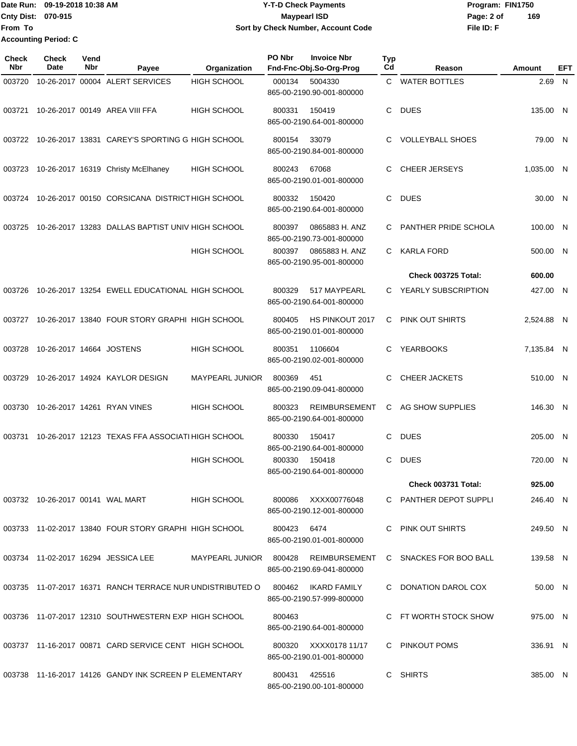Date Run: 09-19-2018 10:38 AM
Cnty Dist: 070-915
From To
Accounting Period: C

**Y-T-D Check Payments**
**Maypearl ISD**
**Sort by Check Number, Account Code**

Program: FIN1750
File ID: F

| Check Nbr | Check Date | Vend Nbr | Payee | Organization | PO Nbr | Invoice Nbr / Fnd-Fnc-Obj.So-Org-Prog | Typ Cd | Reason | Amount | EFT |
|---|---|---|---|---|---|---|---|---|---|---|
| 003720 | 10-26-2017 | 00004 | ALERT SERVICES | HIGH SCHOOL | 000134 | 5004330 865-00-2190.90-001-800000 | C | WATER BOTTLES | 2.69 | N |
| 003721 | 10-26-2017 | 00149 | AREA VIII FFA | HIGH SCHOOL | 800331 | 150419 865-00-2190.64-001-800000 | C | DUES | 135.00 | N |
| 003722 | 10-26-2017 | 13831 | CAREY'S SPORTING G | HIGH SCHOOL | 800154 | 33079 865-00-2190.84-001-800000 | C | VOLLEYBALL SHOES | 79.00 | N |
| 003723 | 10-26-2017 | 16319 | Christy McElhaney | HIGH SCHOOL | 800243 | 67068 865-00-2190.01-001-800000 | C | CHEER JERSEYS | 1,035.00 | N |
| 003724 | 10-26-2017 | 00150 | CORSICANA DISTRICT | HIGH SCHOOL | 800332 | 150420 865-00-2190.64-001-800000 | C | DUES | 30.00 | N |
| 003725 | 10-26-2017 | 13283 | DALLAS BAPTIST UNIV | HIGH SCHOOL | 800397 | 0865883 H. ANZ 865-00-2190.73-001-800000 | C | PANTHER PRIDE SCHOLA | 100.00 | N |
| | | | | HIGH SCHOOL | 800397 | 0865883 H. ANZ 865-00-2190.95-001-800000 | C | KARLA FORD | 500.00 | N |
| | | | | | | | | **Check 003725 Total:** | **600.00** | |
| 003726 | 10-26-2017 | 13254 | EWELL EDUCATIONAL | HIGH SCHOOL | 800329 | 517 MAYPEARL 865-00-2190.64-001-800000 | C | YEARLY SUBSCRIPTION | 427.00 | N |
| 003727 | 10-26-2017 | 13840 | FOUR STORY GRAPHI | HIGH SCHOOL | 800405 | HS PINKOUT 2017 865-00-2190.01-001-800000 | C | PINK OUT SHIRTS | 2,524.88 | N |
| 003728 | 10-26-2017 | 14664 | JOSTENS | HIGH SCHOOL | 800351 | 1106604 865-00-2190.02-001-800000 | C | YEARBOOKS | 7,135.84 | N |
| 003729 | 10-26-2017 | 14924 | KAYLOR DESIGN | MAYPEARL JUNIOR | 800369 | 451 865-00-2190.09-041-800000 | C | CHEER JACKETS | 510.00 | N |
| 003730 | 10-26-2017 | 14261 | RYAN VINES | HIGH SCHOOL | 800323 | REIMBURSEMENT 865-00-2190.64-001-800000 | C | AG SHOW SUPPLIES | 146.30 | N |
| 003731 | 10-26-2017 | 12123 | TEXAS FFA ASSOCIATI | HIGH SCHOOL | 800330 | 150417 865-00-2190.64-001-800000 | C | DUES | 205.00 | N |
| | | | | HIGH SCHOOL | 800330 | 150418 865-00-2190.64-001-800000 | C | DUES | 720.00 | N |
| | | | | | | | | **Check 003731 Total:** | **925.00** | |
| 003732 | 10-26-2017 | 00141 | WAL MART | HIGH SCHOOL | 800086 | XXXX00776048 865-00-2190.12-001-800000 | C | PANTHER DEPOT SUPPLI | 246.40 | N |
| 003733 | 11-02-2017 | 13840 | FOUR STORY GRAPHI | HIGH SCHOOL | 800423 | 6474 865-00-2190.01-001-800000 | C | PINK OUT SHIRTS | 249.50 | N |
| 003734 | 11-02-2017 | 16294 | JESSICA LEE | MAYPEARL JUNIOR | 800428 | REIMBURSEMENT 865-00-2190.69-041-800000 | C | SNACKES FOR BOO BALL | 139.58 | N |
| 003735 | 11-07-2017 | 16371 | RANCH TERRACE NUR | UNDISTRIBUTED O | 800462 | IKARD FAMILY 865-00-2190.57-999-800000 | C | DONATION DAROL COX | 50.00 | N |
| 003736 | 11-07-2017 | 12310 | SOUTHWESTERN EXP | HIGH SCHOOL | 800463 | 865-00-2190.64-001-800000 | C | FT WORTH STOCK SHOW | 975.00 | N |
| 003737 | 11-16-2017 | 00871 | CARD SERVICE CENT | HIGH SCHOOL | 800320 | XXXX0178 11/17 865-00-2190.01-001-800000 | C | PINKOUT POMS | 336.91 | N |
| 003738 | 11-16-2017 | 14126 | GANDY INK SCREEN P | ELEMENTARY | 800431 | 425516 865-00-2190.00-101-800000 | C | SHIRTS | 385.00 | N |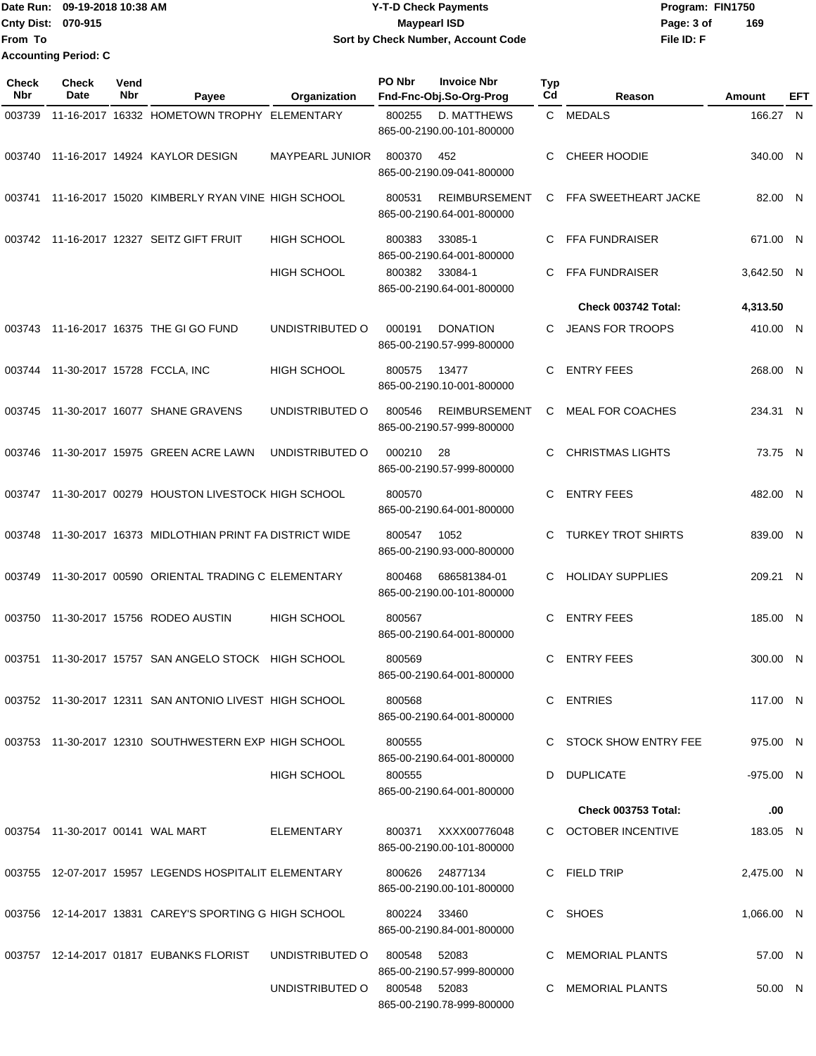Date Run: 09-19-2018 10:38 AM
Cnty Dist: 070-915
From To
Accounting Period: C

**Y-T-D Check Payments**
**Maypearl ISD**
**Sort by Check Number, Account Code**

Program: FIN1750
File ID: F

| Check Nbr | Check Date | Vend Nbr | Payee | Organization | PO Nbr / Fnd-Fnc-Obj.So-Org-Prog | Invoice Nbr | Typ Cd | Reason | Amount | EFT |
|---|---|---|---|---|---|---|---|---|---|---|
| 003739 | 11-16-2017 | 16332 | HOMETOWN TROPHY | ELEMENTARY | 800255 865-00-2190.00-101-800000 | D. MATTHEWS | C | MEDALS | 166.27 | N |
| 003740 | 11-16-2017 | 14924 | KAYLOR DESIGN | MAYPEARL JUNIOR | 800370 865-00-2190.09-041-800000 | 452 | C | CHEER HOODIE | 340.00 | N |
| 003741 | 11-16-2017 | 15020 | KIMBERLY RYAN VINE | HIGH SCHOOL | 800531 865-00-2190.64-001-800000 | REIMBURSEMENT | C | FFA SWEETHEART JACKE | 82.00 | N |
| 003742 | 11-16-2017 | 12327 | SEITZ GIFT FRUIT | HIGH SCHOOL | 800383 865-00-2190.64-001-800000 | 33085-1 | C | FFA FUNDRAISER | 671.00 | N |
| | | | | HIGH SCHOOL | 800382 865-00-2190.64-001-800000 | 33084-1 | C | FFA FUNDRAISER | 3,642.50 | N |
| | | | | | | | | **Check 003742 Total:** | **4,313.50** | |
| 003743 | 11-16-2017 | 16375 | THE GI GO FUND | UNDISTRIBUTED O | 000191 865-00-2190.57-999-800000 | DONATION | C | JEANS FOR TROOPS | 410.00 | N |
| 003744 | 11-30-2017 | 15728 | FCCLA, INC | HIGH SCHOOL | 800575 865-00-2190.10-001-800000 | 13477 | C | ENTRY FEES | 268.00 | N |
| 003745 | 11-30-2017 | 16077 | SHANE GRAVENS | UNDISTRIBUTED O | 800546 865-00-2190.57-999-800000 | REIMBURSEMENT | C | MEAL FOR COACHES | 234.31 | N |
| 003746 | 11-30-2017 | 15975 | GREEN ACRE LAWN | UNDISTRIBUTED O | 000210 865-00-2190.57-999-800000 | 28 | C | CHRISTMAS LIGHTS | 73.75 | N |
| 003747 | 11-30-2017 | 00279 | HOUSTON LIVESTOCK | HIGH SCHOOL | 800570 865-00-2190.64-001-800000 | | C | ENTRY FEES | 482.00 | N |
| 003748 | 11-30-2017 | 16373 | MIDLOTHIAN PRINT FA | DISTRICT WIDE | 800547 865-00-2190.93-000-800000 | 1052 | C | TURKEY TROT SHIRTS | 839.00 | N |
| 003749 | 11-30-2017 | 00590 | ORIENTAL TRADING C | ELEMENTARY | 800468 865-00-2190.00-101-800000 | 686581384-01 | C | HOLIDAY SUPPLIES | 209.21 | N |
| 003750 | 11-30-2017 | 15756 | RODEO AUSTIN | HIGH SCHOOL | 800567 865-00-2190.64-001-800000 | | C | ENTRY FEES | 185.00 | N |
| 003751 | 11-30-2017 | 15757 | SAN ANGELO STOCK | HIGH SCHOOL | 800569 865-00-2190.64-001-800000 | | C | ENTRY FEES | 300.00 | N |
| 003752 | 11-30-2017 | 12311 | SAN ANTONIO LIVEST | HIGH SCHOOL | 800568 865-00-2190.64-001-800000 | | C | ENTRIES | 117.00 | N |
| 003753 | 11-30-2017 | 12310 | SOUTHWESTERN EXP | HIGH SCHOOL | 800555 865-00-2190.64-001-800000 | | C | STOCK SHOW ENTRY FEE | 975.00 | N |
| | | | | HIGH SCHOOL | 800555 865-00-2190.64-001-800000 | | D | DUPLICATE | -975.00 | N |
| | | | | | | | | **Check 003753 Total:** | **.00** | |
| 003754 | 11-30-2017 | 00141 | WAL MART | ELEMENTARY | 800371 865-00-2190.00-101-800000 | XXXX00776048 | C | OCTOBER INCENTIVE | 183.05 | N |
| 003755 | 12-07-2017 | 15957 | LEGENDS HOSPITALIT | ELEMENTARY | 800626 865-00-2190.00-101-800000 | 24877134 | C | FIELD TRIP | 2,475.00 | N |
| 003756 | 12-14-2017 | 13831 | CAREY'S SPORTING G | HIGH SCHOOL | 800224 865-00-2190.84-001-800000 | 33460 | C | SHOES | 1,066.00 | N |
| 003757 | 12-14-2017 | 01817 | EUBANKS FLORIST | UNDISTRIBUTED O | 800548 865-00-2190.57-999-800000 | 52083 | C | MEMORIAL PLANTS | 57.00 | N |
| | | | | UNDISTRIBUTED O | 800548 865-00-2190.78-999-800000 | 52083 | C | MEMORIAL PLANTS | 50.00 | N |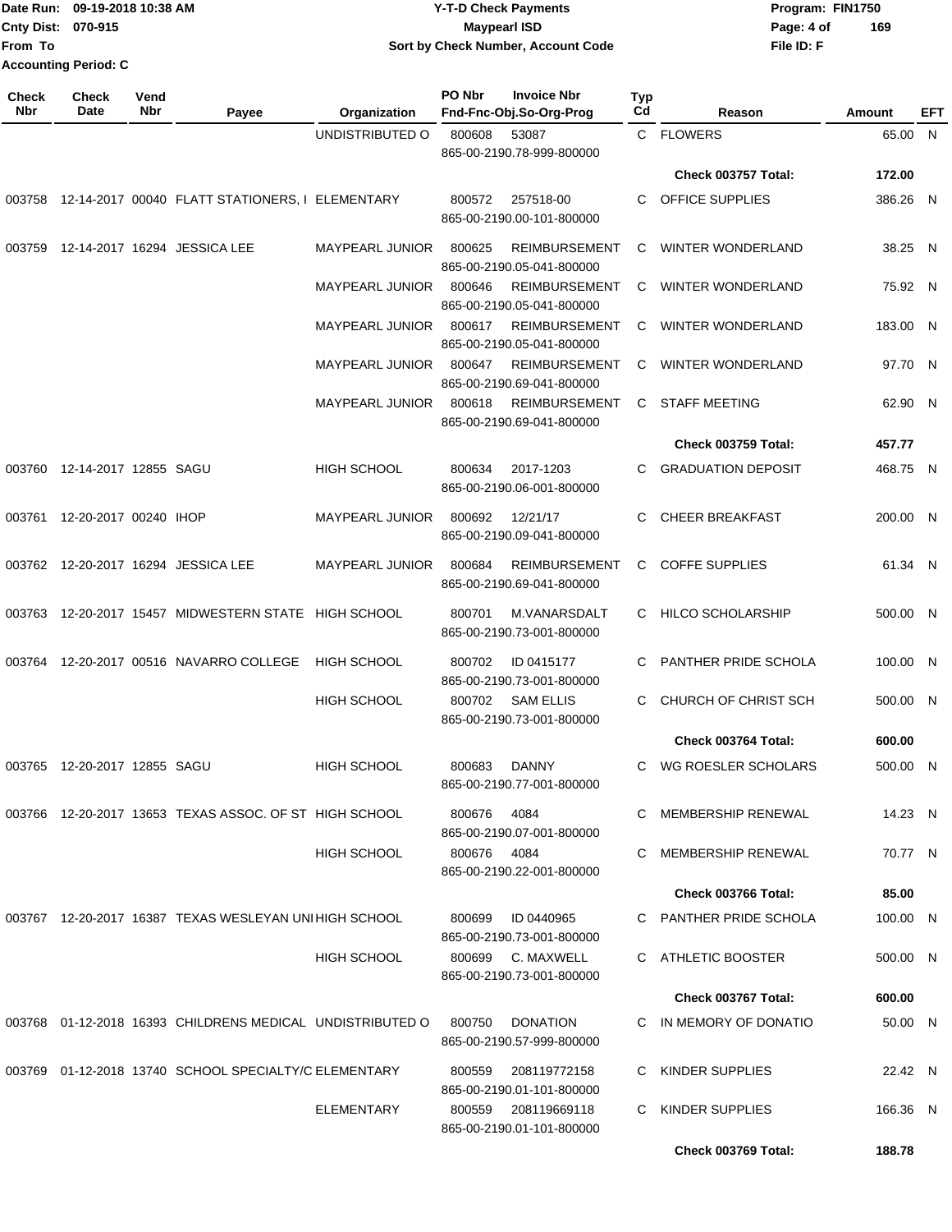Date Run: 09-19-2018 10:38 AM
Cnty Dist: 070-915
From To
Accounting Period: C

**Y-T-D Check Payments**
**Maypearl ISD**
**Sort by Check Number, Account Code**

Program: FIN1750
File ID: F

| Check Nbr | Check Date | Vend Nbr | Payee | Organization | PO Nbr | Invoice Nbr / Fnd-Fnc-Obj.So-Org-Prog | Typ Cd | Reason | Amount | EFT |
|---|---|---|---|---|---|---|---|---|---|---|
| | | | | UNDISTRIBUTED O | 800608 | 53087 / 865-00-2190.78-999-800000 | C | FLOWERS | 65.00 | N |
| | | | | | | | | **Check 003757 Total:** | **172.00** | |
| 003758 | 12-14-2017 | 00040 | FLATT STATIONERS, I | ELEMENTARY | 800572 | 257518-00 / 865-00-2190.00-101-800000 | C | OFFICE SUPPLIES | 386.26 | N |
| 003759 | 12-14-2017 | 16294 | JESSICA LEE | MAYPEARL JUNIOR | 800625 | REIMBURSEMENT / 865-00-2190.05-041-800000 | C | WINTER WONDERLAND | 38.25 | N |
| | | | | MAYPEARL JUNIOR | 800646 | REIMBURSEMENT / 865-00-2190.05-041-800000 | C | WINTER WONDERLAND | 75.92 | N |
| | | | | MAYPEARL JUNIOR | 800617 | REIMBURSEMENT / 865-00-2190.05-041-800000 | C | WINTER WONDERLAND | 183.00 | N |
| | | | | MAYPEARL JUNIOR | 800647 | REIMBURSEMENT / 865-00-2190.69-041-800000 | C | WINTER WONDERLAND | 97.70 | N |
| | | | | MAYPEARL JUNIOR | 800618 | REIMBURSEMENT / 865-00-2190.69-041-800000 | C | STAFF MEETING | 62.90 | N |
| | | | | | | | | **Check 003759 Total:** | **457.77** | |
| 003760 | 12-14-2017 | 12855 | SAGU | HIGH SCHOOL | 800634 | 2017-1203 / 865-00-2190.06-001-800000 | C | GRADUATION DEPOSIT | 468.75 | N |
| 003761 | 12-20-2017 | 00240 | IHOP | MAYPEARL JUNIOR | 800692 | 12/21/17 / 865-00-2190.09-041-800000 | C | CHEER BREAKFAST | 200.00 | N |
| 003762 | 12-20-2017 | 16294 | JESSICA LEE | MAYPEARL JUNIOR | 800684 | REIMBURSEMENT / 865-00-2190.69-041-800000 | C | COFFE SUPPLIES | 61.34 | N |
| 003763 | 12-20-2017 | 15457 | MIDWESTERN STATE | HIGH SCHOOL | 800701 | M.VANARSDALT / 865-00-2190.73-001-800000 | C | HILCO SCHOLARSHIP | 500.00 | N |
| 003764 | 12-20-2017 | 00516 | NAVARRO COLLEGE | HIGH SCHOOL | 800702 | ID 0415177 / 865-00-2190.73-001-800000 | C | PANTHER PRIDE SCHOLA | 100.00 | N |
| | | | | HIGH SCHOOL | 800702 | SAM ELLIS / 865-00-2190.73-001-800000 | C | CHURCH OF CHRIST SCH | 500.00 | N |
| | | | | | | | | **Check 003764 Total:** | **600.00** | |
| 003765 | 12-20-2017 | 12855 | SAGU | HIGH SCHOOL | 800683 | DANNY / 865-00-2190.77-001-800000 | C | WG ROESLER SCHOLARS | 500.00 | N |
| 003766 | 12-20-2017 | 13653 | TEXAS ASSOC. OF ST | HIGH SCHOOL | 800676 | 4084 / 865-00-2190.07-001-800000 | C | MEMBERSHIP RENEWAL | 14.23 | N |
| | | | | HIGH SCHOOL | 800676 | 4084 / 865-00-2190.22-001-800000 | C | MEMBERSHIP RENEWAL | 70.77 | N |
| | | | | | | | | **Check 003766 Total:** | **85.00** | |
| 003767 | 12-20-2017 | 16387 | TEXAS WESLEYAN UNI | HIGH SCHOOL | 800699 | ID 0440965 / 865-00-2190.73-001-800000 | C | PANTHER PRIDE SCHOLA | 100.00 | N |
| | | | | HIGH SCHOOL | 800699 | C. MAXWELL / 865-00-2190.73-001-800000 | C | ATHLETIC BOOSTER | 500.00 | N |
| | | | | | | | | **Check 003767 Total:** | **600.00** | |
| 003768 | 01-12-2018 | 16393 | CHILDRENS MEDICAL | UNDISTRIBUTED O | 800750 | DONATION / 865-00-2190.57-999-800000 | C | IN MEMORY OF DONATIO | 50.00 | N |
| 003769 | 01-12-2018 | 13740 | SCHOOL SPECIALTY/C | ELEMENTARY | 800559 | 208119772158 / 865-00-2190.01-101-800000 | C | KINDER SUPPLIES | 22.42 | N |
| | | | | ELEMENTARY | 800559 | 208119669118 / 865-00-2190.01-101-800000 | C | KINDER SUPPLIES | 166.36 | N |
| | | | | | | | | **Check 003769 Total:** | **188.78** | |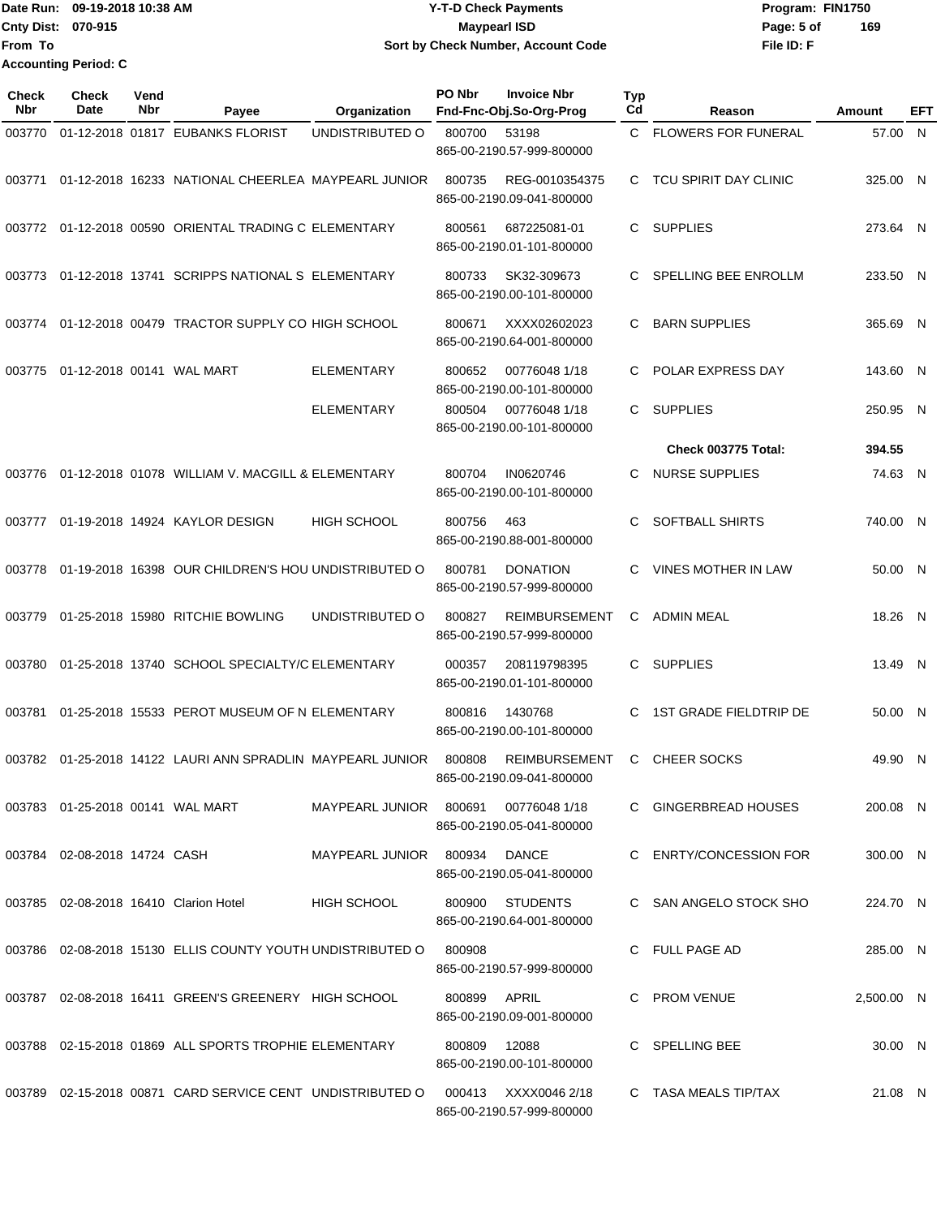Date Run: 09-19-2018 10:38 AM
Cnty Dist: 070-915
From To
Accounting Period: C

**Y-T-D Check Payments**
**Maypearl ISD**
**Sort by Check Number, Account Code**

Program: FIN1750
File ID: F

| Check Nbr | Check Date | Vend Nbr | Payee | Organization | PO Nbr | Invoice Nbr / Fnd-Fnc-Obj.So-Org-Prog | Typ Cd | Reason | Amount | EFT |
|---|---|---|---|---|---|---|---|---|---|---|
| 003770 | 01-12-2018 | 01817 | EUBANKS FLORIST | UNDISTRIBUTED O | 800700 | 53198 / 865-00-2190.57-999-800000 | C | FLOWERS FOR FUNERAL | 57.00 | N |
| 003771 | 01-12-2018 | 16233 | NATIONAL CHEERLEA | MAYPEARL JUNIOR | 800735 | REG-0010354375 / 865-00-2190.09-041-800000 | C | TCU SPIRIT DAY CLINIC | 325.00 | N |
| 003772 | 01-12-2018 | 00590 | ORIENTAL TRADING C | ELEMENTARY | 800561 | 687225081-01 / 865-00-2190.01-101-800000 | C | SUPPLIES | 273.64 | N |
| 003773 | 01-12-2018 | 13741 | SCRIPPS NATIONAL S | ELEMENTARY | 800733 | SK32-309673 / 865-00-2190.00-101-800000 | C | SPELLING BEE ENROLLM | 233.50 | N |
| 003774 | 01-12-2018 | 00479 | TRACTOR SUPPLY CO | HIGH SCHOOL | 800671 | XXXX02602023 / 865-00-2190.64-001-800000 | C | BARN SUPPLIES | 365.69 | N |
| 003775 | 01-12-2018 | 00141 | WAL MART | ELEMENTARY | 800652 | 00776048 1/18 / 865-00-2190.00-101-800000 | C | POLAR EXPRESS DAY | 143.60 | N |
| | | | | ELEMENTARY | 800504 | 00776048 1/18 / 865-00-2190.00-101-800000 | C | SUPPLIES | 250.95 | N |
| | | | | | | | | **Check 003775 Total:** | **394.55** | |
| 003776 | 01-12-2018 | 01078 | WILLIAM V. MACGILL & | ELEMENTARY | 800704 | IN0620746 / 865-00-2190.00-101-800000 | C | NURSE SUPPLIES | 74.63 | N |
| 003777 | 01-19-2018 | 14924 | KAYLOR DESIGN | HIGH SCHOOL | 800756 | 463 / 865-00-2190.88-001-800000 | C | SOFTBALL SHIRTS | 740.00 | N |
| 003778 | 01-19-2018 | 16398 | OUR CHILDREN'S HOU | UNDISTRIBUTED O | 800781 | DONATION / 865-00-2190.57-999-800000 | C | VINES MOTHER IN LAW | 50.00 | N |
| 003779 | 01-25-2018 | 15980 | RITCHIE BOWLING | UNDISTRIBUTED O | 800827 | REIMBURSEMENT / 865-00-2190.57-999-800000 | C | ADMIN MEAL | 18.26 | N |
| 003780 | 01-25-2018 | 13740 | SCHOOL SPECIALTY/C | ELEMENTARY | 000357 | 208119798395 / 865-00-2190.01-101-800000 | C | SUPPLIES | 13.49 | N |
| 003781 | 01-25-2018 | 15533 | PEROT MUSEUM OF N | ELEMENTARY | 800816 | 1430768 / 865-00-2190.00-101-800000 | C | 1ST GRADE FIELDTRIP DE | 50.00 | N |
| 003782 | 01-25-2018 | 14122 | LAURI ANN SPRADLIN | MAYPEARL JUNIOR | 800808 | REIMBURSEMENT / 865-00-2190.09-041-800000 | C | CHEER SOCKS | 49.90 | N |
| 003783 | 01-25-2018 | 00141 | WAL MART | MAYPEARL JUNIOR | 800691 | 00776048 1/18 / 865-00-2190.05-041-800000 | C | GINGERBREAD HOUSES | 200.08 | N |
| 003784 | 02-08-2018 | 14724 | CASH | MAYPEARL JUNIOR | 800934 | DANCE / 865-00-2190.05-041-800000 | C | ENRTY/CONCESSION FOR | 300.00 | N |
| 003785 | 02-08-2018 | 16410 | Clarion Hotel | HIGH SCHOOL | 800900 | STUDENTS / 865-00-2190.64-001-800000 | C | SAN ANGELO STOCK SHO | 224.70 | N |
| 003786 | 02-08-2018 | 15130 | ELLIS COUNTY YOUTH | UNDISTRIBUTED O | 800908 | 865-00-2190.57-999-800000 | C | FULL PAGE AD | 285.00 | N |
| 003787 | 02-08-2018 | 16411 | GREEN'S GREENERY | HIGH SCHOOL | 800899 | APRIL / 865-00-2190.09-001-800000 | C | PROM VENUE | 2,500.00 | N |
| 003788 | 02-15-2018 | 01869 | ALL SPORTS TROPHIE | ELEMENTARY | 800809 | 12088 / 865-00-2190.00-101-800000 | C | SPELLING BEE | 30.00 | N |
| 003789 | 02-15-2018 | 00871 | CARD SERVICE CENT | UNDISTRIBUTED O | 000413 | XXXX0046 2/18 / 865-00-2190.57-999-800000 | C | TASA MEALS TIP/TAX | 21.08 | N |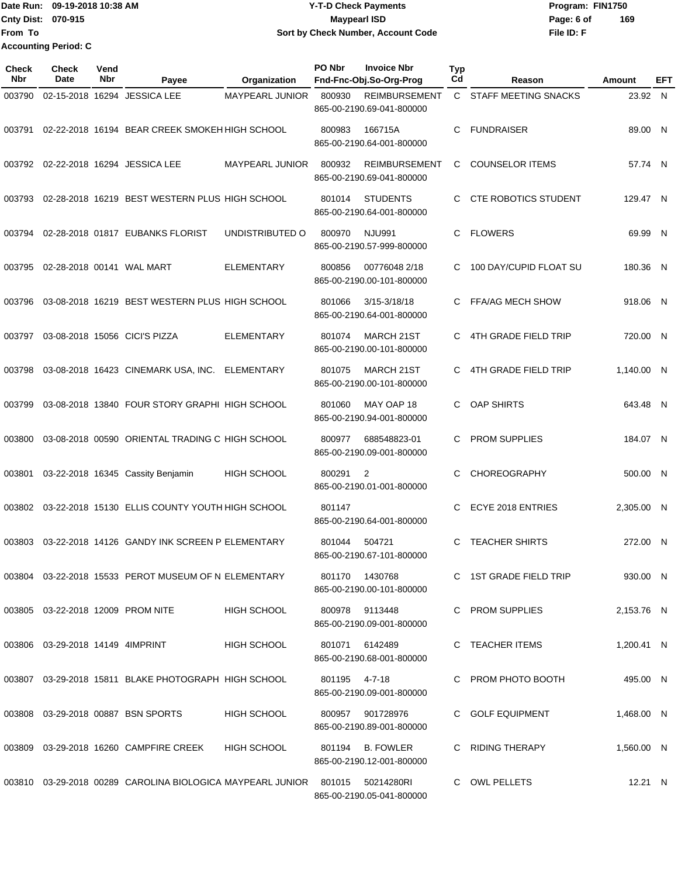Date Run: 09-19-2018 10:38 AM
Cnty Dist: 070-915
From To
Accounting Period: C

# Y-T-D Check Payments
## Maypearl ISD
### Sort by Check Number, Account Code

Program: FIN1750
File ID: F

| Check Nbr | Check Date | Vend Nbr | Payee | Organization | PO Nbr | Invoice Nbr / Fnd-Fnc-Obj.So-Org-Prog | Typ Cd | Reason | Amount | EFT |
|---|---|---|---|---|---|---|---|---|---|---|
| 003790 | 02-15-2018 | 16294 | JESSICA LEE | MAYPEARL JUNIOR | 800930 | REIMBURSEMENT 865-00-2190.69-041-800000 | C | STAFF MEETING SNACKS | 23.92 | N |
| 003791 | 02-22-2018 | 16194 | BEAR CREEK SMOKEH | HIGH SCHOOL | 800983 | 166715A 865-00-2190.64-001-800000 | C | FUNDRAISER | 89.00 | N |
| 003792 | 02-22-2018 | 16294 | JESSICA LEE | MAYPEARL JUNIOR | 800932 | REIMBURSEMENT 865-00-2190.69-041-800000 | C | COUNSELOR ITEMS | 57.74 | N |
| 003793 | 02-28-2018 | 16219 | BEST WESTERN PLUS | HIGH SCHOOL | 801014 | STUDENTS 865-00-2190.64-001-800000 | C | CTE ROBOTICS STUDENT | 129.47 | N |
| 003794 | 02-28-2018 | 01817 | EUBANKS FLORIST | UNDISTRIBUTED O | 800970 | NJU991 865-00-2190.57-999-800000 | C | FLOWERS | 69.99 | N |
| 003795 | 02-28-2018 | 00141 | WAL MART | ELEMENTARY | 800856 | 00776048 2/18 865-00-2190.00-101-800000 | C | 100 DAY/CUPID FLOAT SU | 180.36 | N |
| 003796 | 03-08-2018 | 16219 | BEST WESTERN PLUS | HIGH SCHOOL | 801066 | 3/15-3/18/18 865-00-2190.64-001-800000 | C | FFA/AG MECH SHOW | 918.06 | N |
| 003797 | 03-08-2018 | 15056 | CICI'S PIZZA | ELEMENTARY | 801074 | MARCH 21ST 865-00-2190.00-101-800000 | C | 4TH GRADE FIELD TRIP | 720.00 | N |
| 003798 | 03-08-2018 | 16423 | CINEMARK USA, INC. | ELEMENTARY | 801075 | MARCH 21ST 865-00-2190.00-101-800000 | C | 4TH GRADE FIELD TRIP | 1,140.00 | N |
| 003799 | 03-08-2018 | 13840 | FOUR STORY GRAPHI | HIGH SCHOOL | 801060 | MAY OAP 18 865-00-2190.94-001-800000 | C | OAP SHIRTS | 643.48 | N |
| 003800 | 03-08-2018 | 00590 | ORIENTAL TRADING C | HIGH SCHOOL | 800977 | 688548823-01 865-00-2190.09-001-800000 | C | PROM SUPPLIES | 184.07 | N |
| 003801 | 03-22-2018 | 16345 | Cassity Benjamin | HIGH SCHOOL | 800291 | 2 865-00-2190.01-001-800000 | C | CHOREOGRAPHY | 500.00 | N |
| 003802 | 03-22-2018 | 15130 | ELLIS COUNTY YOUTH | HIGH SCHOOL | 801147 | 865-00-2190.64-001-800000 | C | ECYE 2018 ENTRIES | 2,305.00 | N |
| 003803 | 03-22-2018 | 14126 | GANDY INK SCREEN P | ELEMENTARY | 801044 | 504721 865-00-2190.67-101-800000 | C | TEACHER SHIRTS | 272.00 | N |
| 003804 | 03-22-2018 | 15533 | PEROT MUSEUM OF N | ELEMENTARY | 801170 | 1430768 865-00-2190.00-101-800000 | C | 1ST GRADE FIELD TRIP | 930.00 | N |
| 003805 | 03-22-2018 | 12009 | PROM NITE | HIGH SCHOOL | 800978 | 9113448 865-00-2190.09-001-800000 | C | PROM SUPPLIES | 2,153.76 | N |
| 003806 | 03-29-2018 | 14149 | 4IMPRINT | HIGH SCHOOL | 801071 | 6142489 865-00-2190.68-001-800000 | C | TEACHER ITEMS | 1,200.41 | N |
| 003807 | 03-29-2018 | 15811 | BLAKE PHOTOGRAPH | HIGH SCHOOL | 801195 | 4-7-18 865-00-2190.09-001-800000 | C | PROM PHOTO BOOTH | 495.00 | N |
| 003808 | 03-29-2018 | 00887 | BSN SPORTS | HIGH SCHOOL | 800957 | 901728976 865-00-2190.89-001-800000 | C | GOLF EQUIPMENT | 1,468.00 | N |
| 003809 | 03-29-2018 | 16260 | CAMPFIRE CREEK | HIGH SCHOOL | 801194 | B. FOWLER 865-00-2190.12-001-800000 | C | RIDING THERAPY | 1,560.00 | N |
| 003810 | 03-29-2018 | 00289 | CAROLINA BIOLOGICA | MAYPEARL JUNIOR | 801015 | 50214280RI 865-00-2190.05-041-800000 | C | OWL PELLETS | 12.21 | N |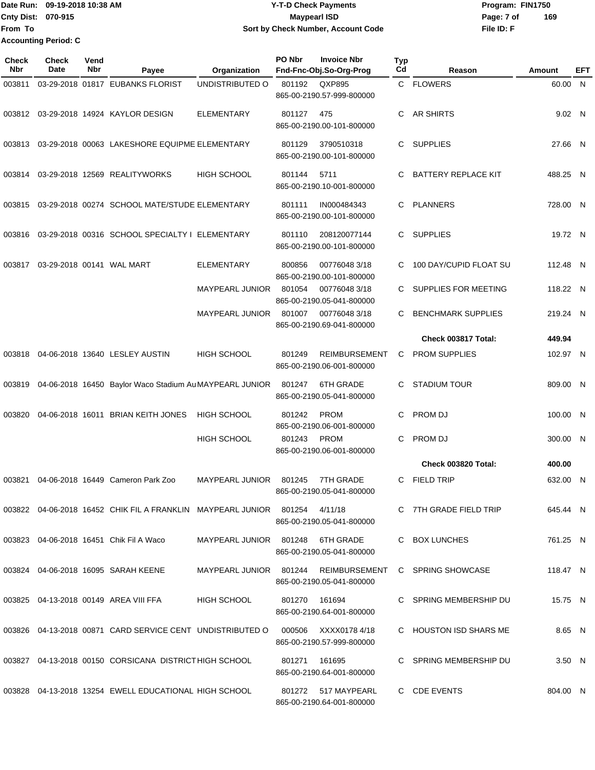Date Run: 09-19-2018 10:38 AM
Cnty Dist: 070-915
From To
Accounting Period: C

# Y-T-D Check Payments
## Maypearl ISD
### Sort by Check Number, Account Code

Program: FIN1750
File ID: F

| Check Nbr | Check Date | Vend Nbr | Payee | Organization | PO Nbr | Invoice Nbr / Fnd-Fnc-Obj.So-Org-Prog | Typ Cd | Reason | Amount | EFT |
|---|---|---|---|---|---|---|---|---|---|---|
| 003811 | 03-29-2018 | 01817 | EUBANKS FLORIST | UNDISTRIBUTED O | 801192 | QXP895 865-00-2190.57-999-800000 | C | FLOWERS | 60.00 | N |
| 003812 | 03-29-2018 | 14924 | KAYLOR DESIGN | ELEMENTARY | 801127 | 475 865-00-2190.00-101-800000 | C | AR SHIRTS | 9.02 | N |
| 003813 | 03-29-2018 | 00063 | LAKESHORE EQUIPME | ELEMENTARY | 801129 | 3790510318 865-00-2190.00-101-800000 | C | SUPPLIES | 27.66 | N |
| 003814 | 03-29-2018 | 12569 | REALITYWORKS | HIGH SCHOOL | 801144 | 5711 865-00-2190.10-001-800000 | C | BATTERY REPLACE KIT | 488.25 | N |
| 003815 | 03-29-2018 | 00274 | SCHOOL MATE/STUDE | ELEMENTARY | 801111 | IN000484343 865-00-2190.00-101-800000 | C | PLANNERS | 728.00 | N |
| 003816 | 03-29-2018 | 00316 | SCHOOL SPECIALTY I | ELEMENTARY | 801110 | 208120077144 865-00-2190.00-101-800000 | C | SUPPLIES | 19.72 | N |
| 003817 | 03-29-2018 | 00141 | WAL MART | ELEMENTARY | 800856 | 00776048 3/18 865-00-2190.00-101-800000 | C | 100 DAY/CUPID FLOAT SU | 112.48 | N |
| | | | | MAYPEARL JUNIOR | 801054 | 00776048 3/18 865-00-2190.05-041-800000 | C | SUPPLIES FOR MEETING | 118.22 | N |
| | | | | MAYPEARL JUNIOR | 801007 | 00776048 3/18 865-00-2190.69-041-800000 | C | BENCHMARK SUPPLIES | 219.24 | N |
| | | | | | | | | **Check 003817 Total:** | **449.94** | |
| 003818 | 04-06-2018 | 13640 | LESLEY AUSTIN | HIGH SCHOOL | 801249 | REIMBURSEMENT 865-00-2190.06-001-800000 | C | PROM SUPPLIES | 102.97 | N |
| 003819 | 04-06-2018 | 16450 | Baylor Waco Stadium Au | MAYPEARL JUNIOR | 801247 | 6TH GRADE 865-00-2190.05-041-800000 | C | STADIUM TOUR | 809.00 | N |
| 003820 | 04-06-2018 | 16011 | BRIAN KEITH JONES | HIGH SCHOOL | 801242 | PROM 865-00-2190.06-001-800000 | C | PROM DJ | 100.00 | N |
| | | | | HIGH SCHOOL | 801243 | PROM 865-00-2190.06-001-800000 | C | PROM DJ | 300.00 | N |
| | | | | | | | | **Check 003820 Total:** | **400.00** | |
| 003821 | 04-06-2018 | 16449 | Cameron Park Zoo | MAYPEARL JUNIOR | 801245 | 7TH GRADE 865-00-2190.05-041-800000 | C | FIELD TRIP | 632.00 | N |
| 003822 | 04-06-2018 | 16452 | CHIK FIL A FRANKLIN | MAYPEARL JUNIOR | 801254 | 4/11/18 865-00-2190.05-041-800000 | C | 7TH GRADE FIELD TRIP | 645.44 | N |
| 003823 | 04-06-2018 | 16451 | Chik Fil A Waco | MAYPEARL JUNIOR | 801248 | 6TH GRADE 865-00-2190.05-041-800000 | C | BOX LUNCHES | 761.25 | N |
| 003824 | 04-06-2018 | 16095 | SARAH KEENE | MAYPEARL JUNIOR | 801244 | REIMBURSEMENT 865-00-2190.05-041-800000 | C | SPRING SHOWCASE | 118.47 | N |
| 003825 | 04-13-2018 | 00149 | AREA VIII FFA | HIGH SCHOOL | 801270 | 161694 865-00-2190.64-001-800000 | C | SPRING MEMBERSHIP DU | 15.75 | N |
| 003826 | 04-13-2018 | 00871 | CARD SERVICE CENT | UNDISTRIBUTED O | 000506 | XXXX0178 4/18 865-00-2190.57-999-800000 | C | HOUSTON ISD SHARS ME | 8.65 | N |
| 003827 | 04-13-2018 | 00150 | CORSICANA DISTRICT | HIGH SCHOOL | 801271 | 161695 865-00-2190.64-001-800000 | C | SPRING MEMBERSHIP DU | 3.50 | N |
| 003828 | 04-13-2018 | 13254 | EWELL EDUCATIONAL | HIGH SCHOOL | 801272 | 517 MAYPEARL 865-00-2190.64-001-800000 | C | CDE EVENTS | 804.00 | N |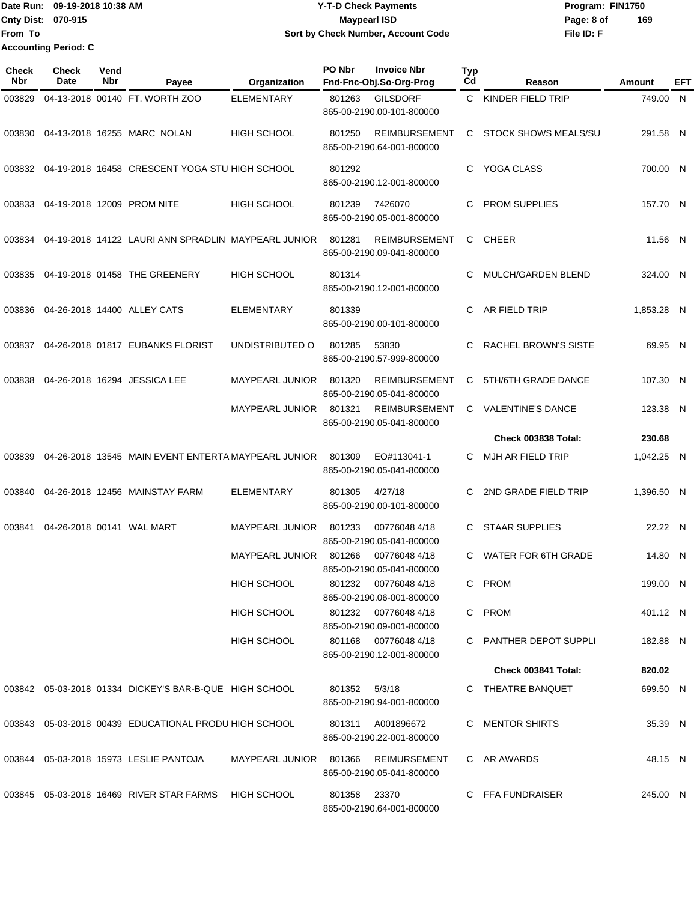Date Run: 09-19-2018 10:38 AM
Cnty Dist: 070-915
From To
Accounting Period: C

**Y-T-D Check Payments**
**Maypearl ISD**
**Sort by Check Number, Account Code**

Program: FIN1750
File ID: F

| Check Nbr | Check Date | Vend Nbr | Payee | Organization | PO Nbr | Invoice Nbr / Fnd-Fnc-Obj.So-Org-Prog | Typ Cd | Reason | Amount | EFT |
|---|---|---|---|---|---|---|---|---|---|---|
| 003829 | 04-13-2018 | 00140 | FT. WORTH ZOO | ELEMENTARY | 801263 | GILSDORF 865-00-2190.00-101-800000 | C | KINDER FIELD TRIP | 749.00 | N |
| 003830 | 04-13-2018 | 16255 | MARC NOLAN | HIGH SCHOOL | 801250 | REIMBURSEMENT 865-00-2190.64-001-800000 | C | STOCK SHOWS MEALS/SU | 291.58 | N |
| 003832 | 04-19-2018 | 16458 | CRESCENT YOGA STU | HIGH SCHOOL | 801292 | 865-00-2190.12-001-800000 | C | YOGA CLASS | 700.00 | N |
| 003833 | 04-19-2018 | 12009 | PROM NITE | HIGH SCHOOL | 801239 | 7426070 865-00-2190.05-001-800000 | C | PROM SUPPLIES | 157.70 | N |
| 003834 | 04-19-2018 | 14122 | LAURI ANN SPRADLIN | MAYPEARL JUNIOR | 801281 | REIMBURSEMENT 865-00-2190.09-041-800000 | C | CHEER | 11.56 | N |
| 003835 | 04-19-2018 | 01458 | THE GREENERY | HIGH SCHOOL | 801314 | 865-00-2190.12-001-800000 | C | MULCH/GARDEN BLEND | 324.00 | N |
| 003836 | 04-26-2018 | 14400 | ALLEY CATS | ELEMENTARY | 801339 | 865-00-2190.00-101-800000 | C | AR FIELD TRIP | 1,853.28 | N |
| 003837 | 04-26-2018 | 01817 | EUBANKS FLORIST | UNDISTRIBUTED O | 801285 | 53830 865-00-2190.57-999-800000 | C | RACHEL BROWN'S SISTE | 69.95 | N |
| 003838 | 04-26-2018 | 16294 | JESSICA LEE | MAYPEARL JUNIOR | 801320 | REIMBURSEMENT 865-00-2190.05-041-800000 | C | 5TH/6TH GRADE DANCE | 107.30 | N |
| | | | | MAYPEARL JUNIOR | 801321 | REIMBURSEMENT 865-00-2190.05-041-800000 | C | VALENTINE'S DANCE | 123.38 | N |
| | | | | | | | | **Check 003838 Total:** | **230.68** | |
| 003839 | 04-26-2018 | 13545 | MAIN EVENT ENTERTA | MAYPEARL JUNIOR | 801309 | EO#113041-1 865-00-2190.05-041-800000 | C | MJH AR FIELD TRIP | 1,042.25 | N |
| 003840 | 04-26-2018 | 12456 | MAINSTAY FARM | ELEMENTARY | 801305 | 4/27/18 865-00-2190.00-101-800000 | C | 2ND GRADE FIELD TRIP | 1,396.50 | N |
| 003841 | 04-26-2018 | 00141 | WAL MART | MAYPEARL JUNIOR | 801233 | 00776048 4/18 865-00-2190.05-041-800000 | C | STAAR SUPPLIES | 22.22 | N |
| | | | | MAYPEARL JUNIOR | 801266 | 00776048 4/18 865-00-2190.05-041-800000 | C | WATER FOR 6TH GRADE | 14.80 | N |
| | | | | HIGH SCHOOL | 801232 | 00776048 4/18 865-00-2190.06-001-800000 | C | PROM | 199.00 | N |
| | | | | HIGH SCHOOL | 801232 | 00776048 4/18 865-00-2190.09-001-800000 | C | PROM | 401.12 | N |
| | | | | HIGH SCHOOL | 801168 | 00776048 4/18 865-00-2190.12-001-800000 | C | PANTHER DEPOT SUPPLI | 182.88 | N |
| | | | | | | | | **Check 003841 Total:** | **820.02** | |
| 003842 | 05-03-2018 | 01334 | DICKEY'S BAR-B-QUE | HIGH SCHOOL | 801352 | 5/3/18 865-00-2190.94-001-800000 | C | THEATRE BANQUET | 699.50 | N |
| 003843 | 05-03-2018 | 00439 | EDUCATIONAL PRODU | HIGH SCHOOL | 801311 | A001896672 865-00-2190.22-001-800000 | C | MENTOR SHIRTS | 35.39 | N |
| 003844 | 05-03-2018 | 15973 | LESLIE PANTOJA | MAYPEARL JUNIOR | 801366 | REIMURSEMENT 865-00-2190.05-041-800000 | C | AR AWARDS | 48.15 | N |
| 003845 | 05-03-2018 | 16469 | RIVER STAR FARMS | HIGH SCHOOL | 801358 | 23370 865-00-2190.64-001-800000 | C | FFA FUNDRAISER | 245.00 | N |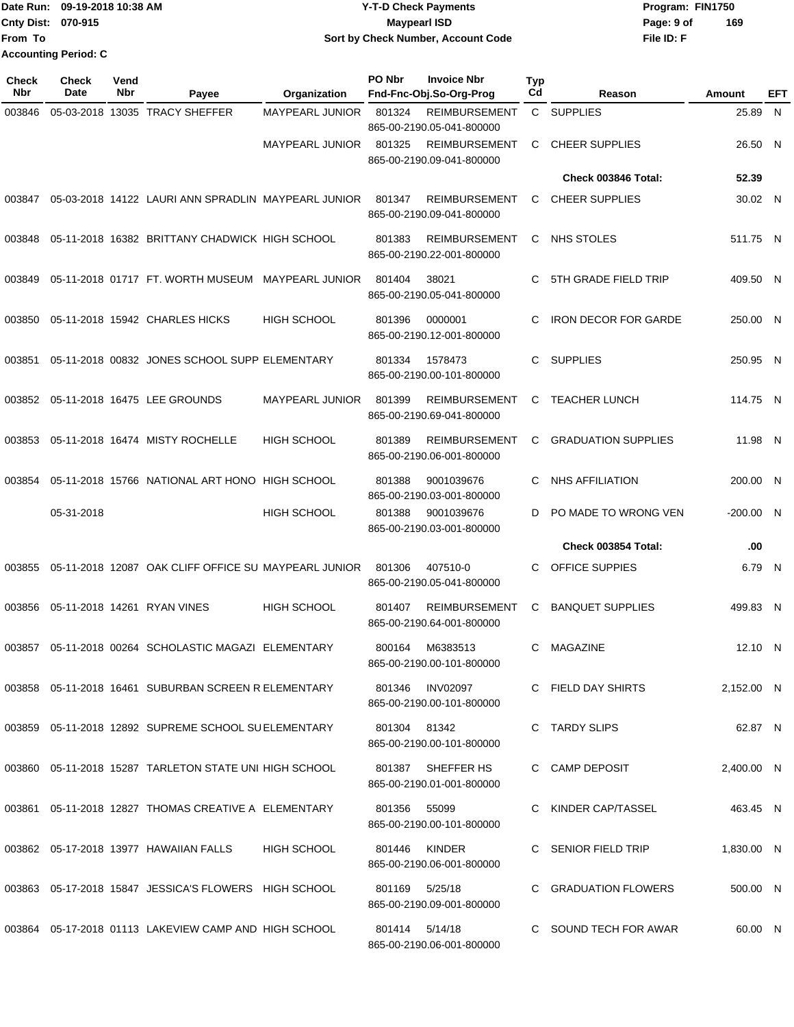Date Run: 09-19-2018 10:38 AM
Cnty Dist: 070-915
From To
Accounting Period: C

**Y-T-D Check Payments**
**Maypearl ISD**
**Sort by Check Number, Account Code**

Program: FIN1750
File ID: F

| Check Nbr | Check Date | Vend Nbr | Payee | Organization | PO Nbr | Invoice Nbr / Fnd-Fnc-Obj.So-Org-Prog | Typ Cd | Reason | Amount | EFT |
|---|---|---|---|---|---|---|---|---|---|---|
| 003846 | 05-03-2018 | 13035 | TRACY SHEFFER | MAYPEARL JUNIOR | 801324 | REIMBURSEMENT 865-00-2190.05-041-800000 | C | SUPPLIES | 25.89 | N |
| | | | | MAYPEARL JUNIOR | 801325 | REIMBURSEMENT 865-00-2190.09-041-800000 | C | CHEER SUPPLIES | 26.50 | N |
| | | | | | | | | **Check 003846 Total:** | **52.39** | |
| 003847 | 05-03-2018 | 14122 | LAURI ANN SPRADLIN | MAYPEARL JUNIOR | 801347 | REIMBURSEMENT 865-00-2190.09-041-800000 | C | CHEER SUPPLIES | 30.02 | N |
| 003848 | 05-11-2018 | 16382 | BRITTANY CHADWICK | HIGH SCHOOL | 801383 | REIMBURSEMENT 865-00-2190.22-001-800000 | C | NHS STOLES | 511.75 | N |
| 003849 | 05-11-2018 | 01717 | FT. WORTH MUSEUM | MAYPEARL JUNIOR | 801404 | 38021 865-00-2190.05-041-800000 | C | 5TH GRADE FIELD TRIP | 409.50 | N |
| 003850 | 05-11-2018 | 15942 | CHARLES HICKS | HIGH SCHOOL | 801396 | 0000001 865-00-2190.12-001-800000 | C | IRON DECOR FOR GARDE | 250.00 | N |
| 003851 | 05-11-2018 | 00832 | JONES SCHOOL SUPP | ELEMENTARY | 801334 | 1578473 865-00-2190.00-101-800000 | C | SUPPLIES | 250.95 | N |
| 003852 | 05-11-2018 | 16475 | LEE GROUNDS | MAYPEARL JUNIOR | 801399 | REIMBURSEMENT 865-00-2190.69-041-800000 | C | TEACHER LUNCH | 114.75 | N |
| 003853 | 05-11-2018 | 16474 | MISTY ROCHELLE | HIGH SCHOOL | 801389 | REIMBURSEMENT 865-00-2190.06-001-800000 | C | GRADUATION SUPPLIES | 11.98 | N |
| 003854 | 05-11-2018 | 15766 | NATIONAL ART HONO | HIGH SCHOOL | 801388 | 9001039676 865-00-2190.03-001-800000 | C | NHS AFFILIATION | 200.00 | N |
| | 05-31-2018 | | | HIGH SCHOOL | 801388 | 9001039676 865-00-2190.03-001-800000 | D | PO MADE TO WRONG VEN | -200.00 | N |
| | | | | | | | | **Check 003854 Total:** | **.00** | |
| 003855 | 05-11-2018 | 12087 | OAK CLIFF OFFICE SU | MAYPEARL JUNIOR | 801306 | 407510-0 865-00-2190.05-041-800000 | C | OFFICE SUPPIES | 6.79 | N |
| 003856 | 05-11-2018 | 14261 | RYAN VINES | HIGH SCHOOL | 801407 | REIMBURSEMENT 865-00-2190.64-001-800000 | C | BANQUET SUPPLIES | 499.83 | N |
| 003857 | 05-11-2018 | 00264 | SCHOLASTIC MAGAZI | ELEMENTARY | 800164 | M6383513 865-00-2190.00-101-800000 | C | MAGAZINE | 12.10 | N |
| 003858 | 05-11-2018 | 16461 | SUBURBAN SCREEN R | ELEMENTARY | 801346 | INV02097 865-00-2190.00-101-800000 | C | FIELD DAY SHIRTS | 2,152.00 | N |
| 003859 | 05-11-2018 | 12892 | SUPREME SCHOOL SU | ELEMENTARY | 801304 | 81342 865-00-2190.00-101-800000 | C | TARDY SLIPS | 62.87 | N |
| 003860 | 05-11-2018 | 15287 | TARLETON STATE UNI | HIGH SCHOOL | 801387 | SHEFFER HS 865-00-2190.01-001-800000 | C | CAMP DEPOSIT | 2,400.00 | N |
| 003861 | 05-11-2018 | 12827 | THOMAS CREATIVE A | ELEMENTARY | 801356 | 55099 865-00-2190.00-101-800000 | C | KINDER CAP/TASSEL | 463.45 | N |
| 003862 | 05-17-2018 | 13977 | HAWAIIAN FALLS | HIGH SCHOOL | 801446 | KINDER 865-00-2190.06-001-800000 | C | SENIOR FIELD TRIP | 1,830.00 | N |
| 003863 | 05-17-2018 | 15847 | JESSICA'S FLOWERS | HIGH SCHOOL | 801169 | 5/25/18 865-00-2190.09-001-800000 | C | GRADUATION FLOWERS | 500.00 | N |
| 003864 | 05-17-2018 | 01113 | LAKEVIEW CAMP AND | HIGH SCHOOL | 801414 | 5/14/18 865-00-2190.06-001-800000 | C | SOUND TECH FOR AWAR | 60.00 | N |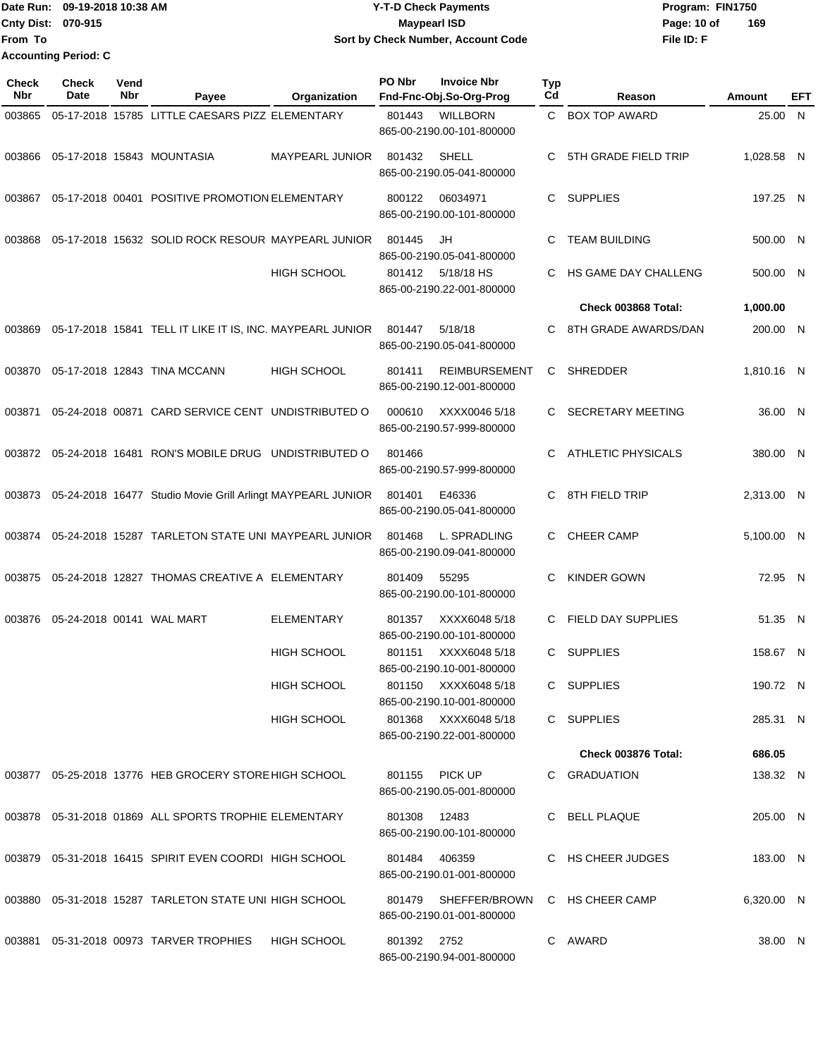Date Run: 09-19-2018 10:38 AM
Cnty Dist: 070-915
From To
Accounting Period: C

# Y-T-D Check Payments
## Maypearl ISD
### Sort by Check Number, Account Code

Program: FIN1750
File ID: F

| Check Nbr | Check Date | Vend Nbr | Payee | Organization | PO Nbr | Invoice Nbr / Fnd-Fnc-Obj.So-Org-Prog | Typ Cd | Reason | Amount | EFT |
|---|---|---|---|---|---|---|---|---|---|---|
| 003865 | 05-17-2018 | 15785 | LITTLE CAESARS PIZZ | ELEMENTARY | 801443 | WILLBORN 865-00-2190.00-101-800000 | C | BOX TOP AWARD | 25.00 | N |
| 003866 | 05-17-2018 | 15843 | MOUNTASIA | MAYPEARL JUNIOR | 801432 | SHELL 865-00-2190.05-041-800000 | C | 5TH GRADE FIELD TRIP | 1,028.58 | N |
| 003867 | 05-17-2018 | 00401 | POSITIVE PROMOTION | ELEMENTARY | 800122 | 06034971 865-00-2190.00-101-800000 | C | SUPPLIES | 197.25 | N |
| 003868 | 05-17-2018 | 15632 | SOLID ROCK RESOUR | MAYPEARL JUNIOR | 801445 | JH 865-00-2190.05-041-800000 | C | TEAM BUILDING | 500.00 | N |
| | | | | HIGH SCHOOL | 801412 | 5/18/18 HS 865-00-2190.22-001-800000 | C | HS GAME DAY CHALLENG | 500.00 | N |
| | | | | | | | | **Check 003868 Total:** | **1,000.00** | |
| 003869 | 05-17-2018 | 15841 | TELL IT LIKE IT IS, INC. | MAYPEARL JUNIOR | 801447 | 5/18/18 865-00-2190.05-041-800000 | C | 8TH GRADE AWARDS/DAN | 200.00 | N |
| 003870 | 05-17-2018 | 12843 | TINA MCCANN | HIGH SCHOOL | 801411 | REIMBURSEMENT 865-00-2190.12-001-800000 | C | SHREDDER | 1,810.16 | N |
| 003871 | 05-24-2018 | 00871 | CARD SERVICE CENT | UNDISTRIBUTED O | 000610 | XXXX0046 5/18 865-00-2190.57-999-800000 | C | SECRETARY MEETING | 36.00 | N |
| 003872 | 05-24-2018 | 16481 | RON'S MOBILE DRUG | UNDISTRIBUTED O | 801466 | 865-00-2190.57-999-800000 | C | ATHLETIC PHYSICALS | 380.00 | N |
| 003873 | 05-24-2018 | 16477 | Studio Movie Grill Arlingt | MAYPEARL JUNIOR | 801401 | E46336 865-00-2190.05-041-800000 | C | 8TH FIELD TRIP | 2,313.00 | N |
| 003874 | 05-24-2018 | 15287 | TARLETON STATE UNI | MAYPEARL JUNIOR | 801468 | L. SPRADLING 865-00-2190.09-041-800000 | C | CHEER CAMP | 5,100.00 | N |
| 003875 | 05-24-2018 | 12827 | THOMAS CREATIVE A | ELEMENTARY | 801409 | 55295 865-00-2190.00-101-800000 | C | KINDER GOWN | 72.95 | N |
| 003876 | 05-24-2018 | 00141 | WAL MART | ELEMENTARY | 801357 | XXXX6048 5/18 865-00-2190.00-101-800000 | C | FIELD DAY SUPPLIES | 51.35 | N |
| | | | | HIGH SCHOOL | 801151 | XXXX6048 5/18 865-00-2190.10-001-800000 | C | SUPPLIES | 158.67 | N |
| | | | | HIGH SCHOOL | 801150 | XXXX6048 5/18 865-00-2190.10-001-800000 | C | SUPPLIES | 190.72 | N |
| | | | | HIGH SCHOOL | 801368 | XXXX6048 5/18 865-00-2190.22-001-800000 | C | SUPPLIES | 285.31 | N |
| | | | | | | | | **Check 003876 Total:** | **686.05** | |
| 003877 | 05-25-2018 | 13776 | HEB GROCERY STORE | HIGH SCHOOL | 801155 | PICK UP 865-00-2190.05-001-800000 | C | GRADUATION | 138.32 | N |
| 003878 | 05-31-2018 | 01869 | ALL SPORTS TROPHIE | ELEMENTARY | 801308 | 12483 865-00-2190.00-101-800000 | C | BELL PLAQUE | 205.00 | N |
| 003879 | 05-31-2018 | 16415 | SPIRIT EVEN COORDI | HIGH SCHOOL | 801484 | 406359 865-00-2190.01-001-800000 | C | HS CHEER JUDGES | 183.00 | N |
| 003880 | 05-31-2018 | 15287 | TARLETON STATE UNI | HIGH SCHOOL | 801479 | SHEFFER/BROWN 865-00-2190.01-001-800000 | C | HS CHEER CAMP | 6,320.00 | N |
| 003881 | 05-31-2018 | 00973 | TARVER TROPHIES | HIGH SCHOOL | 801392 | 2752 865-00-2190.94-001-800000 | C | AWARD | 38.00 | N |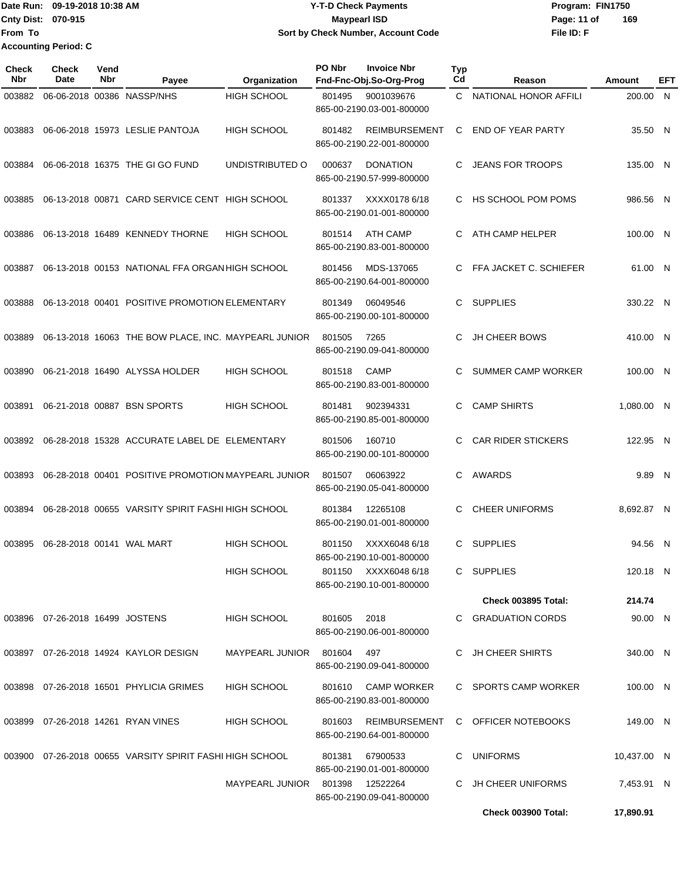Date Run: 09-19-2018 10:38 AM
Cnty Dist: 070-915
From To
Accounting Period: C

# Y-T-D Check Payments
## Maypearl ISD
### Sort by Check Number, Account Code

Program: FIN1750
File ID: F

| Check Nbr | Check Date | Vend Nbr | Payee | Organization | PO Nbr | Invoice Nbr / Fnd-Fnc-Obj.So-Org-Prog | Typ Cd | Reason | Amount | EFT |
|---|---|---|---|---|---|---|---|---|---|---|
| 003882 | 06-06-2018 | 00386 | NASSP/NHS | HIGH SCHOOL | 801495 | 9001039676 865-00-2190.03-001-800000 | C | NATIONAL HONOR AFFILI | 200.00 | N |
| 003883 | 06-06-2018 | 15973 | LESLIE PANTOJA | HIGH SCHOOL | 801482 | REIMBURSEMENT 865-00-2190.22-001-800000 | C | END OF YEAR PARTY | 35.50 | N |
| 003884 | 06-06-2018 | 16375 | THE GI GO FUND | UNDISTRIBUTED O | 000637 | DONATION 865-00-2190.57-999-800000 | C | JEANS FOR TROOPS | 135.00 | N |
| 003885 | 06-13-2018 | 00871 | CARD SERVICE CENT | HIGH SCHOOL | 801337 | XXXX0178 6/18 865-00-2190.01-001-800000 | C | HS SCHOOL POM POMS | 986.56 | N |
| 003886 | 06-13-2018 | 16489 | KENNEDY THORNE | HIGH SCHOOL | 801514 | ATH CAMP 865-00-2190.83-001-800000 | C | ATH CAMP HELPER | 100.00 | N |
| 003887 | 06-13-2018 | 00153 | NATIONAL FFA ORGAN | HIGH SCHOOL | 801456 | MDS-137065 865-00-2190.64-001-800000 | C | FFA JACKET C. SCHIEFER | 61.00 | N |
| 003888 | 06-13-2018 | 00401 | POSITIVE PROMOTION | ELEMENTARY | 801349 | 06049546 865-00-2190.00-101-800000 | C | SUPPLIES | 330.22 | N |
| 003889 | 06-13-2018 | 16063 | THE BOW PLACE, INC. | MAYPEARL JUNIOR | 801505 | 7265 865-00-2190.09-041-800000 | C | JH CHEER BOWS | 410.00 | N |
| 003890 | 06-21-2018 | 16490 | ALYSSA HOLDER | HIGH SCHOOL | 801518 | CAMP 865-00-2190.83-001-800000 | C | SUMMER CAMP WORKER | 100.00 | N |
| 003891 | 06-21-2018 | 00887 | BSN SPORTS | HIGH SCHOOL | 801481 | 902394331 865-00-2190.85-001-800000 | C | CAMP SHIRTS | 1,080.00 | N |
| 003892 | 06-28-2018 | 15328 | ACCURATE LABEL DE | ELEMENTARY | 801506 | 160710 865-00-2190.00-101-800000 | C | CAR RIDER STICKERS | 122.95 | N |
| 003893 | 06-28-2018 | 00401 | POSITIVE PROMOTION | MAYPEARL JUNIOR | 801507 | 06063922 865-00-2190.05-041-800000 | C | AWARDS | 9.89 | N |
| 003894 | 06-28-2018 | 00655 | VARSITY SPIRIT FASHI | HIGH SCHOOL | 801384 | 12265108 865-00-2190.01-001-800000 | C | CHEER UNIFORMS | 8,692.87 | N |
| 003895 | 06-28-2018 | 00141 | WAL MART | HIGH SCHOOL | 801150 | XXXX6048 6/18 865-00-2190.10-001-800000 | C | SUPPLIES | 94.56 | N |
| | | | | HIGH SCHOOL | 801150 | XXXX6048 6/18 865-00-2190.10-001-800000 | C | SUPPLIES | 120.18 | N |
| | | | | | | | | **Check 003895 Total:** | **214.74** | |
| 003896 | 07-26-2018 | 16499 | JOSTENS | HIGH SCHOOL | 801605 | 2018 865-00-2190.06-001-800000 | C | GRADUATION CORDS | 90.00 | N |
| 003897 | 07-26-2018 | 14924 | KAYLOR DESIGN | MAYPEARL JUNIOR | 801604 | 497 865-00-2190.09-041-800000 | C | JH CHEER SHIRTS | 340.00 | N |
| 003898 | 07-26-2018 | 16501 | PHYLICIA GRIMES | HIGH SCHOOL | 801610 | CAMP WORKER 865-00-2190.83-001-800000 | C | SPORTS CAMP WORKER | 100.00 | N |
| 003899 | 07-26-2018 | 14261 | RYAN VINES | HIGH SCHOOL | 801603 | REIMBURSEMENT 865-00-2190.64-001-800000 | C | OFFICER NOTEBOOKS | 149.00 | N |
| 003900 | 07-26-2018 | 00655 | VARSITY SPIRIT FASHI | HIGH SCHOOL | 801381 | 67900533 865-00-2190.01-001-800000 | C | UNIFORMS | 10,437.00 | N |
| | | | | MAYPEARL JUNIOR | 801398 | 12522264 865-00-2190.09-041-800000 | C | JH CHEER UNIFORMS | 7,453.91 | N |
| | | | | | | | | **Check 003900 Total:** | **17,890.91** | |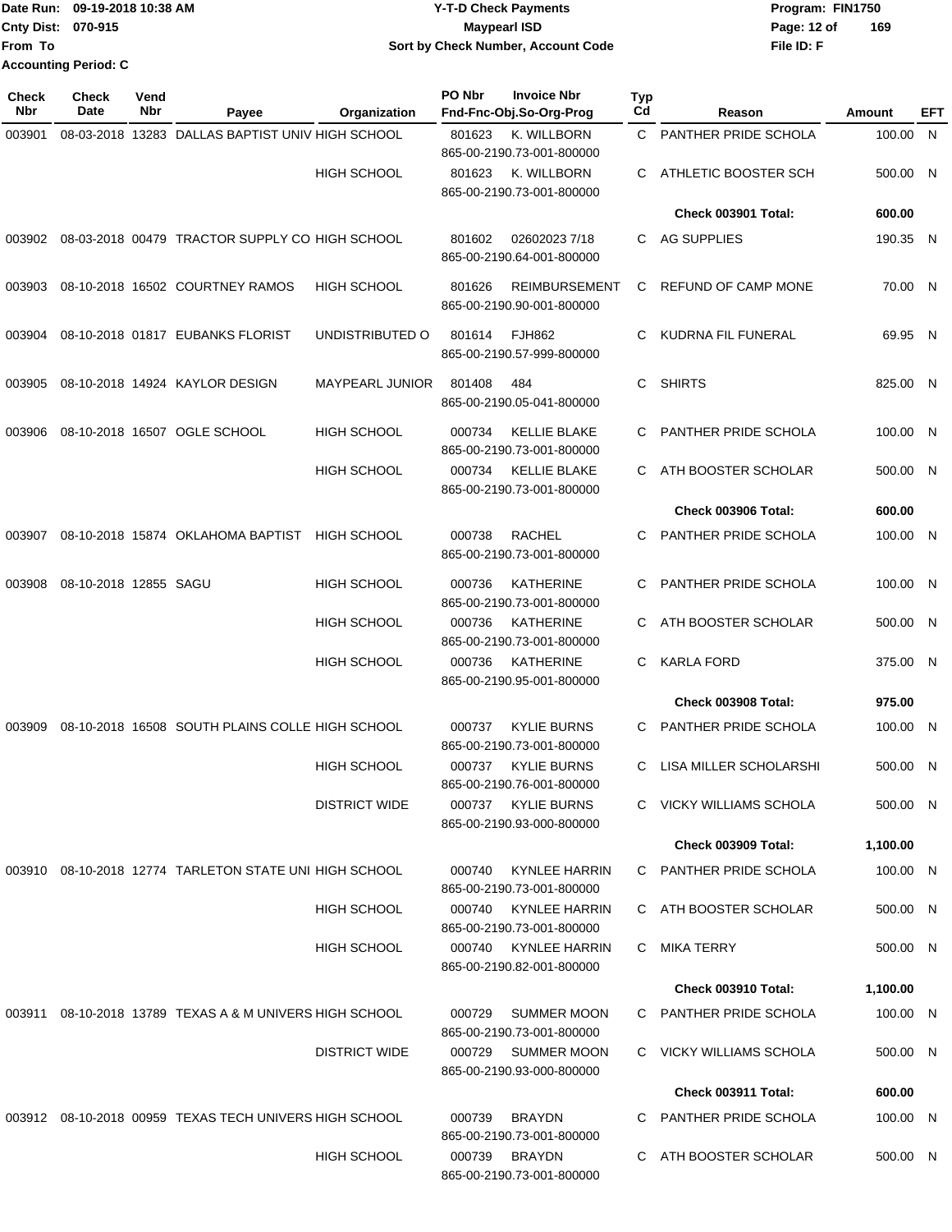Date Run: 09-19-2018 10:38 AM
Cnty Dist: 070-915
From To
Accounting Period: C

**Y-T-D Check Payments**
**Maypearl ISD**
**Sort by Check Number, Account Code**

Program: FIN1750
File ID: F

| Check Nbr | Check Date | Vend Nbr | Payee | Organization | PO Nbr | Invoice Nbr / Fnd-Fnc-Obj.So-Org-Prog | Typ Cd | Reason | Amount | EFT |
|---|---|---|---|---|---|---|---|---|---|---|
| 003901 | 08-03-2018 | 13283 | DALLAS BAPTIST UNIV | HIGH SCHOOL | 801623 | K. WILLBORN 865-00-2190.73-001-800000 | C | PANTHER PRIDE SCHOLA | 100.00 | N |
| | | | | HIGH SCHOOL | 801623 | K. WILLBORN 865-00-2190.73-001-800000 | C | ATHLETIC BOOSTER SCH | 500.00 | N |
| | | | | | | | | **Check 003901 Total:** | **600.00** | |
| 003902 | 08-03-2018 | 00479 | TRACTOR SUPPLY CO | HIGH SCHOOL | 801602 | 02602023 7/18 865-00-2190.64-001-800000 | C | AG SUPPLIES | 190.35 | N |
| 003903 | 08-10-2018 | 16502 | COURTNEY RAMOS | HIGH SCHOOL | 801626 | REIMBURSEMENT 865-00-2190.90-001-800000 | C | REFUND OF CAMP MONE | 70.00 | N |
| 003904 | 08-10-2018 | 01817 | EUBANKS FLORIST | UNDISTRIBUTED O | 801614 | FJH862 865-00-2190.57-999-800000 | C | KUDRNA FIL FUNERAL | 69.95 | N |
| 003905 | 08-10-2018 | 14924 | KAYLOR DESIGN | MAYPEARL JUNIOR | 801408 | 484 865-00-2190.05-041-800000 | C | SHIRTS | 825.00 | N |
| 003906 | 08-10-2018 | 16507 | OGLE SCHOOL | HIGH SCHOOL | 000734 | KELLIE BLAKE 865-00-2190.73-001-800000 | C | PANTHER PRIDE SCHOLA | 100.00 | N |
| | | | | HIGH SCHOOL | 000734 | KELLIE BLAKE 865-00-2190.73-001-800000 | C | ATH BOOSTER SCHOLAR | 500.00 | N |
| | | | | | | | | **Check 003906 Total:** | **600.00** | |
| 003907 | 08-10-2018 | 15874 | OKLAHOMA BAPTIST | HIGH SCHOOL | 000738 | RACHEL 865-00-2190.73-001-800000 | C | PANTHER PRIDE SCHOLA | 100.00 | N |
| 003908 | 08-10-2018 | 12855 | SAGU | HIGH SCHOOL | 000736 | KATHERINE 865-00-2190.73-001-800000 | C | PANTHER PRIDE SCHOLA | 100.00 | N |
| | | | | HIGH SCHOOL | 000736 | KATHERINE 865-00-2190.73-001-800000 | C | ATH BOOSTER SCHOLAR | 500.00 | N |
| | | | | HIGH SCHOOL | 000736 | KATHERINE 865-00-2190.95-001-800000 | C | KARLA FORD | 375.00 | N |
| | | | | | | | | **Check 003908 Total:** | **975.00** | |
| 003909 | 08-10-2018 | 16508 | SOUTH PLAINS COLLE | HIGH SCHOOL | 000737 | KYLIE BURNS 865-00-2190.73-001-800000 | C | PANTHER PRIDE SCHOLA | 100.00 | N |
| | | | | HIGH SCHOOL | 000737 | KYLIE BURNS 865-00-2190.76-001-800000 | C | LISA MILLER SCHOLARSHI | 500.00 | N |
| | | | | DISTRICT WIDE | 000737 | KYLIE BURNS 865-00-2190.93-000-800000 | C | VICKY WILLIAMS SCHOLA | 500.00 | N |
| | | | | | | | | **Check 003909 Total:** | **1,100.00** | |
| 003910 | 08-10-2018 | 12774 | TARLETON STATE UNI | HIGH SCHOOL | 000740 | KYNLEE HARRIN 865-00-2190.73-001-800000 | C | PANTHER PRIDE SCHOLA | 100.00 | N |
| | | | | HIGH SCHOOL | 000740 | KYNLEE HARRIN 865-00-2190.73-001-800000 | C | ATH BOOSTER SCHOLAR | 500.00 | N |
| | | | | HIGH SCHOOL | 000740 | KYNLEE HARRIN 865-00-2190.82-001-800000 | C | MIKA TERRY | 500.00 | N |
| | | | | | | | | **Check 003910 Total:** | **1,100.00** | |
| 003911 | 08-10-2018 | 13789 | TEXAS A & M UNIVERS | HIGH SCHOOL | 000729 | SUMMER MOON 865-00-2190.73-001-800000 | C | PANTHER PRIDE SCHOLA | 100.00 | N |
| | | | | DISTRICT WIDE | 000729 | SUMMER MOON 865-00-2190.93-000-800000 | C | VICKY WILLIAMS SCHOLA | 500.00 | N |
| | | | | | | | | **Check 003911 Total:** | **600.00** | |
| 003912 | 08-10-2018 | 00959 | TEXAS TECH UNIVERS | HIGH SCHOOL | 000739 | BRAYDN 865-00-2190.73-001-800000 | C | PANTHER PRIDE SCHOLA | 100.00 | N |
| | | | | HIGH SCHOOL | 000739 | BRAYDN 865-00-2190.73-001-800000 | C | ATH BOOSTER SCHOLAR | 500.00 | N |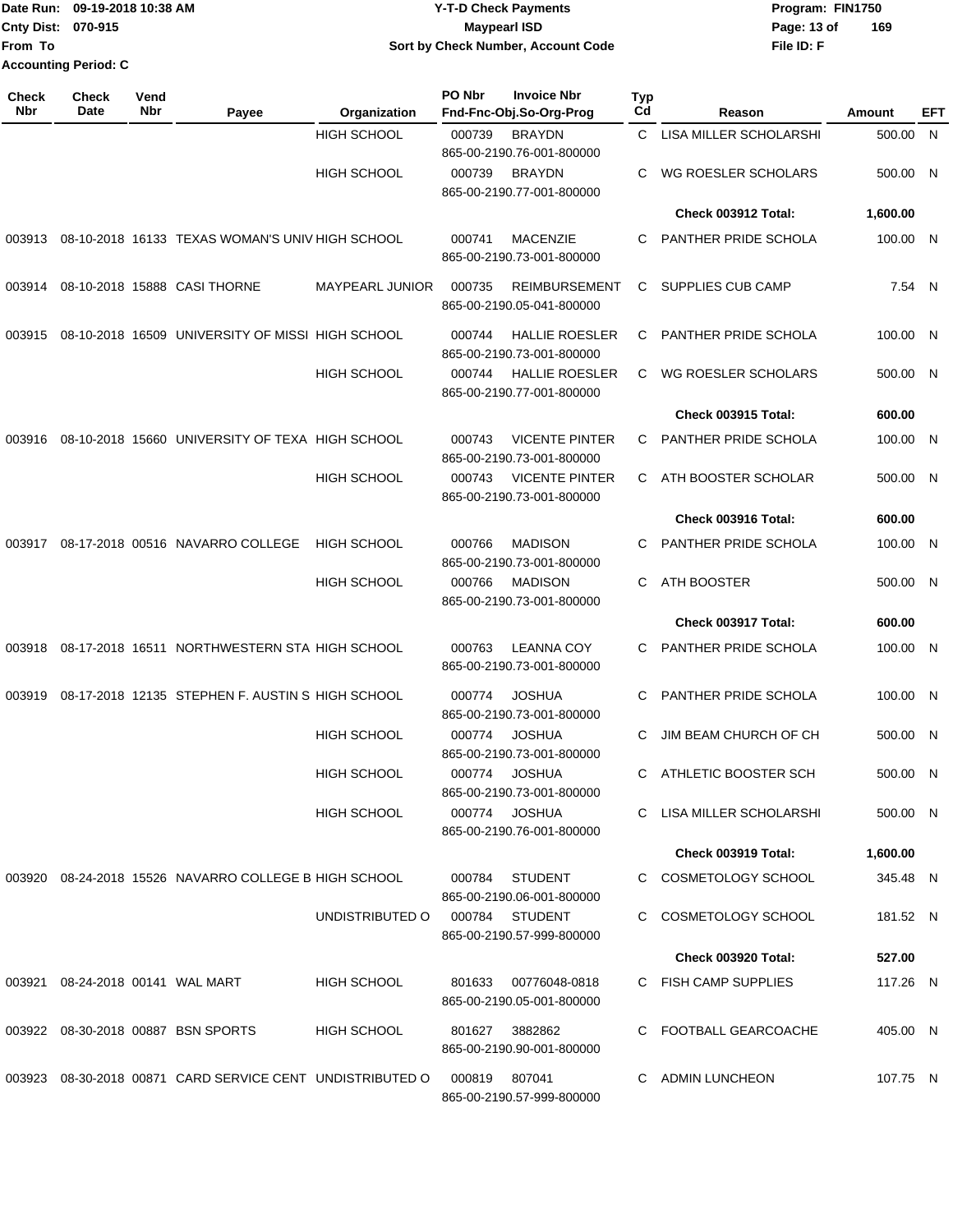Date Run: 09-19-2018 10:38 AM
Cnty Dist: 070-915
From To
Accounting Period: C

# Y-T-D Check Payments
## Maypearl ISD
### Sort by Check Number, Account Code

Program: FIN1750
File ID: F

| Check Nbr | Check Date | Vend Nbr | Payee | Organization | PO Nbr | Invoice Nbr / Fnd-Fnc-Obj.So-Org-Prog | Typ Cd | Reason | Amount | EFT |
|---|---|---|---|---|---|---|---|---|---|---|
| | | | | HIGH SCHOOL | 000739 | BRAYDN 865-00-2190.76-001-800000 | C | LISA MILLER SCHOLARSHI | 500.00 | N |
| | | | | HIGH SCHOOL | 000739 | BRAYDN 865-00-2190.77-001-800000 | C | WG ROESLER SCHOLARS | 500.00 | N |
| | | | | | | | | **Check 003912 Total:** | **1,600.00** | |
| 003913 | 08-10-2018 | 16133 | TEXAS WOMAN'S UNIV | HIGH SCHOOL | 000741 | MACENZIE 865-00-2190.73-001-800000 | C | PANTHER PRIDE SCHOLA | 100.00 | N |
| 003914 | 08-10-2018 | 15888 | CASI THORNE | MAYPEARL JUNIOR | 000735 | REIMBURSEMENT 865-00-2190.05-041-800000 | C | SUPPLIES CUB CAMP | 7.54 | N |
| 003915 | 08-10-2018 | 16509 | UNIVERSITY OF MISSI | HIGH SCHOOL | 000744 | HALLIE ROESLER 865-00-2190.73-001-800000 | C | PANTHER PRIDE SCHOLA | 100.00 | N |
| | | | | HIGH SCHOOL | 000744 | HALLIE ROESLER 865-00-2190.77-001-800000 | C | WG ROESLER SCHOLARS | 500.00 | N |
| | | | | | | | | **Check 003915 Total:** | **600.00** | |
| 003916 | 08-10-2018 | 15660 | UNIVERSITY OF TEXA | HIGH SCHOOL | 000743 | VICENTE PINTER 865-00-2190.73-001-800000 | C | PANTHER PRIDE SCHOLA | 100.00 | N |
| | | | | HIGH SCHOOL | 000743 | VICENTE PINTER 865-00-2190.73-001-800000 | C | ATH BOOSTER SCHOLAR | 500.00 | N |
| | | | | | | | | **Check 003916 Total:** | **600.00** | |
| 003917 | 08-17-2018 | 00516 | NAVARRO COLLEGE | HIGH SCHOOL | 000766 | MADISON 865-00-2190.73-001-800000 | C | PANTHER PRIDE SCHOLA | 100.00 | N |
| | | | | HIGH SCHOOL | 000766 | MADISON 865-00-2190.73-001-800000 | C | ATH BOOSTER | 500.00 | N |
| | | | | | | | | **Check 003917 Total:** | **600.00** | |
| 003918 | 08-17-2018 | 16511 | NORTHWESTERN STA | HIGH SCHOOL | 000763 | LEANNA COY 865-00-2190.73-001-800000 | C | PANTHER PRIDE SCHOLA | 100.00 | N |
| 003919 | 08-17-2018 | 12135 | STEPHEN F. AUSTIN S | HIGH SCHOOL | 000774 | JOSHUA 865-00-2190.73-001-800000 | C | PANTHER PRIDE SCHOLA | 100.00 | N |
| | | | | HIGH SCHOOL | 000774 | JOSHUA 865-00-2190.73-001-800000 | C | JIM BEAM CHURCH OF CH | 500.00 | N |
| | | | | HIGH SCHOOL | 000774 | JOSHUA 865-00-2190.73-001-800000 | C | ATHLETIC BOOSTER SCH | 500.00 | N |
| | | | | HIGH SCHOOL | 000774 | JOSHUA 865-00-2190.76-001-800000 | C | LISA MILLER SCHOLARSHI | 500.00 | N |
| | | | | | | | | **Check 003919 Total:** | **1,600.00** | |
| 003920 | 08-24-2018 | 15526 | NAVARRO COLLEGE B | HIGH SCHOOL | 000784 | STUDENT 865-00-2190.06-001-800000 | C | COSMETOLOGY SCHOOL | 345.48 | N |
| | | | | UNDISTRIBUTED O | 000784 | STUDENT 865-00-2190.57-999-800000 | C | COSMETOLOGY SCHOOL | 181.52 | N |
| | | | | | | | | **Check 003920 Total:** | **527.00** | |
| 003921 | 08-24-2018 | 00141 | WAL MART | HIGH SCHOOL | 801633 | 00776048-0818 865-00-2190.05-001-800000 | C | FISH CAMP SUPPLIES | 117.26 | N |
| 003922 | 08-30-2018 | 00887 | BSN SPORTS | HIGH SCHOOL | 801627 | 3882862 865-00-2190.90-001-800000 | C | FOOTBALL GEARCOACHE | 405.00 | N |
| 003923 | 08-30-2018 | 00871 | CARD SERVICE CENT | UNDISTRIBUTED O | 000819 | 807041 865-00-2190.57-999-800000 | C | ADMIN LUNCHEON | 107.75 | N |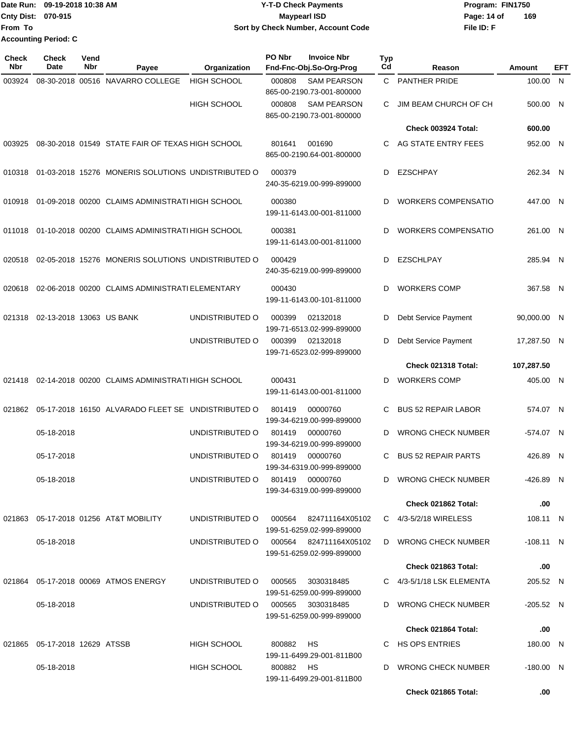Date Run: 09-19-2018 10:38 AM
Cnty Dist: 070-915
From To
Accounting Period: C

**Y-T-D Check Payments**
**Maypearl ISD**
**Sort by Check Number, Account Code**

Program: FIN1750
File ID: F

| Check Nbr | Check Date | Vend Nbr | Payee | Organization | PO Nbr | Invoice Nbr / Fnd-Fnc-Obj.So-Org-Prog | Typ Cd | Reason | Amount | EFT |
|---|---|---|---|---|---|---|---|---|---|---|
| 003924 | 08-30-2018 | 00516 | NAVARRO COLLEGE | HIGH SCHOOL | 000808 | SAM PEARSON 865-00-2190.73-001-800000 | C | PANTHER PRIDE | 100.00 | N |
| | | | | HIGH SCHOOL | 000808 | SAM PEARSON 865-00-2190.73-001-800000 | C | JIM BEAM CHURCH OF CH | 500.00 | N |
| | | | | | | | | **Check 003924 Total:** | **600.00** | |
| 003925 | 08-30-2018 | 01549 | STATE FAIR OF TEXAS | HIGH SCHOOL | 801641 | 001690 865-00-2190.64-001-800000 | C | AG STATE ENTRY FEES | 952.00 | N |
| 010318 | 01-03-2018 | 15276 | MONERIS SOLUTIONS | UNDISTRIBUTED O | 000379 | 240-35-6219.00-999-899000 | D | EZSCHPAY | 262.34 | N |
| 010918 | 01-09-2018 | 00200 | CLAIMS ADMINISTRATI | HIGH SCHOOL | 000380 | 199-11-6143.00-001-811000 | D | WORKERS COMPENSATIO | 447.00 | N |
| 011018 | 01-10-2018 | 00200 | CLAIMS ADMINISTRATI | HIGH SCHOOL | 000381 | 199-11-6143.00-001-811000 | D | WORKERS COMPENSATIO | 261.00 | N |
| 020518 | 02-05-2018 | 15276 | MONERIS SOLUTIONS | UNDISTRIBUTED O | 000429 | 240-35-6219.00-999-899000 | D | EZSCHLPAY | 285.94 | N |
| 020618 | 02-06-2018 | 00200 | CLAIMS ADMINISTRATI | ELEMENTARY | 000430 | 199-11-6143.00-101-811000 | D | WORKERS COMP | 367.58 | N |
| 021318 | 02-13-2018 | 13063 | US BANK | UNDISTRIBUTED O | 000399 | 02132018 199-71-6513.02-999-899000 | D | Debt Service Payment | 90,000.00 | N |
| | | | | UNDISTRIBUTED O | 000399 | 02132018 199-71-6523.02-999-899000 | D | Debt Service Payment | 17,287.50 | N |
| | | | | | | | | **Check 021318 Total:** | **107,287.50** | |
| 021418 | 02-14-2018 | 00200 | CLAIMS ADMINISTRATI | HIGH SCHOOL | 000431 | 199-11-6143.00-001-811000 | D | WORKERS COMP | 405.00 | N |
| 021862 | 05-17-2018 | 16150 | ALVARADO FLEET SE | UNDISTRIBUTED O | 801419 | 00000760 199-34-6219.00-999-899000 | C | BUS 52 REPAIR LABOR | 574.07 | N |
| | 05-18-2018 | | | UNDISTRIBUTED O | 801419 | 00000760 199-34-6219.00-999-899000 | D | WRONG CHECK NUMBER | -574.07 | N |
| | 05-17-2018 | | | UNDISTRIBUTED O | 801419 | 00000760 199-34-6319.00-999-899000 | C | BUS 52 REPAIR PARTS | 426.89 | N |
| | 05-18-2018 | | | UNDISTRIBUTED O | 801419 | 00000760 199-34-6319.00-999-899000 | D | WRONG CHECK NUMBER | -426.89 | N |
| | | | | | | | | **Check 021862 Total:** | **.00** | |
| 021863 | 05-17-2018 | 01256 | AT&T MOBILITY | UNDISTRIBUTED O | 000564 | 824711164X05102 199-51-6259.02-999-899000 | C | 4/3-5/2/18 WIRELESS | 108.11 | N |
| | 05-18-2018 | | | UNDISTRIBUTED O | 000564 | 824711164X05102 199-51-6259.02-999-899000 | D | WRONG CHECK NUMBER | -108.11 | N |
| | | | | | | | | **Check 021863 Total:** | **.00** | |
| 021864 | 05-17-2018 | 00069 | ATMOS ENERGY | UNDISTRIBUTED O | 000565 | 3030318485 199-51-6259.00-999-899000 | C | 4/3-5/1/18 LSK ELEMENTA | 205.52 | N |
| | 05-18-2018 | | | UNDISTRIBUTED O | 000565 | 3030318485 199-51-6259.00-999-899000 | D | WRONG CHECK NUMBER | -205.52 | N |
| | | | | | | | | **Check 021864 Total:** | **.00** | |
| 021865 | 05-17-2018 | 12629 | ATSSB | HIGH SCHOOL | 800882 | HS 199-11-6499.29-001-811B00 | C | HS OPS ENTRIES | 180.00 | N |
| | 05-18-2018 | | | HIGH SCHOOL | 800882 | HS 199-11-6499.29-001-811B00 | D | WRONG CHECK NUMBER | -180.00 | N |
| | | | | | | | | **Check 021865 Total:** | **.00** | |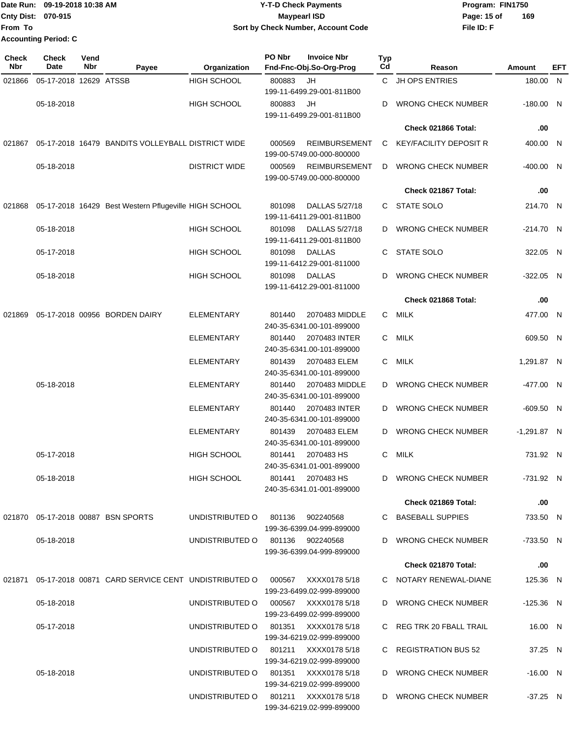Date Run: 09-19-2018 10:38 AM
Cnty Dist: 070-915
From To
Accounting Period: C

# Y-T-D Check Payments
## Maypearl ISD
### Sort by Check Number, Account Code

Program: FIN1750
File ID: F

| Check Nbr | Check Date | Vend Nbr | Payee | Organization | PO Nbr | Invoice Nbr / Fnd-Fnc-Obj.So-Org-Prog | Typ Cd | Reason | Amount | EFT |
|---|---|---|---|---|---|---|---|---|---|---|
| 021866 | 05-17-2018 | 12629 | ATSSB | HIGH SCHOOL | 800883 | JH 199-11-6499.29-001-811B00 | C | JH OPS ENTRIES | 180.00 | N |
| | 05-18-2018 | | | HIGH SCHOOL | 800883 | JH 199-11-6499.29-001-811B00 | D | WRONG CHECK NUMBER | -180.00 | N |
| | | | | | | | | **Check 021866 Total:** | **.00** | |
| 021867 | 05-17-2018 | 16479 | BANDITS VOLLEYBALL | DISTRICT WIDE | 000569 | REIMBURSEMENT 199-00-5749.00-000-800000 | C | KEY/FACILITY DEPOSIT R | 400.00 | N |
| | 05-18-2018 | | | DISTRICT WIDE | 000569 | REIMBURSEMENT 199-00-5749.00-000-800000 | D | WRONG CHECK NUMBER | -400.00 | N |
| | | | | | | | | **Check 021867 Total:** | **.00** | |
| 021868 | 05-17-2018 | 16429 | Best Western Pflugeville | HIGH SCHOOL | 801098 | DALLAS 5/27/18 199-11-6411.29-001-811B00 | C | STATE SOLO | 214.70 | N |
| | 05-18-2018 | | | HIGH SCHOOL | 801098 | DALLAS 5/27/18 199-11-6411.29-001-811B00 | D | WRONG CHECK NUMBER | -214.70 | N |
| | 05-17-2018 | | | HIGH SCHOOL | 801098 | DALLAS 199-11-6412.29-001-811000 | C | STATE SOLO | 322.05 | N |
| | 05-18-2018 | | | HIGH SCHOOL | 801098 | DALLAS 199-11-6412.29-001-811000 | D | WRONG CHECK NUMBER | -322.05 | N |
| | | | | | | | | **Check 021868 Total:** | **.00** | |
| 021869 | 05-17-2018 | 00956 | BORDEN DAIRY | ELEMENTARY | 801440 | 2070483 MIDDLE 240-35-6341.00-101-899000 | C | MILK | 477.00 | N |
| | | | | ELEMENTARY | 801440 | 2070483 INTER 240-35-6341.00-101-899000 | C | MILK | 609.50 | N |
| | | | | ELEMENTARY | 801439 | 2070483 ELEM 240-35-6341.00-101-899000 | C | MILK | 1,291.87 | N |
| | 05-18-2018 | | | ELEMENTARY | 801440 | 2070483 MIDDLE 240-35-6341.00-101-899000 | D | WRONG CHECK NUMBER | -477.00 | N |
| | | | | ELEMENTARY | 801440 | 2070483 INTER 240-35-6341.00-101-899000 | D | WRONG CHECK NUMBER | -609.50 | N |
| | | | | ELEMENTARY | 801439 | 2070483 ELEM 240-35-6341.00-101-899000 | D | WRONG CHECK NUMBER | -1,291.87 | N |
| | 05-17-2018 | | | HIGH SCHOOL | 801441 | 2070483 HS 240-35-6341.01-001-899000 | C | MILK | 731.92 | N |
| | 05-18-2018 | | | HIGH SCHOOL | 801441 | 2070483 HS 240-35-6341.01-001-899000 | D | WRONG CHECK NUMBER | -731.92 | N |
| | | | | | | | | **Check 021869 Total:** | **.00** | |
| 021870 | 05-17-2018 | 00887 | BSN SPORTS | UNDISTRIBUTED O | 801136 | 902240568 199-36-6399.04-999-899000 | C | BASEBALL SUPPIES | 733.50 | N |
| | 05-18-2018 | | | UNDISTRIBUTED O | 801136 | 902240568 199-36-6399.04-999-899000 | D | WRONG CHECK NUMBER | -733.50 | N |
| | | | | | | | | **Check 021870 Total:** | **.00** | |
| 021871 | 05-17-2018 | 00871 | CARD SERVICE CENT | UNDISTRIBUTED O | 000567 | XXXX0178 5/18 199-23-6499.02-999-899000 | C | NOTARY RENEWAL-DIANE | 125.36 | N |
| | 05-18-2018 | | | UNDISTRIBUTED O | 000567 | XXXX0178 5/18 199-23-6499.02-999-899000 | D | WRONG CHECK NUMBER | -125.36 | N |
| | 05-17-2018 | | | UNDISTRIBUTED O | 801351 | XXXX0178 5/18 199-34-6219.02-999-899000 | C | REG TRK 20 FBALL TRAIL | 16.00 | N |
| | | | | UNDISTRIBUTED O | 801211 | XXXX0178 5/18 199-34-6219.02-999-899000 | C | REGISTRATION BUS 52 | 37.25 | N |
| | 05-18-2018 | | | UNDISTRIBUTED O | 801351 | XXXX0178 5/18 199-34-6219.02-999-899000 | D | WRONG CHECK NUMBER | -16.00 | N |
| | | | | UNDISTRIBUTED O | 801211 | XXXX0178 5/18 199-34-6219.02-999-899000 | D | WRONG CHECK NUMBER | -37.25 | N |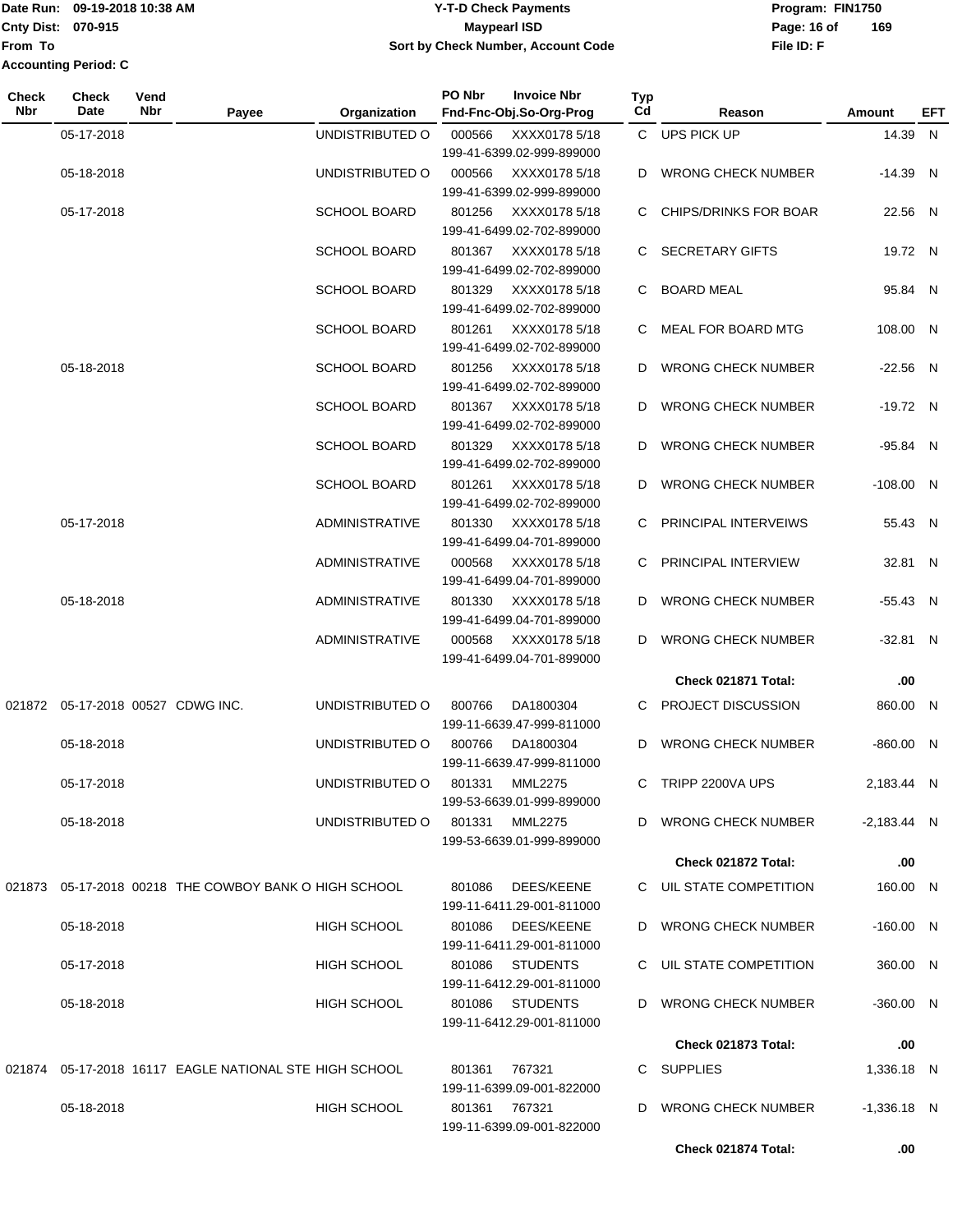Date Run: 09-19-2018 10:38 AM
Cnty Dist: 070-915
From To
Accounting Period: C

**Y-T-D Check Payments**
**Maypearl ISD**
**Sort by Check Number, Account Code**

Program: FIN1750
File ID: F

| Check Nbr | Check Date | Vend Nbr | Payee | Organization | PO Nbr | Invoice Nbr / Fnd-Fnc-Obj.So-Org-Prog | Typ Cd | Reason | Amount | EFT |
|---|---|---|---|---|---|---|---|---|---|---|
| | 05-17-2018 | | | UNDISTRIBUTED O | 000566 | XXXX0178 5/18 199-41-6399.02-999-899000 | C | UPS PICK UP | 14.39 | N |
| | 05-18-2018 | | | UNDISTRIBUTED O | 000566 | XXXX0178 5/18 199-41-6399.02-999-899000 | D | WRONG CHECK NUMBER | -14.39 | N |
| | 05-17-2018 | | | SCHOOL BOARD | 801256 | XXXX0178 5/18 199-41-6499.02-702-899000 | C | CHIPS/DRINKS FOR BOAR | 22.56 | N |
| | | | | SCHOOL BOARD | 801367 | XXXX0178 5/18 199-41-6499.02-702-899000 | C | SECRETARY GIFTS | 19.72 | N |
| | | | | SCHOOL BOARD | 801329 | XXXX0178 5/18 199-41-6499.02-702-899000 | C | BOARD MEAL | 95.84 | N |
| | | | | SCHOOL BOARD | 801261 | XXXX0178 5/18 199-41-6499.02-702-899000 | C | MEAL FOR BOARD MTG | 108.00 | N |
| | 05-18-2018 | | | SCHOOL BOARD | 801256 | XXXX0178 5/18 199-41-6499.02-702-899000 | D | WRONG CHECK NUMBER | -22.56 | N |
| | | | | SCHOOL BOARD | 801367 | XXXX0178 5/18 199-41-6499.02-702-899000 | D | WRONG CHECK NUMBER | -19.72 | N |
| | | | | SCHOOL BOARD | 801329 | XXXX0178 5/18 199-41-6499.02-702-899000 | D | WRONG CHECK NUMBER | -95.84 | N |
| | | | | SCHOOL BOARD | 801261 | XXXX0178 5/18 199-41-6499.02-702-899000 | D | WRONG CHECK NUMBER | -108.00 | N |
| | 05-17-2018 | | | ADMINISTRATIVE | 801330 | XXXX0178 5/18 199-41-6499.04-701-899000 | C | PRINCIPAL INTERVEIWS | 55.43 | N |
| | | | | ADMINISTRATIVE | 000568 | XXXX0178 5/18 199-41-6499.04-701-899000 | C | PRINCIPAL INTERVIEW | 32.81 | N |
| | 05-18-2018 | | | ADMINISTRATIVE | 801330 | XXXX0178 5/18 199-41-6499.04-701-899000 | D | WRONG CHECK NUMBER | -55.43 | N |
| | | | | ADMINISTRATIVE | 000568 | XXXX0178 5/18 199-41-6499.04-701-899000 | D | WRONG CHECK NUMBER | -32.81 | N |
| | | | | | | | | **Check 021871 Total:** | **.00** | |
| 021872 | 05-17-2018 | 00527 | CDWG INC. | UNDISTRIBUTED O | 800766 | DA1800304 199-11-6639.47-999-811000 | C | PROJECT DISCUSSION | 860.00 | N |
| | 05-18-2018 | | | UNDISTRIBUTED O | 800766 | DA1800304 199-11-6639.47-999-811000 | D | WRONG CHECK NUMBER | -860.00 | N |
| | 05-17-2018 | | | UNDISTRIBUTED O | 801331 | MML2275 199-53-6639.01-999-899000 | C | TRIPP 2200VA UPS | 2,183.44 | N |
| | 05-18-2018 | | | UNDISTRIBUTED O | 801331 | MML2275 199-53-6639.01-999-899000 | D | WRONG CHECK NUMBER | -2,183.44 | N |
| | | | | | | | | **Check 021872 Total:** | **.00** | |
| 021873 | 05-17-2018 | 00218 | THE COWBOY BANK O | HIGH SCHOOL | 801086 | DEES/KEENE 199-11-6411.29-001-811000 | C | UIL STATE COMPETITION | 160.00 | N |
| | 05-18-2018 | | | HIGH SCHOOL | 801086 | DEES/KEENE 199-11-6411.29-001-811000 | D | WRONG CHECK NUMBER | -160.00 | N |
| | 05-17-2018 | | | HIGH SCHOOL | 801086 | STUDENTS 199-11-6412.29-001-811000 | C | UIL STATE COMPETITION | 360.00 | N |
| | 05-18-2018 | | | HIGH SCHOOL | 801086 | STUDENTS 199-11-6412.29-001-811000 | D | WRONG CHECK NUMBER | -360.00 | N |
| | | | | | | | | **Check 021873 Total:** | **.00** | |
| 021874 | 05-17-2018 | 16117 | EAGLE NATIONAL STE | HIGH SCHOOL | 801361 | 767321 199-11-6399.09-001-822000 | C | SUPPLIES | 1,336.18 | N |
| | 05-18-2018 | | | HIGH SCHOOL | 801361 | 767321 199-11-6399.09-001-822000 | D | WRONG CHECK NUMBER | -1,336.18 | N |
| | | | | | | | | **Check 021874 Total:** | **.00** | |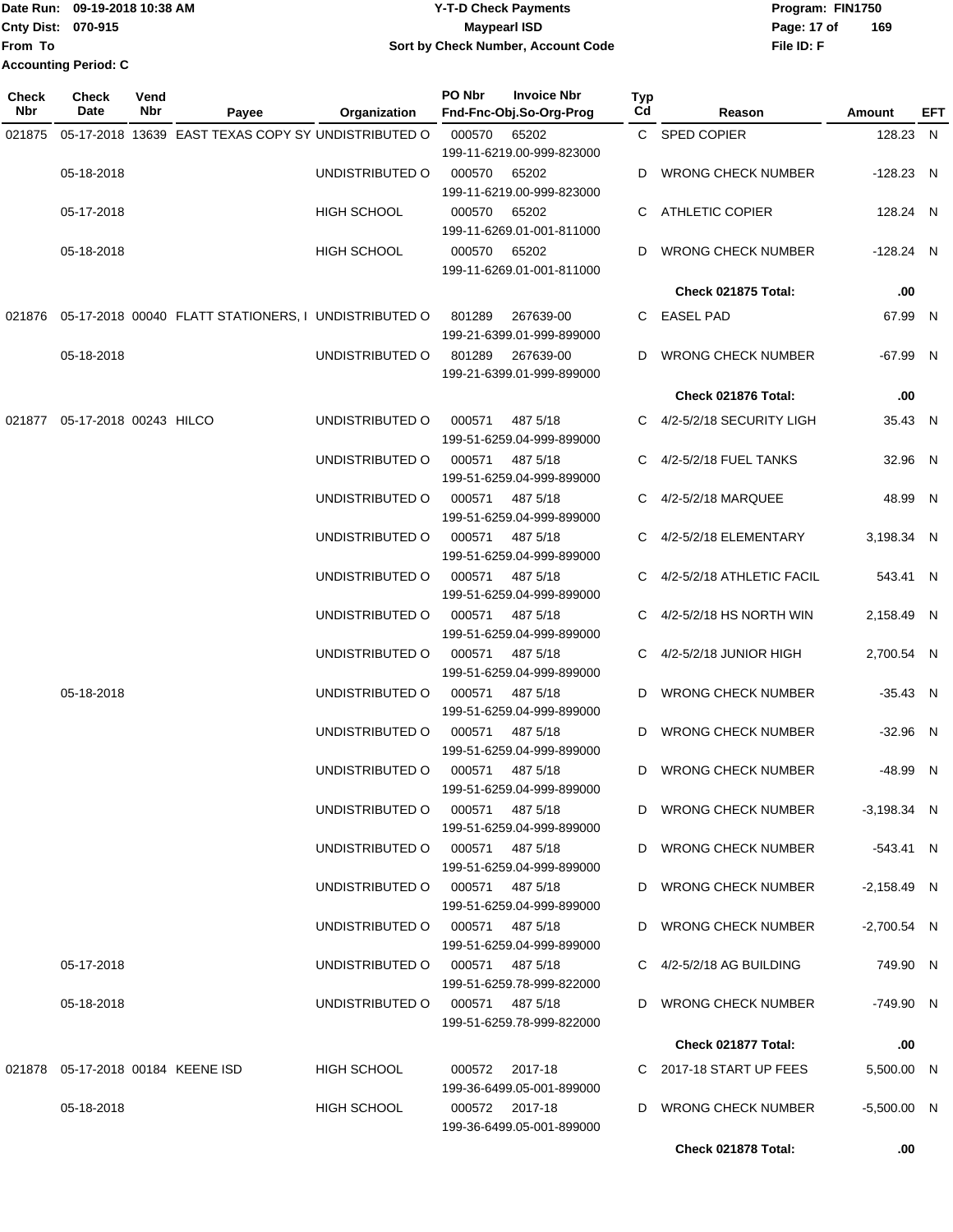Date Run: 09-19-2018 10:38 AM
Cnty Dist: 070-915
From To
Accounting Period: C

**Y-T-D Check Payments**
**Maypearl ISD**
**Sort by Check Number, Account Code**

Program: FIN1750
File ID: F

| Check Nbr | Check Date | Vend Nbr | Payee | Organization | PO Nbr | Invoice Nbr / Fnd-Fnc-Obj.So-Org-Prog | Typ Cd | Reason | Amount | EFT |
|---|---|---|---|---|---|---|---|---|---|---|
| 021875 | 05-17-2018 | 13639 | EAST TEXAS COPY SY | UNDISTRIBUTED O | 000570 | 65202 199-11-6219.00-999-823000 | C | SPED COPIER | 128.23 | N |
| | 05-18-2018 | | | UNDISTRIBUTED O | 000570 | 65202 199-11-6219.00-999-823000 | D | WRONG CHECK NUMBER | -128.23 | N |
| | 05-17-2018 | | | HIGH SCHOOL | 000570 | 65202 199-11-6269.01-001-811000 | C | ATHLETIC COPIER | 128.24 | N |
| | 05-18-2018 | | | HIGH SCHOOL | 000570 | 65202 199-11-6269.01-001-811000 | D | WRONG CHECK NUMBER | -128.24 | N |
| | | | | | | | | **Check 021875 Total:** | **.00** | |
| 021876 | 05-17-2018 | 00040 | FLATT STATIONERS, I | UNDISTRIBUTED O | 801289 | 267639-00 199-21-6399.01-999-899000 | C | EASEL PAD | 67.99 | N |
| | 05-18-2018 | | | UNDISTRIBUTED O | 801289 | 267639-00 199-21-6399.01-999-899000 | D | WRONG CHECK NUMBER | -67.99 | N |
| | | | | | | | | **Check 021876 Total:** | **.00** | |
| 021877 | 05-17-2018 | 00243 | HILCO | UNDISTRIBUTED O | 000571 | 487 5/18 199-51-6259.04-999-899000 | C | 4/2-5/2/18 SECURITY LIGH | 35.43 | N |
| | | | | UNDISTRIBUTED O | 000571 | 487 5/18 199-51-6259.04-999-899000 | C | 4/2-5/2/18 FUEL TANKS | 32.96 | N |
| | | | | UNDISTRIBUTED O | 000571 | 487 5/18 199-51-6259.04-999-899000 | C | 4/2-5/2/18 MARQUEE | 48.99 | N |
| | | | | UNDISTRIBUTED O | 000571 | 487 5/18 199-51-6259.04-999-899000 | C | 4/2-5/2/18 ELEMENTARY | 3,198.34 | N |
| | | | | UNDISTRIBUTED O | 000571 | 487 5/18 199-51-6259.04-999-899000 | C | 4/2-5/2/18 ATHLETIC FACIL | 543.41 | N |
| | | | | UNDISTRIBUTED O | 000571 | 487 5/18 199-51-6259.04-999-899000 | C | 4/2-5/2/18 HS NORTH WIN | 2,158.49 | N |
| | | | | UNDISTRIBUTED O | 000571 | 487 5/18 199-51-6259.04-999-899000 | C | 4/2-5/2/18 JUNIOR HIGH | 2,700.54 | N |
| | 05-18-2018 | | | UNDISTRIBUTED O | 000571 | 487 5/18 199-51-6259.04-999-899000 | D | WRONG CHECK NUMBER | -35.43 | N |
| | | | | UNDISTRIBUTED O | 000571 | 487 5/18 199-51-6259.04-999-899000 | D | WRONG CHECK NUMBER | -32.96 | N |
| | | | | UNDISTRIBUTED O | 000571 | 487 5/18 199-51-6259.04-999-899000 | D | WRONG CHECK NUMBER | -48.99 | N |
| | | | | UNDISTRIBUTED O | 000571 | 487 5/18 199-51-6259.04-999-899000 | D | WRONG CHECK NUMBER | -3,198.34 | N |
| | | | | UNDISTRIBUTED O | 000571 | 487 5/18 199-51-6259.04-999-899000 | D | WRONG CHECK NUMBER | -543.41 | N |
| | | | | UNDISTRIBUTED O | 000571 | 487 5/18 199-51-6259.04-999-899000 | D | WRONG CHECK NUMBER | -2,158.49 | N |
| | | | | UNDISTRIBUTED O | 000571 | 487 5/18 199-51-6259.04-999-899000 | D | WRONG CHECK NUMBER | -2,700.54 | N |
| | 05-17-2018 | | | UNDISTRIBUTED O | 000571 | 487 5/18 199-51-6259.78-999-822000 | C | 4/2-5/2/18 AG BUILDING | 749.90 | N |
| | 05-18-2018 | | | UNDISTRIBUTED O | 000571 | 487 5/18 199-51-6259.78-999-822000 | D | WRONG CHECK NUMBER | -749.90 | N |
| | | | | | | | | **Check 021877 Total:** | **.00** | |
| 021878 | 05-17-2018 | 00184 | KEENE ISD | HIGH SCHOOL | 000572 | 2017-18 199-36-6499.05-001-899000 | C | 2017-18 START UP FEES | 5,500.00 | N |
| | 05-18-2018 | | | HIGH SCHOOL | 000572 | 2017-18 199-36-6499.05-001-899000 | D | WRONG CHECK NUMBER | -5,500.00 | N |
| | | | | | | | | **Check 021878 Total:** | **.00** | |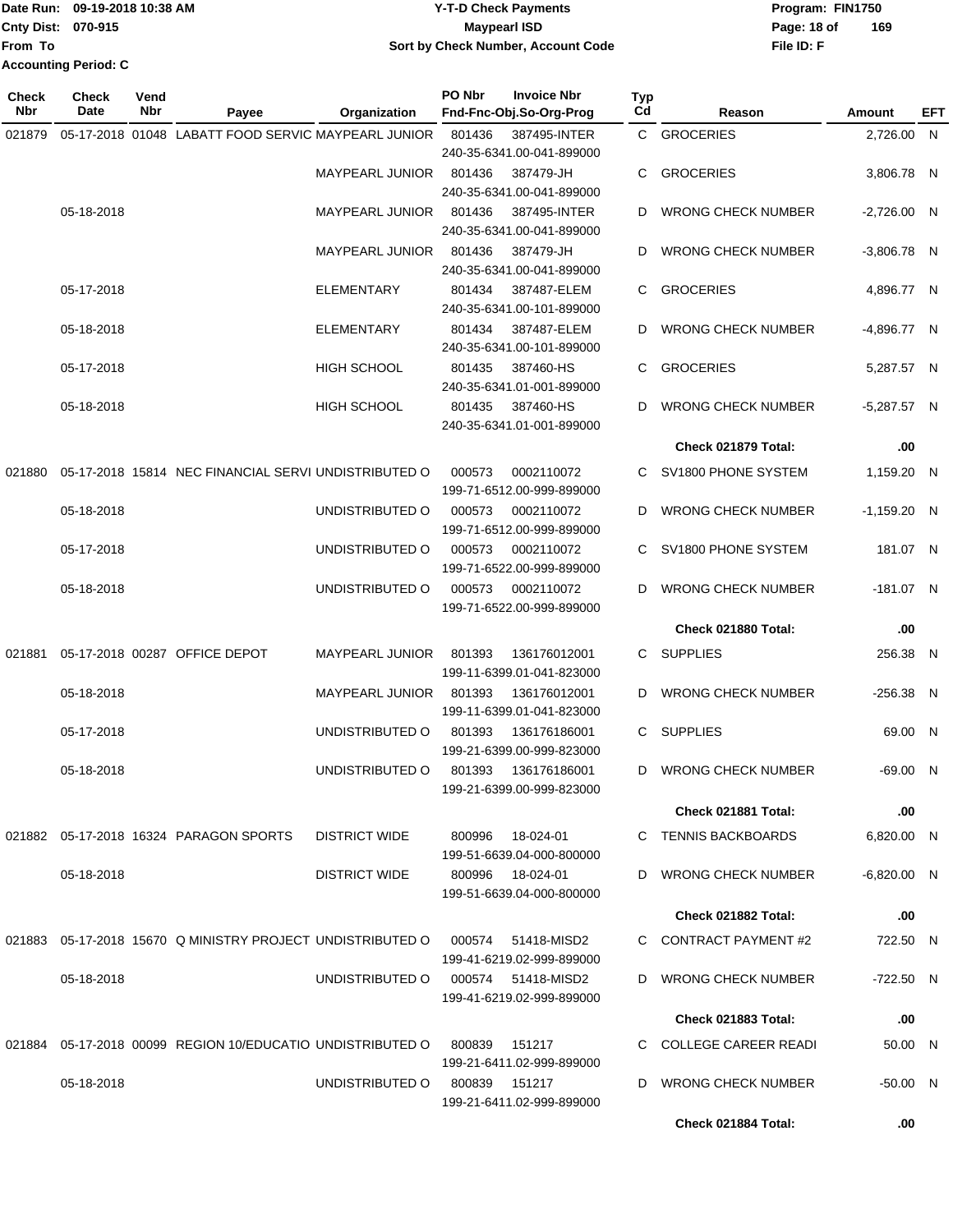Date Run: 09-19-2018 10:38 AM
Cnty Dist: 070-915
From To
Accounting Period: C

# Y-T-D Check Payments
## Maypearl ISD
### Sort by Check Number, Account Code

Program: FIN1750
File ID: F

| Check Nbr | Check Date | Vend Nbr | Payee | Organization | PO Nbr | Invoice Nbr / Fnd-Fnc-Obj.So-Org-Prog | Typ Cd | Reason | Amount | EFT |
|---|---|---|---|---|---|---|---|---|---|---|
| 021879 | 05-17-2018 | 01048 | LABATT FOOD SERVIC | MAYPEARL JUNIOR | 801436 | 387495-INTER 240-35-6341.00-041-899000 | C | GROCERIES | 2,726.00 | N |
| | | | | MAYPEARL JUNIOR | 801436 | 387479-JH 240-35-6341.00-041-899000 | C | GROCERIES | 3,806.78 | N |
| | 05-18-2018 | | | MAYPEARL JUNIOR | 801436 | 387495-INTER 240-35-6341.00-041-899000 | D | WRONG CHECK NUMBER | -2,726.00 | N |
| | | | | MAYPEARL JUNIOR | 801436 | 387479-JH 240-35-6341.00-041-899000 | D | WRONG CHECK NUMBER | -3,806.78 | N |
| | 05-17-2018 | | | ELEMENTARY | 801434 | 387487-ELEM 240-35-6341.00-101-899000 | C | GROCERIES | 4,896.77 | N |
| | 05-18-2018 | | | ELEMENTARY | 801434 | 387487-ELEM 240-35-6341.00-101-899000 | D | WRONG CHECK NUMBER | -4,896.77 | N |
| | 05-17-2018 | | | HIGH SCHOOL | 801435 | 387460-HS 240-35-6341.01-001-899000 | C | GROCERIES | 5,287.57 | N |
| | 05-18-2018 | | | HIGH SCHOOL | 801435 | 387460-HS 240-35-6341.01-001-899000 | D | WRONG CHECK NUMBER | -5,287.57 | N |
| | | | | | | | | **Check 021879 Total:** | **.00** | |
| 021880 | 05-17-2018 | 15814 | NEC FINANCIAL SERVI | UNDISTRIBUTED O | 000573 | 0002110072 199-71-6512.00-999-899000 | C | SV1800 PHONE SYSTEM | 1,159.20 | N |
| | 05-18-2018 | | | UNDISTRIBUTED O | 000573 | 0002110072 199-71-6512.00-999-899000 | D | WRONG CHECK NUMBER | -1,159.20 | N |
| | 05-17-2018 | | | UNDISTRIBUTED O | 000573 | 0002110072 199-71-6522.00-999-899000 | C | SV1800 PHONE SYSTEM | 181.07 | N |
| | 05-18-2018 | | | UNDISTRIBUTED O | 000573 | 0002110072 199-71-6522.00-999-899000 | D | WRONG CHECK NUMBER | -181.07 | N |
| | | | | | | | | **Check 021880 Total:** | **.00** | |
| 021881 | 05-17-2018 | 00287 | OFFICE DEPOT | MAYPEARL JUNIOR | 801393 | 136176012001 199-11-6399.01-041-823000 | C | SUPPLIES | 256.38 | N |
| | 05-18-2018 | | | MAYPEARL JUNIOR | 801393 | 136176012001 199-11-6399.01-041-823000 | D | WRONG CHECK NUMBER | -256.38 | N |
| | 05-17-2018 | | | UNDISTRIBUTED O | 801393 | 136176186001 199-21-6399.00-999-823000 | C | SUPPLIES | 69.00 | N |
| | 05-18-2018 | | | UNDISTRIBUTED O | 801393 | 136176186001 199-21-6399.00-999-823000 | D | WRONG CHECK NUMBER | -69.00 | N |
| | | | | | | | | **Check 021881 Total:** | **.00** | |
| 021882 | 05-17-2018 | 16324 | PARAGON SPORTS | DISTRICT WIDE | 800996 | 18-024-01 199-51-6639.04-000-800000 | C | TENNIS BACKBOARDS | 6,820.00 | N |
| | 05-18-2018 | | | DISTRICT WIDE | 800996 | 18-024-01 199-51-6639.04-000-800000 | D | WRONG CHECK NUMBER | -6,820.00 | N |
| | | | | | | | | **Check 021882 Total:** | **.00** | |
| 021883 | 05-17-2018 | 15670 | Q MINISTRY PROJECT | UNDISTRIBUTED O | 000574 | 51418-MISD2 199-41-6219.02-999-899000 | C | CONTRACT PAYMENT #2 | 722.50 | N |
| | 05-18-2018 | | | UNDISTRIBUTED O | 000574 | 51418-MISD2 199-41-6219.02-999-899000 | D | WRONG CHECK NUMBER | -722.50 | N |
| | | | | | | | | **Check 021883 Total:** | **.00** | |
| 021884 | 05-17-2018 | 00099 | REGION 10/EDUCATIO | UNDISTRIBUTED O | 800839 | 151217 199-21-6411.02-999-899000 | C | COLLEGE CAREER READI | 50.00 | N |
| | 05-18-2018 | | | UNDISTRIBUTED O | 800839 | 151217 199-21-6411.02-999-899000 | D | WRONG CHECK NUMBER | -50.00 | N |
| | | | | | | | | **Check 021884 Total:** | **.00** | |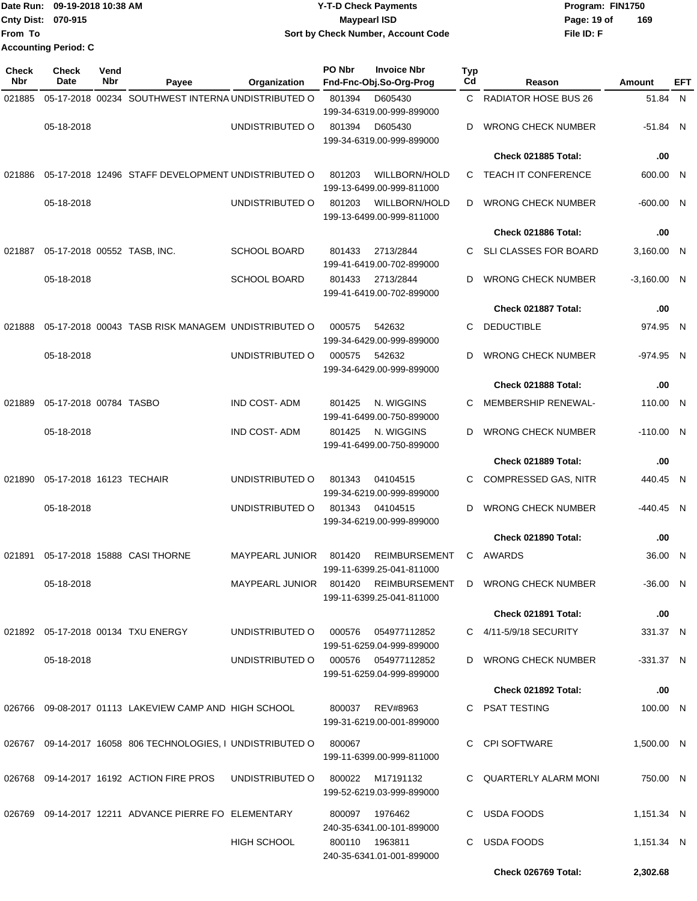Date Run: 09-19-2018 10:38 AM
Cnty Dist: 070-915
From To
Accounting Period: C

# Y-T-D Check Payments
## Maypearl ISD
### Sort by Check Number, Account Code

Program: FIN1750
File ID: F

| Check Nbr | Check Date | Vend Nbr | Payee | Organization | PO Nbr | Invoice Nbr / Fnd-Fnc-Obj.So-Org-Prog | Typ Cd | Reason | Amount | EFT |
|---|---|---|---|---|---|---|---|---|---|---|
| 021885 | 05-17-2018 | 00234 | SOUTHWEST INTERNA | UNDISTRIBUTED O | 801394 | D605430 199-34-6319.00-999-899000 | C | RADIATOR HOSE BUS 26 | 51.84 | N |
| | 05-18-2018 | | | UNDISTRIBUTED O | 801394 | D605430 199-34-6319.00-999-899000 | D | WRONG CHECK NUMBER | -51.84 | N |
| | | | | | | | | **Check 021885 Total:** | **.00** | |
| 021886 | 05-17-2018 | 12496 | STAFF DEVELOPMENT | UNDISTRIBUTED O | 801203 | WILLBORN/HOLD 199-13-6499.00-999-811000 | C | TEACH IT CONFERENCE | 600.00 | N |
| | 05-18-2018 | | | UNDISTRIBUTED O | 801203 | WILLBORN/HOLD 199-13-6499.00-999-811000 | D | WRONG CHECK NUMBER | -600.00 | N |
| | | | | | | | | **Check 021886 Total:** | **.00** | |
| 021887 | 05-17-2018 | 00552 | TASB, INC. | SCHOOL BOARD | 801433 | 2713/2844 199-41-6419.00-702-899000 | C | SLI CLASSES FOR BOARD | 3,160.00 | N |
| | 05-18-2018 | | | SCHOOL BOARD | 801433 | 2713/2844 199-41-6419.00-702-899000 | D | WRONG CHECK NUMBER | -3,160.00 | N |
| | | | | | | | | **Check 021887 Total:** | **.00** | |
| 021888 | 05-17-2018 | 00043 | TASB RISK MANAGEM | UNDISTRIBUTED O | 000575 | 542632 199-34-6429.00-999-899000 | C | DEDUCTIBLE | 974.95 | N |
| | 05-18-2018 | | | UNDISTRIBUTED O | 000575 | 542632 199-34-6429.00-999-899000 | D | WRONG CHECK NUMBER | -974.95 | N |
| | | | | | | | | **Check 021888 Total:** | **.00** | |
| 021889 | 05-17-2018 | 00784 | TASBO | IND COST- ADM | 801425 | N. WIGGINS 199-41-6499.00-750-899000 | C | MEMBERSHIP RENEWAL- | 110.00 | N |
| | 05-18-2018 | | | IND COST- ADM | 801425 | N. WIGGINS 199-41-6499.00-750-899000 | D | WRONG CHECK NUMBER | -110.00 | N |
| | | | | | | | | **Check 021889 Total:** | **.00** | |
| 021890 | 05-17-2018 | 16123 | TECHAIR | UNDISTRIBUTED O | 801343 | 04104515 199-34-6219.00-999-899000 | C | COMPRESSED GAS, NITR | 440.45 | N |
| | 05-18-2018 | | | UNDISTRIBUTED O | 801343 | 04104515 199-34-6219.00-999-899000 | D | WRONG CHECK NUMBER | -440.45 | N |
| | | | | | | | | **Check 021890 Total:** | **.00** | |
| 021891 | 05-17-2018 | 15888 | CASI THORNE | MAYPEARL JUNIOR | 801420 | REIMBURSEMENT 199-11-6399.25-041-811000 | C | AWARDS | 36.00 | N |
| | 05-18-2018 | | | MAYPEARL JUNIOR | 801420 | REIMBURSEMENT 199-11-6399.25-041-811000 | D | WRONG CHECK NUMBER | -36.00 | N |
| | | | | | | | | **Check 021891 Total:** | **.00** | |
| 021892 | 05-17-2018 | 00134 | TXU ENERGY | UNDISTRIBUTED O | 000576 | 054977112852 199-51-6259.04-999-899000 | C | 4/11-5/9/18 SECURITY | 331.37 | N |
| | 05-18-2018 | | | UNDISTRIBUTED O | 000576 | 054977112852 199-51-6259.04-999-899000 | D | WRONG CHECK NUMBER | -331.37 | N |
| | | | | | | | | **Check 021892 Total:** | **.00** | |
| 026766 | 09-08-2017 | 01113 | LAKEVIEW CAMP AND | HIGH SCHOOL | 800037 | REV#8963 199-31-6219.00-001-899000 | C | PSAT TESTING | 100.00 | N |
| 026767 | 09-14-2017 | 16058 | 806 TECHNOLOGIES, I | UNDISTRIBUTED O | 800067 | 199-11-6399.00-999-811000 | C | CPI SOFTWARE | 1,500.00 | N |
| 026768 | 09-14-2017 | 16192 | ACTION FIRE PROS | UNDISTRIBUTED O | 800022 | M17191132 199-52-6219.03-999-899000 | C | QUARTERLY ALARM MONI | 750.00 | N |
| 026769 | 09-14-2017 | 12211 | ADVANCE PIERRE FO | ELEMENTARY | 800097 | 1976462 240-35-6341.00-101-899000 | C | USDA FOODS | 1,151.34 | N |
| | | | | HIGH SCHOOL | 800110 | 1963811 240-35-6341.01-001-899000 | C | USDA FOODS | 1,151.34 | N |
| | | | | | | | | **Check 026769 Total:** | **2,302.68** | |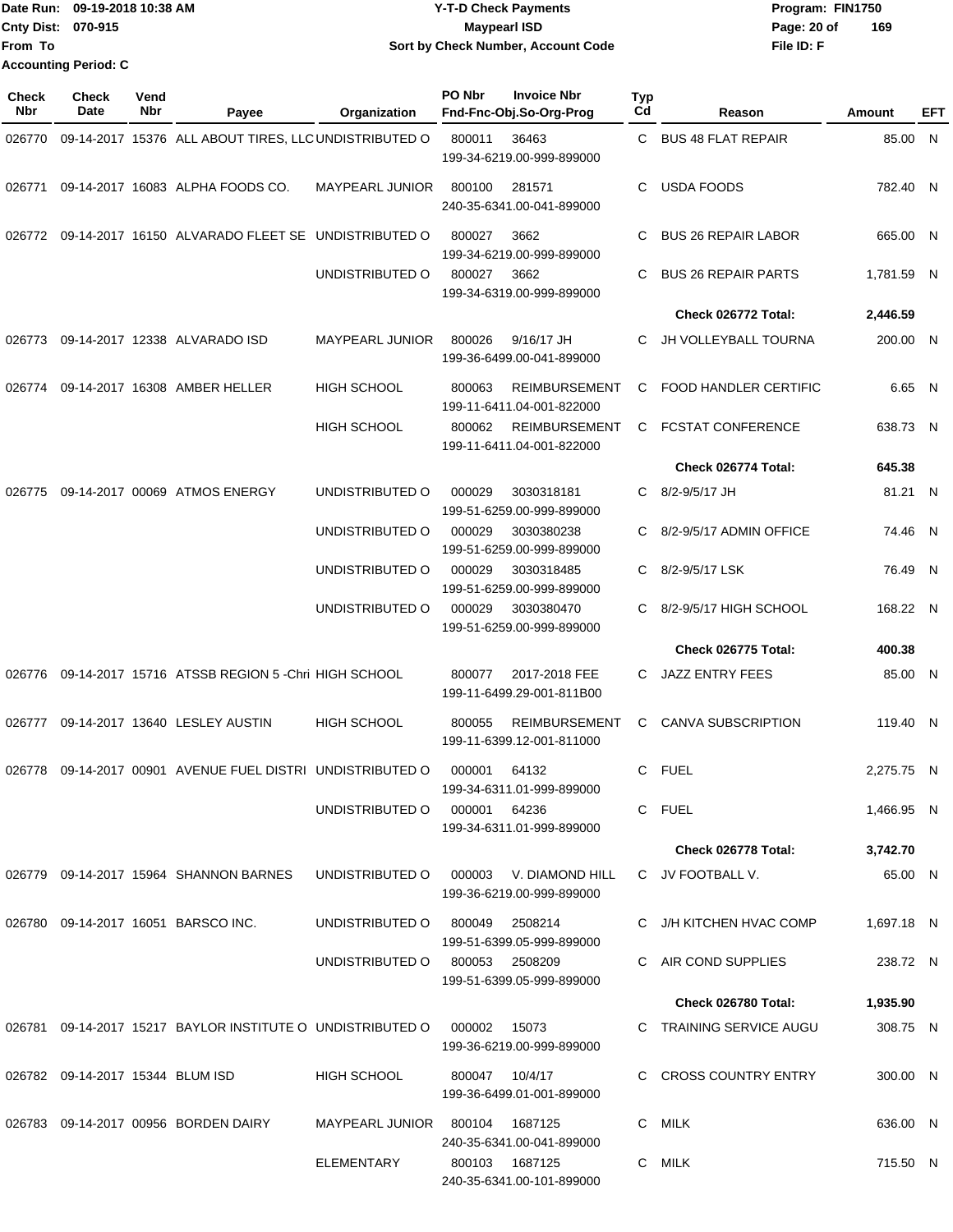Date Run: 09-19-2018 10:38 AM
Cnty Dist: 070-915
From To
Accounting Period: C

**Y-T-D Check Payments**
**Maypearl ISD**
**Sort by Check Number, Account Code**

Program: FIN1750
File ID: F

| Check Nbr | Check Date | Vend Nbr | Payee | Organization | PO Nbr | Invoice Nbr / Fnd-Fnc-Obj.So-Org-Prog | Typ Cd | Reason | Amount | EFT |
|---|---|---|---|---|---|---|---|---|---|---|
| 026770 | 09-14-2017 | 15376 | ALL ABOUT TIRES, LLC | UNDISTRIBUTED O | 800011 | 36463 199-34-6219.00-999-899000 | C | BUS 48 FLAT REPAIR | 85.00 | N |
| 026771 | 09-14-2017 | 16083 | ALPHA FOODS CO. | MAYPEARL JUNIOR | 800100 | 281571 240-35-6341.00-041-899000 | C | USDA FOODS | 782.40 | N |
| 026772 | 09-14-2017 | 16150 | ALVARADO FLEET SE | UNDISTRIBUTED O | 800027 | 3662 199-34-6219.00-999-899000 | C | BUS 26 REPAIR LABOR | 665.00 | N |
| | | | | UNDISTRIBUTED O | 800027 | 3662 199-34-6319.00-999-899000 | C | BUS 26 REPAIR PARTS | 1,781.59 | N |
| | | | | | | | | **Check 026772 Total:** | **2,446.59** | |
| 026773 | 09-14-2017 | 12338 | ALVARADO ISD | MAYPEARL JUNIOR | 800026 | 9/16/17 JH 199-36-6499.00-041-899000 | C | JH VOLLEYBALL TOURNA | 200.00 | N |
| 026774 | 09-14-2017 | 16308 | AMBER HELLER | HIGH SCHOOL | 800063 | REIMBURSEMENT 199-11-6411.04-001-822000 | C | FOOD HANDLER CERTIFIC | 6.65 | N |
| | | | | HIGH SCHOOL | 800062 | REIMBURSEMENT 199-11-6411.04-001-822000 | C | FCSTAT CONFERENCE | 638.73 | N |
| | | | | | | | | **Check 026774 Total:** | **645.38** | |
| 026775 | 09-14-2017 | 00069 | ATMOS ENERGY | UNDISTRIBUTED O | 000029 | 3030318181 199-51-6259.00-999-899000 | C | 8/2-9/5/17 JH | 81.21 | N |
| | | | | UNDISTRIBUTED O | 000029 | 3030380238 199-51-6259.00-999-899000 | C | 8/2-9/5/17 ADMIN OFFICE | 74.46 | N |
| | | | | UNDISTRIBUTED O | 000029 | 3030318485 199-51-6259.00-999-899000 | C | 8/2-9/5/17 LSK | 76.49 | N |
| | | | | UNDISTRIBUTED O | 000029 | 3030380470 199-51-6259.00-999-899000 | C | 8/2-9/5/17 HIGH SCHOOL | 168.22 | N |
| | | | | | | | | **Check 026775 Total:** | **400.38** | |
| 026776 | 09-14-2017 | 15716 | ATSSB REGION 5 -Chri | HIGH SCHOOL | 800077 | 2017-2018 FEE 199-11-6499.29-001-811B00 | C | JAZZ ENTRY FEES | 85.00 | N |
| 026777 | 09-14-2017 | 13640 | LESLEY AUSTIN | HIGH SCHOOL | 800055 | REIMBURSEMENT 199-11-6399.12-001-811000 | C | CANVA SUBSCRIPTION | 119.40 | N |
| 026778 | 09-14-2017 | 00901 | AVENUE FUEL DISTRI | UNDISTRIBUTED O | 000001 | 64132 199-34-6311.01-999-899000 | C | FUEL | 2,275.75 | N |
| | | | | UNDISTRIBUTED O | 000001 | 64236 199-34-6311.01-999-899000 | C | FUEL | 1,466.95 | N |
| | | | | | | | | **Check 026778 Total:** | **3,742.70** | |
| 026779 | 09-14-2017 | 15964 | SHANNON BARNES | UNDISTRIBUTED O | 000003 | V. DIAMOND HILL 199-36-6219.00-999-899000 | C | JV FOOTBALL V. | 65.00 | N |
| 026780 | 09-14-2017 | 16051 | BARSCO INC. | UNDISTRIBUTED O | 800049 | 2508214 199-51-6399.05-999-899000 | C | J/H KITCHEN HVAC COMP | 1,697.18 | N |
| | | | | UNDISTRIBUTED O | 800053 | 2508209 199-51-6399.05-999-899000 | C | AIR COND SUPPLIES | 238.72 | N |
| | | | | | | | | **Check 026780 Total:** | **1,935.90** | |
| 026781 | 09-14-2017 | 15217 | BAYLOR INSTITUTE O | UNDISTRIBUTED O | 000002 | 15073 199-36-6219.00-999-899000 | C | TRAINING SERVICE AUGU | 308.75 | N |
| 026782 | 09-14-2017 | 15344 | BLUM ISD | HIGH SCHOOL | 800047 | 10/4/17 199-36-6499.01-001-899000 | C | CROSS COUNTRY ENTRY | 300.00 | N |
| 026783 | 09-14-2017 | 00956 | BORDEN DAIRY | MAYPEARL JUNIOR | 800104 | 1687125 240-35-6341.00-041-899000 | C | MILK | 636.00 | N |
| | | | | ELEMENTARY | 800103 | 1687125 240-35-6341.00-101-899000 | C | MILK | 715.50 | N |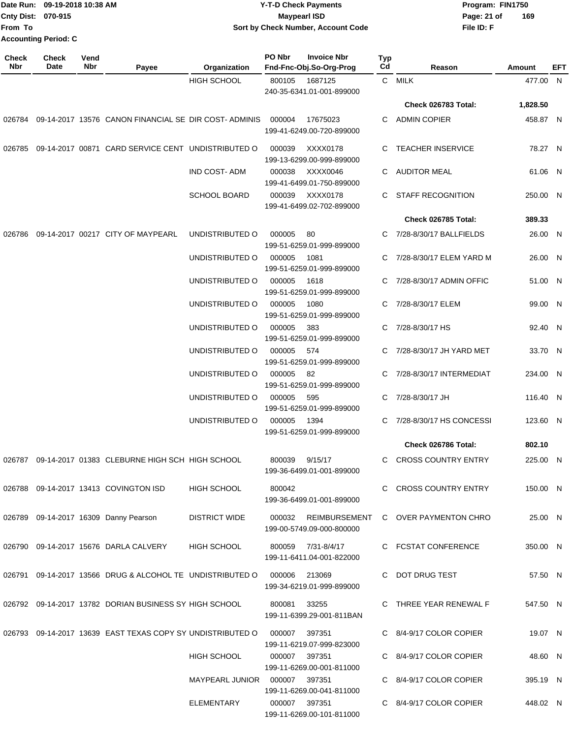Date Run: 09-19-2018 10:38 AM
Cnty Dist: 070-915
From To
Accounting Period: C

# Y-T-D Check Payments
## Maypearl ISD
### Sort by Check Number, Account Code

Program: FIN1750
File ID: F

| Check Nbr | Check Date | Vend Nbr | Payee | Organization | PO Nbr | Invoice Nbr / Fnd-Fnc-Obj.So-Org-Prog | Typ Cd | Reason | Amount | EFT |
|---|---|---|---|---|---|---|---|---|---|---|
| | | | | HIGH SCHOOL | 800105 | 1687125 240-35-6341.01-001-899000 | C | MILK | 477.00 | N |
| | | | | | | | | **Check 026783 Total:** | **1,828.50** | |
| 026784 | 09-14-2017 | 13576 | CANON FINANCIAL SE | DIR COST- ADMINIS | 000004 | 17675023 199-41-6249.00-720-899000 | C | ADMIN COPIER | 458.87 | N |
| 026785 | 09-14-2017 | 00871 | CARD SERVICE CENT | UNDISTRIBUTED O | 000039 | XXXX0178 199-13-6299.00-999-899000 | C | TEACHER INSERVICE | 78.27 | N |
| | | | | IND COST- ADM | 000038 | XXXX0046 199-41-6499.01-750-899000 | C | AUDITOR MEAL | 61.06 | N |
| | | | | SCHOOL BOARD | 000039 | XXXX0178 199-41-6499.02-702-899000 | C | STAFF RECOGNITION | 250.00 | N |
| | | | | | | | | **Check 026785 Total:** | **389.33** | |
| 026786 | 09-14-2017 | 00217 | CITY OF MAYPEARL | UNDISTRIBUTED O | 000005 | 80 199-51-6259.01-999-899000 | C | 7/28-8/30/17 BALLFIELDS | 26.00 | N |
| | | | | UNDISTRIBUTED O | 000005 | 1081 199-51-6259.01-999-899000 | C | 7/28-8/30/17 ELEM YARD M | 26.00 | N |
| | | | | UNDISTRIBUTED O | 000005 | 1618 199-51-6259.01-999-899000 | C | 7/28-8/30/17 ADMIN OFFIC | 51.00 | N |
| | | | | UNDISTRIBUTED O | 000005 | 1080 199-51-6259.01-999-899000 | C | 7/28-8/30/17 ELEM | 99.00 | N |
| | | | | UNDISTRIBUTED O | 000005 | 383 199-51-6259.01-999-899000 | C | 7/28-8/30/17 HS | 92.40 | N |
| | | | | UNDISTRIBUTED O | 000005 | 574 199-51-6259.01-999-899000 | C | 7/28-8/30/17 JH YARD MET | 33.70 | N |
| | | | | UNDISTRIBUTED O | 000005 | 82 199-51-6259.01-999-899000 | C | 7/28-8/30/17 INTERMEDIAT | 234.00 | N |
| | | | | UNDISTRIBUTED O | 000005 | 595 199-51-6259.01-999-899000 | C | 7/28-8/30/17 JH | 116.40 | N |
| | | | | UNDISTRIBUTED O | 000005 | 1394 199-51-6259.01-999-899000 | C | 7/28-8/30/17 HS CONCESSI | 123.60 | N |
| | | | | | | | | **Check 026786 Total:** | **802.10** | |
| 026787 | 09-14-2017 | 01383 | CLEBURNE HIGH SCH | HIGH SCHOOL | 800039 | 9/15/17 199-36-6499.01-001-899000 | C | CROSS COUNTRY ENTRY | 225.00 | N |
| 026788 | 09-14-2017 | 13413 | COVINGTON ISD | HIGH SCHOOL | 800042 | 199-36-6499.01-001-899000 | C | CROSS COUNTRY ENTRY | 150.00 | N |
| 026789 | 09-14-2017 | 16309 | Danny Pearson | DISTRICT WIDE | 000032 | REIMBURSEMENT 199-00-5749.09-000-800000 | C | OVER PAYMENTON CHRO | 25.00 | N |
| 026790 | 09-14-2017 | 15676 | DARLA CALVERY | HIGH SCHOOL | 800059 | 7/31-8/4/17 199-11-6411.04-001-822000 | C | FCSTAT CONFERENCE | 350.00 | N |
| 026791 | 09-14-2017 | 13566 | DRUG & ALCOHOL TE | UNDISTRIBUTED O | 000006 | 213069 199-34-6219.01-999-899000 | C | DOT DRUG TEST | 57.50 | N |
| 026792 | 09-14-2017 | 13782 | DORIAN BUSINESS SY | HIGH SCHOOL | 800081 | 33255 199-11-6399.29-001-811BAN | C | THREE YEAR RENEWAL F | 547.50 | N |
| 026793 | 09-14-2017 | 13639 | EAST TEXAS COPY SY | UNDISTRIBUTED O | 000007 | 397351 199-11-6219.07-999-823000 | C | 8/4-9/17 COLOR COPIER | 19.07 | N |
| | | | | HIGH SCHOOL | 000007 | 397351 199-11-6269.00-001-811000 | C | 8/4-9/17 COLOR COPIER | 48.60 | N |
| | | | | MAYPEARL JUNIOR | 000007 | 397351 199-11-6269.00-041-811000 | C | 8/4-9/17 COLOR COPIER | 395.19 | N |
| | | | | ELEMENTARY | 000007 | 397351 199-11-6269.00-101-811000 | C | 8/4-9/17 COLOR COPIER | 448.02 | N |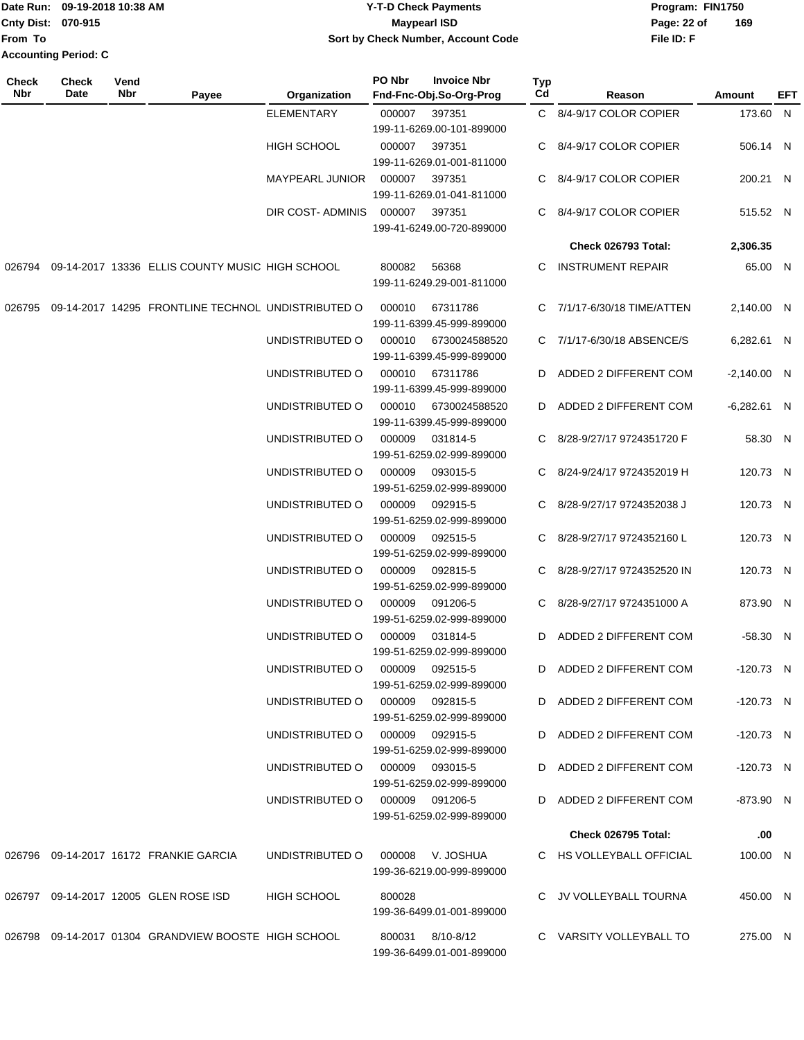Date Run: 09-19-2018 10:38 AM
Cnty Dist: 070-915
From To
Accounting Period: C

**Y-T-D Check Payments**
**Maypearl ISD**
**Sort by Check Number, Account Code**

Program: FIN1750
File ID: F

| Check Nbr | Check Date | Vend Nbr | Payee | Organization | PO Nbr | Invoice Nbr / Fnd-Fnc-Obj.So-Org-Prog | Typ Cd | Reason | Amount | EFT |
|---|---|---|---|---|---|---|---|---|---|---|
| | | | | ELEMENTARY | 000007 | 397351 / 199-11-6269.00-101-899000 | C | 8/4-9/17 COLOR COPIER | 173.60 | N |
| | | | | HIGH SCHOOL | 000007 | 397351 / 199-11-6269.01-001-811000 | C | 8/4-9/17 COLOR COPIER | 506.14 | N |
| | | | | MAYPEARL JUNIOR | 000007 | 397351 / 199-11-6269.01-041-811000 | C | 8/4-9/17 COLOR COPIER | 200.21 | N |
| | | | | DIR COST- ADMINIS | 000007 | 397351 / 199-41-6249.00-720-899000 | C | 8/4-9/17 COLOR COPIER | 515.52 | N |
| | | | | | | | | **Check 026793 Total:** | **2,306.35** | |
| 026794 | 09-14-2017 | 13336 | ELLIS COUNTY MUSIC | HIGH SCHOOL | 800082 | 56368 / 199-11-6249.29-001-811000 | C | INSTRUMENT REPAIR | 65.00 | N |
| 026795 | 09-14-2017 | 14295 | FRONTLINE TECHNOL | UNDISTRIBUTED O | 000010 | 67311786 / 199-11-6399.45-999-899000 | C | 7/1/17-6/30/18 TIME/ATTEN | 2,140.00 | N |
| | | | | UNDISTRIBUTED O | 000010 | 6730024588520 / 199-11-6399.45-999-899000 | C | 7/1/17-6/30/18 ABSENCE/S | 6,282.61 | N |
| | | | | UNDISTRIBUTED O | 000010 | 67311786 / 199-11-6399.45-999-899000 | D | ADDED 2 DIFFERENT COM | -2,140.00 | N |
| | | | | UNDISTRIBUTED O | 000010 | 6730024588520 / 199-11-6399.45-999-899000 | D | ADDED 2 DIFFERENT COM | -6,282.61 | N |
| | | | | UNDISTRIBUTED O | 000009 | 031814-5 / 199-51-6259.02-999-899000 | C | 8/28-9/27/17 9724351720 F | 58.30 | N |
| | | | | UNDISTRIBUTED O | 000009 | 093015-5 / 199-51-6259.02-999-899000 | C | 8/24-9/24/17 9724352019 H | 120.73 | N |
| | | | | UNDISTRIBUTED O | 000009 | 092915-5 / 199-51-6259.02-999-899000 | C | 8/28-9/27/17 9724352038 J | 120.73 | N |
| | | | | UNDISTRIBUTED O | 000009 | 092515-5 / 199-51-6259.02-999-899000 | C | 8/28-9/27/17 9724352160 L | 120.73 | N |
| | | | | UNDISTRIBUTED O | 000009 | 092815-5 / 199-51-6259.02-999-899000 | C | 8/28-9/27/17 9724352520 IN | 120.73 | N |
| | | | | UNDISTRIBUTED O | 000009 | 091206-5 / 199-51-6259.02-999-899000 | C | 8/28-9/27/17 9724351000 A | 873.90 | N |
| | | | | UNDISTRIBUTED O | 000009 | 031814-5 / 199-51-6259.02-999-899000 | D | ADDED 2 DIFFERENT COM | -58.30 | N |
| | | | | UNDISTRIBUTED O | 000009 | 092515-5 / 199-51-6259.02-999-899000 | D | ADDED 2 DIFFERENT COM | -120.73 | N |
| | | | | UNDISTRIBUTED O | 000009 | 092815-5 / 199-51-6259.02-999-899000 | D | ADDED 2 DIFFERENT COM | -120.73 | N |
| | | | | UNDISTRIBUTED O | 000009 | 092915-5 / 199-51-6259.02-999-899000 | D | ADDED 2 DIFFERENT COM | -120.73 | N |
| | | | | UNDISTRIBUTED O | 000009 | 093015-5 / 199-51-6259.02-999-899000 | D | ADDED 2 DIFFERENT COM | -120.73 | N |
| | | | | UNDISTRIBUTED O | 000009 | 091206-5 / 199-51-6259.02-999-899000 | D | ADDED 2 DIFFERENT COM | -873.90 | N |
| | | | | | | | | **Check 026795 Total:** | **.00** | |
| 026796 | 09-14-2017 | 16172 | FRANKIE GARCIA | UNDISTRIBUTED O | 000008 | V. JOSHUA / 199-36-6219.00-999-899000 | C | HS VOLLEYBALL OFFICIAL | 100.00 | N |
| 026797 | 09-14-2017 | 12005 | GLEN ROSE ISD | HIGH SCHOOL | 800028 | / 199-36-6499.01-001-899000 | C | JV VOLLEYBALL TOURNA | 450.00 | N |
| 026798 | 09-14-2017 | 01304 | GRANDVIEW BOOSTE | HIGH SCHOOL | 800031 | 8/10-8/12 / 199-36-6499.01-001-899000 | C | VARSITY VOLLEYBALL TO | 275.00 | N |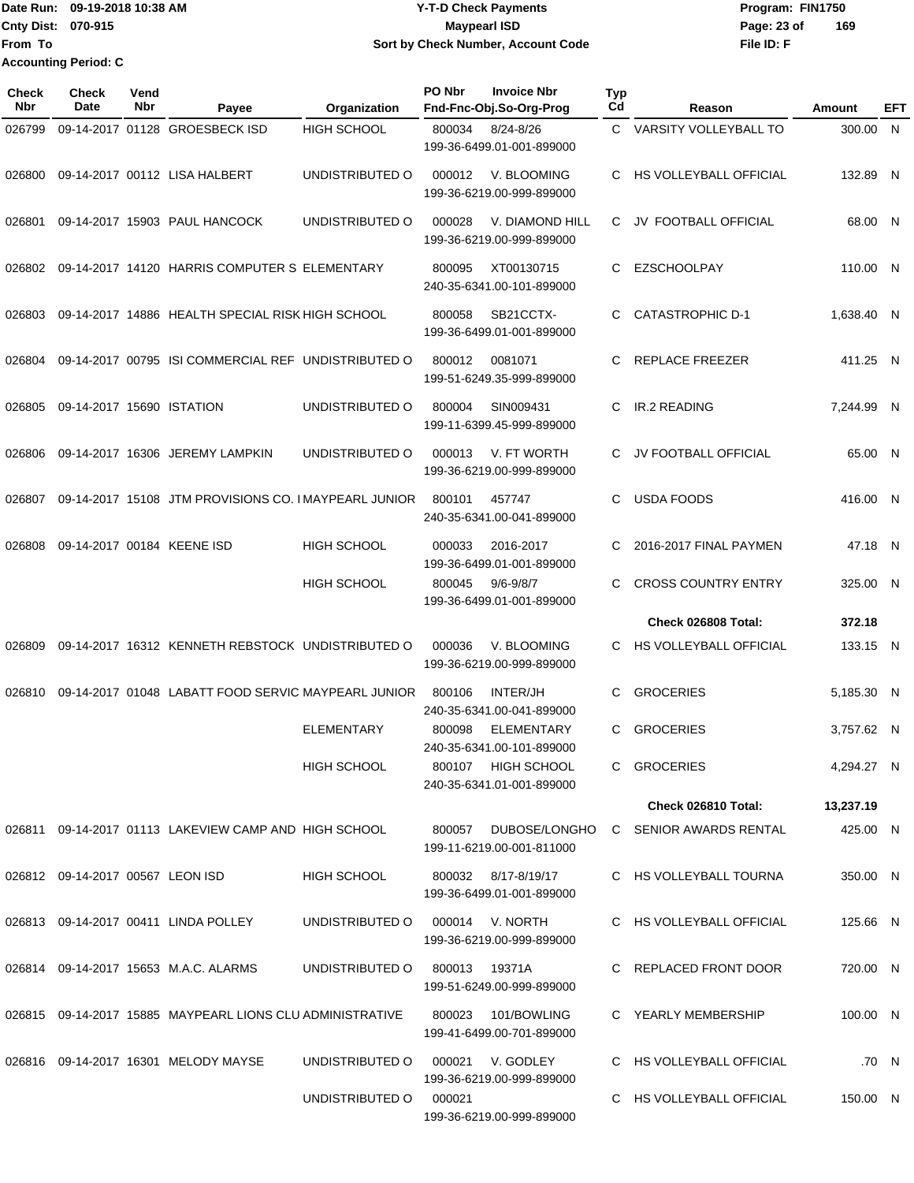Date Run: 09-19-2018 10:38 AM
Cnty Dist: 070-915
From To
Accounting Period: C

**Y-T-D Check Payments**
**Maypearl ISD**
**Sort by Check Number, Account Code**

Program: FIN1750
File ID: F

| Check Nbr | Check Date | Vend Nbr | Payee | Organization | PO Nbr | Invoice Nbr / Fnd-Fnc-Obj.So-Org-Prog | Typ Cd | Reason | Amount | EFT |
|---|---|---|---|---|---|---|---|---|---|---|
| 026799 | 09-14-2017 | 01128 | GROESBECK ISD | HIGH SCHOOL | 800034 | 8/24-8/26<br>199-36-6499.01-001-899000 | C | VARSITY VOLLEYBALL TO | 300.00 | N |
| 026800 | 09-14-2017 | 00112 | LISA HALBERT | UNDISTRIBUTED O | 000012 | V. BLOOMING<br>199-36-6219.00-999-899000 | C | HS VOLLEYBALL OFFICIAL | 132.89 | N |
| 026801 | 09-14-2017 | 15903 | PAUL HANCOCK | UNDISTRIBUTED O | 000028 | V. DIAMOND HILL<br>199-36-6219.00-999-899000 | C | JV FOOTBALL OFFICIAL | 68.00 | N |
| 026802 | 09-14-2017 | 14120 | HARRIS COMPUTER S | ELEMENTARY | 800095 | XT00130715<br>240-35-6341.00-101-899000 | C | EZSCHOOLPAY | 110.00 | N |
| 026803 | 09-14-2017 | 14886 | HEALTH SPECIAL RISK | HIGH SCHOOL | 800058 | SB21CCTX-<br>199-36-6499.01-001-899000 | C | CATASTROPHIC D-1 | 1,638.40 | N |
| 026804 | 09-14-2017 | 00795 | ISI COMMERCIAL REF | UNDISTRIBUTED O | 800012 | 0081071<br>199-51-6249.35-999-899000 | C | REPLACE FREEZER | 411.25 | N |
| 026805 | 09-14-2017 | 15690 | ISTATION | UNDISTRIBUTED O | 800004 | SIN009431<br>199-11-6399.45-999-899000 | C | IR.2 READING | 7,244.99 | N |
| 026806 | 09-14-2017 | 16306 | JEREMY LAMPKIN | UNDISTRIBUTED O | 000013 | V. FT WORTH<br>199-36-6219.00-999-899000 | C | JV FOOTBALL OFFICIAL | 65.00 | N |
| 026807 | 09-14-2017 | 15108 | JTM PROVISIONS CO. I | MAYPEARL JUNIOR | 800101 | 457747<br>240-35-6341.00-041-899000 | C | USDA FOODS | 416.00 | N |
| 026808 | 09-14-2017 | 00184 | KEENE ISD | HIGH SCHOOL | 000033 | 2016-2017<br>199-36-6499.01-001-899000 | C | 2016-2017 FINAL PAYMEN | 47.18 | N |
| | | | | HIGH SCHOOL | 800045 | 9/6-9/8/7<br>199-36-6499.01-001-899000 | C | CROSS COUNTRY ENTRY | 325.00 | N |
| | | | | | | | | **Check 026808 Total:** | **372.18** | |
| 026809 | 09-14-2017 | 16312 | KENNETH REBSTOCK | UNDISTRIBUTED O | 000036 | V. BLOOMING<br>199-36-6219.00-999-899000 | C | HS VOLLEYBALL OFFICIAL | 133.15 | N |
| 026810 | 09-14-2017 | 01048 | LABATT FOOD SERVIC | MAYPEARL JUNIOR | 800106 | INTER/JH<br>240-35-6341.00-041-899000 | C | GROCERIES | 5,185.30 | N |
| | | | | ELEMENTARY | 800098 | ELEMENTARY<br>240-35-6341.00-101-899000 | C | GROCERIES | 3,757.62 | N |
| | | | | HIGH SCHOOL | 800107 | HIGH SCHOOL<br>240-35-6341.01-001-899000 | C | GROCERIES | 4,294.27 | N |
| | | | | | | | | **Check 026810 Total:** | **13,237.19** | |
| 026811 | 09-14-2017 | 01113 | LAKEVIEW CAMP AND | HIGH SCHOOL | 800057 | DUBOSE/LONGHO<br>199-11-6219.00-001-811000 | C | SENIOR AWARDS RENTAL | 425.00 | N |
| 026812 | 09-14-2017 | 00567 | LEON ISD | HIGH SCHOOL | 800032 | 8/17-8/19/17<br>199-36-6499.01-001-899000 | C | HS VOLLEYBALL TOURNA | 350.00 | N |
| 026813 | 09-14-2017 | 00411 | LINDA POLLEY | UNDISTRIBUTED O | 000014 | V. NORTH<br>199-36-6219.00-999-899000 | C | HS VOLLEYBALL OFFICIAL | 125.66 | N |
| 026814 | 09-14-2017 | 15653 | M.A.C. ALARMS | UNDISTRIBUTED O | 800013 | 19371A<br>199-51-6249.00-999-899000 | C | REPLACED FRONT DOOR | 720.00 | N |
| 026815 | 09-14-2017 | 15885 | MAYPEARL LIONS CLU | ADMINISTRATIVE | 800023 | 101/BOWLING<br>199-41-6499.00-701-899000 | C | YEARLY MEMBERSHIP | 100.00 | N |
| 026816 | 09-14-2017 | 16301 | MELODY MAYSE | UNDISTRIBUTED O | 000021 | V. GODLEY<br>199-36-6219.00-999-899000 | C | HS VOLLEYBALL OFFICIAL | .70 | N |
| | | | | UNDISTRIBUTED O | 000021 | 199-36-6219.00-999-899000 | C | HS VOLLEYBALL OFFICIAL | 150.00 | N |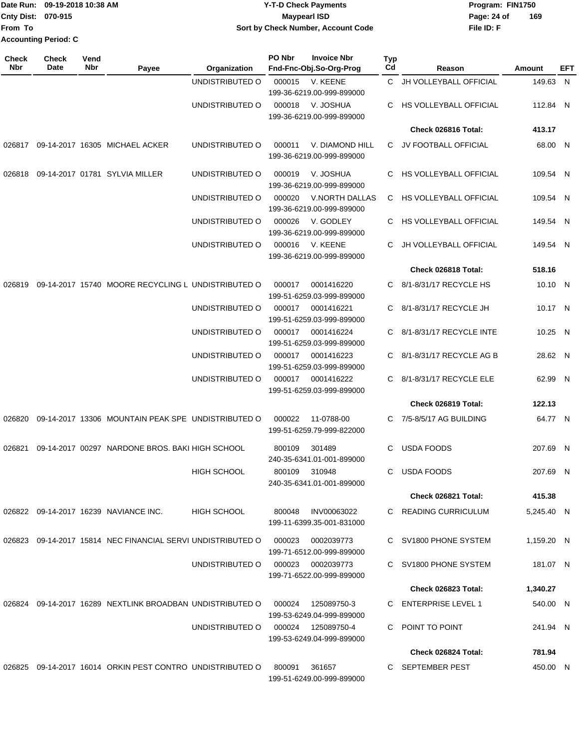Date Run: 09-19-2018 10:38 AM
Cnty Dist: 070-915
From To
Accounting Period: C

**Y-T-D Check Payments**
**Maypearl ISD**
**Sort by Check Number, Account Code**

Program: FIN1750
File ID: F

| Check Nbr | Check Date | Vend Nbr | Payee | Organization | PO Nbr | Invoice Nbr / Fnd-Fnc-Obj.So-Org-Prog | Typ Cd | Reason | Amount | EFT |
|---|---|---|---|---|---|---|---|---|---|---|
| | | | | UNDISTRIBUTED O | 000015 | V. KEENE 199-36-6219.00-999-899000 | C | JH VOLLEYBALL OFFICIAL | 149.63 | N |
| | | | | UNDISTRIBUTED O | 000018 | V. JOSHUA 199-36-6219.00-999-899000 | C | HS VOLLEYBALL OFFICIAL | 112.84 | N |
| | | | | | | | | **Check 026816 Total:** | **413.17** | |
| 026817 | 09-14-2017 | 16305 | MICHAEL ACKER | UNDISTRIBUTED O | 000011 | V. DIAMOND HILL 199-36-6219.00-999-899000 | C | JV FOOTBALL OFFICIAL | 68.00 | N |
| 026818 | 09-14-2017 | 01781 | SYLVIA MILLER | UNDISTRIBUTED O | 000019 | V. JOSHUA 199-36-6219.00-999-899000 | C | HS VOLLEYBALL OFFICIAL | 109.54 | N |
| | | | | UNDISTRIBUTED O | 000020 | V.NORTH DALLAS 199-36-6219.00-999-899000 | C | HS VOLLEYBALL OFFICIAL | 109.54 | N |
| | | | | UNDISTRIBUTED O | 000026 | V. GODLEY 199-36-6219.00-999-899000 | C | HS VOLLEYBALL OFFICIAL | 149.54 | N |
| | | | | UNDISTRIBUTED O | 000016 | V. KEENE 199-36-6219.00-999-899000 | C | JH VOLLEYBALL OFFICIAL | 149.54 | N |
| | | | | | | | | **Check 026818 Total:** | **518.16** | |
| 026819 | 09-14-2017 | 15740 | MOORE RECYCLING L | UNDISTRIBUTED O | 000017 | 0001416220 199-51-6259.03-999-899000 | C | 8/1-8/31/17 RECYCLE HS | 10.10 | N |
| | | | | UNDISTRIBUTED O | 000017 | 0001416221 199-51-6259.03-999-899000 | C | 8/1-8/31/17 RECYCLE JH | 10.17 | N |
| | | | | UNDISTRIBUTED O | 000017 | 0001416224 199-51-6259.03-999-899000 | C | 8/1-8/31/17 RECYCLE INTE | 10.25 | N |
| | | | | UNDISTRIBUTED O | 000017 | 0001416223 199-51-6259.03-999-899000 | C | 8/1-8/31/17 RECYCLE AG B | 28.62 | N |
| | | | | UNDISTRIBUTED O | 000017 | 0001416222 199-51-6259.03-999-899000 | C | 8/1-8/31/17 RECYCLE ELE | 62.99 | N |
| | | | | | | | | **Check 026819 Total:** | **122.13** | |
| 026820 | 09-14-2017 | 13306 | MOUNTAIN PEAK SPE | UNDISTRIBUTED O | 000022 | 11-0788-00 199-51-6259.79-999-822000 | C | 7/5-8/5/17 AG BUILDING | 64.77 | N |
| 026821 | 09-14-2017 | 00297 | NARDONE BROS. BAKI | HIGH SCHOOL | 800109 | 301489 240-35-6341.01-001-899000 | C | USDA FOODS | 207.69 | N |
| | | | | HIGH SCHOOL | 800109 | 310948 240-35-6341.01-001-899000 | C | USDA FOODS | 207.69 | N |
| | | | | | | | | **Check 026821 Total:** | **415.38** | |
| 026822 | 09-14-2017 | 16239 | NAVIANCE INC. | HIGH SCHOOL | 800048 | INV00063022 199-11-6399.35-001-831000 | C | READING CURRICULUM | 5,245.40 | N |
| 026823 | 09-14-2017 | 15814 | NEC FINANCIAL SERVI | UNDISTRIBUTED O | 000023 | 0002039773 199-71-6512.00-999-899000 | C | SV1800 PHONE SYSTEM | 1,159.20 | N |
| | | | | UNDISTRIBUTED O | 000023 | 0002039773 199-71-6522.00-999-899000 | C | SV1800 PHONE SYSTEM | 181.07 | N |
| | | | | | | | | **Check 026823 Total:** | **1,340.27** | |
| 026824 | 09-14-2017 | 16289 | NEXTLINK BROADBAN | UNDISTRIBUTED O | 000024 | 125089750-3 199-53-6249.04-999-899000 | C | ENTERPRISE LEVEL 1 | 540.00 | N |
| | | | | UNDISTRIBUTED O | 000024 | 125089750-4 199-53-6249.04-999-899000 | C | POINT TO POINT | 241.94 | N |
| | | | | | | | | **Check 026824 Total:** | **781.94** | |
| 026825 | 09-14-2017 | 16014 | ORKIN PEST CONTRO | UNDISTRIBUTED O | 800091 | 361657 199-51-6249.00-999-899000 | C | SEPTEMBER PEST | 450.00 | N |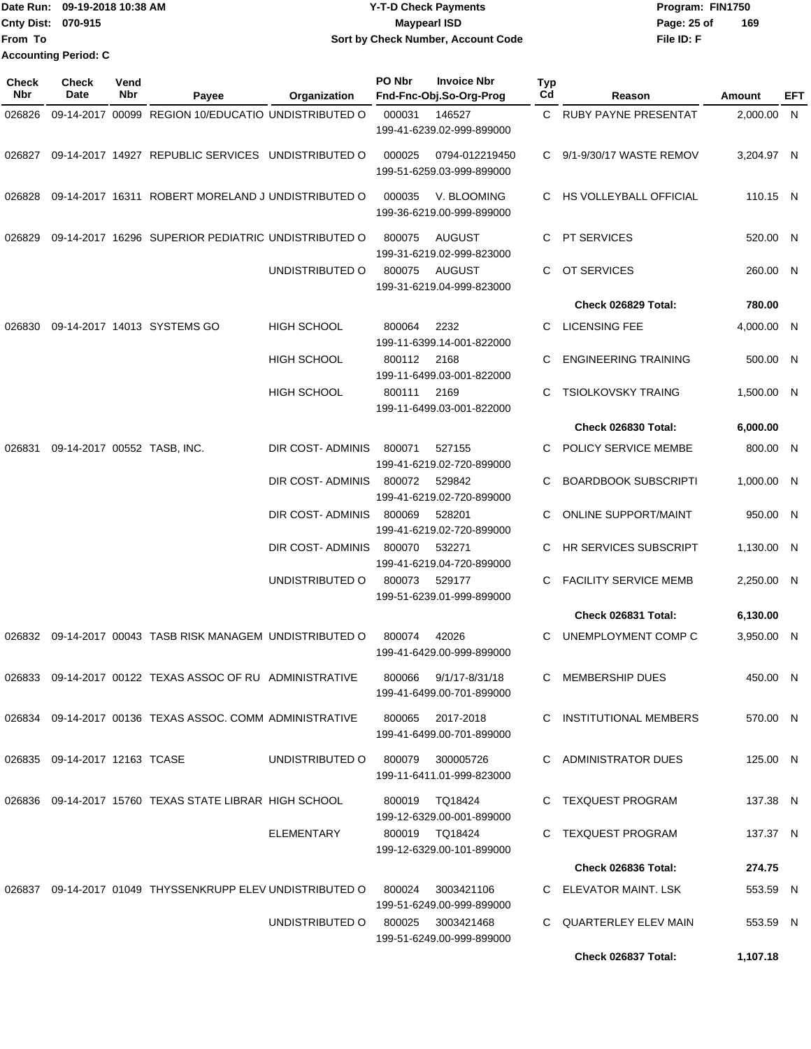Date Run: 09-19-2018 10:38 AM
Cnty Dist: 070-915
From To
Accounting Period: C

# Y-T-D Check Payments
## Maypearl ISD
### Sort by Check Number, Account Code

Program: FIN1750
File ID: F

| Check Nbr | Check Date | Vend Nbr | Payee | Organization | PO Nbr | Invoice Nbr / Fnd-Fnc-Obj.So-Org-Prog | Typ Cd | Reason | Amount | EFT |
|---|---|---|---|---|---|---|---|---|---|---|
| 026826 | 09-14-2017 | 00099 | REGION 10/EDUCATIO | UNDISTRIBUTED O | 000031 | 146527 / 199-41-6239.02-999-899000 | C | RUBY PAYNE PRESENTAT | 2,000.00 | N |
| 026827 | 09-14-2017 | 14927 | REPUBLIC SERVICES | UNDISTRIBUTED O | 000025 | 0794-012219450 / 199-51-6259.03-999-899000 | C | 9/1-9/30/17 WASTE REMOV | 3,204.97 | N |
| 026828 | 09-14-2017 | 16311 | ROBERT MORELAND J | UNDISTRIBUTED O | 000035 | V. BLOOMING / 199-36-6219.00-999-899000 | C | HS VOLLEYBALL OFFICIAL | 110.15 | N |
| 026829 | 09-14-2017 | 16296 | SUPERIOR PEDIATRIC | UNDISTRIBUTED O | 800075 | AUGUST / 199-31-6219.02-999-823000 | C | PT SERVICES | 520.00 | N |
| | | | | UNDISTRIBUTED O | 800075 | AUGUST / 199-31-6219.04-999-823000 | C | OT SERVICES | 260.00 | N |
| | | | | | | | | **Check 026829 Total:** | **780.00** | |
| 026830 | 09-14-2017 | 14013 | SYSTEMS GO | HIGH SCHOOL | 800064 | 2232 / 199-11-6399.14-001-822000 | C | LICENSING FEE | 4,000.00 | N |
| | | | | HIGH SCHOOL | 800112 | 2168 / 199-11-6499.03-001-822000 | C | ENGINEERING TRAINING | 500.00 | N |
| | | | | HIGH SCHOOL | 800111 | 2169 / 199-11-6499.03-001-822000 | C | TSIOLKOVSKY TRAING | 1,500.00 | N |
| | | | | | | | | **Check 026830 Total:** | **6,000.00** | |
| 026831 | 09-14-2017 | 00552 | TASB, INC. | DIR COST- ADMINIS | 800071 | 527155 / 199-41-6219.02-720-899000 | C | POLICY SERVICE MEMBE | 800.00 | N |
| | | | | DIR COST- ADMINIS | 800072 | 529842 / 199-41-6219.02-720-899000 | C | BOARDBOOK SUBSCRIPTI | 1,000.00 | N |
| | | | | DIR COST- ADMINIS | 800069 | 528201 / 199-41-6219.02-720-899000 | C | ONLINE SUPPORT/MAINT | 950.00 | N |
| | | | | DIR COST- ADMINIS | 800070 | 532271 / 199-41-6219.04-720-899000 | C | HR SERVICES SUBSCRIPT | 1,130.00 | N |
| | | | | UNDISTRIBUTED O | 800073 | 529177 / 199-51-6239.01-999-899000 | C | FACILITY SERVICE MEMB | 2,250.00 | N |
| | | | | | | | | **Check 026831 Total:** | **6,130.00** | |
| 026832 | 09-14-2017 | 00043 | TASB RISK MANAGEM | UNDISTRIBUTED O | 800074 | 42026 / 199-41-6429.00-999-899000 | C | UNEMPLOYMENT COMP C | 3,950.00 | N |
| 026833 | 09-14-2017 | 00122 | TEXAS ASSOC OF RU | ADMINISTRATIVE | 800066 | 9/1/17-8/31/18 / 199-41-6499.00-701-899000 | C | MEMBERSHIP DUES | 450.00 | N |
| 026834 | 09-14-2017 | 00136 | TEXAS ASSOC. COMM | ADMINISTRATIVE | 800065 | 2017-2018 / 199-41-6499.00-701-899000 | C | INSTITUTIONAL MEMBERS | 570.00 | N |
| 026835 | 09-14-2017 | 12163 | TCASE | UNDISTRIBUTED O | 800079 | 300005726 / 199-11-6411.01-999-823000 | C | ADMINISTRATOR DUES | 125.00 | N |
| 026836 | 09-14-2017 | 15760 | TEXAS STATE LIBRAR | HIGH SCHOOL | 800019 | TQ18424 / 199-12-6329.00-001-899000 | C | TEXQUEST PROGRAM | 137.38 | N |
| | | | | ELEMENTARY | 800019 | TQ18424 / 199-12-6329.00-101-899000 | C | TEXQUEST PROGRAM | 137.37 | N |
| | | | | | | | | **Check 026836 Total:** | **274.75** | |
| 026837 | 09-14-2017 | 01049 | THYSSENKRUPP ELEV | UNDISTRIBUTED O | 800024 | 3003421106 / 199-51-6249.00-999-899000 | C | ELEVATOR MAINT. LSK | 553.59 | N |
| | | | | UNDISTRIBUTED O | 800025 | 3003421468 / 199-51-6249.00-999-899000 | C | QUARTERLEY ELEV MAIN | 553.59 | N |
| | | | | | | | | **Check 026837 Total:** | **1,107.18** | |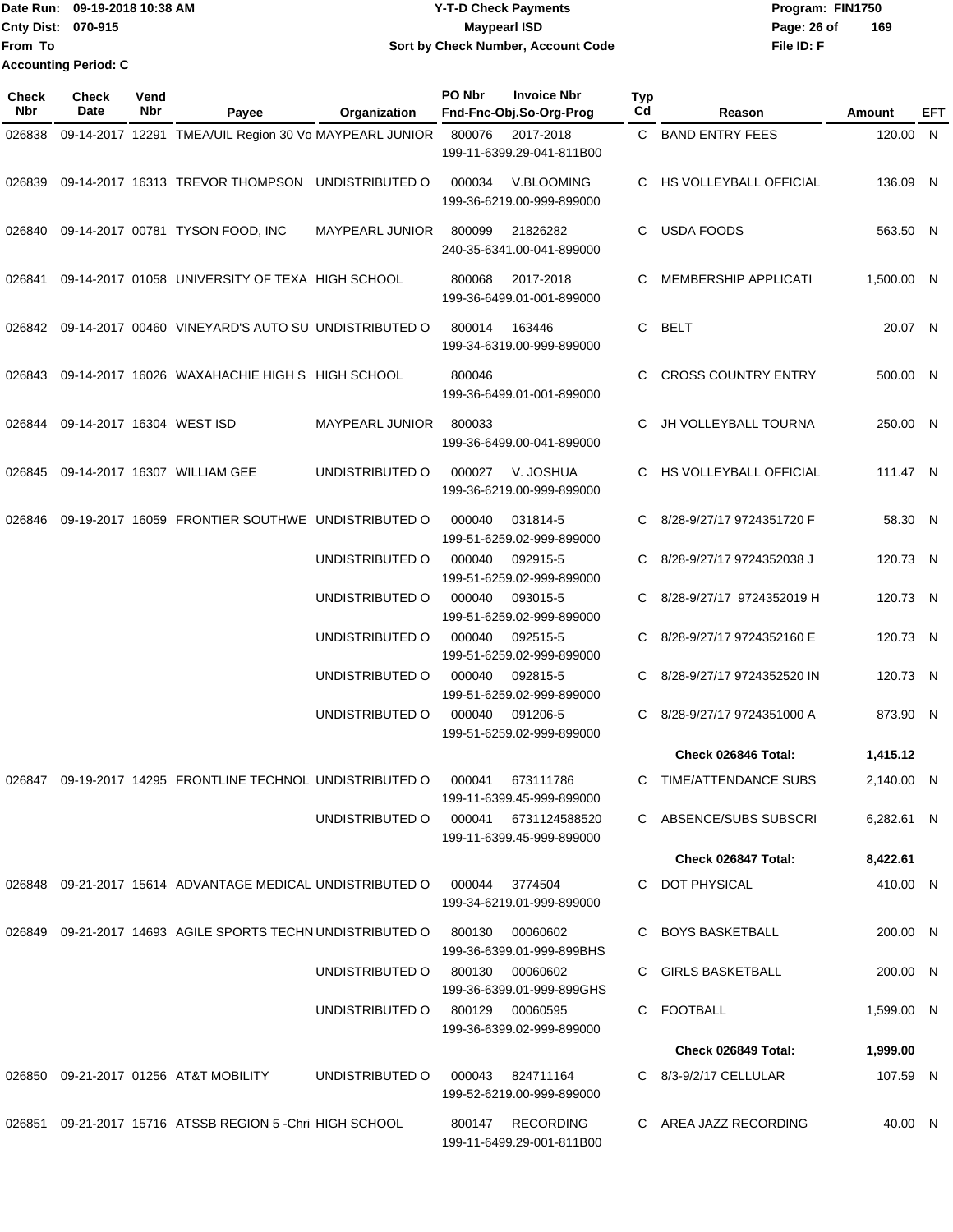Date Run: 09-19-2018 10:38 AM
Cnty Dist: 070-915
From To
Accounting Period: C

# Y-T-D Check Payments
## Maypearl ISD
### Sort by Check Number, Account Code

Program: FIN1750
File ID: F

| Check Nbr | Check Date | Vend Nbr | Payee | Organization | PO Nbr | Invoice Nbr / Fnd-Fnc-Obj.So-Org-Prog | Typ Cd | Reason | Amount | EFT |
|---|---|---|---|---|---|---|---|---|---|---|
| 026838 | 09-14-2017 | 12291 | TMEA/UIL Region 30 Vo | MAYPEARL JUNIOR | 800076 | 2017-2018 / 199-11-6399.29-041-811B00 | C | BAND ENTRY FEES | 120.00 | N |
| 026839 | 09-14-2017 | 16313 | TREVOR THOMPSON | UNDISTRIBUTED O | 000034 | V.BLOOMING / 199-36-6219.00-999-899000 | C | HS VOLLEYBALL OFFICIAL | 136.09 | N |
| 026840 | 09-14-2017 | 00781 | TYSON FOOD, INC | MAYPEARL JUNIOR | 800099 | 21826282 / 240-35-6341.00-041-899000 | C | USDA FOODS | 563.50 | N |
| 026841 | 09-14-2017 | 01058 | UNIVERSITY OF TEXA | HIGH SCHOOL | 800068 | 2017-2018 / 199-36-6499.01-001-899000 | C | MEMBERSHIP APPLICATI | 1,500.00 | N |
| 026842 | 09-14-2017 | 00460 | VINEYARD'S AUTO SU | UNDISTRIBUTED O | 800014 | 163446 / 199-34-6319.00-999-899000 | C | BELT | 20.07 | N |
| 026843 | 09-14-2017 | 16026 | WAXAHACHIE HIGH S | HIGH SCHOOL | 800046 | 199-36-6499.01-001-899000 | C | CROSS COUNTRY ENTRY | 500.00 | N |
| 026844 | 09-14-2017 | 16304 | WEST ISD | MAYPEARL JUNIOR | 800033 | 199-36-6499.00-041-899000 | C | JH VOLLEYBALL TOURNA | 250.00 | N |
| 026845 | 09-14-2017 | 16307 | WILLIAM GEE | UNDISTRIBUTED O | 000027 | V. JOSHUA / 199-36-6219.00-999-899000 | C | HS VOLLEYBALL OFFICIAL | 111.47 | N |
| 026846 | 09-19-2017 | 16059 | FRONTIER SOUTHWE | UNDISTRIBUTED O | 000040 | 031814-5 / 199-51-6259.02-999-899000 | C | 8/28-9/27/17 9724351720 F | 58.30 | N |
| | | | | UNDISTRIBUTED O | 000040 | 092915-5 / 199-51-6259.02-999-899000 | C | 8/28-9/27/17 9724352038 J | 120.73 | N |
| | | | | UNDISTRIBUTED O | 000040 | 093015-5 / 199-51-6259.02-999-899000 | C | 8/28-9/27/17 9724352019 H | 120.73 | N |
| | | | | UNDISTRIBUTED O | 000040 | 092515-5 / 199-51-6259.02-999-899000 | C | 8/28-9/27/17 9724352160 E | 120.73 | N |
| | | | | UNDISTRIBUTED O | 000040 | 092815-5 / 199-51-6259.02-999-899000 | C | 8/28-9/27/17 9724352520 IN | 120.73 | N |
| | | | | UNDISTRIBUTED O | 000040 | 091206-5 / 199-51-6259.02-999-899000 | C | 8/28-9/27/17 9724351000 A | 873.90 | N |
| | | | | | | | | **Check 026846 Total:** | **1,415.12** | |
| 026847 | 09-19-2017 | 14295 | FRONTLINE TECHNOL | UNDISTRIBUTED O | 000041 | 673111786 / 199-11-6399.45-999-899000 | C | TIME/ATTENDANCE SUBS | 2,140.00 | N |
| | | | | UNDISTRIBUTED O | 000041 | 6731124588520 / 199-11-6399.45-999-899000 | C | ABSENCE/SUBS SUBSCRI | 6,282.61 | N |
| | | | | | | | | **Check 026847 Total:** | **8,422.61** | |
| 026848 | 09-21-2017 | 15614 | ADVANTAGE MEDICAL | UNDISTRIBUTED O | 000044 | 3774504 / 199-34-6219.01-999-899000 | C | DOT PHYSICAL | 410.00 | N |
| 026849 | 09-21-2017 | 14693 | AGILE SPORTS TECHN | UNDISTRIBUTED O | 800130 | 00060602 / 199-36-6399.01-999-899BHS | C | BOYS BASKETBALL | 200.00 | N |
| | | | | UNDISTRIBUTED O | 800130 | 00060602 / 199-36-6399.01-999-899GHS | C | GIRLS BASKETBALL | 200.00 | N |
| | | | | UNDISTRIBUTED O | 800129 | 00060595 / 199-36-6399.02-999-899000 | C | FOOTBALL | 1,599.00 | N |
| | | | | | | | | **Check 026849 Total:** | **1,999.00** | |
| 026850 | 09-21-2017 | 01256 | AT&T MOBILITY | UNDISTRIBUTED O | 000043 | 824711164 / 199-52-6219.00-999-899000 | C | 8/3-9/2/17 CELLULAR | 107.59 | N |
| 026851 | 09-21-2017 | 15716 | ATSSB REGION 5 -Chri | HIGH SCHOOL | 800147 | RECORDING / 199-11-6499.29-001-811B00 | C | AREA JAZZ RECORDING | 40.00 | N |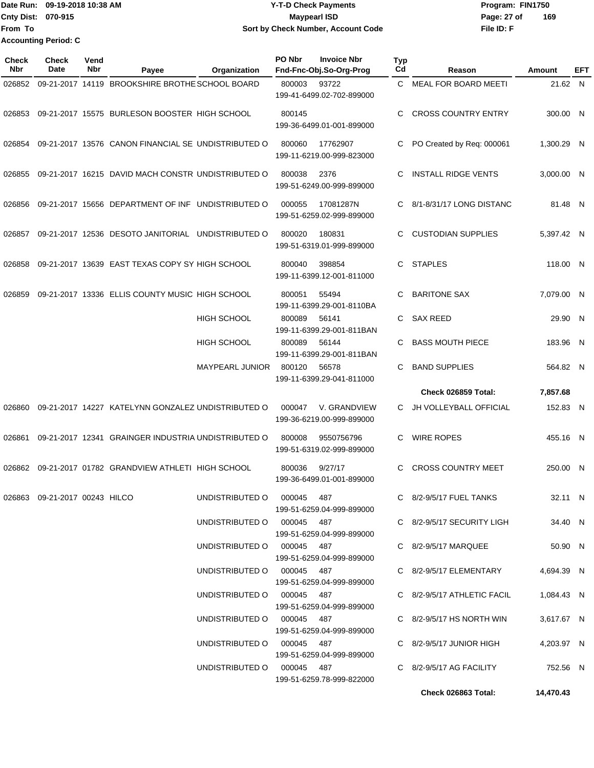Date Run: 09-19-2018 10:38 AM
Cnty Dist: 070-915
From To
Accounting Period: C

**Y-T-D Check Payments**
**Maypearl ISD**
**Sort by Check Number, Account Code**

Program: FIN1750
File ID: F

| Check Nbr | Check Date | Vend Nbr | Payee | Organization | PO Nbr | Invoice Nbr / Fnd-Fnc-Obj.So-Org-Prog | Typ Cd | Reason | Amount | EFT |
|---|---|---|---|---|---|---|---|---|---|---|
| 026852 | 09-21-2017 | 14119 | BROOKSHIRE BROTHE | SCHOOL BOARD | 800003 | 93722 / 199-41-6499.02-702-899000 | C | MEAL FOR BOARD MEETI | 21.62 | N |
| 026853 | 09-21-2017 | 15575 | BURLESON BOOSTER | HIGH SCHOOL | 800145 | 199-36-6499.01-001-899000 | C | CROSS COUNTRY ENTRY | 300.00 | N |
| 026854 | 09-21-2017 | 13576 | CANON FINANCIAL SE | UNDISTRIBUTED O | 800060 | 17762907 / 199-11-6219.00-999-823000 | C | PO Created by Req: 000061 | 1,300.29 | N |
| 026855 | 09-21-2017 | 16215 | DAVID MACH CONSTR | UNDISTRIBUTED O | 800038 | 2376 / 199-51-6249.00-999-899000 | C | INSTALL RIDGE VENTS | 3,000.00 | N |
| 026856 | 09-21-2017 | 15656 | DEPARTMENT OF INF | UNDISTRIBUTED O | 000055 | 17081287N / 199-51-6259.02-999-899000 | C | 8/1-8/31/17 LONG DISTANC | 81.48 | N |
| 026857 | 09-21-2017 | 12536 | DESOTO JANITORIAL | UNDISTRIBUTED O | 800020 | 180831 / 199-51-6319.01-999-899000 | C | CUSTODIAN SUPPLIES | 5,397.42 | N |
| 026858 | 09-21-2017 | 13639 | EAST TEXAS COPY SY | HIGH SCHOOL | 800040 | 398854 / 199-11-6399.12-001-811000 | C | STAPLES | 118.00 | N |
| 026859 | 09-21-2017 | 13336 | ELLIS COUNTY MUSIC | HIGH SCHOOL | 800051 | 55494 / 199-11-6399.29-001-8110BA | C | BARITONE SAX | 7,079.00 | N |
| | | | | HIGH SCHOOL | 800089 | 56141 / 199-11-6399.29-001-811BAN | C | SAX REED | 29.90 | N |
| | | | | HIGH SCHOOL | 800089 | 56144 / 199-11-6399.29-001-811BAN | C | BASS MOUTH PIECE | 183.96 | N |
| | | | | MAYPEARL JUNIOR | 800120 | 56578 / 199-11-6399.29-041-811000 | C | BAND SUPPLIES | 564.82 | N |
| | | | | | | | | **Check 026859 Total:** | **7,857.68** | |
| 026860 | 09-21-2017 | 14227 | KATELYNN GONZALEZ | UNDISTRIBUTED O | 000047 | V. GRANDVIEW / 199-36-6219.00-999-899000 | C | JH VOLLEYBALL OFFICIAL | 152.83 | N |
| 026861 | 09-21-2017 | 12341 | GRAINGER INDUSTRIA | UNDISTRIBUTED O | 800008 | 9550756796 / 199-51-6319.02-999-899000 | C | WIRE ROPES | 455.16 | N |
| 026862 | 09-21-2017 | 01782 | GRANDVIEW ATHLETI | HIGH SCHOOL | 800036 | 9/27/17 / 199-36-6499.01-001-899000 | C | CROSS COUNTRY MEET | 250.00 | N |
| 026863 | 09-21-2017 | 00243 | HILCO | UNDISTRIBUTED O | 000045 | 487 / 199-51-6259.04-999-899000 | C | 8/2-9/5/17 FUEL TANKS | 32.11 | N |
| | | | | UNDISTRIBUTED O | 000045 | 487 / 199-51-6259.04-999-899000 | C | 8/2-9/5/17 SECURITY LIGH | 34.40 | N |
| | | | | UNDISTRIBUTED O | 000045 | 487 / 199-51-6259.04-999-899000 | C | 8/2-9/5/17 MARQUEE | 50.90 | N |
| | | | | UNDISTRIBUTED O | 000045 | 487 / 199-51-6259.04-999-899000 | C | 8/2-9/5/17 ELEMENTARY | 4,694.39 | N |
| | | | | UNDISTRIBUTED O | 000045 | 487 / 199-51-6259.04-999-899000 | C | 8/2-9/5/17 ATHLETIC FACIL | 1,084.43 | N |
| | | | | UNDISTRIBUTED O | 000045 | 487 / 199-51-6259.04-999-899000 | C | 8/2-9/5/17 HS NORTH WIN | 3,617.67 | N |
| | | | | UNDISTRIBUTED O | 000045 | 487 / 199-51-6259.04-999-899000 | C | 8/2-9/5/17 JUNIOR HIGH | 4,203.97 | N |
| | | | | UNDISTRIBUTED O | 000045 | 487 / 199-51-6259.78-999-822000 | C | 8/2-9/5/17 AG FACILITY | 752.56 | N |
| | | | | | | | | **Check 026863 Total:** | **14,470.43** | |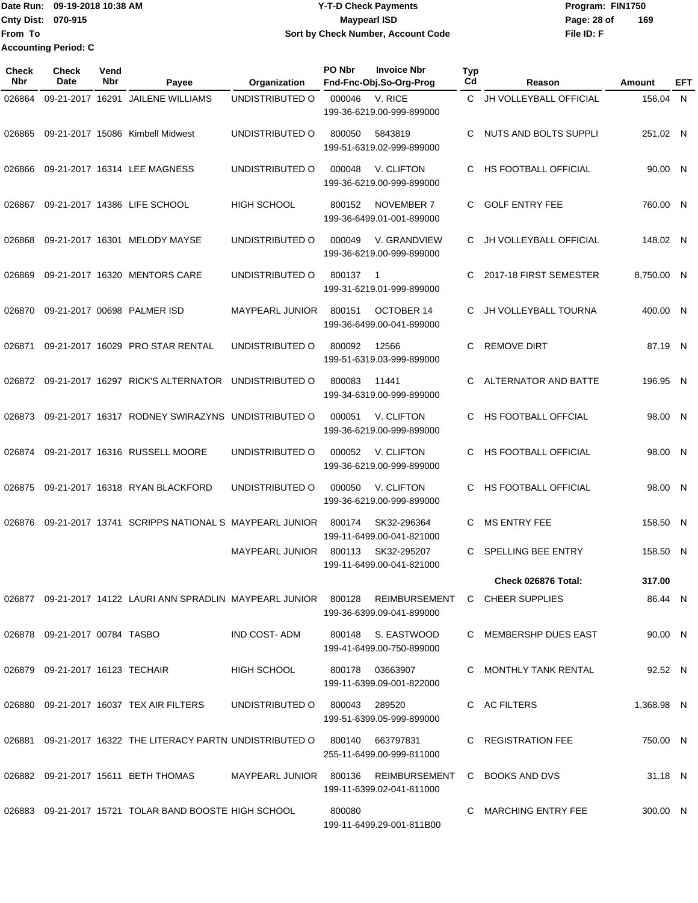Date Run: 09-19-2018 10:38 AM
Cnty Dist: 070-915
From To
Accounting Period: C

# Y-T-D Check Payments
## Maypearl ISD
### Sort by Check Number, Account Code

Program: FIN1750
File ID: F

| Check Nbr | Check Date | Vend Nbr | Payee | Organization | PO Nbr | Invoice Nbr / Fnd-Fnc-Obj.So-Org-Prog | Typ Cd | Reason | Amount | EFT |
|---|---|---|---|---|---|---|---|---|---|---|
| 026864 | 09-21-2017 | 16291 | JAILENE WILLIAMS | UNDISTRIBUTED O | 000046 | V. RICE 199-36-6219.00-999-899000 | C | JH VOLLEYBALL OFFICIAL | 156.04 | N |
| 026865 | 09-21-2017 | 15086 | Kimbell Midwest | UNDISTRIBUTED O | 800050 | 5843819 199-51-6319.02-999-899000 | C | NUTS AND BOLTS SUPPLI | 251.02 | N |
| 026866 | 09-21-2017 | 16314 | LEE MAGNESS | UNDISTRIBUTED O | 000048 | V. CLIFTON 199-36-6219.00-999-899000 | C | HS FOOTBALL OFFICIAL | 90.00 | N |
| 026867 | 09-21-2017 | 14386 | LIFE SCHOOL | HIGH SCHOOL | 800152 | NOVEMBER 7 199-36-6499.01-001-899000 | C | GOLF ENTRY FEE | 760.00 | N |
| 026868 | 09-21-2017 | 16301 | MELODY MAYSE | UNDISTRIBUTED O | 000049 | V. GRANDVIEW 199-36-6219.00-999-899000 | C | JH VOLLEYBALL OFFICIAL | 148.02 | N |
| 026869 | 09-21-2017 | 16320 | MENTORS CARE | UNDISTRIBUTED O | 800137 | 1 199-31-6219.01-999-899000 | C | 2017-18 FIRST SEMESTER | 8,750.00 | N |
| 026870 | 09-21-2017 | 00698 | PALMER ISD | MAYPEARL JUNIOR | 800151 | OCTOBER 14 199-36-6499.00-041-899000 | C | JH VOLLEYBALL TOURNA | 400.00 | N |
| 026871 | 09-21-2017 | 16029 | PRO STAR RENTAL | UNDISTRIBUTED O | 800092 | 12566 199-51-6319.03-999-899000 | C | REMOVE DIRT | 87.19 | N |
| 026872 | 09-21-2017 | 16297 | RICK'S ALTERNATOR | UNDISTRIBUTED O | 800083 | 11441 199-34-6319.00-999-899000 | C | ALTERNATOR AND BATTE | 196.95 | N |
| 026873 | 09-21-2017 | 16317 | RODNEY SWIRAZYNS | UNDISTRIBUTED O | 000051 | V. CLIFTON 199-36-6219.00-999-899000 | C | HS FOOTBALL OFFCIAL | 98.00 | N |
| 026874 | 09-21-2017 | 16316 | RUSSELL MOORE | UNDISTRIBUTED O | 000052 | V. CLIFTON 199-36-6219.00-999-899000 | C | HS FOOTBALL OFFICIAL | 98.00 | N |
| 026875 | 09-21-2017 | 16318 | RYAN BLACKFORD | UNDISTRIBUTED O | 000050 | V. CLIFTON 199-36-6219.00-999-899000 | C | HS FOOTBALL OFFICIAL | 98.00 | N |
| 026876 | 09-21-2017 | 13741 | SCRIPPS NATIONAL S | MAYPEARL JUNIOR | 800174 | SK32-296364 199-11-6499.00-041-821000 | C | MS ENTRY FEE | 158.50 | N |
| | | | | MAYPEARL JUNIOR | 800113 | SK32-295207 199-11-6499.00-041-821000 | C | SPELLING BEE ENTRY | 158.50 | N |
| | | | | | | | | **Check 026876 Total:** | **317.00** | |
| 026877 | 09-21-2017 | 14122 | LAURI ANN SPRADLIN | MAYPEARL JUNIOR | 800128 | REIMBURSEMENT 199-36-6399.09-041-899000 | C | CHEER SUPPLIES | 86.44 | N |
| 026878 | 09-21-2017 | 00784 | TASBO | IND COST- ADM | 800148 | S. EASTWOOD 199-41-6499.00-750-899000 | C | MEMBERSHP DUES EAST | 90.00 | N |
| 026879 | 09-21-2017 | 16123 | TECHAIR | HIGH SCHOOL | 800178 | 03663907 199-11-6399.09-001-822000 | C | MONTHLY TANK RENTAL | 92.52 | N |
| 026880 | 09-21-2017 | 16037 | TEX AIR FILTERS | UNDISTRIBUTED O | 800043 | 289520 199-51-6399.05-999-899000 | C | AC FILTERS | 1,368.98 | N |
| 026881 | 09-21-2017 | 16322 | THE LITERACY PARTN | UNDISTRIBUTED O | 800140 | 663797831 255-11-6499.00-999-811000 | C | REGISTRATION FEE | 750.00 | N |
| 026882 | 09-21-2017 | 15611 | BETH THOMAS | MAYPEARL JUNIOR | 800136 | REIMBURSEMENT 199-11-6399.02-041-811000 | C | BOOKS AND DVS | 31.18 | N |
| 026883 | 09-21-2017 | 15721 | TOLAR BAND BOOSTE | HIGH SCHOOL | 800080 | 199-11-6499.29-001-811B00 | C | MARCHING ENTRY FEE | 300.00 | N |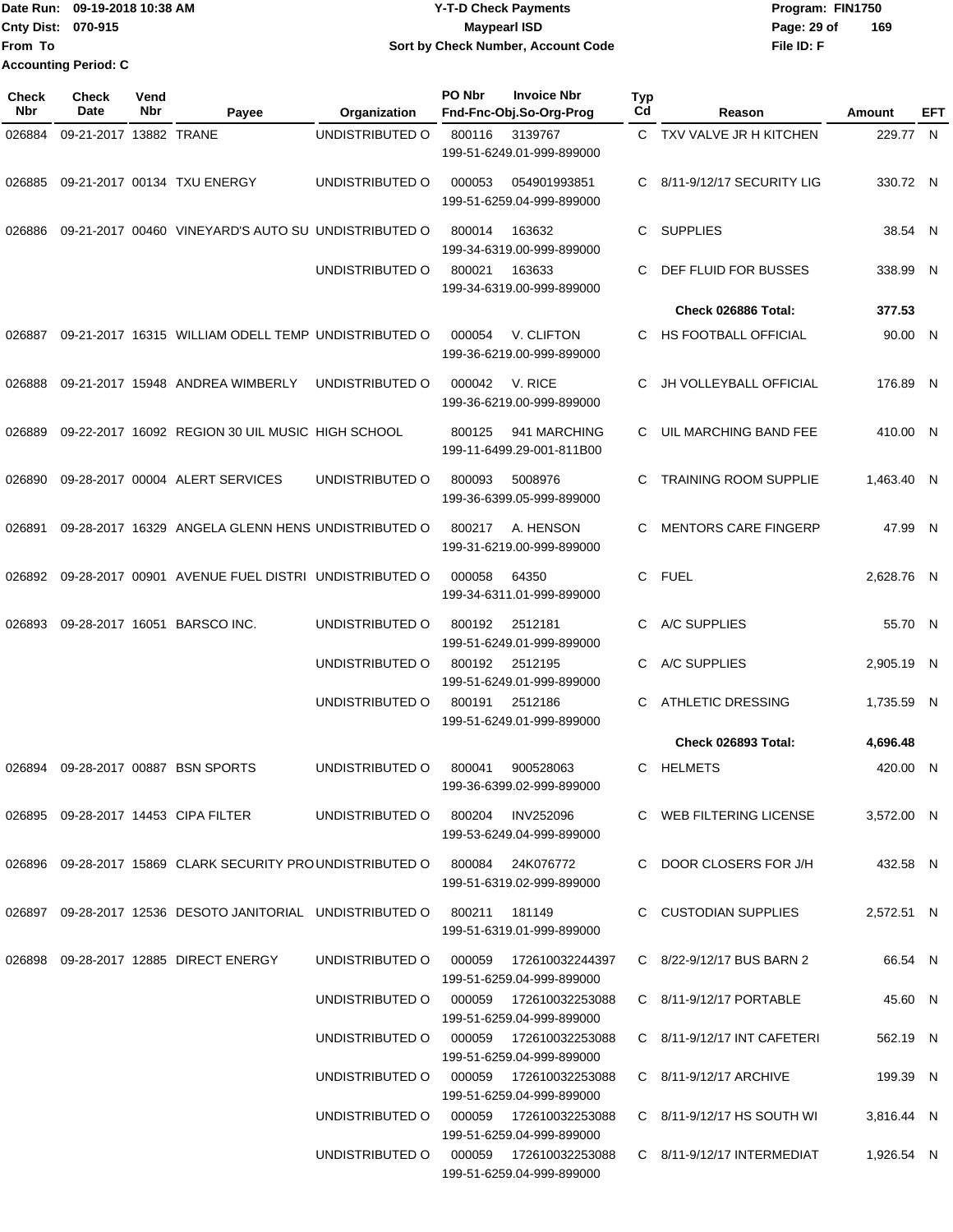Date Run: 09-19-2018 10:38 AM
Cnty Dist: 070-915
From To
Accounting Period: C

# Y-T-D Check Payments
## Maypearl ISD
### Sort by Check Number, Account Code

Program: FIN1750
File ID: F

| Check Nbr | Check Date | Vend Nbr | Payee | Organization | PO Nbr | Invoice Nbr / Fnd-Fnc-Obj.So-Org-Prog | Typ Cd | Reason | Amount | EFT |
|---|---|---|---|---|---|---|---|---|---|---|
| 026884 | 09-21-2017 | 13882 | TRANE | UNDISTRIBUTED O | 800116 | 3139767 199-51-6249.01-999-899000 | C | TXV VALVE JR H KITCHEN | 229.77 | N |
| 026885 | 09-21-2017 | 00134 | TXU ENERGY | UNDISTRIBUTED O | 000053 | 054901993851 199-51-6259.04-999-899000 | C | 8/11-9/12/17 SECURITY LIG | 330.72 | N |
| 026886 | 09-21-2017 | 00460 | VINEYARD'S AUTO SU | UNDISTRIBUTED O | 800014 | 163632 199-34-6319.00-999-899000 | C | SUPPLIES | 38.54 | N |
| | | | | UNDISTRIBUTED O | 800021 | 163633 199-34-6319.00-999-899000 | C | DEF FLUID FOR BUSSES | 338.99 | N |
| | | | | | | | | **Check 026886 Total:** | **377.53** | |
| 026887 | 09-21-2017 | 16315 | WILLIAM ODELL TEMP | UNDISTRIBUTED O | 000054 | V. CLIFTON 199-36-6219.00-999-899000 | C | HS FOOTBALL OFFICIAL | 90.00 | N |
| 026888 | 09-21-2017 | 15948 | ANDREA WIMBERLY | UNDISTRIBUTED O | 000042 | V. RICE 199-36-6219.00-999-899000 | C | JH VOLLEYBALL OFFICIAL | 176.89 | N |
| 026889 | 09-22-2017 | 16092 | REGION 30 UIL MUSIC | HIGH SCHOOL | 800125 | 941 MARCHING 199-11-6499.29-001-811B00 | C | UIL MARCHING BAND FEE | 410.00 | N |
| 026890 | 09-28-2017 | 00004 | ALERT SERVICES | UNDISTRIBUTED O | 800093 | 5008976 199-36-6399.05-999-899000 | C | TRAINING ROOM SUPPLIE | 1,463.40 | N |
| 026891 | 09-28-2017 | 16329 | ANGELA GLENN HENS | UNDISTRIBUTED O | 800217 | A. HENSON 199-31-6219.00-999-899000 | C | MENTORS CARE FINGERP | 47.99 | N |
| 026892 | 09-28-2017 | 00901 | AVENUE FUEL DISTRI | UNDISTRIBUTED O | 000058 | 64350 199-34-6311.01-999-899000 | C | FUEL | 2,628.76 | N |
| 026893 | 09-28-2017 | 16051 | BARSCO INC. | UNDISTRIBUTED O | 800192 | 2512181 199-51-6249.01-999-899000 | C | A/C SUPPLIES | 55.70 | N |
| | | | | UNDISTRIBUTED O | 800192 | 2512195 199-51-6249.01-999-899000 | C | A/C SUPPLIES | 2,905.19 | N |
| | | | | UNDISTRIBUTED O | 800191 | 2512186 199-51-6249.01-999-899000 | C | ATHLETIC DRESSING | 1,735.59 | N |
| | | | | | | | | **Check 026893 Total:** | **4,696.48** | |
| 026894 | 09-28-2017 | 00887 | BSN SPORTS | UNDISTRIBUTED O | 800041 | 900528063 199-36-6399.02-999-899000 | C | HELMETS | 420.00 | N |
| 026895 | 09-28-2017 | 14453 | CIPA FILTER | UNDISTRIBUTED O | 800204 | INV252096 199-53-6249.04-999-899000 | C | WEB FILTERING LICENSE | 3,572.00 | N |
| 026896 | 09-28-2017 | 15869 | CLARK SECURITY PRO | UNDISTRIBUTED O | 800084 | 24K076772 199-51-6319.02-999-899000 | C | DOOR CLOSERS FOR J/H | 432.58 | N |
| 026897 | 09-28-2017 | 12536 | DESOTO JANITORIAL | UNDISTRIBUTED O | 800211 | 181149 199-51-6319.01-999-899000 | C | CUSTODIAN SUPPLIES | 2,572.51 | N |
| 026898 | 09-28-2017 | 12885 | DIRECT ENERGY | UNDISTRIBUTED O | 000059 | 172610032244397 199-51-6259.04-999-899000 | C | 8/22-9/12/17 BUS BARN 2 | 66.54 | N |
| | | | | UNDISTRIBUTED O | 000059 | 172610032253088 199-51-6259.04-999-899000 | C | 8/11-9/12/17 PORTABLE | 45.60 | N |
| | | | | UNDISTRIBUTED O | 000059 | 172610032253088 199-51-6259.04-999-899000 | C | 8/11-9/12/17 INT CAFETERI | 562.19 | N |
| | | | | UNDISTRIBUTED O | 000059 | 172610032253088 199-51-6259.04-999-899000 | C | 8/11-9/12/17 ARCHIVE | 199.39 | N |
| | | | | UNDISTRIBUTED O | 000059 | 172610032253088 199-51-6259.04-999-899000 | C | 8/11-9/12/17 HS SOUTH WI | 3,816.44 | N |
| | | | | UNDISTRIBUTED O | 000059 | 172610032253088 199-51-6259.04-999-899000 | C | 8/11-9/12/17 INTERMEDIAT | 1,926.54 | N |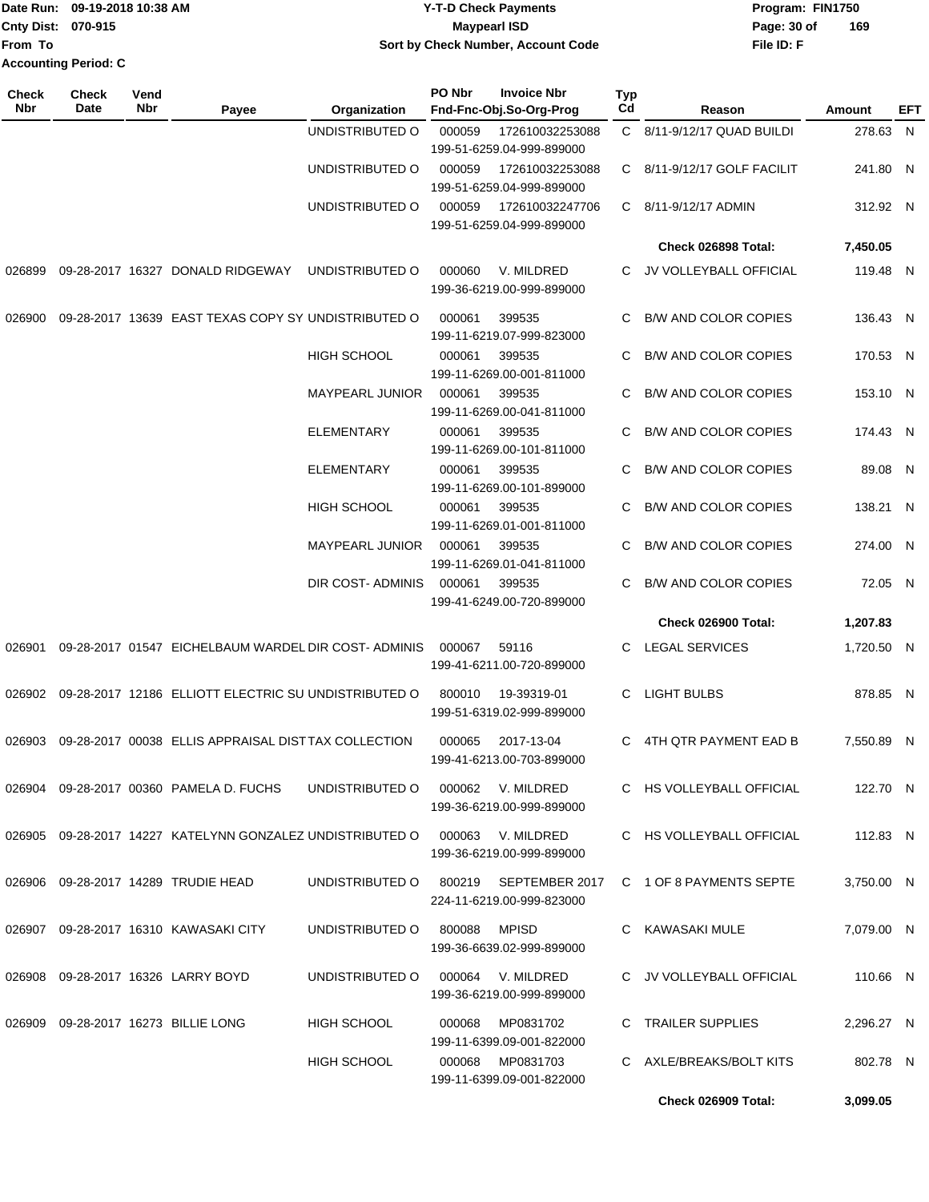Date Run: 09-19-2018 10:38 AM
Cnty Dist: 070-915
From To
Accounting Period: C

# Y-T-D Check Payments
## Maypearl ISD
### Sort by Check Number, Account Code

Program: FIN1750
File ID: F

| Check Nbr | Check Date | Vend Nbr | Payee | Organization | PO Nbr | Invoice Nbr / Fnd-Fnc-Obj.So-Org-Prog | Typ Cd | Reason | Amount | EFT |
|---|---|---|---|---|---|---|---|---|---|---|
| | | | | UNDISTRIBUTED O | 000059 | 172610032253088 199-51-6259.04-999-899000 | C | 8/11-9/12/17 QUAD BUILDI | 278.63 | N |
| | | | | UNDISTRIBUTED O | 000059 | 172610032253088 199-51-6259.04-999-899000 | C | 8/11-9/12/17 GOLF FACILIT | 241.80 | N |
| | | | | UNDISTRIBUTED O | 000059 | 172610032247706 199-51-6259.04-999-899000 | C | 8/11-9/12/17 ADMIN | 312.92 | N |
| | | | | | | | | **Check 026898 Total:** | **7,450.05** | |
| 026899 | 09-28-2017 | 16327 | DONALD RIDGEWAY | UNDISTRIBUTED O | 000060 | V. MILDRED 199-36-6219.00-999-899000 | C | JV VOLLEYBALL OFFICIAL | 119.48 | N |
| 026900 | 09-28-2017 | 13639 | EAST TEXAS COPY SY | UNDISTRIBUTED O | 000061 | 399535 199-11-6219.07-999-823000 | C | B/W AND COLOR COPIES | 136.43 | N |
| | | | | HIGH SCHOOL | 000061 | 399535 199-11-6269.00-001-811000 | C | B/W AND COLOR COPIES | 170.53 | N |
| | | | | MAYPEARL JUNIOR | 000061 | 399535 199-11-6269.00-041-811000 | C | B/W AND COLOR COPIES | 153.10 | N |
| | | | | ELEMENTARY | 000061 | 399535 199-11-6269.00-101-811000 | C | B/W AND COLOR COPIES | 174.43 | N |
| | | | | ELEMENTARY | 000061 | 399535 199-11-6269.00-101-899000 | C | B/W AND COLOR COPIES | 89.08 | N |
| | | | | HIGH SCHOOL | 000061 | 399535 199-11-6269.01-001-811000 | C | B/W AND COLOR COPIES | 138.21 | N |
| | | | | MAYPEARL JUNIOR | 000061 | 399535 199-11-6269.01-041-811000 | C | B/W AND COLOR COPIES | 274.00 | N |
| | | | | DIR COST- ADMINIS | 000061 | 399535 199-41-6249.00-720-899000 | C | B/W AND COLOR COPIES | 72.05 | N |
| | | | | | | | | **Check 026900 Total:** | **1,207.83** | |
| 026901 | 09-28-2017 | 01547 | EICHELBAUM WARDEL | DIR COST- ADMINIS | 000067 | 59116 199-41-6211.00-720-899000 | C | LEGAL SERVICES | 1,720.50 | N |
| 026902 | 09-28-2017 | 12186 | ELLIOTT ELECTRIC SU | UNDISTRIBUTED O | 800010 | 19-39319-01 199-51-6319.02-999-899000 | C | LIGHT BULBS | 878.85 | N |
| 026903 | 09-28-2017 | 00038 | ELLIS APPRAISAL DIST | TAX COLLECTION | 000065 | 2017-13-04 199-41-6213.00-703-899000 | C | 4TH QTR PAYMENT EAD B | 7,550.89 | N |
| 026904 | 09-28-2017 | 00360 | PAMELA D. FUCHS | UNDISTRIBUTED O | 000062 | V. MILDRED 199-36-6219.00-999-899000 | C | HS VOLLEYBALL OFFICIAL | 122.70 | N |
| 026905 | 09-28-2017 | 14227 | KATELYNN GONZALEZ | UNDISTRIBUTED O | 000063 | V. MILDRED 199-36-6219.00-999-899000 | C | HS VOLLEYBALL OFFICIAL | 112.83 | N |
| 026906 | 09-28-2017 | 14289 | TRUDIE HEAD | UNDISTRIBUTED O | 800219 | SEPTEMBER 2017 224-11-6219.00-999-823000 | C | 1 OF 8 PAYMENTS SEPTE | 3,750.00 | N |
| 026907 | 09-28-2017 | 16310 | KAWASAKI CITY | UNDISTRIBUTED O | 800088 | MPISD 199-36-6639.02-999-899000 | C | KAWASAKI MULE | 7,079.00 | N |
| 026908 | 09-28-2017 | 16326 | LARRY BOYD | UNDISTRIBUTED O | 000064 | V. MILDRED 199-36-6219.00-999-899000 | C | JV VOLLEYBALL OFFICIAL | 110.66 | N |
| 026909 | 09-28-2017 | 16273 | BILLIE LONG | HIGH SCHOOL | 000068 | MP0831702 199-11-6399.09-001-822000 | C | TRAILER SUPPLIES | 2,296.27 | N |
| | | | | HIGH SCHOOL | 000068 | MP0831703 199-11-6399.09-001-822000 | C | AXLE/BREAKS/BOLT KITS | 802.78 | N |
| | | | | | | | | **Check 026909 Total:** | **3,099.05** | |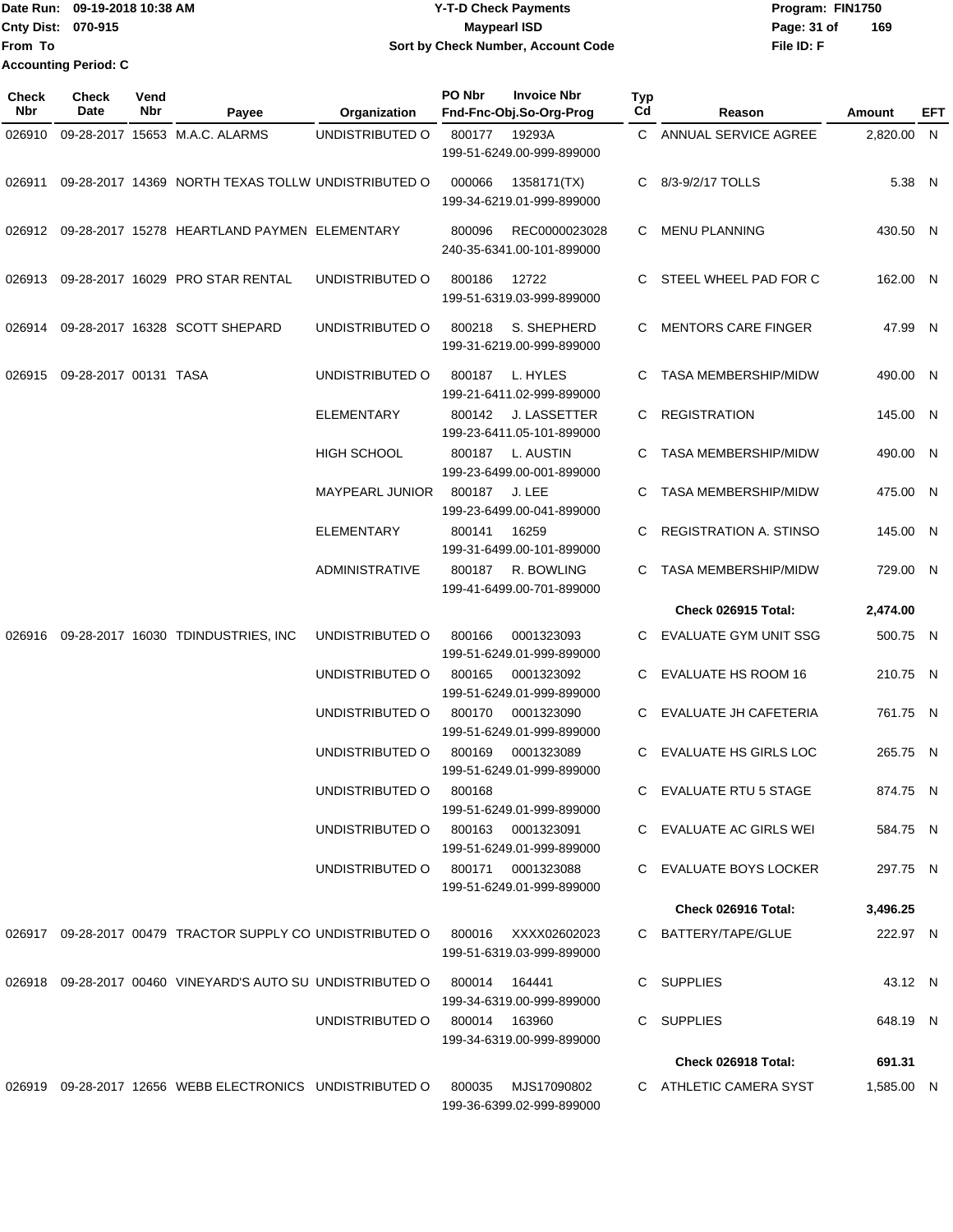Date Run: 09-19-2018 10:38 AM
Cnty Dist: 070-915
From To
Accounting Period: C

**Y-T-D Check Payments**
**Maypearl ISD**
**Sort by Check Number, Account Code**

Program: FIN1750
File ID: F

| Check Nbr | Check Date | Vend Nbr | Payee | Organization | PO Nbr | Invoice Nbr / Fnd-Fnc-Obj.So-Org-Prog | Typ Cd | Reason | Amount | EFT |
|---|---|---|---|---|---|---|---|---|---|---|
| 026910 | 09-28-2017 | 15653 | M.A.C. ALARMS | UNDISTRIBUTED O | 800177 | 19293A<br>199-51-6249.00-999-899000 | C | ANNUAL SERVICE AGREE | 2,820.00 | N |
| 026911 | 09-28-2017 | 14369 | NORTH TEXAS TOLLW | UNDISTRIBUTED O | 000066 | 1358171(TX)<br>199-34-6219.01-999-899000 | C | 8/3-9/2/17 TOLLS | 5.38 | N |
| 026912 | 09-28-2017 | 15278 | HEARTLAND PAYMEN | ELEMENTARY | 800096 | REC0000023028<br>240-35-6341.00-101-899000 | C | MENU PLANNING | 430.50 | N |
| 026913 | 09-28-2017 | 16029 | PRO STAR RENTAL | UNDISTRIBUTED O | 800186 | 12722<br>199-51-6319.03-999-899000 | C | STEEL WHEEL PAD FOR C | 162.00 | N |
| 026914 | 09-28-2017 | 16328 | SCOTT SHEPARD | UNDISTRIBUTED O | 800218 | S. SHEPHERD<br>199-31-6219.00-999-899000 | C | MENTORS CARE FINGER | 47.99 | N |
| 026915 | 09-28-2017 | 00131 | TASA | UNDISTRIBUTED O | 800187 | L. HYLES<br>199-21-6411.02-999-899000 | C | TASA MEMBERSHIP/MIDW | 490.00 | N |
| | | | | ELEMENTARY | 800142 | J. LASSETTER<br>199-23-6411.05-101-899000 | C | REGISTRATION | 145.00 | N |
| | | | | HIGH SCHOOL | 800187 | L. AUSTIN<br>199-23-6499.00-001-899000 | C | TASA MEMBERSHIP/MIDW | 490.00 | N |
| | | | | MAYPEARL JUNIOR | 800187 | J. LEE<br>199-23-6499.00-041-899000 | C | TASA MEMBERSHIP/MIDW | 475.00 | N |
| | | | | ELEMENTARY | 800141 | 16259<br>199-31-6499.00-101-899000 | C | REGISTRATION A. STINSO | 145.00 | N |
| | | | | ADMINISTRATIVE | 800187 | R. BOWLING<br>199-41-6499.00-701-899000 | C | TASA MEMBERSHIP/MIDW | 729.00 | N |
| | | | | | | | | **Check 026915 Total:** | **2,474.00** | |
| 026916 | 09-28-2017 | 16030 | TDINDUSTRIES, INC | UNDISTRIBUTED O | 800166 | 0001323093<br>199-51-6249.01-999-899000 | C | EVALUATE GYM UNIT SSG | 500.75 | N |
| | | | | UNDISTRIBUTED O | 800165 | 0001323092<br>199-51-6249.01-999-899000 | C | EVALUATE HS ROOM 16 | 210.75 | N |
| | | | | UNDISTRIBUTED O | 800170 | 0001323090<br>199-51-6249.01-999-899000 | C | EVALUATE JH CAFETERIA | 761.75 | N |
| | | | | UNDISTRIBUTED O | 800169 | 0001323089<br>199-51-6249.01-999-899000 | C | EVALUATE HS GIRLS LOC | 265.75 | N |
| | | | | UNDISTRIBUTED O | 800168 | 199-51-6249.01-999-899000 | C | EVALUATE RTU 5 STAGE | 874.75 | N |
| | | | | UNDISTRIBUTED O | 800163 | 0001323091<br>199-51-6249.01-999-899000 | C | EVALUATE AC GIRLS WEI | 584.75 | N |
| | | | | UNDISTRIBUTED O | 800171 | 0001323088<br>199-51-6249.01-999-899000 | C | EVALUATE BOYS LOCKER | 297.75 | N |
| | | | | | | | | **Check 026916 Total:** | **3,496.25** | |
| 026917 | 09-28-2017 | 00479 | TRACTOR SUPPLY CO | UNDISTRIBUTED O | 800016 | XXXX02602023<br>199-51-6319.03-999-899000 | C | BATTERY/TAPE/GLUE | 222.97 | N |
| 026918 | 09-28-2017 | 00460 | VINEYARD'S AUTO SU | UNDISTRIBUTED O | 800014 | 164441<br>199-34-6319.00-999-899000 | C | SUPPLIES | 43.12 | N |
| | | | | UNDISTRIBUTED O | 800014 | 163960<br>199-34-6319.00-999-899000 | C | SUPPLIES | 648.19 | N |
| | | | | | | | | **Check 026918 Total:** | **691.31** | |
| 026919 | 09-28-2017 | 12656 | WEBB ELECTRONICS | UNDISTRIBUTED O | 800035 | MJS17090802<br>199-36-6399.02-999-899000 | C | ATHLETIC CAMERA SYST | 1,585.00 | N |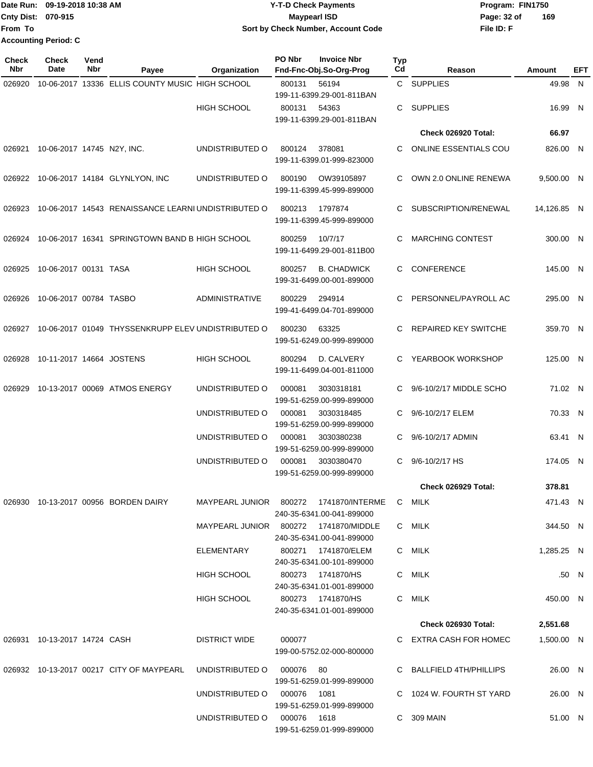Date Run: 09-19-2018 10:38 AM
Cnty Dist: 070-915
From To
Accounting Period: C

# Y-T-D Check Payments
## Maypearl ISD
### Sort by Check Number, Account Code

Program: FIN1750
File ID: F

| Check Nbr | Check Date | Vend Nbr | Payee | Organization | PO Nbr | Invoice Nbr / Fnd-Fnc-Obj.So-Org-Prog | Typ Cd | Reason | Amount | EFT |
|---|---|---|---|---|---|---|---|---|---|---|
| 026920 | 10-06-2017 | 13336 | ELLIS COUNTY MUSIC | HIGH SCHOOL | 800131 | 56194 / 199-11-6399.29-001-811BAN | C | SUPPLIES | 49.98 | N |
| | | | | HIGH SCHOOL | 800131 | 54363 / 199-11-6399.29-001-811BAN | C | SUPPLIES | 16.99 | N |
| | | | | | | | | **Check 026920 Total:** | **66.97** | |
| 026921 | 10-06-2017 | 14745 | N2Y, INC. | UNDISTRIBUTED O | 800124 | 378081 / 199-11-6399.01-999-823000 | C | ONLINE ESSENTIALS COU | 826.00 | N |
| 026922 | 10-06-2017 | 14184 | GLYNLYON, INC | UNDISTRIBUTED O | 800190 | OW39105897 / 199-11-6399.45-999-899000 | C | OWN 2.0 ONLINE RENEWA | 9,500.00 | N |
| 026923 | 10-06-2017 | 14543 | RENAISSANCE LEARNI | UNDISTRIBUTED O | 800213 | 1797874 / 199-11-6399.45-999-899000 | C | SUBSCRIPTION/RENEWAL | 14,126.85 | N |
| 026924 | 10-06-2017 | 16341 | SPRINGTOWN BAND B | HIGH SCHOOL | 800259 | 10/7/17 / 199-11-6499.29-001-811B00 | C | MARCHING CONTEST | 300.00 | N |
| 026925 | 10-06-2017 | 00131 | TASA | HIGH SCHOOL | 800257 | B. CHADWICK / 199-31-6499.00-001-899000 | C | CONFERENCE | 145.00 | N |
| 026926 | 10-06-2017 | 00784 | TASBO | ADMINISTRATIVE | 800229 | 294914 / 199-41-6499.04-701-899000 | C | PERSONNEL/PAYROLL AC | 295.00 | N |
| 026927 | 10-06-2017 | 01049 | THYSSENKRUPP ELEV | UNDISTRIBUTED O | 800230 | 63325 / 199-51-6249.00-999-899000 | C | REPAIRED KEY SWITCHE | 359.70 | N |
| 026928 | 10-11-2017 | 14664 | JOSTENS | HIGH SCHOOL | 800294 | D. CALVERY / 199-11-6499.04-001-811000 | C | YEARBOOK WORKSHOP | 125.00 | N |
| 026929 | 10-13-2017 | 00069 | ATMOS ENERGY | UNDISTRIBUTED O | 000081 | 3030318181 / 199-51-6259.00-999-899000 | C | 9/6-10/2/17 MIDDLE SCHO | 71.02 | N |
| | | | | UNDISTRIBUTED O | 000081 | 3030318485 / 199-51-6259.00-999-899000 | C | 9/6-10/2/17 ELEM | 70.33 | N |
| | | | | UNDISTRIBUTED O | 000081 | 3030380238 / 199-51-6259.00-999-899000 | C | 9/6-10/2/17 ADMIN | 63.41 | N |
| | | | | UNDISTRIBUTED O | 000081 | 3030380470 / 199-51-6259.00-999-899000 | C | 9/6-10/2/17 HS | 174.05 | N |
| | | | | | | | | **Check 026929 Total:** | **378.81** | |
| 026930 | 10-13-2017 | 00956 | BORDEN DAIRY | MAYPEARL JUNIOR | 800272 | 1741870/INTERME / 240-35-6341.00-041-899000 | C | MILK | 471.43 | N |
| | | | | MAYPEARL JUNIOR | 800272 | 1741870/MIDDLE / 240-35-6341.00-041-899000 | C | MILK | 344.50 | N |
| | | | | ELEMENTARY | 800271 | 1741870/ELEM / 240-35-6341.00-101-899000 | C | MILK | 1,285.25 | N |
| | | | | HIGH SCHOOL | 800273 | 1741870/HS / 240-35-6341.01-001-899000 | C | MILK | .50 | N |
| | | | | HIGH SCHOOL | 800273 | 1741870/HS / 240-35-6341.01-001-899000 | C | MILK | 450.00 | N |
| | | | | | | | | **Check 026930 Total:** | **2,551.68** | |
| 026931 | 10-13-2017 | 14724 | CASH | DISTRICT WIDE | 000077 | 199-00-5752.02-000-800000 | C | EXTRA CASH FOR HOMEC | 1,500.00 | N |
| 026932 | 10-13-2017 | 00217 | CITY OF MAYPEARL | UNDISTRIBUTED O | 000076 | 80 / 199-51-6259.01-999-899000 | C | BALLFIELD 4TH/PHILLIPS | 26.00 | N |
| | | | | UNDISTRIBUTED O | 000076 | 1081 / 199-51-6259.01-999-899000 | C | 1024 W. FOURTH ST YARD | 26.00 | N |
| | | | | UNDISTRIBUTED O | 000076 | 1618 / 199-51-6259.01-999-899000 | C | 309 MAIN | 51.00 | N |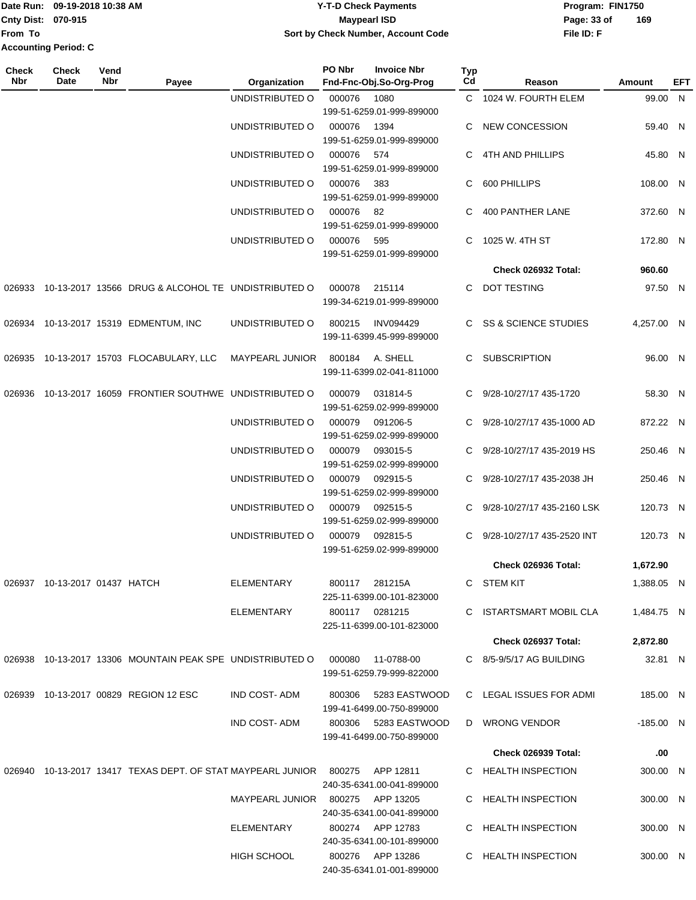Date Run: 09-19-2018 10:38 AM
Cnty Dist: 070-915
From To
Accounting Period: C

# Y-T-D Check Payments
## Maypearl ISD
### Sort by Check Number, Account Code

Program: FIN1750
File ID: F

| Check Nbr | Check Date | Vend Nbr | Payee | Organization | PO Nbr / Invoice Nbr / Fnd-Fnc-Obj.So-Org-Prog | Typ Cd | Reason | Amount | EFT |
|---|---|---|---|---|---|---|---|---|---|
| | | | | UNDISTRIBUTED O | 000076 1080 199-51-6259.01-999-899000 | C | 1024 W. FOURTH ELEM | 99.00 | N |
| | | | | UNDISTRIBUTED O | 000076 1394 199-51-6259.01-999-899000 | C | NEW CONCESSION | 59.40 | N |
| | | | | UNDISTRIBUTED O | 000076 574 199-51-6259.01-999-899000 | C | 4TH AND PHILLIPS | 45.80 | N |
| | | | | UNDISTRIBUTED O | 000076 383 199-51-6259.01-999-899000 | C | 600 PHILLIPS | 108.00 | N |
| | | | | UNDISTRIBUTED O | 000076 82 199-51-6259.01-999-899000 | C | 400 PANTHER LANE | 372.60 | N |
| | | | | UNDISTRIBUTED O | 000076 595 199-51-6259.01-999-899000 | C | 1025 W. 4TH ST | 172.80 | N |
| | | | | | | | **Check 026932 Total:** | **960.60** | |
| 026933 | 10-13-2017 | 13566 | DRUG & ALCOHOL TE | UNDISTRIBUTED O | 000078 215114 199-34-6219.01-999-899000 | C | DOT TESTING | 97.50 | N |
| 026934 | 10-13-2017 | 15319 | EDMENTUM, INC | UNDISTRIBUTED O | 800215 INV094429 199-11-6399.45-999-899000 | C | SS & SCIENCE STUDIES | 4,257.00 | N |
| 026935 | 10-13-2017 | 15703 | FLOCABULARY, LLC | MAYPEARL JUNIOR | 800184 A. SHELL 199-11-6399.02-041-811000 | C | SUBSCRIPTION | 96.00 | N |
| 026936 | 10-13-2017 | 16059 | FRONTIER SOUTHWE | UNDISTRIBUTED O | 000079 031814-5 199-51-6259.02-999-899000 | C | 9/28-10/27/17 435-1720 | 58.30 | N |
| | | | | UNDISTRIBUTED O | 000079 091206-5 199-51-6259.02-999-899000 | C | 9/28-10/27/17 435-1000 AD | 872.22 | N |
| | | | | UNDISTRIBUTED O | 000079 093015-5 199-51-6259.02-999-899000 | C | 9/28-10/27/17 435-2019 HS | 250.46 | N |
| | | | | UNDISTRIBUTED O | 000079 092915-5 199-51-6259.02-999-899000 | C | 9/28-10/27/17 435-2038 JH | 250.46 | N |
| | | | | UNDISTRIBUTED O | 000079 092515-5 199-51-6259.02-999-899000 | C | 9/28-10/27/17 435-2160 LSK | 120.73 | N |
| | | | | UNDISTRIBUTED O | 000079 092815-5 199-51-6259.02-999-899000 | C | 9/28-10/27/17 435-2520 INT | 120.73 | N |
| | | | | | | | **Check 026936 Total:** | **1,672.90** | |
| 026937 | 10-13-2017 | 01437 | HATCH | ELEMENTARY | 800117 281215A 225-11-6399.00-101-823000 | C | STEM KIT | 1,388.05 | N |
| | | | | ELEMENTARY | 800117 0281215 225-11-6399.00-101-823000 | C | ISTARTSMART MOBIL CLA | 1,484.75 | N |
| | | | | | | | **Check 026937 Total:** | **2,872.80** | |
| 026938 | 10-13-2017 | 13306 | MOUNTAIN PEAK SPE | UNDISTRIBUTED O | 000080 11-0788-00 199-51-6259.79-999-822000 | C | 8/5-9/5/17 AG BUILDING | 32.81 | N |
| 026939 | 10-13-2017 | 00829 | REGION 12 ESC | IND COST- ADM | 800306 5283 EASTWOOD 199-41-6499.00-750-899000 | C | LEGAL ISSUES FOR ADMI | 185.00 | N |
| | | | | IND COST- ADM | 800306 5283 EASTWOOD 199-41-6499.00-750-899000 | D | WRONG VENDOR | -185.00 | N |
| | | | | | | | **Check 026939 Total:** | **.00** | |
| 026940 | 10-13-2017 | 13417 | TEXAS DEPT. OF STAT | MAYPEARL JUNIOR | 800275 APP 12811 240-35-6341.00-041-899000 | C | HEALTH INSPECTION | 300.00 | N |
| | | | | MAYPEARL JUNIOR | 800275 APP 13205 240-35-6341.00-041-899000 | C | HEALTH INSPECTION | 300.00 | N |
| | | | | ELEMENTARY | 800274 APP 12783 240-35-6341.00-101-899000 | C | HEALTH INSPECTION | 300.00 | N |
| | | | | HIGH SCHOOL | 800276 APP 13286 240-35-6341.01-001-899000 | C | HEALTH INSPECTION | 300.00 | N |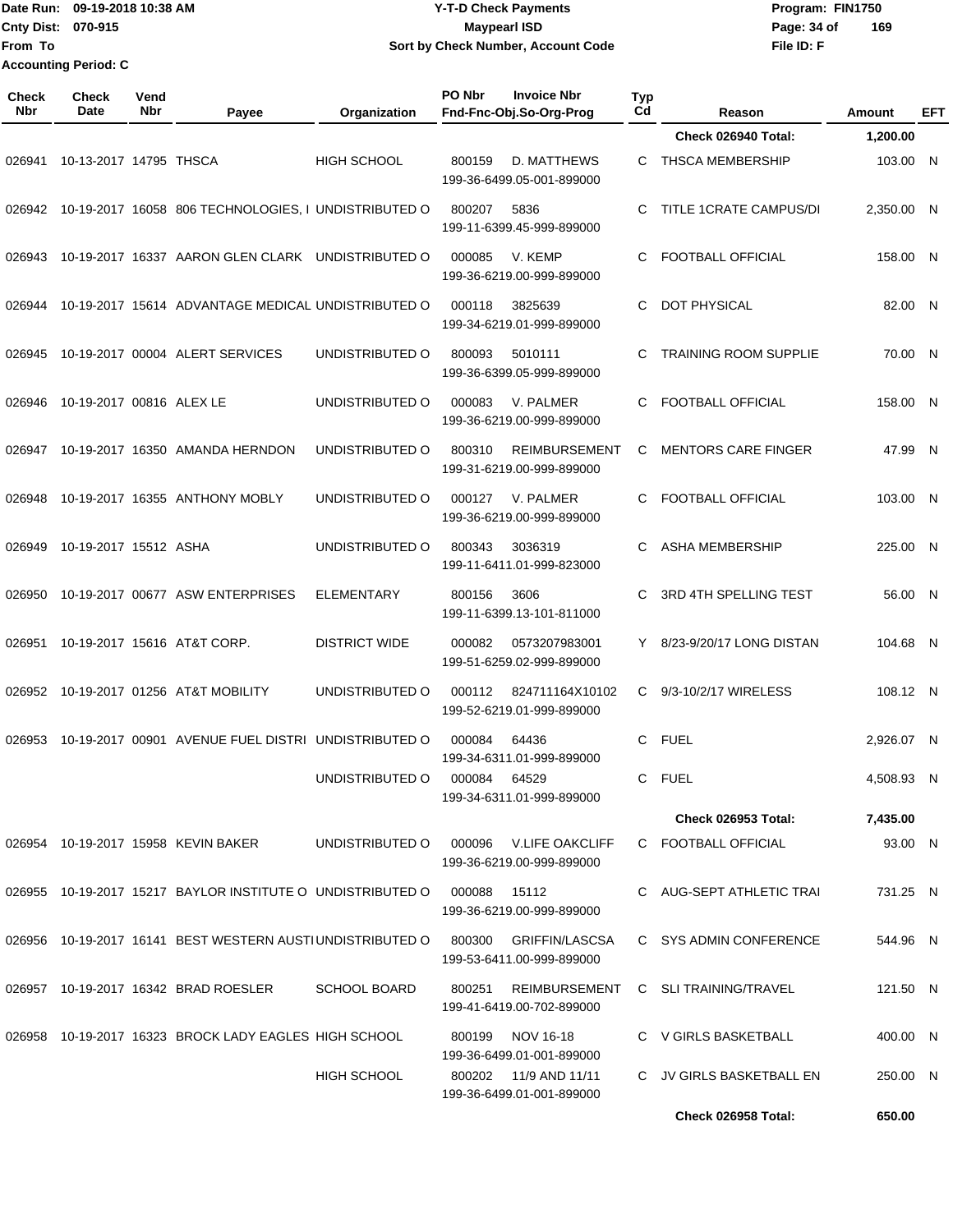Date Run: 09-19-2018 10:38 AM
Cnty Dist: 070-915
From To
Accounting Period: C

# Y-T-D Check Payments
## Maypearl ISD
### Sort by Check Number, Account Code

Program: FIN1750
File ID: F

| Check Nbr | Check Date | Vend Nbr | Payee | Organization | PO Nbr | Invoice Nbr / Fnd-Fnc-Obj.So-Org-Prog | Typ Cd | Reason | Amount | EFT |
|---|---|---|---|---|---|---|---|---|---|---|
| | | | | | | | | Check 026940 Total: | 1,200.00 | |
| 026941 | 10-13-2017 | 14795 | THSCA | HIGH SCHOOL | 800159 | D. MATTHEWS 199-36-6499.05-001-899000 | C | THSCA MEMBERSHIP | 103.00 | N |
| 026942 | 10-19-2017 | 16058 | 806 TECHNOLOGIES, I | UNDISTRIBUTED O | 800207 | 5836 199-11-6399.45-999-899000 | C | TITLE 1CRATE CAMPUS/DI | 2,350.00 | N |
| 026943 | 10-19-2017 | 16337 | AARON GLEN CLARK | UNDISTRIBUTED O | 000085 | V. KEMP 199-36-6219.00-999-899000 | C | FOOTBALL OFFICIAL | 158.00 | N |
| 026944 | 10-19-2017 | 15614 | ADVANTAGE MEDICAL | UNDISTRIBUTED O | 000118 | 3825639 199-34-6219.01-999-899000 | C | DOT PHYSICAL | 82.00 | N |
| 026945 | 10-19-2017 | 00004 | ALERT SERVICES | UNDISTRIBUTED O | 800093 | 5010111 199-36-6399.05-999-899000 | C | TRAINING ROOM SUPPLIE | 70.00 | N |
| 026946 | 10-19-2017 | 00816 | ALEX LE | UNDISTRIBUTED O | 000083 | V. PALMER 199-36-6219.00-999-899000 | C | FOOTBALL OFFICIAL | 158.00 | N |
| 026947 | 10-19-2017 | 16350 | AMANDA HERNDON | UNDISTRIBUTED O | 800310 | REIMBURSEMENT 199-31-6219.00-999-899000 | C | MENTORS CARE FINGER | 47.99 | N |
| 026948 | 10-19-2017 | 16355 | ANTHONY MOBLY | UNDISTRIBUTED O | 000127 | V. PALMER 199-36-6219.00-999-899000 | C | FOOTBALL OFFICIAL | 103.00 | N |
| 026949 | 10-19-2017 | 15512 | ASHA | UNDISTRIBUTED O | 800343 | 3036319 199-11-6411.01-999-823000 | C | ASHA MEMBERSHIP | 225.00 | N |
| 026950 | 10-19-2017 | 00677 | ASW ENTERPRISES | ELEMENTARY | 800156 | 3606 199-11-6399.13-101-811000 | C | 3RD 4TH SPELLING TEST | 56.00 | N |
| 026951 | 10-19-2017 | 15616 | AT&T CORP. | DISTRICT WIDE | 000082 | 0573207983001 199-51-6259.02-999-899000 | Y | 8/23-9/20/17 LONG DISTAN | 104.68 | N |
| 026952 | 10-19-2017 | 01256 | AT&T MOBILITY | UNDISTRIBUTED O | 000112 | 824711164X10102 199-52-6219.01-999-899000 | C | 9/3-10/2/17 WIRELESS | 108.12 | N |
| 026953 | 10-19-2017 | 00901 | AVENUE FUEL DISTRI | UNDISTRIBUTED O | 000084 | 64436 199-34-6311.01-999-899000 | C | FUEL | 2,926.07 | N |
| | | | | UNDISTRIBUTED O | 000084 | 64529 199-34-6311.01-999-899000 | C | FUEL | 4,508.93 | N |
| | | | | | | | | Check 026953 Total: | 7,435.00 | |
| 026954 | 10-19-2017 | 15958 | KEVIN BAKER | UNDISTRIBUTED O | 000096 | V.LIFE OAKCLIFF 199-36-6219.00-999-899000 | C | FOOTBALL OFFICIAL | 93.00 | N |
| 026955 | 10-19-2017 | 15217 | BAYLOR INSTITUTE O | UNDISTRIBUTED O | 000088 | 15112 199-36-6219.00-999-899000 | C | AUG-SEPT ATHLETIC TRAI | 731.25 | N |
| 026956 | 10-19-2017 | 16141 | BEST WESTERN AUSTI | UNDISTRIBUTED O | 800300 | GRIFFIN/LASCSA 199-53-6411.00-999-899000 | C | SYS ADMIN CONFERENCE | 544.96 | N |
| 026957 | 10-19-2017 | 16342 | BRAD ROESLER | SCHOOL BOARD | 800251 | REIMBURSEMENT 199-41-6419.00-702-899000 | C | SLI TRAINING/TRAVEL | 121.50 | N |
| 026958 | 10-19-2017 | 16323 | BROCK LADY EAGLES | HIGH SCHOOL | 800199 | NOV 16-18 199-36-6499.01-001-899000 | C | V GIRLS BASKETBALL | 400.00 | N |
| | | | | HIGH SCHOOL | 800202 | 11/9 AND 11/11 199-36-6499.01-001-899000 | C | JV GIRLS BASKETBALL EN | 250.00 | N |
| | | | | | | | | Check 026958 Total: | 650.00 | |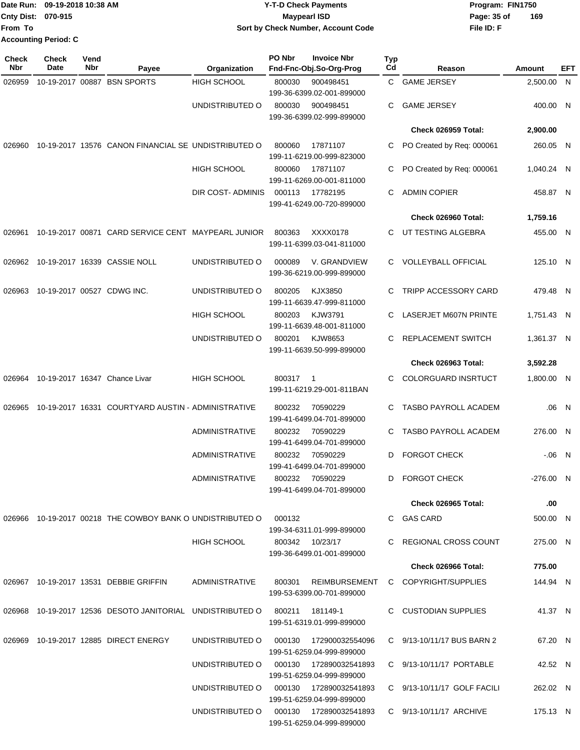Date Run: 09-19-2018 10:38 AM
Cnty Dist: 070-915
From To
Accounting Period: C

**Y-T-D Check Payments**
**Maypearl ISD**
**Sort by Check Number, Account Code**

Program: FIN1750
File ID: F

| Check Nbr | Check Date | Vend Nbr | Payee | Organization | PO Nbr | Invoice Nbr / Fnd-Fnc-Obj.So-Org-Prog | Typ Cd | Reason | Amount | EFT |
|---|---|---|---|---|---|---|---|---|---|---|
| 026959 | 10-19-2017 | 00887 | BSN SPORTS | HIGH SCHOOL | 800030 | 900498451 199-36-6399.02-001-899000 | C | GAME JERSEY | 2,500.00 | N |
| | | | | UNDISTRIBUTED O | 800030 | 900498451 199-36-6399.02-999-899000 | C | GAME JERSEY | 400.00 | N |
| | | | | | | | | **Check 026959 Total:** | **2,900.00** | |
| 026960 | 10-19-2017 | 13576 | CANON FINANCIAL SE | UNDISTRIBUTED O | 800060 | 17871107 199-11-6219.00-999-823000 | C | PO Created by Req: 000061 | 260.05 | N |
| | | | | HIGH SCHOOL | 800060 | 17871107 199-11-6269.00-001-811000 | C | PO Created by Req: 000061 | 1,040.24 | N |
| | | | | DIR COST- ADMINIS | 000113 | 17782195 199-41-6249.00-720-899000 | C | ADMIN COPIER | 458.87 | N |
| | | | | | | | | **Check 026960 Total:** | **1,759.16** | |
| 026961 | 10-19-2017 | 00871 | CARD SERVICE CENT | MAYPEARL JUNIOR | 800363 | XXXX0178 199-11-6399.03-041-811000 | C | UT TESTING ALGEBRA | 455.00 | N |
| 026962 | 10-19-2017 | 16339 | CASSIE NOLL | UNDISTRIBUTED O | 000089 | V. GRANDVIEW 199-36-6219.00-999-899000 | C | VOLLEYBALL OFFICIAL | 125.10 | N |
| 026963 | 10-19-2017 | 00527 | CDWG INC. | UNDISTRIBUTED O | 800205 | KJX3850 199-11-6639.47-999-811000 | C | TRIPP ACCESSORY CARD | 479.48 | N |
| | | | | HIGH SCHOOL | 800203 | KJW3791 199-11-6639.48-001-811000 | C | LASERJET M607N PRINTE | 1,751.43 | N |
| | | | | UNDISTRIBUTED O | 800201 | KJW8653 199-11-6639.50-999-899000 | C | REPLACEMENT SWITCH | 1,361.37 | N |
| | | | | | | | | **Check 026963 Total:** | **3,592.28** | |
| 026964 | 10-19-2017 | 16347 | Chance Livar | HIGH SCHOOL | 800317 | 1 199-11-6219.29-001-811BAN | C | COLORGUARD INSRTUCT | 1,800.00 | N |
| 026965 | 10-19-2017 | 16331 | COURTYARD AUSTIN - | ADMINISTRATIVE | 800232 | 70590229 199-41-6499.04-701-899000 | C | TASBO PAYROLL ACADEM | .06 | N |
| | | | | ADMINISTRATIVE | 800232 | 70590229 199-41-6499.04-701-899000 | C | TASBO PAYROLL ACADEM | 276.00 | N |
| | | | | ADMINISTRATIVE | 800232 | 70590229 199-41-6499.04-701-899000 | D | FORGOT CHECK | -.06 | N |
| | | | | ADMINISTRATIVE | 800232 | 70590229 199-41-6499.04-701-899000 | D | FORGOT CHECK | -276.00 | N |
| | | | | | | | | **Check 026965 Total:** | **.00** | |
| 026966 | 10-19-2017 | 00218 | THE COWBOY BANK O | UNDISTRIBUTED O | 000132 | 199-34-6311.01-999-899000 | C | GAS CARD | 500.00 | N |
| | | | | HIGH SCHOOL | 800342 | 10/23/17 199-36-6499.01-001-899000 | C | REGIONAL CROSS COUNT | 275.00 | N |
| | | | | | | | | **Check 026966 Total:** | **775.00** | |
| 026967 | 10-19-2017 | 13531 | DEBBIE GRIFFIN | ADMINISTRATIVE | 800301 | REIMBURSEMENT 199-53-6399.00-701-899000 | C | COPYRIGHT/SUPPLIES | 144.94 | N |
| 026968 | 10-19-2017 | 12536 | DESOTO JANITORIAL | UNDISTRIBUTED O | 800211 | 181149-1 199-51-6319.01-999-899000 | C | CUSTODIAN SUPPLIES | 41.37 | N |
| 026969 | 10-19-2017 | 12885 | DIRECT ENERGY | UNDISTRIBUTED O | 000130 | 172900032554096 199-51-6259.04-999-899000 | C | 9/13-10/11/17 BUS BARN 2 | 67.20 | N |
| | | | | UNDISTRIBUTED O | 000130 | 172890032541893 199-51-6259.04-999-899000 | C | 9/13-10/11/17 PORTABLE | 42.52 | N |
| | | | | UNDISTRIBUTED O | 000130 | 172890032541893 199-51-6259.04-999-899000 | C | 9/13-10/11/17 GOLF FACILI | 262.02 | N |
| | | | | UNDISTRIBUTED O | 000130 | 172890032541893 199-51-6259.04-999-899000 | C | 9/13-10/11/17 ARCHIVE | 175.13 | N |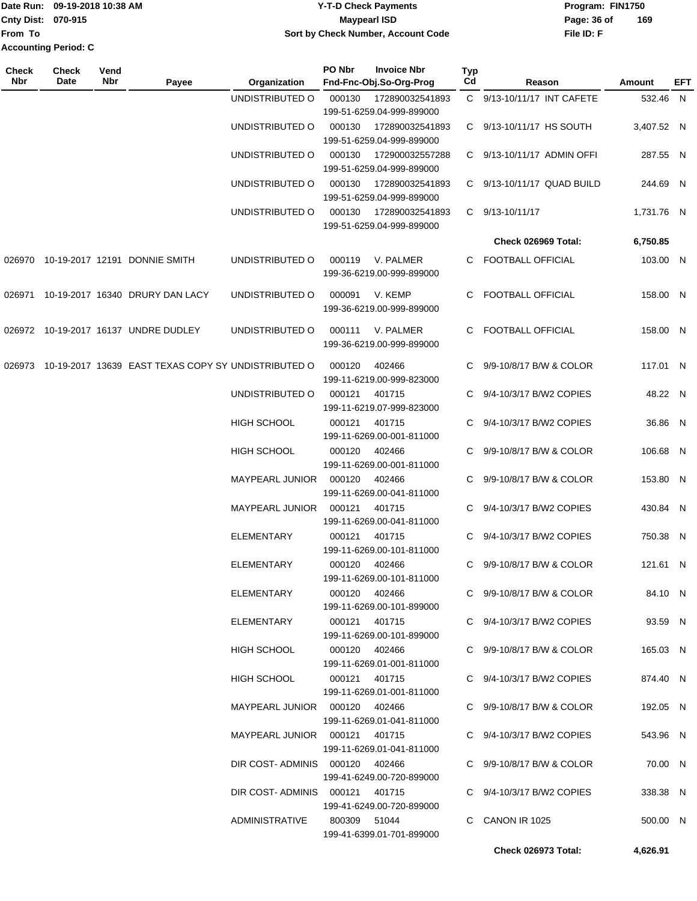Date Run: 09-19-2018 10:38 AM
Cnty Dist: 070-915
From To
Accounting Period: C

**Y-T-D Check Payments**
**Maypearl ISD**
**Sort by Check Number, Account Code**

Program: FIN1750
File ID: F

| Check Nbr | Check Date | Vend Nbr | Payee | Organization | PO Nbr | Invoice Nbr / Fnd-Fnc-Obj.So-Org-Prog | Typ Cd | Reason | Amount | EFT |
|---|---|---|---|---|---|---|---|---|---|---|
| | | | | UNDISTRIBUTED O | 000130 | 172890032541893 / 199-51-6259.04-999-899000 | C | 9/13-10/11/17 INT CAFETE | 532.46 | N |
| | | | | UNDISTRIBUTED O | 000130 | 172890032541893 / 199-51-6259.04-999-899000 | C | 9/13-10/11/17 HS SOUTH | 3,407.52 | N |
| | | | | UNDISTRIBUTED O | 000130 | 172900032557288 / 199-51-6259.04-999-899000 | C | 9/13-10/11/17 ADMIN OFFI | 287.55 | N |
| | | | | UNDISTRIBUTED O | 000130 | 172890032541893 / 199-51-6259.04-999-899000 | C | 9/13-10/11/17 QUAD BUILD | 244.69 | N |
| | | | | UNDISTRIBUTED O | 000130 | 172890032541893 / 199-51-6259.04-999-899000 | C | 9/13-10/11/17 | 1,731.76 | N |
| | | | | | | | | **Check 026969 Total:** | **6,750.85** | |
| 026970 | 10-19-2017 | 12191 | DONNIE SMITH | UNDISTRIBUTED O | 000119 | V. PALMER / 199-36-6219.00-999-899000 | C | FOOTBALL OFFICIAL | 103.00 | N |
| 026971 | 10-19-2017 | 16340 | DRURY DAN LACY | UNDISTRIBUTED O | 000091 | V. KEMP / 199-36-6219.00-999-899000 | C | FOOTBALL OFFICIAL | 158.00 | N |
| 026972 | 10-19-2017 | 16137 | UNDRE DUDLEY | UNDISTRIBUTED O | 000111 | V. PALMER / 199-36-6219.00-999-899000 | C | FOOTBALL OFFICIAL | 158.00 | N |
| 026973 | 10-19-2017 | 13639 | EAST TEXAS COPY SY | UNDISTRIBUTED O | 000120 | 402466 / 199-11-6219.00-999-823000 | C | 9/9-10/8/17 B/W & COLOR | 117.01 | N |
| | | | | UNDISTRIBUTED O | 000121 | 401715 / 199-11-6219.07-999-823000 | C | 9/4-10/3/17 B/W2 COPIES | 48.22 | N |
| | | | | HIGH SCHOOL | 000121 | 401715 / 199-11-6269.00-001-811000 | C | 9/4-10/3/17 B/W2 COPIES | 36.86 | N |
| | | | | HIGH SCHOOL | 000120 | 402466 / 199-11-6269.00-001-811000 | C | 9/9-10/8/17 B/W & COLOR | 106.68 | N |
| | | | | MAYPEARL JUNIOR | 000120 | 402466 / 199-11-6269.00-041-811000 | C | 9/9-10/8/17 B/W & COLOR | 153.80 | N |
| | | | | MAYPEARL JUNIOR | 000121 | 401715 / 199-11-6269.00-041-811000 | C | 9/4-10/3/17 B/W2 COPIES | 430.84 | N |
| | | | | ELEMENTARY | 000121 | 401715 / 199-11-6269.00-101-811000 | C | 9/4-10/3/17 B/W2 COPIES | 750.38 | N |
| | | | | ELEMENTARY | 000120 | 402466 / 199-11-6269.00-101-811000 | C | 9/9-10/8/17 B/W & COLOR | 121.61 | N |
| | | | | ELEMENTARY | 000120 | 402466 / 199-11-6269.00-101-899000 | C | 9/9-10/8/17 B/W & COLOR | 84.10 | N |
| | | | | ELEMENTARY | 000121 | 401715 / 199-11-6269.00-101-899000 | C | 9/4-10/3/17 B/W2 COPIES | 93.59 | N |
| | | | | HIGH SCHOOL | 000120 | 402466 / 199-11-6269.01-001-811000 | C | 9/9-10/8/17 B/W & COLOR | 165.03 | N |
| | | | | HIGH SCHOOL | 000121 | 401715 / 199-11-6269.01-001-811000 | C | 9/4-10/3/17 B/W2 COPIES | 874.40 | N |
| | | | | MAYPEARL JUNIOR | 000120 | 402466 / 199-11-6269.01-041-811000 | C | 9/9-10/8/17 B/W & COLOR | 192.05 | N |
| | | | | MAYPEARL JUNIOR | 000121 | 401715 / 199-11-6269.01-041-811000 | C | 9/4-10/3/17 B/W2 COPIES | 543.96 | N |
| | | | | DIR COST- ADMINIS | 000120 | 402466 / 199-41-6249.00-720-899000 | C | 9/9-10/8/17 B/W & COLOR | 70.00 | N |
| | | | | DIR COST- ADMINIS | 000121 | 401715 / 199-41-6249.00-720-899000 | C | 9/4-10/3/17 B/W2 COPIES | 338.38 | N |
| | | | | ADMINISTRATIVE | 800309 | 51044 / 199-41-6399.01-701-899000 | C | CANON IR 1025 | 500.00 | N |
| | | | | | | | | **Check 026973 Total:** | **4,626.91** | |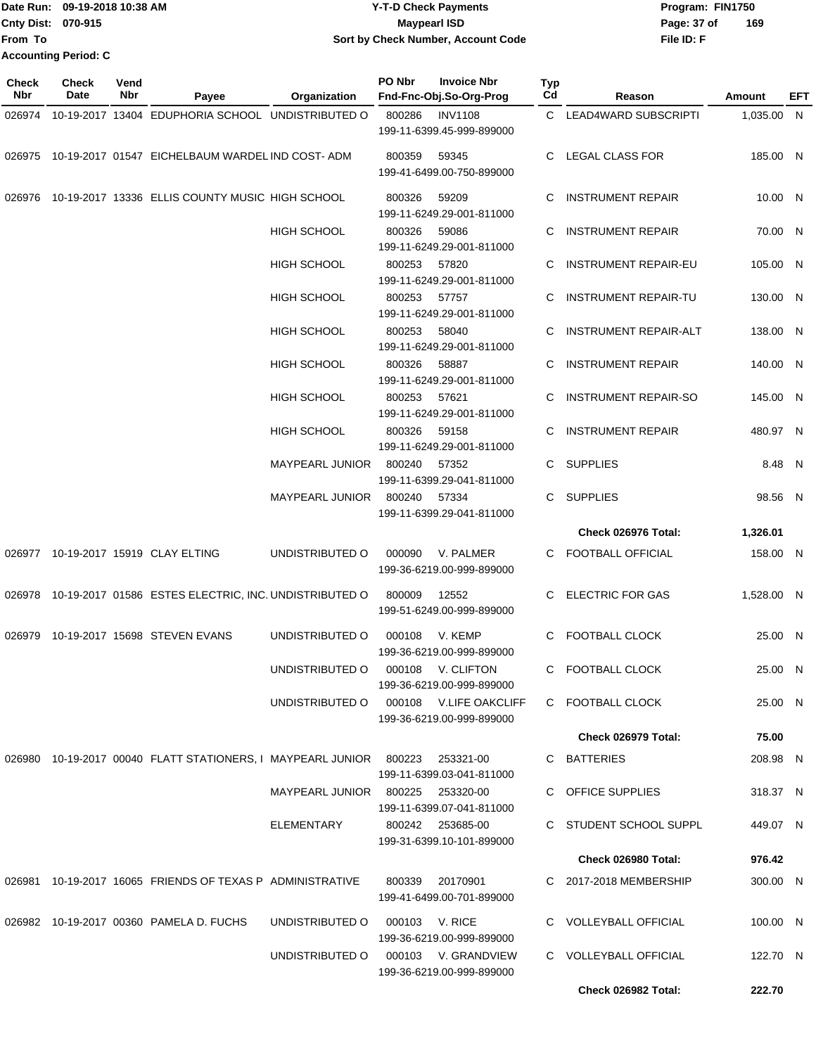Date Run: 09-19-2018 10:38 AM
Cnty Dist: 070-915
From To
Accounting Period: C

# Y-T-D Check Payments
## Maypearl ISD
### Sort by Check Number, Account Code

Program: FIN1750
File ID: F

| Check Nbr | Check Date | Vend Nbr | Payee | Organization | PO Nbr | Invoice Nbr Fnd-Fnc-Obj.So-Org-Prog | Typ Cd | Reason | Amount | EFT |
|---|---|---|---|---|---|---|---|---|---|---|
| 026974 | 10-19-2017 | 13404 | EDUPHORIA SCHOOL | UNDISTRIBUTED O | 800286 | INV1108 199-11-6399.45-999-899000 | C | LEAD4WARD SUBSCRIPTI | 1,035.00 | N |
| 026975 | 10-19-2017 | 01547 | EICHELBAUM WARDEL | IND COST- ADM | 800359 | 59345 199-41-6499.00-750-899000 | C | LEGAL CLASS FOR | 185.00 | N |
| 026976 | 10-19-2017 | 13336 | ELLIS COUNTY MUSIC | HIGH SCHOOL | 800326 | 59209 199-11-6249.29-001-811000 | C | INSTRUMENT REPAIR | 10.00 | N |
| | | | | HIGH SCHOOL | 800326 | 59086 199-11-6249.29-001-811000 | C | INSTRUMENT REPAIR | 70.00 | N |
| | | | | HIGH SCHOOL | 800253 | 57820 199-11-6249.29-001-811000 | C | INSTRUMENT REPAIR-EU | 105.00 | N |
| | | | | HIGH SCHOOL | 800253 | 57757 199-11-6249.29-001-811000 | C | INSTRUMENT REPAIR-TU | 130.00 | N |
| | | | | HIGH SCHOOL | 800253 | 58040 199-11-6249.29-001-811000 | C | INSTRUMENT REPAIR-ALT | 138.00 | N |
| | | | | HIGH SCHOOL | 800326 | 58887 199-11-6249.29-001-811000 | C | INSTRUMENT REPAIR | 140.00 | N |
| | | | | HIGH SCHOOL | 800253 | 57621 199-11-6249.29-001-811000 | C | INSTRUMENT REPAIR-SO | 145.00 | N |
| | | | | HIGH SCHOOL | 800326 | 59158 199-11-6249.29-001-811000 | C | INSTRUMENT REPAIR | 480.97 | N |
| | | | | MAYPEARL JUNIOR | 800240 | 57352 199-11-6399.29-041-811000 | C | SUPPLIES | 8.48 | N |
| | | | | MAYPEARL JUNIOR | 800240 | 57334 199-11-6399.29-041-811000 | C | SUPPLIES | 98.56 | N |
| | | | | | | | | **Check 026976 Total:** | **1,326.01** | |
| 026977 | 10-19-2017 | 15919 | CLAY ELTING | UNDISTRIBUTED O | 000090 | V. PALMER 199-36-6219.00-999-899000 | C | FOOTBALL OFFICIAL | 158.00 | N |
| 026978 | 10-19-2017 | 01586 | ESTES ELECTRIC, INC. | UNDISTRIBUTED O | 800009 | 12552 199-51-6249.00-999-899000 | C | ELECTRIC FOR GAS | 1,528.00 | N |
| 026979 | 10-19-2017 | 15698 | STEVEN EVANS | UNDISTRIBUTED O | 000108 | V. KEMP 199-36-6219.00-999-899000 | C | FOOTBALL CLOCK | 25.00 | N |
| | | | | UNDISTRIBUTED O | 000108 | V. CLIFTON 199-36-6219.00-999-899000 | C | FOOTBALL CLOCK | 25.00 | N |
| | | | | UNDISTRIBUTED O | 000108 | V.LIFE OAKCLIFF 199-36-6219.00-999-899000 | C | FOOTBALL CLOCK | 25.00 | N |
| | | | | | | | | **Check 026979 Total:** | **75.00** | |
| 026980 | 10-19-2017 | 00040 | FLATT STATIONERS, I | MAYPEARL JUNIOR | 800223 | 253321-00 199-11-6399.03-041-811000 | C | BATTERIES | 208.98 | N |
| | | | | MAYPEARL JUNIOR | 800225 | 253320-00 199-11-6399.07-041-811000 | C | OFFICE SUPPLIES | 318.37 | N |
| | | | | ELEMENTARY | 800242 | 253685-00 199-31-6399.10-101-899000 | C | STUDENT SCHOOL SUPPL | 449.07 | N |
| | | | | | | | | **Check 026980 Total:** | **976.42** | |
| 026981 | 10-19-2017 | 16065 | FRIENDS OF TEXAS P | ADMINISTRATIVE | 800339 | 20170901 199-41-6499.00-701-899000 | C | 2017-2018 MEMBERSHIP | 300.00 | N |
| 026982 | 10-19-2017 | 00360 | PAMELA D. FUCHS | UNDISTRIBUTED O | 000103 | V. RICE 199-36-6219.00-999-899000 | C | VOLLEYBALL OFFICIAL | 100.00 | N |
| | | | | UNDISTRIBUTED O | 000103 | V. GRANDVIEW 199-36-6219.00-999-899000 | C | VOLLEYBALL OFFICIAL | 122.70 | N |
| | | | | | | | | **Check 026982 Total:** | **222.70** | |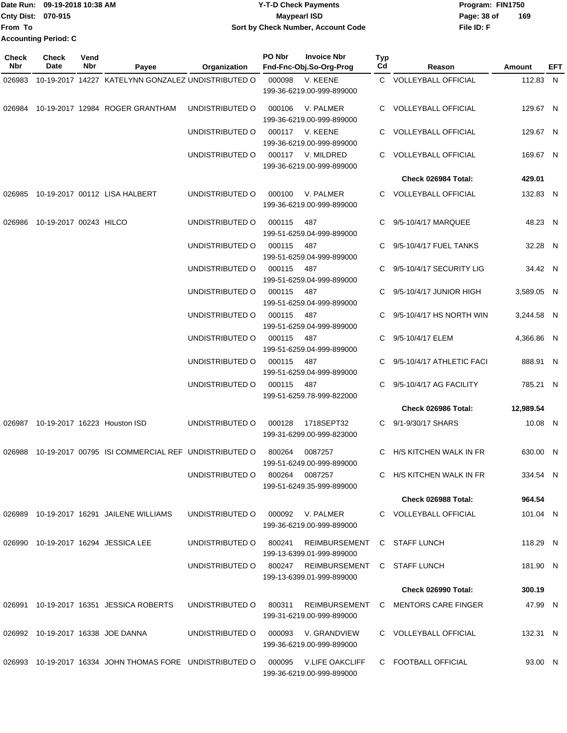Date Run: 09-19-2018 10:38 AM
Cnty Dist: 070-915
From To
Accounting Period: C

**Y-T-D Check Payments**
**Maypearl ISD**
**Sort by Check Number, Account Code**

Program: FIN1750
File ID: F

| Check Nbr | Check Date | Vend Nbr | Payee | Organization | PO Nbr | Invoice Nbr / Fnd-Fnc-Obj.So-Org-Prog | Typ Cd | Reason | Amount | EFT |
|---|---|---|---|---|---|---|---|---|---|---|
| 026983 | 10-19-2017 | 14227 | KATELYNN GONZALEZ | UNDISTRIBUTED O | 000098 | V. KEENE 199-36-6219.00-999-899000 | C | VOLLEYBALL OFFICIAL | 112.83 | N |
| 026984 | 10-19-2017 | 12984 | ROGER GRANTHAM | UNDISTRIBUTED O | 000106 | V. PALMER 199-36-6219.00-999-899000 | C | VOLLEYBALL OFFICIAL | 129.67 | N |
| | | | | UNDISTRIBUTED O | 000117 | V. KEENE 199-36-6219.00-999-899000 | C | VOLLEYBALL OFFICIAL | 129.67 | N |
| | | | | UNDISTRIBUTED O | 000117 | V. MILDRED 199-36-6219.00-999-899000 | C | VOLLEYBALL OFFICIAL | 169.67 | N |
| | | | | | | | | **Check 026984 Total:** | **429.01** | |
| 026985 | 10-19-2017 | 00112 | LISA HALBERT | UNDISTRIBUTED O | 000100 | V. PALMER 199-36-6219.00-999-899000 | C | VOLLEYBALL OFFICIAL | 132.83 | N |
| 026986 | 10-19-2017 | 00243 | HILCO | UNDISTRIBUTED O | 000115 | 487 199-51-6259.04-999-899000 | C | 9/5-10/4/17 MARQUEE | 48.23 | N |
| | | | | UNDISTRIBUTED O | 000115 | 487 199-51-6259.04-999-899000 | C | 9/5-10/4/17 FUEL TANKS | 32.28 | N |
| | | | | UNDISTRIBUTED O | 000115 | 487 199-51-6259.04-999-899000 | C | 9/5-10/4/17 SECURITY LIG | 34.42 | N |
| | | | | UNDISTRIBUTED O | 000115 | 487 199-51-6259.04-999-899000 | C | 9/5-10/4/17 JUNIOR HIGH | 3,589.05 | N |
| | | | | UNDISTRIBUTED O | 000115 | 487 199-51-6259.04-999-899000 | C | 9/5-10/4/17 HS NORTH WIN | 3,244.58 | N |
| | | | | UNDISTRIBUTED O | 000115 | 487 199-51-6259.04-999-899000 | C | 9/5-10/4/17 ELEM | 4,366.86 | N |
| | | | | UNDISTRIBUTED O | 000115 | 487 199-51-6259.04-999-899000 | C | 9/5-10/4/17 ATHLETIC FACI | 888.91 | N |
| | | | | UNDISTRIBUTED O | 000115 | 487 199-51-6259.78-999-822000 | C | 9/5-10/4/17 AG FACILITY | 785.21 | N |
| | | | | | | | | **Check 026986 Total:** | **12,989.54** | |
| 026987 | 10-19-2017 | 16223 | Houston ISD | UNDISTRIBUTED O | 000128 | 1718SEPT32 199-31-6299.00-999-823000 | C | 9/1-9/30/17 SHARS | 10.08 | N |
| 026988 | 10-19-2017 | 00795 | ISI COMMERCIAL REF | UNDISTRIBUTED O | 800264 | 0087257 199-51-6249.00-999-899000 | C | H/S KITCHEN WALK IN FR | 630.00 | N |
| | | | | UNDISTRIBUTED O | 800264 | 0087257 199-51-6249.35-999-899000 | C | H/S KITCHEN WALK IN FR | 334.54 | N |
| | | | | | | | | **Check 026988 Total:** | **964.54** | |
| 026989 | 10-19-2017 | 16291 | JAILENE WILLIAMS | UNDISTRIBUTED O | 000092 | V. PALMER 199-36-6219.00-999-899000 | C | VOLLEYBALL OFFICIAL | 101.04 | N |
| 026990 | 10-19-2017 | 16294 | JESSICA LEE | UNDISTRIBUTED O | 800241 | REIMBURSEMENT 199-13-6399.01-999-899000 | C | STAFF LUNCH | 118.29 | N |
| | | | | UNDISTRIBUTED O | 800247 | REIMBURSEMENT 199-13-6399.01-999-899000 | C | STAFF LUNCH | 181.90 | N |
| | | | | | | | | **Check 026990 Total:** | **300.19** | |
| 026991 | 10-19-2017 | 16351 | JESSICA ROBERTS | UNDISTRIBUTED O | 800311 | REIMBURSEMENT 199-31-6219.00-999-899000 | C | MENTORS CARE FINGER | 47.99 | N |
| 026992 | 10-19-2017 | 16338 | JOE DANNA | UNDISTRIBUTED O | 000093 | V. GRANDVIEW 199-36-6219.00-999-899000 | C | VOLLEYBALL OFFICIAL | 132.31 | N |
| 026993 | 10-19-2017 | 16334 | JOHN THOMAS FORE | UNDISTRIBUTED O | 000095 | V.LIFE OAKCLIFF 199-36-6219.00-999-899000 | C | FOOTBALL OFFICIAL | 93.00 | N |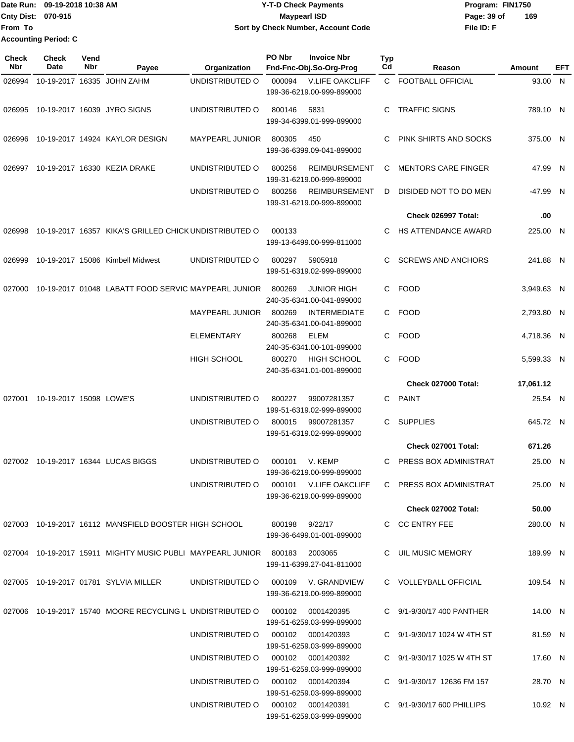Date Run: 09-19-2018 10:38 AM
Cnty Dist: 070-915
From To
Accounting Period: C

# Y-T-D Check Payments
## Maypearl ISD
### Sort by Check Number, Account Code

Program: FIN1750
File ID: F

| Check Nbr | Check Date | Vend Nbr | Payee | Organization | PO Nbr | Invoice Nbr / Fnd-Fnc-Obj.So-Org-Prog | Typ Cd | Reason | Amount | EFT |
|---|---|---|---|---|---|---|---|---|---|---|
| 026994 | 10-19-2017 | 16335 | JOHN ZAHM | UNDISTRIBUTED O | 000094 | V.LIFE OAKCLIFF 199-36-6219.00-999-899000 | C | FOOTBALL OFFICIAL | 93.00 | N |
| 026995 | 10-19-2017 | 16039 | JYRO SIGNS | UNDISTRIBUTED O | 800146 | 5831 199-34-6399.01-999-899000 | C | TRAFFIC SIGNS | 789.10 | N |
| 026996 | 10-19-2017 | 14924 | KAYLOR DESIGN | MAYPEARL JUNIOR | 800305 | 450 199-36-6399.09-041-899000 | C | PINK SHIRTS AND SOCKS | 375.00 | N |
| 026997 | 10-19-2017 | 16330 | KEZIA DRAKE | UNDISTRIBUTED O | 800256 | REIMBURSEMENT 199-31-6219.00-999-899000 | C | MENTORS CARE FINGER | 47.99 | N |
| | | | | UNDISTRIBUTED O | 800256 | REIMBURSEMENT 199-31-6219.00-999-899000 | D | DISIDED NOT TO DO MEN | -47.99 | N |
| | | | | | | | | **Check 026997 Total:** | **.00** | |
| 026998 | 10-19-2017 | 16357 | KIKA'S GRILLED CHICK | UNDISTRIBUTED O | 000133 | 199-13-6499.00-999-811000 | C | HS ATTENDANCE AWARD | 225.00 | N |
| 026999 | 10-19-2017 | 15086 | Kimbell Midwest | UNDISTRIBUTED O | 800297 | 5905918 199-51-6319.02-999-899000 | C | SCREWS AND ANCHORS | 241.88 | N |
| 027000 | 10-19-2017 | 01048 | LABATT FOOD SERVIC | MAYPEARL JUNIOR | 800269 | JUNIOR HIGH 240-35-6341.00-041-899000 | C | FOOD | 3,949.63 | N |
| | | | | MAYPEARL JUNIOR | 800269 | INTERMEDIATE 240-35-6341.00-041-899000 | C | FOOD | 2,793.80 | N |
| | | | | ELEMENTARY | 800268 | ELEM 240-35-6341.00-101-899000 | C | FOOD | 4,718.36 | N |
| | | | | HIGH SCHOOL | 800270 | HIGH SCHOOL 240-35-6341.01-001-899000 | C | FOOD | 5,599.33 | N |
| | | | | | | | | **Check 027000 Total:** | **17,061.12** | |
| 027001 | 10-19-2017 | 15098 | LOWE'S | UNDISTRIBUTED O | 800227 | 99007281357 199-51-6319.02-999-899000 | C | PAINT | 25.54 | N |
| | | | | UNDISTRIBUTED O | 800015 | 99007281357 199-51-6319.02-999-899000 | C | SUPPLIES | 645.72 | N |
| | | | | | | | | **Check 027001 Total:** | **671.26** | |
| 027002 | 10-19-2017 | 16344 | LUCAS BIGGS | UNDISTRIBUTED O | 000101 | V. KEMP 199-36-6219.00-999-899000 | C | PRESS BOX ADMINISTRAT | 25.00 | N |
| | | | | UNDISTRIBUTED O | 000101 | V.LIFE OAKCLIFF 199-36-6219.00-999-899000 | C | PRESS BOX ADMINISTRAT | 25.00 | N |
| | | | | | | | | **Check 027002 Total:** | **50.00** | |
| 027003 | 10-19-2017 | 16112 | MANSFIELD BOOSTER | HIGH SCHOOL | 800198 | 9/22/17 199-36-6499.01-001-899000 | C | CC ENTRY FEE | 280.00 | N |
| 027004 | 10-19-2017 | 15911 | MIGHTY MUSIC PUBLI | MAYPEARL JUNIOR | 800183 | 2003065 199-11-6399.27-041-811000 | C | UIL MUSIC MEMORY | 189.99 | N |
| 027005 | 10-19-2017 | 01781 | SYLVIA MILLER | UNDISTRIBUTED O | 000109 | V. GRANDVIEW 199-36-6219.00-999-899000 | C | VOLLEYBALL OFFICIAL | 109.54 | N |
| 027006 | 10-19-2017 | 15740 | MOORE RECYCLING L | UNDISTRIBUTED O | 000102 | 0001420395 199-51-6259.03-999-899000 | C | 9/1-9/30/17 400 PANTHER | 14.00 | N |
| | | | | UNDISTRIBUTED O | 000102 | 0001420393 199-51-6259.03-999-899000 | C | 9/1-9/30/17 1024 W 4TH ST | 81.59 | N |
| | | | | UNDISTRIBUTED O | 000102 | 0001420392 199-51-6259.03-999-899000 | C | 9/1-9/30/17 1025 W 4TH ST | 17.60 | N |
| | | | | UNDISTRIBUTED O | 000102 | 0001420394 199-51-6259.03-999-899000 | C | 9/1-9/30/17 12636 FM 157 | 28.70 | N |
| | | | | UNDISTRIBUTED O | 000102 | 0001420391 199-51-6259.03-999-899000 | C | 9/1-9/30/17 600 PHILLIPS | 10.92 | N |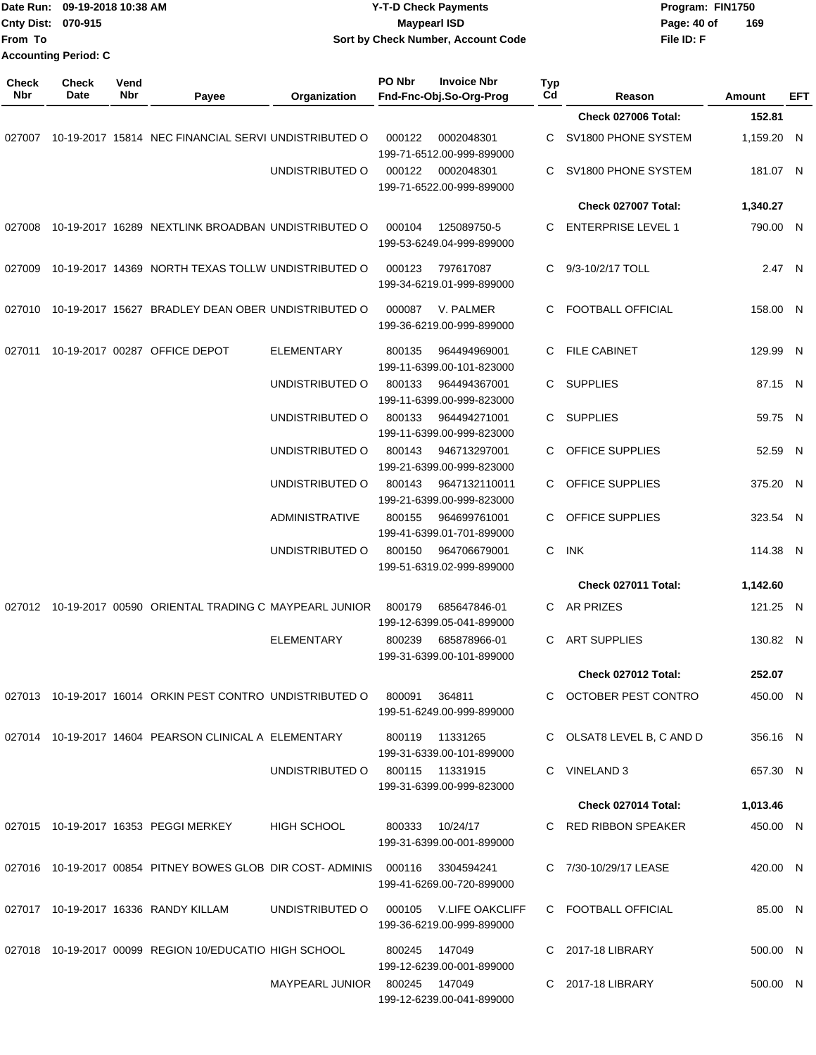Date Run: 09-19-2018 10:38 AM
Cnty Dist: 070-915
From To
Accounting Period: C

**Y-T-D Check Payments**
**Maypearl ISD**
**Sort by Check Number, Account Code**

Program: FIN1750
File ID: F

| Check Nbr | Check Date | Vend Nbr | Payee | Organization | PO Nbr | Invoice Nbr / Fnd-Fnc-Obj.So-Org-Prog | Typ Cd | Reason | Amount | EFT |
|---|---|---|---|---|---|---|---|---|---|---|
| | | | | | | | | **Check 027006 Total:** | **152.81** | |
| 027007 | 10-19-2017 | 15814 | NEC FINANCIAL SERVI | UNDISTRIBUTED O | 000122 | 0002048301 199-71-6512.00-999-899000 | C | SV1800 PHONE SYSTEM | 1,159.20 | N |
| | | | | UNDISTRIBUTED O | 000122 | 0002048301 199-71-6522.00-999-899000 | C | SV1800 PHONE SYSTEM | 181.07 | N |
| | | | | | | | | **Check 027007 Total:** | **1,340.27** | |
| 027008 | 10-19-2017 | 16289 | NEXTLINK BROADBAN | UNDISTRIBUTED O | 000104 | 125089750-5 199-53-6249.04-999-899000 | C | ENTERPRISE LEVEL 1 | 790.00 | N |
| 027009 | 10-19-2017 | 14369 | NORTH TEXAS TOLLW | UNDISTRIBUTED O | 000123 | 797617087 199-34-6219.01-999-899000 | C | 9/3-10/2/17 TOLL | 2.47 | N |
| 027010 | 10-19-2017 | 15627 | BRADLEY DEAN OBER | UNDISTRIBUTED O | 000087 | V. PALMER 199-36-6219.00-999-899000 | C | FOOTBALL OFFICIAL | 158.00 | N |
| 027011 | 10-19-2017 | 00287 | OFFICE DEPOT | ELEMENTARY | 800135 | 964494969001 199-11-6399.00-101-823000 | C | FILE CABINET | 129.99 | N |
| | | | | UNDISTRIBUTED O | 800133 | 964494367001 199-11-6399.00-999-823000 | C | SUPPLIES | 87.15 | N |
| | | | | UNDISTRIBUTED O | 800133 | 964494271001 199-11-6399.00-999-823000 | C | SUPPLIES | 59.75 | N |
| | | | | UNDISTRIBUTED O | 800143 | 946713297001 199-21-6399.00-999-823000 | C | OFFICE SUPPLIES | 52.59 | N |
| | | | | UNDISTRIBUTED O | 800143 | 9647132110011 199-21-6399.00-999-823000 | C | OFFICE SUPPLIES | 375.20 | N |
| | | | | ADMINISTRATIVE | 800155 | 964699761001 199-41-6399.01-701-899000 | C | OFFICE SUPPLIES | 323.54 | N |
| | | | | UNDISTRIBUTED O | 800150 | 964706679001 199-51-6319.02-999-899000 | C | INK | 114.38 | N |
| | | | | | | | | **Check 027011 Total:** | **1,142.60** | |
| 027012 | 10-19-2017 | 00590 | ORIENTAL TRADING C | MAYPEARL JUNIOR | 800179 | 685647846-01 199-12-6399.05-041-899000 | C | AR PRIZES | 121.25 | N |
| | | | | ELEMENTARY | 800239 | 685878966-01 199-31-6399.00-101-899000 | C | ART SUPPLIES | 130.82 | N |
| | | | | | | | | **Check 027012 Total:** | **252.07** | |
| 027013 | 10-19-2017 | 16014 | ORKIN PEST CONTRO | UNDISTRIBUTED O | 800091 | 364811 199-51-6249.00-999-899000 | C | OCTOBER PEST CONTRO | 450.00 | N |
| 027014 | 10-19-2017 | 14604 | PEARSON CLINICAL A | ELEMENTARY | 800119 | 11331265 199-31-6339.00-101-899000 | C | OLSAT8 LEVEL B, C AND D | 356.16 | N |
| | | | | UNDISTRIBUTED O | 800115 | 11331915 199-31-6399.00-999-823000 | C | VINELAND 3 | 657.30 | N |
| | | | | | | | | **Check 027014 Total:** | **1,013.46** | |
| 027015 | 10-19-2017 | 16353 | PEGGI MERKEY | HIGH SCHOOL | 800333 | 10/24/17 199-31-6399.00-001-899000 | C | RED RIBBON SPEAKER | 450.00 | N |
| 027016 | 10-19-2017 | 00854 | PITNEY BOWES GLOB | DIR COST- ADMINIS | 000116 | 3304594241 199-41-6269.00-720-899000 | C | 7/30-10/29/17 LEASE | 420.00 | N |
| 027017 | 10-19-2017 | 16336 | RANDY KILLAM | UNDISTRIBUTED O | 000105 | V.LIFE OAKCLIFF 199-36-6219.00-999-899000 | C | FOOTBALL OFFICIAL | 85.00 | N |
| 027018 | 10-19-2017 | 00099 | REGION 10/EDUCATIO | HIGH SCHOOL | 800245 | 147049 199-12-6239.00-001-899000 | C | 2017-18 LIBRARY | 500.00 | N |
| | | | | MAYPEARL JUNIOR | 800245 | 147049 199-12-6239.00-041-899000 | C | 2017-18 LIBRARY | 500.00 | N |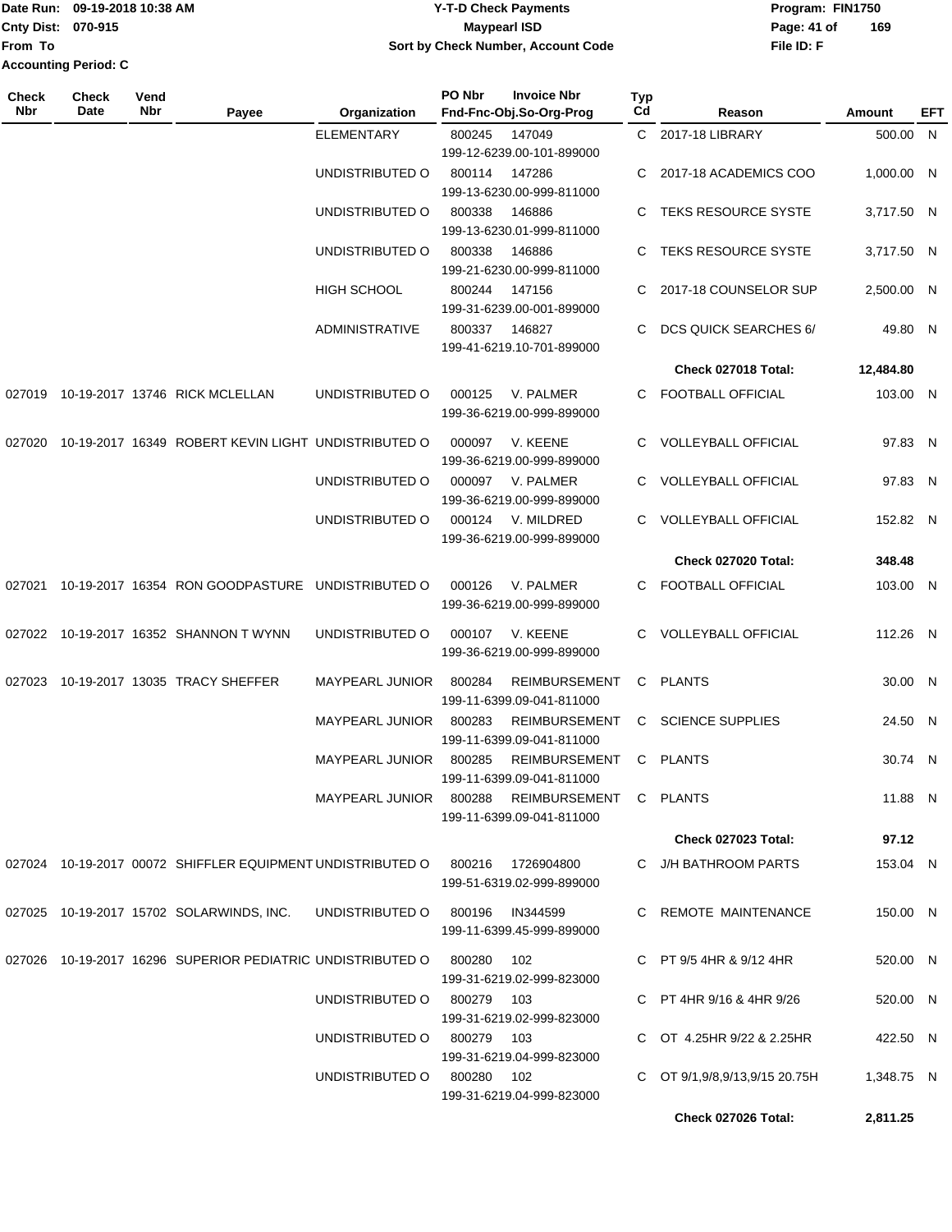Date Run: 09-19-2018 10:38 AM
Cnty Dist: 070-915
From To
Accounting Period: C

# Y-T-D Check Payments
## Maypearl ISD
### Sort by Check Number, Account Code

Program: FIN1750
File ID: F

| Check Nbr | Check Date | Vend Nbr | Payee | Organization | PO Nbr | Invoice Nbr / Fnd-Fnc-Obj.So-Org-Prog | Typ Cd | Reason | Amount | EFT |
|---|---|---|---|---|---|---|---|---|---|---|
| | | | | ELEMENTARY | 800245 | 147049 / 199-12-6239.00-101-899000 | C | 2017-18 LIBRARY | 500.00 | N |
| | | | | UNDISTRIBUTED O | 800114 | 147286 / 199-13-6230.00-999-811000 | C | 2017-18 ACADEMICS COO | 1,000.00 | N |
| | | | | UNDISTRIBUTED O | 800338 | 146886 / 199-13-6230.01-999-811000 | C | TEKS RESOURCE SYSTE | 3,717.50 | N |
| | | | | UNDISTRIBUTED O | 800338 | 146886 / 199-21-6230.00-999-811000 | C | TEKS RESOURCE SYSTE | 3,717.50 | N |
| | | | | HIGH SCHOOL | 800244 | 147156 / 199-31-6239.00-001-899000 | C | 2017-18 COUNSELOR SUP | 2,500.00 | N |
| | | | | ADMINISTRATIVE | 800337 | 146827 / 199-41-6219.10-701-899000 | C | DCS QUICK SEARCHES 6/ | 49.80 | N |
| | | | | | | | | **Check 027018 Total:** | **12,484.80** | |
| 027019 | 10-19-2017 | 13746 | RICK MCLELLAN | UNDISTRIBUTED O | 000125 | V. PALMER / 199-36-6219.00-999-899000 | C | FOOTBALL OFFICIAL | 103.00 | N |
| 027020 | 10-19-2017 | 16349 | ROBERT KEVIN LIGHT | UNDISTRIBUTED O | 000097 | V. KEENE / 199-36-6219.00-999-899000 | C | VOLLEYBALL OFFICIAL | 97.83 | N |
| | | | | UNDISTRIBUTED O | 000097 | V. PALMER / 199-36-6219.00-999-899000 | C | VOLLEYBALL OFFICIAL | 97.83 | N |
| | | | | UNDISTRIBUTED O | 000124 | V. MILDRED / 199-36-6219.00-999-899000 | C | VOLLEYBALL OFFICIAL | 152.82 | N |
| | | | | | | | | **Check 027020 Total:** | **348.48** | |
| 027021 | 10-19-2017 | 16354 | RON GOODPASTURE | UNDISTRIBUTED O | 000126 | V. PALMER / 199-36-6219.00-999-899000 | C | FOOTBALL OFFICIAL | 103.00 | N |
| 027022 | 10-19-2017 | 16352 | SHANNON T WYNN | UNDISTRIBUTED O | 000107 | V. KEENE / 199-36-6219.00-999-899000 | C | VOLLEYBALL OFFICIAL | 112.26 | N |
| 027023 | 10-19-2017 | 13035 | TRACY SHEFFER | MAYPEARL JUNIOR | 800284 | REIMBURSEMENT / 199-11-6399.09-041-811000 | C | PLANTS | 30.00 | N |
| | | | | MAYPEARL JUNIOR | 800283 | REIMBURSEMENT / 199-11-6399.09-041-811000 | C | SCIENCE SUPPLIES | 24.50 | N |
| | | | | MAYPEARL JUNIOR | 800285 | REIMBURSEMENT / 199-11-6399.09-041-811000 | C | PLANTS | 30.74 | N |
| | | | | MAYPEARL JUNIOR | 800288 | REIMBURSEMENT / 199-11-6399.09-041-811000 | C | PLANTS | 11.88 | N |
| | | | | | | | | **Check 027023 Total:** | **97.12** | |
| 027024 | 10-19-2017 | 00072 | SHIFFLER EQUIPMENT | UNDISTRIBUTED O | 800216 | 1726904800 / 199-51-6319.02-999-899000 | C | J/H BATHROOM PARTS | 153.04 | N |
| 027025 | 10-19-2017 | 15702 | SOLARWINDS, INC. | UNDISTRIBUTED O | 800196 | IN344599 / 199-11-6399.45-999-899000 | C | REMOTE MAINTENANCE | 150.00 | N |
| 027026 | 10-19-2017 | 16296 | SUPERIOR PEDIATRIC | UNDISTRIBUTED O | 800280 | 102 / 199-31-6219.02-999-823000 | C | PT 9/5 4HR & 9/12 4HR | 520.00 | N |
| | | | | UNDISTRIBUTED O | 800279 | 103 / 199-31-6219.02-999-823000 | C | PT 4HR 9/16 & 4HR 9/26 | 520.00 | N |
| | | | | UNDISTRIBUTED O | 800279 | 103 / 199-31-6219.04-999-823000 | C | OT 4.25HR 9/22 & 2.25HR | 422.50 | N |
| | | | | UNDISTRIBUTED O | 800280 | 102 / 199-31-6219.04-999-823000 | C | OT 9/1,9/8,9/13,9/15 20.75H | 1,348.75 | N |
| | | | | | | | | **Check 027026 Total:** | **2,811.25** | |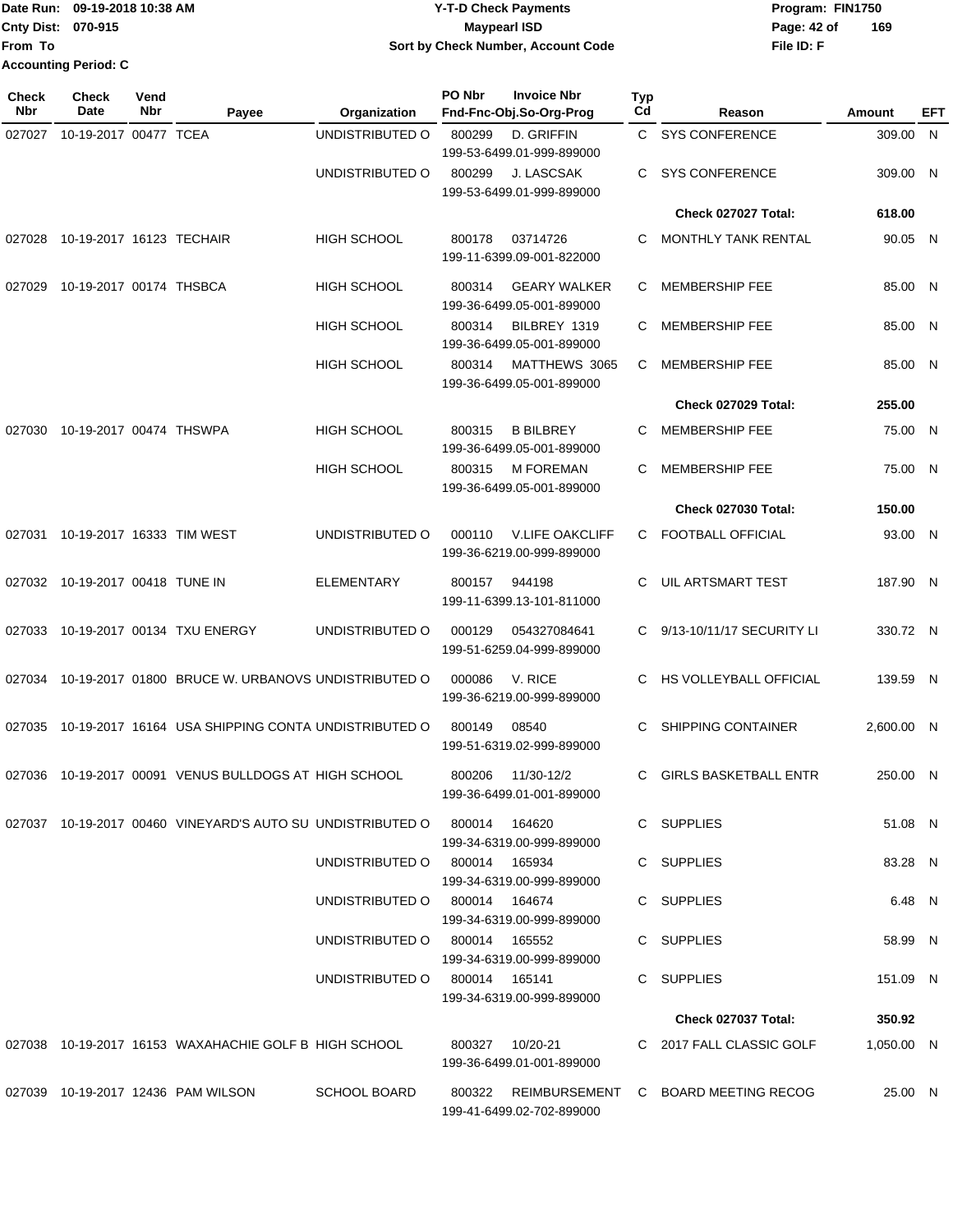Date Run: 09-19-2018 10:38 AM
Cnty Dist: 070-915
From To
Accounting Period: C

**Y-T-D Check Payments**
**Maypearl ISD**
**Sort by Check Number, Account Code**

Program: FIN1750
File ID: F

| Check Nbr | Check Date | Vend Nbr | Payee | Organization | PO Nbr | Invoice Nbr / Fnd-Fnc-Obj.So-Org-Prog | Typ Cd | Reason | Amount | EFT |
|---|---|---|---|---|---|---|---|---|---|---|
| 027027 | 10-19-2017 | 00477 | TCEA | UNDISTRIBUTED O | 800299 | D. GRIFFIN 199-53-6499.01-999-899000 | C | SYS CONFERENCE | 309.00 | N |
| | | | | UNDISTRIBUTED O | 800299 | J. LASCSAK 199-53-6499.01-999-899000 | C | SYS CONFERENCE | 309.00 | N |
| | | | | | | | | **Check 027027 Total:** | **618.00** | |
| 027028 | 10-19-2017 | 16123 | TECHAIR | HIGH SCHOOL | 800178 | 03714726 199-11-6399.09-001-822000 | C | MONTHLY TANK RENTAL | 90.05 | N |
| 027029 | 10-19-2017 | 00174 | THSBCA | HIGH SCHOOL | 800314 | GEARY WALKER 199-36-6499.05-001-899000 | C | MEMBERSHIP FEE | 85.00 | N |
| | | | | HIGH SCHOOL | 800314 | BILBREY 1319 199-36-6499.05-001-899000 | C | MEMBERSHIP FEE | 85.00 | N |
| | | | | HIGH SCHOOL | 800314 | MATTHEWS 3065 199-36-6499.05-001-899000 | C | MEMBERSHIP FEE | 85.00 | N |
| | | | | | | | | **Check 027029 Total:** | **255.00** | |
| 027030 | 10-19-2017 | 00474 | THSWPA | HIGH SCHOOL | 800315 | B BILBREY 199-36-6499.05-001-899000 | C | MEMBERSHIP FEE | 75.00 | N |
| | | | | HIGH SCHOOL | 800315 | M FOREMAN 199-36-6499.05-001-899000 | C | MEMBERSHIP FEE | 75.00 | N |
| | | | | | | | | **Check 027030 Total:** | **150.00** | |
| 027031 | 10-19-2017 | 16333 | TIM WEST | UNDISTRIBUTED O | 000110 | V.LIFE OAKCLIFF 199-36-6219.00-999-899000 | C | FOOTBALL OFFICIAL | 93.00 | N |
| 027032 | 10-19-2017 | 00418 | TUNE IN | ELEMENTARY | 800157 | 944198 199-11-6399.13-101-811000 | C | UIL ARTSMART TEST | 187.90 | N |
| 027033 | 10-19-2017 | 00134 | TXU ENERGY | UNDISTRIBUTED O | 000129 | 054327084641 199-51-6259.04-999-899000 | C | 9/13-10/11/17 SECURITY LI | 330.72 | N |
| 027034 | 10-19-2017 | 01800 | BRUCE W. URBANOVS | UNDISTRIBUTED O | 000086 | V. RICE 199-36-6219.00-999-899000 | C | HS VOLLEYBALL OFFICIAL | 139.59 | N |
| 027035 | 10-19-2017 | 16164 | USA SHIPPING CONTA | UNDISTRIBUTED O | 800149 | 08540 199-51-6319.02-999-899000 | C | SHIPPING CONTAINER | 2,600.00 | N |
| 027036 | 10-19-2017 | 00091 | VENUS BULLDOGS AT | HIGH SCHOOL | 800206 | 11/30-12/2 199-36-6499.01-001-899000 | C | GIRLS BASKETBALL ENTR | 250.00 | N |
| 027037 | 10-19-2017 | 00460 | VINEYARD'S AUTO SU | UNDISTRIBUTED O | 800014 | 164620 199-34-6319.00-999-899000 | C | SUPPLIES | 51.08 | N |
| | | | | UNDISTRIBUTED O | 800014 | 165934 199-34-6319.00-999-899000 | C | SUPPLIES | 83.28 | N |
| | | | | UNDISTRIBUTED O | 800014 | 164674 199-34-6319.00-999-899000 | C | SUPPLIES | 6.48 | N |
| | | | | UNDISTRIBUTED O | 800014 | 165552 199-34-6319.00-999-899000 | C | SUPPLIES | 58.99 | N |
| | | | | UNDISTRIBUTED O | 800014 | 165141 199-34-6319.00-999-899000 | C | SUPPLIES | 151.09 | N |
| | | | | | | | | **Check 027037 Total:** | **350.92** | |
| 027038 | 10-19-2017 | 16153 | WAXAHACHIE GOLF B | HIGH SCHOOL | 800327 | 10/20-21 199-36-6499.01-001-899000 | C | 2017 FALL CLASSIC GOLF | 1,050.00 | N |
| 027039 | 10-19-2017 | 12436 | PAM WILSON | SCHOOL BOARD | 800322 | REIMBURSEMENT 199-41-6499.02-702-899000 | C | BOARD MEETING RECOG | 25.00 | N |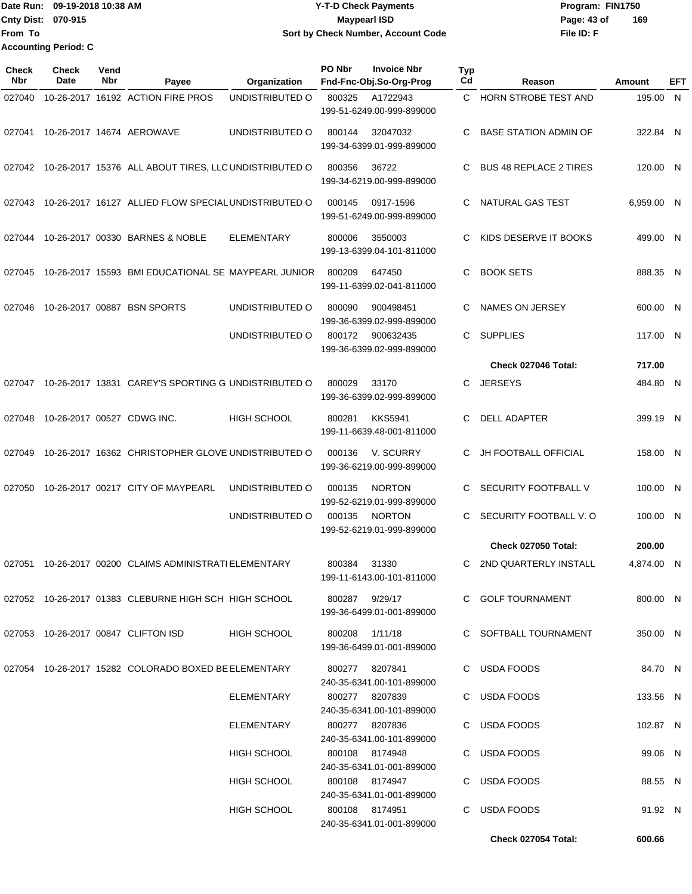Date Run: 09-19-2018 10:38 AM
Cnty Dist: 070-915
From To
Accounting Period: C

**Y-T-D Check Payments**
**Maypearl ISD**
**Sort by Check Number, Account Code**

Program: FIN1750
File ID: F

| Check Nbr | Check Date | Vend Nbr | Payee | Organization | PO Nbr | Invoice Nbr / Fnd-Fnc-Obj.So-Org-Prog | Typ Cd | Reason | Amount | EFT |
|---|---|---|---|---|---|---|---|---|---|---|
| 027040 | 10-26-2017 | 16192 | ACTION FIRE PROS | UNDISTRIBUTED O | 800325 | A1722943 199-51-6249.00-999-899000 | C | HORN STROBE TEST AND | 195.00 | N |
| 027041 | 10-26-2017 | 14674 | AEROWAVE | UNDISTRIBUTED O | 800144 | 32047032 199-34-6399.01-999-899000 | C | BASE STATION ADMIN OF | 322.84 | N |
| 027042 | 10-26-2017 | 15376 | ALL ABOUT TIRES, LLC | UNDISTRIBUTED O | 800356 | 36722 199-34-6219.00-999-899000 | C | BUS 48 REPLACE 2 TIRES | 120.00 | N |
| 027043 | 10-26-2017 | 16127 | ALLIED FLOW SPECIAL | UNDISTRIBUTED O | 000145 | 0917-1596 199-51-6249.00-999-899000 | C | NATURAL GAS TEST | 6,959.00 | N |
| 027044 | 10-26-2017 | 00330 | BARNES & NOBLE | ELEMENTARY | 800006 | 3550003 199-13-6399.04-101-811000 | C | KIDS DESERVE IT BOOKS | 499.00 | N |
| 027045 | 10-26-2017 | 15593 | BMI EDUCATIONAL SE | MAYPEARL JUNIOR | 800209 | 647450 199-11-6399.02-041-811000 | C | BOOK SETS | 888.35 | N |
| 027046 | 10-26-2017 | 00887 | BSN SPORTS | UNDISTRIBUTED O | 800090 | 900498451 199-36-6399.02-999-899000 | C | NAMES ON JERSEY | 600.00 | N |
| | | | | UNDISTRIBUTED O | 800172 | 900632435 199-36-6399.02-999-899000 | C | SUPPLIES | 117.00 | N |
| | | | | | | | | **Check 027046 Total:** | **717.00** | |
| 027047 | 10-26-2017 | 13831 | CAREY'S SPORTING G | UNDISTRIBUTED O | 800029 | 33170 199-36-6399.02-999-899000 | C | JERSEYS | 484.80 | N |
| 027048 | 10-26-2017 | 00527 | CDWG INC. | HIGH SCHOOL | 800281 | KKS5941 199-11-6639.48-001-811000 | C | DELL ADAPTER | 399.19 | N |
| 027049 | 10-26-2017 | 16362 | CHRISTOPHER GLOVE | UNDISTRIBUTED O | 000136 | V. SCURRY 199-36-6219.00-999-899000 | C | JH FOOTBALL OFFICIAL | 158.00 | N |
| 027050 | 10-26-2017 | 00217 | CITY OF MAYPEARL | UNDISTRIBUTED O | 000135 | NORTON 199-52-6219.01-999-899000 | C | SECURITY FOOTFBALL V | 100.00 | N |
| | | | | UNDISTRIBUTED O | 000135 | NORTON 199-52-6219.01-999-899000 | C | SECURITY FOOTBALL V. O | 100.00 | N |
| | | | | | | | | **Check 027050 Total:** | **200.00** | |
| 027051 | 10-26-2017 | 00200 | CLAIMS ADMINISTRATI | ELEMENTARY | 800384 | 31330 199-11-6143.00-101-811000 | C | 2ND QUARTERLY INSTALL | 4,874.00 | N |
| 027052 | 10-26-2017 | 01383 | CLEBURNE HIGH SCH | HIGH SCHOOL | 800287 | 9/29/17 199-36-6499.01-001-899000 | C | GOLF TOURNAMENT | 800.00 | N |
| 027053 | 10-26-2017 | 00847 | CLIFTON ISD | HIGH SCHOOL | 800208 | 1/11/18 199-36-6499.01-001-899000 | C | SOFTBALL TOURNAMENT | 350.00 | N |
| 027054 | 10-26-2017 | 15282 | COLORADO BOXED BE | ELEMENTARY | 800277 | 8207841 240-35-6341.00-101-899000 | C | USDA FOODS | 84.70 | N |
| | | | | ELEMENTARY | 800277 | 8207839 240-35-6341.00-101-899000 | C | USDA FOODS | 133.56 | N |
| | | | | ELEMENTARY | 800277 | 8207836 240-35-6341.00-101-899000 | C | USDA FOODS | 102.87 | N |
| | | | | HIGH SCHOOL | 800108 | 8174948 240-35-6341.01-001-899000 | C | USDA FOODS | 99.06 | N |
| | | | | HIGH SCHOOL | 800108 | 8174947 240-35-6341.01-001-899000 | C | USDA FOODS | 88.55 | N |
| | | | | HIGH SCHOOL | 800108 | 8174951 240-35-6341.01-001-899000 | C | USDA FOODS | 91.92 | N |
| | | | | | | | | **Check 027054 Total:** | **600.66** | |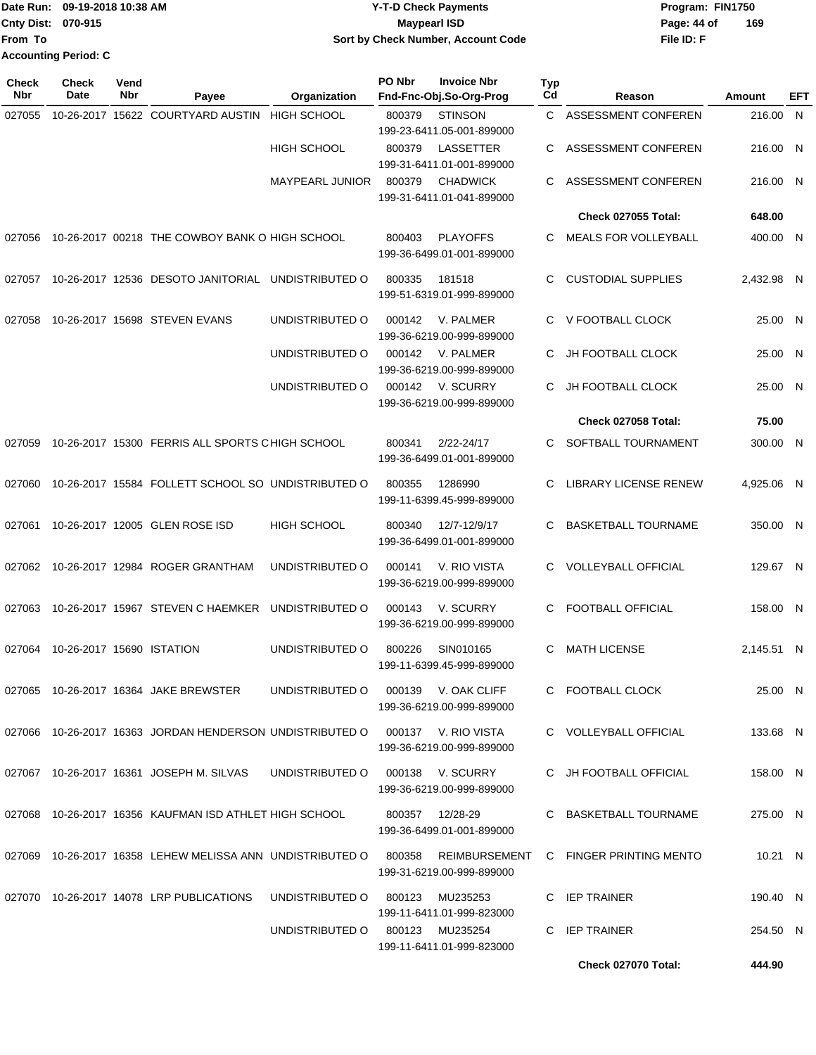Date Run: 09-19-2018 10:38 AM
Cnty Dist: 070-915
From To
Accounting Period: C

**Y-T-D Check Payments**
**Maypearl ISD**
**Sort by Check Number, Account Code**

Program: FIN1750
File ID: F

| Check Nbr | Check Date | Vend Nbr | Payee | Organization | PO Nbr | Invoice Nbr / Fnd-Fnc-Obj.So-Org-Prog | Typ Cd | Reason | Amount | EFT |
|---|---|---|---|---|---|---|---|---|---|---|
| 027055 | 10-26-2017 | 15622 | COURTYARD AUSTIN | HIGH SCHOOL | 800379 | STINSON 199-23-6411.05-001-899000 | C | ASSESSMENT CONFEREN | 216.00 | N |
| | | | | HIGH SCHOOL | 800379 | LASSETTER 199-31-6411.01-001-899000 | C | ASSESSMENT CONFEREN | 216.00 | N |
| | | | | MAYPEARL JUNIOR | 800379 | CHADWICK 199-31-6411.01-041-899000 | C | ASSESSMENT CONFEREN | 216.00 | N |
| | | | | | | | | **Check 027055 Total:** | **648.00** | |
| 027056 | 10-26-2017 | 00218 | THE COWBOY BANK O | HIGH SCHOOL | 800403 | PLAYOFFS 199-36-6499.01-001-899000 | C | MEALS FOR VOLLEYBALL | 400.00 | N |
| 027057 | 10-26-2017 | 12536 | DESOTO JANITORIAL | UNDISTRIBUTED O | 800335 | 181518 199-51-6319.01-999-899000 | C | CUSTODIAL SUPPLIES | 2,432.98 | N |
| 027058 | 10-26-2017 | 15698 | STEVEN EVANS | UNDISTRIBUTED O | 000142 | V. PALMER 199-36-6219.00-999-899000 | C | V FOOTBALL CLOCK | 25.00 | N |
| | | | | UNDISTRIBUTED O | 000142 | V. PALMER 199-36-6219.00-999-899000 | C | JH FOOTBALL CLOCK | 25.00 | N |
| | | | | UNDISTRIBUTED O | 000142 | V. SCURRY 199-36-6219.00-999-899000 | C | JH FOOTBALL CLOCK | 25.00 | N |
| | | | | | | | | **Check 027058 Total:** | **75.00** | |
| 027059 | 10-26-2017 | 15300 | FERRIS ALL SPORTS C | HIGH SCHOOL | 800341 | 2/22-24/17 199-36-6499.01-001-899000 | C | SOFTBALL TOURNAMENT | 300.00 | N |
| 027060 | 10-26-2017 | 15584 | FOLLETT SCHOOL SO | UNDISTRIBUTED O | 800355 | 1286990 199-11-6399.45-999-899000 | C | LIBRARY LICENSE RENEW | 4,925.06 | N |
| 027061 | 10-26-2017 | 12005 | GLEN ROSE ISD | HIGH SCHOOL | 800340 | 12/7-12/9/17 199-36-6499.01-001-899000 | C | BASKETBALL TOURNAME | 350.00 | N |
| 027062 | 10-26-2017 | 12984 | ROGER GRANTHAM | UNDISTRIBUTED O | 000141 | V. RIO VISTA 199-36-6219.00-999-899000 | C | VOLLEYBALL OFFICIAL | 129.67 | N |
| 027063 | 10-26-2017 | 15967 | STEVEN C HAEMKER | UNDISTRIBUTED O | 000143 | V. SCURRY 199-36-6219.00-999-899000 | C | FOOTBALL OFFICIAL | 158.00 | N |
| 027064 | 10-26-2017 | 15690 | ISTATION | UNDISTRIBUTED O | 800226 | SIN010165 199-11-6399.45-999-899000 | C | MATH LICENSE | 2,145.51 | N |
| 027065 | 10-26-2017 | 16364 | JAKE BREWSTER | UNDISTRIBUTED O | 000139 | V. OAK CLIFF 199-36-6219.00-999-899000 | C | FOOTBALL CLOCK | 25.00 | N |
| 027066 | 10-26-2017 | 16363 | JORDAN HENDERSON | UNDISTRIBUTED O | 000137 | V. RIO VISTA 199-36-6219.00-999-899000 | C | VOLLEYBALL OFFICIAL | 133.68 | N |
| 027067 | 10-26-2017 | 16361 | JOSEPH M. SILVAS | UNDISTRIBUTED O | 000138 | V. SCURRY 199-36-6219.00-999-899000 | C | JH FOOTBALL OFFICIAL | 158.00 | N |
| 027068 | 10-26-2017 | 16356 | KAUFMAN ISD ATHLET | HIGH SCHOOL | 800357 | 12/28-29 199-36-6499.01-001-899000 | C | BASKETBALL TOURNAME | 275.00 | N |
| 027069 | 10-26-2017 | 16358 | LEHEW MELISSA ANN | UNDISTRIBUTED O | 800358 | REIMBURSEMENT 199-31-6219.00-999-899000 | C | FINGER PRINTING MENTO | 10.21 | N |
| 027070 | 10-26-2017 | 14078 | LRP PUBLICATIONS | UNDISTRIBUTED O | 800123 | MU235253 199-11-6411.01-999-823000 | C | IEP TRAINER | 190.40 | N |
| | | | | UNDISTRIBUTED O | 800123 | MU235254 199-11-6411.01-999-823000 | C | IEP TRAINER | 254.50 | N |
| | | | | | | | | **Check 027070 Total:** | **444.90** | |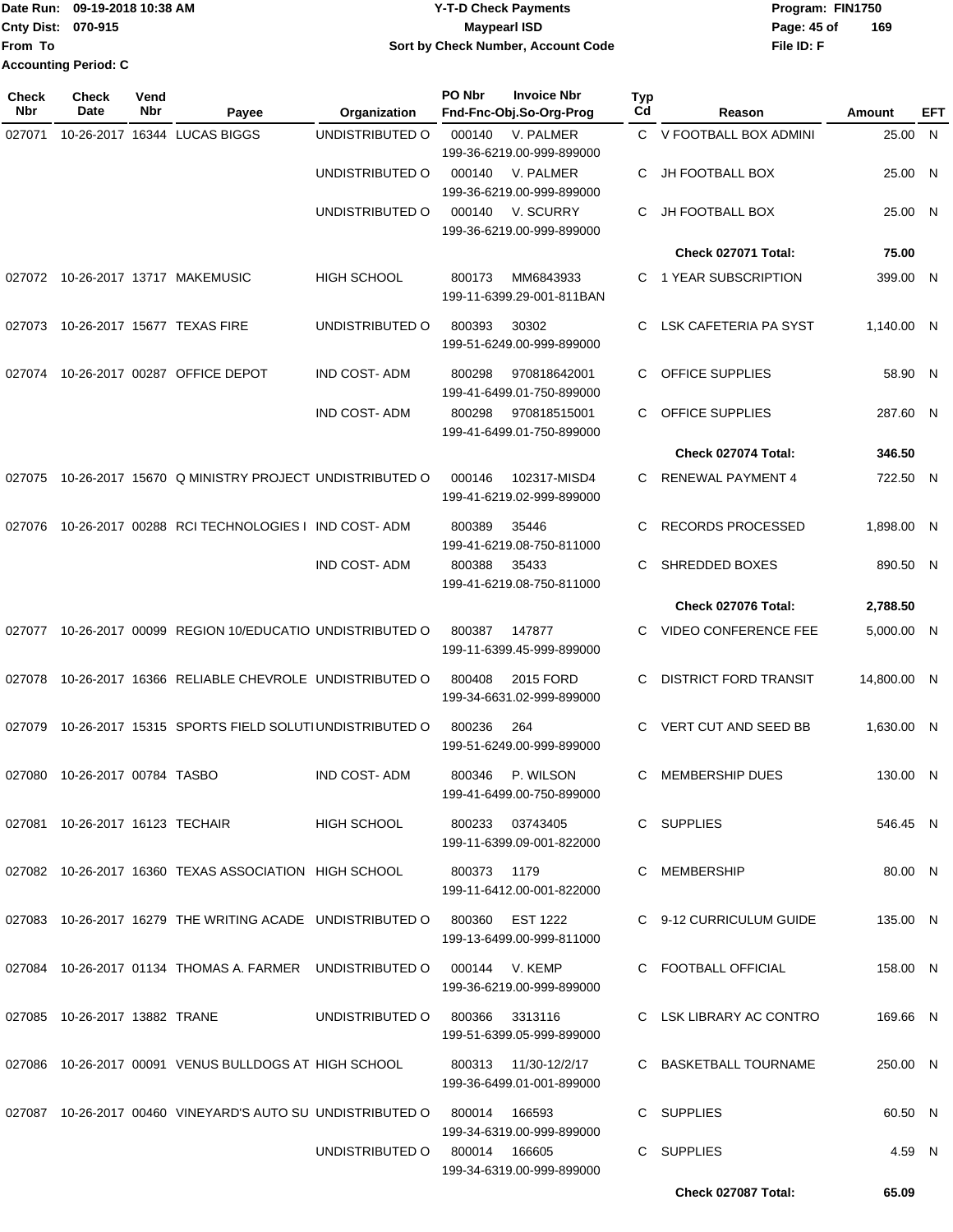Date Run: 09-19-2018 10:38 AM
Cnty Dist: 070-915
From To
Accounting Period: C

# Y-T-D Check Payments
## Maypearl ISD
### Sort by Check Number, Account Code

Program: FIN1750
File ID: F

| Check Nbr | Check Date | Vend Nbr | Payee | Organization | PO Nbr | Invoice Nbr / Fnd-Fnc-Obj.So-Org-Prog | Typ Cd | Reason | Amount | EFT |
|---|---|---|---|---|---|---|---|---|---|---|
| 027071 | 10-26-2017 | 16344 | LUCAS BIGGS | UNDISTRIBUTED O | 000140 | V. PALMER 199-36-6219.00-999-899000 | C | V FOOTBALL BOX ADMINI | 25.00 | N |
| | | | | UNDISTRIBUTED O | 000140 | V. PALMER 199-36-6219.00-999-899000 | C | JH FOOTBALL BOX | 25.00 | N |
| | | | | UNDISTRIBUTED O | 000140 | V. SCURRY 199-36-6219.00-999-899000 | C | JH FOOTBALL BOX | 25.00 | N |
| | | | | | | | | **Check 027071 Total:** | **75.00** | |
| 027072 | 10-26-2017 | 13717 | MAKEMUSIC | HIGH SCHOOL | 800173 | MM6843933 199-11-6399.29-001-811BAN | C | 1 YEAR SUBSCRIPTION | 399.00 | N |
| 027073 | 10-26-2017 | 15677 | TEXAS FIRE | UNDISTRIBUTED O | 800393 | 30302 199-51-6249.00-999-899000 | C | LSK CAFETERIA PA SYST | 1,140.00 | N |
| 027074 | 10-26-2017 | 00287 | OFFICE DEPOT | IND COST- ADM | 800298 | 970818642001 199-41-6499.01-750-899000 | C | OFFICE SUPPLIES | 58.90 | N |
| | | | | IND COST- ADM | 800298 | 970818515001 199-41-6499.01-750-899000 | C | OFFICE SUPPLIES | 287.60 | N |
| | | | | | | | | **Check 027074 Total:** | **346.50** | |
| 027075 | 10-26-2017 | 15670 | Q MINISTRY PROJECT | UNDISTRIBUTED O | 000146 | 102317-MISD4 199-41-6219.02-999-899000 | C | RENEWAL PAYMENT 4 | 722.50 | N |
| 027076 | 10-26-2017 | 00288 | RCI TECHNOLOGIES I | IND COST- ADM | 800389 | 35446 199-41-6219.08-750-811000 | C | RECORDS PROCESSED | 1,898.00 | N |
| | | | | IND COST- ADM | 800388 | 35433 199-41-6219.08-750-811000 | C | SHREDDED BOXES | 890.50 | N |
| | | | | | | | | **Check 027076 Total:** | **2,788.50** | |
| 027077 | 10-26-2017 | 00099 | REGION 10/EDUCATIO | UNDISTRIBUTED O | 800387 | 147877 199-11-6399.45-999-899000 | C | VIDEO CONFERENCE FEE | 5,000.00 | N |
| 027078 | 10-26-2017 | 16366 | RELIABLE CHEVROLE | UNDISTRIBUTED O | 800408 | 2015 FORD 199-34-6631.02-999-899000 | C | DISTRICT FORD TRANSIT | 14,800.00 | N |
| 027079 | 10-26-2017 | 15315 | SPORTS FIELD SOLUTI | UNDISTRIBUTED O | 800236 | 264 199-51-6249.00-999-899000 | C | VERT CUT AND SEED BB | 1,630.00 | N |
| 027080 | 10-26-2017 | 00784 | TASBO | IND COST- ADM | 800346 | P. WILSON 199-41-6499.00-750-899000 | C | MEMBERSHIP DUES | 130.00 | N |
| 027081 | 10-26-2017 | 16123 | TECHAIR | HIGH SCHOOL | 800233 | 03743405 199-11-6399.09-001-822000 | C | SUPPLIES | 546.45 | N |
| 027082 | 10-26-2017 | 16360 | TEXAS ASSOCIATION | HIGH SCHOOL | 800373 | 1179 199-11-6412.00-001-822000 | C | MEMBERSHIP | 80.00 | N |
| 027083 | 10-26-2017 | 16279 | THE WRITING ACADE | UNDISTRIBUTED O | 800360 | EST 1222 199-13-6499.00-999-811000 | C | 9-12 CURRICULUM GUIDE | 135.00 | N |
| 027084 | 10-26-2017 | 01134 | THOMAS A. FARMER | UNDISTRIBUTED O | 000144 | V. KEMP 199-36-6219.00-999-899000 | C | FOOTBALL OFFICIAL | 158.00 | N |
| 027085 | 10-26-2017 | 13882 | TRANE | UNDISTRIBUTED O | 800366 | 3313116 199-51-6399.05-999-899000 | C | LSK LIBRARY AC CONTRO | 169.66 | N |
| 027086 | 10-26-2017 | 00091 | VENUS BULLDOGS AT | HIGH SCHOOL | 800313 | 11/30-12/2/17 199-36-6499.01-001-899000 | C | BASKETBALL TOURNAME | 250.00 | N |
| 027087 | 10-26-2017 | 00460 | VINEYARD'S AUTO SU | UNDISTRIBUTED O | 800014 | 166593 199-34-6319.00-999-899000 | C | SUPPLIES | 60.50 | N |
| | | | | UNDISTRIBUTED O | 800014 | 166605 199-34-6319.00-999-899000 | C | SUPPLIES | 4.59 | N |
| | | | | | | | | **Check 027087 Total:** | **65.09** | |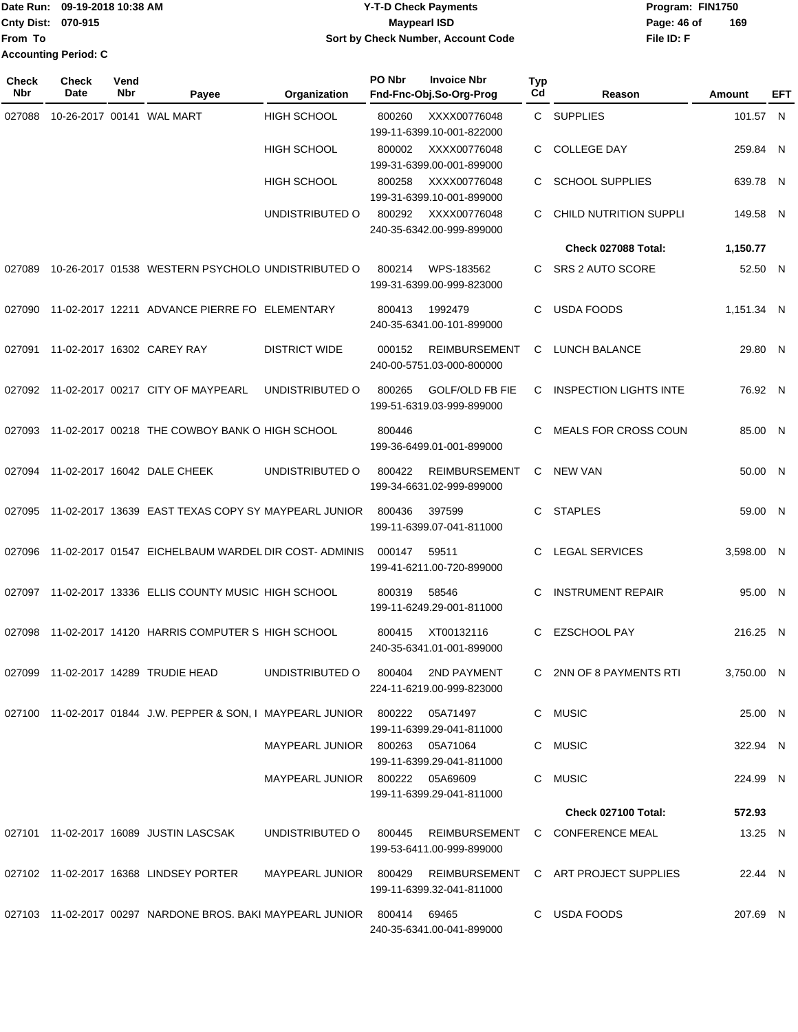Date Run: 09-19-2018 10:38 AM
Cnty Dist: 070-915
From To
Accounting Period: C

# Y-T-D Check Payments
## Maypearl ISD
### Sort by Check Number, Account Code

Program: FIN1750
File ID: F

| Check Nbr | Check Date | Vend Nbr | Payee | Organization | PO Nbr | Invoice Nbr / Fnd-Fnc-Obj.So-Org-Prog | Typ Cd | Reason | Amount | EFT |
|---|---|---|---|---|---|---|---|---|---|---|
| 027088 | 10-26-2017 | 00141 | WAL MART | HIGH SCHOOL | 800260 | XXXX00776048 199-11-6399.10-001-822000 | C | SUPPLIES | 101.57 | N |
| | | | | HIGH SCHOOL | 800002 | XXXX00776048 199-31-6399.00-001-899000 | C | COLLEGE DAY | 259.84 | N |
| | | | | HIGH SCHOOL | 800258 | XXXX00776048 199-31-6399.10-001-899000 | C | SCHOOL SUPPLIES | 639.78 | N |
| | | | | UNDISTRIBUTED O | 800292 | XXXX00776048 240-35-6342.00-999-899000 | C | CHILD NUTRITION SUPPLI | 149.58 | N |
| | | | | | | | | **Check 027088 Total:** | **1,150.77** | |
| 027089 | 10-26-2017 | 01538 | WESTERN PSYCHOLO | UNDISTRIBUTED O | 800214 | WPS-183562 199-31-6399.00-999-823000 | C | SRS 2 AUTO SCORE | 52.50 | N |
| 027090 | 11-02-2017 | 12211 | ADVANCE PIERRE FO | ELEMENTARY | 800413 | 1992479 240-35-6341.00-101-899000 | C | USDA FOODS | 1,151.34 | N |
| 027091 | 11-02-2017 | 16302 | CAREY RAY | DISTRICT WIDE | 000152 | REIMBURSEMENT 240-00-5751.03-000-800000 | C | LUNCH BALANCE | 29.80 | N |
| 027092 | 11-02-2017 | 00217 | CITY OF MAYPEARL | UNDISTRIBUTED O | 800265 | GOLF/OLD FB FIE 199-51-6319.03-999-899000 | C | INSPECTION LIGHTS INTE | 76.92 | N |
| 027093 | 11-02-2017 | 00218 | THE COWBOY BANK O | HIGH SCHOOL | 800446 | 199-36-6499.01-001-899000 | C | MEALS FOR CROSS COUN | 85.00 | N |
| 027094 | 11-02-2017 | 16042 | DALE CHEEK | UNDISTRIBUTED O | 800422 | REIMBURSEMENT 199-34-6631.02-999-899000 | C | NEW VAN | 50.00 | N |
| 027095 | 11-02-2017 | 13639 | EAST TEXAS COPY SY | MAYPEARL JUNIOR | 800436 | 397599 199-11-6399.07-041-811000 | C | STAPLES | 59.00 | N |
| 027096 | 11-02-2017 | 01547 | EICHELBAUM WARDEL | DIR COST- ADMINIS | 000147 | 59511 199-41-6211.00-720-899000 | C | LEGAL SERVICES | 3,598.00 | N |
| 027097 | 11-02-2017 | 13336 | ELLIS COUNTY MUSIC | HIGH SCHOOL | 800319 | 58546 199-11-6249.29-001-811000 | C | INSTRUMENT REPAIR | 95.00 | N |
| 027098 | 11-02-2017 | 14120 | HARRIS COMPUTER S | HIGH SCHOOL | 800415 | XT00132116 240-35-6341.01-001-899000 | C | EZSCHOOL PAY | 216.25 | N |
| 027099 | 11-02-2017 | 14289 | TRUDIE HEAD | UNDISTRIBUTED O | 800404 | 2ND PAYMENT 224-11-6219.00-999-823000 | C | 2NN OF 8 PAYMENTS RTI | 3,750.00 | N |
| 027100 | 11-02-2017 | 01844 | J.W. PEPPER & SON, I | MAYPEARL JUNIOR | 800222 | 05A71497 199-11-6399.29-041-811000 | C | MUSIC | 25.00 | N |
| | | | | MAYPEARL JUNIOR | 800263 | 05A71064 199-11-6399.29-041-811000 | C | MUSIC | 322.94 | N |
| | | | | MAYPEARL JUNIOR | 800222 | 05A69609 199-11-6399.29-041-811000 | C | MUSIC | 224.99 | N |
| | | | | | | | | **Check 027100 Total:** | **572.93** | |
| 027101 | 11-02-2017 | 16089 | JUSTIN LASCSAK | UNDISTRIBUTED O | 800445 | REIMBURSEMENT 199-53-6411.00-999-899000 | C | CONFERENCE MEAL | 13.25 | N |
| 027102 | 11-02-2017 | 16368 | LINDSEY PORTER | MAYPEARL JUNIOR | 800429 | REIMBURSEMENT 199-11-6399.32-041-811000 | C | ART PROJECT SUPPLIES | 22.44 | N |
| 027103 | 11-02-2017 | 00297 | NARDONE BROS. BAKI | MAYPEARL JUNIOR | 800414 | 69465 240-35-6341.00-041-899000 | C | USDA FOODS | 207.69 | N |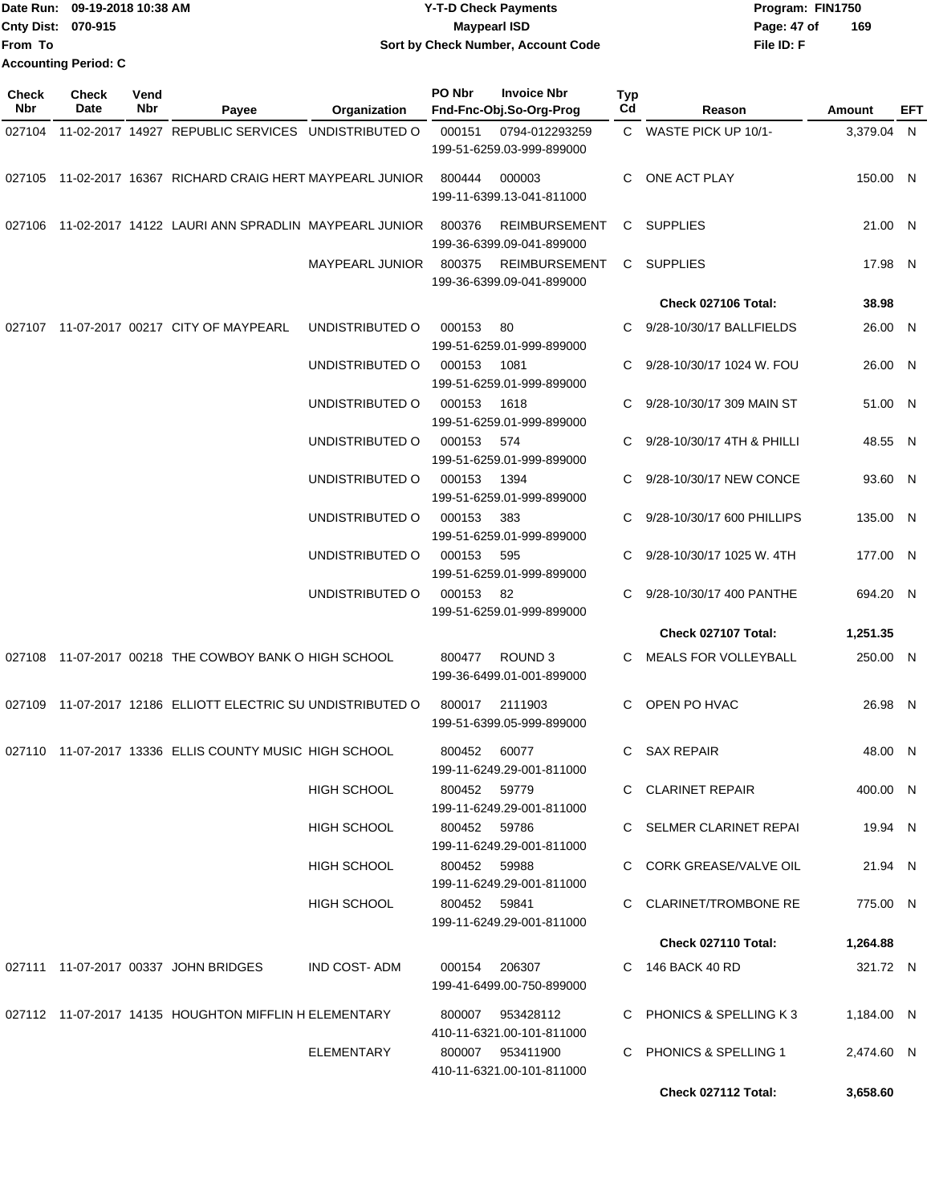Date Run: 09-19-2018 10:38 AM
Cnty Dist: 070-915
From To
Accounting Period: C

**Y-T-D Check Payments**
**Maypearl ISD**
**Sort by Check Number, Account Code**

Program: FIN1750
File ID: F

| Check Nbr | Check Date | Vend Nbr | Payee | Organization | PO Nbr | Invoice Nbr / Fnd-Fnc-Obj.So-Org-Prog | Typ Cd | Reason | Amount | EFT |
|---|---|---|---|---|---|---|---|---|---|---|
| 027104 | 11-02-2017 | 14927 | REPUBLIC SERVICES | UNDISTRIBUTED O | 000151 | 0794-012293259 199-51-6259.03-999-899000 | C | WASTE PICK UP 10/1- | 3,379.04 | N |
| 027105 | 11-02-2017 | 16367 | RICHARD CRAIG HERT | MAYPEARL JUNIOR | 800444 | 000003 199-11-6399.13-041-811000 | C | ONE ACT PLAY | 150.00 | N |
| 027106 | 11-02-2017 | 14122 | LAURI ANN SPRADLIN | MAYPEARL JUNIOR | 800376 | REIMBURSEMENT 199-36-6399.09-041-899000 | C | SUPPLIES | 21.00 | N |
| | | | | MAYPEARL JUNIOR | 800375 | REIMBURSEMENT 199-36-6399.09-041-899000 | C | SUPPLIES | 17.98 | N |
| | | | | | | | | **Check 027106 Total:** | **38.98** | |
| 027107 | 11-07-2017 | 00217 | CITY OF MAYPEARL | UNDISTRIBUTED O | 000153 | 80 199-51-6259.01-999-899000 | C | 9/28-10/30/17 BALLFIELDS | 26.00 | N |
| | | | | UNDISTRIBUTED O | 000153 | 1081 199-51-6259.01-999-899000 | C | 9/28-10/30/17 1024 W. FOU | 26.00 | N |
| | | | | UNDISTRIBUTED O | 000153 | 1618 199-51-6259.01-999-899000 | C | 9/28-10/30/17 309 MAIN ST | 51.00 | N |
| | | | | UNDISTRIBUTED O | 000153 | 574 199-51-6259.01-999-899000 | C | 9/28-10/30/17 4TH & PHILLI | 48.55 | N |
| | | | | UNDISTRIBUTED O | 000153 | 1394 199-51-6259.01-999-899000 | C | 9/28-10/30/17 NEW CONCE | 93.60 | N |
| | | | | UNDISTRIBUTED O | 000153 | 383 199-51-6259.01-999-899000 | C | 9/28-10/30/17 600 PHILLIPS | 135.00 | N |
| | | | | UNDISTRIBUTED O | 000153 | 595 199-51-6259.01-999-899000 | C | 9/28-10/30/17 1025 W. 4TH | 177.00 | N |
| | | | | UNDISTRIBUTED O | 000153 | 82 199-51-6259.01-999-899000 | C | 9/28-10/30/17 400 PANTHE | 694.20 | N |
| | | | | | | | | **Check 027107 Total:** | **1,251.35** | |
| 027108 | 11-07-2017 | 00218 | THE COWBOY BANK O | HIGH SCHOOL | 800477 | ROUND 3 199-36-6499.01-001-899000 | C | MEALS FOR VOLLEYBALL | 250.00 | N |
| 027109 | 11-07-2017 | 12186 | ELLIOTT ELECTRIC SU | UNDISTRIBUTED O | 800017 | 2111903 199-51-6399.05-999-899000 | C | OPEN PO HVAC | 26.98 | N |
| 027110 | 11-07-2017 | 13336 | ELLIS COUNTY MUSIC | HIGH SCHOOL | 800452 | 60077 199-11-6249.29-001-811000 | C | SAX REPAIR | 48.00 | N |
| | | | | HIGH SCHOOL | 800452 | 59779 199-11-6249.29-001-811000 | C | CLARINET REPAIR | 400.00 | N |
| | | | | HIGH SCHOOL | 800452 | 59786 199-11-6249.29-001-811000 | C | SELMER CLARINET REPAI | 19.94 | N |
| | | | | HIGH SCHOOL | 800452 | 59988 199-11-6249.29-001-811000 | C | CORK GREASE/VALVE OIL | 21.94 | N |
| | | | | HIGH SCHOOL | 800452 | 59841 199-11-6249.29-001-811000 | C | CLARINET/TROMBONE RE | 775.00 | N |
| | | | | | | | | **Check 027110 Total:** | **1,264.88** | |
| 027111 | 11-07-2017 | 00337 | JOHN BRIDGES | IND COST- ADM | 000154 | 206307 199-41-6499.00-750-899000 | C | 146 BACK 40 RD | 321.72 | N |
| 027112 | 11-07-2017 | 14135 | HOUGHTON MIFFLIN H | ELEMENTARY | 800007 | 953428112 410-11-6321.00-101-811000 | C | PHONICS & SPELLING K 3 | 1,184.00 | N |
| | | | | ELEMENTARY | 800007 | 953411900 410-11-6321.00-101-811000 | C | PHONICS & SPELLING 1 | 2,474.60 | N |
| | | | | | | | | **Check 027112 Total:** | **3,658.60** | |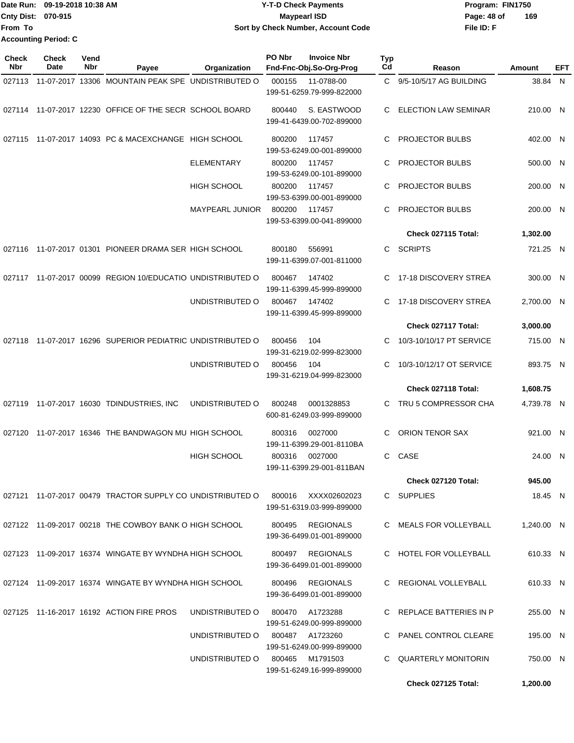Date Run: 09-19-2018 10:38 AM
Cnty Dist: 070-915
From To
Accounting Period: C

# Y-T-D Check Payments
## Maypearl ISD
### Sort by Check Number, Account Code

Program: FIN1750
File ID: F

| Check Nbr | Check Date | Vend Nbr | Payee | Organization | PO Nbr | Invoice Nbr / Fnd-Fnc-Obj.So-Org-Prog | Typ Cd | Reason | Amount | EFT |
|---|---|---|---|---|---|---|---|---|---|---|
| 027113 | 11-07-2017 | 13306 | MOUNTAIN PEAK SPE | UNDISTRIBUTED O | 000155 | 11-0788-00 199-51-6259.79-999-822000 | C | 9/5-10/5/17 AG BUILDING | 38.84 | N |
| 027114 | 11-07-2017 | 12230 | OFFICE OF THE SECR | SCHOOL BOARD | 800440 | S. EASTWOOD 199-41-6439.00-702-899000 | C | ELECTION LAW SEMINAR | 210.00 | N |
| 027115 | 11-07-2017 | 14093 | PC & MACEXCHANGE | HIGH SCHOOL | 800200 | 117457 199-53-6249.00-001-899000 | C | PROJECTOR BULBS | 402.00 | N |
| | | | | ELEMENTARY | 800200 | 117457 199-53-6249.00-101-899000 | C | PROJECTOR BULBS | 500.00 | N |
| | | | | HIGH SCHOOL | 800200 | 117457 199-53-6399.00-001-899000 | C | PROJECTOR BULBS | 200.00 | N |
| | | | | MAYPEARL JUNIOR | 800200 | 117457 199-53-6399.00-041-899000 | C | PROJECTOR BULBS | 200.00 | N |
| | | | | | | | | **Check 027115 Total:** | **1,302.00** | |
| 027116 | 11-07-2017 | 01301 | PIONEER DRAMA SER | HIGH SCHOOL | 800180 | 556991 199-11-6399.07-001-811000 | C | SCRIPTS | 721.25 | N |
| 027117 | 11-07-2017 | 00099 | REGION 10/EDUCATIO | UNDISTRIBUTED O | 800467 | 147402 199-11-6399.45-999-899000 | C | 17-18 DISCOVERY STREA | 300.00 | N |
| | | | | UNDISTRIBUTED O | 800467 | 147402 199-11-6399.45-999-899000 | C | 17-18 DISCOVERY STREA | 2,700.00 | N |
| | | | | | | | | **Check 027117 Total:** | **3,000.00** | |
| 027118 | 11-07-2017 | 16296 | SUPERIOR PEDIATRIC | UNDISTRIBUTED O | 800456 | 104 199-31-6219.02-999-823000 | C | 10/3-10/10/17 PT SERVICE | 715.00 | N |
| | | | | UNDISTRIBUTED O | 800456 | 104 199-31-6219.04-999-823000 | C | 10/3-10/12/17 OT SERVICE | 893.75 | N |
| | | | | | | | | **Check 027118 Total:** | **1,608.75** | |
| 027119 | 11-07-2017 | 16030 | TDINDUSTRIES, INC | UNDISTRIBUTED O | 800248 | 0001328853 600-81-6249.03-999-899000 | C | TRU 5 COMPRESSOR CHA | 4,739.78 | N |
| 027120 | 11-07-2017 | 16346 | THE BANDWAGON MU | HIGH SCHOOL | 800316 | 0027000 199-11-6399.29-001-8110BA | C | ORION TENOR SAX | 921.00 | N |
| | | | | HIGH SCHOOL | 800316 | 0027000 199-11-6399.29-001-811BAN | C | CASE | 24.00 | N |
| | | | | | | | | **Check 027120 Total:** | **945.00** | |
| 027121 | 11-07-2017 | 00479 | TRACTOR SUPPLY CO | UNDISTRIBUTED O | 800016 | XXXX02602023 199-51-6319.03-999-899000 | C | SUPPLIES | 18.45 | N |
| 027122 | 11-09-2017 | 00218 | THE COWBOY BANK O | HIGH SCHOOL | 800495 | REGIONALS 199-36-6499.01-001-899000 | C | MEALS FOR VOLLEYBALL | 1,240.00 | N |
| 027123 | 11-09-2017 | 16374 | WINGATE BY WYNDHA | HIGH SCHOOL | 800497 | REGIONALS 199-36-6499.01-001-899000 | C | HOTEL FOR VOLLEYBALL | 610.33 | N |
| 027124 | 11-09-2017 | 16374 | WINGATE BY WYNDHA | HIGH SCHOOL | 800496 | REGIONALS 199-36-6499.01-001-899000 | C | REGIONAL VOLLEYBALL | 610.33 | N |
| 027125 | 11-16-2017 | 16192 | ACTION FIRE PROS | UNDISTRIBUTED O | 800470 | A1723288 199-51-6249.00-999-899000 | C | REPLACE BATTERIES IN P | 255.00 | N |
| | | | | UNDISTRIBUTED O | 800487 | A1723260 199-51-6249.00-999-899000 | C | PANEL CONTROL CLEARE | 195.00 | N |
| | | | | UNDISTRIBUTED O | 800465 | M1791503 199-51-6249.16-999-899000 | C | QUARTERLY MONITORIN | 750.00 | N |
| | | | | | | | | **Check 027125 Total:** | **1,200.00** | |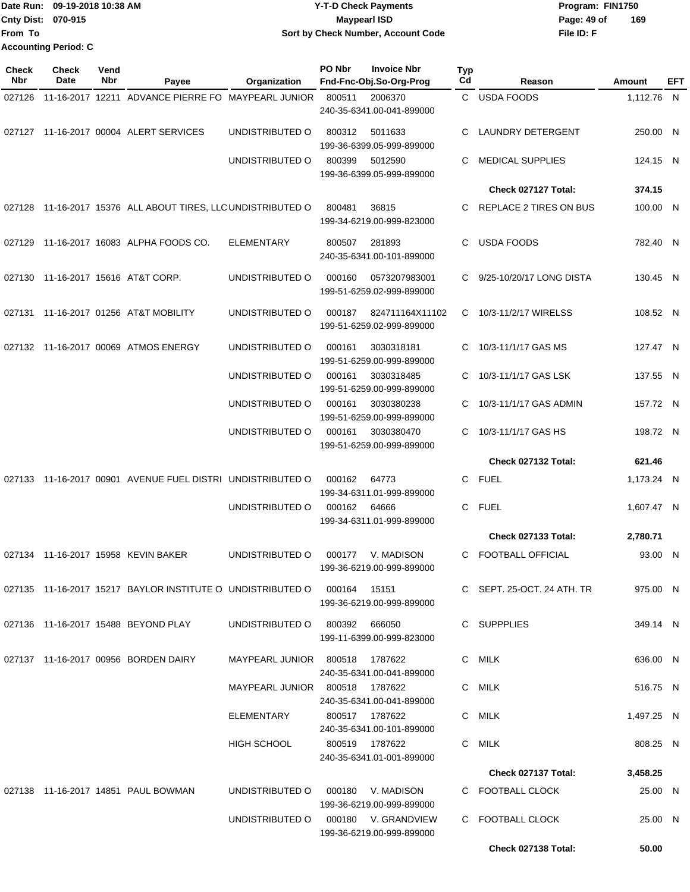Date Run: 09-19-2018 10:38 AM
Cnty Dist: 070-915
From To
Accounting Period: C

# Y-T-D Check Payments
## Maypearl ISD
### Sort by Check Number, Account Code

Program: FIN1750
File ID: F

| Check Nbr | Check Date | Vend Nbr | Payee | Organization | PO Nbr | Invoice Nbr / Fnd-Fnc-Obj.So-Org-Prog | Typ Cd | Reason | Amount | EFT |
|---|---|---|---|---|---|---|---|---|---|---|
| 027126 | 11-16-2017 | 12211 | ADVANCE PIERRE FO | MAYPEARL JUNIOR | 800511 | 2006370 240-35-6341.00-041-899000 | C | USDA FOODS | 1,112.76 | N |
| 027127 | 11-16-2017 | 00004 | ALERT SERVICES | UNDISTRIBUTED O | 800312 | 5011633 199-36-6399.05-999-899000 | C | LAUNDRY DETERGENT | 250.00 | N |
| | | | | UNDISTRIBUTED O | 800399 | 5012590 199-36-6399.05-999-899000 | C | MEDICAL SUPPLIES | 124.15 | N |
| | | | | | | | | **Check 027127 Total:** | **374.15** | |
| 027128 | 11-16-2017 | 15376 | ALL ABOUT TIRES, LLC | UNDISTRIBUTED O | 800481 | 36815 199-34-6219.00-999-823000 | C | REPLACE 2 TIRES ON BUS | 100.00 | N |
| 027129 | 11-16-2017 | 16083 | ALPHA FOODS CO. | ELEMENTARY | 800507 | 281893 240-35-6341.00-101-899000 | C | USDA FOODS | 782.40 | N |
| 027130 | 11-16-2017 | 15616 | AT&T CORP. | UNDISTRIBUTED O | 000160 | 0573207983001 199-51-6259.02-999-899000 | C | 9/25-10/20/17 LONG DISTA | 130.45 | N |
| 027131 | 11-16-2017 | 01256 | AT&T MOBILITY | UNDISTRIBUTED O | 000187 | 824711164X11102 199-51-6259.02-999-899000 | C | 10/3-11/2/17 WIRELSS | 108.52 | N |
| 027132 | 11-16-2017 | 00069 | ATMOS ENERGY | UNDISTRIBUTED O | 000161 | 3030318181 199-51-6259.00-999-899000 | C | 10/3-11/1/17 GAS MS | 127.47 | N |
| | | | | UNDISTRIBUTED O | 000161 | 3030318485 199-51-6259.00-999-899000 | C | 10/3-11/1/17 GAS LSK | 137.55 | N |
| | | | | UNDISTRIBUTED O | 000161 | 3030380238 199-51-6259.00-999-899000 | C | 10/3-11/1/17 GAS ADMIN | 157.72 | N |
| | | | | UNDISTRIBUTED O | 000161 | 3030380470 199-51-6259.00-999-899000 | C | 10/3-11/1/17 GAS HS | 198.72 | N |
| | | | | | | | | **Check 027132 Total:** | **621.46** | |
| 027133 | 11-16-2017 | 00901 | AVENUE FUEL DISTRI | UNDISTRIBUTED O | 000162 | 64773 199-34-6311.01-999-899000 | C | FUEL | 1,173.24 | N |
| | | | | UNDISTRIBUTED O | 000162 | 64666 199-34-6311.01-999-899000 | C | FUEL | 1,607.47 | N |
| | | | | | | | | **Check 027133 Total:** | **2,780.71** | |
| 027134 | 11-16-2017 | 15958 | KEVIN BAKER | UNDISTRIBUTED O | 000177 | V. MADISON 199-36-6219.00-999-899000 | C | FOOTBALL OFFICIAL | 93.00 | N |
| 027135 | 11-16-2017 | 15217 | BAYLOR INSTITUTE O | UNDISTRIBUTED O | 000164 | 15151 199-36-6219.00-999-899000 | C | SEPT. 25-OCT. 24 ATH. TR | 975.00 | N |
| 027136 | 11-16-2017 | 15488 | BEYOND PLAY | UNDISTRIBUTED O | 800392 | 666050 199-11-6399.00-999-823000 | C | SUPPPLIES | 349.14 | N |
| 027137 | 11-16-2017 | 00956 | BORDEN DAIRY | MAYPEARL JUNIOR | 800518 | 1787622 240-35-6341.00-041-899000 | C | MILK | 636.00 | N |
| | | | | MAYPEARL JUNIOR | 800518 | 1787622 240-35-6341.00-041-899000 | C | MILK | 516.75 | N |
| | | | | ELEMENTARY | 800517 | 1787622 240-35-6341.00-101-899000 | C | MILK | 1,497.25 | N |
| | | | | HIGH SCHOOL | 800519 | 1787622 240-35-6341.01-001-899000 | C | MILK | 808.25 | N |
| | | | | | | | | **Check 027137 Total:** | **3,458.25** | |
| 027138 | 11-16-2017 | 14851 | PAUL BOWMAN | UNDISTRIBUTED O | 000180 | V. MADISON 199-36-6219.00-999-899000 | C | FOOTBALL CLOCK | 25.00 | N |
| | | | | UNDISTRIBUTED O | 000180 | V. GRANDVIEW 199-36-6219.00-999-899000 | C | FOOTBALL CLOCK | 25.00 | N |
| | | | | | | | | **Check 027138 Total:** | **50.00** | |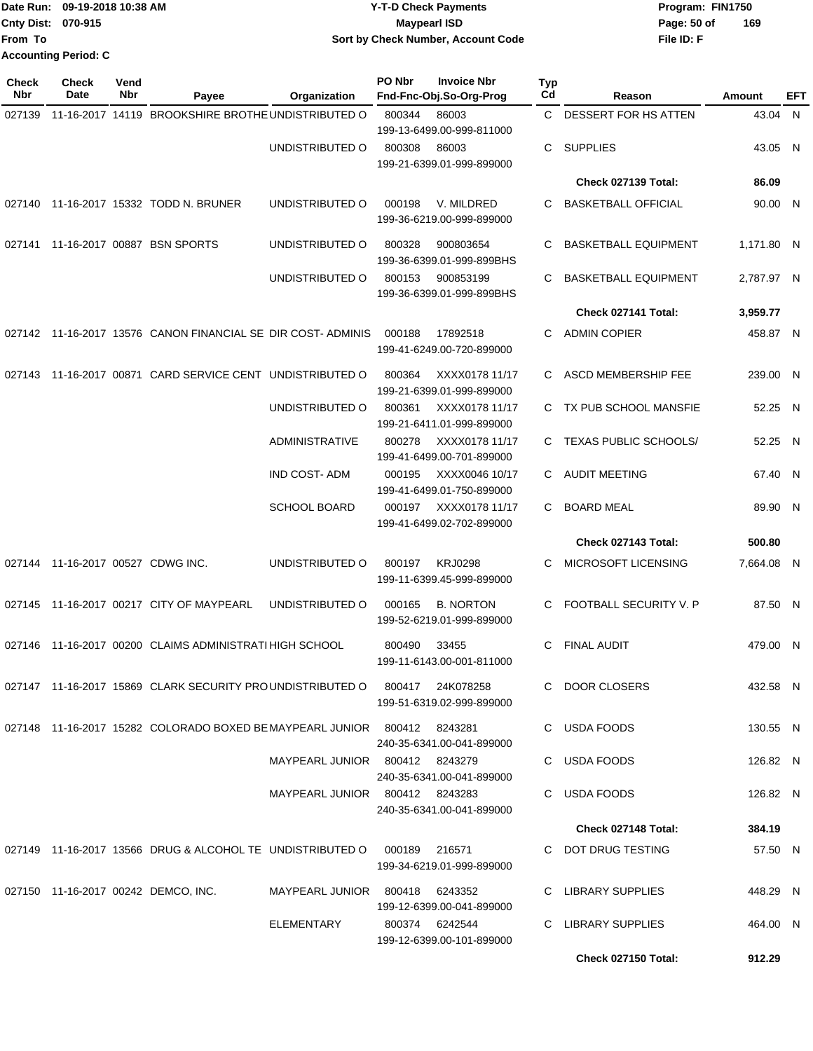Date Run: 09-19-2018 10:38 AM
Cnty Dist: 070-915
From To
Accounting Period: C

# Y-T-D Check Payments
## Maypearl ISD
### Sort by Check Number, Account Code

Program: FIN1750
File ID: F

| Check Nbr | Check Date | Vend Nbr | Payee | Organization | PO Nbr | Invoice Nbr / Fnd-Fnc-Obj.So-Org-Prog | Typ Cd | Reason | Amount | EFT |
|---|---|---|---|---|---|---|---|---|---|---|
| 027139 | 11-16-2017 | 14119 | BROOKSHIRE BROTHE | UNDISTRIBUTED O | 800344 | 86003 / 199-13-6499.00-999-811000 | C | DESSERT FOR HS ATTEN | 43.04 | N |
| | | | | UNDISTRIBUTED O | 800308 | 86003 / 199-21-6399.01-999-899000 | C | SUPPLIES | 43.05 | N |
| | | | | | | | | **Check 027139 Total:** | **86.09** | |
| 027140 | 11-16-2017 | 15332 | TODD N. BRUNER | UNDISTRIBUTED O | 000198 | V. MILDRED / 199-36-6219.00-999-899000 | C | BASKETBALL OFFICIAL | 90.00 | N |
| 027141 | 11-16-2017 | 00887 | BSN SPORTS | UNDISTRIBUTED O | 800328 | 900803654 / 199-36-6399.01-999-899BHS | C | BASKETBALL EQUIPMENT | 1,171.80 | N |
| | | | | UNDISTRIBUTED O | 800153 | 900853199 / 199-36-6399.01-999-899BHS | C | BASKETBALL EQUIPMENT | 2,787.97 | N |
| | | | | | | | | **Check 027141 Total:** | **3,959.77** | |
| 027142 | 11-16-2017 | 13576 | CANON FINANCIAL SE | DIR COST- ADMINIS | 000188 | 17892518 / 199-41-6249.00-720-899000 | C | ADMIN COPIER | 458.87 | N |
| 027143 | 11-16-2017 | 00871 | CARD SERVICE CENT | UNDISTRIBUTED O | 800364 | XXXX0178 11/17 / 199-21-6399.01-999-899000 | C | ASCD MEMBERSHIP FEE | 239.00 | N |
| | | | | UNDISTRIBUTED O | 800361 | XXXX0178 11/17 / 199-21-6411.01-999-899000 | C | TX PUB SCHOOL MANSFIE | 52.25 | N |
| | | | | ADMINISTRATIVE | 800278 | XXXX0178 11/17 / 199-41-6499.00-701-899000 | C | TEXAS PUBLIC SCHOOLS/ | 52.25 | N |
| | | | | IND COST- ADM | 000195 | XXXX0046 10/17 / 199-41-6499.01-750-899000 | C | AUDIT MEETING | 67.40 | N |
| | | | | SCHOOL BOARD | 000197 | XXXX0178 11/17 / 199-41-6499.02-702-899000 | C | BOARD MEAL | 89.90 | N |
| | | | | | | | | **Check 027143 Total:** | **500.80** | |
| 027144 | 11-16-2017 | 00527 | CDWG INC. | UNDISTRIBUTED O | 800197 | KRJ0298 / 199-11-6399.45-999-899000 | C | MICROSOFT LICENSING | 7,664.08 | N |
| 027145 | 11-16-2017 | 00217 | CITY OF MAYPEARL | UNDISTRIBUTED O | 000165 | B. NORTON / 199-52-6219.01-999-899000 | C | FOOTBALL SECURITY V. P | 87.50 | N |
| 027146 | 11-16-2017 | 00200 | CLAIMS ADMINISTRATI | HIGH SCHOOL | 800490 | 33455 / 199-11-6143.00-001-811000 | C | FINAL AUDIT | 479.00 | N |
| 027147 | 11-16-2017 | 15869 | CLARK SECURITY PRO | UNDISTRIBUTED O | 800417 | 24K078258 / 199-51-6319.02-999-899000 | C | DOOR CLOSERS | 432.58 | N |
| 027148 | 11-16-2017 | 15282 | COLORADO BOXED BE | MAYPEARL JUNIOR | 800412 | 8243281 / 240-35-6341.00-041-899000 | C | USDA FOODS | 130.55 | N |
| | | | | MAYPEARL JUNIOR | 800412 | 8243279 / 240-35-6341.00-041-899000 | C | USDA FOODS | 126.82 | N |
| | | | | MAYPEARL JUNIOR | 800412 | 8243283 / 240-35-6341.00-041-899000 | C | USDA FOODS | 126.82 | N |
| | | | | | | | | **Check 027148 Total:** | **384.19** | |
| 027149 | 11-16-2017 | 13566 | DRUG & ALCOHOL TE | UNDISTRIBUTED O | 000189 | 216571 / 199-34-6219.01-999-899000 | C | DOT DRUG TESTING | 57.50 | N |
| 027150 | 11-16-2017 | 00242 | DEMCO, INC. | MAYPEARL JUNIOR | 800418 | 6243352 / 199-12-6399.00-041-899000 | C | LIBRARY SUPPLIES | 448.29 | N |
| | | | | ELEMENTARY | 800374 | 6242544 / 199-12-6399.00-101-899000 | C | LIBRARY SUPPLIES | 464.00 | N |
| | | | | | | | | **Check 027150 Total:** | **912.29** | |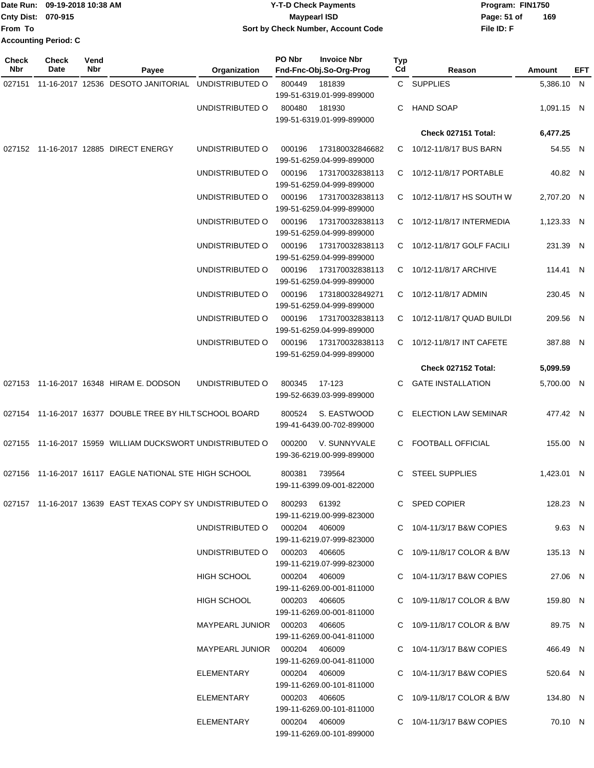Date Run: 09-19-2018 10:38 AM
Cnty Dist: 070-915
From To
Accounting Period: C

**Y-T-D Check Payments**
**Maypearl ISD**
**Sort by Check Number, Account Code**

Program: FIN1750
File ID: F

| Check Nbr | Check Date | Vend Nbr | Payee | Organization | PO Nbr | Invoice Nbr / Fnd-Fnc-Obj.So-Org-Prog | Typ Cd | Reason | Amount | EFT |
|---|---|---|---|---|---|---|---|---|---|---|
| 027151 | 11-16-2017 | 12536 | DESOTO JANITORIAL | UNDISTRIBUTED O | 800449 | 181839 199-51-6319.01-999-899000 | C | SUPPLIES | 5,386.10 | N |
| | | | | UNDISTRIBUTED O | 800480 | 181930 199-51-6319.01-999-899000 | C | HAND SOAP | 1,091.15 | N |
| | | | | | | | | **Check 027151 Total:** | **6,477.25** | |
| 027152 | 11-16-2017 | 12885 | DIRECT ENERGY | UNDISTRIBUTED O | 000196 | 173180032846682 199-51-6259.04-999-899000 | C | 10/12-11/8/17 BUS BARN | 54.55 | N |
| | | | | UNDISTRIBUTED O | 000196 | 173170032838113 199-51-6259.04-999-899000 | C | 10/12-11/8/17 PORTABLE | 40.82 | N |
| | | | | UNDISTRIBUTED O | 000196 | 173170032838113 199-51-6259.04-999-899000 | C | 10/12-11/8/17 HS SOUTH W | 2,707.20 | N |
| | | | | UNDISTRIBUTED O | 000196 | 173170032838113 199-51-6259.04-999-899000 | C | 10/12-11/8/17 INTERMEDIA | 1,123.33 | N |
| | | | | UNDISTRIBUTED O | 000196 | 173170032838113 199-51-6259.04-999-899000 | C | 10/12-11/8/17 GOLF FACILI | 231.39 | N |
| | | | | UNDISTRIBUTED O | 000196 | 173170032838113 199-51-6259.04-999-899000 | C | 10/12-11/8/17 ARCHIVE | 114.41 | N |
| | | | | UNDISTRIBUTED O | 000196 | 173180032849271 199-51-6259.04-999-899000 | C | 10/12-11/8/17 ADMIN | 230.45 | N |
| | | | | UNDISTRIBUTED O | 000196 | 173170032838113 199-51-6259.04-999-899000 | C | 10/12-11/8/17 QUAD BUILDI | 209.56 | N |
| | | | | UNDISTRIBUTED O | 000196 | 173170032838113 199-51-6259.04-999-899000 | C | 10/12-11/8/17 INT CAFETE | 387.88 | N |
| | | | | | | | | **Check 027152 Total:** | **5,099.59** | |
| 027153 | 11-16-2017 | 16348 | HIRAM E. DODSON | UNDISTRIBUTED O | 800345 | 17-123 199-52-6639.03-999-899000 | C | GATE INSTALLATION | 5,700.00 | N |
| 027154 | 11-16-2017 | 16377 | DOUBLE TREE BY HILT | SCHOOL BOARD | 800524 | S. EASTWOOD 199-41-6439.00-702-899000 | C | ELECTION LAW SEMINAR | 477.42 | N |
| 027155 | 11-16-2017 | 15959 | WILLIAM DUCKSWORT | UNDISTRIBUTED O | 000200 | V. SUNNYVALE 199-36-6219.00-999-899000 | C | FOOTBALL OFFICIAL | 155.00 | N |
| 027156 | 11-16-2017 | 16117 | EAGLE NATIONAL STE | HIGH SCHOOL | 800381 | 739564 199-11-6399.09-001-822000 | C | STEEL SUPPLIES | 1,423.01 | N |
| 027157 | 11-16-2017 | 13639 | EAST TEXAS COPY SY | UNDISTRIBUTED O | 800293 | 61392 199-11-6219.00-999-823000 | C | SPED COPIER | 128.23 | N |
| | | | | UNDISTRIBUTED O | 000204 | 406009 199-11-6219.07-999-823000 | C | 10/4-11/3/17 B&W COPIES | 9.63 | N |
| | | | | UNDISTRIBUTED O | 000203 | 406605 199-11-6219.07-999-823000 | C | 10/9-11/8/17 COLOR & B/W | 135.13 | N |
| | | | | HIGH SCHOOL | 000204 | 406009 199-11-6269.00-001-811000 | C | 10/4-11/3/17 B&W COPIES | 27.06 | N |
| | | | | HIGH SCHOOL | 000203 | 406605 199-11-6269.00-001-811000 | C | 10/9-11/8/17 COLOR & B/W | 159.80 | N |
| | | | | MAYPEARL JUNIOR | 000203 | 406605 199-11-6269.00-041-811000 | C | 10/9-11/8/17 COLOR & B/W | 89.75 | N |
| | | | | MAYPEARL JUNIOR | 000204 | 406009 199-11-6269.00-041-811000 | C | 10/4-11/3/17 B&W COPIES | 466.49 | N |
| | | | | ELEMENTARY | 000204 | 406009 199-11-6269.00-101-811000 | C | 10/4-11/3/17 B&W COPIES | 520.64 | N |
| | | | | ELEMENTARY | 000203 | 406605 199-11-6269.00-101-811000 | C | 10/9-11/8/17 COLOR & B/W | 134.80 | N |
| | | | | ELEMENTARY | 000204 | 406009 199-11-6269.00-101-899000 | C | 10/4-11/3/17 B&W COPIES | 70.10 | N |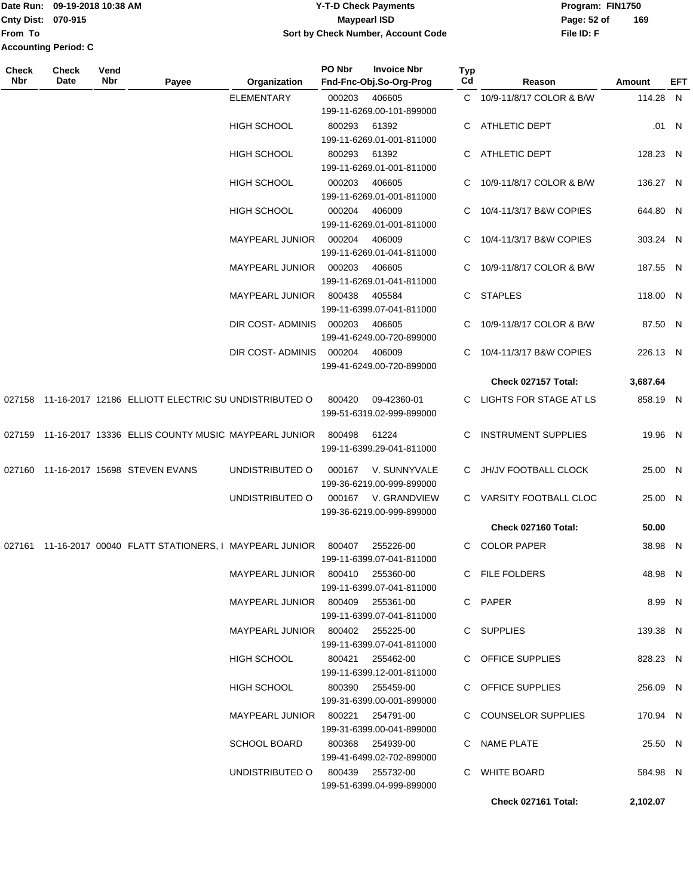Date Run: 09-19-2018 10:38 AM
Cnty Dist: 070-915
From To
Accounting Period: C

**Y-T-D Check Payments**
**Maypearl ISD**
**Sort by Check Number, Account Code**

Program: FIN1750
File ID: F

| Check Nbr | Check Date | Vend Nbr | Payee | Organization | PO Nbr / Invoice Nbr / Fnd-Fnc-Obj.So-Org-Prog | Typ Cd | Reason | Amount | EFT |
|---|---|---|---|---|---|---|---|---|---|
| | | | | ELEMENTARY | 000203 406605 199-11-6269.00-101-899000 | C | 10/9-11/8/17 COLOR & B/W | 114.28 | N |
| | | | | HIGH SCHOOL | 800293 61392 199-11-6269.01-001-811000 | C | ATHLETIC DEPT | .01 | N |
| | | | | HIGH SCHOOL | 800293 61392 199-11-6269.01-001-811000 | C | ATHLETIC DEPT | 128.23 | N |
| | | | | HIGH SCHOOL | 000203 406605 199-11-6269.01-001-811000 | C | 10/9-11/8/17 COLOR & B/W | 136.27 | N |
| | | | | HIGH SCHOOL | 000204 406009 199-11-6269.01-001-811000 | C | 10/4-11/3/17 B&W COPIES | 644.80 | N |
| | | | | MAYPEARL JUNIOR | 000204 406009 199-11-6269.01-041-811000 | C | 10/4-11/3/17 B&W COPIES | 303.24 | N |
| | | | | MAYPEARL JUNIOR | 000203 406605 199-11-6269.01-041-811000 | C | 10/9-11/8/17 COLOR & B/W | 187.55 | N |
| | | | | MAYPEARL JUNIOR | 800438 405584 199-11-6399.07-041-811000 | C | STAPLES | 118.00 | N |
| | | | | DIR COST- ADMINIS | 000203 406605 199-41-6249.00-720-899000 | C | 10/9-11/8/17 COLOR & B/W | 87.50 | N |
| | | | | DIR COST- ADMINIS | 000204 406009 199-41-6249.00-720-899000 | C | 10/4-11/3/17 B&W COPIES | 226.13 | N |
| | | | | | | | **Check 027157 Total:** | **3,687.64** | |
| 027158 | 11-16-2017 | 12186 | ELLIOTT ELECTRIC SU | UNDISTRIBUTED O | 800420 09-42360-01 199-51-6319.02-999-899000 | C | LIGHTS FOR STAGE AT LS | 858.19 | N |
| 027159 | 11-16-2017 | 13336 | ELLIS COUNTY MUSIC | MAYPEARL JUNIOR | 800498 61224 199-11-6399.29-041-811000 | C | INSTRUMENT SUPPLIES | 19.96 | N |
| 027160 | 11-16-2017 | 15698 | STEVEN EVANS | UNDISTRIBUTED O | 000167 V. SUNNYVALE 199-36-6219.00-999-899000 | C | JH/JV FOOTBALL CLOCK | 25.00 | N |
| | | | | UNDISTRIBUTED O | 000167 V. GRANDVIEW 199-36-6219.00-999-899000 | C | VARSITY FOOTBALL CLOC | 25.00 | N |
| | | | | | | | **Check 027160 Total:** | **50.00** | |
| 027161 | 11-16-2017 | 00040 | FLATT STATIONERS, I | MAYPEARL JUNIOR | 800407 255226-00 199-11-6399.07-041-811000 | C | COLOR PAPER | 38.98 | N |
| | | | | MAYPEARL JUNIOR | 800410 255360-00 199-11-6399.07-041-811000 | C | FILE FOLDERS | 48.98 | N |
| | | | | MAYPEARL JUNIOR | 800409 255361-00 199-11-6399.07-041-811000 | C | PAPER | 8.99 | N |
| | | | | MAYPEARL JUNIOR | 800402 255225-00 199-11-6399.07-041-811000 | C | SUPPLIES | 139.38 | N |
| | | | | HIGH SCHOOL | 800421 255462-00 199-11-6399.12-001-811000 | C | OFFICE SUPPLIES | 828.23 | N |
| | | | | HIGH SCHOOL | 800390 255459-00 199-31-6399.00-001-899000 | C | OFFICE SUPPLIES | 256.09 | N |
| | | | | MAYPEARL JUNIOR | 800221 254791-00 199-31-6399.00-041-899000 | C | COUNSELOR SUPPLIES | 170.94 | N |
| | | | | SCHOOL BOARD | 800368 254939-00 199-41-6499.02-702-899000 | C | NAME PLATE | 25.50 | N |
| | | | | UNDISTRIBUTED O | 800439 255732-00 199-51-6399.04-999-899000 | C | WHITE BOARD | 584.98 | N |
| | | | | | | | **Check 027161 Total:** | **2,102.07** | |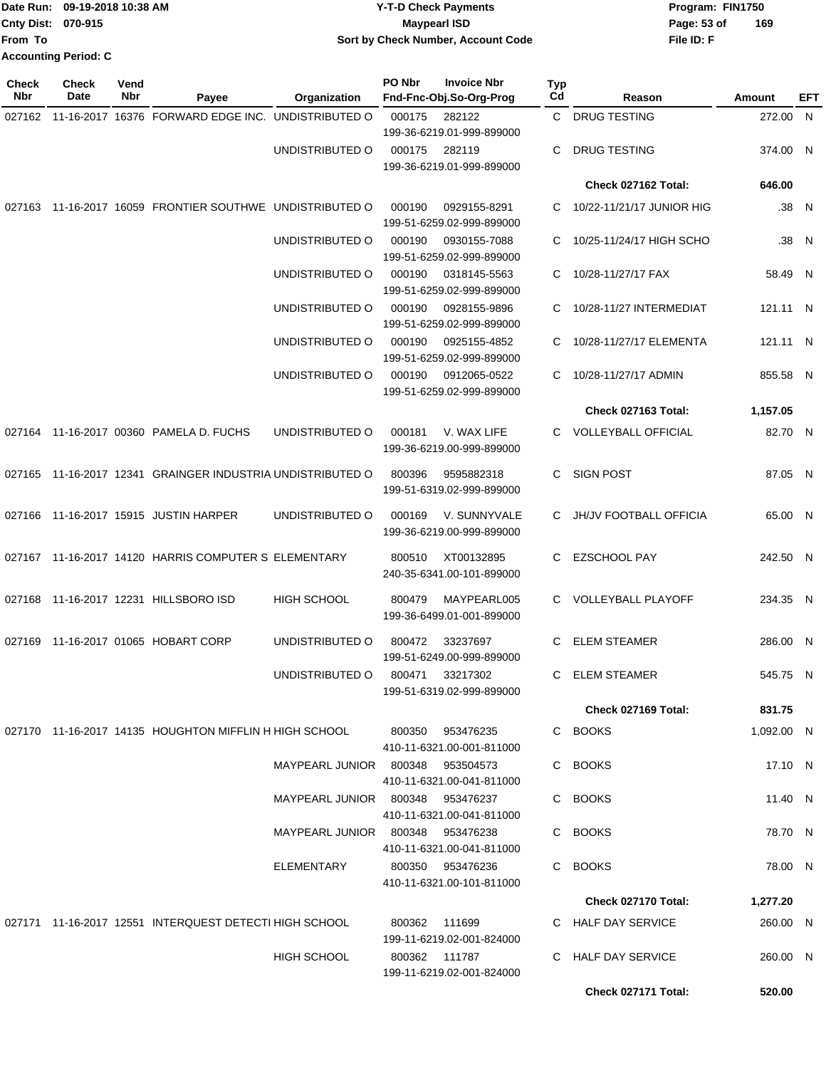Date Run: 09-19-2018 10:38 AM
Cnty Dist: 070-915
From To
Accounting Period: C

# Y-T-D Check Payments
## Maypearl ISD
### Sort by Check Number, Account Code

Program: FIN1750
File ID: F

| Check Nbr | Check Date | Vend Nbr | Payee | Organization | PO Nbr | Invoice Nbr / Fnd-Fnc-Obj.So-Org-Prog | Typ Cd | Reason | Amount | EFT |
|---|---|---|---|---|---|---|---|---|---|---|
| 027162 | 11-16-2017 | 16376 | FORWARD EDGE INC. | UNDISTRIBUTED O | 000175 | 282122 / 199-36-6219.01-999-899000 | C | DRUG TESTING | 272.00 | N |
| | | | | UNDISTRIBUTED O | 000175 | 282119 / 199-36-6219.01-999-899000 | C | DRUG TESTING | 374.00 | N |
| | | | | | | | | **Check 027162 Total:** | **646.00** | |
| 027163 | 11-16-2017 | 16059 | FRONTIER SOUTHWE | UNDISTRIBUTED O | 000190 | 0929155-8291 / 199-51-6259.02-999-899000 | C | 10/22-11/21/17 JUNIOR HIG | .38 | N |
| | | | | UNDISTRIBUTED O | 000190 | 0930155-7088 / 199-51-6259.02-999-899000 | C | 10/25-11/24/17 HIGH SCHO | .38 | N |
| | | | | UNDISTRIBUTED O | 000190 | 0318145-5563 / 199-51-6259.02-999-899000 | C | 10/28-11/27/17 FAX | 58.49 | N |
| | | | | UNDISTRIBUTED O | 000190 | 0928155-9896 / 199-51-6259.02-999-899000 | C | 10/28-11/27 INTERMEDIAT | 121.11 | N |
| | | | | UNDISTRIBUTED O | 000190 | 0925155-4852 / 199-51-6259.02-999-899000 | C | 10/28-11/27/17 ELEMENTA | 121.11 | N |
| | | | | UNDISTRIBUTED O | 000190 | 0912065-0522 / 199-51-6259.02-999-899000 | C | 10/28-11/27/17 ADMIN | 855.58 | N |
| | | | | | | | | **Check 027163 Total:** | **1,157.05** | |
| 027164 | 11-16-2017 | 00360 | PAMELA D. FUCHS | UNDISTRIBUTED O | 000181 | V. WAX LIFE / 199-36-6219.00-999-899000 | C | VOLLEYBALL OFFICIAL | 82.70 | N |
| 027165 | 11-16-2017 | 12341 | GRAINGER INDUSTRIA | UNDISTRIBUTED O | 800396 | 9595882318 / 199-51-6319.02-999-899000 | C | SIGN POST | 87.05 | N |
| 027166 | 11-16-2017 | 15915 | JUSTIN HARPER | UNDISTRIBUTED O | 000169 | V. SUNNYVALE / 199-36-6219.00-999-899000 | C | JH/JV FOOTBALL OFFICIA | 65.00 | N |
| 027167 | 11-16-2017 | 14120 | HARRIS COMPUTER S | ELEMENTARY | 800510 | XT00132895 / 240-35-6341.00-101-899000 | C | EZSCHOOL PAY | 242.50 | N |
| 027168 | 11-16-2017 | 12231 | HILLSBORO ISD | HIGH SCHOOL | 800479 | MAYPEARL005 / 199-36-6499.01-001-899000 | C | VOLLEYBALL PLAYOFF | 234.35 | N |
| 027169 | 11-16-2017 | 01065 | HOBART CORP | UNDISTRIBUTED O | 800472 | 33237697 / 199-51-6249.00-999-899000 | C | ELEM STEAMER | 286.00 | N |
| | | | | UNDISTRIBUTED O | 800471 | 33217302 / 199-51-6319.02-999-899000 | C | ELEM STEAMER | 545.75 | N |
| | | | | | | | | **Check 027169 Total:** | **831.75** | |
| 027170 | 11-16-2017 | 14135 | HOUGHTON MIFFLIN H | HIGH SCHOOL | 800350 | 953476235 / 410-11-6321.00-001-811000 | C | BOOKS | 1,092.00 | N |
| | | | | MAYPEARL JUNIOR | 800348 | 953504573 / 410-11-6321.00-041-811000 | C | BOOKS | 17.10 | N |
| | | | | MAYPEARL JUNIOR | 800348 | 953476237 / 410-11-6321.00-041-811000 | C | BOOKS | 11.40 | N |
| | | | | MAYPEARL JUNIOR | 800348 | 953476238 / 410-11-6321.00-041-811000 | C | BOOKS | 78.70 | N |
| | | | | ELEMENTARY | 800350 | 953476236 / 410-11-6321.00-101-811000 | C | BOOKS | 78.00 | N |
| | | | | | | | | **Check 027170 Total:** | **1,277.20** | |
| 027171 | 11-16-2017 | 12551 | INTERQUEST DETECTI | HIGH SCHOOL | 800362 | 111699 / 199-11-6219.02-001-824000 | C | HALF DAY SERVICE | 260.00 | N |
| | | | | HIGH SCHOOL | 800362 | 111787 / 199-11-6219.02-001-824000 | C | HALF DAY SERVICE | 260.00 | N |
| | | | | | | | | **Check 027171 Total:** | **520.00** | |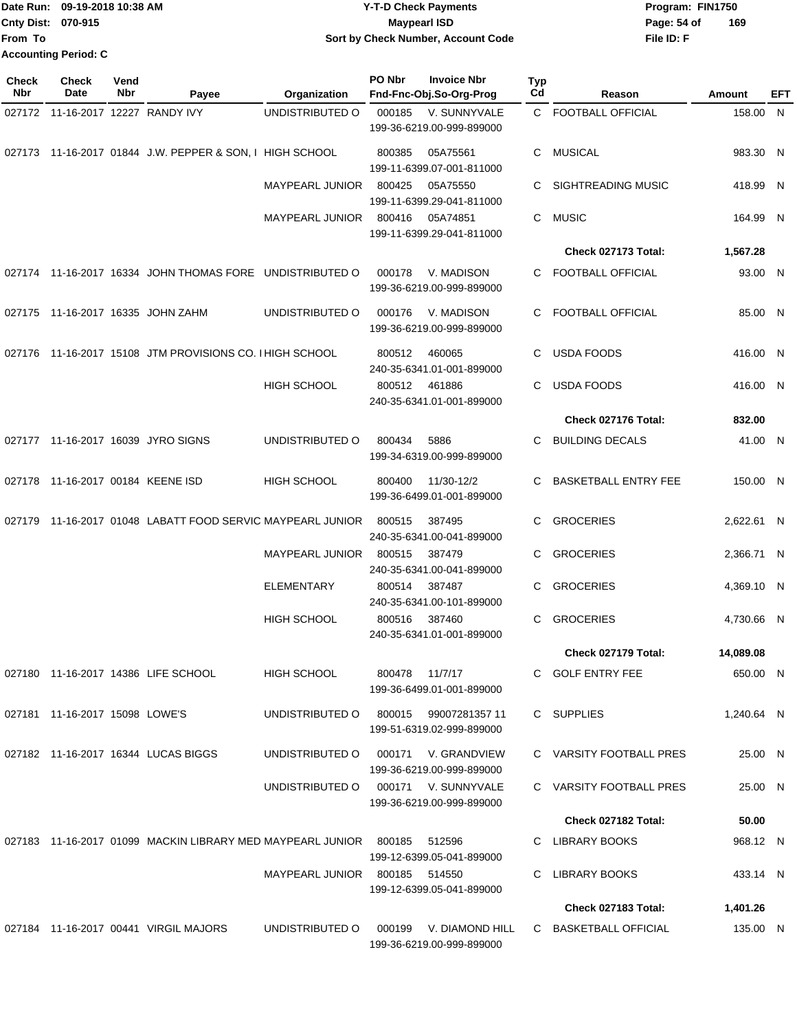Date Run: 09-19-2018 10:38 AM
Cnty Dist: 070-915
From To
Accounting Period: C

# Y-T-D Check Payments
## Maypearl ISD
### Sort by Check Number, Account Code

Program: FIN1750
File ID: F

| Check Nbr | Check Date | Vend Nbr | Payee | Organization | PO Nbr | Invoice Nbr / Fnd-Fnc-Obj.So-Org-Prog | Typ Cd | Reason | Amount | EFT |
|---|---|---|---|---|---|---|---|---|---|---|
| 027172 | 11-16-2017 | 12227 | RANDY IVY | UNDISTRIBUTED O | 000185 | V. SUNNYVALE 199-36-6219.00-999-899000 | C | FOOTBALL OFFICIAL | 158.00 | N |
| 027173 | 11-16-2017 | 01844 | J.W. PEPPER & SON, I | HIGH SCHOOL | 800385 | 05A75561 199-11-6399.07-001-811000 | C | MUSICAL | 983.30 | N |
| | | | | MAYPEARL JUNIOR | 800425 | 05A75550 199-11-6399.29-041-811000 | C | SIGHTREADING MUSIC | 418.99 | N |
| | | | | MAYPEARL JUNIOR | 800416 | 05A74851 199-11-6399.29-041-811000 | C | MUSIC | 164.99 | N |
| | | | | | | | | **Check 027173 Total:** | **1,567.28** | |
| 027174 | 11-16-2017 | 16334 | JOHN THOMAS FORE | UNDISTRIBUTED O | 000178 | V. MADISON 199-36-6219.00-999-899000 | C | FOOTBALL OFFICIAL | 93.00 | N |
| 027175 | 11-16-2017 | 16335 | JOHN ZAHM | UNDISTRIBUTED O | 000176 | V. MADISON 199-36-6219.00-999-899000 | C | FOOTBALL OFFICIAL | 85.00 | N |
| 027176 | 11-16-2017 | 15108 | JTM PROVISIONS CO. I | HIGH SCHOOL | 800512 | 460065 240-35-6341.01-001-899000 | C | USDA FOODS | 416.00 | N |
| | | | | HIGH SCHOOL | 800512 | 461886 240-35-6341.01-001-899000 | C | USDA FOODS | 416.00 | N |
| | | | | | | | | **Check 027176 Total:** | **832.00** | |
| 027177 | 11-16-2017 | 16039 | JYRO SIGNS | UNDISTRIBUTED O | 800434 | 5886 199-34-6319.00-999-899000 | C | BUILDING DECALS | 41.00 | N |
| 027178 | 11-16-2017 | 00184 | KEENE ISD | HIGH SCHOOL | 800400 | 11/30-12/2 199-36-6499.01-001-899000 | C | BASKETBALL ENTRY FEE | 150.00 | N |
| 027179 | 11-16-2017 | 01048 | LABATT FOOD SERVIC | MAYPEARL JUNIOR | 800515 | 387495 240-35-6341.00-041-899000 | C | GROCERIES | 2,622.61 | N |
| | | | | MAYPEARL JUNIOR | 800515 | 387479 240-35-6341.00-041-899000 | C | GROCERIES | 2,366.71 | N |
| | | | | ELEMENTARY | 800514 | 387487 240-35-6341.00-101-899000 | C | GROCERIES | 4,369.10 | N |
| | | | | HIGH SCHOOL | 800516 | 387460 240-35-6341.01-001-899000 | C | GROCERIES | 4,730.66 | N |
| | | | | | | | | **Check 027179 Total:** | **14,089.08** | |
| 027180 | 11-16-2017 | 14386 | LIFE SCHOOL | HIGH SCHOOL | 800478 | 11/7/17 199-36-6499.01-001-899000 | C | GOLF ENTRY FEE | 650.00 | N |
| 027181 | 11-16-2017 | 15098 | LOWE'S | UNDISTRIBUTED O | 800015 | 99007281357 11 199-51-6319.02-999-899000 | C | SUPPLIES | 1,240.64 | N |
| 027182 | 11-16-2017 | 16344 | LUCAS BIGGS | UNDISTRIBUTED O | 000171 | V. GRANDVIEW 199-36-6219.00-999-899000 | C | VARSITY FOOTBALL PRES | 25.00 | N |
| | | | | UNDISTRIBUTED O | 000171 | V. SUNNYVALE 199-36-6219.00-999-899000 | C | VARSITY FOOTBALL PRES | 25.00 | N |
| | | | | | | | | **Check 027182 Total:** | **50.00** | |
| 027183 | 11-16-2017 | 01099 | MACKIN LIBRARY MED | MAYPEARL JUNIOR | 800185 | 512596 199-12-6399.05-041-899000 | C | LIBRARY BOOKS | 968.12 | N |
| | | | | MAYPEARL JUNIOR | 800185 | 514550 199-12-6399.05-041-899000 | C | LIBRARY BOOKS | 433.14 | N |
| | | | | | | | | **Check 027183 Total:** | **1,401.26** | |
| 027184 | 11-16-2017 | 00441 | VIRGIL MAJORS | UNDISTRIBUTED O | 000199 | V. DIAMOND HILL 199-36-6219.00-999-899000 | C | BASKETBALL OFFICIAL | 135.00 | N |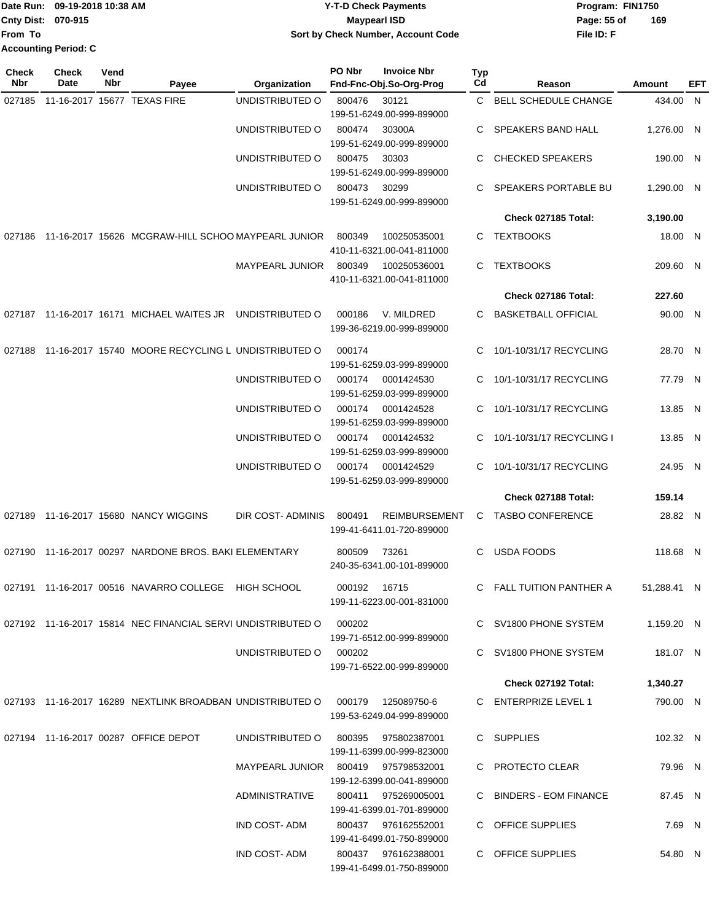Date Run: 09-19-2018 10:38 AM
Cnty Dist: 070-915
From To
Accounting Period: C

# Y-T-D Check Payments
## Maypearl ISD
### Sort by Check Number, Account Code

Program: FIN1750
File ID: F

| Check Nbr | Check Date | Vend Nbr | Payee | Organization | PO Nbr | Invoice Nbr / Fnd-Fnc-Obj.So-Org-Prog | Typ Cd | Reason | Amount | EFT |
|---|---|---|---|---|---|---|---|---|---|---|
| 027185 | 11-16-2017 | 15677 | TEXAS FIRE | UNDISTRIBUTED O | 800476 | 30121 199-51-6249.00-999-899000 | C | BELL SCHEDULE CHANGE | 434.00 | N |
| | | | | UNDISTRIBUTED O | 800474 | 30300A 199-51-6249.00-999-899000 | C | SPEAKERS BAND HALL | 1,276.00 | N |
| | | | | UNDISTRIBUTED O | 800475 | 30303 199-51-6249.00-999-899000 | C | CHECKED SPEAKERS | 190.00 | N |
| | | | | UNDISTRIBUTED O | 800473 | 30299 199-51-6249.00-999-899000 | C | SPEAKERS PORTABLE BU | 1,290.00 | N |
| | | | | | | | | **Check 027185 Total:** | **3,190.00** | |
| 027186 | 11-16-2017 | 15626 | MCGRAW-HILL SCHOO | MAYPEARL JUNIOR | 800349 | 100250535001 410-11-6321.00-041-811000 | C | TEXTBOOKS | 18.00 | N |
| | | | | MAYPEARL JUNIOR | 800349 | 100250536001 410-11-6321.00-041-811000 | C | TEXTBOOKS | 209.60 | N |
| | | | | | | | | **Check 027186 Total:** | **227.60** | |
| 027187 | 11-16-2017 | 16171 | MICHAEL WAITES JR | UNDISTRIBUTED O | 000186 | V. MILDRED 199-36-6219.00-999-899000 | C | BASKETBALL OFFICIAL | 90.00 | N |
| 027188 | 11-16-2017 | 15740 | MOORE RECYCLING L | UNDISTRIBUTED O | 000174 | 199-51-6259.03-999-899000 | C | 10/1-10/31/17 RECYCLING | 28.70 | N |
| | | | | UNDISTRIBUTED O | 000174 | 0001424530 199-51-6259.03-999-899000 | C | 10/1-10/31/17 RECYCLING | 77.79 | N |
| | | | | UNDISTRIBUTED O | 000174 | 0001424528 199-51-6259.03-999-899000 | C | 10/1-10/31/17 RECYCLING | 13.85 | N |
| | | | | UNDISTRIBUTED O | 000174 | 0001424532 199-51-6259.03-999-899000 | C | 10/1-10/31/17 RECYCLING I | 13.85 | N |
| | | | | UNDISTRIBUTED O | 000174 | 0001424529 199-51-6259.03-999-899000 | C | 10/1-10/31/17 RECYCLING | 24.95 | N |
| | | | | | | | | **Check 027188 Total:** | **159.14** | |
| 027189 | 11-16-2017 | 15680 | NANCY WIGGINS | DIR COST- ADMINIS | 800491 | REIMBURSEMENT 199-41-6411.01-720-899000 | C | TASBO CONFERENCE | 28.82 | N |
| 027190 | 11-16-2017 | 00297 | NARDONE BROS. BAKI | ELEMENTARY | 800509 | 73261 240-35-6341.00-101-899000 | C | USDA FOODS | 118.68 | N |
| 027191 | 11-16-2017 | 00516 | NAVARRO COLLEGE | HIGH SCHOOL | 000192 | 16715 199-11-6223.00-001-831000 | C | FALL TUITION PANTHER A | 51,288.41 | N |
| 027192 | 11-16-2017 | 15814 | NEC FINANCIAL SERVI | UNDISTRIBUTED O | 000202 | 199-71-6512.00-999-899000 | C | SV1800 PHONE SYSTEM | 1,159.20 | N |
| | | | | UNDISTRIBUTED O | 000202 | 199-71-6522.00-999-899000 | C | SV1800 PHONE SYSTEM | 181.07 | N |
| | | | | | | | | **Check 027192 Total:** | **1,340.27** | |
| 027193 | 11-16-2017 | 16289 | NEXTLINK BROADBAN | UNDISTRIBUTED O | 000179 | 125089750-6 199-53-6249.04-999-899000 | C | ENTERPRIZE LEVEL 1 | 790.00 | N |
| 027194 | 11-16-2017 | 00287 | OFFICE DEPOT | UNDISTRIBUTED O | 800395 | 975802387001 199-11-6399.00-999-823000 | C | SUPPLIES | 102.32 | N |
| | | | | MAYPEARL JUNIOR | 800419 | 975798532001 199-12-6399.00-041-899000 | C | PROTECTO CLEAR | 79.96 | N |
| | | | | ADMINISTRATIVE | 800411 | 975269005001 199-41-6399.01-701-899000 | C | BINDERS - EOM FINANCE | 87.45 | N |
| | | | | IND COST- ADM | 800437 | 976162552001 199-41-6499.01-750-899000 | C | OFFICE SUPPLIES | 7.69 | N |
| | | | | IND COST- ADM | 800437 | 976162388001 199-41-6499.01-750-899000 | C | OFFICE SUPPLIES | 54.80 | N |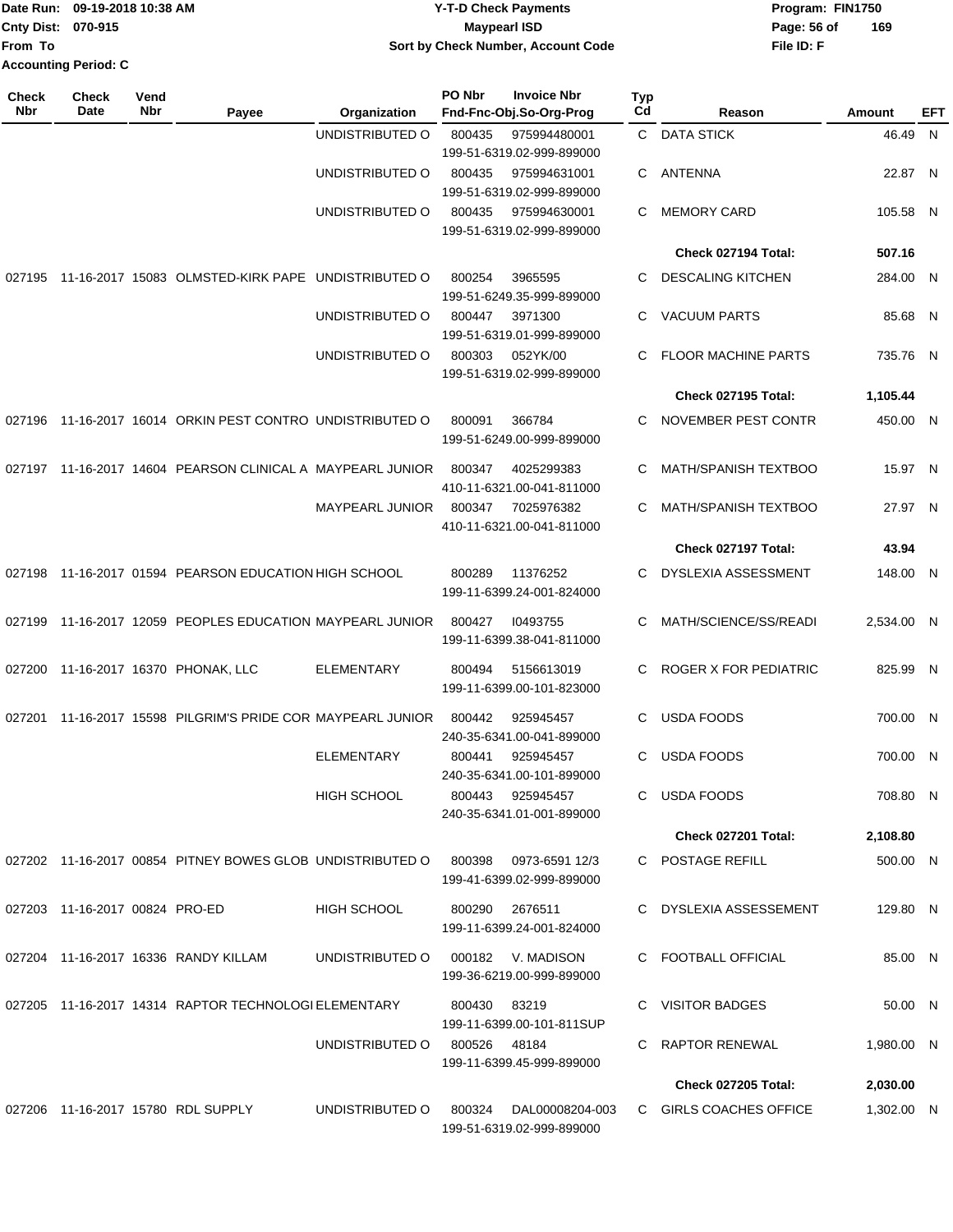Date Run: 09-19-2018 10:38 AM
Cnty Dist: 070-915
From To
Accounting Period: C

**Y-T-D Check Payments**
**Maypearl ISD**
**Sort by Check Number, Account Code**

Program: FIN1750
File ID: F

| Check Nbr | Check Date | Vend Nbr | Payee | Organization | PO Nbr | Invoice Nbr / Fnd-Fnc-Obj.So-Org-Prog | Typ Cd | Reason | Amount | EFT |
|---|---|---|---|---|---|---|---|---|---|---|
| | | | | UNDISTRIBUTED O | 800435 | 975994480001 / 199-51-6319.02-999-899000 | C | DATA STICK | 46.49 | N |
| | | | | UNDISTRIBUTED O | 800435 | 975994631001 / 199-51-6319.02-999-899000 | C | ANTENNA | 22.87 | N |
| | | | | UNDISTRIBUTED O | 800435 | 975994630001 / 199-51-6319.02-999-899000 | C | MEMORY CARD | 105.58 | N |
| | | | | | | | | **Check 027194 Total:** | **507.16** | |
| 027195 | 11-16-2017 | 15083 | OLMSTED-KIRK PAPE | UNDISTRIBUTED O | 800254 | 3965595 / 199-51-6249.35-999-899000 | C | DESCALING KITCHEN | 284.00 | N |
| | | | | UNDISTRIBUTED O | 800447 | 3971300 / 199-51-6319.01-999-899000 | C | VACUUM PARTS | 85.68 | N |
| | | | | UNDISTRIBUTED O | 800303 | 052YK/00 / 199-51-6319.02-999-899000 | C | FLOOR MACHINE PARTS | 735.76 | N |
| | | | | | | | | **Check 027195 Total:** | **1,105.44** | |
| 027196 | 11-16-2017 | 16014 | ORKIN PEST CONTRO | UNDISTRIBUTED O | 800091 | 366784 / 199-51-6249.00-999-899000 | C | NOVEMBER PEST CONTR | 450.00 | N |
| 027197 | 11-16-2017 | 14604 | PEARSON CLINICAL A | MAYPEARL JUNIOR | 800347 | 4025299383 / 410-11-6321.00-041-811000 | C | MATH/SPANISH TEXTBOO | 15.97 | N |
| | | | | MAYPEARL JUNIOR | 800347 | 7025976382 / 410-11-6321.00-041-811000 | C | MATH/SPANISH TEXTBOO | 27.97 | N |
| | | | | | | | | **Check 027197 Total:** | **43.94** | |
| 027198 | 11-16-2017 | 01594 | PEARSON EDUCATION | HIGH SCHOOL | 800289 | 11376252 / 199-11-6399.24-001-824000 | C | DYSLEXIA ASSESSMENT | 148.00 | N |
| 027199 | 11-16-2017 | 12059 | PEOPLES EDUCATION | MAYPEARL JUNIOR | 800427 | I0493755 / 199-11-6399.38-041-811000 | C | MATH/SCIENCE/SS/READI | 2,534.00 | N |
| 027200 | 11-16-2017 | 16370 | PHONAK, LLC | ELEMENTARY | 800494 | 5156613019 / 199-11-6399.00-101-823000 | C | ROGER X FOR PEDIATRIC | 825.99 | N |
| 027201 | 11-16-2017 | 15598 | PILGRIM'S PRIDE COR | MAYPEARL JUNIOR | 800442 | 925945457 / 240-35-6341.00-041-899000 | C | USDA FOODS | 700.00 | N |
| | | | | ELEMENTARY | 800441 | 925945457 / 240-35-6341.00-101-899000 | C | USDA FOODS | 700.00 | N |
| | | | | HIGH SCHOOL | 800443 | 925945457 / 240-35-6341.01-001-899000 | C | USDA FOODS | 708.80 | N |
| | | | | | | | | **Check 027201 Total:** | **2,108.80** | |
| 027202 | 11-16-2017 | 00854 | PITNEY BOWES GLOB | UNDISTRIBUTED O | 800398 | 0973-6591 12/3 / 199-41-6399.02-999-899000 | C | POSTAGE REFILL | 500.00 | N |
| 027203 | 11-16-2017 | 00824 | PRO-ED | HIGH SCHOOL | 800290 | 2676511 / 199-11-6399.24-001-824000 | C | DYSLEXIA ASSESSEMENT | 129.80 | N |
| 027204 | 11-16-2017 | 16336 | RANDY KILLAM | UNDISTRIBUTED O | 000182 | V. MADISON / 199-36-6219.00-999-899000 | C | FOOTBALL OFFICIAL | 85.00 | N |
| 027205 | 11-16-2017 | 14314 | RAPTOR TECHNOLOGI | ELEMENTARY | 800430 | 83219 / 199-11-6399.00-101-811SUP | C | VISITOR BADGES | 50.00 | N |
| | | | | UNDISTRIBUTED O | 800526 | 48184 / 199-11-6399.45-999-899000 | C | RAPTOR RENEWAL | 1,980.00 | N |
| | | | | | | | | **Check 027205 Total:** | **2,030.00** | |
| 027206 | 11-16-2017 | 15780 | RDL SUPPLY | UNDISTRIBUTED O | 800324 | DAL00008204-003 / 199-51-6319.02-999-899000 | C | GIRLS COACHES OFFICE | 1,302.00 | N |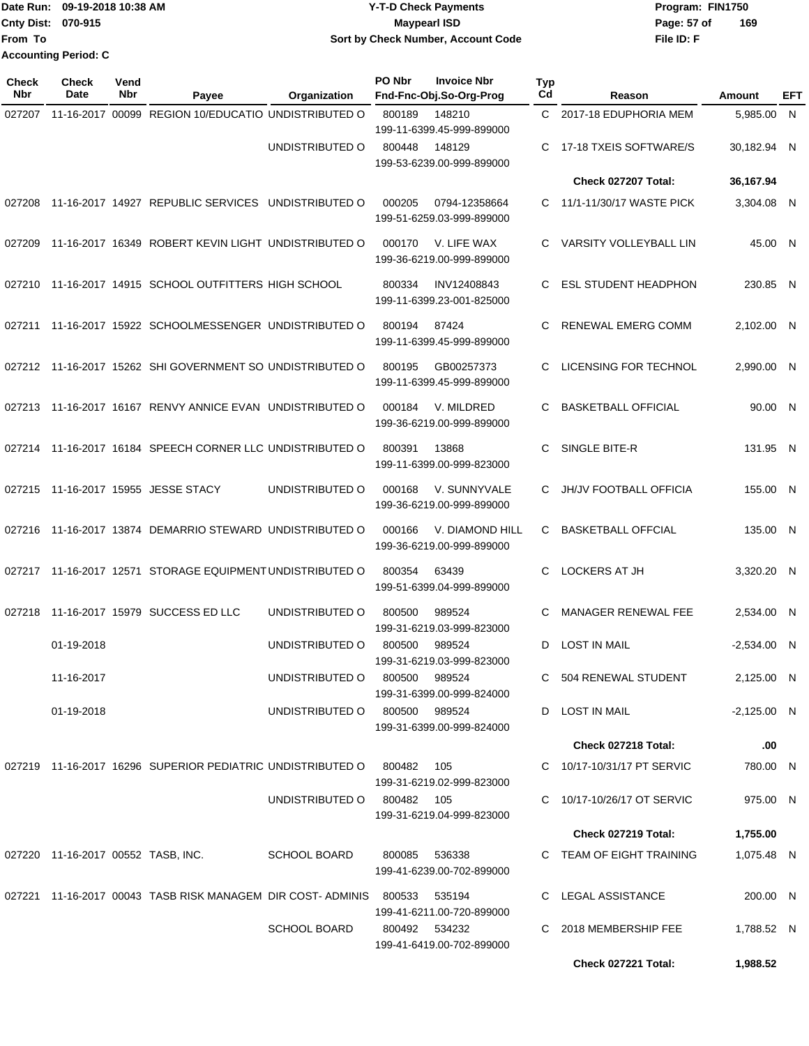Date Run: 09-19-2018 10:38 AM
Cnty Dist: 070-915
From To
Accounting Period: C

**Y-T-D Check Payments**
**Maypearl ISD**
**Sort by Check Number, Account Code**

Program: FIN1750
File ID: F

| Check Nbr | Check Date | Vend Nbr | Payee | Organization | PO Nbr | Invoice Nbr / Fnd-Fnc-Obj.So-Org-Prog | Typ Cd | Reason | Amount | EFT |
|---|---|---|---|---|---|---|---|---|---|---|
| 027207 | 11-16-2017 | 00099 | REGION 10/EDUCATIO | UNDISTRIBUTED O | 800189 | 148210 199-11-6399.45-999-899000 | C | 2017-18 EDUPHORIA MEM | 5,985.00 | N |
| | | | | UNDISTRIBUTED O | 800448 | 148129 199-53-6239.00-999-899000 | C | 17-18 TXEIS SOFTWARE/S | 30,182.94 | N |
| | | | | | | | | **Check 027207 Total:** | **36,167.94** | |
| 027208 | 11-16-2017 | 14927 | REPUBLIC SERVICES | UNDISTRIBUTED O | 000205 | 0794-12358664 199-51-6259.03-999-899000 | C | 11/1-11/30/17 WASTE PICK | 3,304.08 | N |
| 027209 | 11-16-2017 | 16349 | ROBERT KEVIN LIGHT | UNDISTRIBUTED O | 000170 | V. LIFE WAX 199-36-6219.00-999-899000 | C | VARSITY VOLLEYBALL LIN | 45.00 | N |
| 027210 | 11-16-2017 | 14915 | SCHOOL OUTFITTERS | HIGH SCHOOL | 800334 | INV12408843 199-11-6399.23-001-825000 | C | ESL STUDENT HEADPHON | 230.85 | N |
| 027211 | 11-16-2017 | 15922 | SCHOOLMESSENGER | UNDISTRIBUTED O | 800194 | 87424 199-11-6399.45-999-899000 | C | RENEWAL EMERG COMM | 2,102.00 | N |
| 027212 | 11-16-2017 | 15262 | SHI GOVERNMENT SO | UNDISTRIBUTED O | 800195 | GB00257373 199-11-6399.45-999-899000 | C | LICENSING FOR TECHNOL | 2,990.00 | N |
| 027213 | 11-16-2017 | 16167 | RENVY ANNICE EVAN | UNDISTRIBUTED O | 000184 | V. MILDRED 199-36-6219.00-999-899000 | C | BASKETBALL OFFICIAL | 90.00 | N |
| 027214 | 11-16-2017 | 16184 | SPEECH CORNER LLC | UNDISTRIBUTED O | 800391 | 13868 199-11-6399.00-999-823000 | C | SINGLE BITE-R | 131.95 | N |
| 027215 | 11-16-2017 | 15955 | JESSE STACY | UNDISTRIBUTED O | 000168 | V. SUNNYVALE 199-36-6219.00-999-899000 | C | JH/JV FOOTBALL OFFICIA | 155.00 | N |
| 027216 | 11-16-2017 | 13874 | DEMARRIO STEWARD | UNDISTRIBUTED O | 000166 | V. DIAMOND HILL 199-36-6219.00-999-899000 | C | BASKETBALL OFFCIAL | 135.00 | N |
| 027217 | 11-16-2017 | 12571 | STORAGE EQUIPMENT | UNDISTRIBUTED O | 800354 | 63439 199-51-6399.04-999-899000 | C | LOCKERS AT JH | 3,320.20 | N |
| 027218 | 11-16-2017 | 15979 | SUCCESS ED LLC | UNDISTRIBUTED O | 800500 | 989524 199-31-6219.03-999-823000 | C | MANAGER RENEWAL FEE | 2,534.00 | N |
| | 01-19-2018 | | | UNDISTRIBUTED O | 800500 | 989524 199-31-6219.03-999-823000 | D | LOST IN MAIL | -2,534.00 | N |
| | 11-16-2017 | | | UNDISTRIBUTED O | 800500 | 989524 199-31-6399.00-999-824000 | C | 504 RENEWAL STUDENT | 2,125.00 | N |
| | 01-19-2018 | | | UNDISTRIBUTED O | 800500 | 989524 199-31-6399.00-999-824000 | D | LOST IN MAIL | -2,125.00 | N |
| | | | | | | | | **Check 027218 Total:** | **.00** | |
| 027219 | 11-16-2017 | 16296 | SUPERIOR PEDIATRIC | UNDISTRIBUTED O | 800482 | 105 199-31-6219.02-999-823000 | C | 10/17-10/31/17 PT SERVIC | 780.00 | N |
| | | | | UNDISTRIBUTED O | 800482 | 105 199-31-6219.04-999-823000 | C | 10/17-10/26/17 OT SERVIC | 975.00 | N |
| | | | | | | | | **Check 027219 Total:** | **1,755.00** | |
| 027220 | 11-16-2017 | 00552 | TASB, INC. | SCHOOL BOARD | 800085 | 536338 199-41-6239.00-702-899000 | C | TEAM OF EIGHT TRAINING | 1,075.48 | N |
| 027221 | 11-16-2017 | 00043 | TASB RISK MANAGEM | DIR COST- ADMINIS | 800533 | 535194 199-41-6211.00-720-899000 | C | LEGAL ASSISTANCE | 200.00 | N |
| | | | | SCHOOL BOARD | 800492 | 534232 199-41-6419.00-702-899000 | C | 2018 MEMBERSHIP FEE | 1,788.52 | N |
| | | | | | | | | **Check 027221 Total:** | **1,988.52** | |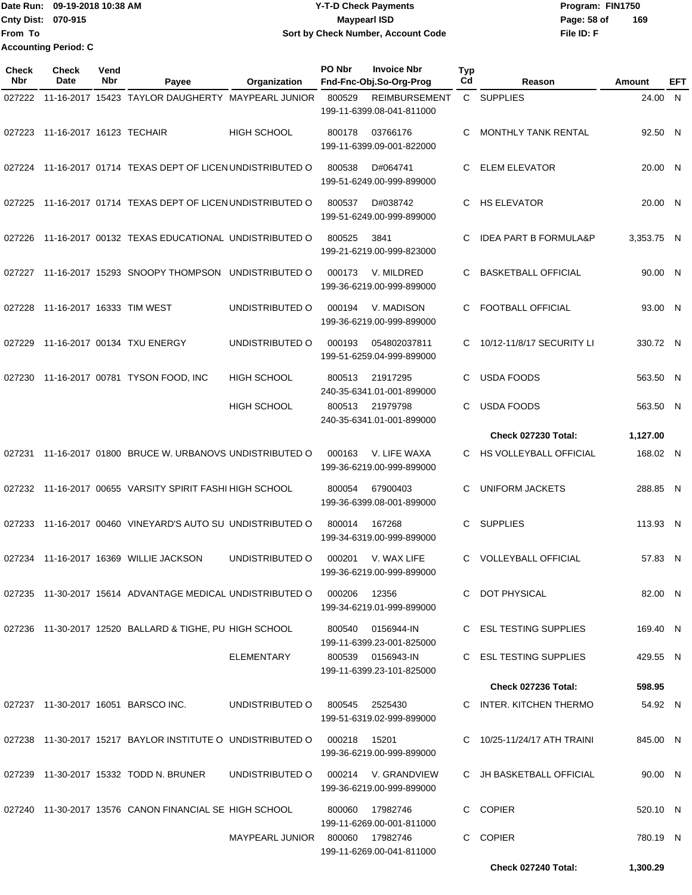Date Run: 09-19-2018 10:38 AM
Cnty Dist: 070-915
From To
Accounting Period: C

# Y-T-D Check Payments
## Maypearl ISD
### Sort by Check Number, Account Code

Program: FIN1750
File ID: F

| Check Nbr | Check Date | Vend Nbr | Payee | Organization | PO Nbr | Invoice Nbr / Fnd-Fnc-Obj.So-Org-Prog | Typ Cd | Reason | Amount | EFT |
|---|---|---|---|---|---|---|---|---|---|---|
| 027222 | 11-16-2017 | 15423 | TAYLOR DAUGHERTY | MAYPEARL JUNIOR | 800529 | REIMBURSEMENT 199-11-6399.08-041-811000 | C | SUPPLIES | 24.00 | N |
| 027223 | 11-16-2017 | 16123 | TECHAIR | HIGH SCHOOL | 800178 | 03766176 199-11-6399.09-001-822000 | C | MONTHLY TANK RENTAL | 92.50 | N |
| 027224 | 11-16-2017 | 01714 | TEXAS DEPT OF LICEN | UNDISTRIBUTED O | 800538 | D#064741 199-51-6249.00-999-899000 | C | ELEM ELEVATOR | 20.00 | N |
| 027225 | 11-16-2017 | 01714 | TEXAS DEPT OF LICEN | UNDISTRIBUTED O | 800537 | D#038742 199-51-6249.00-999-899000 | C | HS ELEVATOR | 20.00 | N |
| 027226 | 11-16-2017 | 00132 | TEXAS EDUCATIONAL | UNDISTRIBUTED O | 800525 | 3841 199-21-6219.00-999-823000 | C | IDEA PART B FORMULA&P | 3,353.75 | N |
| 027227 | 11-16-2017 | 15293 | SNOOPY THOMPSON | UNDISTRIBUTED O | 000173 | V. MILDRED 199-36-6219.00-999-899000 | C | BASKETBALL OFFICIAL | 90.00 | N |
| 027228 | 11-16-2017 | 16333 | TIM WEST | UNDISTRIBUTED O | 000194 | V. MADISON 199-36-6219.00-999-899000 | C | FOOTBALL OFFICIAL | 93.00 | N |
| 027229 | 11-16-2017 | 00134 | TXU ENERGY | UNDISTRIBUTED O | 000193 | 054802037811 199-51-6259.04-999-899000 | C | 10/12-11/8/17 SECURITY LI | 330.72 | N |
| 027230 | 11-16-2017 | 00781 | TYSON FOOD, INC | HIGH SCHOOL | 800513 | 21917295 240-35-6341.01-001-899000 | C | USDA FOODS | 563.50 | N |
| | | | | HIGH SCHOOL | 800513 | 21979798 240-35-6341.01-001-899000 | C | USDA FOODS | 563.50 | N |
| | | | | | | | | **Check 027230 Total:** | **1,127.00** | |
| 027231 | 11-16-2017 | 01800 | BRUCE W. URBANOVS | UNDISTRIBUTED O | 000163 | V. LIFE WAXA 199-36-6219.00-999-899000 | C | HS VOLLEYBALL OFFICIAL | 168.02 | N |
| 027232 | 11-16-2017 | 00655 | VARSITY SPIRIT FASHI | HIGH SCHOOL | 800054 | 67900403 199-36-6399.08-001-899000 | C | UNIFORM JACKETS | 288.85 | N |
| 027233 | 11-16-2017 | 00460 | VINEYARD'S AUTO SU | UNDISTRIBUTED O | 800014 | 167268 199-34-6319.00-999-899000 | C | SUPPLIES | 113.93 | N |
| 027234 | 11-16-2017 | 16369 | WILLIE JACKSON | UNDISTRIBUTED O | 000201 | V. WAX LIFE 199-36-6219.00-999-899000 | C | VOLLEYBALL OFFICIAL | 57.83 | N |
| 027235 | 11-30-2017 | 15614 | ADVANTAGE MEDICAL | UNDISTRIBUTED O | 000206 | 12356 199-34-6219.01-999-899000 | C | DOT PHYSICAL | 82.00 | N |
| 027236 | 11-30-2017 | 12520 | BALLARD & TIGHE, PU | HIGH SCHOOL | 800540 | 0156944-IN 199-11-6399.23-001-825000 | C | ESL TESTING SUPPLIES | 169.40 | N |
| | | | | ELEMENTARY | 800539 | 0156943-IN 199-11-6399.23-101-825000 | C | ESL TESTING SUPPLIES | 429.55 | N |
| | | | | | | | | **Check 027236 Total:** | **598.95** | |
| 027237 | 11-30-2017 | 16051 | BARSCO INC. | UNDISTRIBUTED O | 800545 | 2525430 199-51-6319.02-999-899000 | C | INTER. KITCHEN THERMO | 54.92 | N |
| 027238 | 11-30-2017 | 15217 | BAYLOR INSTITUTE O | UNDISTRIBUTED O | 000218 | 15201 199-36-6219.00-999-899000 | C | 10/25-11/24/17 ATH TRAINI | 845.00 | N |
| 027239 | 11-30-2017 | 15332 | TODD N. BRUNER | UNDISTRIBUTED O | 000214 | V. GRANDVIEW 199-36-6219.00-999-899000 | C | JH BASKETBALL OFFICIAL | 90.00 | N |
| 027240 | 11-30-2017 | 13576 | CANON FINANCIAL SE | HIGH SCHOOL | 800060 | 17982746 199-11-6269.00-001-811000 | C | COPIER | 520.10 | N |
| | | | | MAYPEARL JUNIOR | 800060 | 17982746 199-11-6269.00-041-811000 | C | COPIER | 780.19 | N |
| | | | | | | | | **Check 027240 Total:** | **1,300.29** | |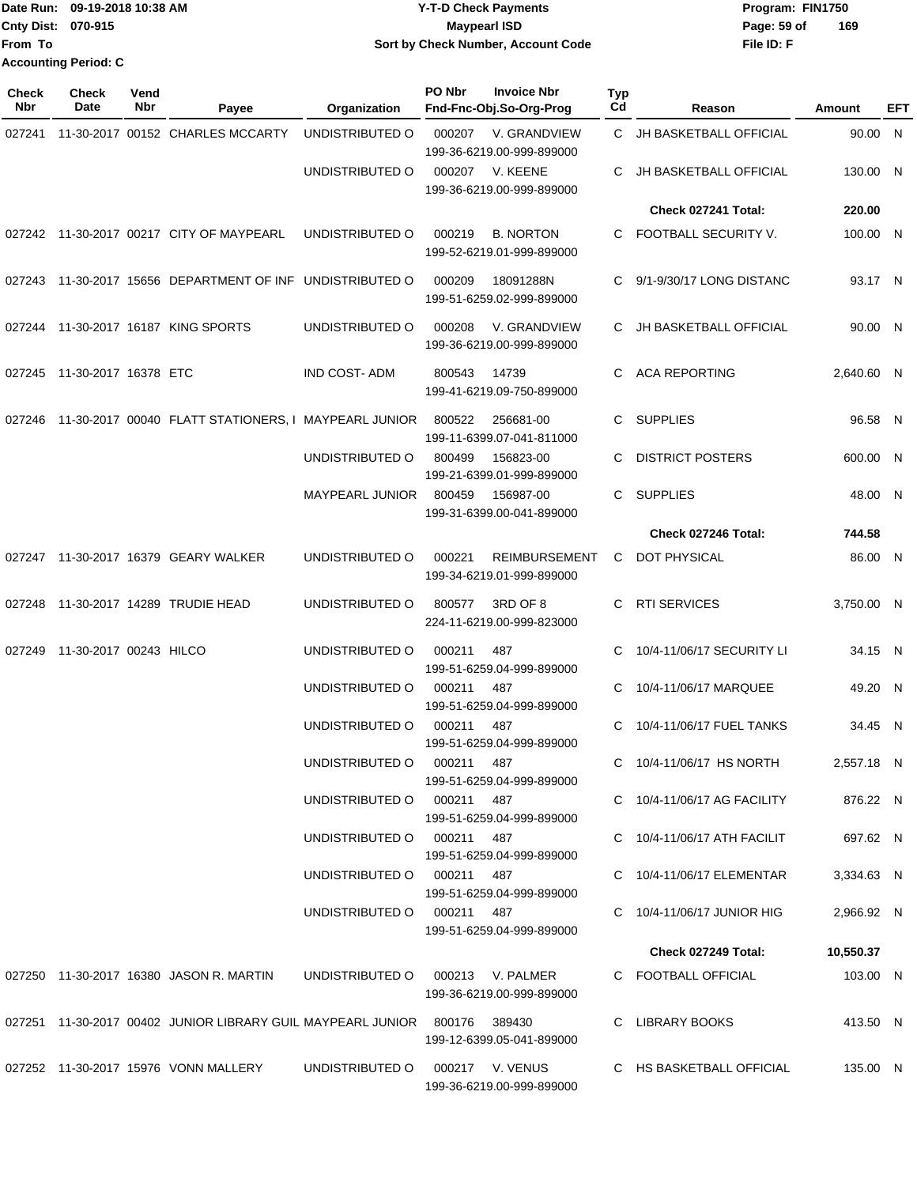Date Run: 09-19-2018 10:38 AM
Cnty Dist: 070-915
From To
Accounting Period: C

**Y-T-D Check Payments**
**Maypearl ISD**
**Sort by Check Number, Account Code**

Program: FIN1750
File ID: F

| Check Nbr | Check Date | Vend Nbr | Payee | Organization | PO Nbr | Invoice Nbr / Fnd-Fnc-Obj.So-Org-Prog | Typ Cd | Reason | Amount | EFT |
|---|---|---|---|---|---|---|---|---|---|---|
| 027241 | 11-30-2017 | 00152 | CHARLES MCCARTY | UNDISTRIBUTED O | 000207 | V. GRANDVIEW 199-36-6219.00-999-899000 | C | JH BASKETBALL OFFICIAL | 90.00 | N |
| | | | | UNDISTRIBUTED O | 000207 | V. KEENE 199-36-6219.00-999-899000 | C | JH BASKETBALL OFFICIAL | 130.00 | N |
| | | | | | | | | **Check 027241 Total:** | **220.00** | |
| 027242 | 11-30-2017 | 00217 | CITY OF MAYPEARL | UNDISTRIBUTED O | 000219 | B. NORTON 199-52-6219.01-999-899000 | C | FOOTBALL SECURITY V. | 100.00 | N |
| 027243 | 11-30-2017 | 15656 | DEPARTMENT OF INF | UNDISTRIBUTED O | 000209 | 18091288N 199-51-6259.02-999-899000 | C | 9/1-9/30/17 LONG DISTANC | 93.17 | N |
| 027244 | 11-30-2017 | 16187 | KING SPORTS | UNDISTRIBUTED O | 000208 | V. GRANDVIEW 199-36-6219.00-999-899000 | C | JH BASKETBALL OFFICIAL | 90.00 | N |
| 027245 | 11-30-2017 | 16378 | ETC | IND COST- ADM | 800543 | 14739 199-41-6219.09-750-899000 | C | ACA REPORTING | 2,640.60 | N |
| 027246 | 11-30-2017 | 00040 | FLATT STATIONERS, I | MAYPEARL JUNIOR | 800522 | 256681-00 199-11-6399.07-041-811000 | C | SUPPLIES | 96.58 | N |
| | | | | UNDISTRIBUTED O | 800499 | 156823-00 199-21-6399.01-999-899000 | C | DISTRICT POSTERS | 600.00 | N |
| | | | | MAYPEARL JUNIOR | 800459 | 156987-00 199-31-6399.00-041-899000 | C | SUPPLIES | 48.00 | N |
| | | | | | | | | **Check 027246 Total:** | **744.58** | |
| 027247 | 11-30-2017 | 16379 | GEARY WALKER | UNDISTRIBUTED O | 000221 | REIMBURSEMENT 199-34-6219.01-999-899000 | C | DOT PHYSICAL | 86.00 | N |
| 027248 | 11-30-2017 | 14289 | TRUDIE HEAD | UNDISTRIBUTED O | 800577 | 3RD OF 8 224-11-6219.00-999-823000 | C | RTI SERVICES | 3,750.00 | N |
| 027249 | 11-30-2017 | 00243 | HILCO | UNDISTRIBUTED O | 000211 | 487 199-51-6259.04-999-899000 | C | 10/4-11/06/17 SECURITY LI | 34.15 | N |
| | | | | UNDISTRIBUTED O | 000211 | 487 199-51-6259.04-999-899000 | C | 10/4-11/06/17 MARQUEE | 49.20 | N |
| | | | | UNDISTRIBUTED O | 000211 | 487 199-51-6259.04-999-899000 | C | 10/4-11/06/17 FUEL TANKS | 34.45 | N |
| | | | | UNDISTRIBUTED O | 000211 | 487 199-51-6259.04-999-899000 | C | 10/4-11/06/17 HS NORTH | 2,557.18 | N |
| | | | | UNDISTRIBUTED O | 000211 | 487 199-51-6259.04-999-899000 | C | 10/4-11/06/17 AG FACILITY | 876.22 | N |
| | | | | UNDISTRIBUTED O | 000211 | 487 199-51-6259.04-999-899000 | C | 10/4-11/06/17 ATH FACILIT | 697.62 | N |
| | | | | UNDISTRIBUTED O | 000211 | 487 199-51-6259.04-999-899000 | C | 10/4-11/06/17 ELEMENTAR | 3,334.63 | N |
| | | | | UNDISTRIBUTED O | 000211 | 487 199-51-6259.04-999-899000 | C | 10/4-11/06/17 JUNIOR HIG | 2,966.92 | N |
| | | | | | | | | **Check 027249 Total:** | **10,550.37** | |
| 027250 | 11-30-2017 | 16380 | JASON R. MARTIN | UNDISTRIBUTED O | 000213 | V. PALMER 199-36-6219.00-999-899000 | C | FOOTBALL OFFICIAL | 103.00 | N |
| 027251 | 11-30-2017 | 00402 | JUNIOR LIBRARY GUIL | MAYPEARL JUNIOR | 800176 | 389430 199-12-6399.05-041-899000 | C | LIBRARY BOOKS | 413.50 | N |
| 027252 | 11-30-2017 | 15976 | VONN MALLERY | UNDISTRIBUTED O | 000217 | V. VENUS 199-36-6219.00-999-899000 | C | HS BASKETBALL OFFICIAL | 135.00 | N |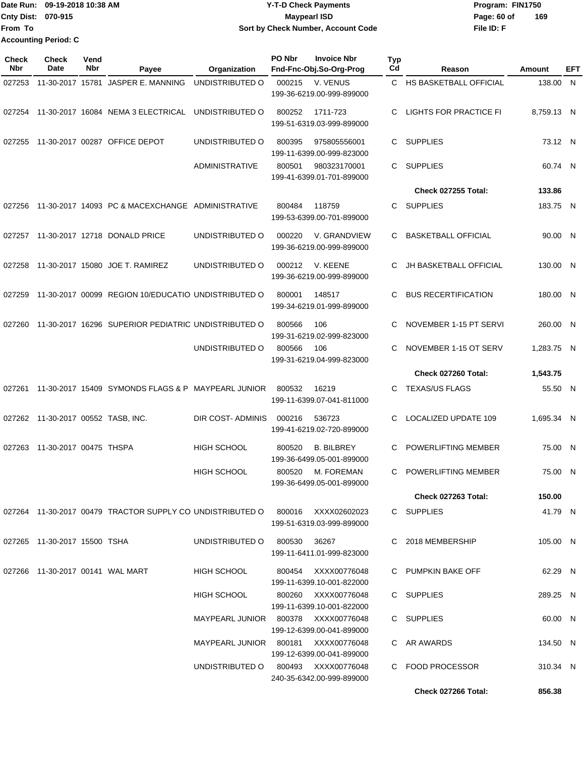Date Run: 09-19-2018 10:38 AM
Cnty Dist: 070-915
From To
Accounting Period: C

**Y-T-D Check Payments**
**Maypearl ISD**
**Sort by Check Number, Account Code**

Program: FIN1750
File ID: F

| Check Nbr | Check Date | Vend Nbr | Payee | Organization | PO Nbr | Invoice Nbr / Fnd-Fnc-Obj.So-Org-Prog | Typ Cd | Reason | Amount | EFT |
|---|---|---|---|---|---|---|---|---|---|---|
| 027253 | 11-30-2017 | 15781 | JASPER E. MANNING | UNDISTRIBUTED O | 000215 | V. VENUS 199-36-6219.00-999-899000 | C | HS BASKETBALL OFFICIAL | 138.00 | N |
| 027254 | 11-30-2017 | 16084 | NEMA 3 ELECTRICAL | UNDISTRIBUTED O | 800252 | 1711-723 199-51-6319.03-999-899000 | C | LIGHTS FOR PRACTICE FI | 8,759.13 | N |
| 027255 | 11-30-2017 | 00287 | OFFICE DEPOT | UNDISTRIBUTED O | 800395 | 975805556001 199-11-6399.00-999-823000 | C | SUPPLIES | 73.12 | N |
| | | | | ADMINISTRATIVE | 800501 | 980323170001 199-41-6399.01-701-899000 | C | SUPPLIES | 60.74 | N |
| | | | | | | | | **Check 027255 Total:** | **133.86** | |
| 027256 | 11-30-2017 | 14093 | PC & MACEXCHANGE | ADMINISTRATIVE | 800484 | 118759 199-53-6399.00-701-899000 | C | SUPPLIES | 183.75 | N |
| 027257 | 11-30-2017 | 12718 | DONALD PRICE | UNDISTRIBUTED O | 000220 | V. GRANDVIEW 199-36-6219.00-999-899000 | C | BASKETBALL OFFICIAL | 90.00 | N |
| 027258 | 11-30-2017 | 15080 | JOE T. RAMIREZ | UNDISTRIBUTED O | 000212 | V. KEENE 199-36-6219.00-999-899000 | C | JH BASKETBALL OFFICIAL | 130.00 | N |
| 027259 | 11-30-2017 | 00099 | REGION 10/EDUCATIO | UNDISTRIBUTED O | 800001 | 148517 199-34-6219.01-999-899000 | C | BUS RECERTIFICATION | 180.00 | N |
| 027260 | 11-30-2017 | 16296 | SUPERIOR PEDIATRIC | UNDISTRIBUTED O | 800566 | 106 199-31-6219.02-999-823000 | C | NOVEMBER 1-15 PT SERVI | 260.00 | N |
| | | | | UNDISTRIBUTED O | 800566 | 106 199-31-6219.04-999-823000 | C | NOVEMBER 1-15 OT SERV | 1,283.75 | N |
| | | | | | | | | **Check 027260 Total:** | **1,543.75** | |
| 027261 | 11-30-2017 | 15409 | SYMONDS FLAGS & P | MAYPEARL JUNIOR | 800532 | 16219 199-11-6399.07-041-811000 | C | TEXAS/US FLAGS | 55.50 | N |
| 027262 | 11-30-2017 | 00552 | TASB, INC. | DIR COST- ADMINIS | 000216 | 536723 199-41-6219.02-720-899000 | C | LOCALIZED UPDATE 109 | 1,695.34 | N |
| 027263 | 11-30-2017 | 00475 | THSPA | HIGH SCHOOL | 800520 | B. BILBREY 199-36-6499.05-001-899000 | C | POWERLIFTING MEMBER | 75.00 | N |
| | | | | HIGH SCHOOL | 800520 | M. FOREMAN 199-36-6499.05-001-899000 | C | POWERLIFTING MEMBER | 75.00 | N |
| | | | | | | | | **Check 027263 Total:** | **150.00** | |
| 027264 | 11-30-2017 | 00479 | TRACTOR SUPPLY CO | UNDISTRIBUTED O | 800016 | XXXX02602023 199-51-6319.03-999-899000 | C | SUPPLIES | 41.79 | N |
| 027265 | 11-30-2017 | 15500 | TSHA | UNDISTRIBUTED O | 800530 | 36267 199-11-6411.01-999-823000 | C | 2018 MEMBERSHIP | 105.00 | N |
| 027266 | 11-30-2017 | 00141 | WAL MART | HIGH SCHOOL | 800454 | XXXX00776048 199-11-6399.10-001-822000 | C | PUMPKIN BAKE OFF | 62.29 | N |
| | | | | HIGH SCHOOL | 800260 | XXXX00776048 199-11-6399.10-001-822000 | C | SUPPLIES | 289.25 | N |
| | | | | MAYPEARL JUNIOR | 800378 | XXXX00776048 199-12-6399.00-041-899000 | C | SUPPLIES | 60.00 | N |
| | | | | MAYPEARL JUNIOR | 800181 | XXXX00776048 199-12-6399.00-041-899000 | C | AR AWARDS | 134.50 | N |
| | | | | UNDISTRIBUTED O | 800493 | XXXX00776048 240-35-6342.00-999-899000 | C | FOOD PROCESSOR | 310.34 | N |
| | | | | | | | | **Check 027266 Total:** | **856.38** | |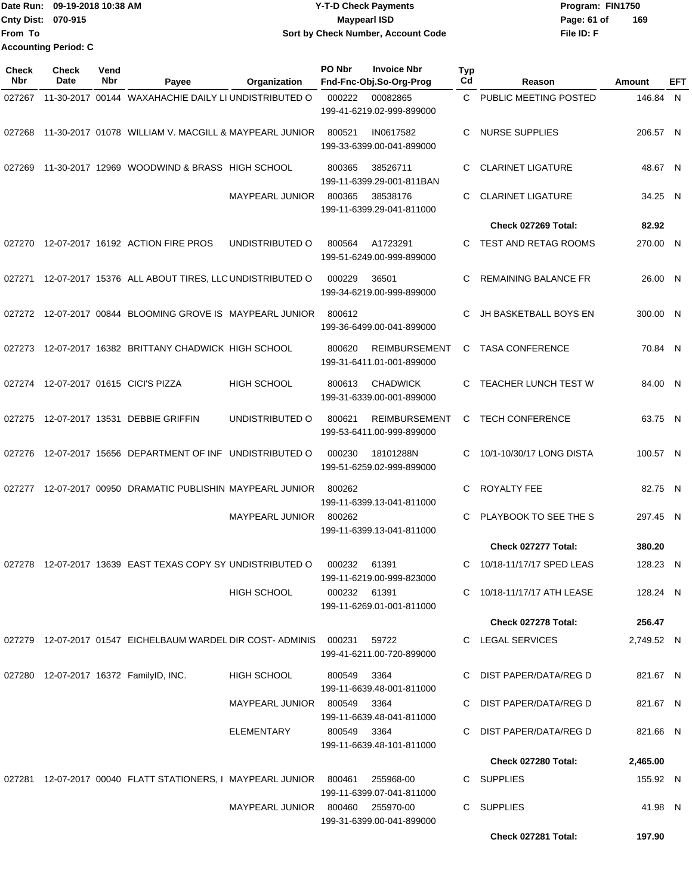Date Run: 09-19-2018 10:38 AM
Cnty Dist: 070-915
From To
Accounting Period: C

**Y-T-D Check Payments**
**Maypearl ISD**
**Sort by Check Number, Account Code**

Program: FIN1750
File ID: F

| Check Nbr | Check Date | Vend Nbr | Payee | Organization | PO Nbr | Invoice Nbr / Fnd-Fnc-Obj.So-Org-Prog | Typ Cd | Reason | Amount | EFT |
|---|---|---|---|---|---|---|---|---|---|---|
| 027267 | 11-30-2017 | 00144 | WAXAHACHIE DAILY LI | UNDISTRIBUTED O | 000222 | 00082865 199-41-6219.02-999-899000 | C | PUBLIC MEETING POSTED | 146.84 | N |
| 027268 | 11-30-2017 | 01078 | WILLIAM V. MACGILL & | MAYPEARL JUNIOR | 800521 | IN0617582 199-33-6399.00-041-899000 | C | NURSE SUPPLIES | 206.57 | N |
| 027269 | 11-30-2017 | 12969 | WOODWIND & BRASS | HIGH SCHOOL | 800365 | 38526711 199-11-6399.29-001-811BAN | C | CLARINET LIGATURE | 48.67 | N |
| | | | | MAYPEARL JUNIOR | 800365 | 38538176 199-11-6399.29-041-811000 | C | CLARINET LIGATURE | 34.25 | N |
| | | | | | | | | **Check 027269 Total:** | **82.92** | |
| 027270 | 12-07-2017 | 16192 | ACTION FIRE PROS | UNDISTRIBUTED O | 800564 | A1723291 199-51-6249.00-999-899000 | C | TEST AND RETAG ROOMS | 270.00 | N |
| 027271 | 12-07-2017 | 15376 | ALL ABOUT TIRES, LLC | UNDISTRIBUTED O | 000229 | 36501 199-34-6219.00-999-899000 | C | REMAINING BALANCE FR | 26.00 | N |
| 027272 | 12-07-2017 | 00844 | BLOOMING GROVE IS | MAYPEARL JUNIOR | 800612 | 199-36-6499.00-041-899000 | C | JH BASKETBALL BOYS EN | 300.00 | N |
| 027273 | 12-07-2017 | 16382 | BRITTANY CHADWICK | HIGH SCHOOL | 800620 | REIMBURSEMENT 199-31-6411.01-001-899000 | C | TASA CONFERENCE | 70.84 | N |
| 027274 | 12-07-2017 | 01615 | CICI'S PIZZA | HIGH SCHOOL | 800613 | CHADWICK 199-31-6339.00-001-899000 | C | TEACHER LUNCH TEST W | 84.00 | N |
| 027275 | 12-07-2017 | 13531 | DEBBIE GRIFFIN | UNDISTRIBUTED O | 800621 | REIMBURSEMENT 199-53-6411.00-999-899000 | C | TECH CONFERENCE | 63.75 | N |
| 027276 | 12-07-2017 | 15656 | DEPARTMENT OF INF | UNDISTRIBUTED O | 000230 | 18101288N 199-51-6259.02-999-899000 | C | 10/1-10/30/17 LONG DISTA | 100.57 | N |
| 027277 | 12-07-2017 | 00950 | DRAMATIC PUBLISHIN | MAYPEARL JUNIOR | 800262 | 199-11-6399.13-041-811000 | C | ROYALTY FEE | 82.75 | N |
| | | | | MAYPEARL JUNIOR | 800262 | 199-11-6399.13-041-811000 | C | PLAYBOOK TO SEE THE S | 297.45 | N |
| | | | | | | | | **Check 027277 Total:** | **380.20** | |
| 027278 | 12-07-2017 | 13639 | EAST TEXAS COPY SY | UNDISTRIBUTED O | 000232 | 61391 199-11-6219.00-999-823000 | C | 10/18-11/17/17 SPED LEAS | 128.23 | N |
| | | | | HIGH SCHOOL | 000232 | 61391 199-11-6269.01-001-811000 | C | 10/18-11/17/17 ATH LEASE | 128.24 | N |
| | | | | | | | | **Check 027278 Total:** | **256.47** | |
| 027279 | 12-07-2017 | 01547 | EICHELBAUM WARDEL | DIR COST- ADMINIS | 000231 | 59722 199-41-6211.00-720-899000 | C | LEGAL SERVICES | 2,749.52 | N |
| 027280 | 12-07-2017 | 16372 | FamilyID, INC. | HIGH SCHOOL | 800549 | 3364 199-11-6639.48-001-811000 | C | DIST PAPER/DATA/REG D | 821.67 | N |
| | | | | MAYPEARL JUNIOR | 800549 | 3364 199-11-6639.48-041-811000 | C | DIST PAPER/DATA/REG D | 821.67 | N |
| | | | | ELEMENTARY | 800549 | 3364 199-11-6639.48-101-811000 | C | DIST PAPER/DATA/REG D | 821.66 | N |
| | | | | | | | | **Check 027280 Total:** | **2,465.00** | |
| 027281 | 12-07-2017 | 00040 | FLATT STATIONERS, I | MAYPEARL JUNIOR | 800461 | 255968-00 199-11-6399.07-041-811000 | C | SUPPLIES | 155.92 | N |
| | | | | MAYPEARL JUNIOR | 800460 | 255970-00 199-31-6399.00-041-899000 | C | SUPPLIES | 41.98 | N |
| | | | | | | | | **Check 027281 Total:** | **197.90** | |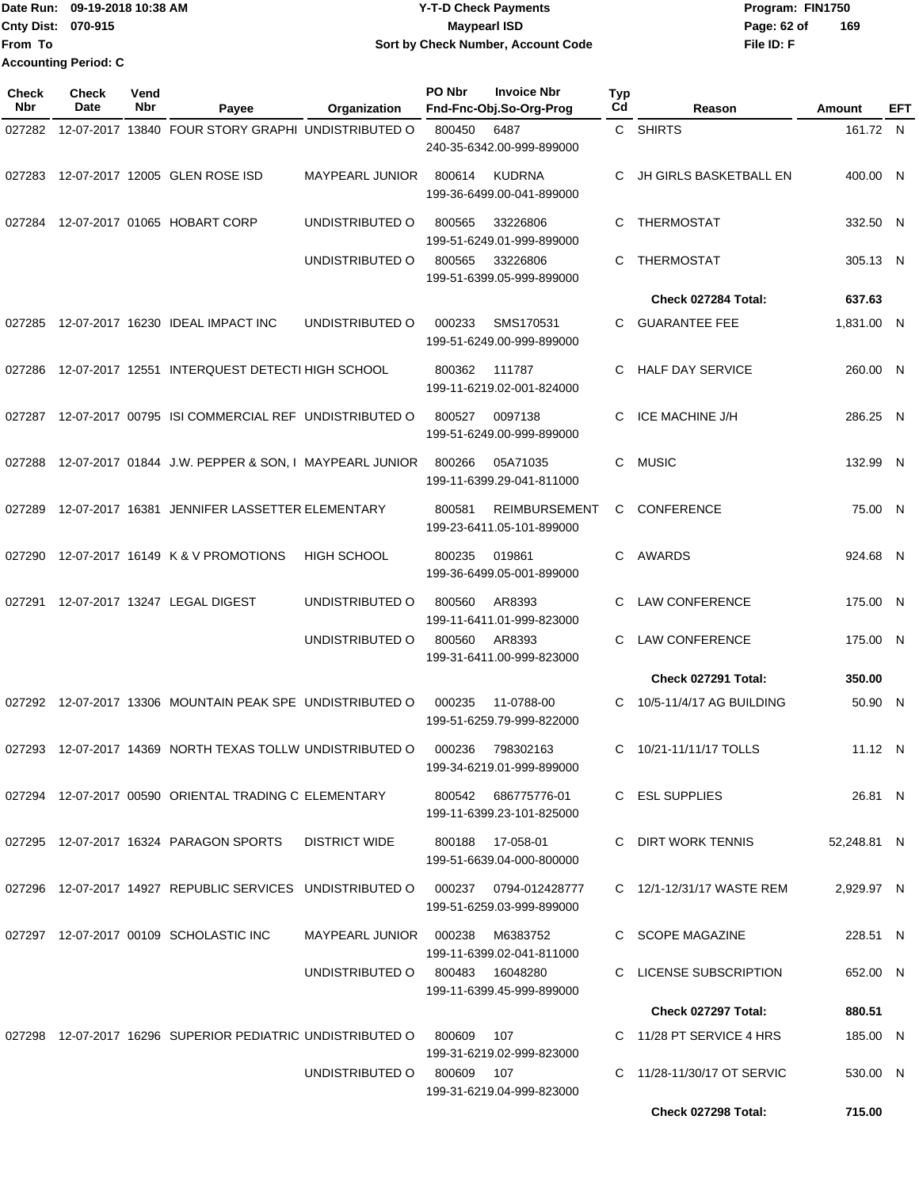Date Run: 09-19-2018 10:38 AM
Cnty Dist: 070-915
From To
Accounting Period: C

# Y-T-D Check Payments
## Maypearl ISD
### Sort by Check Number, Account Code

Program: FIN1750
File ID: F

| Check Nbr | Check Date | Vend Nbr | Payee | Organization | PO Nbr | Invoice Nbr / Fnd-Fnc-Obj.So-Org-Prog | Typ Cd | Reason | Amount | EFT |
|---|---|---|---|---|---|---|---|---|---|---|
| 027282 | 12-07-2017 | 13840 | FOUR STORY GRAPHI | UNDISTRIBUTED O | 800450 | 6487 240-35-6342.00-999-899000 | C | SHIRTS | 161.72 | N |
| 027283 | 12-07-2017 | 12005 | GLEN ROSE ISD | MAYPEARL JUNIOR | 800614 | KUDRNA 199-36-6499.00-041-899000 | C | JH GIRLS BASKETBALL EN | 400.00 | N |
| 027284 | 12-07-2017 | 01065 | HOBART CORP | UNDISTRIBUTED O | 800565 | 33226806 199-51-6249.01-999-899000 | C | THERMOSTAT | 332.50 | N |
| | | | | UNDISTRIBUTED O | 800565 | 33226806 199-51-6399.05-999-899000 | C | THERMOSTAT | 305.13 | N |
| | | | | | | | | **Check 027284 Total:** | **637.63** | |
| 027285 | 12-07-2017 | 16230 | IDEAL IMPACT INC | UNDISTRIBUTED O | 000233 | SMS170531 199-51-6249.00-999-899000 | C | GUARANTEE FEE | 1,831.00 | N |
| 027286 | 12-07-2017 | 12551 | INTERQUEST DETECTI | HIGH SCHOOL | 800362 | 111787 199-11-6219.02-001-824000 | C | HALF DAY SERVICE | 260.00 | N |
| 027287 | 12-07-2017 | 00795 | ISI COMMERCIAL REF | UNDISTRIBUTED O | 800527 | 0097138 199-51-6249.00-999-899000 | C | ICE MACHINE J/H | 286.25 | N |
| 027288 | 12-07-2017 | 01844 | J.W. PEPPER & SON, I | MAYPEARL JUNIOR | 800266 | 05A71035 199-11-6399.29-041-811000 | C | MUSIC | 132.99 | N |
| 027289 | 12-07-2017 | 16381 | JENNIFER LASSETTER | ELEMENTARY | 800581 | REIMBURSEMENT 199-23-6411.05-101-899000 | C | CONFERENCE | 75.00 | N |
| 027290 | 12-07-2017 | 16149 | K & V PROMOTIONS | HIGH SCHOOL | 800235 | 019861 199-36-6499.05-001-899000 | C | AWARDS | 924.68 | N |
| 027291 | 12-07-2017 | 13247 | LEGAL DIGEST | UNDISTRIBUTED O | 800560 | AR8393 199-11-6411.01-999-823000 | C | LAW CONFERENCE | 175.00 | N |
| | | | | UNDISTRIBUTED O | 800560 | AR8393 199-31-6411.00-999-823000 | C | LAW CONFERENCE | 175.00 | N |
| | | | | | | | | **Check 027291 Total:** | **350.00** | |
| 027292 | 12-07-2017 | 13306 | MOUNTAIN PEAK SPE | UNDISTRIBUTED O | 000235 | 11-0788-00 199-51-6259.79-999-822000 | C | 10/5-11/4/17 AG BUILDING | 50.90 | N |
| 027293 | 12-07-2017 | 14369 | NORTH TEXAS TOLLW | UNDISTRIBUTED O | 000236 | 798302163 199-34-6219.01-999-899000 | C | 10/21-11/11/17 TOLLS | 11.12 | N |
| 027294 | 12-07-2017 | 00590 | ORIENTAL TRADING C | ELEMENTARY | 800542 | 686775776-01 199-11-6399.23-101-825000 | C | ESL SUPPLIES | 26.81 | N |
| 027295 | 12-07-2017 | 16324 | PARAGON SPORTS | DISTRICT WIDE | 800188 | 17-058-01 199-51-6639.04-000-800000 | C | DIRT WORK TENNIS | 52,248.81 | N |
| 027296 | 12-07-2017 | 14927 | REPUBLIC SERVICES | UNDISTRIBUTED O | 000237 | 0794-012428777 199-51-6259.03-999-899000 | C | 12/1-12/31/17 WASTE REM | 2,929.97 | N |
| 027297 | 12-07-2017 | 00109 | SCHOLASTIC INC | MAYPEARL JUNIOR | 000238 | M6383752 199-11-6399.02-041-811000 | C | SCOPE MAGAZINE | 228.51 | N |
| | | | | UNDISTRIBUTED O | 800483 | 16048280 199-11-6399.45-999-899000 | C | LICENSE SUBSCRIPTION | 652.00 | N |
| | | | | | | | | **Check 027297 Total:** | **880.51** | |
| 027298 | 12-07-2017 | 16296 | SUPERIOR PEDIATRIC | UNDISTRIBUTED O | 800609 | 107 199-31-6219.02-999-823000 | C | 11/28 PT SERVICE 4 HRS | 185.00 | N |
| | | | | UNDISTRIBUTED O | 800609 | 107 199-31-6219.04-999-823000 | C | 11/28-11/30/17 OT SERVIC | 530.00 | N |
| | | | | | | | | **Check 027298 Total:** | **715.00** | |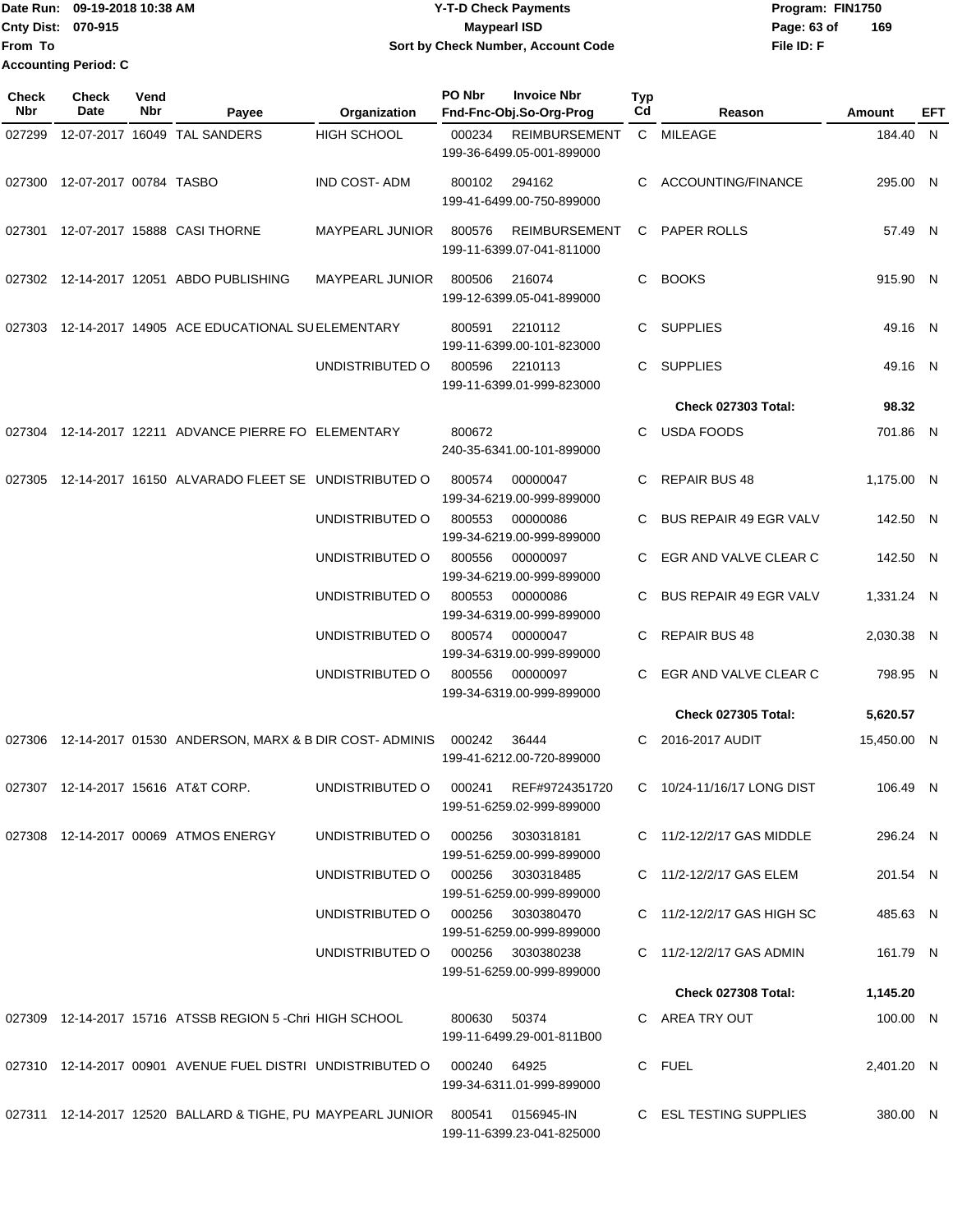Date Run: 09-19-2018 10:38 AM
Cnty Dist: 070-915
From To
Accounting Period: C

**Y-T-D Check Payments**
**Maypearl ISD**
**Sort by Check Number, Account Code**

Program: FIN1750
File ID: F

| Check Nbr | Check Date | Vend Nbr | Payee | Organization | PO Nbr | Invoice Nbr / Fnd-Fnc-Obj.So-Org-Prog | Typ Cd | Reason | Amount | EFT |
|---|---|---|---|---|---|---|---|---|---|---|
| 027299 | 12-07-2017 | 16049 | TAL SANDERS | HIGH SCHOOL | 000234 | REIMBURSEMENT 199-36-6499.05-001-899000 | C | MILEAGE | 184.40 | N |
| 027300 | 12-07-2017 | 00784 | TASBO | IND COST- ADM | 800102 | 294162 199-41-6499.00-750-899000 | C | ACCOUNTING/FINANCE | 295.00 | N |
| 027301 | 12-07-2017 | 15888 | CASI THORNE | MAYPEARL JUNIOR | 800576 | REIMBURSEMENT 199-11-6399.07-041-811000 | C | PAPER ROLLS | 57.49 | N |
| 027302 | 12-14-2017 | 12051 | ABDO PUBLISHING | MAYPEARL JUNIOR | 800506 | 216074 199-12-6399.05-041-899000 | C | BOOKS | 915.90 | N |
| 027303 | 12-14-2017 | 14905 | ACE EDUCATIONAL SU | ELEMENTARY | 800591 | 2210112 199-11-6399.00-101-823000 | C | SUPPLIES | 49.16 | N |
| | | | | UNDISTRIBUTED O | 800596 | 2210113 199-11-6399.01-999-823000 | C | SUPPLIES | 49.16 | N |
| | | | | | | | | **Check 027303 Total:** | **98.32** | |
| 027304 | 12-14-2017 | 12211 | ADVANCE PIERRE FO | ELEMENTARY | 800672 | 240-35-6341.00-101-899000 | C | USDA FOODS | 701.86 | N |
| 027305 | 12-14-2017 | 16150 | ALVARADO FLEET SE | UNDISTRIBUTED O | 800574 | 00000047 199-34-6219.00-999-899000 | C | REPAIR BUS 48 | 1,175.00 | N |
| | | | | UNDISTRIBUTED O | 800553 | 00000086 199-34-6219.00-999-899000 | C | BUS REPAIR 49 EGR VALV | 142.50 | N |
| | | | | UNDISTRIBUTED O | 800556 | 00000097 199-34-6219.00-999-899000 | C | EGR AND VALVE CLEAR C | 142.50 | N |
| | | | | UNDISTRIBUTED O | 800553 | 00000086 199-34-6319.00-999-899000 | C | BUS REPAIR 49 EGR VALV | 1,331.24 | N |
| | | | | UNDISTRIBUTED O | 800574 | 00000047 199-34-6319.00-999-899000 | C | REPAIR BUS 48 | 2,030.38 | N |
| | | | | UNDISTRIBUTED O | 800556 | 00000097 199-34-6319.00-999-899000 | C | EGR AND VALVE CLEAR C | 798.95 | N |
| | | | | | | | | **Check 027305 Total:** | **5,620.57** | |
| 027306 | 12-14-2017 | 01530 | ANDERSON, MARX & B | DIR COST- ADMINIS | 000242 | 36444 199-41-6212.00-720-899000 | C | 2016-2017 AUDIT | 15,450.00 | N |
| 027307 | 12-14-2017 | 15616 | AT&T CORP. | UNDISTRIBUTED O | 000241 | REF#9724351720 199-51-6259.02-999-899000 | C | 10/24-11/16/17 LONG DIST | 106.49 | N |
| 027308 | 12-14-2017 | 00069 | ATMOS ENERGY | UNDISTRIBUTED O | 000256 | 3030318181 199-51-6259.00-999-899000 | C | 11/2-12/2/17 GAS MIDDLE | 296.24 | N |
| | | | | UNDISTRIBUTED O | 000256 | 3030318485 199-51-6259.00-999-899000 | C | 11/2-12/2/17 GAS ELEM | 201.54 | N |
| | | | | UNDISTRIBUTED O | 000256 | 3030380470 199-51-6259.00-999-899000 | C | 11/2-12/2/17 GAS HIGH SC | 485.63 | N |
| | | | | UNDISTRIBUTED O | 000256 | 3030380238 199-51-6259.00-999-899000 | C | 11/2-12/2/17 GAS ADMIN | 161.79 | N |
| | | | | | | | | **Check 027308 Total:** | **1,145.20** | |
| 027309 | 12-14-2017 | 15716 | ATSSB REGION 5 -Chri | HIGH SCHOOL | 800630 | 50374 199-11-6499.29-001-811B00 | C | AREA TRY OUT | 100.00 | N |
| 027310 | 12-14-2017 | 00901 | AVENUE FUEL DISTRI | UNDISTRIBUTED O | 000240 | 64925 199-34-6311.01-999-899000 | C | FUEL | 2,401.20 | N |
| 027311 | 12-14-2017 | 12520 | BALLARD & TIGHE, PU | MAYPEARL JUNIOR | 800541 | 0156945-IN 199-11-6399.23-041-825000 | C | ESL TESTING SUPPLIES | 380.00 | N |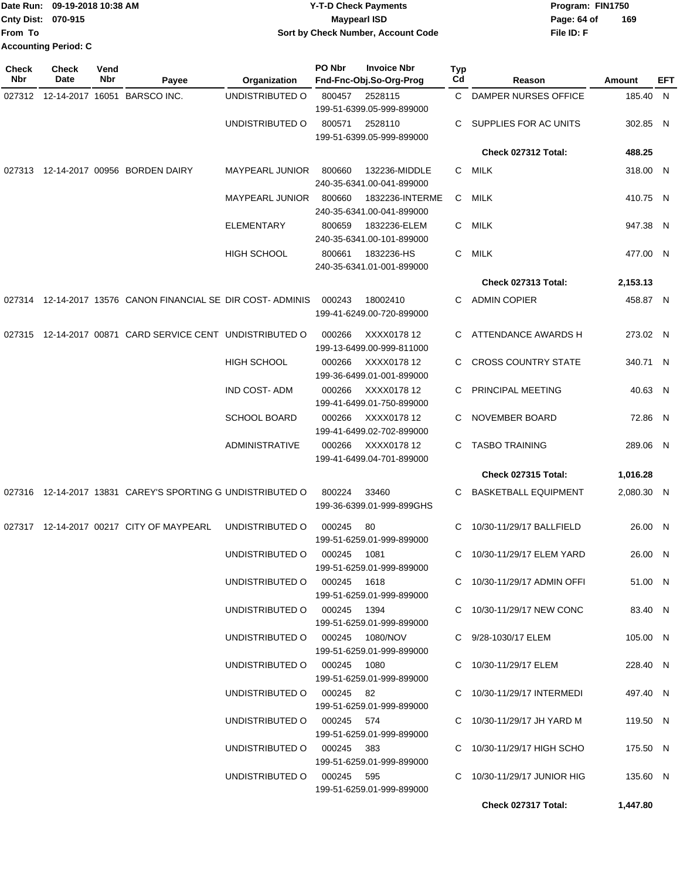Date Run: 09-19-2018 10:38 AM
Cnty Dist: 070-915
From To
Accounting Period: C

# Y-T-D Check Payments
## Maypearl ISD
### Sort by Check Number, Account Code

Program: FIN1750
File ID: F

| Check Nbr | Check Date | Vend Nbr | Payee | Organization | PO Nbr | Invoice Nbr / Fnd-Fnc-Obj.So-Org-Prog | Typ Cd | Reason | Amount | EFT |
|---|---|---|---|---|---|---|---|---|---|---|
| 027312 | 12-14-2017 | 16051 | BARSCO INC. | UNDISTRIBUTED O | 800457 | 2528115 / 199-51-6399.05-999-899000 | C | DAMPER NURSES OFFICE | 185.40 | N |
| | | | | UNDISTRIBUTED O | 800571 | 2528110 / 199-51-6399.05-999-899000 | C | SUPPLIES FOR AC UNITS | 302.85 | N |
| | | | | | | | | **Check 027312 Total:** | **488.25** | |
| 027313 | 12-14-2017 | 00956 | BORDEN DAIRY | MAYPEARL JUNIOR | 800660 | 132236-MIDDLE / 240-35-6341.00-041-899000 | C | MILK | 318.00 | N |
| | | | | MAYPEARL JUNIOR | 800660 | 1832236-INTERME / 240-35-6341.00-041-899000 | C | MILK | 410.75 | N |
| | | | | ELEMENTARY | 800659 | 1832236-ELEM / 240-35-6341.00-101-899000 | C | MILK | 947.38 | N |
| | | | | HIGH SCHOOL | 800661 | 1832236-HS / 240-35-6341.01-001-899000 | C | MILK | 477.00 | N |
| | | | | | | | | **Check 027313 Total:** | **2,153.13** | |
| 027314 | 12-14-2017 | 13576 | CANON FINANCIAL SE | DIR COST- ADMINIS | 000243 | 18002410 / 199-41-6249.00-720-899000 | C | ADMIN COPIER | 458.87 | N |
| 027315 | 12-14-2017 | 00871 | CARD SERVICE CENT | UNDISTRIBUTED O | 000266 | XXXX0178 12 / 199-13-6499.00-999-811000 | C | ATTENDANCE AWARDS H | 273.02 | N |
| | | | | HIGH SCHOOL | 000266 | XXXX0178 12 / 199-36-6499.01-001-899000 | C | CROSS COUNTRY STATE | 340.71 | N |
| | | | | IND COST- ADM | 000266 | XXXX0178 12 / 199-41-6499.01-750-899000 | C | PRINCIPAL MEETING | 40.63 | N |
| | | | | SCHOOL BOARD | 000266 | XXXX0178 12 / 199-41-6499.02-702-899000 | C | NOVEMBER BOARD | 72.86 | N |
| | | | | ADMINISTRATIVE | 000266 | XXXX0178 12 / 199-41-6499.04-701-899000 | C | TASBO TRAINING | 289.06 | N |
| | | | | | | | | **Check 027315 Total:** | **1,016.28** | |
| 027316 | 12-14-2017 | 13831 | CAREY'S SPORTING G | UNDISTRIBUTED O | 800224 | 33460 / 199-36-6399.01-999-899GHS | C | BASKETBALL EQUIPMENT | 2,080.30 | N |
| 027317 | 12-14-2017 | 00217 | CITY OF MAYPEARL | UNDISTRIBUTED O | 000245 | 80 / 199-51-6259.01-999-899000 | C | 10/30-11/29/17 BALLFIELD | 26.00 | N |
| | | | | UNDISTRIBUTED O | 000245 | 1081 / 199-51-6259.01-999-899000 | C | 10/30-11/29/17 ELEM YARD | 26.00 | N |
| | | | | UNDISTRIBUTED O | 000245 | 1618 / 199-51-6259.01-999-899000 | C | 10/30-11/29/17 ADMIN OFFI | 51.00 | N |
| | | | | UNDISTRIBUTED O | 000245 | 1394 / 199-51-6259.01-999-899000 | C | 10/30-11/29/17 NEW CONC | 83.40 | N |
| | | | | UNDISTRIBUTED O | 000245 | 1080/NOV / 199-51-6259.01-999-899000 | C | 9/28-1030/17 ELEM | 105.00 | N |
| | | | | UNDISTRIBUTED O | 000245 | 1080 / 199-51-6259.01-999-899000 | C | 10/30-11/29/17 ELEM | 228.40 | N |
| | | | | UNDISTRIBUTED O | 000245 | 82 / 199-51-6259.01-999-899000 | C | 10/30-11/29/17 INTERMEDI | 497.40 | N |
| | | | | UNDISTRIBUTED O | 000245 | 574 / 199-51-6259.01-999-899000 | C | 10/30-11/29/17 JH YARD M | 119.50 | N |
| | | | | UNDISTRIBUTED O | 000245 | 383 / 199-51-6259.01-999-899000 | C | 10/30-11/29/17 HIGH SCHO | 175.50 | N |
| | | | | UNDISTRIBUTED O | 000245 | 595 / 199-51-6259.01-999-899000 | C | 10/30-11/29/17 JUNIOR HIG | 135.60 | N |
| | | | | | | | | **Check 027317 Total:** | **1,447.80** | |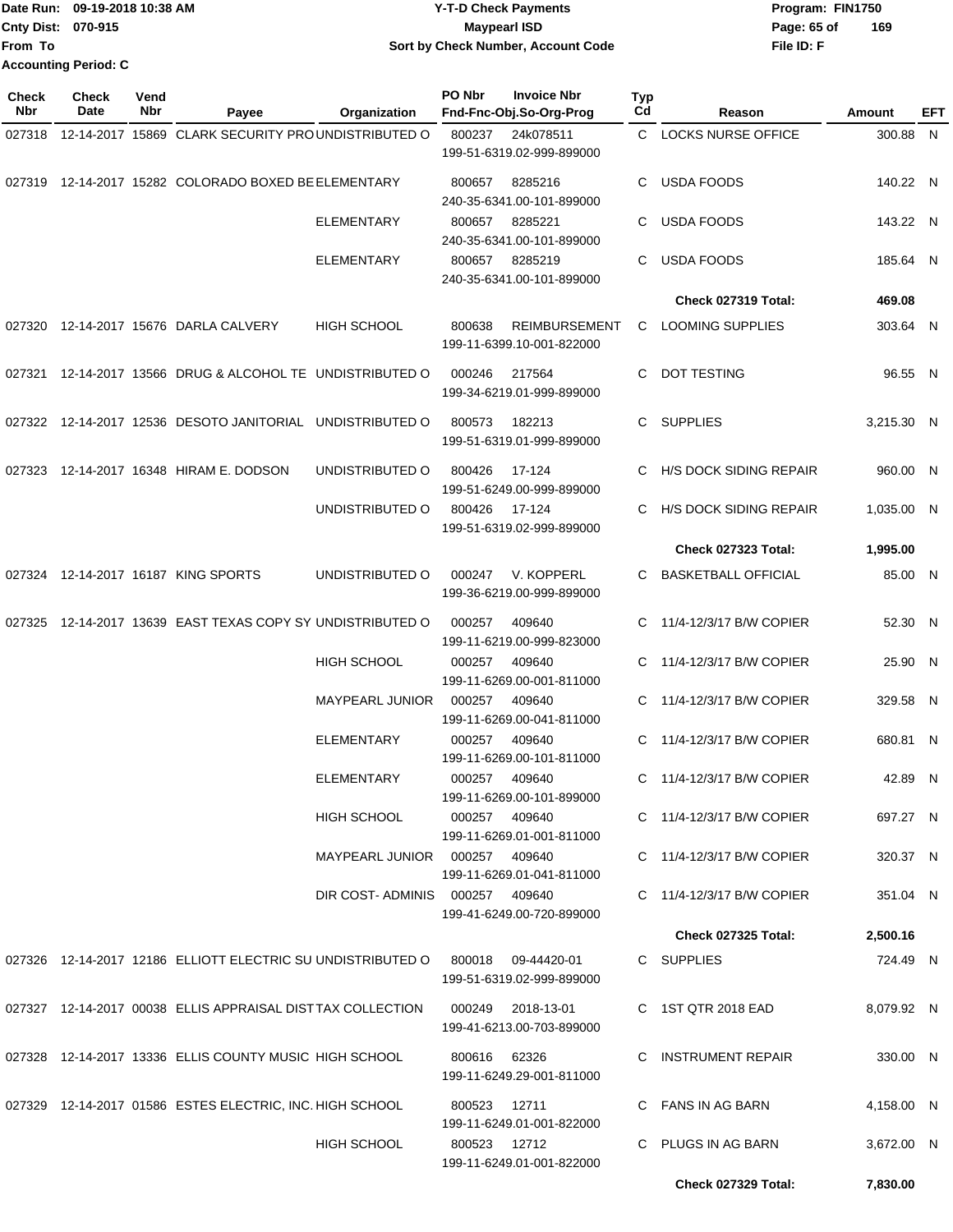Date Run: 09-19-2018 10:38 AM
Cnty Dist: 070-915
From To
Accounting Period: C

# Y-T-D Check Payments
## Maypearl ISD
### Sort by Check Number, Account Code

Program: FIN1750
File ID: F

| Check Nbr | Check Date | Vend Nbr | Payee | Organization | PO Nbr | Invoice Nbr / Fnd-Fnc-Obj.So-Org-Prog | Typ Cd | Reason | Amount | EFT |
|---|---|---|---|---|---|---|---|---|---|---|
| 027318 | 12-14-2017 | 15869 | CLARK SECURITY PRO | UNDISTRIBUTED O | 800237 | 24k078511 199-51-6319.02-999-899000 | C | LOCKS NURSE OFFICE | 300.88 | N |
| 027319 | 12-14-2017 | 15282 | COLORADO BOXED BE | ELEMENTARY | 800657 | 8285216 240-35-6341.00-101-899000 | C | USDA FOODS | 140.22 | N |
| | | | | ELEMENTARY | 800657 | 8285221 240-35-6341.00-101-899000 | C | USDA FOODS | 143.22 | N |
| | | | | ELEMENTARY | 800657 | 8285219 240-35-6341.00-101-899000 | C | USDA FOODS | 185.64 | N |
| | | | | | | | | **Check 027319 Total:** | **469.08** | |
| 027320 | 12-14-2017 | 15676 | DARLA CALVERY | HIGH SCHOOL | 800638 | REIMBURSEMENT 199-11-6399.10-001-822000 | C | LOOMING SUPPLIES | 303.64 | N |
| 027321 | 12-14-2017 | 13566 | DRUG & ALCOHOL TE | UNDISTRIBUTED O | 000246 | 217564 199-34-6219.01-999-899000 | C | DOT TESTING | 96.55 | N |
| 027322 | 12-14-2017 | 12536 | DESOTO JANITORIAL | UNDISTRIBUTED O | 800573 | 182213 199-51-6319.01-999-899000 | C | SUPPLIES | 3,215.30 | N |
| 027323 | 12-14-2017 | 16348 | HIRAM E. DODSON | UNDISTRIBUTED O | 800426 | 17-124 199-51-6249.00-999-899000 | C | H/S DOCK SIDING REPAIR | 960.00 | N |
| | | | | UNDISTRIBUTED O | 800426 | 17-124 199-51-6319.02-999-899000 | C | H/S DOCK SIDING REPAIR | 1,035.00 | N |
| | | | | | | | | **Check 027323 Total:** | **1,995.00** | |
| 027324 | 12-14-2017 | 16187 | KING SPORTS | UNDISTRIBUTED O | 000247 | V. KOPPERL 199-36-6219.00-999-899000 | C | BASKETBALL OFFICIAL | 85.00 | N |
| 027325 | 12-14-2017 | 13639 | EAST TEXAS COPY SY | UNDISTRIBUTED O | 000257 | 409640 199-11-6219.00-999-823000 | C | 11/4-12/3/17 B/W COPIER | 52.30 | N |
| | | | | HIGH SCHOOL | 000257 | 409640 199-11-6269.00-001-811000 | C | 11/4-12/3/17 B/W COPIER | 25.90 | N |
| | | | | MAYPEARL JUNIOR | 000257 | 409640 199-11-6269.00-041-811000 | C | 11/4-12/3/17 B/W COPIER | 329.58 | N |
| | | | | ELEMENTARY | 000257 | 409640 199-11-6269.00-101-811000 | C | 11/4-12/3/17 B/W COPIER | 680.81 | N |
| | | | | ELEMENTARY | 000257 | 409640 199-11-6269.00-101-899000 | C | 11/4-12/3/17 B/W COPIER | 42.89 | N |
| | | | | HIGH SCHOOL | 000257 | 409640 199-11-6269.01-001-811000 | C | 11/4-12/3/17 B/W COPIER | 697.27 | N |
| | | | | MAYPEARL JUNIOR | 000257 | 409640 199-11-6269.01-041-811000 | C | 11/4-12/3/17 B/W COPIER | 320.37 | N |
| | | | | DIR COST- ADMINIS | 000257 | 409640 199-41-6249.00-720-899000 | C | 11/4-12/3/17 B/W COPIER | 351.04 | N |
| | | | | | | | | **Check 027325 Total:** | **2,500.16** | |
| 027326 | 12-14-2017 | 12186 | ELLIOTT ELECTRIC SU | UNDISTRIBUTED O | 800018 | 09-44420-01 199-51-6319.02-999-899000 | C | SUPPLIES | 724.49 | N |
| 027327 | 12-14-2017 | 00038 | ELLIS APPRAISAL DIST | TAX COLLECTION | 000249 | 2018-13-01 199-41-6213.00-703-899000 | C | 1ST QTR 2018 EAD | 8,079.92 | N |
| 027328 | 12-14-2017 | 13336 | ELLIS COUNTY MUSIC | HIGH SCHOOL | 800616 | 62326 199-11-6249.29-001-811000 | C | INSTRUMENT REPAIR | 330.00 | N |
| 027329 | 12-14-2017 | 01586 | ESTES ELECTRIC, INC. | HIGH SCHOOL | 800523 | 12711 199-11-6249.01-001-822000 | C | FANS IN AG BARN | 4,158.00 | N |
| | | | | HIGH SCHOOL | 800523 | 12712 199-11-6249.01-001-822000 | C | PLUGS IN AG BARN | 3,672.00 | N |
| | | | | | | | | **Check 027329 Total:** | **7,830.00** | |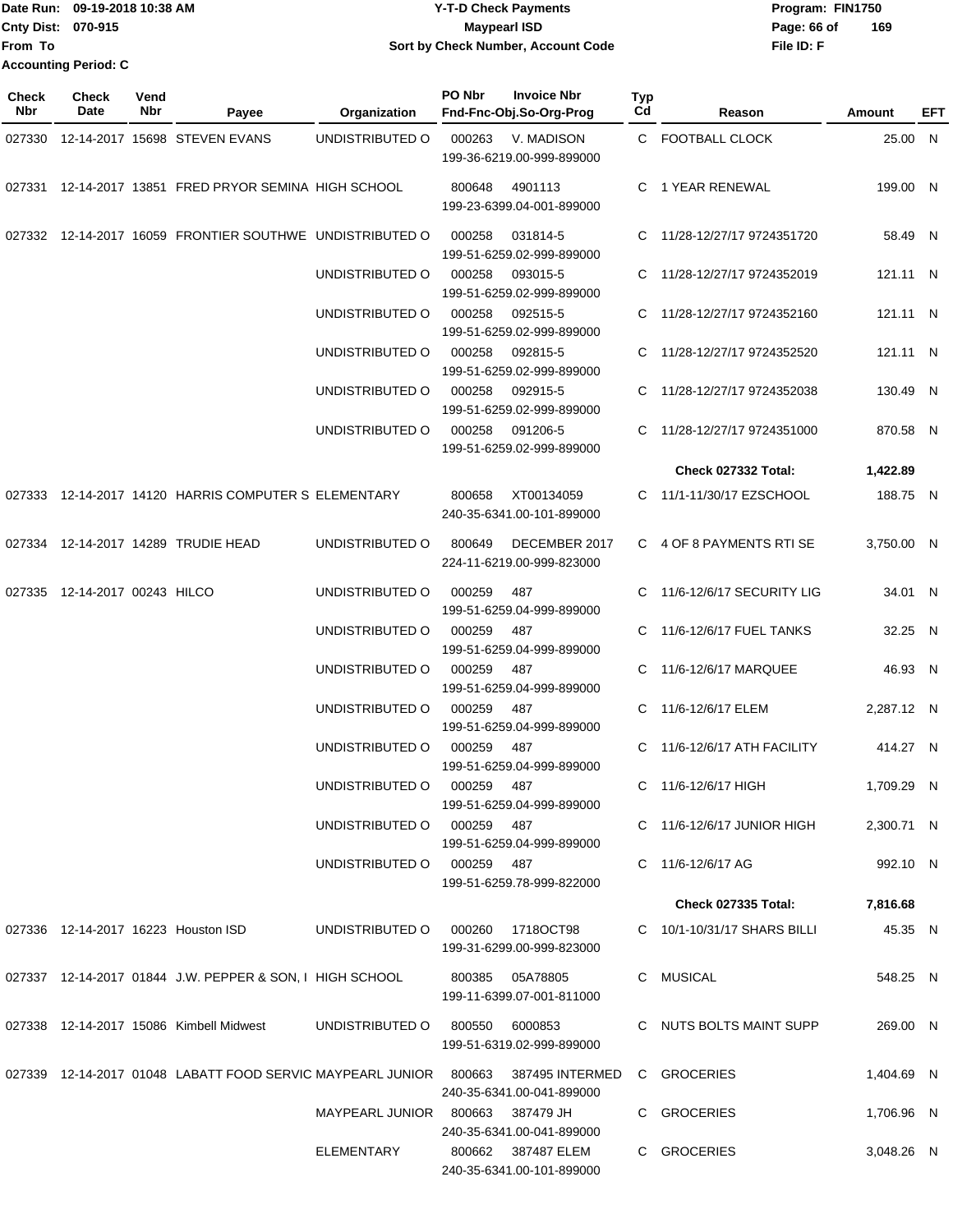Date Run: 09-19-2018 10:38 AM
Cnty Dist: 070-915
From To
Accounting Period: C

**Y-T-D Check Payments**
**Maypearl ISD**
**Sort by Check Number, Account Code**

Program: FIN1750
File ID: F

| Check Nbr | Check Date | Vend Nbr | Payee | Organization | PO Nbr | Invoice Nbr / Fnd-Fnc-Obj.So-Org-Prog | Typ Cd | Reason | Amount | EFT |
|---|---|---|---|---|---|---|---|---|---|---|
| 027330 | 12-14-2017 | 15698 | STEVEN EVANS | UNDISTRIBUTED O | 000263 | V. MADISON 199-36-6219.00-999-899000 | C | FOOTBALL CLOCK | 25.00 | N |
| 027331 | 12-14-2017 | 13851 | FRED PRYOR SEMINA | HIGH SCHOOL | 800648 | 4901113 199-23-6399.04-001-899000 | C | 1 YEAR RENEWAL | 199.00 | N |
| 027332 | 12-14-2017 | 16059 | FRONTIER SOUTHWE | UNDISTRIBUTED O | 000258 | 031814-5 199-51-6259.02-999-899000 | C | 11/28-12/27/17 9724351720 | 58.49 | N |
| | | | | UNDISTRIBUTED O | 000258 | 093015-5 199-51-6259.02-999-899000 | C | 11/28-12/27/17 9724352019 | 121.11 | N |
| | | | | UNDISTRIBUTED O | 000258 | 092515-5 199-51-6259.02-999-899000 | C | 11/28-12/27/17 9724352160 | 121.11 | N |
| | | | | UNDISTRIBUTED O | 000258 | 092815-5 199-51-6259.02-999-899000 | C | 11/28-12/27/17 9724352520 | 121.11 | N |
| | | | | UNDISTRIBUTED O | 000258 | 092915-5 199-51-6259.02-999-899000 | C | 11/28-12/27/17 9724352038 | 130.49 | N |
| | | | | UNDISTRIBUTED O | 000258 | 091206-5 199-51-6259.02-999-899000 | C | 11/28-12/27/17 9724351000 | 870.58 | N |
| | | | | | | | | **Check 027332 Total:** | **1,422.89** | |
| 027333 | 12-14-2017 | 14120 | HARRIS COMPUTER S | ELEMENTARY | 800658 | XT00134059 240-35-6341.00-101-899000 | C | 11/1-11/30/17 EZSCHOOL | 188.75 | N |
| 027334 | 12-14-2017 | 14289 | TRUDIE HEAD | UNDISTRIBUTED O | 800649 | DECEMBER 2017 224-11-6219.00-999-823000 | C | 4 OF 8 PAYMENTS RTI SE | 3,750.00 | N |
| 027335 | 12-14-2017 | 00243 | HILCO | UNDISTRIBUTED O | 000259 | 487 199-51-6259.04-999-899000 | C | 11/6-12/6/17 SECURITY LIG | 34.01 | N |
| | | | | UNDISTRIBUTED O | 000259 | 487 199-51-6259.04-999-899000 | C | 11/6-12/6/17 FUEL TANKS | 32.25 | N |
| | | | | UNDISTRIBUTED O | 000259 | 487 199-51-6259.04-999-899000 | C | 11/6-12/6/17 MARQUEE | 46.93 | N |
| | | | | UNDISTRIBUTED O | 000259 | 487 199-51-6259.04-999-899000 | C | 11/6-12/6/17 ELEM | 2,287.12 | N |
| | | | | UNDISTRIBUTED O | 000259 | 487 199-51-6259.04-999-899000 | C | 11/6-12/6/17 ATH FACILITY | 414.27 | N |
| | | | | UNDISTRIBUTED O | 000259 | 487 199-51-6259.04-999-899000 | C | 11/6-12/6/17 HIGH | 1,709.29 | N |
| | | | | UNDISTRIBUTED O | 000259 | 487 199-51-6259.04-999-899000 | C | 11/6-12/6/17 JUNIOR HIGH | 2,300.71 | N |
| | | | | UNDISTRIBUTED O | 000259 | 487 199-51-6259.78-999-822000 | C | 11/6-12/6/17 AG | 992.10 | N |
| | | | | | | | | **Check 027335 Total:** | **7,816.68** | |
| 027336 | 12-14-2017 | 16223 | Houston ISD | UNDISTRIBUTED O | 000260 | 1718OCT98 199-31-6299.00-999-823000 | C | 10/1-10/31/17 SHARS BILLI | 45.35 | N |
| 027337 | 12-14-2017 | 01844 | J.W. PEPPER & SON, I | HIGH SCHOOL | 800385 | 05A78805 199-11-6399.07-001-811000 | C | MUSICAL | 548.25 | N |
| 027338 | 12-14-2017 | 15086 | Kimbell Midwest | UNDISTRIBUTED O | 800550 | 6000853 199-51-6319.02-999-899000 | C | NUTS BOLTS MAINT SUPP | 269.00 | N |
| 027339 | 12-14-2017 | 01048 | LABATT FOOD SERVIC | MAYPEARL JUNIOR | 800663 | 387495 INTERMED 240-35-6341.00-041-899000 | C | GROCERIES | 1,404.69 | N |
| | | | | MAYPEARL JUNIOR | 800663 | 387479 JH 240-35-6341.00-041-899000 | C | GROCERIES | 1,706.96 | N |
| | | | | ELEMENTARY | 800662 | 387487 ELEM 240-35-6341.00-101-899000 | C | GROCERIES | 3,048.26 | N |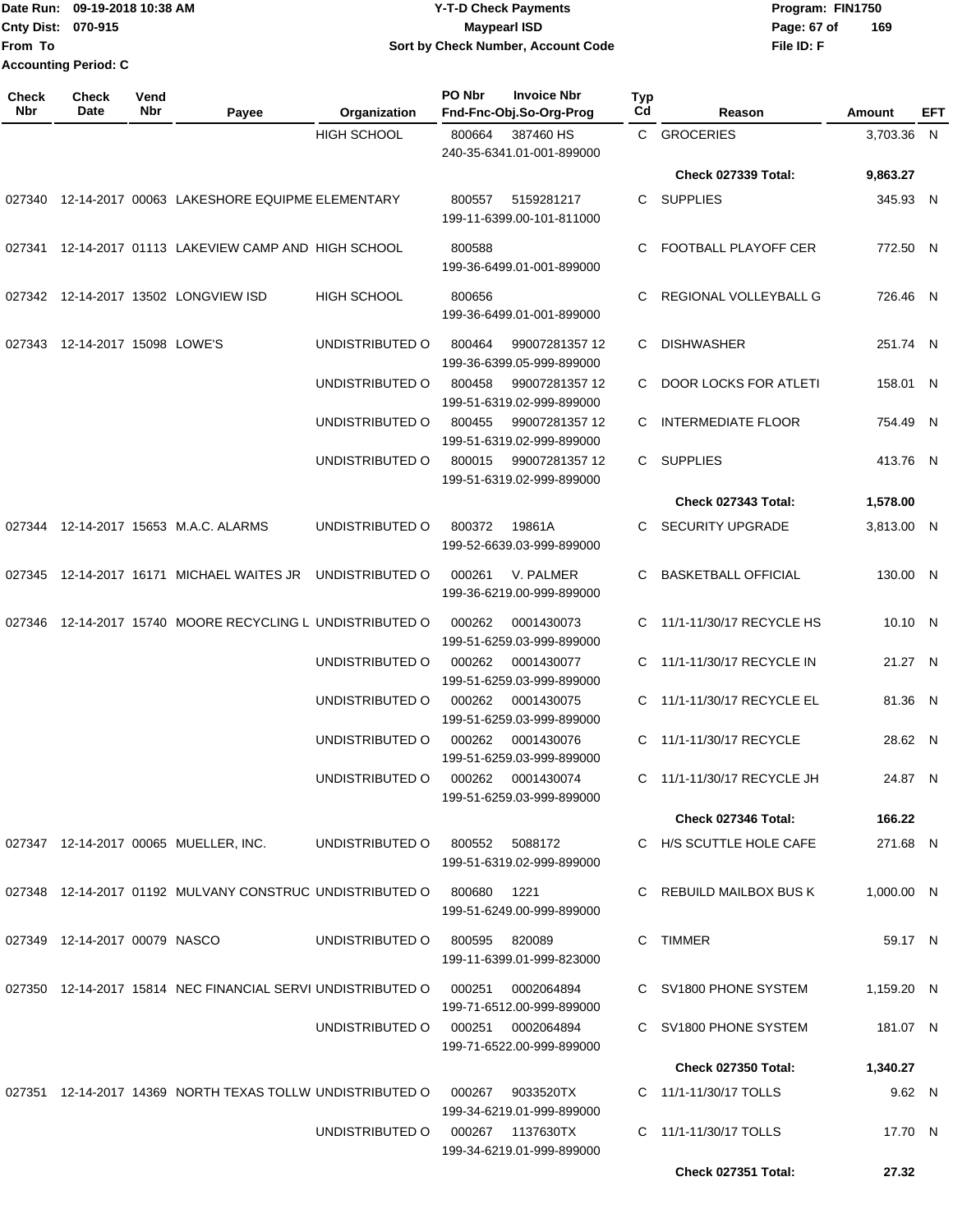Date Run: 09-19-2018 10:38 AM
Cnty Dist: 070-915
From To
Accounting Period: C

**Y-T-D Check Payments**
**Maypearl ISD**
**Sort by Check Number, Account Code**

Program: FIN1750
File ID: F

| Check Nbr | Check Date | Vend Nbr | Payee | Organization | PO Nbr | Invoice Nbr / Fnd-Fnc-Obj.So-Org-Prog | Typ Cd | Reason | Amount | EFT |
|---|---|---|---|---|---|---|---|---|---|---|
| | | | | HIGH SCHOOL | 800664 | 387460 HS<br>240-35-6341.01-001-899000 | C | GROCERIES | 3,703.36 | N |
| | | | | | | | | **Check 027339 Total:** | **9,863.27** | |
| 027340 | 12-14-2017 | 00063 | LAKESHORE EQUIPME | ELEMENTARY | 800557 | 5159281217<br>199-11-6399.00-101-811000 | C | SUPPLIES | 345.93 | N |
| 027341 | 12-14-2017 | 01113 | LAKEVIEW CAMP AND | HIGH SCHOOL | 800588 | 199-36-6499.01-001-899000 | C | FOOTBALL PLAYOFF CER | 772.50 | N |
| 027342 | 12-14-2017 | 13502 | LONGVIEW ISD | HIGH SCHOOL | 800656 | 199-36-6499.01-001-899000 | C | REGIONAL VOLLEYBALL G | 726.46 | N |
| 027343 | 12-14-2017 | 15098 | LOWE'S | UNDISTRIBUTED O | 800464 | 99007281357 12<br>199-36-6399.05-999-899000 | C | DISHWASHER | 251.74 | N |
| | | | | UNDISTRIBUTED O | 800458 | 99007281357 12<br>199-51-6319.02-999-899000 | C | DOOR LOCKS FOR ATLETI | 158.01 | N |
| | | | | UNDISTRIBUTED O | 800455 | 99007281357 12<br>199-51-6319.02-999-899000 | C | INTERMEDIATE FLOOR | 754.49 | N |
| | | | | UNDISTRIBUTED O | 800015 | 99007281357 12<br>199-51-6319.02-999-899000 | C | SUPPLIES | 413.76 | N |
| | | | | | | | | **Check 027343 Total:** | **1,578.00** | |
| 027344 | 12-14-2017 | 15653 | M.A.C. ALARMS | UNDISTRIBUTED O | 800372 | 19861A<br>199-52-6639.03-999-899000 | C | SECURITY UPGRADE | 3,813.00 | N |
| 027345 | 12-14-2017 | 16171 | MICHAEL WAITES JR | UNDISTRIBUTED O | 000261 | V. PALMER<br>199-36-6219.00-999-899000 | C | BASKETBALL OFFICIAL | 130.00 | N |
| 027346 | 12-14-2017 | 15740 | MOORE RECYCLING L | UNDISTRIBUTED O | 000262 | 0001430073<br>199-51-6259.03-999-899000 | C | 11/1-11/30/17 RECYCLE HS | 10.10 | N |
| | | | | UNDISTRIBUTED O | 000262 | 0001430077<br>199-51-6259.03-999-899000 | C | 11/1-11/30/17 RECYCLE IN | 21.27 | N |
| | | | | UNDISTRIBUTED O | 000262 | 0001430075<br>199-51-6259.03-999-899000 | C | 11/1-11/30/17 RECYCLE EL | 81.36 | N |
| | | | | UNDISTRIBUTED O | 000262 | 0001430076<br>199-51-6259.03-999-899000 | C | 11/1-11/30/17 RECYCLE | 28.62 | N |
| | | | | UNDISTRIBUTED O | 000262 | 0001430074<br>199-51-6259.03-999-899000 | C | 11/1-11/30/17 RECYCLE JH | 24.87 | N |
| | | | | | | | | **Check 027346 Total:** | **166.22** | |
| 027347 | 12-14-2017 | 00065 | MUELLER, INC. | UNDISTRIBUTED O | 800552 | 5088172<br>199-51-6319.02-999-899000 | C | H/S SCUTTLE HOLE CAFE | 271.68 | N |
| 027348 | 12-14-2017 | 01192 | MULVANY CONSTRUC | UNDISTRIBUTED O | 800680 | 1221<br>199-51-6249.00-999-899000 | C | REBUILD MAILBOX BUS K | 1,000.00 | N |
| 027349 | 12-14-2017 | 00079 | NASCO | UNDISTRIBUTED O | 800595 | 820089<br>199-11-6399.01-999-823000 | C | TIMMER | 59.17 | N |
| 027350 | 12-14-2017 | 15814 | NEC FINANCIAL SERVI | UNDISTRIBUTED O | 000251 | 0002064894<br>199-71-6512.00-999-899000 | C | SV1800 PHONE SYSTEM | 1,159.20 | N |
| | | | | UNDISTRIBUTED O | 000251 | 0002064894<br>199-71-6522.00-999-899000 | C | SV1800 PHONE SYSTEM | 181.07 | N |
| | | | | | | | | **Check 027350 Total:** | **1,340.27** | |
| 027351 | 12-14-2017 | 14369 | NORTH TEXAS TOLLW | UNDISTRIBUTED O | 000267 | 9033520TX<br>199-34-6219.01-999-899000 | C | 11/1-11/30/17 TOLLS | 9.62 | N |
| | | | | UNDISTRIBUTED O | 000267 | 1137630TX<br>199-34-6219.01-999-899000 | C | 11/1-11/30/17 TOLLS | 17.70 | N |
| | | | | | | | | **Check 027351 Total:** | **27.32** | |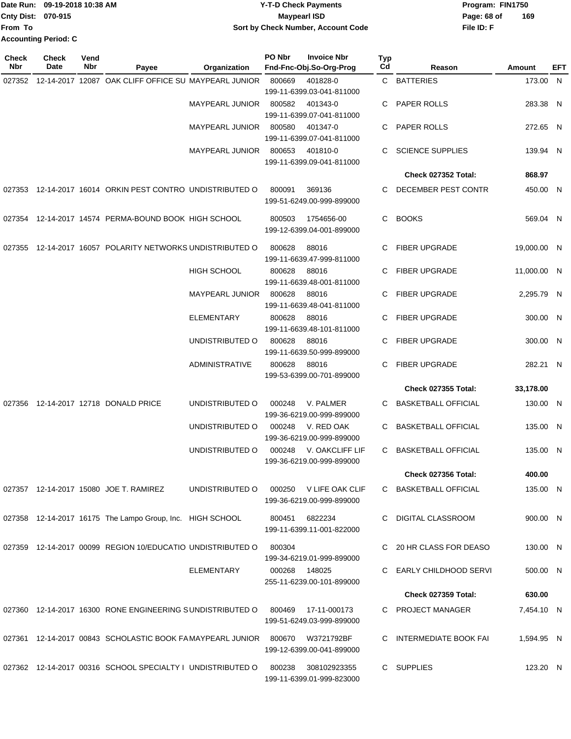Date Run: 09-19-2018 10:38 AM
Cnty Dist: 070-915
From To
Accounting Period: C

# Y-T-D Check Payments
## Maypearl ISD
### Sort by Check Number, Account Code

Program: FIN1750
File ID: F

| Check Nbr | Check Date | Vend Nbr | Payee | Organization | PO Nbr | Invoice Nbr / Fnd-Fnc-Obj.So-Org-Prog | Typ Cd | Reason | Amount | EFT |
|---|---|---|---|---|---|---|---|---|---|---|
| 027352 | 12-14-2017 | 12087 | OAK CLIFF OFFICE SU | MAYPEARL JUNIOR | 800669 | 401828-0 / 199-11-6399.03-041-811000 | C | BATTERIES | 173.00 | N |
| | | | | MAYPEARL JUNIOR | 800582 | 401343-0 / 199-11-6399.07-041-811000 | C | PAPER ROLLS | 283.38 | N |
| | | | | MAYPEARL JUNIOR | 800580 | 401347-0 / 199-11-6399.07-041-811000 | C | PAPER ROLLS | 272.65 | N |
| | | | | MAYPEARL JUNIOR | 800653 | 401810-0 / 199-11-6399.09-041-811000 | C | SCIENCE SUPPLIES | 139.94 | N |
| | | | | | | | | **Check 027352 Total:** | **868.97** | |
| 027353 | 12-14-2017 | 16014 | ORKIN PEST CONTRO | UNDISTRIBUTED O | 800091 | 369136 / 199-51-6249.00-999-899000 | C | DECEMBER PEST CONTR | 450.00 | N |
| 027354 | 12-14-2017 | 14574 | PERMA-BOUND BOOK | HIGH SCHOOL | 800503 | 1754656-00 / 199-12-6399.04-001-899000 | C | BOOKS | 569.04 | N |
| 027355 | 12-14-2017 | 16057 | POLARITY NETWORKS | UNDISTRIBUTED O | 800628 | 88016 / 199-11-6639.47-999-811000 | C | FIBER UPGRADE | 19,000.00 | N |
| | | | | HIGH SCHOOL | 800628 | 88016 / 199-11-6639.48-001-811000 | C | FIBER UPGRADE | 11,000.00 | N |
| | | | | MAYPEARL JUNIOR | 800628 | 88016 / 199-11-6639.48-041-811000 | C | FIBER UPGRADE | 2,295.79 | N |
| | | | | ELEMENTARY | 800628 | 88016 / 199-11-6639.48-101-811000 | C | FIBER UPGRADE | 300.00 | N |
| | | | | UNDISTRIBUTED O | 800628 | 88016 / 199-11-6639.50-999-899000 | C | FIBER UPGRADE | 300.00 | N |
| | | | | ADMINISTRATIVE | 800628 | 88016 / 199-53-6399.00-701-899000 | C | FIBER UPGRADE | 282.21 | N |
| | | | | | | | | **Check 027355 Total:** | **33,178.00** | |
| 027356 | 12-14-2017 | 12718 | DONALD PRICE | UNDISTRIBUTED O | 000248 | V. PALMER / 199-36-6219.00-999-899000 | C | BASKETBALL OFFICIAL | 130.00 | N |
| | | | | UNDISTRIBUTED O | 000248 | V. RED OAK / 199-36-6219.00-999-899000 | C | BASKETBALL OFFICIAL | 135.00 | N |
| | | | | UNDISTRIBUTED O | 000248 | V. OAKCLIFF LIF / 199-36-6219.00-999-899000 | C | BASKETBALL OFFICIAL | 135.00 | N |
| | | | | | | | | **Check 027356 Total:** | **400.00** | |
| 027357 | 12-14-2017 | 15080 | JOE T. RAMIREZ | UNDISTRIBUTED O | 000250 | V LIFE OAK CLIF / 199-36-6219.00-999-899000 | C | BASKETBALL OFFICIAL | 135.00 | N |
| 027358 | 12-14-2017 | 16175 | The Lampo Group, Inc. | HIGH SCHOOL | 800451 | 6822234 / 199-11-6399.11-001-822000 | C | DIGITAL CLASSROOM | 900.00 | N |
| 027359 | 12-14-2017 | 00099 | REGION 10/EDUCATIO | UNDISTRIBUTED O | 800304 | 199-34-6219.01-999-899000 | C | 20 HR CLASS FOR DEASO | 130.00 | N |
| | | | | ELEMENTARY | 000268 | 148025 / 255-11-6239.00-101-899000 | C | EARLY CHILDHOOD SERVI | 500.00 | N |
| | | | | | | | | **Check 027359 Total:** | **630.00** | |
| 027360 | 12-14-2017 | 16300 | RONE ENGINEERING S | UNDISTRIBUTED O | 800469 | 17-11-000173 / 199-51-6249.03-999-899000 | C | PROJECT MANAGER | 7,454.10 | N |
| 027361 | 12-14-2017 | 00843 | SCHOLASTIC BOOK FA | MAYPEARL JUNIOR | 800670 | W3721792BF / 199-12-6399.00-041-899000 | C | INTERMEDIATE BOOK FAI | 1,594.95 | N |
| 027362 | 12-14-2017 | 00316 | SCHOOL SPECIALTY I | UNDISTRIBUTED O | 800238 | 308102923355 / 199-11-6399.01-999-823000 | C | SUPPLIES | 123.20 | N |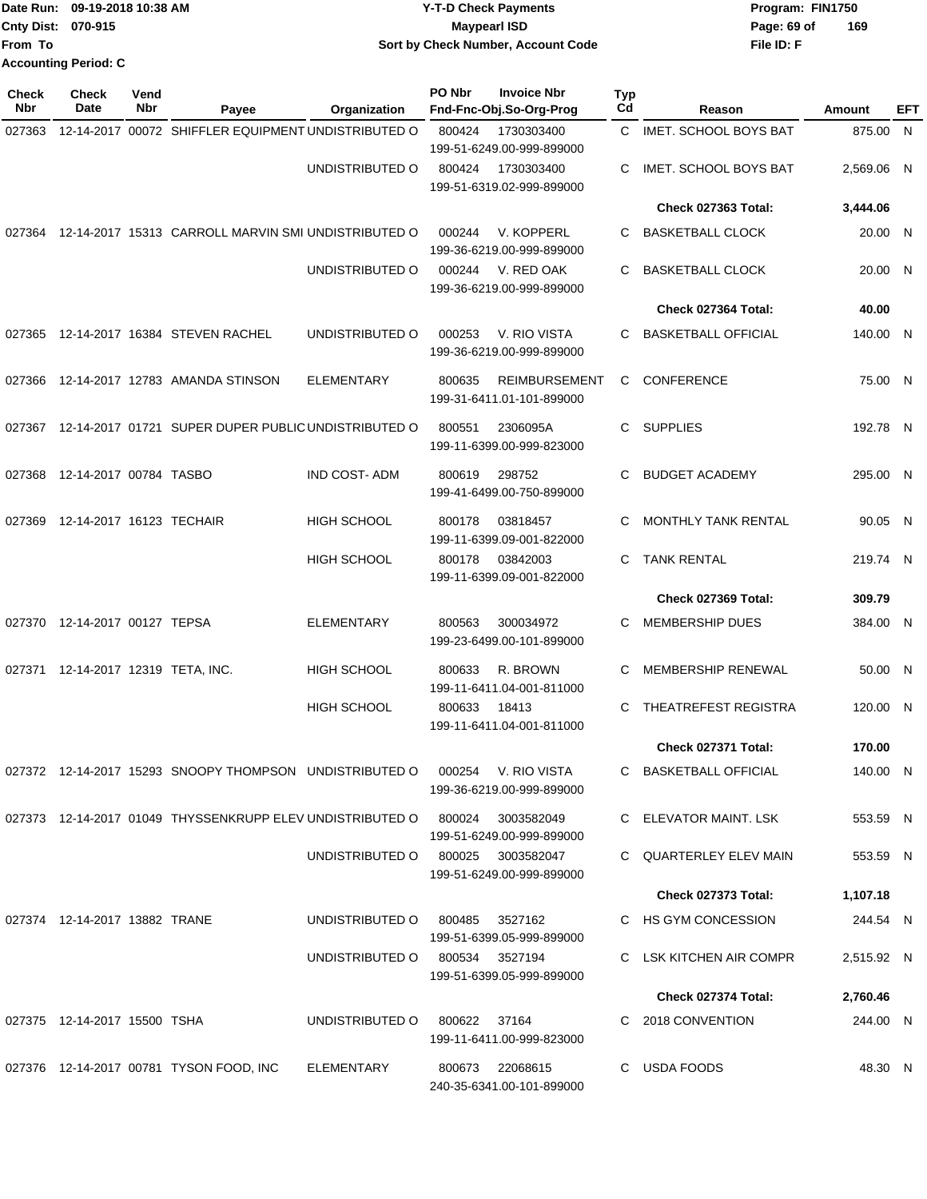Date Run: 09-19-2018 10:38 AM
Cnty Dist: 070-915
From To
Accounting Period: C

**Y-T-D Check Payments**
**Maypearl ISD**
**Sort by Check Number, Account Code**

Program: FIN1750
File ID: F

| Check Nbr | Check Date | Vend Nbr | Payee | Organization | PO Nbr | Invoice Nbr / Fnd-Fnc-Obj.So-Org-Prog | Typ Cd | Reason | Amount | EFT |
|---|---|---|---|---|---|---|---|---|---|---|
| 027363 | 12-14-2017 | 00072 | SHIFFLER EQUIPMENT | UNDISTRIBUTED O | 800424 | 1730303400 / 199-51-6249.00-999-899000 | C | IMET. SCHOOL BOYS BAT | 875.00 | N |
| | | | | UNDISTRIBUTED O | 800424 | 1730303400 / 199-51-6319.02-999-899000 | C | IMET. SCHOOL BOYS BAT | 2,569.06 | N |
| | | | | | | | | **Check 027363 Total:** | **3,444.06** | |
| 027364 | 12-14-2017 | 15313 | CARROLL MARVIN SMI | UNDISTRIBUTED O | 000244 | V. KOPPERL / 199-36-6219.00-999-899000 | C | BASKETBALL CLOCK | 20.00 | N |
| | | | | UNDISTRIBUTED O | 000244 | V. RED OAK / 199-36-6219.00-999-899000 | C | BASKETBALL CLOCK | 20.00 | N |
| | | | | | | | | **Check 027364 Total:** | **40.00** | |
| 027365 | 12-14-2017 | 16384 | STEVEN RACHEL | UNDISTRIBUTED O | 000253 | V. RIO VISTA / 199-36-6219.00-999-899000 | C | BASKETBALL OFFICIAL | 140.00 | N |
| 027366 | 12-14-2017 | 12783 | AMANDA STINSON | ELEMENTARY | 800635 | REIMBURSEMENT / 199-31-6411.01-101-899000 | C | CONFERENCE | 75.00 | N |
| 027367 | 12-14-2017 | 01721 | SUPER DUPER PUBLIC | UNDISTRIBUTED O | 800551 | 2306095A / 199-11-6399.00-999-823000 | C | SUPPLIES | 192.78 | N |
| 027368 | 12-14-2017 | 00784 | TASBO | IND COST- ADM | 800619 | 298752 / 199-41-6499.00-750-899000 | C | BUDGET ACADEMY | 295.00 | N |
| 027369 | 12-14-2017 | 16123 | TECHAIR | HIGH SCHOOL | 800178 | 03818457 / 199-11-6399.09-001-822000 | C | MONTHLY TANK RENTAL | 90.05 | N |
| | | | | HIGH SCHOOL | 800178 | 03842003 / 199-11-6399.09-001-822000 | C | TANK RENTAL | 219.74 | N |
| | | | | | | | | **Check 027369 Total:** | **309.79** | |
| 027370 | 12-14-2017 | 00127 | TEPSA | ELEMENTARY | 800563 | 300034972 / 199-23-6499.00-101-899000 | C | MEMBERSHIP DUES | 384.00 | N |
| 027371 | 12-14-2017 | 12319 | TETA, INC. | HIGH SCHOOL | 800633 | R. BROWN / 199-11-6411.04-001-811000 | C | MEMBERSHIP RENEWAL | 50.00 | N |
| | | | | HIGH SCHOOL | 800633 | 18413 / 199-11-6411.04-001-811000 | C | THEATREFEST REGISTRA | 120.00 | N |
| | | | | | | | | **Check 027371 Total:** | **170.00** | |
| 027372 | 12-14-2017 | 15293 | SNOOPY THOMPSON | UNDISTRIBUTED O | 000254 | V. RIO VISTA / 199-36-6219.00-999-899000 | C | BASKETBALL OFFICIAL | 140.00 | N |
| 027373 | 12-14-2017 | 01049 | THYSSENKRUPP ELEV | UNDISTRIBUTED O | 800024 | 3003582049 / 199-51-6249.00-999-899000 | C | ELEVATOR MAINT. LSK | 553.59 | N |
| | | | | UNDISTRIBUTED O | 800025 | 3003582047 / 199-51-6249.00-999-899000 | C | QUARTERLEY ELEV MAIN | 553.59 | N |
| | | | | | | | | **Check 027373 Total:** | **1,107.18** | |
| 027374 | 12-14-2017 | 13882 | TRANE | UNDISTRIBUTED O | 800485 | 3527162 / 199-51-6399.05-999-899000 | C | HS GYM CONCESSION | 244.54 | N |
| | | | | UNDISTRIBUTED O | 800534 | 3527194 / 199-51-6399.05-999-899000 | C | LSK KITCHEN AIR COMPR | 2,515.92 | N |
| | | | | | | | | **Check 027374 Total:** | **2,760.46** | |
| 027375 | 12-14-2017 | 15500 | TSHA | UNDISTRIBUTED O | 800622 | 37164 / 199-11-6411.00-999-823000 | C | 2018 CONVENTION | 244.00 | N |
| 027376 | 12-14-2017 | 00781 | TYSON FOOD, INC | ELEMENTARY | 800673 | 22068615 / 240-35-6341.00-101-899000 | C | USDA FOODS | 48.30 | N |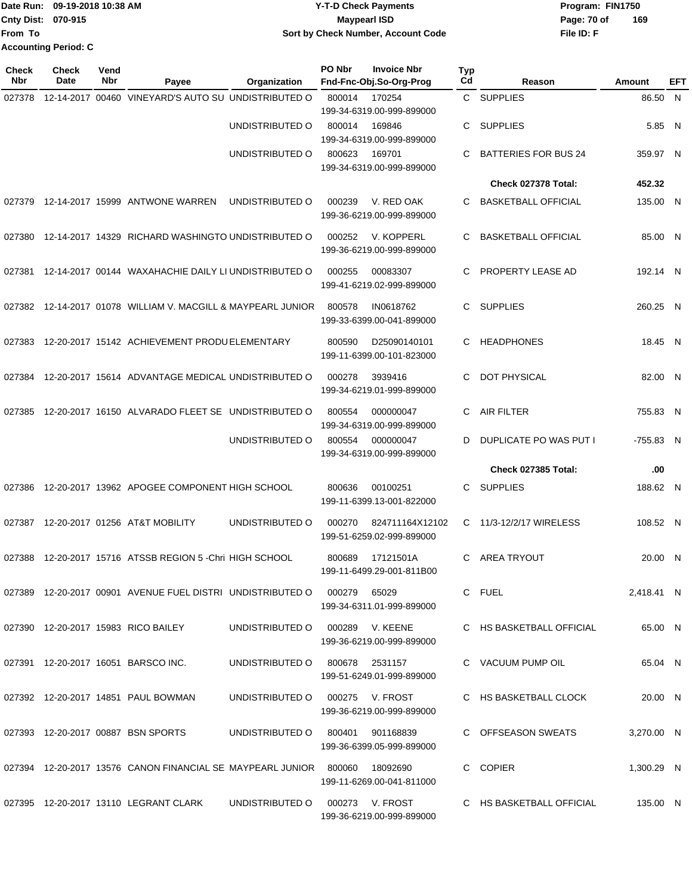Date Run: 09-19-2018 10:38 AM
Cnty Dist: 070-915
From To
Accounting Period: C

# Y-T-D Check Payments
## Maypearl ISD
### Sort by Check Number, Account Code

Program: FIN1750
File ID: F

| Check Nbr | Check Date | Vend Nbr | Payee | Organization | PO Nbr | Invoice Nbr / Fnd-Fnc-Obj.So-Org-Prog | Typ Cd | Reason | Amount | EFT |
|---|---|---|---|---|---|---|---|---|---|---|
| 027378 | 12-14-2017 | 00460 | VINEYARD'S AUTO SU | UNDISTRIBUTED O | 800014 | 170254 199-34-6319.00-999-899000 | C | SUPPLIES | 86.50 | N |
| | | | | UNDISTRIBUTED O | 800014 | 169846 199-34-6319.00-999-899000 | C | SUPPLIES | 5.85 | N |
| | | | | UNDISTRIBUTED O | 800623 | 169701 199-34-6319.00-999-899000 | C | BATTERIES FOR BUS 24 | 359.97 | N |
| | | | | | | | | **Check 027378 Total:** | **452.32** | |
| 027379 | 12-14-2017 | 15999 | ANTWONE WARREN | UNDISTRIBUTED O | 000239 | V. RED OAK 199-36-6219.00-999-899000 | C | BASKETBALL OFFICIAL | 135.00 | N |
| 027380 | 12-14-2017 | 14329 | RICHARD WASHINGTO | UNDISTRIBUTED O | 000252 | V. KOPPERL 199-36-6219.00-999-899000 | C | BASKETBALL OFFICIAL | 85.00 | N |
| 027381 | 12-14-2017 | 00144 | WAXAHACHIE DAILY LI | UNDISTRIBUTED O | 000255 | 00083307 199-41-6219.02-999-899000 | C | PROPERTY LEASE AD | 192.14 | N |
| 027382 | 12-14-2017 | 01078 | WILLIAM V. MACGILL & | MAYPEARL JUNIOR | 800578 | IN0618762 199-33-6399.00-041-899000 | C | SUPPLIES | 260.25 | N |
| 027383 | 12-20-2017 | 15142 | ACHIEVEMENT PRODU | ELEMENTARY | 800590 | D25090140101 199-11-6399.00-101-823000 | C | HEADPHONES | 18.45 | N |
| 027384 | 12-20-2017 | 15614 | ADVANTAGE MEDICAL | UNDISTRIBUTED O | 000278 | 3939416 199-34-6219.01-999-899000 | C | DOT PHYSICAL | 82.00 | N |
| 027385 | 12-20-2017 | 16150 | ALVARADO FLEET SE | UNDISTRIBUTED O | 800554 | 000000047 199-34-6319.00-999-899000 | C | AIR FILTER | 755.83 | N |
| | | | | UNDISTRIBUTED O | 800554 | 000000047 199-34-6319.00-999-899000 | D | DUPLICATE PO WAS PUT I | -755.83 | N |
| | | | | | | | | **Check 027385 Total:** | **.00** | |
| 027386 | 12-20-2017 | 13962 | APOGEE COMPONENT | HIGH SCHOOL | 800636 | 00100251 199-11-6399.13-001-822000 | C | SUPPLIES | 188.62 | N |
| 027387 | 12-20-2017 | 01256 | AT&T MOBILITY | UNDISTRIBUTED O | 000270 | 824711164X12102 199-51-6259.02-999-899000 | C | 11/3-12/2/17 WIRELESS | 108.52 | N |
| 027388 | 12-20-2017 | 15716 | ATSSB REGION 5 -Chri | HIGH SCHOOL | 800689 | 17121501A 199-11-6499.29-001-811B00 | C | AREA TRYOUT | 20.00 | N |
| 027389 | 12-20-2017 | 00901 | AVENUE FUEL DISTRI | UNDISTRIBUTED O | 000279 | 65029 199-34-6311.01-999-899000 | C | FUEL | 2,418.41 | N |
| 027390 | 12-20-2017 | 15983 | RICO BAILEY | UNDISTRIBUTED O | 000289 | V. KEENE 199-36-6219.00-999-899000 | C | HS BASKETBALL OFFICIAL | 65.00 | N |
| 027391 | 12-20-2017 | 16051 | BARSCO INC. | UNDISTRIBUTED O | 800678 | 2531157 199-51-6249.01-999-899000 | C | VACUUM PUMP OIL | 65.04 | N |
| 027392 | 12-20-2017 | 14851 | PAUL BOWMAN | UNDISTRIBUTED O | 000275 | V. FROST 199-36-6219.00-999-899000 | C | HS BASKETBALL CLOCK | 20.00 | N |
| 027393 | 12-20-2017 | 00887 | BSN SPORTS | UNDISTRIBUTED O | 800401 | 901168839 199-36-6399.05-999-899000 | C | OFFSEASON SWEATS | 3,270.00 | N |
| 027394 | 12-20-2017 | 13576 | CANON FINANCIAL SE | MAYPEARL JUNIOR | 800060 | 18092690 199-11-6269.00-041-811000 | C | COPIER | 1,300.29 | N |
| 027395 | 12-20-2017 | 13110 | LEGRANT CLARK | UNDISTRIBUTED O | 000273 | V. FROST 199-36-6219.00-999-899000 | C | HS BASKETBALL OFFICIAL | 135.00 | N |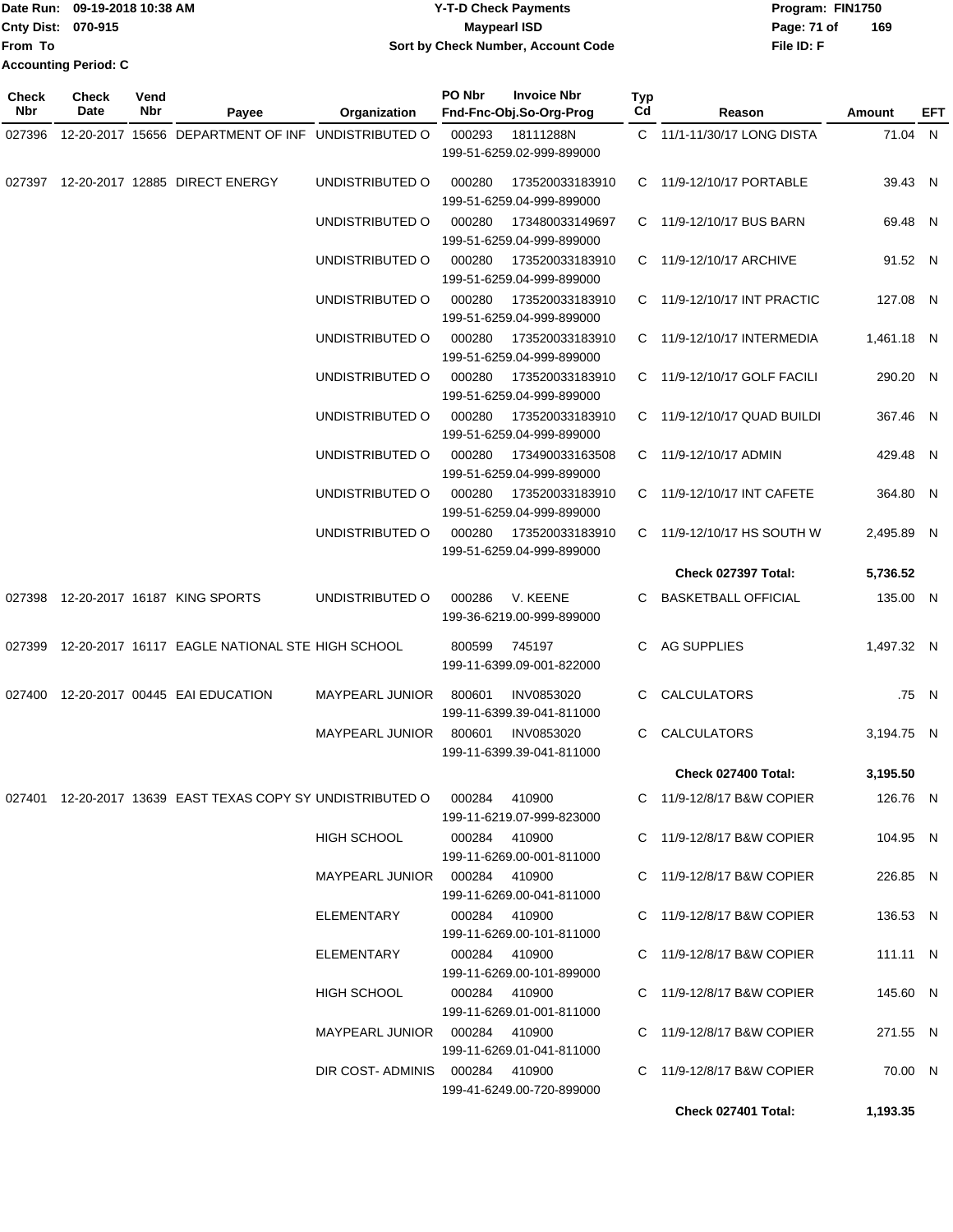Date Run: 09-19-2018 10:38 AM
Cnty Dist: 070-915
From To
Accounting Period: C

# Y-T-D Check Payments
## Maypearl ISD
### Sort by Check Number, Account Code

Program: FIN1750
File ID: F

| Check Nbr | Check Date | Vend Nbr | Payee | Organization | PO Nbr | Invoice Nbr / Fnd-Fnc-Obj.So-Org-Prog | Typ Cd | Reason | Amount | EFT |
|---|---|---|---|---|---|---|---|---|---|---|
| 027396 | 12-20-2017 | 15656 | DEPARTMENT OF INF | UNDISTRIBUTED O | 000293 | 18111288N 199-51-6259.02-999-899000 | C | 11/1-11/30/17 LONG DISTA | 71.04 | N |
| 027397 | 12-20-2017 | 12885 | DIRECT ENERGY | UNDISTRIBUTED O | 000280 | 173520033183910 199-51-6259.04-999-899000 | C | 11/9-12/10/17 PORTABLE | 39.43 | N |
| | | | | UNDISTRIBUTED O | 000280 | 173480033149697 199-51-6259.04-999-899000 | C | 11/9-12/10/17 BUS BARN | 69.48 | N |
| | | | | UNDISTRIBUTED O | 000280 | 173520033183910 199-51-6259.04-999-899000 | C | 11/9-12/10/17 ARCHIVE | 91.52 | N |
| | | | | UNDISTRIBUTED O | 000280 | 173520033183910 199-51-6259.04-999-899000 | C | 11/9-12/10/17 INT PRACTIC | 127.08 | N |
| | | | | UNDISTRIBUTED O | 000280 | 173520033183910 199-51-6259.04-999-899000 | C | 11/9-12/10/17 INTERMEDIA | 1,461.18 | N |
| | | | | UNDISTRIBUTED O | 000280 | 173520033183910 199-51-6259.04-999-899000 | C | 11/9-12/10/17 GOLF FACILI | 290.20 | N |
| | | | | UNDISTRIBUTED O | 000280 | 173520033183910 199-51-6259.04-999-899000 | C | 11/9-12/10/17 QUAD BUILDI | 367.46 | N |
| | | | | UNDISTRIBUTED O | 000280 | 173490033163508 199-51-6259.04-999-899000 | C | 11/9-12/10/17 ADMIN | 429.48 | N |
| | | | | UNDISTRIBUTED O | 000280 | 173520033183910 199-51-6259.04-999-899000 | C | 11/9-12/10/17 INT CAFETE | 364.80 | N |
| | | | | UNDISTRIBUTED O | 000280 | 173520033183910 199-51-6259.04-999-899000 | C | 11/9-12/10/17 HS SOUTH W | 2,495.89 | N |
| | | | | | | | | **Check 027397 Total:** | **5,736.52** | |
| 027398 | 12-20-2017 | 16187 | KING SPORTS | UNDISTRIBUTED O | 000286 | V. KEENE 199-36-6219.00-999-899000 | C | BASKETBALL OFFICIAL | 135.00 | N |
| 027399 | 12-20-2017 | 16117 | EAGLE NATIONAL STE | HIGH SCHOOL | 800599 | 745197 199-11-6399.09-001-822000 | C | AG SUPPLIES | 1,497.32 | N |
| 027400 | 12-20-2017 | 00445 | EAI EDUCATION | MAYPEARL JUNIOR | 800601 | INV0853020 199-11-6399.39-041-811000 | C | CALCULATORS | .75 | N |
| | | | | MAYPEARL JUNIOR | 800601 | INV0853020 199-11-6399.39-041-811000 | C | CALCULATORS | 3,194.75 | N |
| | | | | | | | | **Check 027400 Total:** | **3,195.50** | |
| 027401 | 12-20-2017 | 13639 | EAST TEXAS COPY SY | UNDISTRIBUTED O | 000284 | 410900 199-11-6219.07-999-823000 | C | 11/9-12/8/17 B&W COPIER | 126.76 | N |
| | | | | HIGH SCHOOL | 000284 | 410900 199-11-6269.00-001-811000 | C | 11/9-12/8/17 B&W COPIER | 104.95 | N |
| | | | | MAYPEARL JUNIOR | 000284 | 410900 199-11-6269.00-041-811000 | C | 11/9-12/8/17 B&W COPIER | 226.85 | N |
| | | | | ELEMENTARY | 000284 | 410900 199-11-6269.00-101-811000 | C | 11/9-12/8/17 B&W COPIER | 136.53 | N |
| | | | | ELEMENTARY | 000284 | 410900 199-11-6269.00-101-899000 | C | 11/9-12/8/17 B&W COPIER | 111.11 | N |
| | | | | HIGH SCHOOL | 000284 | 410900 199-11-6269.01-001-811000 | C | 11/9-12/8/17 B&W COPIER | 145.60 | N |
| | | | | MAYPEARL JUNIOR | 000284 | 410900 199-11-6269.01-041-811000 | C | 11/9-12/8/17 B&W COPIER | 271.55 | N |
| | | | | DIR COST- ADMINIS | 000284 | 410900 199-41-6249.00-720-899000 | C | 11/9-12/8/17 B&W COPIER | 70.00 | N |
| | | | | | | | | **Check 027401 Total:** | **1,193.35** | |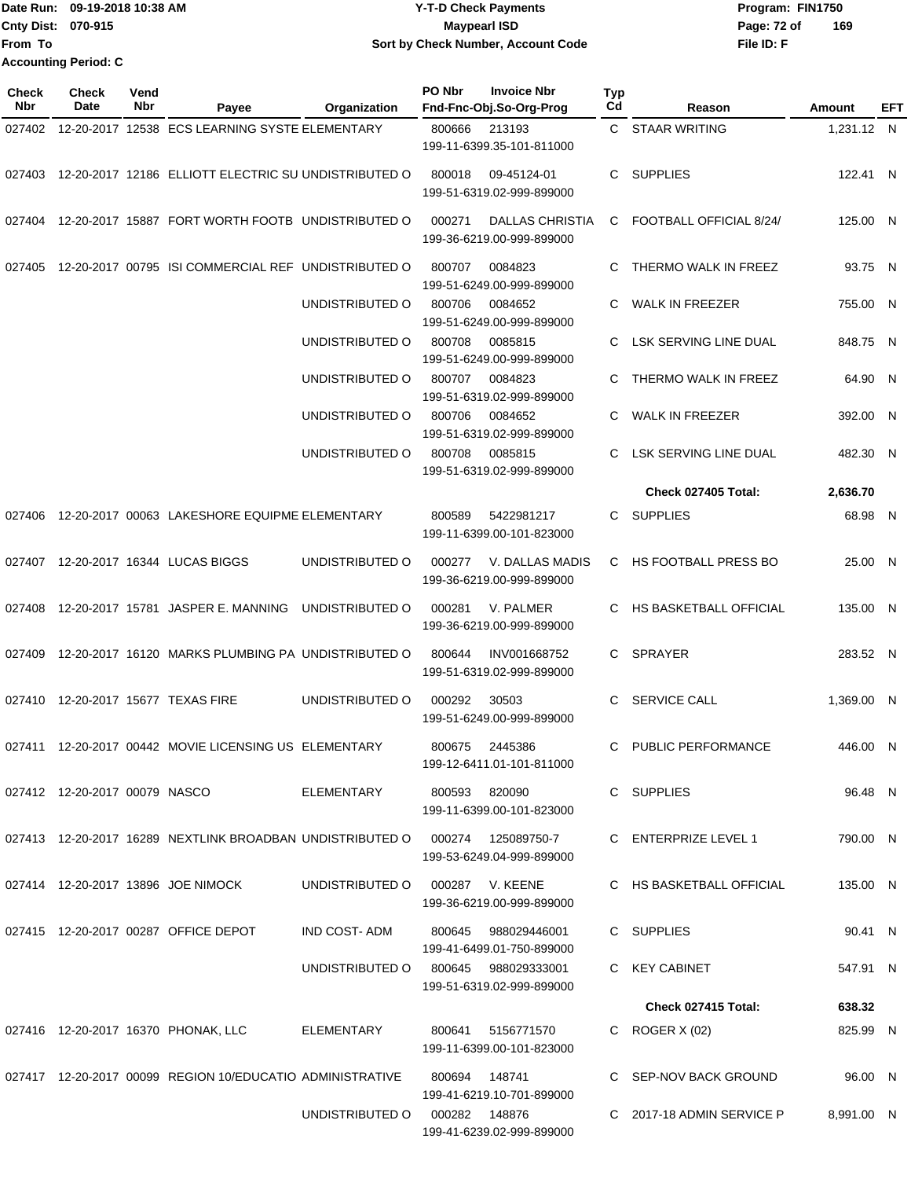Date Run: 09-19-2018 10:38 AM
Cnty Dist: 070-915
From To
Accounting Period: C

# Y-T-D Check Payments
## Maypearl ISD
### Sort by Check Number, Account Code

Program: FIN1750
File ID: F

| Check Nbr | Check Date | Vend Nbr | Payee | Organization | PO Nbr | Invoice Nbr / Fnd-Fnc-Obj.So-Org-Prog | Typ Cd | Reason | Amount | EFT |
|---|---|---|---|---|---|---|---|---|---|---|
| 027402 | 12-20-2017 | 12538 | ECS LEARNING SYSTE | ELEMENTARY | 800666 | 213193 / 199-11-6399.35-101-811000 | C | STAAR WRITING | 1,231.12 | N |
| 027403 | 12-20-2017 | 12186 | ELLIOTT ELECTRIC SU | UNDISTRIBUTED O | 800018 | 09-45124-01 / 199-51-6319.02-999-899000 | C | SUPPLIES | 122.41 | N |
| 027404 | 12-20-2017 | 15887 | FORT WORTH FOOTB | UNDISTRIBUTED O | 000271 | DALLAS CHRISTIA / 199-36-6219.00-999-899000 | C | FOOTBALL OFFICIAL 8/24/ | 125.00 | N |
| 027405 | 12-20-2017 | 00795 | ISI COMMERCIAL REF | UNDISTRIBUTED O | 800707 | 0084823 / 199-51-6249.00-999-899000 | C | THERMO WALK IN FREEZ | 93.75 | N |
| | | | | UNDISTRIBUTED O | 800706 | 0084652 / 199-51-6249.00-999-899000 | C | WALK IN FREEZER | 755.00 | N |
| | | | | UNDISTRIBUTED O | 800708 | 0085815 / 199-51-6249.00-999-899000 | C | LSK SERVING LINE DUAL | 848.75 | N |
| | | | | UNDISTRIBUTED O | 800707 | 0084823 / 199-51-6319.02-999-899000 | C | THERMO WALK IN FREEZ | 64.90 | N |
| | | | | UNDISTRIBUTED O | 800706 | 0084652 / 199-51-6319.02-999-899000 | C | WALK IN FREEZER | 392.00 | N |
| | | | | UNDISTRIBUTED O | 800708 | 0085815 / 199-51-6319.02-999-899000 | C | LSK SERVING LINE DUAL | 482.30 | N |
| | | | | | | | | **Check 027405 Total:** | **2,636.70** | |
| 027406 | 12-20-2017 | 00063 | LAKESHORE EQUIPME | ELEMENTARY | 800589 | 5422981217 / 199-11-6399.00-101-823000 | C | SUPPLIES | 68.98 | N |
| 027407 | 12-20-2017 | 16344 | LUCAS BIGGS | UNDISTRIBUTED O | 000277 | V. DALLAS MADIS / 199-36-6219.00-999-899000 | C | HS FOOTBALL PRESS BO | 25.00 | N |
| 027408 | 12-20-2017 | 15781 | JASPER E. MANNING | UNDISTRIBUTED O | 000281 | V. PALMER / 199-36-6219.00-999-899000 | C | HS BASKETBALL OFFICIAL | 135.00 | N |
| 027409 | 12-20-2017 | 16120 | MARKS PLUMBING PA | UNDISTRIBUTED O | 800644 | INV001668752 / 199-51-6319.02-999-899000 | C | SPRAYER | 283.52 | N |
| 027410 | 12-20-2017 | 15677 | TEXAS FIRE | UNDISTRIBUTED O | 000292 | 30503 / 199-51-6249.00-999-899000 | C | SERVICE CALL | 1,369.00 | N |
| 027411 | 12-20-2017 | 00442 | MOVIE LICENSING US | ELEMENTARY | 800675 | 2445386 / 199-12-6411.01-101-811000 | C | PUBLIC PERFORMANCE | 446.00 | N |
| 027412 | 12-20-2017 | 00079 | NASCO | ELEMENTARY | 800593 | 820090 / 199-11-6399.00-101-823000 | C | SUPPLIES | 96.48 | N |
| 027413 | 12-20-2017 | 16289 | NEXTLINK BROADBAN | UNDISTRIBUTED O | 000274 | 125089750-7 / 199-53-6249.04-999-899000 | C | ENTERPRIZE LEVEL 1 | 790.00 | N |
| 027414 | 12-20-2017 | 13896 | JOE NIMOCK | UNDISTRIBUTED O | 000287 | V. KEENE / 199-36-6219.00-999-899000 | C | HS BASKETBALL OFFICIAL | 135.00 | N |
| 027415 | 12-20-2017 | 00287 | OFFICE DEPOT | IND COST- ADM | 800645 | 988029446001 / 199-41-6499.01-750-899000 | C | SUPPLIES | 90.41 | N |
| | | | | UNDISTRIBUTED O | 800645 | 988029333001 / 199-51-6319.02-999-899000 | C | KEY CABINET | 547.91 | N |
| | | | | | | | | **Check 027415 Total:** | **638.32** | |
| 027416 | 12-20-2017 | 16370 | PHONAK, LLC | ELEMENTARY | 800641 | 5156771570 / 199-11-6399.00-101-823000 | C | ROGER X (02) | 825.99 | N |
| 027417 | 12-20-2017 | 00099 | REGION 10/EDUCATIO | ADMINISTRATIVE | 800694 | 148741 / 199-41-6219.10-701-899000 | C | SEP-NOV BACK GROUND | 96.00 | N |
| | | | | UNDISTRIBUTED O | 000282 | 148876 / 199-41-6239.02-999-899000 | C | 2017-18 ADMIN SERVICE P | 8,991.00 | N |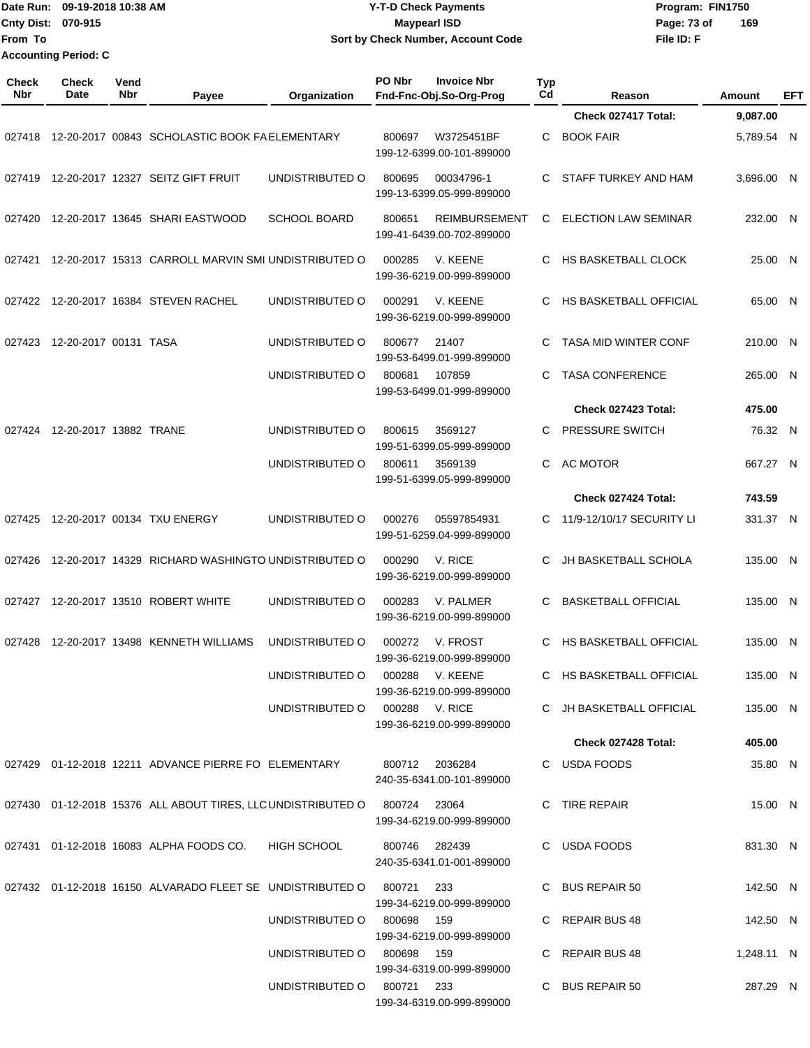Date Run: 09-19-2018 10:38 AM
Cnty Dist: 070-915
From To
Accounting Period: C

# Y-T-D Check Payments
## Maypearl ISD
### Sort by Check Number, Account Code

Program: FIN1750
File ID: F

| Check Nbr | Check Date | Vend Nbr | Payee | Organization | PO Nbr | Invoice Nbr / Fnd-Fnc-Obj.So-Org-Prog | Typ Cd | Reason | Amount | EFT |
|---|---|---|---|---|---|---|---|---|---|---|
| | | | | | | | | Check 027417 Total: | 9,087.00 | |
| 027418 | 12-20-2017 | 00843 | SCHOLASTIC BOOK FA | ELEMENTARY | 800697 | W3725451BF 199-12-6399.00-101-899000 | C | BOOK FAIR | 5,789.54 | N |
| 027419 | 12-20-2017 | 12327 | SEITZ GIFT FRUIT | UNDISTRIBUTED O | 800695 | 00034796-1 199-13-6399.05-999-899000 | C | STAFF TURKEY AND HAM | 3,696.00 | N |
| 027420 | 12-20-2017 | 13645 | SHARI EASTWOOD | SCHOOL BOARD | 800651 | REIMBURSEMENT 199-41-6439.00-702-899000 | C | ELECTION LAW SEMINAR | 232.00 | N |
| 027421 | 12-20-2017 | 15313 | CARROLL MARVIN SMI | UNDISTRIBUTED O | 000285 | V. KEENE 199-36-6219.00-999-899000 | C | HS BASKETBALL CLOCK | 25.00 | N |
| 027422 | 12-20-2017 | 16384 | STEVEN RACHEL | UNDISTRIBUTED O | 000291 | V. KEENE 199-36-6219.00-999-899000 | C | HS BASKETBALL OFFICIAL | 65.00 | N |
| 027423 | 12-20-2017 | 00131 | TASA | UNDISTRIBUTED O | 800677 | 21407 199-53-6499.01-999-899000 | C | TASA MID WINTER CONF | 210.00 | N |
| | | | | UNDISTRIBUTED O | 800681 | 107859 199-53-6499.01-999-899000 | C | TASA CONFERENCE | 265.00 | N |
| | | | | | | | | Check 027423 Total: | 475.00 | |
| 027424 | 12-20-2017 | 13882 | TRANE | UNDISTRIBUTED O | 800615 | 3569127 199-51-6399.05-999-899000 | C | PRESSURE SWITCH | 76.32 | N |
| | | | | UNDISTRIBUTED O | 800611 | 3569139 199-51-6399.05-999-899000 | C | AC MOTOR | 667.27 | N |
| | | | | | | | | Check 027424 Total: | 743.59 | |
| 027425 | 12-20-2017 | 00134 | TXU ENERGY | UNDISTRIBUTED O | 000276 | 05597854931 199-51-6259.04-999-899000 | C | 11/9-12/10/17 SECURITY LI | 331.37 | N |
| 027426 | 12-20-2017 | 14329 | RICHARD WASHINGTO | UNDISTRIBUTED O | 000290 | V. RICE 199-36-6219.00-999-899000 | C | JH BASKETBALL SCHOLA | 135.00 | N |
| 027427 | 12-20-2017 | 13510 | ROBERT WHITE | UNDISTRIBUTED O | 000283 | V. PALMER 199-36-6219.00-999-899000 | C | BASKETBALL OFFICIAL | 135.00 | N |
| 027428 | 12-20-2017 | 13498 | KENNETH WILLIAMS | UNDISTRIBUTED O | 000272 | V. FROST 199-36-6219.00-999-899000 | C | HS BASKETBALL OFFICIAL | 135.00 | N |
| | | | | UNDISTRIBUTED O | 000288 | V. KEENE 199-36-6219.00-999-899000 | C | HS BASKETBALL OFFICIAL | 135.00 | N |
| | | | | UNDISTRIBUTED O | 000288 | V. RICE 199-36-6219.00-999-899000 | C | JH BASKETBALL OFFICIAL | 135.00 | N |
| | | | | | | | | Check 027428 Total: | 405.00 | |
| 027429 | 01-12-2018 | 12211 | ADVANCE PIERRE FO | ELEMENTARY | 800712 | 2036284 240-35-6341.00-101-899000 | C | USDA FOODS | 35.80 | N |
| 027430 | 01-12-2018 | 15376 | ALL ABOUT TIRES, LLC | UNDISTRIBUTED O | 800724 | 23064 199-34-6219.00-999-899000 | C | TIRE REPAIR | 15.00 | N |
| 027431 | 01-12-2018 | 16083 | ALPHA FOODS CO. | HIGH SCHOOL | 800746 | 282439 240-35-6341.01-001-899000 | C | USDA FOODS | 831.30 | N |
| 027432 | 01-12-2018 | 16150 | ALVARADO FLEET SE | UNDISTRIBUTED O | 800721 | 233 199-34-6219.00-999-899000 | C | BUS REPAIR 50 | 142.50 | N |
| | | | | UNDISTRIBUTED O | 800698 | 159 199-34-6219.00-999-899000 | C | REPAIR BUS 48 | 142.50 | N |
| | | | | UNDISTRIBUTED O | 800698 | 159 199-34-6319.00-999-899000 | C | REPAIR BUS 48 | 1,248.11 | N |
| | | | | UNDISTRIBUTED O | 800721 | 233 199-34-6319.00-999-899000 | C | BUS REPAIR 50 | 287.29 | N |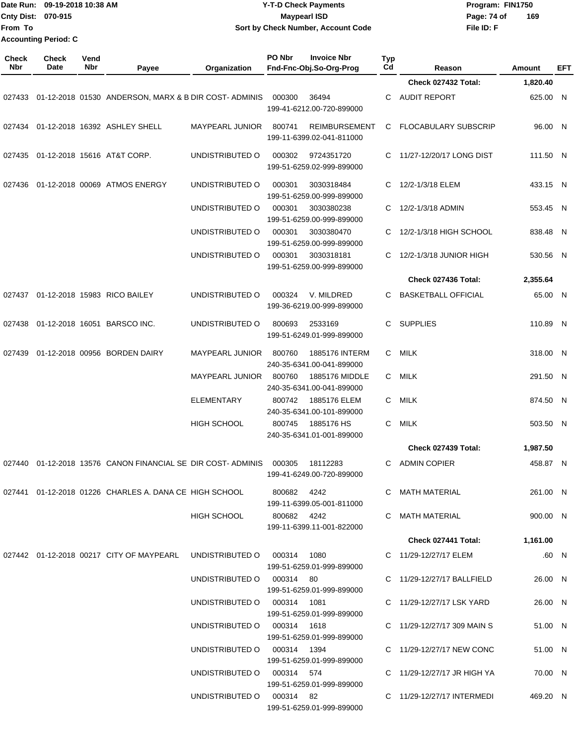Date Run: 09-19-2018 10:38 AM
Cnty Dist: 070-915
From To
Accounting Period: C

**Y-T-D Check Payments**
**Maypearl ISD**
**Sort by Check Number, Account Code**

Program: FIN1750
File ID: F

| Check Nbr | Check Date | Vend Nbr | Payee | Organization | PO Nbr | Invoice Nbr / Fnd-Fnc-Obj.So-Org-Prog | Typ Cd | Reason | Amount | EFT |
|---|---|---|---|---|---|---|---|---|---|---|
| | | | | | | | | **Check 027432 Total:** | **1,820.40** | |
| 027433 | 01-12-2018 | 01530 | ANDERSON, MARX & B | DIR COST- ADMINIS | 000300 | 36494 / 199-41-6212.00-720-899000 | C | AUDIT REPORT | 625.00 | N |
| 027434 | 01-12-2018 | 16392 | ASHLEY SHELL | MAYPEARL JUNIOR | 800741 | REIMBURSEMENT / 199-11-6399.02-041-811000 | C | FLOCABULARY SUBSCRIP | 96.00 | N |
| 027435 | 01-12-2018 | 15616 | AT&T CORP. | UNDISTRIBUTED O | 000302 | 9724351720 / 199-51-6259.02-999-899000 | C | 11/27-12/20/17 LONG DIST | 111.50 | N |
| 027436 | 01-12-2018 | 00069 | ATMOS ENERGY | UNDISTRIBUTED O | 000301 | 3030318484 / 199-51-6259.00-999-899000 | C | 12/2-1/3/18 ELEM | 433.15 | N |
| | | | | UNDISTRIBUTED O | 000301 | 3030380238 / 199-51-6259.00-999-899000 | C | 12/2-1/3/18 ADMIN | 553.45 | N |
| | | | | UNDISTRIBUTED O | 000301 | 3030380470 / 199-51-6259.00-999-899000 | C | 12/2-1/3/18 HIGH SCHOOL | 838.48 | N |
| | | | | UNDISTRIBUTED O | 000301 | 3030318181 / 199-51-6259.00-999-899000 | C | 12/2-1/3/18 JUNIOR HIGH | 530.56 | N |
| | | | | | | | | **Check 027436 Total:** | **2,355.64** | |
| 027437 | 01-12-2018 | 15983 | RICO BAILEY | UNDISTRIBUTED O | 000324 | V. MILDRED / 199-36-6219.00-999-899000 | C | BASKETBALL OFFICIAL | 65.00 | N |
| 027438 | 01-12-2018 | 16051 | BARSCO INC. | UNDISTRIBUTED O | 800693 | 2533169 / 199-51-6249.01-999-899000 | C | SUPPLIES | 110.89 | N |
| 027439 | 01-12-2018 | 00956 | BORDEN DAIRY | MAYPEARL JUNIOR | 800760 | 1885176 INTERM / 240-35-6341.00-041-899000 | C | MILK | 318.00 | N |
| | | | | MAYPEARL JUNIOR | 800760 | 1885176 MIDDLE / 240-35-6341.00-041-899000 | C | MILK | 291.50 | N |
| | | | | ELEMENTARY | 800742 | 1885176 ELEM / 240-35-6341.00-101-899000 | C | MILK | 874.50 | N |
| | | | | HIGH SCHOOL | 800745 | 1885176 HS / 240-35-6341.01-001-899000 | C | MILK | 503.50 | N |
| | | | | | | | | **Check 027439 Total:** | **1,987.50** | |
| 027440 | 01-12-2018 | 13576 | CANON FINANCIAL SE | DIR COST- ADMINIS | 000305 | 18112283 / 199-41-6249.00-720-899000 | C | ADMIN COPIER | 458.87 | N |
| 027441 | 01-12-2018 | 01226 | CHARLES A. DANA CE | HIGH SCHOOL | 800682 | 4242 / 199-11-6399.05-001-811000 | C | MATH MATERIAL | 261.00 | N |
| | | | | HIGH SCHOOL | 800682 | 4242 / 199-11-6399.11-001-822000 | C | MATH MATERIAL | 900.00 | N |
| | | | | | | | | **Check 027441 Total:** | **1,161.00** | |
| 027442 | 01-12-2018 | 00217 | CITY OF MAYPEARL | UNDISTRIBUTED O | 000314 | 1080 / 199-51-6259.01-999-899000 | C | 11/29-12/27/17 ELEM | .60 | N |
| | | | | UNDISTRIBUTED O | 000314 | 80 / 199-51-6259.01-999-899000 | C | 11/29-12/27/17 BALLFIELD | 26.00 | N |
| | | | | UNDISTRIBUTED O | 000314 | 1081 / 199-51-6259.01-999-899000 | C | 11/29-12/27/17 LSK YARD | 26.00 | N |
| | | | | UNDISTRIBUTED O | 000314 | 1618 / 199-51-6259.01-999-899000 | C | 11/29-12/27/17 309 MAIN S | 51.00 | N |
| | | | | UNDISTRIBUTED O | 000314 | 1394 / 199-51-6259.01-999-899000 | C | 11/29-12/27/17 NEW CONC | 51.00 | N |
| | | | | UNDISTRIBUTED O | 000314 | 574 / 199-51-6259.01-999-899000 | C | 11/29-12/27/17 JR HIGH YA | 70.00 | N |
| | | | | UNDISTRIBUTED O | 000314 | 82 / 199-51-6259.01-999-899000 | C | 11/29-12/27/17 INTERMEDI | 469.20 | N |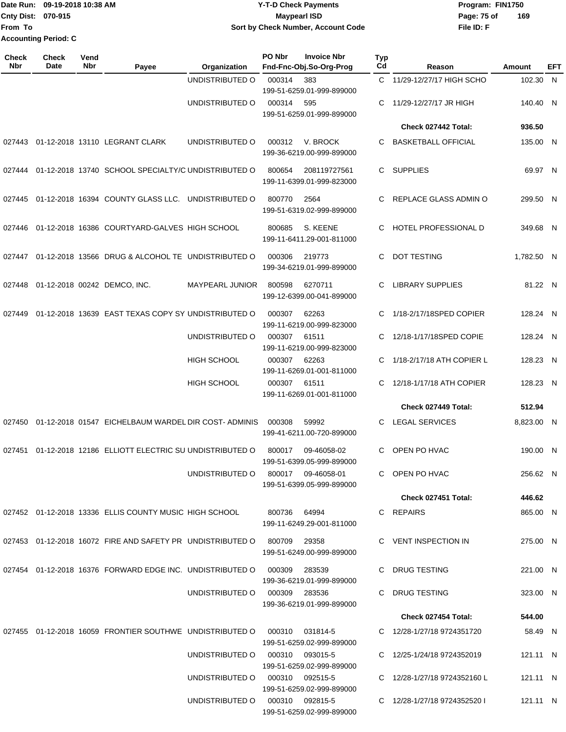Date Run: 09-19-2018 10:38 AM
Cnty Dist: 070-915
From To
Accounting Period: C

# Y-T-D Check Payments
## Maypearl ISD
### Sort by Check Number, Account Code

Program: FIN1750
File ID: F

| Check Nbr | Check Date | Vend Nbr | Payee | Organization | PO Nbr | Invoice Nbr / Fnd-Fnc-Obj.So-Org-Prog | Typ Cd | Reason | Amount | EFT |
|---|---|---|---|---|---|---|---|---|---|---|
| | | | | UNDISTRIBUTED O | 000314 | 383 / 199-51-6259.01-999-899000 | C | 11/29-12/27/17 HIGH SCHO | 102.30 | N |
| | | | | UNDISTRIBUTED O | 000314 | 595 / 199-51-6259.01-999-899000 | C | 11/29-12/27/17 JR HIGH | 140.40 | N |
| | | | | | | | | **Check 027442 Total:** | **936.50** | |
| 027443 | 01-12-2018 | 13110 | LEGRANT CLARK | UNDISTRIBUTED O | 000312 | V. BROCK / 199-36-6219.00-999-899000 | C | BASKETBALL OFFICIAL | 135.00 | N |
| 027444 | 01-12-2018 | 13740 | SCHOOL SPECIALTY/C | UNDISTRIBUTED O | 800654 | 208119727561 / 199-11-6399.01-999-823000 | C | SUPPLIES | 69.97 | N |
| 027445 | 01-12-2018 | 16394 | COUNTY GLASS LLC. | UNDISTRIBUTED O | 800770 | 2564 / 199-51-6319.02-999-899000 | C | REPLACE GLASS ADMIN O | 299.50 | N |
| 027446 | 01-12-2018 | 16386 | COURTYARD-GALVES | HIGH SCHOOL | 800685 | S. KEENE / 199-11-6411.29-001-811000 | C | HOTEL PROFESSIONAL D | 349.68 | N |
| 027447 | 01-12-2018 | 13566 | DRUG & ALCOHOL TE | UNDISTRIBUTED O | 000306 | 219773 / 199-34-6219.01-999-899000 | C | DOT TESTING | 1,782.50 | N |
| 027448 | 01-12-2018 | 00242 | DEMCO, INC. | MAYPEARL JUNIOR | 800598 | 6270711 / 199-12-6399.00-041-899000 | C | LIBRARY SUPPLIES | 81.22 | N |
| 027449 | 01-12-2018 | 13639 | EAST TEXAS COPY SY | UNDISTRIBUTED O | 000307 | 62263 / 199-11-6219.00-999-823000 | C | 1/18-2/17/18SPED COPIER | 128.24 | N |
| | | | | UNDISTRIBUTED O | 000307 | 61511 / 199-11-6219.00-999-823000 | C | 12/18-1/17/18SPED COPIE | 128.24 | N |
| | | | | HIGH SCHOOL | 000307 | 62263 / 199-11-6269.01-001-811000 | C | 1/18-2/17/18 ATH COPIER L | 128.23 | N |
| | | | | HIGH SCHOOL | 000307 | 61511 / 199-11-6269.01-001-811000 | C | 12/18-1/17/18 ATH COPIER | 128.23 | N |
| | | | | | | | | **Check 027449 Total:** | **512.94** | |
| 027450 | 01-12-2018 | 01547 | EICHELBAUM WARDEL | DIR COST- ADMINIS | 000308 | 59992 / 199-41-6211.00-720-899000 | C | LEGAL SERVICES | 8,823.00 | N |
| 027451 | 01-12-2018 | 12186 | ELLIOTT ELECTRIC SU | UNDISTRIBUTED O | 800017 | 09-46058-02 / 199-51-6399.05-999-899000 | C | OPEN PO HVAC | 190.00 | N |
| | | | | UNDISTRIBUTED O | 800017 | 09-46058-01 / 199-51-6399.05-999-899000 | C | OPEN PO HVAC | 256.62 | N |
| | | | | | | | | **Check 027451 Total:** | **446.62** | |
| 027452 | 01-12-2018 | 13336 | ELLIS COUNTY MUSIC | HIGH SCHOOL | 800736 | 64994 / 199-11-6249.29-001-811000 | C | REPAIRS | 865.00 | N |
| 027453 | 01-12-2018 | 16072 | FIRE AND SAFETY PR | UNDISTRIBUTED O | 800709 | 29358 / 199-51-6249.00-999-899000 | C | VENT INSPECTION IN | 275.00 | N |
| 027454 | 01-12-2018 | 16376 | FORWARD EDGE INC. | UNDISTRIBUTED O | 000309 | 283539 / 199-36-6219.01-999-899000 | C | DRUG TESTING | 221.00 | N |
| | | | | UNDISTRIBUTED O | 000309 | 283536 / 199-36-6219.01-999-899000 | C | DRUG TESTING | 323.00 | N |
| | | | | | | | | **Check 027454 Total:** | **544.00** | |
| 027455 | 01-12-2018 | 16059 | FRONTIER SOUTHWE | UNDISTRIBUTED O | 000310 | 031814-5 / 199-51-6259.02-999-899000 | C | 12/28-1/27/18 9724351720 | 58.49 | N |
| | | | | UNDISTRIBUTED O | 000310 | 093015-5 / 199-51-6259.02-999-899000 | C | 12/25-1/24/18 9724352019 | 121.11 | N |
| | | | | UNDISTRIBUTED O | 000310 | 092515-5 / 199-51-6259.02-999-899000 | C | 12/28-1/27/18 9724352160 L | 121.11 | N |
| | | | | UNDISTRIBUTED O | 000310 | 092815-5 / 199-51-6259.02-999-899000 | C | 12/28-1/27/18 9724352520 I | 121.11 | N |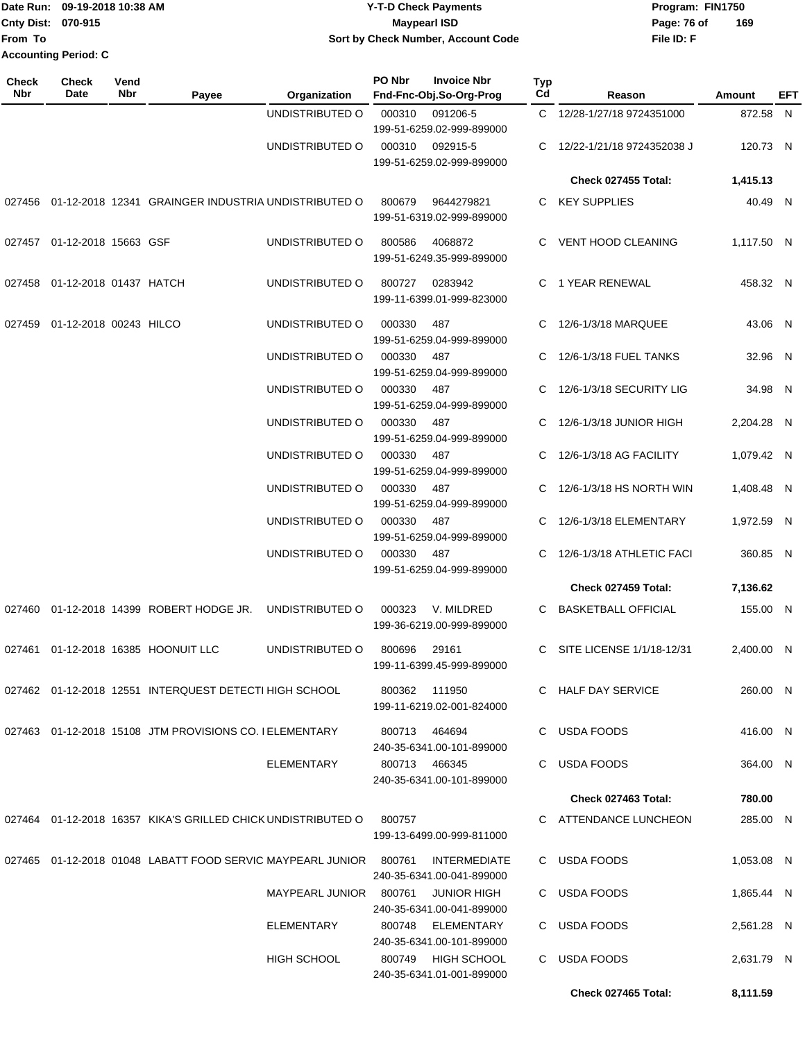Date Run: 09-19-2018 10:38 AM
Cnty Dist: 070-915
From To
Accounting Period: C

**Y-T-D Check Payments**
**Maypearl ISD**
**Sort by Check Number, Account Code**

Program: FIN1750
File ID: F

| Check Nbr | Check Date | Vend Nbr | Payee | Organization | PO Nbr | Invoice Nbr / Fnd-Fnc-Obj.So-Org-Prog | Typ Cd | Reason | Amount | EFT |
|---|---|---|---|---|---|---|---|---|---|---|
| | | | | UNDISTRIBUTED O | 000310 | 091206-5 / 199-51-6259.02-999-899000 | C | 12/28-1/27/18 9724351000 | 872.58 | N |
| | | | | UNDISTRIBUTED O | 000310 | 092915-5 / 199-51-6259.02-999-899000 | C | 12/22-1/21/18 9724352038 J | 120.73 | N |
| | | | | | | | | **Check 027455 Total:** | **1,415.13** | |
| 027456 | 01-12-2018 | 12341 | GRAINGER INDUSTRIA | UNDISTRIBUTED O | 800679 | 9644279821 / 199-51-6319.02-999-899000 | C | KEY SUPPLIES | 40.49 | N |
| 027457 | 01-12-2018 | 15663 | GSF | UNDISTRIBUTED O | 800586 | 4068872 / 199-51-6249.35-999-899000 | C | VENT HOOD CLEANING | 1,117.50 | N |
| 027458 | 01-12-2018 | 01437 | HATCH | UNDISTRIBUTED O | 800727 | 0283942 / 199-11-6399.01-999-823000 | C | 1 YEAR RENEWAL | 458.32 | N |
| 027459 | 01-12-2018 | 00243 | HILCO | UNDISTRIBUTED O | 000330 | 487 / 199-51-6259.04-999-899000 | C | 12/6-1/3/18 MARQUEE | 43.06 | N |
| | | | | UNDISTRIBUTED O | 000330 | 487 / 199-51-6259.04-999-899000 | C | 12/6-1/3/18 FUEL TANKS | 32.96 | N |
| | | | | UNDISTRIBUTED O | 000330 | 487 / 199-51-6259.04-999-899000 | C | 12/6-1/3/18 SECURITY LIG | 34.98 | N |
| | | | | UNDISTRIBUTED O | 000330 | 487 / 199-51-6259.04-999-899000 | C | 12/6-1/3/18 JUNIOR HIGH | 2,204.28 | N |
| | | | | UNDISTRIBUTED O | 000330 | 487 / 199-51-6259.04-999-899000 | C | 12/6-1/3/18 AG FACILITY | 1,079.42 | N |
| | | | | UNDISTRIBUTED O | 000330 | 487 / 199-51-6259.04-999-899000 | C | 12/6-1/3/18 HS NORTH WIN | 1,408.48 | N |
| | | | | UNDISTRIBUTED O | 000330 | 487 / 199-51-6259.04-999-899000 | C | 12/6-1/3/18 ELEMENTARY | 1,972.59 | N |
| | | | | UNDISTRIBUTED O | 000330 | 487 / 199-51-6259.04-999-899000 | C | 12/6-1/3/18 ATHLETIC FACI | 360.85 | N |
| | | | | | | | | **Check 027459 Total:** | **7,136.62** | |
| 027460 | 01-12-2018 | 14399 | ROBERT HODGE JR. | UNDISTRIBUTED O | 000323 | V. MILDRED / 199-36-6219.00-999-899000 | C | BASKETBALL OFFICIAL | 155.00 | N |
| 027461 | 01-12-2018 | 16385 | HOONUIT LLC | UNDISTRIBUTED O | 800696 | 29161 / 199-11-6399.45-999-899000 | C | SITE LICENSE 1/1/18-12/31 | 2,400.00 | N |
| 027462 | 01-12-2018 | 12551 | INTERQUEST DETECTI | HIGH SCHOOL | 800362 | 111950 / 199-11-6219.02-001-824000 | C | HALF DAY SERVICE | 260.00 | N |
| 027463 | 01-12-2018 | 15108 | JTM PROVISIONS CO. I | ELEMENTARY | 800713 | 464694 / 240-35-6341.00-101-899000 | C | USDA FOODS | 416.00 | N |
| | | | | ELEMENTARY | 800713 | 466345 / 240-35-6341.00-101-899000 | C | USDA FOODS | 364.00 | N |
| | | | | | | | | **Check 027463 Total:** | **780.00** | |
| 027464 | 01-12-2018 | 16357 | KIKA'S GRILLED CHICK | UNDISTRIBUTED O | 800757 | 199-13-6499.00-999-811000 | C | ATTENDANCE LUNCHEON | 285.00 | N |
| 027465 | 01-12-2018 | 01048 | LABATT FOOD SERVIC | MAYPEARL JUNIOR | 800761 | INTERMEDIATE / 240-35-6341.00-041-899000 | C | USDA FOODS | 1,053.08 | N |
| | | | | MAYPEARL JUNIOR | 800761 | JUNIOR HIGH / 240-35-6341.00-041-899000 | C | USDA FOODS | 1,865.44 | N |
| | | | | ELEMENTARY | 800748 | ELEMENTARY / 240-35-6341.00-101-899000 | C | USDA FOODS | 2,561.28 | N |
| | | | | HIGH SCHOOL | 800749 | HIGH SCHOOL / 240-35-6341.01-001-899000 | C | USDA FOODS | 2,631.79 | N |
| | | | | | | | | **Check 027465 Total:** | **8,111.59** | |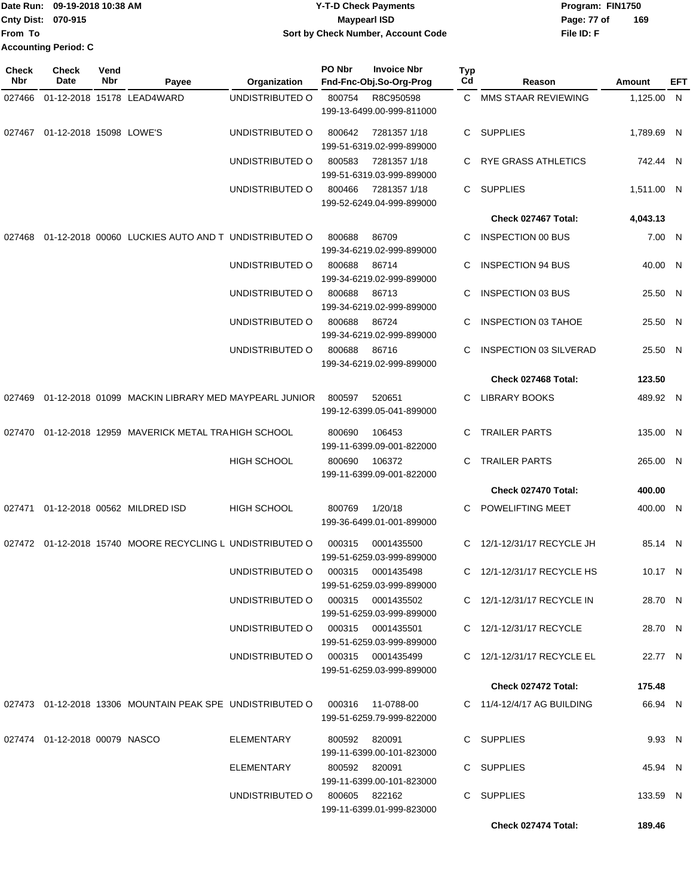Date Run: 09-19-2018 10:38 AM
Cnty Dist: 070-915
From To
Accounting Period: C

# Y-T-D Check Payments
## Maypearl ISD
### Sort by Check Number, Account Code

Program: FIN1750
File ID: F

| Check Nbr | Check Date | Vend Nbr | Payee | Organization | PO Nbr | Invoice Nbr / Fnd-Fnc-Obj.So-Org-Prog | Typ Cd | Reason | Amount | EFT |
|---|---|---|---|---|---|---|---|---|---|---|
| 027466 | 01-12-2018 | 15178 | LEAD4WARD | UNDISTRIBUTED O | 800754 | R8C950598 199-13-6499.00-999-811000 | C | MMS STAAR REVIEWING | 1,125.00 | N |
| 027467 | 01-12-2018 | 15098 | LOWE'S | UNDISTRIBUTED O | 800642 | 7281357 1/18 199-51-6319.02-999-899000 | C | SUPPLIES | 1,789.69 | N |
| | | | | UNDISTRIBUTED O | 800583 | 7281357 1/18 199-51-6319.03-999-899000 | C | RYE GRASS ATHLETICS | 742.44 | N |
| | | | | UNDISTRIBUTED O | 800466 | 7281357 1/18 199-52-6249.04-999-899000 | C | SUPPLIES | 1,511.00 | N |
| | | | | | | | | **Check 027467 Total:** | **4,043.13** | |
| 027468 | 01-12-2018 | 00060 | LUCKIES AUTO AND T | UNDISTRIBUTED O | 800688 | 86709 199-34-6219.02-999-899000 | C | INSPECTION 00 BUS | 7.00 | N |
| | | | | UNDISTRIBUTED O | 800688 | 86714 199-34-6219.02-999-899000 | C | INSPECTION 94 BUS | 40.00 | N |
| | | | | UNDISTRIBUTED O | 800688 | 86713 199-34-6219.02-999-899000 | C | INSPECTION 03 BUS | 25.50 | N |
| | | | | UNDISTRIBUTED O | 800688 | 86724 199-34-6219.02-999-899000 | C | INSPECTION 03 TAHOE | 25.50 | N |
| | | | | UNDISTRIBUTED O | 800688 | 86716 199-34-6219.02-999-899000 | C | INSPECTION 03 SILVERAD | 25.50 | N |
| | | | | | | | | **Check 027468 Total:** | **123.50** | |
| 027469 | 01-12-2018 | 01099 | MACKIN LIBRARY MED | MAYPEARL JUNIOR | 800597 | 520651 199-12-6399.05-041-899000 | C | LIBRARY BOOKS | 489.92 | N |
| 027470 | 01-12-2018 | 12959 | MAVERICK METAL TRA | HIGH SCHOOL | 800690 | 106453 199-11-6399.09-001-822000 | C | TRAILER PARTS | 135.00 | N |
| | | | | HIGH SCHOOL | 800690 | 106372 199-11-6399.09-001-822000 | C | TRAILER PARTS | 265.00 | N |
| | | | | | | | | **Check 027470 Total:** | **400.00** | |
| 027471 | 01-12-2018 | 00562 | MILDRED ISD | HIGH SCHOOL | 800769 | 1/20/18 199-36-6499.01-001-899000 | C | POWELIFTING MEET | 400.00 | N |
| 027472 | 01-12-2018 | 15740 | MOORE RECYCLING L | UNDISTRIBUTED O | 000315 | 0001435500 199-51-6259.03-999-899000 | C | 12/1-12/31/17 RECYCLE JH | 85.14 | N |
| | | | | UNDISTRIBUTED O | 000315 | 0001435498 199-51-6259.03-999-899000 | C | 12/1-12/31/17 RECYCLE HS | 10.17 | N |
| | | | | UNDISTRIBUTED O | 000315 | 0001435502 199-51-6259.03-999-899000 | C | 12/1-12/31/17 RECYCLE IN | 28.70 | N |
| | | | | UNDISTRIBUTED O | 000315 | 0001435501 199-51-6259.03-999-899000 | C | 12/1-12/31/17 RECYCLE | 28.70 | N |
| | | | | UNDISTRIBUTED O | 000315 | 0001435499 199-51-6259.03-999-899000 | C | 12/1-12/31/17 RECYCLE EL | 22.77 | N |
| | | | | | | | | **Check 027472 Total:** | **175.48** | |
| 027473 | 01-12-2018 | 13306 | MOUNTAIN PEAK SPE | UNDISTRIBUTED O | 000316 | 11-0788-00 199-51-6259.79-999-822000 | C | 11/4-12/4/17 AG BUILDING | 66.94 | N |
| 027474 | 01-12-2018 | 00079 | NASCO | ELEMENTARY | 800592 | 820091 199-11-6399.00-101-823000 | C | SUPPLIES | 9.93 | N |
| | | | | ELEMENTARY | 800592 | 820091 199-11-6399.00-101-823000 | C | SUPPLIES | 45.94 | N |
| | | | | UNDISTRIBUTED O | 800605 | 822162 199-11-6399.01-999-823000 | C | SUPPLIES | 133.59 | N |
| | | | | | | | | **Check 027474 Total:** | **189.46** | |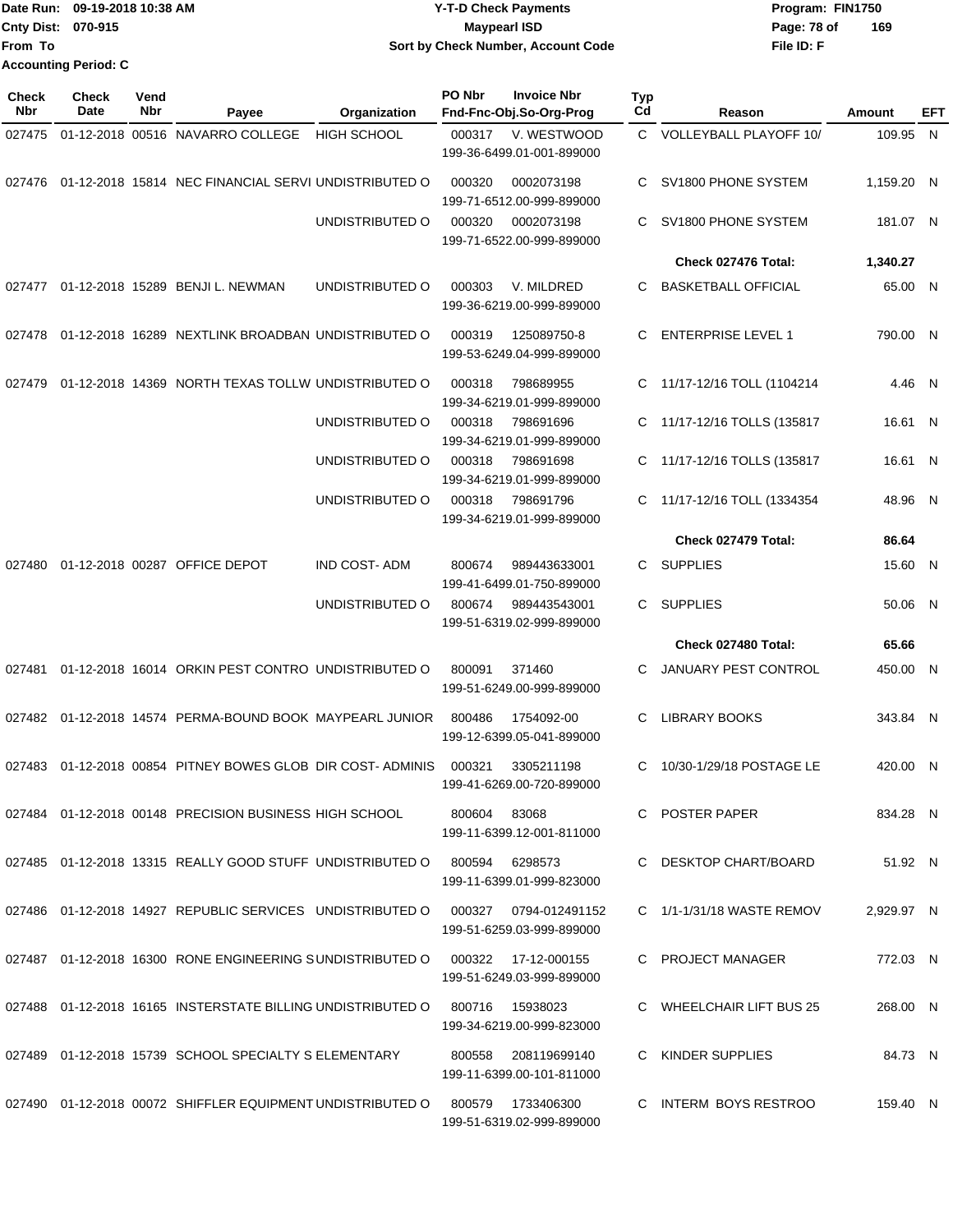Date Run: 09-19-2018 10:38 AM
Cnty Dist: 070-915
From To
Accounting Period: C

**Y-T-D Check Payments**
**Maypearl ISD**
**Sort by Check Number, Account Code**

Program: FIN1750
File ID: F

| Check Nbr | Check Date | Vend Nbr | Payee | Organization | PO Nbr | Invoice Nbr / Fnd-Fnc-Obj.So-Org-Prog | Typ Cd | Reason | Amount | EFT |
|---|---|---|---|---|---|---|---|---|---|---|
| 027475 | 01-12-2018 | 00516 | NAVARRO COLLEGE | HIGH SCHOOL | 000317 | V. WESTWOOD 199-36-6499.01-001-899000 | C | VOLLEYBALL PLAYOFF 10/ | 109.95 | N |
| 027476 | 01-12-2018 | 15814 | NEC FINANCIAL SERVI | UNDISTRIBUTED O | 000320 | 0002073198 199-71-6512.00-999-899000 | C | SV1800 PHONE SYSTEM | 1,159.20 | N |
| | | | | UNDISTRIBUTED O | 000320 | 0002073198 199-71-6522.00-999-899000 | C | SV1800 PHONE SYSTEM | 181.07 | N |
| | | | | | | | | **Check 027476 Total:** | **1,340.27** | |
| 027477 | 01-12-2018 | 15289 | BENJI L. NEWMAN | UNDISTRIBUTED O | 000303 | V. MILDRED 199-36-6219.00-999-899000 | C | BASKETBALL OFFICIAL | 65.00 | N |
| 027478 | 01-12-2018 | 16289 | NEXTLINK BROADBAN | UNDISTRIBUTED O | 000319 | 125089750-8 199-53-6249.04-999-899000 | C | ENTERPRISE LEVEL 1 | 790.00 | N |
| 027479 | 01-12-2018 | 14369 | NORTH TEXAS TOLLW | UNDISTRIBUTED O | 000318 | 798689955 199-34-6219.01-999-899000 | C | 11/17-12/16 TOLL (1104214 | 4.46 | N |
| | | | | UNDISTRIBUTED O | 000318 | 798691696 199-34-6219.01-999-899000 | C | 11/17-12/16 TOLLS (135817 | 16.61 | N |
| | | | | UNDISTRIBUTED O | 000318 | 798691698 199-34-6219.01-999-899000 | C | 11/17-12/16 TOLLS (135817 | 16.61 | N |
| | | | | UNDISTRIBUTED O | 000318 | 798691796 199-34-6219.01-999-899000 | C | 11/17-12/16 TOLL (1334354 | 48.96 | N |
| | | | | | | | | **Check 027479 Total:** | **86.64** | |
| 027480 | 01-12-2018 | 00287 | OFFICE DEPOT | IND COST- ADM | 800674 | 989443633001 199-41-6499.01-750-899000 | C | SUPPLIES | 15.60 | N |
| | | | | UNDISTRIBUTED O | 800674 | 989443543001 199-51-6319.02-999-899000 | C | SUPPLIES | 50.06 | N |
| | | | | | | | | **Check 027480 Total:** | **65.66** | |
| 027481 | 01-12-2018 | 16014 | ORKIN PEST CONTRO | UNDISTRIBUTED O | 800091 | 371460 199-51-6249.00-999-899000 | C | JANUARY PEST CONTROL | 450.00 | N |
| 027482 | 01-12-2018 | 14574 | PERMA-BOUND BOOK | MAYPEARL JUNIOR | 800486 | 1754092-00 199-12-6399.05-041-899000 | C | LIBRARY BOOKS | 343.84 | N |
| 027483 | 01-12-2018 | 00854 | PITNEY BOWES GLOB | DIR COST- ADMINIS | 000321 | 3305211198 199-41-6269.00-720-899000 | C | 10/30-1/29/18 POSTAGE LE | 420.00 | N |
| 027484 | 01-12-2018 | 00148 | PRECISION BUSINESS | HIGH SCHOOL | 800604 | 83068 199-11-6399.12-001-811000 | C | POSTER PAPER | 834.28 | N |
| 027485 | 01-12-2018 | 13315 | REALLY GOOD STUFF | UNDISTRIBUTED O | 800594 | 6298573 199-11-6399.01-999-823000 | C | DESKTOP CHART/BOARD | 51.92 | N |
| 027486 | 01-12-2018 | 14927 | REPUBLIC SERVICES | UNDISTRIBUTED O | 000327 | 0794-012491152 199-51-6259.03-999-899000 | C | 1/1-1/31/18 WASTE REMOV | 2,929.97 | N |
| 027487 | 01-12-2018 | 16300 | RONE ENGINEERING S | UNDISTRIBUTED O | 000322 | 17-12-000155 199-51-6249.03-999-899000 | C | PROJECT MANAGER | 772.03 | N |
| 027488 | 01-12-2018 | 16165 | INTERSTATE BILLING | UNDISTRIBUTED O | 800716 | 15938023 199-34-6219.00-999-823000 | C | WHEELCHAIR LIFT BUS 25 | 268.00 | N |
| 027489 | 01-12-2018 | 15739 | SCHOOL SPECIALTY S | ELEMENTARY | 800558 | 208119699140 199-11-6399.00-101-811000 | C | KINDER SUPPLIES | 84.73 | N |
| 027490 | 01-12-2018 | 00072 | SHIFFLER EQUIPMENT | UNDISTRIBUTED O | 800579 | 1733406300 199-51-6319.02-999-899000 | C | INTERM BOYS RESTROO | 159.40 | N |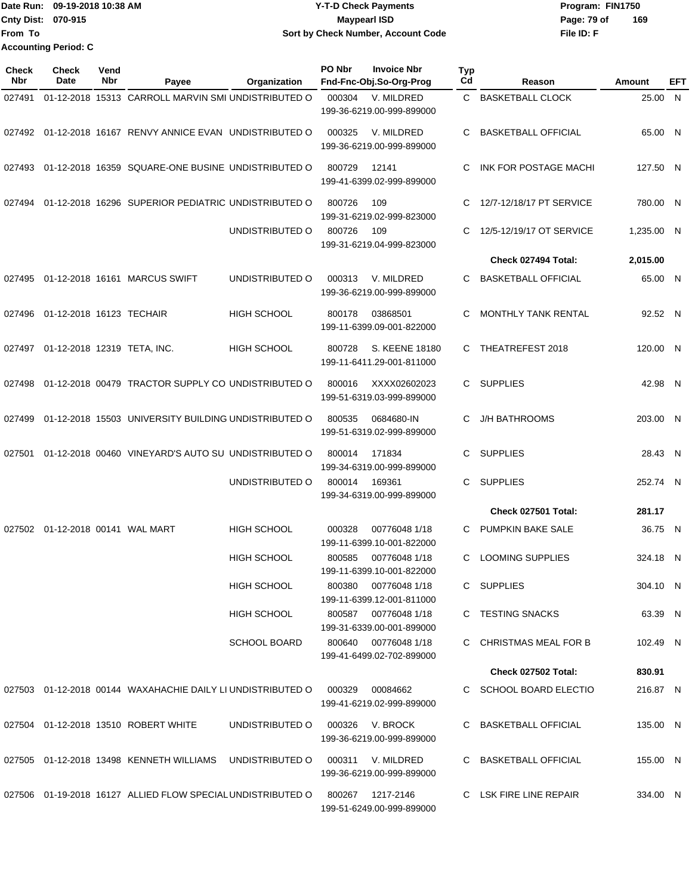Date Run: 09-19-2018 10:38 AM
Cnty Dist: 070-915
From To
Accounting Period: C

# Y-T-D Check Payments
## Maypearl ISD
### Sort by Check Number, Account Code

Program: FIN1750
File ID: F

| Check Nbr | Check Date | Vend Nbr | Payee | Organization | PO Nbr | Invoice Nbr / Fnd-Fnc-Obj.So-Org-Prog | Typ Cd | Reason | Amount | EFT |
|---|---|---|---|---|---|---|---|---|---|---|
| 027491 | 01-12-2018 | 15313 | CARROLL MARVIN SMI | UNDISTRIBUTED O | 000304 | V. MILDRED 199-36-6219.00-999-899000 | C | BASKETBALL CLOCK | 25.00 | N |
| 027492 | 01-12-2018 | 16167 | RENVY ANNICE EVAN | UNDISTRIBUTED O | 000325 | V. MILDRED 199-36-6219.00-999-899000 | C | BASKETBALL OFFICIAL | 65.00 | N |
| 027493 | 01-12-2018 | 16359 | SQUARE-ONE BUSINE | UNDISTRIBUTED O | 800729 | 12141 199-41-6399.02-999-899000 | C | INK FOR POSTAGE MACHI | 127.50 | N |
| 027494 | 01-12-2018 | 16296 | SUPERIOR PEDIATRIC | UNDISTRIBUTED O | 800726 | 109 199-31-6219.02-999-823000 | C | 12/7-12/18/17 PT SERVICE | 780.00 | N |
| | | | | UNDISTRIBUTED O | 800726 | 109 199-31-6219.04-999-823000 | C | 12/5-12/19/17 OT SERVICE | 1,235.00 | N |
| | | | | | | | | **Check 027494 Total:** | **2,015.00** | |
| 027495 | 01-12-2018 | 16161 | MARCUS SWIFT | UNDISTRIBUTED O | 000313 | V. MILDRED 199-36-6219.00-999-899000 | C | BASKETBALL OFFICIAL | 65.00 | N |
| 027496 | 01-12-2018 | 16123 | TECHAIR | HIGH SCHOOL | 800178 | 03868501 199-11-6399.09-001-822000 | C | MONTHLY TANK RENTAL | 92.52 | N |
| 027497 | 01-12-2018 | 12319 | TETA, INC. | HIGH SCHOOL | 800728 | S. KEENE 18180 199-11-6411.29-001-811000 | C | THEATREFEST 2018 | 120.00 | N |
| 027498 | 01-12-2018 | 00479 | TRACTOR SUPPLY CO | UNDISTRIBUTED O | 800016 | XXXX02602023 199-51-6319.03-999-899000 | C | SUPPLIES | 42.98 | N |
| 027499 | 01-12-2018 | 15503 | UNIVERSITY BUILDING | UNDISTRIBUTED O | 800535 | 0684680-IN 199-51-6319.02-999-899000 | C | J/H BATHROOMS | 203.00 | N |
| 027501 | 01-12-2018 | 00460 | VINEYARD'S AUTO SU | UNDISTRIBUTED O | 800014 | 171834 199-34-6319.00-999-899000 | C | SUPPLIES | 28.43 | N |
| | | | | UNDISTRIBUTED O | 800014 | 169361 199-34-6319.00-999-899000 | C | SUPPLIES | 252.74 | N |
| | | | | | | | | **Check 027501 Total:** | **281.17** | |
| 027502 | 01-12-2018 | 00141 | WAL MART | HIGH SCHOOL | 000328 | 00776048 1/18 199-11-6399.10-001-822000 | C | PUMPKIN BAKE SALE | 36.75 | N |
| | | | | HIGH SCHOOL | 800585 | 00776048 1/18 199-11-6399.10-001-822000 | C | LOOMING SUPPLIES | 324.18 | N |
| | | | | HIGH SCHOOL | 800380 | 00776048 1/18 199-11-6399.12-001-811000 | C | SUPPLIES | 304.10 | N |
| | | | | HIGH SCHOOL | 800587 | 00776048 1/18 199-31-6339.00-001-899000 | C | TESTING SNACKS | 63.39 | N |
| | | | | SCHOOL BOARD | 800640 | 00776048 1/18 199-41-6499.02-702-899000 | C | CHRISTMAS MEAL FOR B | 102.49 | N |
| | | | | | | | | **Check 027502 Total:** | **830.91** | |
| 027503 | 01-12-2018 | 00144 | WAXAHACHIE DAILY LI | UNDISTRIBUTED O | 000329 | 00084662 199-41-6219.02-999-899000 | C | SCHOOL BOARD ELECTIO | 216.87 | N |
| 027504 | 01-12-2018 | 13510 | ROBERT WHITE | UNDISTRIBUTED O | 000326 | V. BROCK 199-36-6219.00-999-899000 | C | BASKETBALL OFFICIAL | 135.00 | N |
| 027505 | 01-12-2018 | 13498 | KENNETH WILLIAMS | UNDISTRIBUTED O | 000311 | V. MILDRED 199-36-6219.00-999-899000 | C | BASKETBALL OFFICIAL | 155.00 | N |
| 027506 | 01-19-2018 | 16127 | ALLIED FLOW SPECIAL | UNDISTRIBUTED O | 800267 | 1217-2146 199-51-6249.00-999-899000 | C | LSK FIRE LINE REPAIR | 334.00 | N |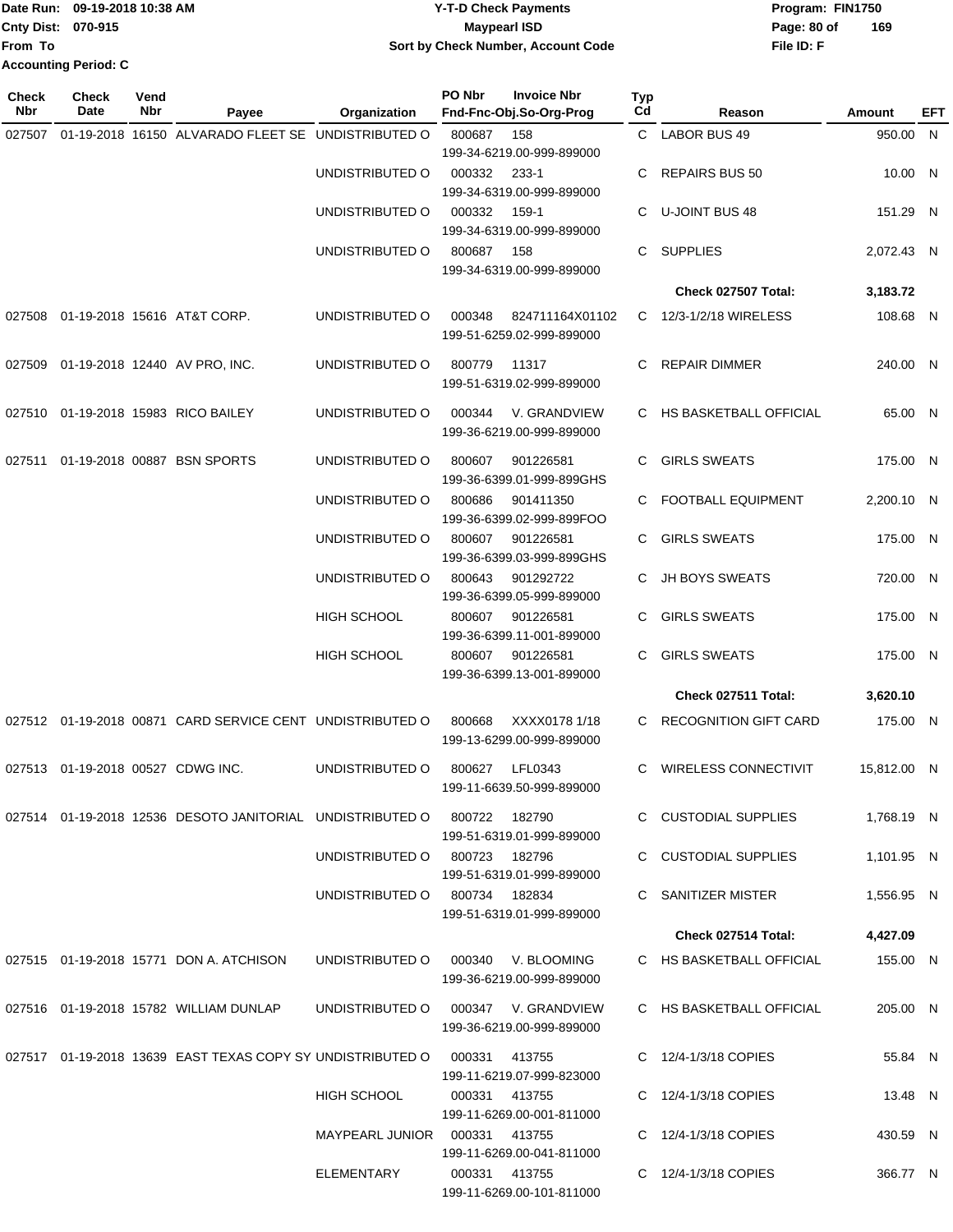Date Run: 09-19-2018 10:38 AM
Cnty Dist: 070-915
From To
Accounting Period: C

**Y-T-D Check Payments**
**Maypearl ISD**
**Sort by Check Number, Account Code**

Program: FIN1750
File ID: F

| Check Nbr | Check Date | Vend Nbr | Payee | Organization | PO Nbr | Invoice Nbr / Fnd-Fnc-Obj.So-Org-Prog | Typ Cd | Reason | Amount | EFT |
|---|---|---|---|---|---|---|---|---|---|---|
| 027507 | 01-19-2018 | 16150 | ALVARADO FLEET SE | UNDISTRIBUTED O | 800687 | 158 / 199-34-6219.00-999-899000 | C | LABOR BUS 49 | 950.00 | N |
| | | | | UNDISTRIBUTED O | 000332 | 233-1 / 199-34-6319.00-999-899000 | C | REPAIRS BUS 50 | 10.00 | N |
| | | | | UNDISTRIBUTED O | 000332 | 159-1 / 199-34-6319.00-999-899000 | C | U-JOINT BUS 48 | 151.29 | N |
| | | | | UNDISTRIBUTED O | 800687 | 158 / 199-34-6319.00-999-899000 | C | SUPPLIES | 2,072.43 | N |
| | | | | | | | | **Check 027507 Total:** | **3,183.72** | |
| 027508 | 01-19-2018 | 15616 | AT&T CORP. | UNDISTRIBUTED O | 000348 | 824711164X01102 / 199-51-6259.02-999-899000 | C | 12/3-1/2/18 WIRELESS | 108.68 | N |
| 027509 | 01-19-2018 | 12440 | AV PRO, INC. | UNDISTRIBUTED O | 800779 | 11317 / 199-51-6319.02-999-899000 | C | REPAIR DIMMER | 240.00 | N |
| 027510 | 01-19-2018 | 15983 | RICO BAILEY | UNDISTRIBUTED O | 000344 | V. GRANDVIEW / 199-36-6219.00-999-899000 | C | HS BASKETBALL OFFICIAL | 65.00 | N |
| 027511 | 01-19-2018 | 00887 | BSN SPORTS | UNDISTRIBUTED O | 800607 | 901226581 / 199-36-6399.01-999-899GHS | C | GIRLS SWEATS | 175.00 | N |
| | | | | UNDISTRIBUTED O | 800686 | 901411350 / 199-36-6399.02-999-899FOO | C | FOOTBALL EQUIPMENT | 2,200.10 | N |
| | | | | UNDISTRIBUTED O | 800607 | 901226581 / 199-36-6399.03-999-899GHS | C | GIRLS SWEATS | 175.00 | N |
| | | | | UNDISTRIBUTED O | 800643 | 901292722 / 199-36-6399.05-999-899000 | C | JH BOYS SWEATS | 720.00 | N |
| | | | | HIGH SCHOOL | 800607 | 901226581 / 199-36-6399.11-001-899000 | C | GIRLS SWEATS | 175.00 | N |
| | | | | HIGH SCHOOL | 800607 | 901226581 / 199-36-6399.13-001-899000 | C | GIRLS SWEATS | 175.00 | N |
| | | | | | | | | **Check 027511 Total:** | **3,620.10** | |
| 027512 | 01-19-2018 | 00871 | CARD SERVICE CENT | UNDISTRIBUTED O | 800668 | XXXX0178 1/18 / 199-13-6299.00-999-899000 | C | RECOGNITION GIFT CARD | 175.00 | N |
| 027513 | 01-19-2018 | 00527 | CDWG INC. | UNDISTRIBUTED O | 800627 | LFL0343 / 199-11-6639.50-999-899000 | C | WIRELESS CONNECTIVIT | 15,812.00 | N |
| 027514 | 01-19-2018 | 12536 | DESOTO JANITORIAL | UNDISTRIBUTED O | 800722 | 182790 / 199-51-6319.01-999-899000 | C | CUSTODIAL SUPPLIES | 1,768.19 | N |
| | | | | UNDISTRIBUTED O | 800723 | 182796 / 199-51-6319.01-999-899000 | C | CUSTODIAL SUPPLIES | 1,101.95 | N |
| | | | | UNDISTRIBUTED O | 800734 | 182834 / 199-51-6319.01-999-899000 | C | SANITIZER MISTER | 1,556.95 | N |
| | | | | | | | | **Check 027514 Total:** | **4,427.09** | |
| 027515 | 01-19-2018 | 15771 | DON A. ATCHISON | UNDISTRIBUTED O | 000340 | V. BLOOMING / 199-36-6219.00-999-899000 | C | HS BASKETBALL OFFICIAL | 155.00 | N |
| 027516 | 01-19-2018 | 15782 | WILLIAM DUNLAP | UNDISTRIBUTED O | 000347 | V. GRANDVIEW / 199-36-6219.00-999-899000 | C | HS BASKETBALL OFFICIAL | 205.00 | N |
| 027517 | 01-19-2018 | 13639 | EAST TEXAS COPY SY | UNDISTRIBUTED O | 000331 | 413755 / 199-11-6219.07-999-823000 | C | 12/4-1/3/18 COPIES | 55.84 | N |
| | | | | HIGH SCHOOL | 000331 | 413755 / 199-11-6269.00-001-811000 | C | 12/4-1/3/18 COPIES | 13.48 | N |
| | | | | MAYPEARL JUNIOR | 000331 | 413755 / 199-11-6269.00-041-811000 | C | 12/4-1/3/18 COPIES | 430.59 | N |
| | | | | ELEMENTARY | 000331 | 413755 / 199-11-6269.00-101-811000 | C | 12/4-1/3/18 COPIES | 366.77 | N |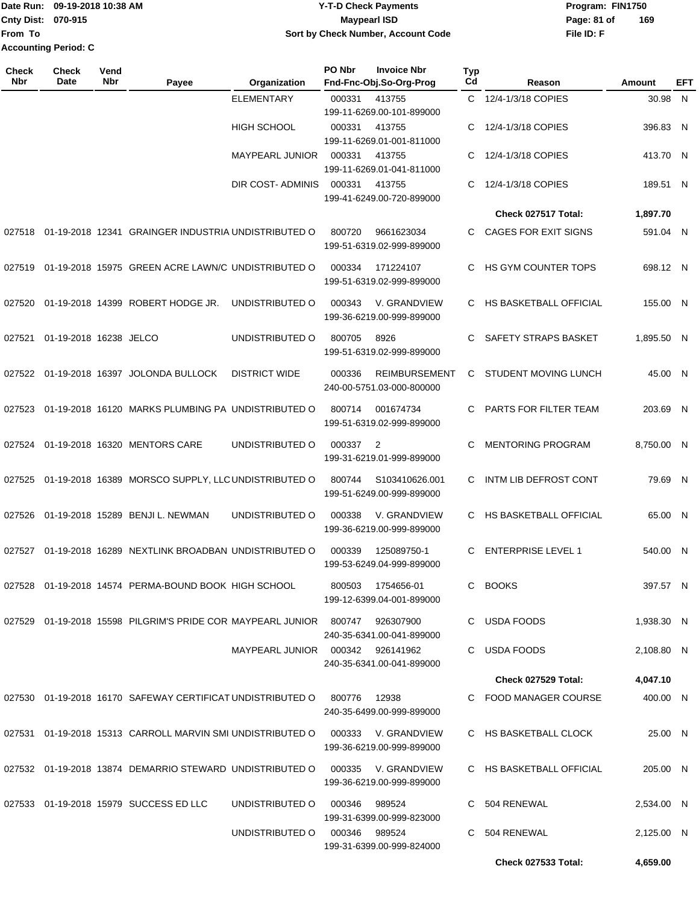Date Run: 09-19-2018 10:38 AM
Cnty Dist: 070-915
From To
Accounting Period: C

# Y-T-D Check Payments
## Maypearl ISD
### Sort by Check Number, Account Code

Program: FIN1750
File ID: F

| Check Nbr | Check Date | Vend Nbr | Payee | Organization | PO Nbr | Invoice Nbr / Fnd-Fnc-Obj.So-Org-Prog | Typ Cd | Reason | Amount | EFT |
|---|---|---|---|---|---|---|---|---|---|---|
| | | | | ELEMENTARY | 000331 | 413755 199-11-6269.00-101-899000 | C | 12/4-1/3/18 COPIES | 30.98 | N |
| | | | | HIGH SCHOOL | 000331 | 413755 199-11-6269.01-001-811000 | C | 12/4-1/3/18 COPIES | 396.83 | N |
| | | | | MAYPEARL JUNIOR | 000331 | 413755 199-11-6269.01-041-811000 | C | 12/4-1/3/18 COPIES | 413.70 | N |
| | | | | DIR COST- ADMINIS | 000331 | 413755 199-41-6249.00-720-899000 | C | 12/4-1/3/18 COPIES | 189.51 | N |
| | | | | | | | | **Check 027517 Total:** | **1,897.70** | |
| 027518 | 01-19-2018 | 12341 | GRAINGER INDUSTRIA | UNDISTRIBUTED O | 800720 | 9661623034 199-51-6319.02-999-899000 | C | CAGES FOR EXIT SIGNS | 591.04 | N |
| 027519 | 01-19-2018 | 15975 | GREEN ACRE LAWN/C | UNDISTRIBUTED O | 000334 | 171224107 199-51-6319.02-999-899000 | C | HS GYM COUNTER TOPS | 698.12 | N |
| 027520 | 01-19-2018 | 14399 | ROBERT HODGE JR. | UNDISTRIBUTED O | 000343 | V. GRANDVIEW 199-36-6219.00-999-899000 | C | HS BASKETBALL OFFICIAL | 155.00 | N |
| 027521 | 01-19-2018 | 16238 | JELCO | UNDISTRIBUTED O | 800705 | 8926 199-51-6319.02-999-899000 | C | SAFETY STRAPS BASKET | 1,895.50 | N |
| 027522 | 01-19-2018 | 16397 | JOLONDA BULLOCK | DISTRICT WIDE | 000336 | REIMBURSEMENT 240-00-5751.03-000-800000 | C | STUDENT MOVING LUNCH | 45.00 | N |
| 027523 | 01-19-2018 | 16120 | MARKS PLUMBING PA | UNDISTRIBUTED O | 800714 | 001674734 199-51-6319.02-999-899000 | C | PARTS FOR FILTER TEAM | 203.69 | N |
| 027524 | 01-19-2018 | 16320 | MENTORS CARE | UNDISTRIBUTED O | 000337 | 2 199-31-6219.01-999-899000 | C | MENTORING PROGRAM | 8,750.00 | N |
| 027525 | 01-19-2018 | 16389 | MORSCO SUPPLY, LLC | UNDISTRIBUTED O | 800744 | S103410626.001 199-51-6249.00-999-899000 | C | INTM LIB DEFROST CONT | 79.69 | N |
| 027526 | 01-19-2018 | 15289 | BENJI L. NEWMAN | UNDISTRIBUTED O | 000338 | V. GRANDVIEW 199-36-6219.00-999-899000 | C | HS BASKETBALL OFFICIAL | 65.00 | N |
| 027527 | 01-19-2018 | 16289 | NEXTLINK BROADBAN | UNDISTRIBUTED O | 000339 | 125089750-1 199-53-6249.04-999-899000 | C | ENTERPRISE LEVEL 1 | 540.00 | N |
| 027528 | 01-19-2018 | 14574 | PERMA-BOUND BOOK | HIGH SCHOOL | 800503 | 1754656-01 199-12-6399.04-001-899000 | C | BOOKS | 397.57 | N |
| 027529 | 01-19-2018 | 15598 | PILGRIM'S PRIDE COR | MAYPEARL JUNIOR | 800747 | 926307900 240-35-6341.00-041-899000 | C | USDA FOODS | 1,938.30 | N |
| | | | | MAYPEARL JUNIOR | 000342 | 926141962 240-35-6341.00-041-899000 | C | USDA FOODS | 2,108.80 | N |
| | | | | | | | | **Check 027529 Total:** | **4,047.10** | |
| 027530 | 01-19-2018 | 16170 | SAFEWAY CERTIFICAT | UNDISTRIBUTED O | 800776 | 12938 240-35-6499.00-999-899000 | C | FOOD MANAGER COURSE | 400.00 | N |
| 027531 | 01-19-2018 | 15313 | CARROLL MARVIN SMI | UNDISTRIBUTED O | 000333 | V. GRANDVIEW 199-36-6219.00-999-899000 | C | HS BASKETBALL CLOCK | 25.00 | N |
| 027532 | 01-19-2018 | 13874 | DEMARRIO STEWARD | UNDISTRIBUTED O | 000335 | V. GRANDVIEW 199-36-6219.00-999-899000 | C | HS BASKETBALL OFFICIAL | 205.00 | N |
| 027533 | 01-19-2018 | 15979 | SUCCESS ED LLC | UNDISTRIBUTED O | 000346 | 989524 199-31-6399.00-999-823000 | C | 504 RENEWAL | 2,534.00 | N |
| | | | | UNDISTRIBUTED O | 000346 | 989524 199-31-6399.00-999-824000 | C | 504 RENEWAL | 2,125.00 | N |
| | | | | | | | | **Check 027533 Total:** | **4,659.00** | |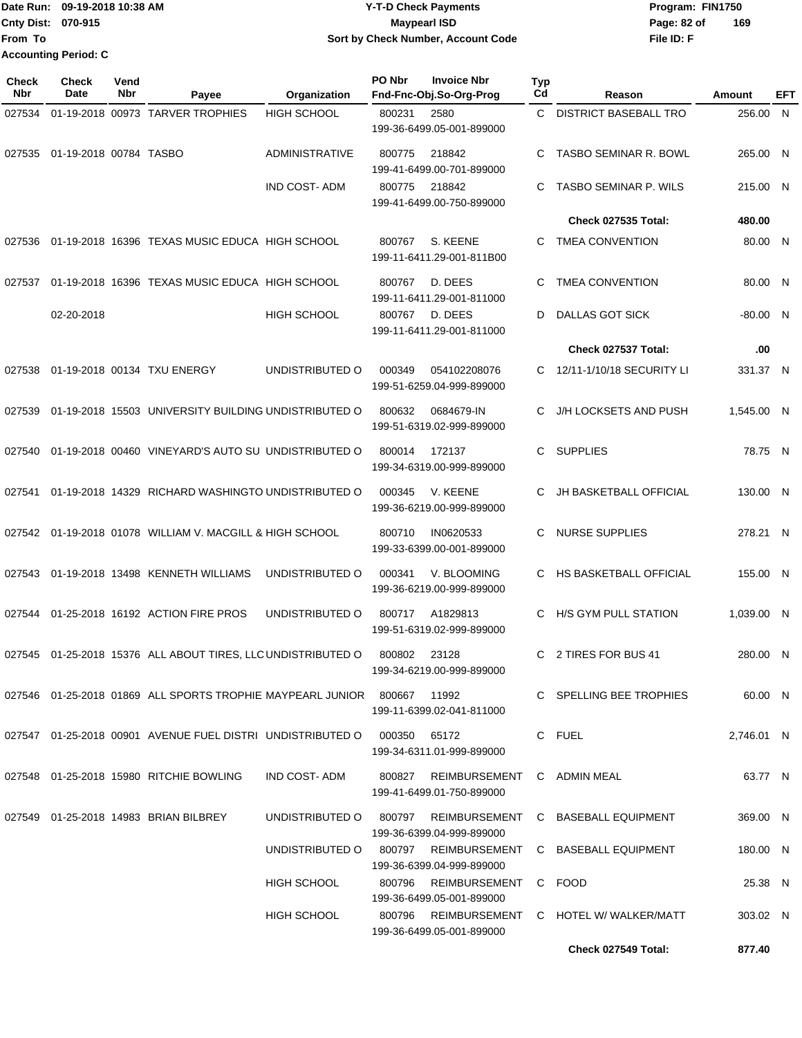Date Run: 09-19-2018 10:38 AM
Cnty Dist: 070-915
From To
Accounting Period: C

# Y-T-D Check Payments
## Maypearl ISD
### Sort by Check Number, Account Code

Program: FIN1750
File ID: F

| Check Nbr | Check Date | Vend Nbr | Payee | Organization | PO Nbr | Invoice Nbr / Fnd-Fnc-Obj.So-Org-Prog | Typ Cd | Reason | Amount | EFT |
|---|---|---|---|---|---|---|---|---|---|---|
| 027534 | 01-19-2018 | 00973 | TARVER TROPHIES | HIGH SCHOOL | 800231 | 2580 / 199-36-6499.05-001-899000 | C | DISTRICT BASEBALL TRO | 256.00 | N |
| 027535 | 01-19-2018 | 00784 | TASBO | ADMINISTRATIVE | 800775 | 218842 / 199-41-6499.00-701-899000 | C | TASBO SEMINAR R. BOWL | 265.00 | N |
| | | | | IND COST- ADM | 800775 | 218842 / 199-41-6499.00-750-899000 | C | TASBO SEMINAR P. WILS | 215.00 | N |
| | | | | | | | | **Check 027535 Total:** | **480.00** | |
| 027536 | 01-19-2018 | 16396 | TEXAS MUSIC EDUCA | HIGH SCHOOL | 800767 | S. KEENE / 199-11-6411.29-001-811B00 | C | TMEA CONVENTION | 80.00 | N |
| 027537 | 01-19-2018 | 16396 | TEXAS MUSIC EDUCA | HIGH SCHOOL | 800767 | D. DEES / 199-11-6411.29-001-811000 | C | TMEA CONVENTION | 80.00 | N |
| | 02-20-2018 | | | HIGH SCHOOL | 800767 | D. DEES / 199-11-6411.29-001-811000 | D | DALLAS GOT SICK | -80.00 | N |
| | | | | | | | | **Check 027537 Total:** | **.00** | |
| 027538 | 01-19-2018 | 00134 | TXU ENERGY | UNDISTRIBUTED O | 000349 | 054102208076 / 199-51-6259.04-999-899000 | C | 12/11-1/10/18 SECURITY LI | 331.37 | N |
| 027539 | 01-19-2018 | 15503 | UNIVERSITY BUILDING | UNDISTRIBUTED O | 800632 | 0684679-IN / 199-51-6319.02-999-899000 | C | J/H LOCKSETS AND PUSH | 1,545.00 | N |
| 027540 | 01-19-2018 | 00460 | VINEYARD'S AUTO SU | UNDISTRIBUTED O | 800014 | 172137 / 199-34-6319.00-999-899000 | C | SUPPLIES | 78.75 | N |
| 027541 | 01-19-2018 | 14329 | RICHARD WASHINGTO | UNDISTRIBUTED O | 000345 | V. KEENE / 199-36-6219.00-999-899000 | C | JH BASKETBALL OFFICIAL | 130.00 | N |
| 027542 | 01-19-2018 | 01078 | WILLIAM V. MACGILL & | HIGH SCHOOL | 800710 | IN0620533 / 199-33-6399.00-001-899000 | C | NURSE SUPPLIES | 278.21 | N |
| 027543 | 01-19-2018 | 13498 | KENNETH WILLIAMS | UNDISTRIBUTED O | 000341 | V. BLOOMING / 199-36-6219.00-999-899000 | C | HS BASKETBALL OFFICIAL | 155.00 | N |
| 027544 | 01-25-2018 | 16192 | ACTION FIRE PROS | UNDISTRIBUTED O | 800717 | A1829813 / 199-51-6319.02-999-899000 | C | H/S GYM PULL STATION | 1,039.00 | N |
| 027545 | 01-25-2018 | 15376 | ALL ABOUT TIRES, LLC | UNDISTRIBUTED O | 800802 | 23128 / 199-34-6219.00-999-899000 | C | 2 TIRES FOR BUS 41 | 280.00 | N |
| 027546 | 01-25-2018 | 01869 | ALL SPORTS TROPHIE | MAYPEARL JUNIOR | 800667 | 11992 / 199-11-6399.02-041-811000 | C | SPELLING BEE TROPHIES | 60.00 | N |
| 027547 | 01-25-2018 | 00901 | AVENUE FUEL DISTRI | UNDISTRIBUTED O | 000350 | 65172 / 199-34-6311.01-999-899000 | C | FUEL | 2,746.01 | N |
| 027548 | 01-25-2018 | 15980 | RITCHIE BOWLING | IND COST- ADM | 800827 | REIMBURSEMENT / 199-41-6499.01-750-899000 | C | ADMIN MEAL | 63.77 | N |
| 027549 | 01-25-2018 | 14983 | BRIAN BILBREY | UNDISTRIBUTED O | 800797 | REIMBURSEMENT / 199-36-6399.04-999-899000 | C | BASEBALL EQUIPMENT | 369.00 | N |
| | | | | UNDISTRIBUTED O | 800797 | REIMBURSEMENT / 199-36-6399.04-999-899000 | C | BASEBALL EQUIPMENT | 180.00 | N |
| | | | | HIGH SCHOOL | 800796 | REIMBURSEMENT / 199-36-6499.05-001-899000 | C | FOOD | 25.38 | N |
| | | | | HIGH SCHOOL | 800796 | REIMBURSEMENT / 199-36-6499.05-001-899000 | C | HOTEL W/ WALKER/MATT | 303.02 | N |
| | | | | | | | | **Check 027549 Total:** | **877.40** | |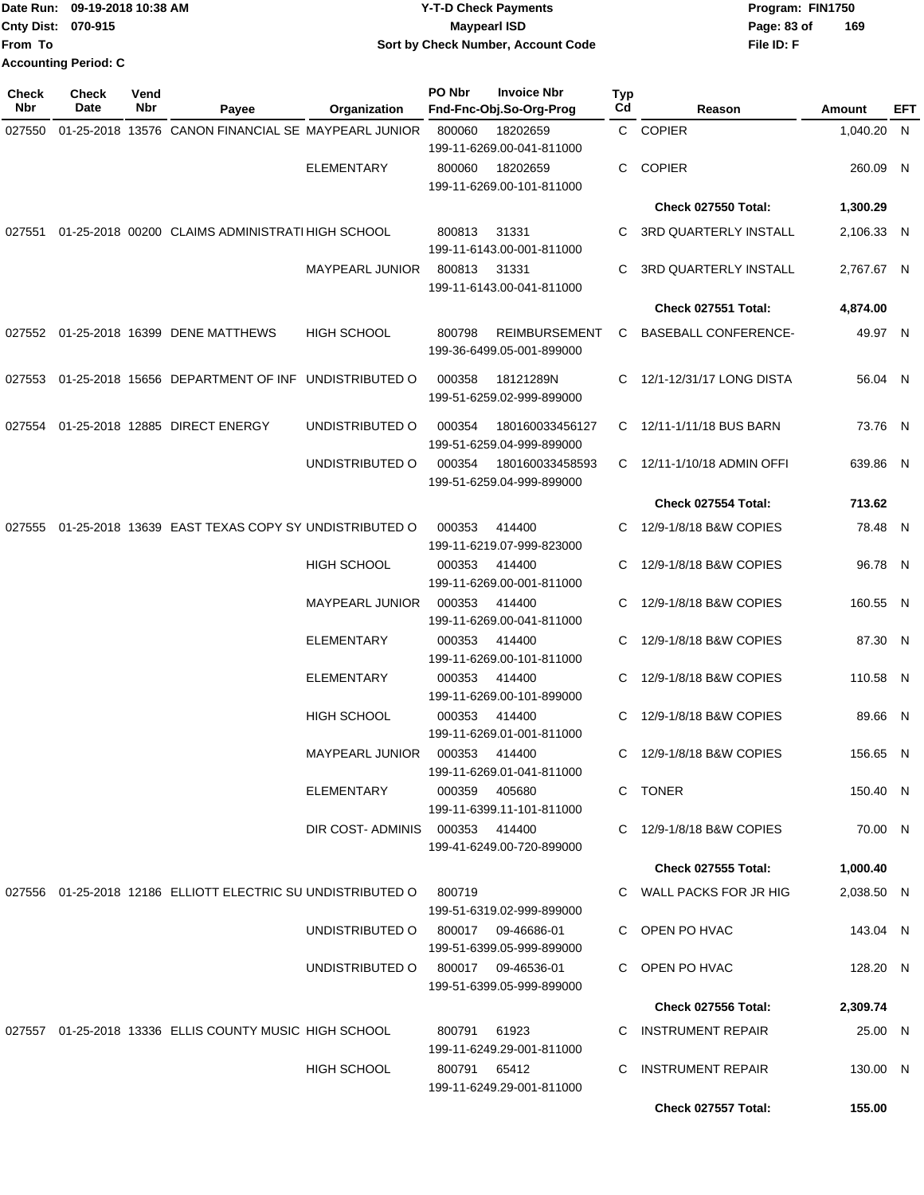Date Run: 09-19-2018 10:38 AM
Cnty Dist: 070-915
From To
Accounting Period: C

**Y-T-D Check Payments**
**Maypearl ISD**
**Sort by Check Number, Account Code**

Program: FIN1750
File ID: F

| Check Nbr | Check Date | Vend Nbr | Payee | Organization | PO Nbr | Invoice Nbr / Fnd-Fnc-Obj.So-Org-Prog | Typ Cd | Reason | Amount | EFT |
|---|---|---|---|---|---|---|---|---|---|---|
| 027550 | 01-25-2018 | 13576 | CANON FINANCIAL SE | MAYPEARL JUNIOR | 800060 | 18202659 / 199-11-6269.00-041-811000 | C | COPIER | 1,040.20 | N |
| | | | | ELEMENTARY | 800060 | 18202659 / 199-11-6269.00-101-811000 | C | COPIER | 260.09 | N |
| | | | | | | | | **Check 027550 Total:** | **1,300.29** | |
| 027551 | 01-25-2018 | 00200 | CLAIMS ADMINISTRATI | HIGH SCHOOL | 800813 | 31331 / 199-11-6143.00-001-811000 | C | 3RD QUARTERLY INSTALL | 2,106.33 | N |
| | | | | MAYPEARL JUNIOR | 800813 | 31331 / 199-11-6143.00-041-811000 | C | 3RD QUARTERLY INSTALL | 2,767.67 | N |
| | | | | | | | | **Check 027551 Total:** | **4,874.00** | |
| 027552 | 01-25-2018 | 16399 | DENE MATTHEWS | HIGH SCHOOL | 800798 | REIMBURSEMENT / 199-36-6499.05-001-899000 | C | BASEBALL CONFERENCE- | 49.97 | N |
| 027553 | 01-25-2018 | 15656 | DEPARTMENT OF INF | UNDISTRIBUTED O | 000358 | 18121289N / 199-51-6259.02-999-899000 | C | 12/1-12/31/17 LONG DISTA | 56.04 | N |
| 027554 | 01-25-2018 | 12885 | DIRECT ENERGY | UNDISTRIBUTED O | 000354 | 180160033456127 / 199-51-6259.04-999-899000 | C | 12/11-1/11/18 BUS BARN | 73.76 | N |
| | | | | UNDISTRIBUTED O | 000354 | 180160033458593 / 199-51-6259.04-999-899000 | C | 12/11-1/10/18 ADMIN OFFI | 639.86 | N |
| | | | | | | | | **Check 027554 Total:** | **713.62** | |
| 027555 | 01-25-2018 | 13639 | EAST TEXAS COPY SY | UNDISTRIBUTED O | 000353 | 414400 / 199-11-6219.07-999-823000 | C | 12/9-1/8/18 B&W COPIES | 78.48 | N |
| | | | | HIGH SCHOOL | 000353 | 414400 / 199-11-6269.00-001-811000 | C | 12/9-1/8/18 B&W COPIES | 96.78 | N |
| | | | | MAYPEARL JUNIOR | 000353 | 414400 / 199-11-6269.00-041-811000 | C | 12/9-1/8/18 B&W COPIES | 160.55 | N |
| | | | | ELEMENTARY | 000353 | 414400 / 199-11-6269.00-101-811000 | C | 12/9-1/8/18 B&W COPIES | 87.30 | N |
| | | | | ELEMENTARY | 000353 | 414400 / 199-11-6269.00-101-899000 | C | 12/9-1/8/18 B&W COPIES | 110.58 | N |
| | | | | HIGH SCHOOL | 000353 | 414400 / 199-11-6269.01-001-811000 | C | 12/9-1/8/18 B&W COPIES | 89.66 | N |
| | | | | MAYPEARL JUNIOR | 000353 | 414400 / 199-11-6269.01-041-811000 | C | 12/9-1/8/18 B&W COPIES | 156.65 | N |
| | | | | ELEMENTARY | 000359 | 405680 / 199-11-6399.11-101-811000 | C | TONER | 150.40 | N |
| | | | | DIR COST- ADMINIS | 000353 | 414400 / 199-41-6249.00-720-899000 | C | 12/9-1/8/18 B&W COPIES | 70.00 | N |
| | | | | | | | | **Check 027555 Total:** | **1,000.40** | |
| 027556 | 01-25-2018 | 12186 | ELLIOTT ELECTRIC SU | UNDISTRIBUTED O | 800719 | 199-51-6319.02-999-899000 | C | WALL PACKS FOR JR HIG | 2,038.50 | N |
| | | | | UNDISTRIBUTED O | 800017 | 09-46686-01 / 199-51-6399.05-999-899000 | C | OPEN PO HVAC | 143.04 | N |
| | | | | UNDISTRIBUTED O | 800017 | 09-46536-01 / 199-51-6399.05-999-899000 | C | OPEN PO HVAC | 128.20 | N |
| | | | | | | | | **Check 027556 Total:** | **2,309.74** | |
| 027557 | 01-25-2018 | 13336 | ELLIS COUNTY MUSIC | HIGH SCHOOL | 800791 | 61923 / 199-11-6249.29-001-811000 | C | INSTRUMENT REPAIR | 25.00 | N |
| | | | | HIGH SCHOOL | 800791 | 65412 / 199-11-6249.29-001-811000 | C | INSTRUMENT REPAIR | 130.00 | N |
| | | | | | | | | **Check 027557 Total:** | **155.00** | |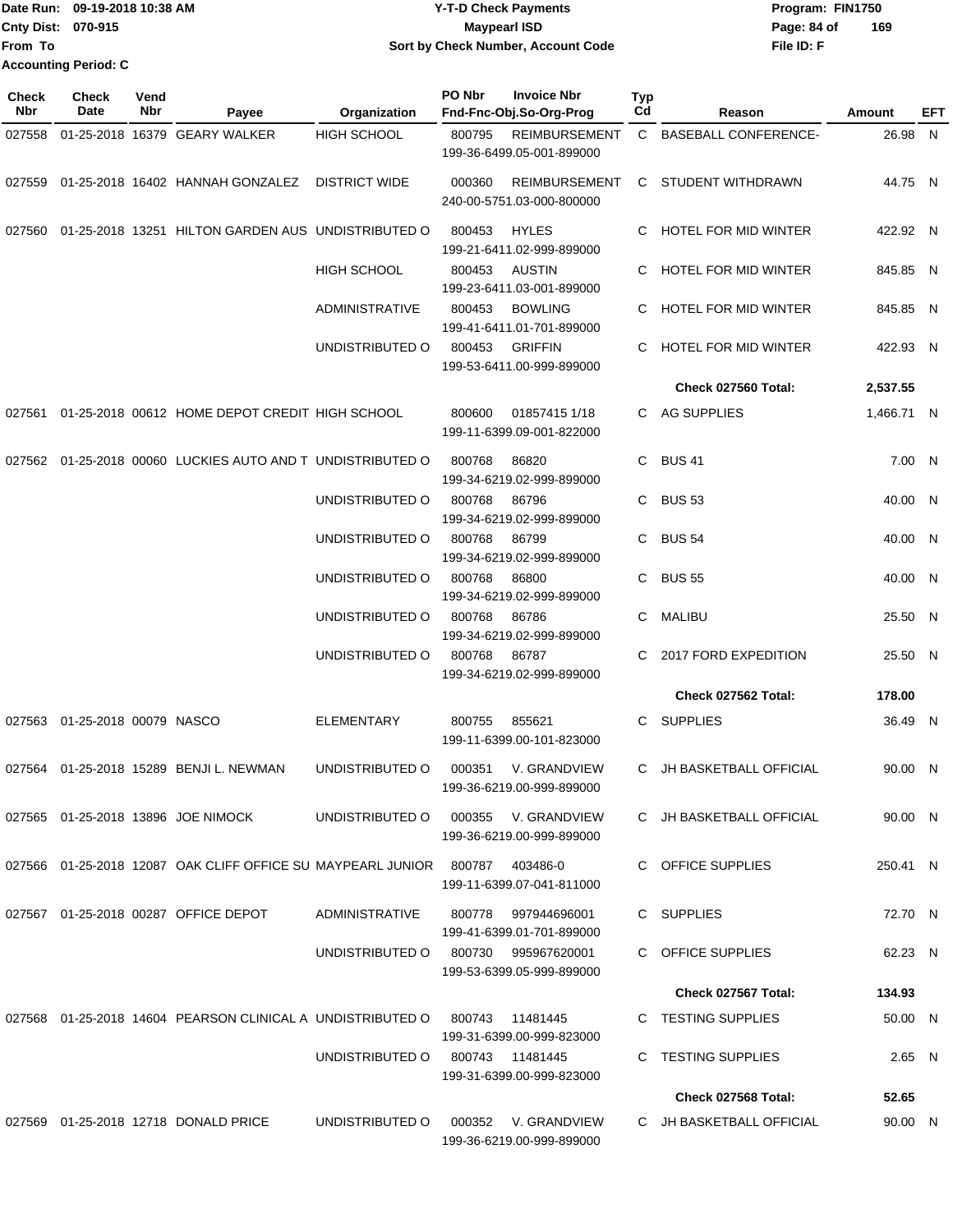Date Run: 09-19-2018 10:38 AM
Cnty Dist: 070-915
From To
Accounting Period: C

# Y-T-D Check Payments
## Maypearl ISD
### Sort by Check Number, Account Code

Program: FIN1750
File ID: F

| Check Nbr | Check Date | Vend Nbr | Payee | Organization | PO Nbr | Invoice Nbr / Fnd-Fnc-Obj.So-Org-Prog | Typ Cd | Reason | Amount | EFT |
|---|---|---|---|---|---|---|---|---|---|---|
| 027558 | 01-25-2018 | 16379 | GEARY WALKER | HIGH SCHOOL | 800795 | REIMBURSEMENT 199-36-6499.05-001-899000 | C | BASEBALL CONFERENCE- | 26.98 | N |
| 027559 | 01-25-2018 | 16402 | HANNAH GONZALEZ | DISTRICT WIDE | 000360 | REIMBURSEMENT 240-00-5751.03-000-800000 | C | STUDENT WITHDRAWN | 44.75 | N |
| 027560 | 01-25-2018 | 13251 | HILTON GARDEN AUS | UNDISTRIBUTED O | 800453 | HYLES 199-21-6411.02-999-899000 | C | HOTEL FOR MID WINTER | 422.92 | N |
| | | | | HIGH SCHOOL | 800453 | AUSTIN 199-23-6411.03-001-899000 | C | HOTEL FOR MID WINTER | 845.85 | N |
| | | | | ADMINISTRATIVE | 800453 | BOWLING 199-41-6411.01-701-899000 | C | HOTEL FOR MID WINTER | 845.85 | N |
| | | | | UNDISTRIBUTED O | 800453 | GRIFFIN 199-53-6411.00-999-899000 | C | HOTEL FOR MID WINTER | 422.93 | N |
| | | | | | | | | **Check 027560 Total:** | **2,537.55** | |
| 027561 | 01-25-2018 | 00612 | HOME DEPOT CREDIT | HIGH SCHOOL | 800600 | 01857415 1/18 199-11-6399.09-001-822000 | C | AG SUPPLIES | 1,466.71 | N |
| 027562 | 01-25-2018 | 00060 | LUCKIES AUTO AND T | UNDISTRIBUTED O | 800768 | 86820 199-34-6219.02-999-899000 | C | BUS 41 | 7.00 | N |
| | | | | UNDISTRIBUTED O | 800768 | 86796 199-34-6219.02-999-899000 | C | BUS 53 | 40.00 | N |
| | | | | UNDISTRIBUTED O | 800768 | 86799 199-34-6219.02-999-899000 | C | BUS 54 | 40.00 | N |
| | | | | UNDISTRIBUTED O | 800768 | 86800 199-34-6219.02-999-899000 | C | BUS 55 | 40.00 | N |
| | | | | UNDISTRIBUTED O | 800768 | 86786 199-34-6219.02-999-899000 | C | MALIBU | 25.50 | N |
| | | | | UNDISTRIBUTED O | 800768 | 86787 199-34-6219.02-999-899000 | C | 2017 FORD EXPEDITION | 25.50 | N |
| | | | | | | | | **Check 027562 Total:** | **178.00** | |
| 027563 | 01-25-2018 | 00079 | NASCO | ELEMENTARY | 800755 | 855621 199-11-6399.00-101-823000 | C | SUPPLIES | 36.49 | N |
| 027564 | 01-25-2018 | 15289 | BENJI L. NEWMAN | UNDISTRIBUTED O | 000351 | V. GRANDVIEW 199-36-6219.00-999-899000 | C | JH BASKETBALL OFFICIAL | 90.00 | N |
| 027565 | 01-25-2018 | 13896 | JOE NIMOCK | UNDISTRIBUTED O | 000355 | V. GRANDVIEW 199-36-6219.00-999-899000 | C | JH BASKETBALL OFFICIAL | 90.00 | N |
| 027566 | 01-25-2018 | 12087 | OAK CLIFF OFFICE SU | MAYPEARL JUNIOR | 800787 | 403486-0 199-11-6399.07-041-811000 | C | OFFICE SUPPLIES | 250.41 | N |
| 027567 | 01-25-2018 | 00287 | OFFICE DEPOT | ADMINISTRATIVE | 800778 | 997944696001 199-41-6399.01-701-899000 | C | SUPPLIES | 72.70 | N |
| | | | | UNDISTRIBUTED O | 800730 | 995967620001 199-53-6399.05-999-899000 | C | OFFICE SUPPLIES | 62.23 | N |
| | | | | | | | | **Check 027567 Total:** | **134.93** | |
| 027568 | 01-25-2018 | 14604 | PEARSON CLINICAL A | UNDISTRIBUTED O | 800743 | 11481445 199-31-6399.00-999-823000 | C | TESTING SUPPLIES | 50.00 | N |
| | | | | UNDISTRIBUTED O | 800743 | 11481445 199-31-6399.00-999-823000 | C | TESTING SUPPLIES | 2.65 | N |
| | | | | | | | | **Check 027568 Total:** | **52.65** | |
| 027569 | 01-25-2018 | 12718 | DONALD PRICE | UNDISTRIBUTED O | 000352 | V. GRANDVIEW 199-36-6219.00-999-899000 | C | JH BASKETBALL OFFICIAL | 90.00 | N |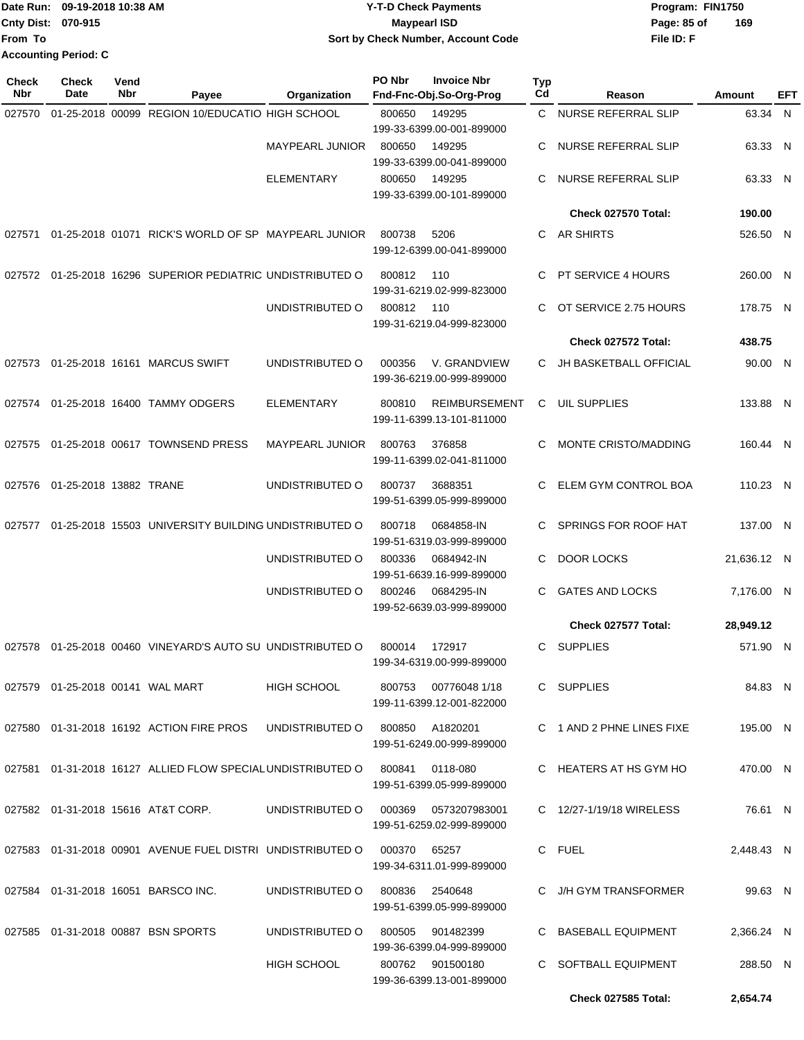Date Run: 09-19-2018 10:38 AM
Cnty Dist: 070-915
From To
Accounting Period: C

**Y-T-D Check Payments**
**Maypearl ISD**
**Sort by Check Number, Account Code**

Program: FIN1750
File ID: F

| Check Nbr | Check Date | Vend Nbr | Payee | Organization | PO Nbr | Invoice Nbr / Fnd-Fnc-Obj.So-Org-Prog | Typ Cd | Reason | Amount | EFT |
|---|---|---|---|---|---|---|---|---|---|---|
| 027570 | 01-25-2018 | 00099 | REGION 10/EDUCATIO | HIGH SCHOOL | 800650 | 149295 199-33-6399.00-001-899000 | C | NURSE REFERRAL SLIP | 63.34 | N |
| | | | | MAYPEARL JUNIOR | 800650 | 149295 199-33-6399.00-041-899000 | C | NURSE REFERRAL SLIP | 63.33 | N |
| | | | | ELEMENTARY | 800650 | 149295 199-33-6399.00-101-899000 | C | NURSE REFERRAL SLIP | 63.33 | N |
| | | | | | | | | **Check 027570 Total:** | **190.00** | |
| 027571 | 01-25-2018 | 01071 | RICK'S WORLD OF SP | MAYPEARL JUNIOR | 800738 | 5206 199-12-6399.00-041-899000 | C | AR SHIRTS | 526.50 | N |
| 027572 | 01-25-2018 | 16296 | SUPERIOR PEDIATRIC | UNDISTRIBUTED O | 800812 | 110 199-31-6219.02-999-823000 | C | PT SERVICE 4 HOURS | 260.00 | N |
| | | | | UNDISTRIBUTED O | 800812 | 110 199-31-6219.04-999-823000 | C | OT SERVICE 2.75 HOURS | 178.75 | N |
| | | | | | | | | **Check 027572 Total:** | **438.75** | |
| 027573 | 01-25-2018 | 16161 | MARCUS SWIFT | UNDISTRIBUTED O | 000356 | V. GRANDVIEW 199-36-6219.00-999-899000 | C | JH BASKETBALL OFFICIAL | 90.00 | N |
| 027574 | 01-25-2018 | 16400 | TAMMY ODGERS | ELEMENTARY | 800810 | REIMBURSEMENT 199-11-6399.13-101-811000 | C | UIL SUPPLIES | 133.88 | N |
| 027575 | 01-25-2018 | 00617 | TOWNSEND PRESS | MAYPEARL JUNIOR | 800763 | 376858 199-11-6399.02-041-811000 | C | MONTE CRISTO/MADDING | 160.44 | N |
| 027576 | 01-25-2018 | 13882 | TRANE | UNDISTRIBUTED O | 800737 | 3688351 199-51-6399.05-999-899000 | C | ELEM GYM CONTROL BOA | 110.23 | N |
| 027577 | 01-25-2018 | 15503 | UNIVERSITY BUILDING | UNDISTRIBUTED O | 800718 | 0684858-IN 199-51-6319.03-999-899000 | C | SPRINGS FOR ROOF HAT | 137.00 | N |
| | | | | UNDISTRIBUTED O | 800336 | 0684942-IN 199-51-6639.16-999-899000 | C | DOOR LOCKS | 21,636.12 | N |
| | | | | UNDISTRIBUTED O | 800246 | 0684295-IN 199-52-6639.03-999-899000 | C | GATES AND LOCKS | 7,176.00 | N |
| | | | | | | | | **Check 027577 Total:** | **28,949.12** | |
| 027578 | 01-25-2018 | 00460 | VINEYARD'S AUTO SU | UNDISTRIBUTED O | 800014 | 172917 199-34-6319.00-999-899000 | C | SUPPLIES | 571.90 | N |
| 027579 | 01-25-2018 | 00141 | WAL MART | HIGH SCHOOL | 800753 | 00776048 1/18 199-11-6399.12-001-822000 | C | SUPPLIES | 84.83 | N |
| 027580 | 01-31-2018 | 16192 | ACTION FIRE PROS | UNDISTRIBUTED O | 800850 | A1820201 199-51-6249.00-999-899000 | C | 1 AND 2 PHNE LINES FIXE | 195.00 | N |
| 027581 | 01-31-2018 | 16127 | ALLIED FLOW SPECIAL | UNDISTRIBUTED O | 800841 | 0118-080 199-51-6399.05-999-899000 | C | HEATERS AT HS GYM HO | 470.00 | N |
| 027582 | 01-31-2018 | 15616 | AT&T CORP. | UNDISTRIBUTED O | 000369 | 0573207983001 199-51-6259.02-999-899000 | C | 12/27-1/19/18 WIRELESS | 76.61 | N |
| 027583 | 01-31-2018 | 00901 | AVENUE FUEL DISTRI | UNDISTRIBUTED O | 000370 | 65257 199-34-6311.01-999-899000 | C | FUEL | 2,448.43 | N |
| 027584 | 01-31-2018 | 16051 | BARSCO INC. | UNDISTRIBUTED O | 800836 | 2540648 199-51-6399.05-999-899000 | C | J/H GYM TRANSFORMER | 99.63 | N |
| 027585 | 01-31-2018 | 00887 | BSN SPORTS | UNDISTRIBUTED O | 800505 | 901482399 199-36-6399.04-999-899000 | C | BASEBALL EQUIPMENT | 2,366.24 | N |
| | | | | HIGH SCHOOL | 800762 | 901500180 199-36-6399.13-001-899000 | C | SOFTBALL EQUIPMENT | 288.50 | N |
| | | | | | | | | **Check 027585 Total:** | **2,654.74** | |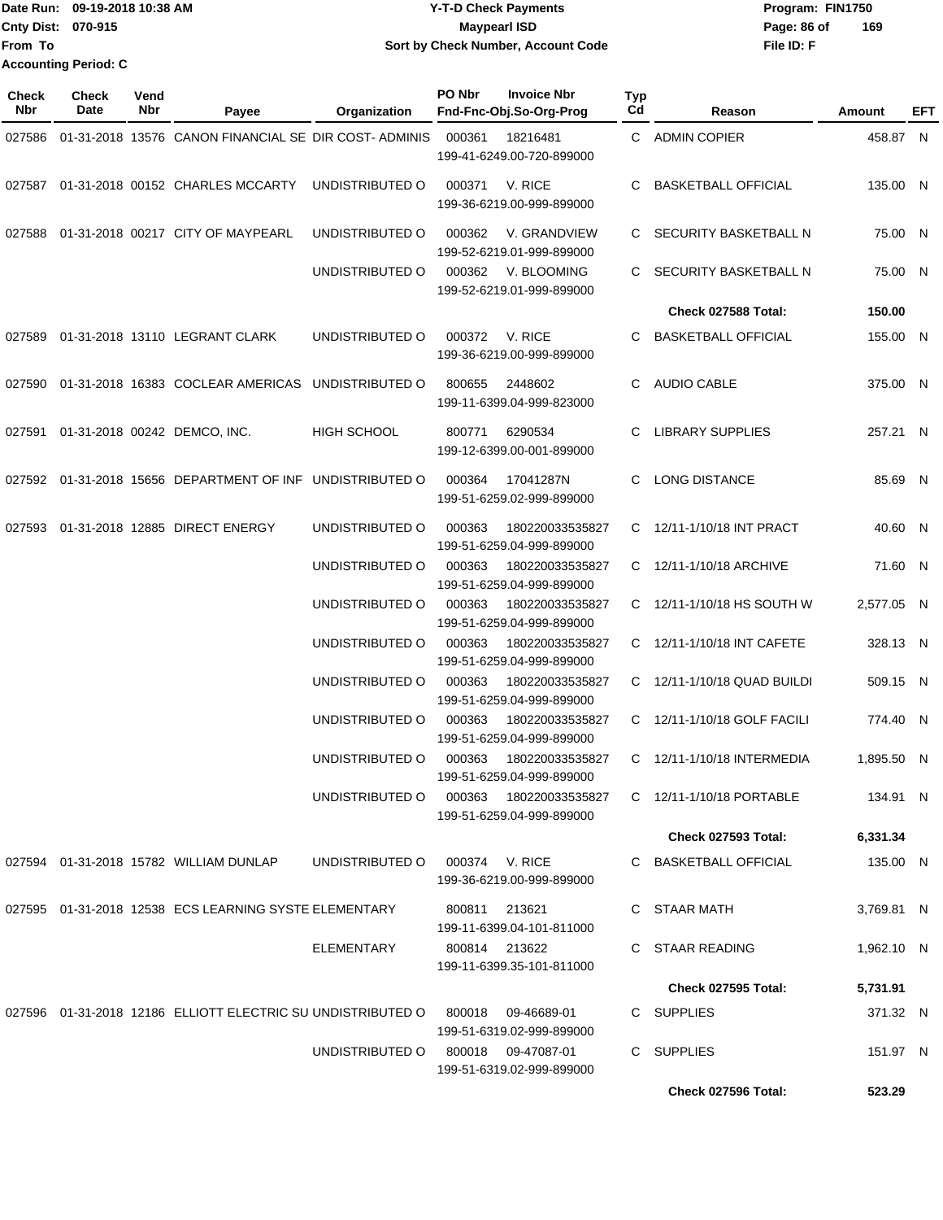Date Run: 09-19-2018 10:38 AM
Cnty Dist: 070-915
From To
Accounting Period: C

**Y-T-D Check Payments**
**Maypearl ISD**
**Sort by Check Number, Account Code**

Program: FIN1750
File ID: F

| Check Nbr | Check Date | Vend Nbr | Payee | Organization | PO Nbr | Invoice Nbr / Fnd-Fnc-Obj.So-Org-Prog | Typ Cd | Reason | Amount | EFT |
|---|---|---|---|---|---|---|---|---|---|---|
| 027586 | 01-31-2018 | 13576 | CANON FINANCIAL SE | DIR COST- ADMINIS | 000361 | 18216481 199-41-6249.00-720-899000 | C | ADMIN COPIER | 458.87 | N |
| 027587 | 01-31-2018 | 00152 | CHARLES MCCARTY | UNDISTRIBUTED O | 000371 | V. RICE 199-36-6219.00-999-899000 | C | BASKETBALL OFFICIAL | 135.00 | N |
| 027588 | 01-31-2018 | 00217 | CITY OF MAYPEARL | UNDISTRIBUTED O | 000362 | V. GRANDVIEW 199-52-6219.01-999-899000 | C | SECURITY BASKETBALL N | 75.00 | N |
| | | | | UNDISTRIBUTED O | 000362 | V. BLOOMING 199-52-6219.01-999-899000 | C | SECURITY BASKETBALL N | 75.00 | N |
| | | | | | | | | **Check 027588 Total:** | **150.00** | |
| 027589 | 01-31-2018 | 13110 | LEGRANT CLARK | UNDISTRIBUTED O | 000372 | V. RICE 199-36-6219.00-999-899000 | C | BASKETBALL OFFICIAL | 155.00 | N |
| 027590 | 01-31-2018 | 16383 | COCLEAR AMERICAS | UNDISTRIBUTED O | 800655 | 2448602 199-11-6399.04-999-823000 | C | AUDIO CABLE | 375.00 | N |
| 027591 | 01-31-2018 | 00242 | DEMCO, INC. | HIGH SCHOOL | 800771 | 6290534 199-12-6399.00-001-899000 | C | LIBRARY SUPPLIES | 257.21 | N |
| 027592 | 01-31-2018 | 15656 | DEPARTMENT OF INF | UNDISTRIBUTED O | 000364 | 17041287N 199-51-6259.02-999-899000 | C | LONG DISTANCE | 85.69 | N |
| 027593 | 01-31-2018 | 12885 | DIRECT ENERGY | UNDISTRIBUTED O | 000363 | 180220033535827 199-51-6259.04-999-899000 | C | 12/11-1/10/18 INT PRACT | 40.60 | N |
| | | | | UNDISTRIBUTED O | 000363 | 180220033535827 199-51-6259.04-999-899000 | C | 12/11-1/10/18 ARCHIVE | 71.60 | N |
| | | | | UNDISTRIBUTED O | 000363 | 180220033535827 199-51-6259.04-999-899000 | C | 12/11-1/10/18 HS SOUTH W | 2,577.05 | N |
| | | | | UNDISTRIBUTED O | 000363 | 180220033535827 199-51-6259.04-999-899000 | C | 12/11-1/10/18 INT CAFETE | 328.13 | N |
| | | | | UNDISTRIBUTED O | 000363 | 180220033535827 199-51-6259.04-999-899000 | C | 12/11-1/10/18 QUAD BUILDI | 509.15 | N |
| | | | | UNDISTRIBUTED O | 000363 | 180220033535827 199-51-6259.04-999-899000 | C | 12/11-1/10/18 GOLF FACILI | 774.40 | N |
| | | | | UNDISTRIBUTED O | 000363 | 180220033535827 199-51-6259.04-999-899000 | C | 12/11-1/10/18 INTERMEDIA | 1,895.50 | N |
| | | | | UNDISTRIBUTED O | 000363 | 180220033535827 199-51-6259.04-999-899000 | C | 12/11-1/10/18 PORTABLE | 134.91 | N |
| | | | | | | | | **Check 027593 Total:** | **6,331.34** | |
| 027594 | 01-31-2018 | 15782 | WILLIAM DUNLAP | UNDISTRIBUTED O | 000374 | V. RICE 199-36-6219.00-999-899000 | C | BASKETBALL OFFICIAL | 135.00 | N |
| 027595 | 01-31-2018 | 12538 | ECS LEARNING SYSTE | ELEMENTARY | 800811 | 213621 199-11-6399.04-101-811000 | C | STAAR MATH | 3,769.81 | N |
| | | | | ELEMENTARY | 800814 | 213622 199-11-6399.35-101-811000 | C | STAAR READING | 1,962.10 | N |
| | | | | | | | | **Check 027595 Total:** | **5,731.91** | |
| 027596 | 01-31-2018 | 12186 | ELLIOTT ELECTRIC SU | UNDISTRIBUTED O | 800018 | 09-46689-01 199-51-6319.02-999-899000 | C | SUPPLIES | 371.32 | N |
| | | | | UNDISTRIBUTED O | 800018 | 09-47087-01 199-51-6319.02-999-899000 | C | SUPPLIES | 151.97 | N |
| | | | | | | | | **Check 027596 Total:** | **523.29** | |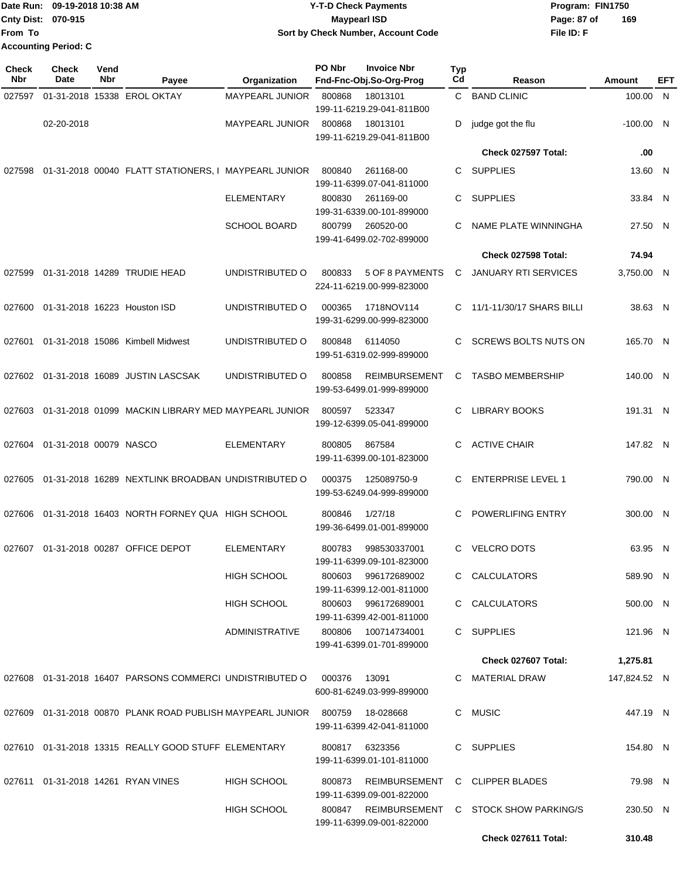Date Run: 09-19-2018 10:38 AM
Cnty Dist: 070-915
From To
Accounting Period: C

**Y-T-D Check Payments**
**Maypearl ISD**
**Sort by Check Number, Account Code**

Program: FIN1750
File ID: F

| Check Nbr | Check Date | Vend Nbr | Payee | Organization | PO Nbr | Invoice Nbr / Fnd-Fnc-Obj.So-Org-Prog | Typ Cd | Reason | Amount | EFT |
|---|---|---|---|---|---|---|---|---|---|---|
| 027597 | 01-31-2018 | 15338 | EROL OKTAY | MAYPEARL JUNIOR | 800868 | 18013101 199-11-6219.29-041-811B00 | C | BAND CLINIC | 100.00 | N |
| | 02-20-2018 | | | MAYPEARL JUNIOR | 800868 | 18013101 199-11-6219.29-041-811B00 | D | judge got the flu | -100.00 | N |
| | | | | | | | | **Check 027597 Total:** | **.00** | |
| 027598 | 01-31-2018 | 00040 | FLATT STATIONERS, I | MAYPEARL JUNIOR | 800840 | 261168-00 199-11-6399.07-041-811000 | C | SUPPLIES | 13.60 | N |
| | | | | ELEMENTARY | 800830 | 261169-00 199-31-6339.00-101-899000 | C | SUPPLIES | 33.84 | N |
| | | | | SCHOOL BOARD | 800799 | 260520-00 199-41-6499.02-702-899000 | C | NAME PLATE WINNINGHA | 27.50 | N |
| | | | | | | | | **Check 027598 Total:** | **74.94** | |
| 027599 | 01-31-2018 | 14289 | TRUDIE HEAD | UNDISTRIBUTED O | 800833 | 5 OF 8 PAYMENTS 224-11-6219.00-999-823000 | C | JANUARY RTI SERVICES | 3,750.00 | N |
| 027600 | 01-31-2018 | 16223 | Houston ISD | UNDISTRIBUTED O | 000365 | 1718NOV114 199-31-6299.00-999-823000 | C | 11/1-11/30/17 SHARS BILLI | 38.63 | N |
| 027601 | 01-31-2018 | 15086 | Kimbell Midwest | UNDISTRIBUTED O | 800848 | 6114050 199-51-6319.02-999-899000 | C | SCREWS BOLTS NUTS ON | 165.70 | N |
| 027602 | 01-31-2018 | 16089 | JUSTIN LASCSAK | UNDISTRIBUTED O | 800858 | REIMBURSEMENT 199-53-6499.01-999-899000 | C | TASBO MEMBERSHIP | 140.00 | N |
| 027603 | 01-31-2018 | 01099 | MACKIN LIBRARY MED | MAYPEARL JUNIOR | 800597 | 523347 199-12-6399.05-041-899000 | C | LIBRARY BOOKS | 191.31 | N |
| 027604 | 01-31-2018 | 00079 | NASCO | ELEMENTARY | 800805 | 867584 199-11-6399.00-101-823000 | C | ACTIVE CHAIR | 147.82 | N |
| 027605 | 01-31-2018 | 16289 | NEXTLINK BROADBAN | UNDISTRIBUTED O | 000375 | 125089750-9 199-53-6249.04-999-899000 | C | ENTERPRISE LEVEL 1 | 790.00 | N |
| 027606 | 01-31-2018 | 16403 | NORTH FORNEY QUA | HIGH SCHOOL | 800846 | 1/27/18 199-36-6499.01-001-899000 | C | POWERLIFING ENTRY | 300.00 | N |
| 027607 | 01-31-2018 | 00287 | OFFICE DEPOT | ELEMENTARY | 800783 | 998530337001 199-11-6399.09-101-823000 | C | VELCRO DOTS | 63.95 | N |
| | | | | HIGH SCHOOL | 800603 | 996172689002 199-11-6399.12-001-811000 | C | CALCULATORS | 589.90 | N |
| | | | | HIGH SCHOOL | 800603 | 996172689001 199-11-6399.42-001-811000 | C | CALCULATORS | 500.00 | N |
| | | | | ADMINISTRATIVE | 800806 | 100714734001 199-41-6399.01-701-899000 | C | SUPPLIES | 121.96 | N |
| | | | | | | | | **Check 027607 Total:** | **1,275.81** | |
| 027608 | 01-31-2018 | 16407 | PARSONS COMMERCI | UNDISTRIBUTED O | 000376 | 13091 600-81-6249.03-999-899000 | C | MATERIAL DRAW | 147,824.52 | N |
| 027609 | 01-31-2018 | 00870 | PLANK ROAD PUBLISH | MAYPEARL JUNIOR | 800759 | 18-028668 199-11-6399.42-041-811000 | C | MUSIC | 447.19 | N |
| 027610 | 01-31-2018 | 13315 | REALLY GOOD STUFF | ELEMENTARY | 800817 | 6323356 199-11-6399.01-101-811000 | C | SUPPLIES | 154.80 | N |
| 027611 | 01-31-2018 | 14261 | RYAN VINES | HIGH SCHOOL | 800873 | REIMBURSEMENT 199-11-6399.09-001-822000 | C | CLIPPER BLADES | 79.98 | N |
| | | | | HIGH SCHOOL | 800847 | REIMBURSEMENT 199-11-6399.09-001-822000 | C | STOCK SHOW PARKING/S | 230.50 | N |
| | | | | | | | | **Check 027611 Total:** | **310.48** | |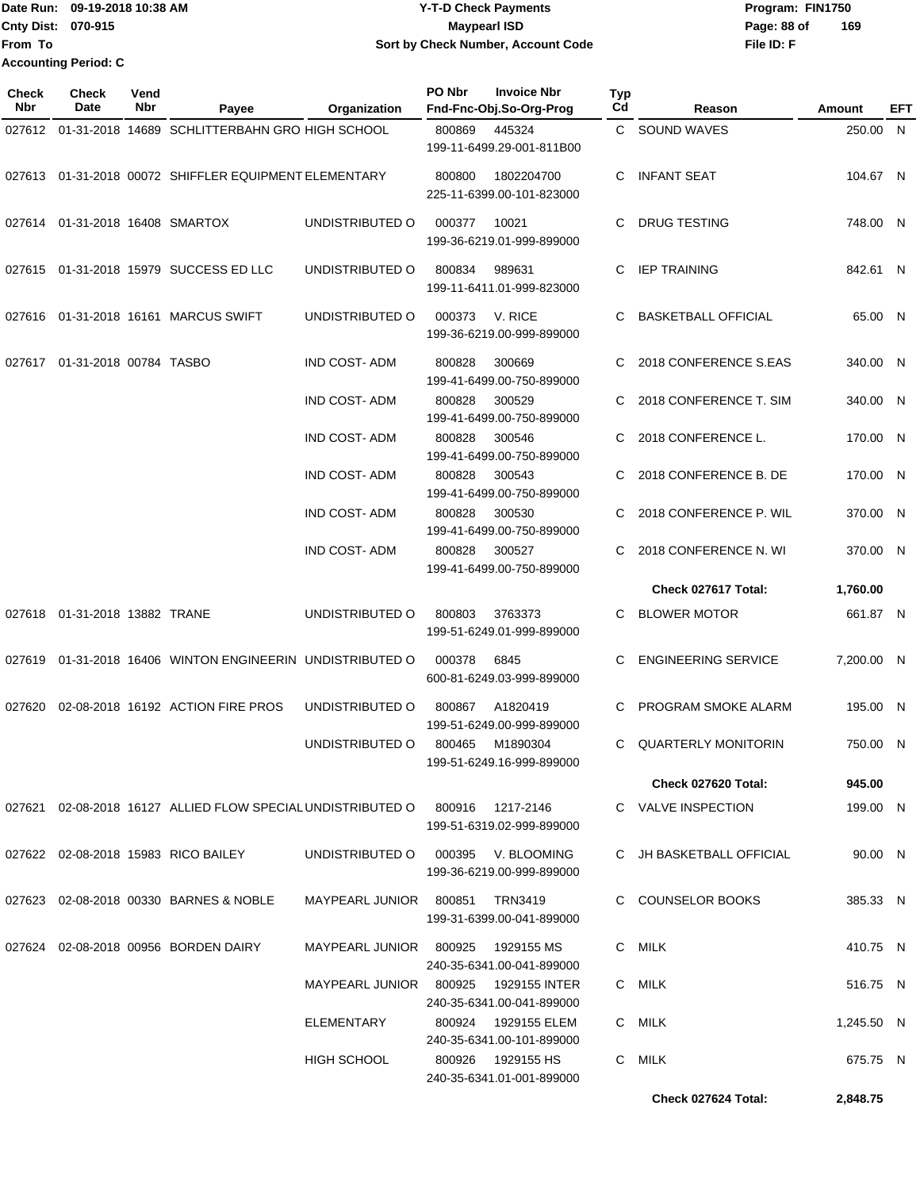Date Run: 09-19-2018 10:38 AM
Cnty Dist: 070-915
From To
Accounting Period: C

# Y-T-D Check Payments
## Maypearl ISD
### Sort by Check Number, Account Code

Program: FIN1750
File ID: F

| Check Nbr | Check Date | Vend Nbr | Payee | Organization | PO Nbr | Invoice Nbr / Fnd-Fnc-Obj.So-Org-Prog | Typ Cd | Reason | Amount | EFT |
|---|---|---|---|---|---|---|---|---|---|---|
| 027612 | 01-31-2018 | 14689 | SCHLITTERBAHN GRO | HIGH SCHOOL | 800869 | 445324 / 199-11-6499.29-001-811B00 | C | SOUND WAVES | 250.00 | N |
| 027613 | 01-31-2018 | 00072 | SHIFFLER EQUIPMENT | ELEMENTARY | 800800 | 1802204700 / 225-11-6399.00-101-823000 | C | INFANT SEAT | 104.67 | N |
| 027614 | 01-31-2018 | 16408 | SMARTOX | UNDISTRIBUTED O | 000377 | 10021 / 199-36-6219.01-999-899000 | C | DRUG TESTING | 748.00 | N |
| 027615 | 01-31-2018 | 15979 | SUCCESS ED LLC | UNDISTRIBUTED O | 800834 | 989631 / 199-11-6411.01-999-823000 | C | IEP TRAINING | 842.61 | N |
| 027616 | 01-31-2018 | 16161 | MARCUS SWIFT | UNDISTRIBUTED O | 000373 | V. RICE / 199-36-6219.00-999-899000 | C | BASKETBALL OFFICIAL | 65.00 | N |
| 027617 | 01-31-2018 | 00784 | TASBO | IND COST- ADM | 800828 | 300669 / 199-41-6499.00-750-899000 | C | 2018 CONFERENCE S.EAS | 340.00 | N |
| | | | | IND COST- ADM | 800828 | 300529 / 199-41-6499.00-750-899000 | C | 2018 CONFERENCE T. SIM | 340.00 | N |
| | | | | IND COST- ADM | 800828 | 300546 / 199-41-6499.00-750-899000 | C | 2018 CONFERENCE L. | 170.00 | N |
| | | | | IND COST- ADM | 800828 | 300543 / 199-41-6499.00-750-899000 | C | 2018 CONFERENCE B. DE | 170.00 | N |
| | | | | IND COST- ADM | 800828 | 300530 / 199-41-6499.00-750-899000 | C | 2018 CONFERENCE P. WIL | 370.00 | N |
| | | | | IND COST- ADM | 800828 | 300527 / 199-41-6499.00-750-899000 | C | 2018 CONFERENCE N. WI | 370.00 | N |
| | | | | | | | | **Check 027617 Total:** | **1,760.00** | |
| 027618 | 01-31-2018 | 13882 | TRANE | UNDISTRIBUTED O | 800803 | 3763373 / 199-51-6249.01-999-899000 | C | BLOWER MOTOR | 661.87 | N |
| 027619 | 01-31-2018 | 16406 | WINTON ENGINEERIN | UNDISTRIBUTED O | 000378 | 6845 / 600-81-6249.03-999-899000 | C | ENGINEERING SERVICE | 7,200.00 | N |
| 027620 | 02-08-2018 | 16192 | ACTION FIRE PROS | UNDISTRIBUTED O | 800867 | A1820419 / 199-51-6249.00-999-899000 | C | PROGRAM SMOKE ALARM | 195.00 | N |
| | | | | UNDISTRIBUTED O | 800465 | M1890304 / 199-51-6249.16-999-899000 | C | QUARTERLY MONITORIN | 750.00 | N |
| | | | | | | | | **Check 027620 Total:** | **945.00** | |
| 027621 | 02-08-2018 | 16127 | ALLIED FLOW SPECIAL | UNDISTRIBUTED O | 800916 | 1217-2146 / 199-51-6319.02-999-899000 | C | VALVE INSPECTION | 199.00 | N |
| 027622 | 02-08-2018 | 15983 | RICO BAILEY | UNDISTRIBUTED O | 000395 | V. BLOOMING / 199-36-6219.00-999-899000 | C | JH BASKETBALL OFFICIAL | 90.00 | N |
| 027623 | 02-08-2018 | 00330 | BARNES & NOBLE | MAYPEARL JUNIOR | 800851 | TRN3419 / 199-31-6399.00-041-899000 | C | COUNSELOR BOOKS | 385.33 | N |
| 027624 | 02-08-2018 | 00956 | BORDEN DAIRY | MAYPEARL JUNIOR | 800925 | 1929155 MS / 240-35-6341.00-041-899000 | C | MILK | 410.75 | N |
| | | | | MAYPEARL JUNIOR | 800925 | 1929155 INTER / 240-35-6341.00-041-899000 | C | MILK | 516.75 | N |
| | | | | ELEMENTARY | 800924 | 1929155 ELEM / 240-35-6341.00-101-899000 | C | MILK | 1,245.50 | N |
| | | | | HIGH SCHOOL | 800926 | 1929155 HS / 240-35-6341.01-001-899000 | C | MILK | 675.75 | N |
| | | | | | | | | **Check 027624 Total:** | **2,848.75** | |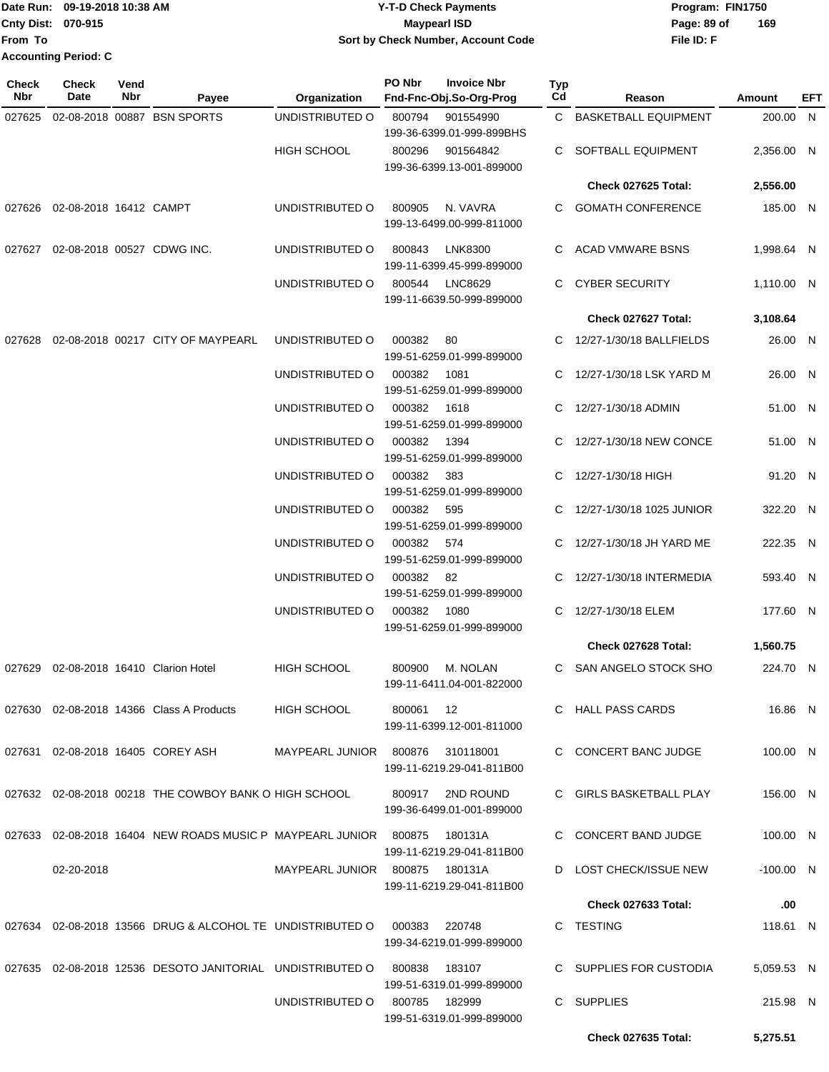Date Run: 09-19-2018 10:38 AM
Cnty Dist: 070-915
From To
Accounting Period: C

# Y-T-D Check Payments
## Maypearl ISD
### Sort by Check Number, Account Code

Program: FIN1750
File ID: F

| Check Nbr | Check Date | Vend Nbr | Payee | Organization | PO Nbr | Invoice Nbr / Fnd-Fnc-Obj.So-Org-Prog | Typ Cd | Reason | Amount | EFT |
|---|---|---|---|---|---|---|---|---|---|---|
| 027625 | 02-08-2018 | 00887 | BSN SPORTS | UNDISTRIBUTED O | 800794 | 901554990 199-36-6399.01-999-899BHS | C | BASKETBALL EQUIPMENT | 200.00 | N |
| | | | | HIGH SCHOOL | 800296 | 901564842 199-36-6399.13-001-899000 | C | SOFTBALL EQUIPMENT | 2,356.00 | N |
| | | | | | | | | **Check 027625 Total:** | **2,556.00** | |
| 027626 | 02-08-2018 | 16412 | CAMPT | UNDISTRIBUTED O | 800905 | N. VAVRA 199-13-6499.00-999-811000 | C | GOMATH CONFERENCE | 185.00 | N |
| 027627 | 02-08-2018 | 00527 | CDWG INC. | UNDISTRIBUTED O | 800843 | LNK8300 199-11-6399.45-999-899000 | C | ACAD VMWARE BSNS | 1,998.64 | N |
| | | | | UNDISTRIBUTED O | 800544 | LNC8629 199-11-6639.50-999-899000 | C | CYBER SECURITY | 1,110.00 | N |
| | | | | | | | | **Check 027627 Total:** | **3,108.64** | |
| 027628 | 02-08-2018 | 00217 | CITY OF MAYPEARL | UNDISTRIBUTED O | 000382 | 80 199-51-6259.01-999-899000 | C | 12/27-1/30/18 BALLFIELDS | 26.00 | N |
| | | | | UNDISTRIBUTED O | 000382 | 1081 199-51-6259.01-999-899000 | C | 12/27-1/30/18 LSK YARD M | 26.00 | N |
| | | | | UNDISTRIBUTED O | 000382 | 1618 199-51-6259.01-999-899000 | C | 12/27-1/30/18 ADMIN | 51.00 | N |
| | | | | UNDISTRIBUTED O | 000382 | 1394 199-51-6259.01-999-899000 | C | 12/27-1/30/18 NEW CONCE | 51.00 | N |
| | | | | UNDISTRIBUTED O | 000382 | 383 199-51-6259.01-999-899000 | C | 12/27-1/30/18 HIGH | 91.20 | N |
| | | | | UNDISTRIBUTED O | 000382 | 595 199-51-6259.01-999-899000 | C | 12/27-1/30/18 1025 JUNIOR | 322.20 | N |
| | | | | UNDISTRIBUTED O | 000382 | 574 199-51-6259.01-999-899000 | C | 12/27-1/30/18 JH YARD ME | 222.35 | N |
| | | | | UNDISTRIBUTED O | 000382 | 82 199-51-6259.01-999-899000 | C | 12/27-1/30/18 INTERMEDIA | 593.40 | N |
| | | | | UNDISTRIBUTED O | 000382 | 1080 199-51-6259.01-999-899000 | C | 12/27-1/30/18 ELEM | 177.60 | N |
| | | | | | | | | **Check 027628 Total:** | **1,560.75** | |
| 027629 | 02-08-2018 | 16410 | Clarion Hotel | HIGH SCHOOL | 800900 | M. NOLAN 199-11-6411.04-001-822000 | C | SAN ANGELO STOCK SHO | 224.70 | N |
| 027630 | 02-08-2018 | 14366 | Class A Products | HIGH SCHOOL | 800061 | 12 199-11-6399.12-001-811000 | C | HALL PASS CARDS | 16.86 | N |
| 027631 | 02-08-2018 | 16405 | COREY ASH | MAYPEARL JUNIOR | 800876 | 310118001 199-11-6219.29-041-811B00 | C | CONCERT BANC JUDGE | 100.00 | N |
| 027632 | 02-08-2018 | 00218 | THE COWBOY BANK O | HIGH SCHOOL | 800917 | 2ND ROUND 199-36-6499.01-001-899000 | C | GIRLS BASKETBALL PLAY | 156.00 | N |
| 027633 | 02-08-2018 | 16404 | NEW ROADS MUSIC P | MAYPEARL JUNIOR | 800875 | 180131A 199-11-6219.29-041-811B00 | C | CONCERT BAND JUDGE | 100.00 | N |
| | 02-20-2018 | | | MAYPEARL JUNIOR | 800875 | 180131A 199-11-6219.29-041-811B00 | D | LOST CHECK/ISSUE NEW | -100.00 | N |
| | | | | | | | | **Check 027633 Total:** | **.00** | |
| 027634 | 02-08-2018 | 13566 | DRUG & ALCOHOL TE | UNDISTRIBUTED O | 000383 | 220748 199-34-6219.01-999-899000 | C | TESTING | 118.61 | N |
| 027635 | 02-08-2018 | 12536 | DESOTO JANITORIAL | UNDISTRIBUTED O | 800838 | 183107 199-51-6319.01-999-899000 | C | SUPPLIES FOR CUSTODIA | 5,059.53 | N |
| | | | | UNDISTRIBUTED O | 800785 | 182999 199-51-6319.01-999-899000 | C | SUPPLIES | 215.98 | N |
| | | | | | | | | **Check 027635 Total:** | **5,275.51** | |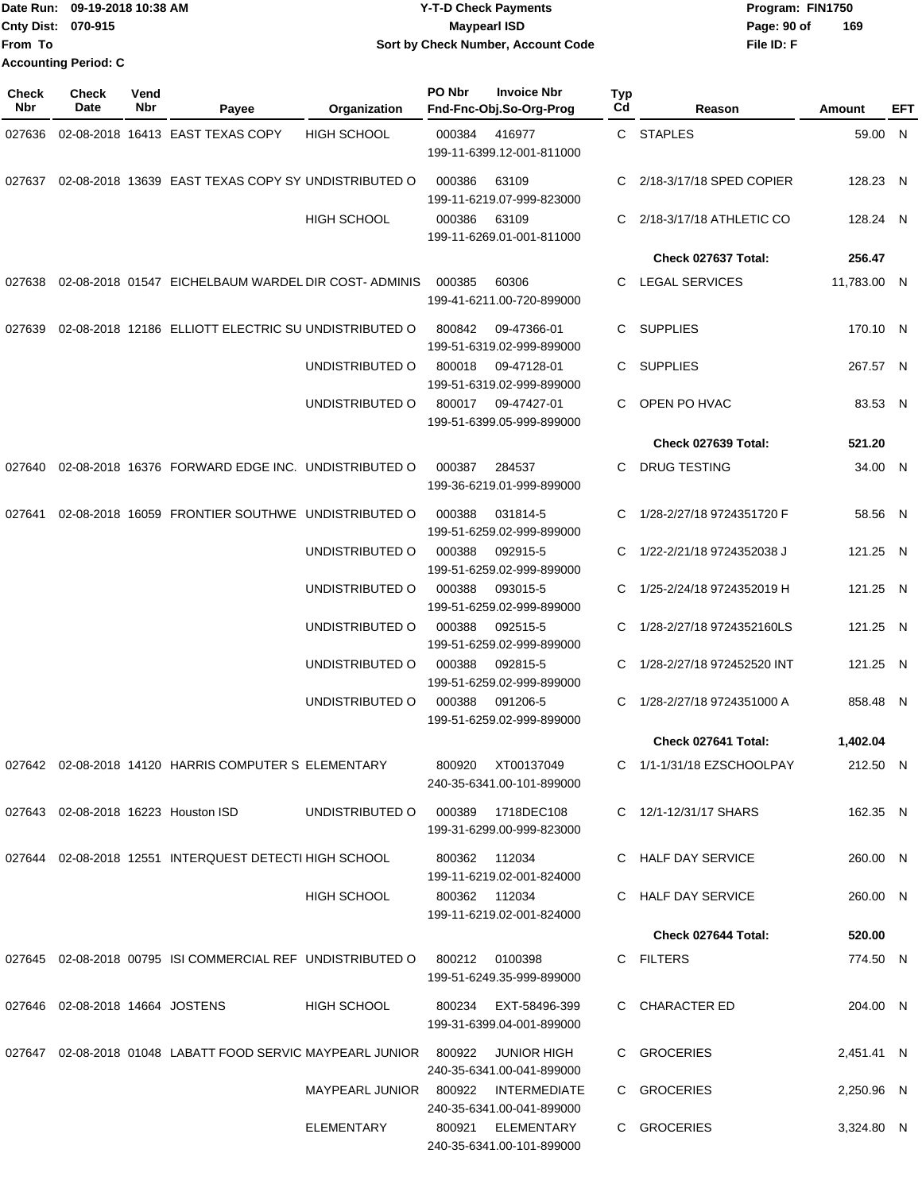Date Run: 09-19-2018 10:38 AM
Cnty Dist: 070-915
From To
Accounting Period: C

**Y-T-D Check Payments**
**Maypearl ISD**
**Sort by Check Number, Account Code**

Program: FIN1750
File ID: F

| Check Nbr | Check Date | Vend Nbr | Payee | Organization | PO Nbr | Invoice Nbr / Fnd-Fnc-Obj.So-Org-Prog | Typ Cd | Reason | Amount | EFT |
|---|---|---|---|---|---|---|---|---|---|---|
| 027636 | 02-08-2018 | 16413 | EAST TEXAS COPY | HIGH SCHOOL | 000384 | 416977 199-11-6399.12-001-811000 | C | STAPLES | 59.00 | N |
| 027637 | 02-08-2018 | 13639 | EAST TEXAS COPY SY | UNDISTRIBUTED O | 000386 | 63109 199-11-6219.07-999-823000 | C | 2/18-3/17/18 SPED COPIER | 128.23 | N |
| | | | | HIGH SCHOOL | 000386 | 63109 199-11-6269.01-001-811000 | C | 2/18-3/17/18 ATHLETIC CO | 128.24 | N |
| | | | | | | | | **Check 027637 Total:** | **256.47** | |
| 027638 | 02-08-2018 | 01547 | EICHELBAUM WARDEL | DIR COST- ADMINIS | 000385 | 60306 199-41-6211.00-720-899000 | C | LEGAL SERVICES | 11,783.00 | N |
| 027639 | 02-08-2018 | 12186 | ELLIOTT ELECTRIC SU | UNDISTRIBUTED O | 800842 | 09-47366-01 199-51-6319.02-999-899000 | C | SUPPLIES | 170.10 | N |
| | | | | UNDISTRIBUTED O | 800018 | 09-47128-01 199-51-6319.02-999-899000 | C | SUPPLIES | 267.57 | N |
| | | | | UNDISTRIBUTED O | 800017 | 09-47427-01 199-51-6399.05-999-899000 | C | OPEN PO HVAC | 83.53 | N |
| | | | | | | | | **Check 027639 Total:** | **521.20** | |
| 027640 | 02-08-2018 | 16376 | FORWARD EDGE INC. | UNDISTRIBUTED O | 000387 | 284537 199-36-6219.01-999-899000 | C | DRUG TESTING | 34.00 | N |
| 027641 | 02-08-2018 | 16059 | FRONTIER SOUTHWE | UNDISTRIBUTED O | 000388 | 031814-5 199-51-6259.02-999-899000 | C | 1/28-2/27/18 9724351720 F | 58.56 | N |
| | | | | UNDISTRIBUTED O | 000388 | 092915-5 199-51-6259.02-999-899000 | C | 1/22-2/21/18 9724352038 J | 121.25 | N |
| | | | | UNDISTRIBUTED O | 000388 | 093015-5 199-51-6259.02-999-899000 | C | 1/25-2/24/18 9724352019 H | 121.25 | N |
| | | | | UNDISTRIBUTED O | 000388 | 092515-5 199-51-6259.02-999-899000 | C | 1/28-2/27/18 9724352160LS | 121.25 | N |
| | | | | UNDISTRIBUTED O | 000388 | 092815-5 199-51-6259.02-999-899000 | C | 1/28-2/27/18 972452520 INT | 121.25 | N |
| | | | | UNDISTRIBUTED O | 000388 | 091206-5 199-51-6259.02-999-899000 | C | 1/28-2/27/18 9724351000 A | 858.48 | N |
| | | | | | | | | **Check 027641 Total:** | **1,402.04** | |
| 027642 | 02-08-2018 | 14120 | HARRIS COMPUTER S | ELEMENTARY | 800920 | XT00137049 240-35-6341.00-101-899000 | C | 1/1-1/31/18 EZSCHOOLPAY | 212.50 | N |
| 027643 | 02-08-2018 | 16223 | Houston ISD | UNDISTRIBUTED O | 000389 | 1718DEC108 199-31-6299.00-999-823000 | C | 12/1-12/31/17 SHARS | 162.35 | N |
| 027644 | 02-08-2018 | 12551 | INTERQUEST DETECTI | HIGH SCHOOL | 800362 | 112034 199-11-6219.02-001-824000 | C | HALF DAY SERVICE | 260.00 | N |
| | | | | HIGH SCHOOL | 800362 | 112034 199-11-6219.02-001-824000 | C | HALF DAY SERVICE | 260.00 | N |
| | | | | | | | | **Check 027644 Total:** | **520.00** | |
| 027645 | 02-08-2018 | 00795 | ISI COMMERCIAL REF | UNDISTRIBUTED O | 800212 | 0100398 199-51-6249.35-999-899000 | C | FILTERS | 774.50 | N |
| 027646 | 02-08-2018 | 14664 | JOSTENS | HIGH SCHOOL | 800234 | EXT-58496-399 199-31-6399.04-001-899000 | C | CHARACTER ED | 204.00 | N |
| 027647 | 02-08-2018 | 01048 | LABATT FOOD SERVIC | MAYPEARL JUNIOR | 800922 | JUNIOR HIGH 240-35-6341.00-041-899000 | C | GROCERIES | 2,451.41 | N |
| | | | | MAYPEARL JUNIOR | 800922 | INTERMEDIATE 240-35-6341.00-041-899000 | C | GROCERIES | 2,250.96 | N |
| | | | | ELEMENTARY | 800921 | ELEMENTARY 240-35-6341.00-101-899000 | C | GROCERIES | 3,324.80 | N |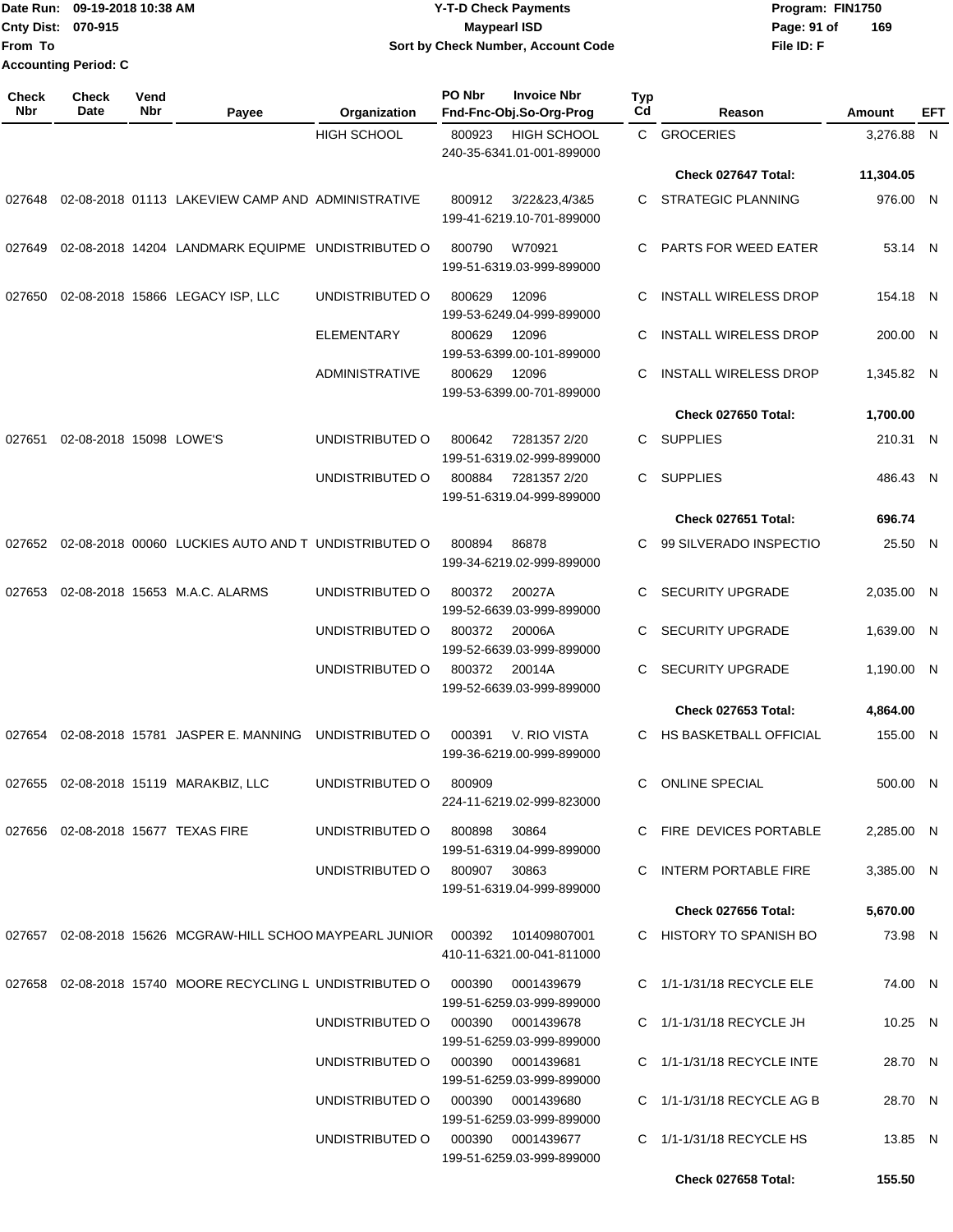Date Run: 09-19-2018 10:38 AM
Cnty Dist: 070-915
From To
Accounting Period: C

# Y-T-D Check Payments
## Maypearl ISD
### Sort by Check Number, Account Code

Program: FIN1750
File ID: F

| Check Nbr | Check Date | Vend Nbr | Payee | Organization | PO Nbr | Invoice Nbr / Fnd-Fnc-Obj.So-Org-Prog | Typ Cd | Reason | Amount | EFT |
|---|---|---|---|---|---|---|---|---|---|---|
| | | | | HIGH SCHOOL | 800923 | HIGH SCHOOL 240-35-6341.01-001-899000 | C | GROCERIES | 3,276.88 | N |
| | | | | | | | | Check 027647 Total: | 11,304.05 | |
| 027648 | 02-08-2018 | 01113 | LAKEVIEW CAMP AND | ADMINISTRATIVE | 800912 | 3/22&23,4/3&5 199-41-6219.10-701-899000 | C | STRATEGIC PLANNING | 976.00 | N |
| 027649 | 02-08-2018 | 14204 | LANDMARK EQUIPME | UNDISTRIBUTED O | 800790 | W70921 199-51-6319.03-999-899000 | C | PARTS FOR WEED EATER | 53.14 | N |
| 027650 | 02-08-2018 | 15866 | LEGACY ISP, LLC | UNDISTRIBUTED O | 800629 | 12096 199-53-6249.04-999-899000 | C | INSTALL WIRELESS DROP | 154.18 | N |
| | | | | ELEMENTARY | 800629 | 12096 199-53-6399.00-101-899000 | C | INSTALL WIRELESS DROP | 200.00 | N |
| | | | | ADMINISTRATIVE | 800629 | 12096 199-53-6399.00-701-899000 | C | INSTALL WIRELESS DROP | 1,345.82 | N |
| | | | | | | | | Check 027650 Total: | 1,700.00 | |
| 027651 | 02-08-2018 | 15098 | LOWE'S | UNDISTRIBUTED O | 800642 | 7281357 2/20 199-51-6319.02-999-899000 | C | SUPPLIES | 210.31 | N |
| | | | | UNDISTRIBUTED O | 800884 | 7281357 2/20 199-51-6319.04-999-899000 | C | SUPPLIES | 486.43 | N |
| | | | | | | | | Check 027651 Total: | 696.74 | |
| 027652 | 02-08-2018 | 00060 | LUCKIES AUTO AND T | UNDISTRIBUTED O | 800894 | 86878 199-34-6219.02-999-899000 | C | 99 SILVERADO INSPECTIO | 25.50 | N |
| 027653 | 02-08-2018 | 15653 | M.A.C. ALARMS | UNDISTRIBUTED O | 800372 | 20027A 199-52-6639.03-999-899000 | C | SECURITY UPGRADE | 2,035.00 | N |
| | | | | UNDISTRIBUTED O | 800372 | 20006A 199-52-6639.03-999-899000 | C | SECURITY UPGRADE | 1,639.00 | N |
| | | | | UNDISTRIBUTED O | 800372 | 20014A 199-52-6639.03-999-899000 | C | SECURITY UPGRADE | 1,190.00 | N |
| | | | | | | | | Check 027653 Total: | 4,864.00 | |
| 027654 | 02-08-2018 | 15781 | JASPER E. MANNING | UNDISTRIBUTED O | 000391 | V. RIO VISTA 199-36-6219.00-999-899000 | C | HS BASKETBALL OFFICIAL | 155.00 | N |
| 027655 | 02-08-2018 | 15119 | MARAKBIZ, LLC | UNDISTRIBUTED O | 800909 | 224-11-6219.02-999-823000 | C | ONLINE SPECIAL | 500.00 | N |
| 027656 | 02-08-2018 | 15677 | TEXAS FIRE | UNDISTRIBUTED O | 800898 | 30864 199-51-6319.04-999-899000 | C | FIRE DEVICES PORTABLE | 2,285.00 | N |
| | | | | UNDISTRIBUTED O | 800907 | 30863 199-51-6319.04-999-899000 | C | INTERM PORTABLE FIRE | 3,385.00 | N |
| | | | | | | | | Check 027656 Total: | 5,670.00 | |
| 027657 | 02-08-2018 | 15626 | MCGRAW-HILL SCHOO | MAYPEARL JUNIOR | 000392 | 101409807001 410-11-6321.00-041-811000 | C | HISTORY TO SPANISH BO | 73.98 | N |
| 027658 | 02-08-2018 | 15740 | MOORE RECYCLING L | UNDISTRIBUTED O | 000390 | 0001439679 199-51-6259.03-999-899000 | C | 1/1-1/31/18 RECYCLE ELE | 74.00 | N |
| | | | | UNDISTRIBUTED O | 000390 | 0001439678 199-51-6259.03-999-899000 | C | 1/1-1/31/18 RECYCLE JH | 10.25 | N |
| | | | | UNDISTRIBUTED O | 000390 | 0001439681 199-51-6259.03-999-899000 | C | 1/1-1/31/18 RECYCLE INTE | 28.70 | N |
| | | | | UNDISTRIBUTED O | 000390 | 0001439680 199-51-6259.03-999-899000 | C | 1/1-1/31/18 RECYCLE AG B | 28.70 | N |
| | | | | UNDISTRIBUTED O | 000390 | 0001439677 199-51-6259.03-999-899000 | C | 1/1-1/31/18 RECYCLE HS | 13.85 | N |
| | | | | | | | | Check 027658 Total: | 155.50 | |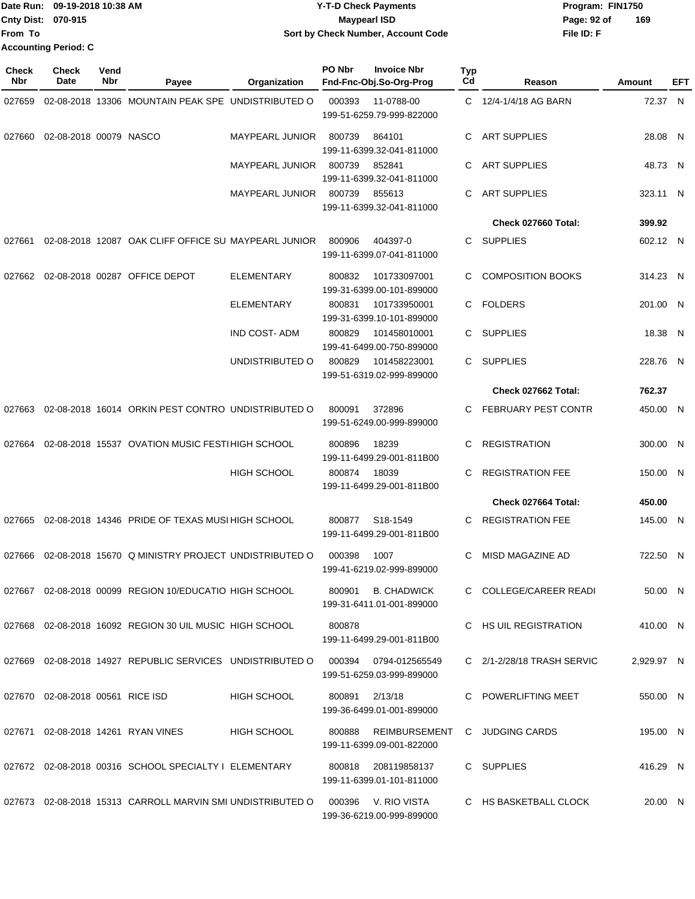Date Run: 09-19-2018 10:38 AM
Cnty Dist: 070-915
From To
Accounting Period: C

# Y-T-D Check Payments
## Maypearl ISD
### Sort by Check Number, Account Code

Program: FIN1750
File ID: F

| Check Nbr | Check Date | Vend Nbr | Payee | Organization | PO Nbr | Invoice Nbr / Fnd-Fnc-Obj.So-Org-Prog | Typ Cd | Reason | Amount | EFT |
|---|---|---|---|---|---|---|---|---|---|---|
| 027659 | 02-08-2018 | 13306 | MOUNTAIN PEAK SPE | UNDISTRIBUTED O | 000393 | 11-0788-00 199-51-6259.79-999-822000 | C | 12/4-1/4/18 AG BARN | 72.37 | N |
| 027660 | 02-08-2018 | 00079 | NASCO | MAYPEARL JUNIOR | 800739 | 864101 199-11-6399.32-041-811000 | C | ART SUPPLIES | 28.08 | N |
| | | | | MAYPEARL JUNIOR | 800739 | 852841 199-11-6399.32-041-811000 | C | ART SUPPLIES | 48.73 | N |
| | | | | MAYPEARL JUNIOR | 800739 | 855613 199-11-6399.32-041-811000 | C | ART SUPPLIES | 323.11 | N |
| | | | | | | | | **Check 027660 Total:** | **399.92** | |
| 027661 | 02-08-2018 | 12087 | OAK CLIFF OFFICE SU | MAYPEARL JUNIOR | 800906 | 404397-0 199-11-6399.07-041-811000 | C | SUPPLIES | 602.12 | N |
| 027662 | 02-08-2018 | 00287 | OFFICE DEPOT | ELEMENTARY | 800832 | 101733097001 199-31-6399.00-101-899000 | C | COMPOSITION BOOKS | 314.23 | N |
| | | | | ELEMENTARY | 800831 | 101733950001 199-31-6399.10-101-899000 | C | FOLDERS | 201.00 | N |
| | | | | IND COST- ADM | 800829 | 101458010001 199-41-6499.00-750-899000 | C | SUPPLIES | 18.38 | N |
| | | | | UNDISTRIBUTED O | 800829 | 101458223001 199-51-6319.02-999-899000 | C | SUPPLIES | 228.76 | N |
| | | | | | | | | **Check 027662 Total:** | **762.37** | |
| 027663 | 02-08-2018 | 16014 | ORKIN PEST CONTRO | UNDISTRIBUTED O | 800091 | 372896 199-51-6249.00-999-899000 | C | FEBRUARY PEST CONTR | 450.00 | N |
| 027664 | 02-08-2018 | 15537 | OVATION MUSIC FESTI | HIGH SCHOOL | 800896 | 18239 199-11-6499.29-001-811B00 | C | REGISTRATION | 300.00 | N |
| | | | | HIGH SCHOOL | 800874 | 18039 199-11-6499.29-001-811B00 | C | REGISTRATION FEE | 150.00 | N |
| | | | | | | | | **Check 027664 Total:** | **450.00** | |
| 027665 | 02-08-2018 | 14346 | PRIDE OF TEXAS MUSI | HIGH SCHOOL | 800877 | S18-1549 199-11-6499.29-001-811B00 | C | REGISTRATION FEE | 145.00 | N |
| 027666 | 02-08-2018 | 15670 | Q MINISTRY PROJECT | UNDISTRIBUTED O | 000398 | 1007 199-41-6219.02-999-899000 | C | MISD MAGAZINE AD | 722.50 | N |
| 027667 | 02-08-2018 | 00099 | REGION 10/EDUCATIO | HIGH SCHOOL | 800901 | B. CHADWICK 199-31-6411.01-001-899000 | C | COLLEGE/CAREER READI | 50.00 | N |
| 027668 | 02-08-2018 | 16092 | REGION 30 UIL MUSIC | HIGH SCHOOL | 800878 | 199-11-6499.29-001-811B00 | C | HS UIL REGISTRATION | 410.00 | N |
| 027669 | 02-08-2018 | 14927 | REPUBLIC SERVICES | UNDISTRIBUTED O | 000394 | 0794-012565549 199-51-6259.03-999-899000 | C | 2/1-2/28/18 TRASH SERVIC | 2,929.97 | N |
| 027670 | 02-08-2018 | 00561 | RICE ISD | HIGH SCHOOL | 800891 | 2/13/18 199-36-6499.01-001-899000 | C | POWERLIFTING MEET | 550.00 | N |
| 027671 | 02-08-2018 | 14261 | RYAN VINES | HIGH SCHOOL | 800888 | REIMBURSEMENT 199-11-6399.09-001-822000 | C | JUDGING CARDS | 195.00 | N |
| 027672 | 02-08-2018 | 00316 | SCHOOL SPECIALTY I | ELEMENTARY | 800818 | 208119858137 199-11-6399.01-101-811000 | C | SUPPLIES | 416.29 | N |
| 027673 | 02-08-2018 | 15313 | CARROLL MARVIN SMI | UNDISTRIBUTED O | 000396 | V. RIO VISTA 199-36-6219.00-999-899000 | C | HS BASKETBALL CLOCK | 20.00 | N |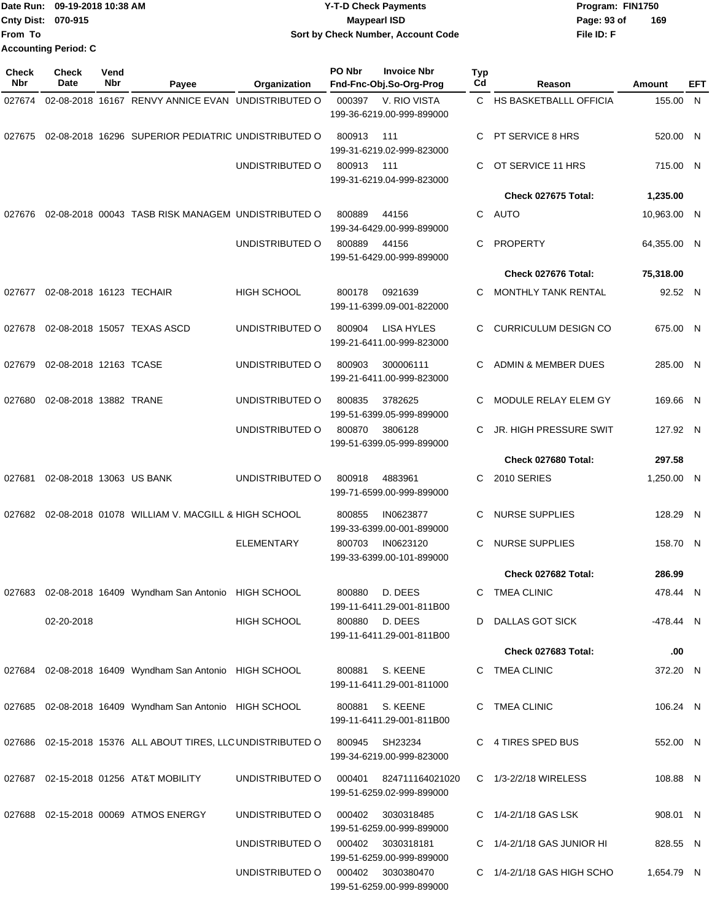Date Run: 09-19-2018 10:38 AM
Cnty Dist: 070-915
From To
Accounting Period: C

# Y-T-D Check Payments
## Maypearl ISD
### Sort by Check Number, Account Code

Program: FIN1750
File ID: F

| Check Nbr | Check Date | Vend Nbr | Payee | Organization | PO Nbr | Invoice Nbr / Fnd-Fnc-Obj.So-Org-Prog | Typ Cd | Reason | Amount | EFT |
|---|---|---|---|---|---|---|---|---|---|---|
| 027674 | 02-08-2018 | 16167 | RENVY ANNICE EVAN | UNDISTRIBUTED O | 000397 | V. RIO VISTA 199-36-6219.00-999-899000 | C | HS BASKETBALLL OFFICIA | 155.00 | N |
| 027675 | 02-08-2018 | 16296 | SUPERIOR PEDIATRIC | UNDISTRIBUTED O | 800913 | 111 199-31-6219.02-999-823000 | C | PT SERVICE 8 HRS | 520.00 | N |
| | | | | UNDISTRIBUTED O | 800913 | 111 199-31-6219.04-999-823000 | C | OT SERVICE 11 HRS | 715.00 | N |
| | | | | | | | | **Check 027675 Total:** | **1,235.00** | |
| 027676 | 02-08-2018 | 00043 | TASB RISK MANAGEM | UNDISTRIBUTED O | 800889 | 44156 199-34-6429.00-999-899000 | C | AUTO | 10,963.00 | N |
| | | | | UNDISTRIBUTED O | 800889 | 44156 199-51-6429.00-999-899000 | C | PROPERTY | 64,355.00 | N |
| | | | | | | | | **Check 027676 Total:** | **75,318.00** | |
| 027677 | 02-08-2018 | 16123 | TECHAIR | HIGH SCHOOL | 800178 | 0921639 199-11-6399.09-001-822000 | C | MONTHLY TANK RENTAL | 92.52 | N |
| 027678 | 02-08-2018 | 15057 | TEXAS ASCD | UNDISTRIBUTED O | 800904 | LISA HYLES 199-21-6411.00-999-823000 | C | CURRICULUM DESIGN CO | 675.00 | N |
| 027679 | 02-08-2018 | 12163 | TCASE | UNDISTRIBUTED O | 800903 | 300006111 199-21-6411.00-999-823000 | C | ADMIN & MEMBER DUES | 285.00 | N |
| 027680 | 02-08-2018 | 13882 | TRANE | UNDISTRIBUTED O | 800835 | 3782625 199-51-6399.05-999-899000 | C | MODULE RELAY ELEM GY | 169.66 | N |
| | | | | UNDISTRIBUTED O | 800870 | 3806128 199-51-6399.05-999-899000 | C | JR. HIGH PRESSURE SWIT | 127.92 | N |
| | | | | | | | | **Check 027680 Total:** | **297.58** | |
| 027681 | 02-08-2018 | 13063 | US BANK | UNDISTRIBUTED O | 800918 | 4883961 199-71-6599.00-999-899000 | C | 2010 SERIES | 1,250.00 | N |
| 027682 | 02-08-2018 | 01078 | WILLIAM V. MACGILL & | HIGH SCHOOL | 800855 | IN0623877 199-33-6399.00-001-899000 | C | NURSE SUPPLIES | 128.29 | N |
| | | | | ELEMENTARY | 800703 | IN0623120 199-33-6399.00-101-899000 | C | NURSE SUPPLIES | 158.70 | N |
| | | | | | | | | **Check 027682 Total:** | **286.99** | |
| 027683 | 02-08-2018 | 16409 | Wyndham San Antonio | HIGH SCHOOL | 800880 | D. DEES 199-11-6411.29-001-811B00 | C | TMEA CLINIC | 478.44 | N |
| | 02-20-2018 | | | HIGH SCHOOL | 800880 | D. DEES 199-11-6411.29-001-811B00 | D | DALLAS GOT SICK | -478.44 | N |
| | | | | | | | | **Check 027683 Total:** | **.00** | |
| 027684 | 02-08-2018 | 16409 | Wyndham San Antonio | HIGH SCHOOL | 800881 | S. KEENE 199-11-6411.29-001-811000 | C | TMEA CLINIC | 372.20 | N |
| 027685 | 02-08-2018 | 16409 | Wyndham San Antonio | HIGH SCHOOL | 800881 | S. KEENE 199-11-6411.29-001-811B00 | C | TMEA CLINIC | 106.24 | N |
| 027686 | 02-15-2018 | 15376 | ALL ABOUT TIRES, LLC | UNDISTRIBUTED O | 800945 | SH23234 199-34-6219.00-999-823000 | C | 4 TIRES SPED BUS | 552.00 | N |
| 027687 | 02-15-2018 | 01256 | AT&T MOBILITY | UNDISTRIBUTED O | 000401 | 824711164021020 199-51-6259.02-999-899000 | C | 1/3-2/2/18 WIRELESS | 108.88 | N |
| 027688 | 02-15-2018 | 00069 | ATMOS ENERGY | UNDISTRIBUTED O | 000402 | 3030318485 199-51-6259.00-999-899000 | C | 1/4-2/1/18 GAS LSK | 908.01 | N |
| | | | | UNDISTRIBUTED O | 000402 | 3030318181 199-51-6259.00-999-899000 | C | 1/4-2/1/18 GAS JUNIOR HI | 828.55 | N |
| | | | | UNDISTRIBUTED O | 000402 | 3030380470 199-51-6259.00-999-899000 | C | 1/4-2/1/18 GAS HIGH SCHO | 1,654.79 | N |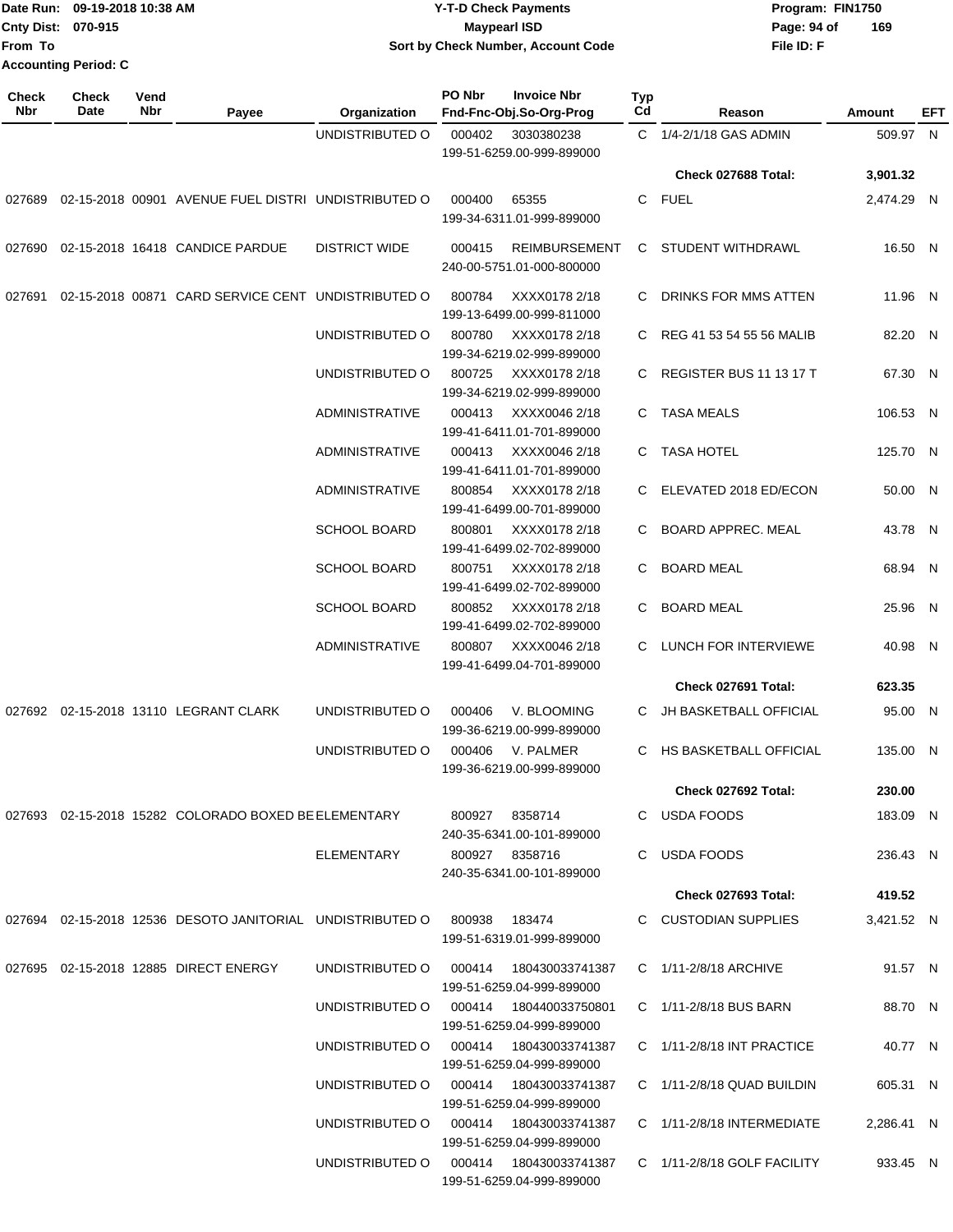Date Run: 09-19-2018 10:38 AM
Cnty Dist: 070-915
From To
Accounting Period: C

# Y-T-D Check Payments
## Maypearl ISD
### Sort by Check Number, Account Code

Program: FIN1750
File ID: F

| Check Nbr | Check Date | Vend Nbr | Payee | Organization | PO Nbr | Invoice Nbr / Fnd-Fnc-Obj.So-Org-Prog | Typ Cd | Reason | Amount | EFT |
|---|---|---|---|---|---|---|---|---|---|---|
| | | | | UNDISTRIBUTED O | 000402 | 3030380238 / 199-51-6259.00-999-899000 | C | 1/4-2/1/18 GAS ADMIN | 509.97 | N |
| | | | | | | | | **Check 027688 Total:** | **3,901.32** | |
| 027689 | 02-15-2018 | 00901 | AVENUE FUEL DISTRI | UNDISTRIBUTED O | 000400 | 65355 / 199-34-6311.01-999-899000 | C | FUEL | 2,474.29 | N |
| 027690 | 02-15-2018 | 16418 | CANDICE PARDUE | DISTRICT WIDE | 000415 | REIMBURSEMENT / 240-00-5751.01-000-800000 | C | STUDENT WITHDRAWL | 16.50 | N |
| 027691 | 02-15-2018 | 00871 | CARD SERVICE CENT | UNDISTRIBUTED O | 800784 | XXXX0178 2/18 / 199-13-6499.00-999-811000 | C | DRINKS FOR MMS ATTEN | 11.96 | N |
| | | | | UNDISTRIBUTED O | 800780 | XXXX0178 2/18 / 199-34-6219.02-999-899000 | C | REG 41 53 54 55 56 MALIB | 82.20 | N |
| | | | | UNDISTRIBUTED O | 800725 | XXXX0178 2/18 / 199-34-6219.02-999-899000 | C | REGISTER BUS 11 13 17 T | 67.30 | N |
| | | | | ADMINISTRATIVE | 000413 | XXXX0046 2/18 / 199-41-6411.01-701-899000 | C | TASA MEALS | 106.53 | N |
| | | | | ADMINISTRATIVE | 000413 | XXXX0046 2/18 / 199-41-6411.01-701-899000 | C | TASA HOTEL | 125.70 | N |
| | | | | ADMINISTRATIVE | 800854 | XXXX0178 2/18 / 199-41-6499.00-701-899000 | C | ELEVATED 2018 ED/ECON | 50.00 | N |
| | | | | SCHOOL BOARD | 800801 | XXXX0178 2/18 / 199-41-6499.02-702-899000 | C | BOARD APPREC. MEAL | 43.78 | N |
| | | | | SCHOOL BOARD | 800751 | XXXX0178 2/18 / 199-41-6499.02-702-899000 | C | BOARD MEAL | 68.94 | N |
| | | | | SCHOOL BOARD | 800852 | XXXX0178 2/18 / 199-41-6499.02-702-899000 | C | BOARD MEAL | 25.96 | N |
| | | | | ADMINISTRATIVE | 800807 | XXXX0046 2/18 / 199-41-6499.04-701-899000 | C | LUNCH FOR INTERVIEWE | 40.98 | N |
| | | | | | | | | **Check 027691 Total:** | **623.35** | |
| 027692 | 02-15-2018 | 13110 | LEGRANT CLARK | UNDISTRIBUTED O | 000406 | V. BLOOMING / 199-36-6219.00-999-899000 | C | JH BASKETBALL OFFICIAL | 95.00 | N |
| | | | | UNDISTRIBUTED O | 000406 | V. PALMER / 199-36-6219.00-999-899000 | C | HS BASKETBALL OFFICIAL | 135.00 | N |
| | | | | | | | | **Check 027692 Total:** | **230.00** | |
| 027693 | 02-15-2018 | 15282 | COLORADO BOXED BE | ELEMENTARY | 800927 | 8358714 / 240-35-6341.00-101-899000 | C | USDA FOODS | 183.09 | N |
| | | | | ELEMENTARY | 800927 | 8358716 / 240-35-6341.00-101-899000 | C | USDA FOODS | 236.43 | N |
| | | | | | | | | **Check 027693 Total:** | **419.52** | |
| 027694 | 02-15-2018 | 12536 | DESOTO JANITORIAL | UNDISTRIBUTED O | 800938 | 183474 / 199-51-6319.01-999-899000 | C | CUSTODIAN SUPPLIES | 3,421.52 | N |
| 027695 | 02-15-2018 | 12885 | DIRECT ENERGY | UNDISTRIBUTED O | 000414 | 180430033741387 / 199-51-6259.04-999-899000 | C | 1/11-2/8/18 ARCHIVE | 91.57 | N |
| | | | | UNDISTRIBUTED O | 000414 | 180440033750801 / 199-51-6259.04-999-899000 | C | 1/11-2/8/18 BUS BARN | 88.70 | N |
| | | | | UNDISTRIBUTED O | 000414 | 180430033741387 / 199-51-6259.04-999-899000 | C | 1/11-2/8/18 INT PRACTICE | 40.77 | N |
| | | | | UNDISTRIBUTED O | 000414 | 180430033741387 / 199-51-6259.04-999-899000 | C | 1/11-2/8/18 QUAD BUILDIN | 605.31 | N |
| | | | | UNDISTRIBUTED O | 000414 | 180430033741387 / 199-51-6259.04-999-899000 | C | 1/11-2/8/18 INTERMEDIATE | 2,286.41 | N |
| | | | | UNDISTRIBUTED O | 000414 | 180430033741387 / 199-51-6259.04-999-899000 | C | 1/11-2/8/18 GOLF FACILITY | 933.45 | N |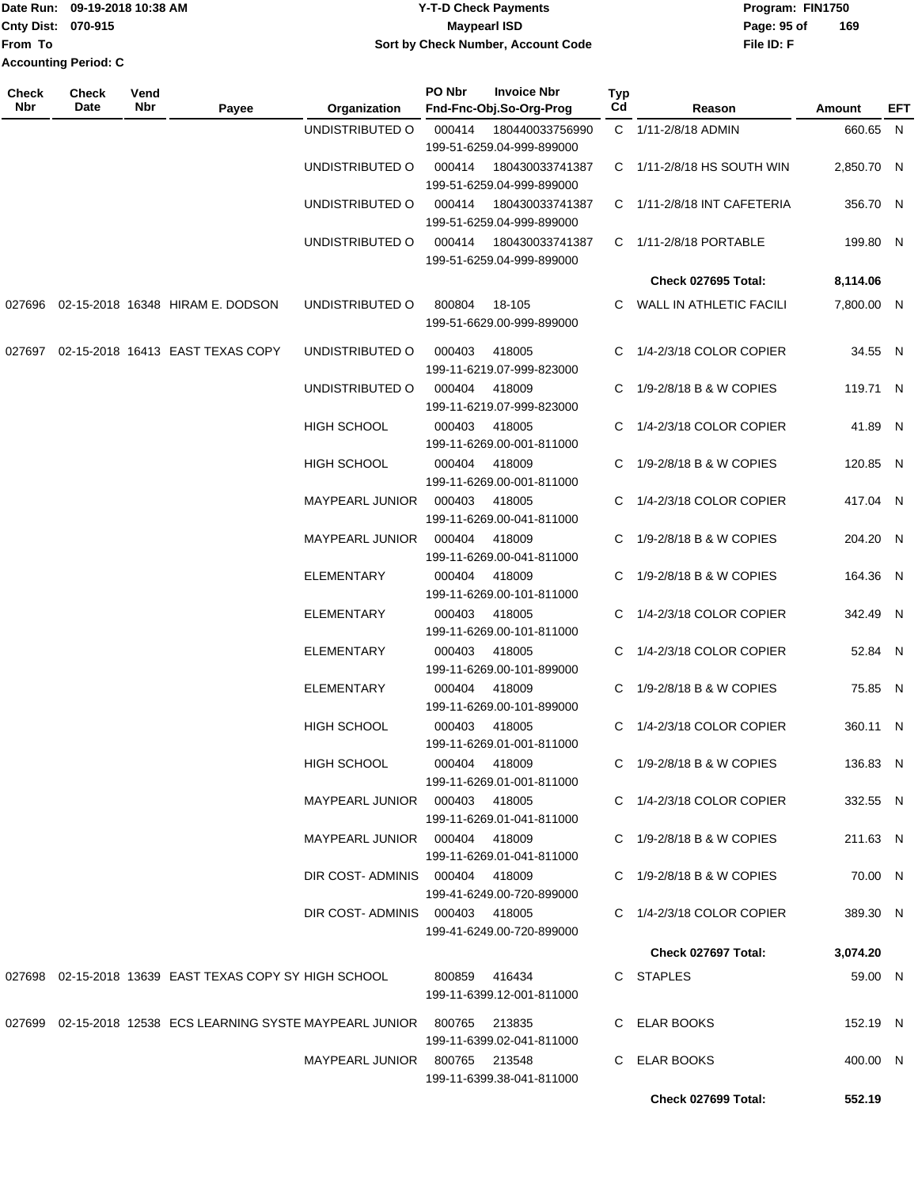Date Run: 09-19-2018 10:38 AM
Cnty Dist: 070-915
From To
Accounting Period: C

**Y-T-D Check Payments**
**Maypearl ISD**
**Sort by Check Number, Account Code**

Program: FIN1750
File ID: F

| Check Nbr | Check Date | Vend Nbr | Payee | Organization | PO Nbr | Invoice Nbr / Fnd-Fnc-Obj.So-Org-Prog | Typ Cd | Reason | Amount | EFT |
|---|---|---|---|---|---|---|---|---|---|---|
| | | | | UNDISTRIBUTED O | 000414 | 180440033756990 199-51-6259.04-999-899000 | C | 1/11-2/8/18 ADMIN | 660.65 | N |
| | | | | UNDISTRIBUTED O | 000414 | 180430033741387 199-51-6259.04-999-899000 | C | 1/11-2/8/18 HS SOUTH WIN | 2,850.70 | N |
| | | | | UNDISTRIBUTED O | 000414 | 180430033741387 199-51-6259.04-999-899000 | C | 1/11-2/8/18 INT CAFETERIA | 356.70 | N |
| | | | | UNDISTRIBUTED O | 000414 | 180430033741387 199-51-6259.04-999-899000 | C | 1/11-2/8/18 PORTABLE | 199.80 | N |
| | | | | | | | | **Check 027695 Total:** | **8,114.06** | |
| 027696 | 02-15-2018 | 16348 | HIRAM E. DODSON | UNDISTRIBUTED O | 800804 | 18-105 199-51-6629.00-999-899000 | C | WALL IN ATHLETIC FACILI | 7,800.00 | N |
| 027697 | 02-15-2018 | 16413 | EAST TEXAS COPY | UNDISTRIBUTED O | 000403 | 418005 199-11-6219.07-999-823000 | C | 1/4-2/3/18 COLOR COPIER | 34.55 | N |
| | | | | UNDISTRIBUTED O | 000404 | 418009 199-11-6219.07-999-823000 | C | 1/9-2/8/18 B & W COPIES | 119.71 | N |
| | | | | HIGH SCHOOL | 000403 | 418005 199-11-6269.00-001-811000 | C | 1/4-2/3/18 COLOR COPIER | 41.89 | N |
| | | | | HIGH SCHOOL | 000404 | 418009 199-11-6269.00-001-811000 | C | 1/9-2/8/18 B & W COPIES | 120.85 | N |
| | | | | MAYPEARL JUNIOR | 000403 | 418005 199-11-6269.00-041-811000 | C | 1/4-2/3/18 COLOR COPIER | 417.04 | N |
| | | | | MAYPEARL JUNIOR | 000404 | 418009 199-11-6269.00-041-811000 | C | 1/9-2/8/18 B & W COPIES | 204.20 | N |
| | | | | ELEMENTARY | 000404 | 418009 199-11-6269.00-101-811000 | C | 1/9-2/8/18 B & W COPIES | 164.36 | N |
| | | | | ELEMENTARY | 000403 | 418005 199-11-6269.00-101-811000 | C | 1/4-2/3/18 COLOR COPIER | 342.49 | N |
| | | | | ELEMENTARY | 000403 | 418005 199-11-6269.00-101-899000 | C | 1/4-2/3/18 COLOR COPIER | 52.84 | N |
| | | | | ELEMENTARY | 000404 | 418009 199-11-6269.00-101-899000 | C | 1/9-2/8/18 B & W COPIES | 75.85 | N |
| | | | | HIGH SCHOOL | 000403 | 418005 199-11-6269.01-001-811000 | C | 1/4-2/3/18 COLOR COPIER | 360.11 | N |
| | | | | HIGH SCHOOL | 000404 | 418009 199-11-6269.01-001-811000 | C | 1/9-2/8/18 B & W COPIES | 136.83 | N |
| | | | | MAYPEARL JUNIOR | 000403 | 418005 199-11-6269.01-041-811000 | C | 1/4-2/3/18 COLOR COPIER | 332.55 | N |
| | | | | MAYPEARL JUNIOR | 000404 | 418009 199-11-6269.01-041-811000 | C | 1/9-2/8/18 B & W COPIES | 211.63 | N |
| | | | | DIR COST- ADMINIS | 000404 | 418009 199-41-6249.00-720-899000 | C | 1/9-2/8/18 B & W COPIES | 70.00 | N |
| | | | | DIR COST- ADMINIS | 000403 | 418005 199-41-6249.00-720-899000 | C | 1/4-2/3/18 COLOR COPIER | 389.30 | N |
| | | | | | | | | **Check 027697 Total:** | **3,074.20** | |
| 027698 | 02-15-2018 | 13639 | EAST TEXAS COPY SY | HIGH SCHOOL | 800859 | 416434 199-11-6399.12-001-811000 | C | STAPLES | 59.00 | N |
| 027699 | 02-15-2018 | 12538 | ECS LEARNING SYSTE | MAYPEARL JUNIOR | 800765 | 213835 199-11-6399.02-041-811000 | C | ELAR BOOKS | 152.19 | N |
| | | | | MAYPEARL JUNIOR | 800765 | 213548 199-11-6399.38-041-811000 | C | ELAR BOOKS | 400.00 | N |
| | | | | | | | | **Check 027699 Total:** | **552.19** | |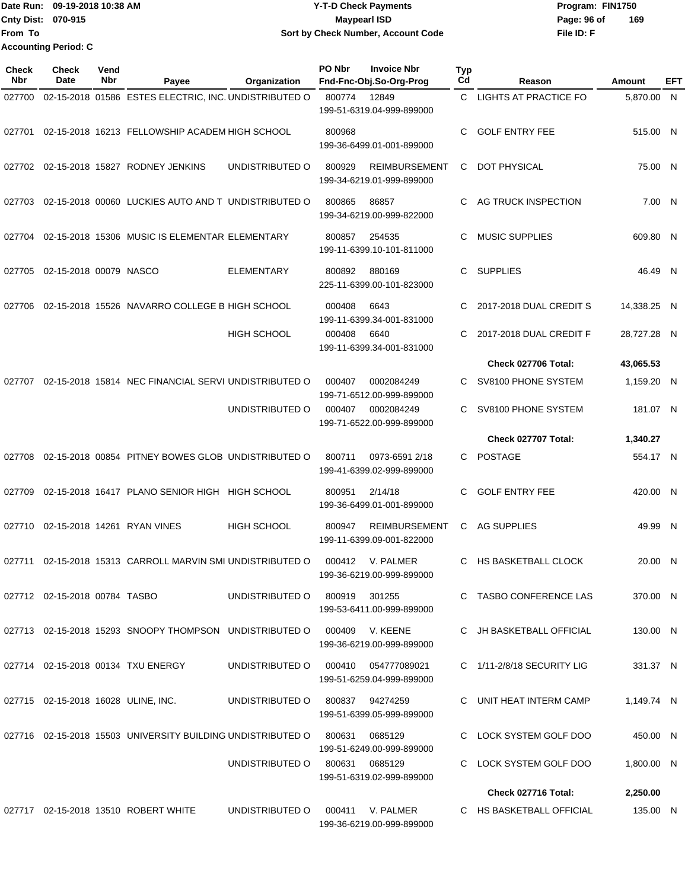Date Run: 09-19-2018 10:38 AM
Cnty Dist: 070-915
From To
Accounting Period: C

# Y-T-D Check Payments
## Maypearl ISD
### Sort by Check Number, Account Code

Program: FIN1750
File ID: F

| Check Nbr | Check Date | Vend Nbr | Payee | Organization | PO Nbr | Invoice Nbr / Fnd-Fnc-Obj.So-Org-Prog | Typ Cd | Reason | Amount | EFT |
|---|---|---|---|---|---|---|---|---|---|---|
| 027700 | 02-15-2018 | 01586 | ESTES ELECTRIC, INC. | UNDISTRIBUTED O | 800774 | 12849<br>199-51-6319.04-999-899000 | C | LIGHTS AT PRACTICE FO | 5,870.00 | N |
| 027701 | 02-15-2018 | 16213 | FELLOWSHIP ACADEM | HIGH SCHOOL | 800968 | 199-36-6499.01-001-899000 | C | GOLF ENTRY FEE | 515.00 | N |
| 027702 | 02-15-2018 | 15827 | RODNEY JENKINS | UNDISTRIBUTED O | 800929 | REIMBURSEMENT<br>199-34-6219.01-999-899000 | C | DOT PHYSICAL | 75.00 | N |
| 027703 | 02-15-2018 | 00060 | LUCKIES AUTO AND T | UNDISTRIBUTED O | 800865 | 86857<br>199-34-6219.00-999-822000 | C | AG TRUCK INSPECTION | 7.00 | N |
| 027704 | 02-15-2018 | 15306 | MUSIC IS ELEMENTAR | ELEMENTARY | 800857 | 254535<br>199-11-6399.10-101-811000 | C | MUSIC SUPPLIES | 609.80 | N |
| 027705 | 02-15-2018 | 00079 | NASCO | ELEMENTARY | 800892 | 880169<br>225-11-6399.00-101-823000 | C | SUPPLIES | 46.49 | N |
| 027706 | 02-15-2018 | 15526 | NAVARRO COLLEGE B | HIGH SCHOOL | 000408 | 6643<br>199-11-6399.34-001-831000 | C | 2017-2018 DUAL CREDIT S | 14,338.25 | N |
| | | | | HIGH SCHOOL | 000408 | 6640<br>199-11-6399.34-001-831000 | C | 2017-2018 DUAL CREDIT F | 28,727.28 | N |
| | | | | | | | | **Check 027706 Total:** | **43,065.53** | |
| 027707 | 02-15-2018 | 15814 | NEC FINANCIAL SERVI | UNDISTRIBUTED O | 000407 | 0002084249<br>199-71-6512.00-999-899000 | C | SV8100 PHONE SYSTEM | 1,159.20 | N |
| | | | | UNDISTRIBUTED O | 000407 | 0002084249<br>199-71-6522.00-999-899000 | C | SV8100 PHONE SYSTEM | 181.07 | N |
| | | | | | | | | **Check 027707 Total:** | **1,340.27** | |
| 027708 | 02-15-2018 | 00854 | PITNEY BOWES GLOB | UNDISTRIBUTED O | 800711 | 0973-6591 2/18<br>199-41-6399.02-999-899000 | C | POSTAGE | 554.17 | N |
| 027709 | 02-15-2018 | 16417 | PLANO SENIOR HIGH | HIGH SCHOOL | 800951 | 2/14/18<br>199-36-6499.01-001-899000 | C | GOLF ENTRY FEE | 420.00 | N |
| 027710 | 02-15-2018 | 14261 | RYAN VINES | HIGH SCHOOL | 800947 | REIMBURSEMENT<br>199-11-6399.09-001-822000 | C | AG SUPPLIES | 49.99 | N |
| 027711 | 02-15-2018 | 15313 | CARROLL MARVIN SMI | UNDISTRIBUTED O | 000412 | V. PALMER<br>199-36-6219.00-999-899000 | C | HS BASKETBALL CLOCK | 20.00 | N |
| 027712 | 02-15-2018 | 00784 | TASBO | UNDISTRIBUTED O | 800919 | 301255<br>199-53-6411.00-999-899000 | C | TASBO CONFERENCE LAS | 370.00 | N |
| 027713 | 02-15-2018 | 15293 | SNOOPY THOMPSON | UNDISTRIBUTED O | 000409 | V. KEENE<br>199-36-6219.00-999-899000 | C | JH BASKETBALL OFFICIAL | 130.00 | N |
| 027714 | 02-15-2018 | 00134 | TXU ENERGY | UNDISTRIBUTED O | 000410 | 054777089021<br>199-51-6259.04-999-899000 | C | 1/11-2/8/18 SECURITY LIG | 331.37 | N |
| 027715 | 02-15-2018 | 16028 | ULINE, INC. | UNDISTRIBUTED O | 800837 | 94274259<br>199-51-6399.05-999-899000 | C | UNIT HEAT INTERM CAMP | 1,149.74 | N |
| 027716 | 02-15-2018 | 15503 | UNIVERSITY BUILDING | UNDISTRIBUTED O | 800631 | 0685129<br>199-51-6249.00-999-899000 | C | LOCK SYSTEM GOLF DOO | 450.00 | N |
| | | | | UNDISTRIBUTED O | 800631 | 0685129<br>199-51-6319.02-999-899000 | C | LOCK SYSTEM GOLF DOO | 1,800.00 | N |
| | | | | | | | | **Check 027716 Total:** | **2,250.00** | |
| 027717 | 02-15-2018 | 13510 | ROBERT WHITE | UNDISTRIBUTED O | 000411 | V. PALMER<br>199-36-6219.00-999-899000 | C | HS BASKETBALL OFFICIAL | 135.00 | N |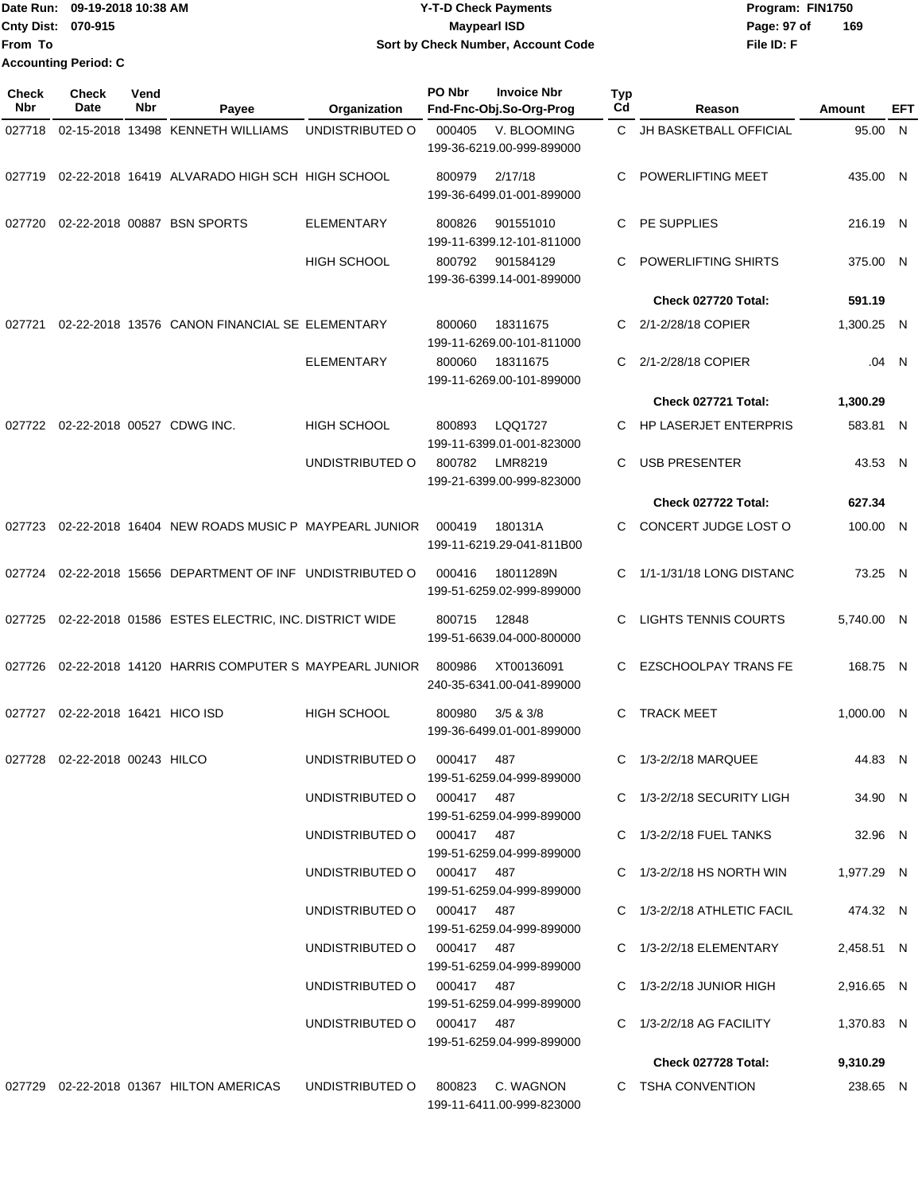Date Run: 09-19-2018 10:38 AM
Cnty Dist: 070-915
From To
Accounting Period: C

**Y-T-D Check Payments**
**Maypearl ISD**
**Sort by Check Number, Account Code**

Program: FIN1750
File ID: F

| Check Nbr | Check Date | Vend Nbr | Payee | Organization | PO Nbr | Invoice Nbr / Fnd-Fnc-Obj.So-Org-Prog | Typ Cd | Reason | Amount | EFT |
|---|---|---|---|---|---|---|---|---|---|---|
| 027718 | 02-15-2018 | 13498 | KENNETH WILLIAMS | UNDISTRIBUTED O | 000405 | V. BLOOMING 199-36-6219.00-999-899000 | C | JH BASKETBALL OFFICIAL | 95.00 | N |
| 027719 | 02-22-2018 | 16419 | ALVARADO HIGH SCH | HIGH SCHOOL | 800979 | 2/17/18 199-36-6499.01-001-899000 | C | POWERLIFTING MEET | 435.00 | N |
| 027720 | 02-22-2018 | 00887 | BSN SPORTS | ELEMENTARY | 800826 | 901551010 199-11-6399.12-101-811000 | C | PE SUPPLIES | 216.19 | N |
| | | | | HIGH SCHOOL | 800792 | 901584129 199-36-6399.14-001-899000 | C | POWERLIFTING SHIRTS | 375.00 | N |
| | | | | | | | | **Check 027720 Total:** | **591.19** | |
| 027721 | 02-22-2018 | 13576 | CANON FINANCIAL SE | ELEMENTARY | 800060 | 18311675 199-11-6269.00-101-811000 | C | 2/1-2/28/18 COPIER | 1,300.25 | N |
| | | | | ELEMENTARY | 800060 | 18311675 199-11-6269.00-101-899000 | C | 2/1-2/28/18 COPIER | .04 | N |
| | | | | | | | | **Check 027721 Total:** | **1,300.29** | |
| 027722 | 02-22-2018 | 00527 | CDWG INC. | HIGH SCHOOL | 800893 | LQQ1727 199-11-6399.01-001-823000 | C | HP LASERJET ENTERPRIS | 583.81 | N |
| | | | | UNDISTRIBUTED O | 800782 | LMR8219 199-21-6399.00-999-823000 | C | USB PRESENTER | 43.53 | N |
| | | | | | | | | **Check 027722 Total:** | **627.34** | |
| 027723 | 02-22-2018 | 16404 | NEW ROADS MUSIC P | MAYPEARL JUNIOR | 000419 | 180131A 199-11-6219.29-041-811B00 | C | CONCERT JUDGE LOST O | 100.00 | N |
| 027724 | 02-22-2018 | 15656 | DEPARTMENT OF INF | UNDISTRIBUTED O | 000416 | 18011289N 199-51-6259.02-999-899000 | C | 1/1-1/31/18 LONG DISTANC | 73.25 | N |
| 027725 | 02-22-2018 | 01586 | ESTES ELECTRIC, INC. | DISTRICT WIDE | 800715 | 12848 199-51-6639.04-000-800000 | C | LIGHTS TENNIS COURTS | 5,740.00 | N |
| 027726 | 02-22-2018 | 14120 | HARRIS COMPUTER S | MAYPEARL JUNIOR | 800986 | XT00136091 240-35-6341.00-041-899000 | C | EZSCHOOLPAY TRANS FE | 168.75 | N |
| 027727 | 02-22-2018 | 16421 | HICO ISD | HIGH SCHOOL | 800980 | 3/5 & 3/8 199-36-6499.01-001-899000 | C | TRACK MEET | 1,000.00 | N |
| 027728 | 02-22-2018 | 00243 | HILCO | UNDISTRIBUTED O | 000417 | 487 199-51-6259.04-999-899000 | C | 1/3-2/2/18 MARQUEE | 44.83 | N |
| | | | | UNDISTRIBUTED O | 000417 | 487 199-51-6259.04-999-899000 | C | 1/3-2/2/18 SECURITY LIGH | 34.90 | N |
| | | | | UNDISTRIBUTED O | 000417 | 487 199-51-6259.04-999-899000 | C | 1/3-2/2/18 FUEL TANKS | 32.96 | N |
| | | | | UNDISTRIBUTED O | 000417 | 487 199-51-6259.04-999-899000 | C | 1/3-2/2/18 HS NORTH WIN | 1,977.29 | N |
| | | | | UNDISTRIBUTED O | 000417 | 487 199-51-6259.04-999-899000 | C | 1/3-2/2/18 ATHLETIC FACIL | 474.32 | N |
| | | | | UNDISTRIBUTED O | 000417 | 487 199-51-6259.04-999-899000 | C | 1/3-2/2/18 ELEMENTARY | 2,458.51 | N |
| | | | | UNDISTRIBUTED O | 000417 | 487 199-51-6259.04-999-899000 | C | 1/3-2/2/18 JUNIOR HIGH | 2,916.65 | N |
| | | | | UNDISTRIBUTED O | 000417 | 487 199-51-6259.04-999-899000 | C | 1/3-2/2/18 AG FACILITY | 1,370.83 | N |
| | | | | | | | | **Check 027728 Total:** | **9,310.29** | |
| 027729 | 02-22-2018 | 01367 | HILTON AMERICAS | UNDISTRIBUTED O | 800823 | C. WAGNON 199-11-6411.00-999-823000 | C | TSHA CONVENTION | 238.65 | N |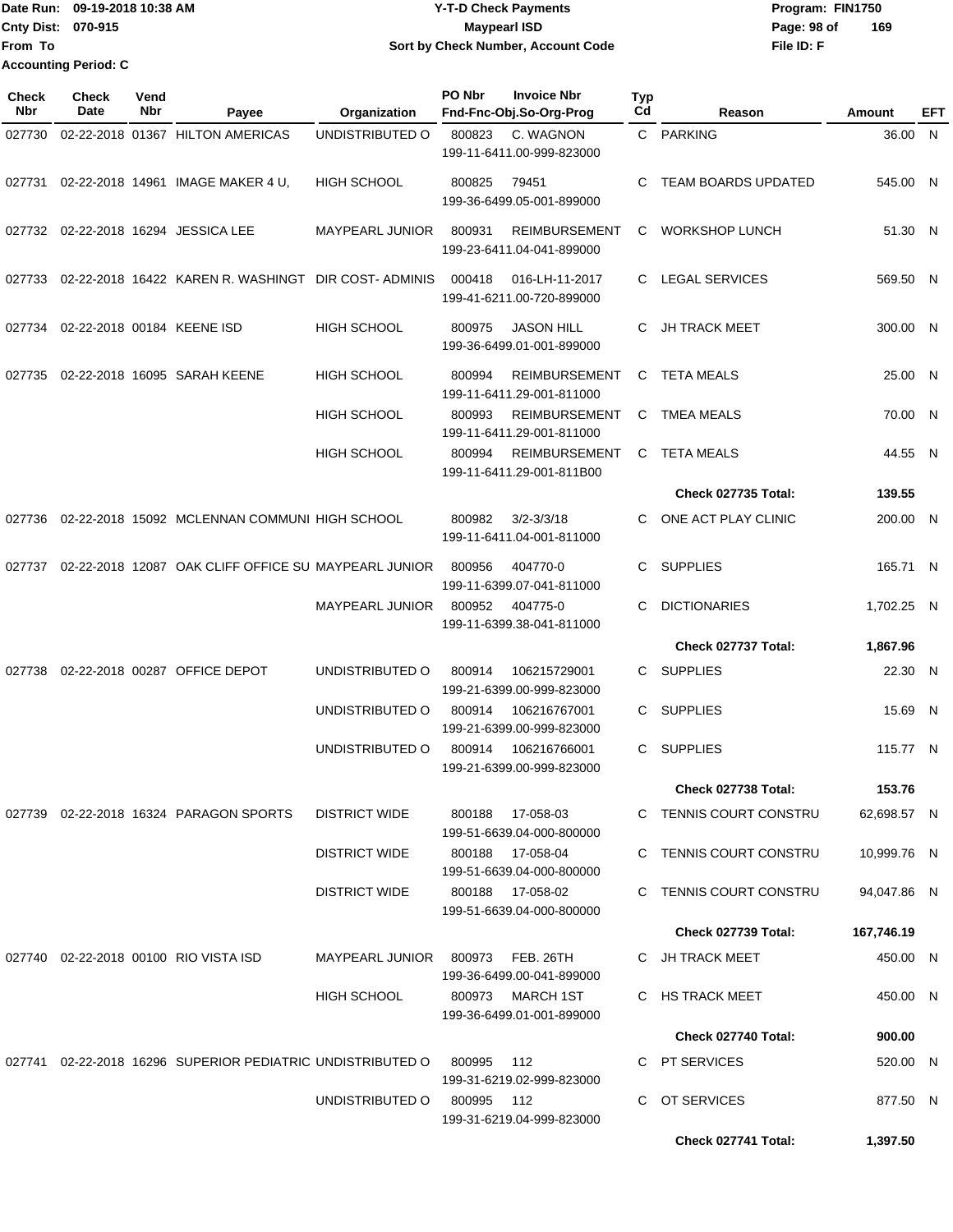Date Run: 09-19-2018 10:38 AM
Cnty Dist: 070-915
From To
Accounting Period: C

# Y-T-D Check Payments
## Maypearl ISD
### Sort by Check Number, Account Code

Program: FIN1750
File ID: F

| Check Nbr | Check Date | Vend Nbr | Payee | Organization | PO Nbr | Invoice Nbr / Fnd-Fnc-Obj.So-Org-Prog | Typ Cd | Reason | Amount | EFT |
|---|---|---|---|---|---|---|---|---|---|---|
| 027730 | 02-22-2018 | 01367 | HILTON AMERICAS | UNDISTRIBUTED O | 800823 | C. WAGNON 199-11-6411.00-999-823000 | C | PARKING | 36.00 | N |
| 027731 | 02-22-2018 | 14961 | IMAGE MAKER 4 U, | HIGH SCHOOL | 800825 | 79451 199-36-6499.05-001-899000 | C | TEAM BOARDS UPDATED | 545.00 | N |
| 027732 | 02-22-2018 | 16294 | JESSICA LEE | MAYPEARL JUNIOR | 800931 | REIMBURSEMENT 199-23-6411.04-041-899000 | C | WORKSHOP LUNCH | 51.30 | N |
| 027733 | 02-22-2018 | 16422 | KAREN R. WASHINGT | DIR COST- ADMINIS | 000418 | 016-LH-11-2017 199-41-6211.00-720-899000 | C | LEGAL SERVICES | 569.50 | N |
| 027734 | 02-22-2018 | 00184 | KEENE ISD | HIGH SCHOOL | 800975 | JASON HILL 199-36-6499.01-001-899000 | C | JH TRACK MEET | 300.00 | N |
| 027735 | 02-22-2018 | 16095 | SARAH KEENE | HIGH SCHOOL | 800994 | REIMBURSEMENT 199-11-6411.29-001-811000 | C | TETA MEALS | 25.00 | N |
| | | | | HIGH SCHOOL | 800993 | REIMBURSEMENT 199-11-6411.29-001-811000 | C | TMEA MEALS | 70.00 | N |
| | | | | HIGH SCHOOL | 800994 | REIMBURSEMENT 199-11-6411.29-001-811B00 | C | TETA MEALS | 44.55 | N |
| | | | | | | | | **Check 027735 Total:** | **139.55** | |
| 027736 | 02-22-2018 | 15092 | MCLENNAN COMMUNI | HIGH SCHOOL | 800982 | 3/2-3/3/18 199-11-6411.04-001-811000 | C | ONE ACT PLAY CLINIC | 200.00 | N |
| 027737 | 02-22-2018 | 12087 | OAK CLIFF OFFICE SU | MAYPEARL JUNIOR | 800956 | 404770-0 199-11-6399.07-041-811000 | C | SUPPLIES | 165.71 | N |
| | | | | MAYPEARL JUNIOR | 800952 | 404775-0 199-11-6399.38-041-811000 | C | DICTIONARIES | 1,702.25 | N |
| | | | | | | | | **Check 027737 Total:** | **1,867.96** | |
| 027738 | 02-22-2018 | 00287 | OFFICE DEPOT | UNDISTRIBUTED O | 800914 | 106215729001 199-21-6399.00-999-823000 | C | SUPPLIES | 22.30 | N |
| | | | | UNDISTRIBUTED O | 800914 | 106216767001 199-21-6399.00-999-823000 | C | SUPPLIES | 15.69 | N |
| | | | | UNDISTRIBUTED O | 800914 | 106216766001 199-21-6399.00-999-823000 | C | SUPPLIES | 115.77 | N |
| | | | | | | | | **Check 027738 Total:** | **153.76** | |
| 027739 | 02-22-2018 | 16324 | PARAGON SPORTS | DISTRICT WIDE | 800188 | 17-058-03 199-51-6639.04-000-800000 | C | TENNIS COURT CONSTRU | 62,698.57 | N |
| | | | | DISTRICT WIDE | 800188 | 17-058-04 199-51-6639.04-000-800000 | C | TENNIS COURT CONSTRU | 10,999.76 | N |
| | | | | DISTRICT WIDE | 800188 | 17-058-02 199-51-6639.04-000-800000 | C | TENNIS COURT CONSTRU | 94,047.86 | N |
| | | | | | | | | **Check 027739 Total:** | **167,746.19** | |
| 027740 | 02-22-2018 | 00100 | RIO VISTA ISD | MAYPEARL JUNIOR | 800973 | FEB. 26TH 199-36-6499.00-041-899000 | C | JH TRACK MEET | 450.00 | N |
| | | | | HIGH SCHOOL | 800973 | MARCH 1ST 199-36-6499.01-001-899000 | C | HS TRACK MEET | 450.00 | N |
| | | | | | | | | **Check 027740 Total:** | **900.00** | |
| 027741 | 02-22-2018 | 16296 | SUPERIOR PEDIATRIC | UNDISTRIBUTED O | 800995 | 112 199-31-6219.02-999-823000 | C | PT SERVICES | 520.00 | N |
| | | | | UNDISTRIBUTED O | 800995 | 112 199-31-6219.04-999-823000 | C | OT SERVICES | 877.50 | N |
| | | | | | | | | **Check 027741 Total:** | **1,397.50** | |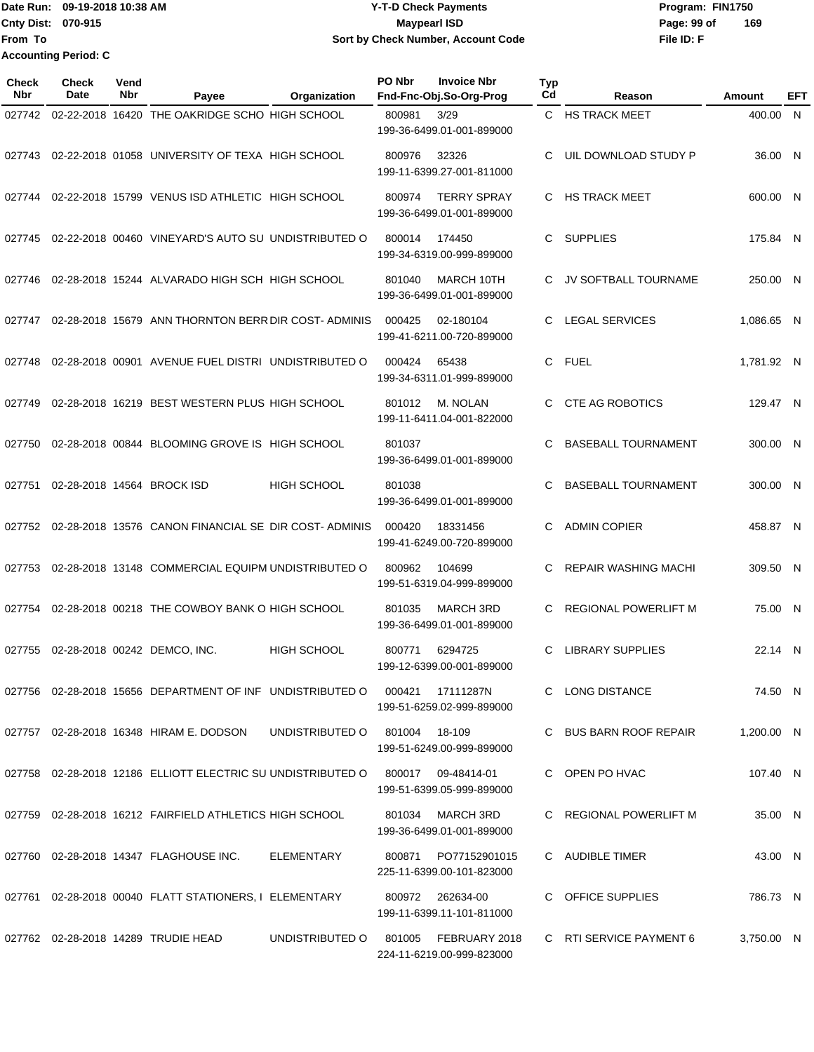Date Run: 09-19-2018 10:38 AM
Cnty Dist: 070-915
From To
Accounting Period: C

# Y-T-D Check Payments
## Maypearl ISD
### Sort by Check Number, Account Code

Program: FIN1750
File ID: F

| Check Nbr | Check Date | Vend Nbr | Payee | Organization | PO Nbr | Invoice Nbr / Fnd-Fnc-Obj.So-Org-Prog | Typ Cd | Reason | Amount | EFT |
|---|---|---|---|---|---|---|---|---|---|---|
| 027742 | 02-22-2018 | 16420 | THE OAKRIDGE SCHO | HIGH SCHOOL | 800981 | 3/29 199-36-6499.01-001-899000 | C | HS TRACK MEET | 400.00 | N |
| 027743 | 02-22-2018 | 01058 | UNIVERSITY OF TEXA | HIGH SCHOOL | 800976 | 32326 199-11-6399.27-001-811000 | C | UIL DOWNLOAD STUDY P | 36.00 | N |
| 027744 | 02-22-2018 | 15799 | VENUS ISD ATHLETIC | HIGH SCHOOL | 800974 | TERRY SPRAY 199-36-6499.01-001-899000 | C | HS TRACK MEET | 600.00 | N |
| 027745 | 02-22-2018 | 00460 | VINEYARD'S AUTO SU | UNDISTRIBUTED O | 800014 | 174450 199-34-6319.00-999-899000 | C | SUPPLIES | 175.84 | N |
| 027746 | 02-28-2018 | 15244 | ALVARADO HIGH SCH | HIGH SCHOOL | 801040 | MARCH 10TH 199-36-6499.01-001-899000 | C | JV SOFTBALL TOURNAME | 250.00 | N |
| 027747 | 02-28-2018 | 15679 | ANN THORNTON BERR | DIR COST- ADMINIS | 000425 | 02-180104 199-41-6211.00-720-899000 | C | LEGAL SERVICES | 1,086.65 | N |
| 027748 | 02-28-2018 | 00901 | AVENUE FUEL DISTRI | UNDISTRIBUTED O | 000424 | 65438 199-34-6311.01-999-899000 | C | FUEL | 1,781.92 | N |
| 027749 | 02-28-2018 | 16219 | BEST WESTERN PLUS | HIGH SCHOOL | 801012 | M. NOLAN 199-11-6411.04-001-822000 | C | CTE AG ROBOTICS | 129.47 | N |
| 027750 | 02-28-2018 | 00844 | BLOOMING GROVE IS | HIGH SCHOOL | 801037 | 199-36-6499.01-001-899000 | C | BASEBALL TOURNAMENT | 300.00 | N |
| 027751 | 02-28-2018 | 14564 | BROCK ISD | HIGH SCHOOL | 801038 | 199-36-6499.01-001-899000 | C | BASEBALL TOURNAMENT | 300.00 | N |
| 027752 | 02-28-2018 | 13576 | CANON FINANCIAL SE | DIR COST- ADMINIS | 000420 | 18331456 199-41-6249.00-720-899000 | C | ADMIN COPIER | 458.87 | N |
| 027753 | 02-28-2018 | 13148 | COMMERCIAL EQUIPM | UNDISTRIBUTED O | 800962 | 104699 199-51-6319.04-999-899000 | C | REPAIR WASHING MACHI | 309.50 | N |
| 027754 | 02-28-2018 | 00218 | THE COWBOY BANK O | HIGH SCHOOL | 801035 | MARCH 3RD 199-36-6499.01-001-899000 | C | REGIONAL POWERLIFT M | 75.00 | N |
| 027755 | 02-28-2018 | 00242 | DEMCO, INC. | HIGH SCHOOL | 800771 | 6294725 199-12-6399.00-001-899000 | C | LIBRARY SUPPLIES | 22.14 | N |
| 027756 | 02-28-2018 | 15656 | DEPARTMENT OF INF | UNDISTRIBUTED O | 000421 | 17111287N 199-51-6259.02-999-899000 | C | LONG DISTANCE | 74.50 | N |
| 027757 | 02-28-2018 | 16348 | HIRAM E. DODSON | UNDISTRIBUTED O | 801004 | 18-109 199-51-6249.00-999-899000 | C | BUS BARN ROOF REPAIR | 1,200.00 | N |
| 027758 | 02-28-2018 | 12186 | ELLIOTT ELECTRIC SU | UNDISTRIBUTED O | 800017 | 09-48414-01 199-51-6399.05-999-899000 | C | OPEN PO HVAC | 107.40 | N |
| 027759 | 02-28-2018 | 16212 | FAIRFIELD ATHLETICS | HIGH SCHOOL | 801034 | MARCH 3RD 199-36-6499.01-001-899000 | C | REGIONAL POWERLIFT M | 35.00 | N |
| 027760 | 02-28-2018 | 14347 | FLAGHOUSE INC. | ELEMENTARY | 800871 | PO77152901015 225-11-6399.00-101-823000 | C | AUDIBLE TIMER | 43.00 | N |
| 027761 | 02-28-2018 | 00040 | FLATT STATIONERS, I | ELEMENTARY | 800972 | 262634-00 199-11-6399.11-101-811000 | C | OFFICE SUPPLIES | 786.73 | N |
| 027762 | 02-28-2018 | 14289 | TRUDIE HEAD | UNDISTRIBUTED O | 801005 | FEBRUARY 2018 224-11-6219.00-999-823000 | C | RTI SERVICE PAYMENT 6 | 3,750.00 | N |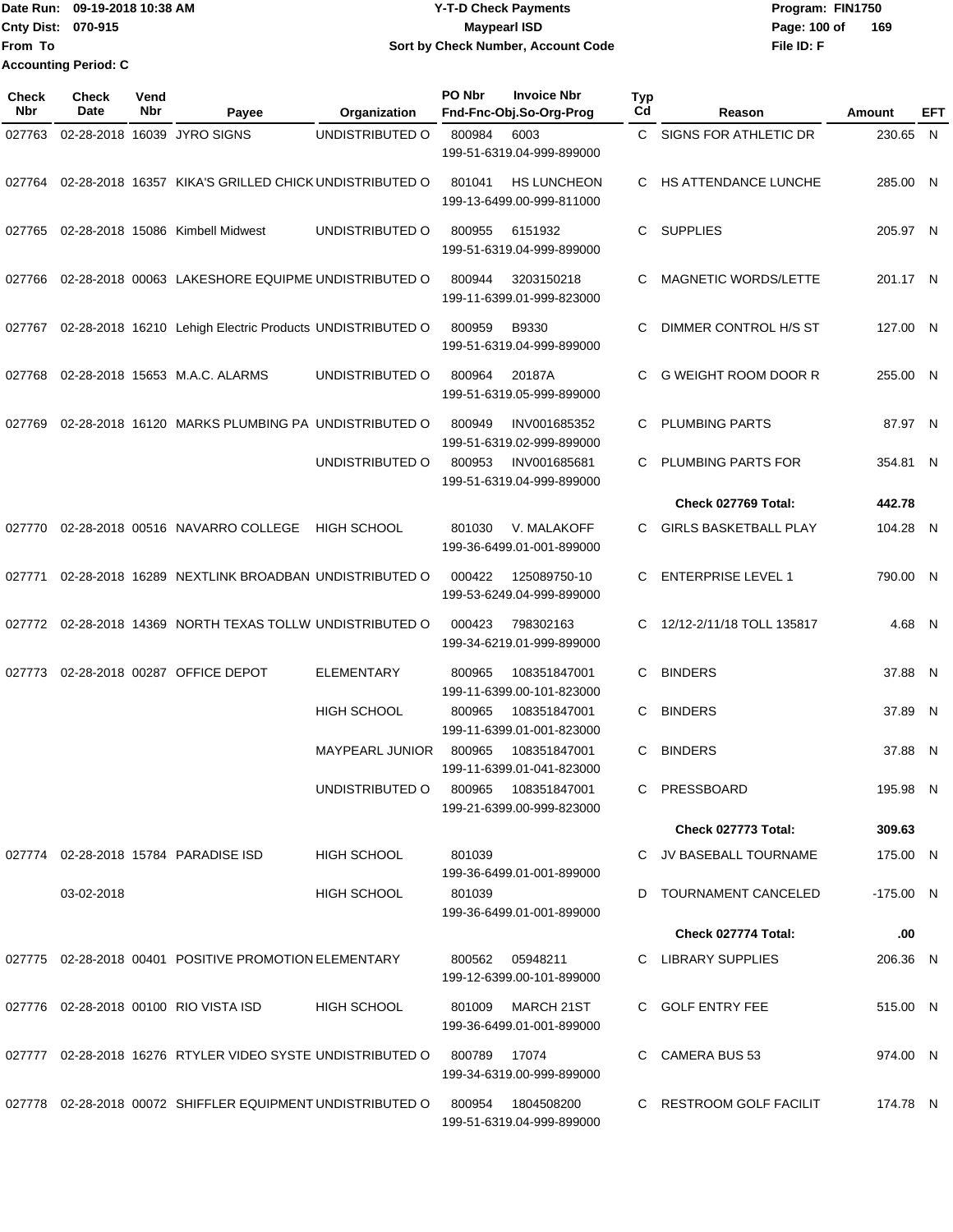Date Run: 09-19-2018 10:38 AM
Cnty Dist: 070-915
From To
Accounting Period: C

# Y-T-D Check Payments
## Maypearl ISD
### Sort by Check Number, Account Code

Program: FIN1750
File ID: F

| Check Nbr | Check Date | Vend Nbr | Payee | Organization | PO Nbr | Invoice Nbr / Fnd-Fnc-Obj.So-Org-Prog | Typ Cd | Reason | Amount | EFT |
|---|---|---|---|---|---|---|---|---|---|---|
| 027763 | 02-28-2018 | 16039 | JYRO SIGNS | UNDISTRIBUTED O | 800984 | 6003 199-51-6319.04-999-899000 | C | SIGNS FOR ATHLETIC DR | 230.65 | N |
| 027764 | 02-28-2018 | 16357 | KIKA'S GRILLED CHICK | UNDISTRIBUTED O | 801041 | HS LUNCHEON 199-13-6499.00-999-811000 | C | HS ATTENDANCE LUNCHE | 285.00 | N |
| 027765 | 02-28-2018 | 15086 | Kimbell Midwest | UNDISTRIBUTED O | 800955 | 6151932 199-51-6319.04-999-899000 | C | SUPPLIES | 205.97 | N |
| 027766 | 02-28-2018 | 00063 | LAKESHORE EQUIPME | UNDISTRIBUTED O | 800944 | 3203150218 199-11-6399.01-999-823000 | C | MAGNETIC WORDS/LETTE | 201.17 | N |
| 027767 | 02-28-2018 | 16210 | Lehigh Electric Products | UNDISTRIBUTED O | 800959 | B9330 199-51-6319.04-999-899000 | C | DIMMER CONTROL H/S ST | 127.00 | N |
| 027768 | 02-28-2018 | 15653 | M.A.C. ALARMS | UNDISTRIBUTED O | 800964 | 20187A 199-51-6319.05-999-899000 | C | G WEIGHT ROOM DOOR R | 255.00 | N |
| 027769 | 02-28-2018 | 16120 | MARKS PLUMBING PA | UNDISTRIBUTED O | 800949 | INV001685352 199-51-6319.02-999-899000 | C | PLUMBING PARTS | 87.97 | N |
| | | | | UNDISTRIBUTED O | 800953 | INV001685681 199-51-6319.04-999-899000 | C | PLUMBING PARTS FOR | 354.81 | N |
| | | | | | | | | **Check 027769 Total:** | **442.78** | |
| 027770 | 02-28-2018 | 00516 | NAVARRO COLLEGE | HIGH SCHOOL | 801030 | V. MALAKOFF 199-36-6499.01-001-899000 | C | GIRLS BASKETBALL PLAY | 104.28 | N |
| 027771 | 02-28-2018 | 16289 | NEXTLINK BROADBAN | UNDISTRIBUTED O | 000422 | 125089750-10 199-53-6249.04-999-899000 | C | ENTERPRISE LEVEL 1 | 790.00 | N |
| 027772 | 02-28-2018 | 14369 | NORTH TEXAS TOLLW | UNDISTRIBUTED O | 000423 | 798302163 199-34-6219.01-999-899000 | C | 12/12-2/11/18 TOLL 135817 | 4.68 | N |
| 027773 | 02-28-2018 | 00287 | OFFICE DEPOT | ELEMENTARY | 800965 | 108351847001 199-11-6399.00-101-823000 | C | BINDERS | 37.88 | N |
| | | | | HIGH SCHOOL | 800965 | 108351847001 199-11-6399.01-001-823000 | C | BINDERS | 37.89 | N |
| | | | | MAYPEARL JUNIOR | 800965 | 108351847001 199-11-6399.01-041-823000 | C | BINDERS | 37.88 | N |
| | | | | UNDISTRIBUTED O | 800965 | 108351847001 199-21-6399.00-999-823000 | C | PRESSBOARD | 195.98 | N |
| | | | | | | | | **Check 027773 Total:** | **309.63** | |
| 027774 | 02-28-2018 | 15784 | PARADISE ISD | HIGH SCHOOL | 801039 | 199-36-6499.01-001-899000 | C | JV BASEBALL TOURNAME | 175.00 | N |
| | 03-02-2018 | | | HIGH SCHOOL | 801039 | 199-36-6499.01-001-899000 | D | TOURNAMENT CANCELED | -175.00 | N |
| | | | | | | | | **Check 027774 Total:** | **.00** | |
| 027775 | 02-28-2018 | 00401 | POSITIVE PROMOTION | ELEMENTARY | 800562 | 05948211 199-12-6399.00-101-899000 | C | LIBRARY SUPPLIES | 206.36 | N |
| 027776 | 02-28-2018 | 00100 | RIO VISTA ISD | HIGH SCHOOL | 801009 | MARCH 21ST 199-36-6499.01-001-899000 | C | GOLF ENTRY FEE | 515.00 | N |
| 027777 | 02-28-2018 | 16276 | RTYLER VIDEO SYSTE | UNDISTRIBUTED O | 800789 | 17074 199-34-6319.00-999-899000 | C | CAMERA BUS 53 | 974.00 | N |
| 027778 | 02-28-2018 | 00072 | SHIFFLER EQUIPMENT | UNDISTRIBUTED O | 800954 | 1804508200 199-51-6319.04-999-899000 | C | RESTROOM GOLF FACILIT | 174.78 | N |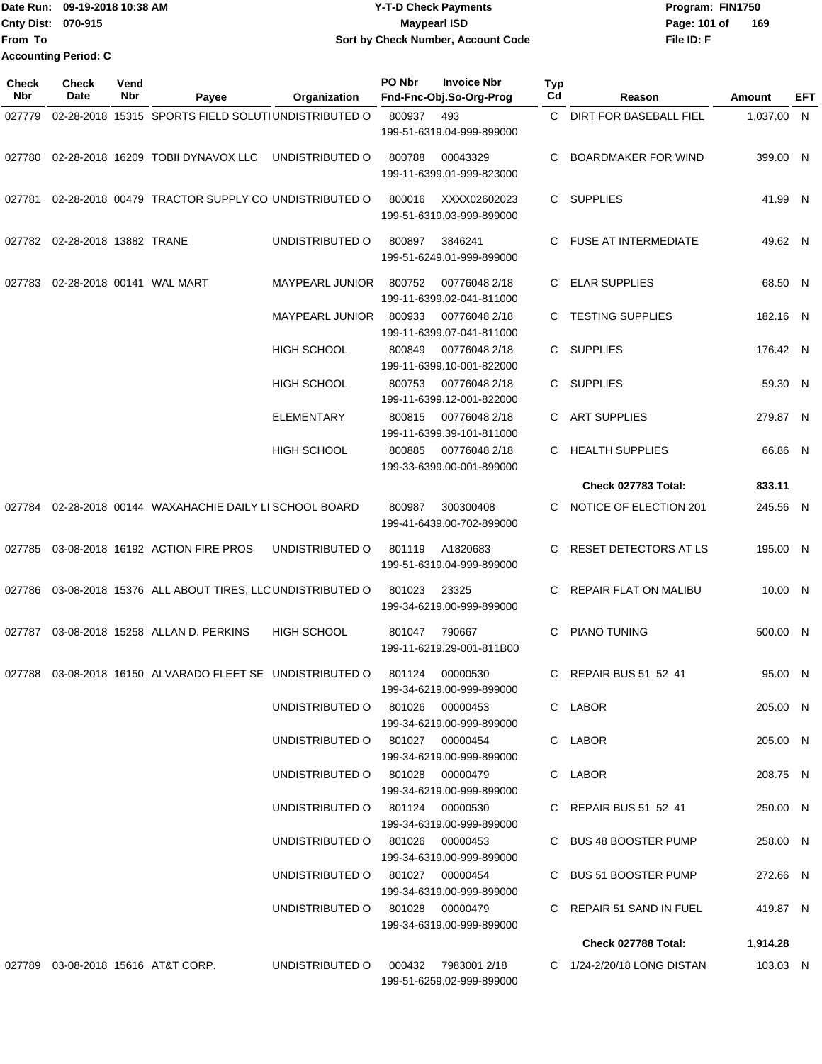Date Run: 09-19-2018 10:38 AM
Cnty Dist: 070-915
From To
Accounting Period: C

**Y-T-D Check Payments**
**Maypearl ISD**
**Sort by Check Number, Account Code**

Program: FIN1750
File ID: F

| Check Nbr | Check Date | Vend Nbr | Payee | Organization | PO Nbr | Invoice Nbr / Fnd-Fnc-Obj.So-Org-Prog | Typ Cd | Reason | Amount | EFT |
|---|---|---|---|---|---|---|---|---|---|---|
| 027779 | 02-28-2018 | 15315 | SPORTS FIELD SOLUTI | UNDISTRIBUTED O | 800937 | 493 199-51-6319.04-999-899000 | C | DIRT FOR BASEBALL FIEL | 1,037.00 | N |
| 027780 | 02-28-2018 | 16209 | TOBII DYNAVOX LLC | UNDISTRIBUTED O | 800788 | 00043329 199-11-6399.01-999-823000 | C | BOARDMAKER FOR WIND | 399.00 | N |
| 027781 | 02-28-2018 | 00479 | TRACTOR SUPPLY CO | UNDISTRIBUTED O | 800016 | XXXX02602023 199-51-6319.03-999-899000 | C | SUPPLIES | 41.99 | N |
| 027782 | 02-28-2018 | 13882 | TRANE | UNDISTRIBUTED O | 800897 | 3846241 199-51-6249.01-999-899000 | C | FUSE AT INTERMEDIATE | 49.62 | N |
| 027783 | 02-28-2018 | 00141 | WAL MART | MAYPEARL JUNIOR | 800752 | 00776048 2/18 199-11-6399.02-041-811000 | C | ELAR SUPPLIES | 68.50 | N |
| | | | | MAYPEARL JUNIOR | 800933 | 00776048 2/18 199-11-6399.07-041-811000 | C | TESTING SUPPLIES | 182.16 | N |
| | | | | HIGH SCHOOL | 800849 | 00776048 2/18 199-11-6399.10-001-822000 | C | SUPPLIES | 176.42 | N |
| | | | | HIGH SCHOOL | 800753 | 00776048 2/18 199-11-6399.12-001-822000 | C | SUPPLIES | 59.30 | N |
| | | | | ELEMENTARY | 800815 | 00776048 2/18 199-11-6399.39-101-811000 | C | ART SUPPLIES | 279.87 | N |
| | | | | HIGH SCHOOL | 800885 | 00776048 2/18 199-33-6399.00-001-899000 | C | HEALTH SUPPLIES | 66.86 | N |
| | | | | | | | | **Check 027783 Total:** | **833.11** | |
| 027784 | 02-28-2018 | 00144 | WAXAHACHIE DAILY LI | SCHOOL BOARD | 800987 | 300300408 199-41-6439.00-702-899000 | C | NOTICE OF ELECTION 201 | 245.56 | N |
| 027785 | 03-08-2018 | 16192 | ACTION FIRE PROS | UNDISTRIBUTED O | 801119 | A1820683 199-51-6319.04-999-899000 | C | RESET DETECTORS AT LS | 195.00 | N |
| 027786 | 03-08-2018 | 15376 | ALL ABOUT TIRES, LLC | UNDISTRIBUTED O | 801023 | 23325 199-34-6219.00-999-899000 | C | REPAIR FLAT ON MALIBU | 10.00 | N |
| 027787 | 03-08-2018 | 15258 | ALLAN D. PERKINS | HIGH SCHOOL | 801047 | 790667 199-11-6219.29-001-811B00 | C | PIANO TUNING | 500.00 | N |
| 027788 | 03-08-2018 | 16150 | ALVARADO FLEET SE | UNDISTRIBUTED O | 801124 | 00000530 199-34-6219.00-999-899000 | C | REPAIR BUS 51 52 41 | 95.00 | N |
| | | | | UNDISTRIBUTED O | 801026 | 00000453 199-34-6219.00-999-899000 | C | LABOR | 205.00 | N |
| | | | | UNDISTRIBUTED O | 801027 | 00000454 199-34-6219.00-999-899000 | C | LABOR | 205.00 | N |
| | | | | UNDISTRIBUTED O | 801028 | 00000479 199-34-6219.00-999-899000 | C | LABOR | 208.75 | N |
| | | | | UNDISTRIBUTED O | 801124 | 00000530 199-34-6319.00-999-899000 | C | REPAIR BUS 51 52 41 | 250.00 | N |
| | | | | UNDISTRIBUTED O | 801026 | 00000453 199-34-6319.00-999-899000 | C | BUS 48 BOOSTER PUMP | 258.00 | N |
| | | | | UNDISTRIBUTED O | 801027 | 00000454 199-34-6319.00-999-899000 | C | BUS 51 BOOSTER PUMP | 272.66 | N |
| | | | | UNDISTRIBUTED O | 801028 | 00000479 199-34-6319.00-999-899000 | C | REPAIR 51 SAND IN FUEL | 419.87 | N |
| | | | | | | | | **Check 027788 Total:** | **1,914.28** | |
| 027789 | 03-08-2018 | 15616 | AT&T CORP. | UNDISTRIBUTED O | 000432 | 7983001 2/18 199-51-6259.02-999-899000 | C | 1/24-2/20/18 LONG DISTAN | 103.03 | N |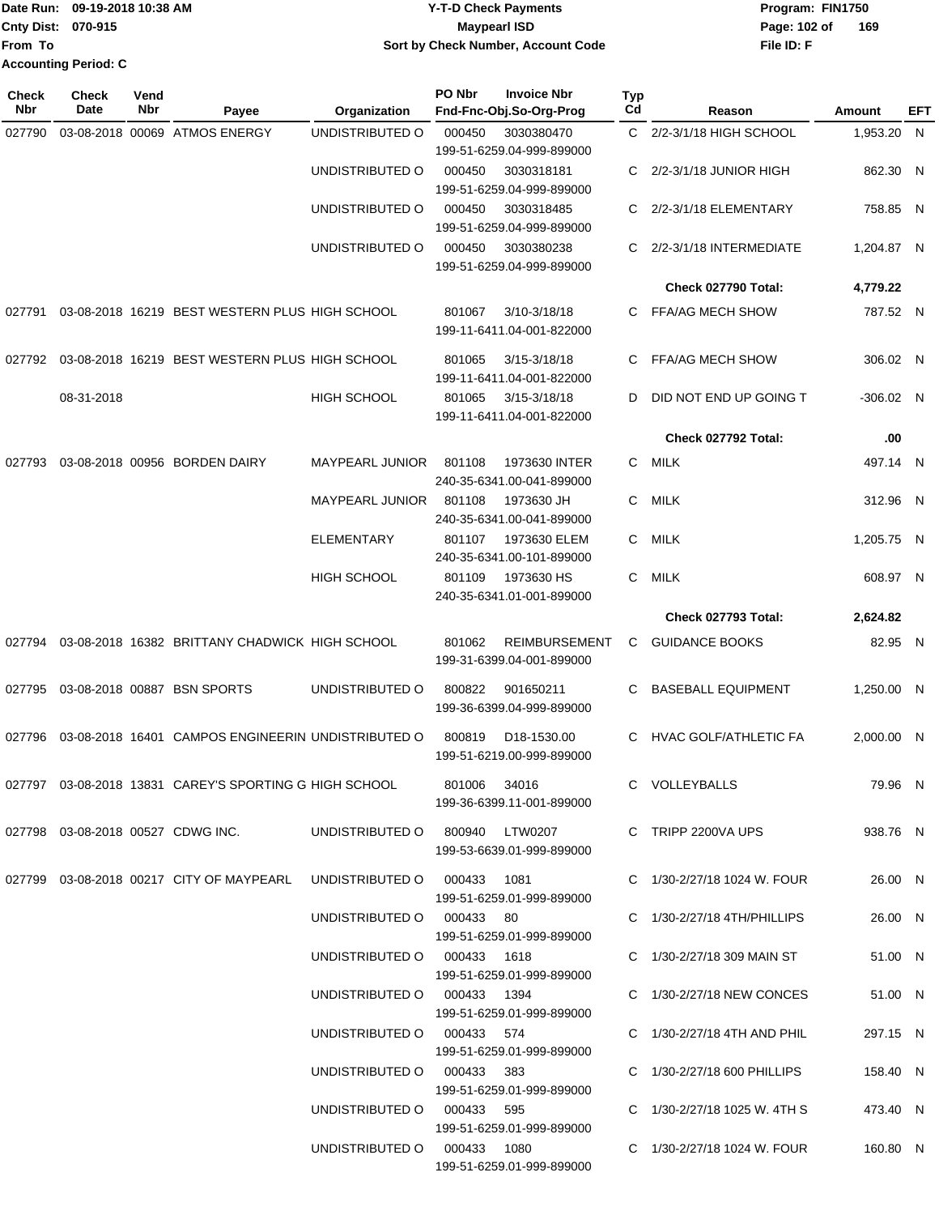Date Run: 09-19-2018 10:38 AM
Cnty Dist: 070-915
From To
Accounting Period: C

# Y-T-D Check Payments
## Maypearl ISD
### Sort by Check Number, Account Code

Program: FIN1750
File ID: F

| Check Nbr | Check Date | Vend Nbr | Payee | Organization | PO Nbr | Invoice Nbr / Fnd-Fnc-Obj.So-Org-Prog | Typ Cd | Reason | Amount | EFT |
|---|---|---|---|---|---|---|---|---|---|---|
| 027790 | 03-08-2018 | 00069 | ATMOS ENERGY | UNDISTRIBUTED O | 000450 | 3030380470 / 199-51-6259.04-999-899000 | C | 2/2-3/1/18 HIGH SCHOOL | 1,953.20 | N |
| | | | | UNDISTRIBUTED O | 000450 | 3030318181 / 199-51-6259.04-999-899000 | C | 2/2-3/1/18 JUNIOR HIGH | 862.30 | N |
| | | | | UNDISTRIBUTED O | 000450 | 3030318485 / 199-51-6259.04-999-899000 | C | 2/2-3/1/18 ELEMENTARY | 758.85 | N |
| | | | | UNDISTRIBUTED O | 000450 | 3030380238 / 199-51-6259.04-999-899000 | C | 2/2-3/1/18 INTERMEDIATE | 1,204.87 | N |
| | | | | | | | | **Check 027790 Total:** | **4,779.22** | |
| 027791 | 03-08-2018 | 16219 | BEST WESTERN PLUS | HIGH SCHOOL | 801067 | 3/10-3/18/18 / 199-11-6411.04-001-822000 | C | FFA/AG MECH SHOW | 787.52 | N |
| 027792 | 03-08-2018 | 16219 | BEST WESTERN PLUS | HIGH SCHOOL | 801065 | 3/15-3/18/18 / 199-11-6411.04-001-822000 | C | FFA/AG MECH SHOW | 306.02 | N |
| | 08-31-2018 | | | HIGH SCHOOL | 801065 | 3/15-3/18/18 / 199-11-6411.04-001-822000 | D | DID NOT END UP GOING T | -306.02 | N |
| | | | | | | | | **Check 027792 Total:** | **.00** | |
| 027793 | 03-08-2018 | 00956 | BORDEN DAIRY | MAYPEARL JUNIOR | 801108 | 1973630 INTER / 240-35-6341.00-041-899000 | C | MILK | 497.14 | N |
| | | | | MAYPEARL JUNIOR | 801108 | 1973630 JH / 240-35-6341.00-041-899000 | C | MILK | 312.96 | N |
| | | | | ELEMENTARY | 801107 | 1973630 ELEM / 240-35-6341.00-101-899000 | C | MILK | 1,205.75 | N |
| | | | | HIGH SCHOOL | 801109 | 1973630 HS / 240-35-6341.01-001-899000 | C | MILK | 608.97 | N |
| | | | | | | | | **Check 027793 Total:** | **2,624.82** | |
| 027794 | 03-08-2018 | 16382 | BRITTANY CHADWICK | HIGH SCHOOL | 801062 | REIMBURSEMENT / 199-31-6399.04-001-899000 | C | GUIDANCE BOOKS | 82.95 | N |
| 027795 | 03-08-2018 | 00887 | BSN SPORTS | UNDISTRIBUTED O | 800822 | 901650211 / 199-36-6399.04-999-899000 | C | BASEBALL EQUIPMENT | 1,250.00 | N |
| 027796 | 03-08-2018 | 16401 | CAMPOS ENGINEERIN | UNDISTRIBUTED O | 800819 | D18-1530.00 / 199-51-6219.00-999-899000 | C | HVAC GOLF/ATHLETIC FA | 2,000.00 | N |
| 027797 | 03-08-2018 | 13831 | CAREY'S SPORTING G | HIGH SCHOOL | 801006 | 34016 / 199-36-6399.11-001-899000 | C | VOLLEYBALLS | 79.96 | N |
| 027798 | 03-08-2018 | 00527 | CDWG INC. | UNDISTRIBUTED O | 800940 | LTW0207 / 199-53-6639.01-999-899000 | C | TRIPP 2200VA UPS | 938.76 | N |
| 027799 | 03-08-2018 | 00217 | CITY OF MAYPEARL | UNDISTRIBUTED O | 000433 | 1081 / 199-51-6259.01-999-899000 | C | 1/30-2/27/18 1024 W. FOUR | 26.00 | N |
| | | | | UNDISTRIBUTED O | 000433 | 80 / 199-51-6259.01-999-899000 | C | 1/30-2/27/18 4TH/PHILLIPS | 26.00 | N |
| | | | | UNDISTRIBUTED O | 000433 | 1618 / 199-51-6259.01-999-899000 | C | 1/30-2/27/18 309 MAIN ST | 51.00 | N |
| | | | | UNDISTRIBUTED O | 000433 | 1394 / 199-51-6259.01-999-899000 | C | 1/30-2/27/18 NEW CONCES | 51.00 | N |
| | | | | UNDISTRIBUTED O | 000433 | 574 / 199-51-6259.01-999-899000 | C | 1/30-2/27/18 4TH AND PHIL | 297.15 | N |
| | | | | UNDISTRIBUTED O | 000433 | 383 / 199-51-6259.01-999-899000 | C | 1/30-2/27/18 600 PHILLIPS | 158.40 | N |
| | | | | UNDISTRIBUTED O | 000433 | 595 / 199-51-6259.01-999-899000 | C | 1/30-2/27/18 1025 W. 4TH S | 473.40 | N |
| | | | | UNDISTRIBUTED O | 000433 | 1080 / 199-51-6259.01-999-899000 | C | 1/30-2/27/18 1024 W. FOUR | 160.80 | N |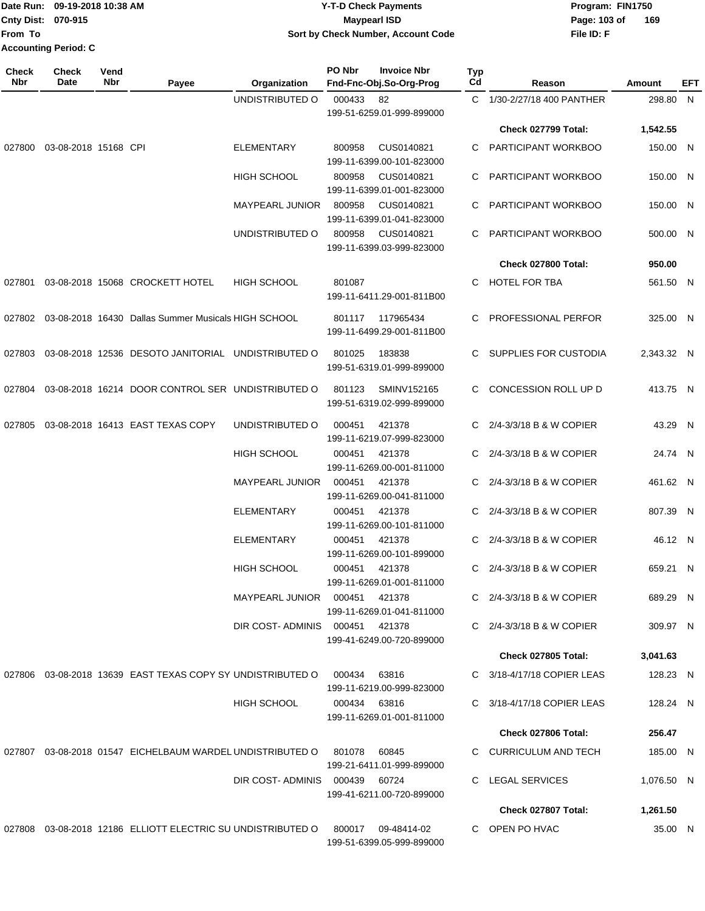Date Run: 09-19-2018 10:38 AM
Cnty Dist: 070-915
From To
Accounting Period: C

**Y-T-D Check Payments**
**Maypearl ISD**
**Sort by Check Number, Account Code**

Program: FIN1750
File ID: F

| Check Nbr | Check Date | Vend Nbr | Payee | Organization | PO Nbr | Invoice Nbr / Fnd-Fnc-Obj.So-Org-Prog | Typ Cd | Reason | Amount | EFT |
|---|---|---|---|---|---|---|---|---|---|---|
| | | | | UNDISTRIBUTED O | 000433 | 82 / 199-51-6259.01-999-899000 | C | 1/30-2/27/18 400 PANTHER | 298.80 | N |
| | | | | | | | | **Check 027799 Total:** | **1,542.55** | |
| 027800 | 03-08-2018 | 15168 | CPI | ELEMENTARY | 800958 | CUS0140821 / 199-11-6399.00-101-823000 | C | PARTICIPANT WORKBOO | 150.00 | N |
| | | | | HIGH SCHOOL | 800958 | CUS0140821 / 199-11-6399.01-001-823000 | C | PARTICIPANT WORKBOO | 150.00 | N |
| | | | | MAYPEARL JUNIOR | 800958 | CUS0140821 / 199-11-6399.01-041-823000 | C | PARTICIPANT WORKBOO | 150.00 | N |
| | | | | UNDISTRIBUTED O | 800958 | CUS0140821 / 199-11-6399.03-999-823000 | C | PARTICIPANT WORKBOO | 500.00 | N |
| | | | | | | | | **Check 027800 Total:** | **950.00** | |
| 027801 | 03-08-2018 | 15068 | CROCKETT HOTEL | HIGH SCHOOL | 801087 | 199-11-6411.29-001-811B00 | C | HOTEL FOR TBA | 561.50 | N |
| 027802 | 03-08-2018 | 16430 | Dallas Summer Musicals | HIGH SCHOOL | 801117 | 117965434 / 199-11-6499.29-001-811B00 | C | PROFESSIONAL PERFOR | 325.00 | N |
| 027803 | 03-08-2018 | 12536 | DESOTO JANITORIAL | UNDISTRIBUTED O | 801025 | 183838 / 199-51-6319.01-999-899000 | C | SUPPLIES FOR CUSTODIA | 2,343.32 | N |
| 027804 | 03-08-2018 | 16214 | DOOR CONTROL SER | UNDISTRIBUTED O | 801123 | SMINV152165 / 199-51-6319.02-999-899000 | C | CONCESSION ROLL UP D | 413.75 | N |
| 027805 | 03-08-2018 | 16413 | EAST TEXAS COPY | UNDISTRIBUTED O | 000451 | 421378 / 199-11-6219.07-999-823000 | C | 2/4-3/3/18 B & W COPIER | 43.29 | N |
| | | | | HIGH SCHOOL | 000451 | 421378 / 199-11-6269.00-001-811000 | C | 2/4-3/3/18 B & W COPIER | 24.74 | N |
| | | | | MAYPEARL JUNIOR | 000451 | 421378 / 199-11-6269.00-041-811000 | C | 2/4-3/3/18 B & W COPIER | 461.62 | N |
| | | | | ELEMENTARY | 000451 | 421378 / 199-11-6269.00-101-811000 | C | 2/4-3/3/18 B & W COPIER | 807.39 | N |
| | | | | ELEMENTARY | 000451 | 421378 / 199-11-6269.00-101-899000 | C | 2/4-3/3/18 B & W COPIER | 46.12 | N |
| | | | | HIGH SCHOOL | 000451 | 421378 / 199-11-6269.01-001-811000 | C | 2/4-3/3/18 B & W COPIER | 659.21 | N |
| | | | | MAYPEARL JUNIOR | 000451 | 421378 / 199-11-6269.01-041-811000 | C | 2/4-3/3/18 B & W COPIER | 689.29 | N |
| | | | | DIR COST- ADMINIS | 000451 | 421378 / 199-41-6249.00-720-899000 | C | 2/4-3/3/18 B & W COPIER | 309.97 | N |
| | | | | | | | | **Check 027805 Total:** | **3,041.63** | |
| 027806 | 03-08-2018 | 13639 | EAST TEXAS COPY SY | UNDISTRIBUTED O | 000434 | 63816 / 199-11-6219.00-999-823000 | C | 3/18-4/17/18 COPIER LEAS | 128.23 | N |
| | | | | HIGH SCHOOL | 000434 | 63816 / 199-11-6269.01-001-811000 | C | 3/18-4/17/18 COPIER LEAS | 128.24 | N |
| | | | | | | | | **Check 027806 Total:** | **256.47** | |
| 027807 | 03-08-2018 | 01547 | EICHELBAUM WARDEL | UNDISTRIBUTED O | 801078 | 60845 / 199-21-6411.01-999-899000 | C | CURRICULUM AND TECH | 185.00 | N |
| | | | | DIR COST- ADMINIS | 000439 | 60724 / 199-41-6211.00-720-899000 | C | LEGAL SERVICES | 1,076.50 | N |
| | | | | | | | | **Check 027807 Total:** | **1,261.50** | |
| 027808 | 03-08-2018 | 12186 | ELLIOTT ELECTRIC SU | UNDISTRIBUTED O | 800017 | 09-48414-02 / 199-51-6399.05-999-899000 | C | OPEN PO HVAC | 35.00 | N |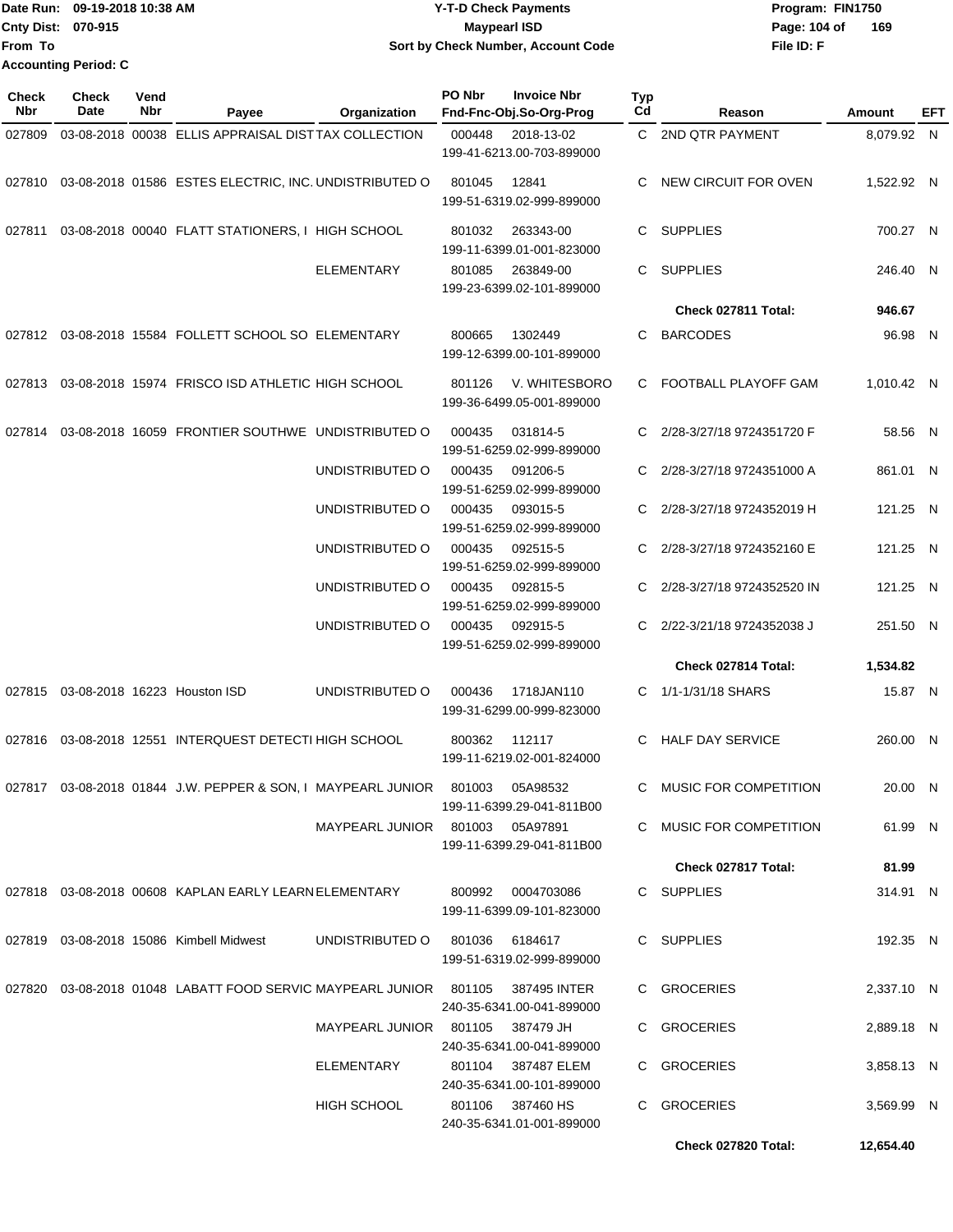Date Run: 09-19-2018 10:38 AM
Cnty Dist: 070-915
From To
Accounting Period: C

**Y-T-D Check Payments**
**Maypearl ISD**
**Sort by Check Number, Account Code**

Program: FIN1750
File ID: F

| Check Nbr | Check Date | Vend Nbr | Payee | Organization | PO Nbr | Invoice Nbr / Fnd-Fnc-Obj.So-Org-Prog | Typ Cd | Reason | Amount | EFT |
|---|---|---|---|---|---|---|---|---|---|---|
| 027809 | 03-08-2018 | 00038 | ELLIS APPRAISAL DIST | TAX COLLECTION | 000448 | 2018-13-02 199-41-6213.00-703-899000 | C | 2ND QTR PAYMENT | 8,079.92 | N |
| 027810 | 03-08-2018 | 01586 | ESTES ELECTRIC, INC. | UNDISTRIBUTED O | 801045 | 12841 199-51-6319.02-999-899000 | C | NEW CIRCUIT FOR OVEN | 1,522.92 | N |
| 027811 | 03-08-2018 | 00040 | FLATT STATIONERS, I | HIGH SCHOOL | 801032 | 263343-00 199-11-6399.01-001-823000 | C | SUPPLIES | 700.27 | N |
| | | | | ELEMENTARY | 801085 | 263849-00 199-23-6399.02-101-899000 | C | SUPPLIES | 246.40 | N |
| | | | | | | | | **Check 027811 Total:** | **946.67** | |
| 027812 | 03-08-2018 | 15584 | FOLLETT SCHOOL SO | ELEMENTARY | 800665 | 1302449 199-12-6399.00-101-899000 | C | BARCODES | 96.98 | N |
| 027813 | 03-08-2018 | 15974 | FRISCO ISD ATHLETIC | HIGH SCHOOL | 801126 | V. WHITESBORO 199-36-6499.05-001-899000 | C | FOOTBALL PLAYOFF GAM | 1,010.42 | N |
| 027814 | 03-08-2018 | 16059 | FRONTIER SOUTHWE | UNDISTRIBUTED O | 000435 | 031814-5 199-51-6259.02-999-899000 | C | 2/28-3/27/18 9724351720 F | 58.56 | N |
| | | | | UNDISTRIBUTED O | 000435 | 091206-5 199-51-6259.02-999-899000 | C | 2/28-3/27/18 9724351000 A | 861.01 | N |
| | | | | UNDISTRIBUTED O | 000435 | 093015-5 199-51-6259.02-999-899000 | C | 2/28-3/27/18 9724352019 H | 121.25 | N |
| | | | | UNDISTRIBUTED O | 000435 | 092515-5 199-51-6259.02-999-899000 | C | 2/28-3/27/18 9724352160 E | 121.25 | N |
| | | | | UNDISTRIBUTED O | 000435 | 092815-5 199-51-6259.02-999-899000 | C | 2/28-3/27/18 9724352520 IN | 121.25 | N |
| | | | | UNDISTRIBUTED O | 000435 | 092915-5 199-51-6259.02-999-899000 | C | 2/22-3/21/18 9724352038 J | 251.50 | N |
| | | | | | | | | **Check 027814 Total:** | **1,534.82** | |
| 027815 | 03-08-2018 | 16223 | Houston ISD | UNDISTRIBUTED O | 000436 | 1718JAN110 199-31-6299.00-999-823000 | C | 1/1-1/31/18 SHARS | 15.87 | N |
| 027816 | 03-08-2018 | 12551 | INTERQUEST DETECTI | HIGH SCHOOL | 800362 | 112117 199-11-6219.02-001-824000 | C | HALF DAY SERVICE | 260.00 | N |
| 027817 | 03-08-2018 | 01844 | J.W. PEPPER & SON, I | MAYPEARL JUNIOR | 801003 | 05A98532 199-11-6399.29-041-811B00 | C | MUSIC FOR COMPETITION | 20.00 | N |
| | | | | MAYPEARL JUNIOR | 801003 | 05A97891 199-11-6399.29-041-811B00 | C | MUSIC FOR COMPETITION | 61.99 | N |
| | | | | | | | | **Check 027817 Total:** | **81.99** | |
| 027818 | 03-08-2018 | 00608 | KAPLAN EARLY LEARN | ELEMENTARY | 800992 | 0004703086 199-11-6399.09-101-823000 | C | SUPPLIES | 314.91 | N |
| 027819 | 03-08-2018 | 15086 | Kimbell Midwest | UNDISTRIBUTED O | 801036 | 6184617 199-51-6319.02-999-899000 | C | SUPPLIES | 192.35 | N |
| 027820 | 03-08-2018 | 01048 | LABATT FOOD SERVIC | MAYPEARL JUNIOR | 801105 | 387495 INTER 240-35-6341.00-041-899000 | C | GROCERIES | 2,337.10 | N |
| | | | | MAYPEARL JUNIOR | 801105 | 387479 JH 240-35-6341.00-041-899000 | C | GROCERIES | 2,889.18 | N |
| | | | | ELEMENTARY | 801104 | 387487 ELEM 240-35-6341.00-101-899000 | C | GROCERIES | 3,858.13 | N |
| | | | | HIGH SCHOOL | 801106 | 387460 HS 240-35-6341.01-001-899000 | C | GROCERIES | 3,569.99 | N |
| | | | | | | | | **Check 027820 Total:** | **12,654.40** | |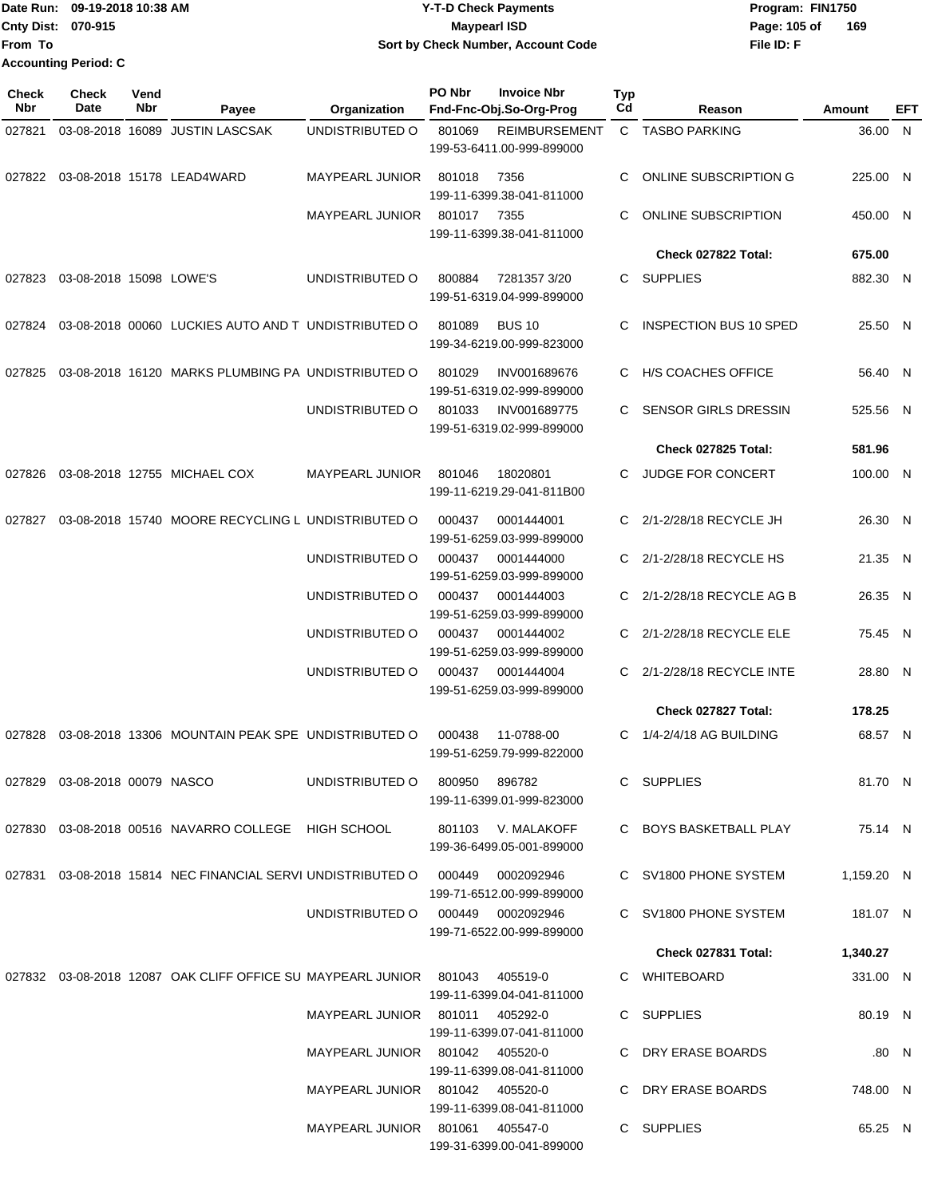Date Run: 09-19-2018 10:38 AM
Cnty Dist: 070-915
From To
Accounting Period: C

# Y-T-D Check Payments
## Maypearl ISD
### Sort by Check Number, Account Code

Program: FIN1750
File ID: F

| Check Nbr | Check Date | Vend Nbr | Payee | Organization | PO Nbr | Invoice Nbr / Fnd-Fnc-Obj.So-Org-Prog | Typ Cd | Reason | Amount | EFT |
|---|---|---|---|---|---|---|---|---|---|---|
| 027821 | 03-08-2018 | 16089 | JUSTIN LASCSAK | UNDISTRIBUTED O | 801069 | REIMBURSEMENT 199-53-6411.00-999-899000 | C | TASBO PARKING | 36.00 | N |
| 027822 | 03-08-2018 | 15178 | LEAD4WARD | MAYPEARL JUNIOR | 801018 | 7356 199-11-6399.38-041-811000 | C | ONLINE SUBSCRIPTION G | 225.00 | N |
| | | | | MAYPEARL JUNIOR | 801017 | 7355 199-11-6399.38-041-811000 | C | ONLINE SUBSCRIPTION | 450.00 | N |
| | | | | | | | | **Check 027822 Total:** | **675.00** | |
| 027823 | 03-08-2018 | 15098 | LOWE'S | UNDISTRIBUTED O | 800884 | 7281357 3/20 199-51-6319.04-999-899000 | C | SUPPLIES | 882.30 | N |
| 027824 | 03-08-2018 | 00060 | LUCKIES AUTO AND T | UNDISTRIBUTED O | 801089 | BUS 10 199-34-6219.00-999-823000 | C | INSPECTION BUS 10 SPED | 25.50 | N |
| 027825 | 03-08-2018 | 16120 | MARKS PLUMBING PA | UNDISTRIBUTED O | 801029 | INV001689676 199-51-6319.02-999-899000 | C | H/S COACHES OFFICE | 56.40 | N |
| | | | | UNDISTRIBUTED O | 801033 | INV001689775 199-51-6319.02-999-899000 | C | SENSOR GIRLS DRESSIN | 525.56 | N |
| | | | | | | | | **Check 027825 Total:** | **581.96** | |
| 027826 | 03-08-2018 | 12755 | MICHAEL COX | MAYPEARL JUNIOR | 801046 | 18020801 199-11-6219.29-041-811B00 | C | JUDGE FOR CONCERT | 100.00 | N |
| 027827 | 03-08-2018 | 15740 | MOORE RECYCLING L | UNDISTRIBUTED O | 000437 | 0001444001 199-51-6259.03-999-899000 | C | 2/1-2/28/18 RECYCLE JH | 26.30 | N |
| | | | | UNDISTRIBUTED O | 000437 | 0001444000 199-51-6259.03-999-899000 | C | 2/1-2/28/18 RECYCLE HS | 21.35 | N |
| | | | | UNDISTRIBUTED O | 000437 | 0001444003 199-51-6259.03-999-899000 | C | 2/1-2/28/18 RECYCLE AG B | 26.35 | N |
| | | | | UNDISTRIBUTED O | 000437 | 0001444002 199-51-6259.03-999-899000 | C | 2/1-2/28/18 RECYCLE ELE | 75.45 | N |
| | | | | UNDISTRIBUTED O | 000437 | 0001444004 199-51-6259.03-999-899000 | C | 2/1-2/28/18 RECYCLE INTE | 28.80 | N |
| | | | | | | | | **Check 027827 Total:** | **178.25** | |
| 027828 | 03-08-2018 | 13306 | MOUNTAIN PEAK SPE | UNDISTRIBUTED O | 000438 | 11-0788-00 199-51-6259.79-999-822000 | C | 1/4-2/4/18 AG BUILDING | 68.57 | N |
| 027829 | 03-08-2018 | 00079 | NASCO | UNDISTRIBUTED O | 800950 | 896782 199-11-6399.01-999-823000 | C | SUPPLIES | 81.70 | N |
| 027830 | 03-08-2018 | 00516 | NAVARRO COLLEGE | HIGH SCHOOL | 801103 | V. MALAKOFF 199-36-6499.05-001-899000 | C | BOYS BASKETBALL PLAY | 75.14 | N |
| 027831 | 03-08-2018 | 15814 | NEC FINANCIAL SERVI | UNDISTRIBUTED O | 000449 | 0002092946 199-71-6512.00-999-899000 | C | SV1800 PHONE SYSTEM | 1,159.20 | N |
| | | | | UNDISTRIBUTED O | 000449 | 0002092946 199-71-6522.00-999-899000 | C | SV1800 PHONE SYSTEM | 181.07 | N |
| | | | | | | | | **Check 027831 Total:** | **1,340.27** | |
| 027832 | 03-08-2018 | 12087 | OAK CLIFF OFFICE SU | MAYPEARL JUNIOR | 801043 | 405519-0 199-11-6399.04-041-811000 | C | WHITEBOARD | 331.00 | N |
| | | | | MAYPEARL JUNIOR | 801011 | 405292-0 199-11-6399.07-041-811000 | C | SUPPLIES | 80.19 | N |
| | | | | MAYPEARL JUNIOR | 801042 | 405520-0 199-11-6399.08-041-811000 | C | DRY ERASE BOARDS | .80 | N |
| | | | | MAYPEARL JUNIOR | 801042 | 405520-0 199-11-6399.08-041-811000 | C | DRY ERASE BOARDS | 748.00 | N |
| | | | | MAYPEARL JUNIOR | 801061 | 405547-0 199-31-6399.00-041-899000 | C | SUPPLIES | 65.25 | N |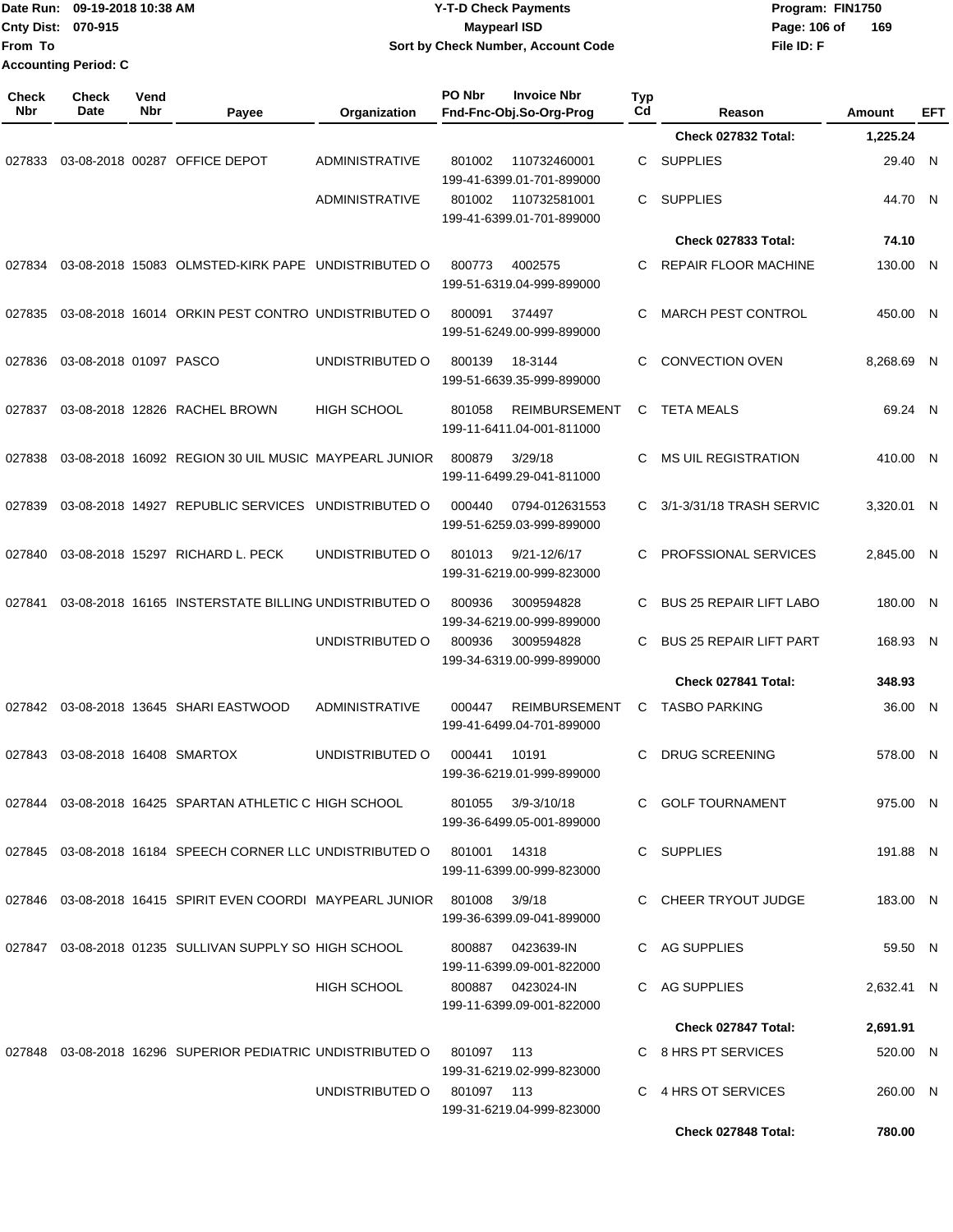Date Run: 09-19-2018 10:38 AM
Cnty Dist: 070-915
From To
Accounting Period: C

# Y-T-D Check Payments
## Maypearl ISD
### Sort by Check Number, Account Code

Program: FIN1750
File ID: F

| Check Nbr | Check Date | Vend Nbr | Payee | Organization | PO Nbr | Invoice Nbr / Fnd-Fnc-Obj.So-Org-Prog | Typ Cd | Reason | Amount | EFT |
|---|---|---|---|---|---|---|---|---|---|---|
| | | | | | | | | Check 027832 Total: | 1,225.24 | |
| 027833 | 03-08-2018 | 00287 | OFFICE DEPOT | ADMINISTRATIVE | 801002 | 110732460001 199-41-6399.01-701-899000 | C | SUPPLIES | 29.40 | N |
| | | | | ADMINISTRATIVE | 801002 | 110732581001 199-41-6399.01-701-899000 | C | SUPPLIES | 44.70 | N |
| | | | | | | | | Check 027833 Total: | 74.10 | |
| 027834 | 03-08-2018 | 15083 | OLMSTED-KIRK PAPE | UNDISTRIBUTED O | 800773 | 4002575 199-51-6319.04-999-899000 | C | REPAIR FLOOR MACHINE | 130.00 | N |
| 027835 | 03-08-2018 | 16014 | ORKIN PEST CONTRO | UNDISTRIBUTED O | 800091 | 374497 199-51-6249.00-999-899000 | C | MARCH PEST CONTROL | 450.00 | N |
| 027836 | 03-08-2018 | 01097 | PASCO | UNDISTRIBUTED O | 800139 | 18-3144 199-51-6639.35-999-899000 | C | CONVECTION OVEN | 8,268.69 | N |
| 027837 | 03-08-2018 | 12826 | RACHEL BROWN | HIGH SCHOOL | 801058 | REIMBURSEMENT 199-11-6411.04-001-811000 | C | TETA MEALS | 69.24 | N |
| 027838 | 03-08-2018 | 16092 | REGION 30 UIL MUSIC | MAYPEARL JUNIOR | 800879 | 3/29/18 199-11-6499.29-041-811000 | C | MS UIL REGISTRATION | 410.00 | N |
| 027839 | 03-08-2018 | 14927 | REPUBLIC SERVICES | UNDISTRIBUTED O | 000440 | 0794-012631553 199-51-6259.03-999-899000 | C | 3/1-3/31/18 TRASH SERVIC | 3,320.01 | N |
| 027840 | 03-08-2018 | 15297 | RICHARD L. PECK | UNDISTRIBUTED O | 801013 | 9/21-12/6/17 199-31-6219.00-999-823000 | C | PROFSSIONAL SERVICES | 2,845.00 | N |
| 027841 | 03-08-2018 | 16165 | INSTERSTATE BILLING | UNDISTRIBUTED O | 800936 | 3009594828 199-34-6219.00-999-899000 | C | BUS 25 REPAIR LIFT LABO | 180.00 | N |
| | | | | UNDISTRIBUTED O | 800936 | 3009594828 199-34-6319.00-999-899000 | C | BUS 25 REPAIR LIFT PART | 168.93 | N |
| | | | | | | | | Check 027841 Total: | 348.93 | |
| 027842 | 03-08-2018 | 13645 | SHARI EASTWOOD | ADMINISTRATIVE | 000447 | REIMBURSEMENT 199-41-6499.04-701-899000 | C | TASBO PARKING | 36.00 | N |
| 027843 | 03-08-2018 | 16408 | SMARTOX | UNDISTRIBUTED O | 000441 | 10191 199-36-6219.01-999-899000 | C | DRUG SCREENING | 578.00 | N |
| 027844 | 03-08-2018 | 16425 | SPARTAN ATHLETIC C | HIGH SCHOOL | 801055 | 3/9-3/10/18 199-36-6499.05-001-899000 | C | GOLF TOURNAMENT | 975.00 | N |
| 027845 | 03-08-2018 | 16184 | SPEECH CORNER LLC | UNDISTRIBUTED O | 801001 | 14318 199-11-6399.00-999-823000 | C | SUPPLIES | 191.88 | N |
| 027846 | 03-08-2018 | 16415 | SPIRIT EVEN COORDI | MAYPEARL JUNIOR | 801008 | 3/9/18 199-36-6399.09-041-899000 | C | CHEER TRYOUT JUDGE | 183.00 | N |
| 027847 | 03-08-2018 | 01235 | SULLIVAN SUPPLY SO | HIGH SCHOOL | 800887 | 0423639-IN 199-11-6399.09-001-822000 | C | AG SUPPLIES | 59.50 | N |
| | | | | HIGH SCHOOL | 800887 | 0423024-IN 199-11-6399.09-001-822000 | C | AG SUPPLIES | 2,632.41 | N |
| | | | | | | | | Check 027847 Total: | 2,691.91 | |
| 027848 | 03-08-2018 | 16296 | SUPERIOR PEDIATRIC | UNDISTRIBUTED O | 801097 | 113 199-31-6219.02-999-823000 | C | 8 HRS PT SERVICES | 520.00 | N |
| | | | | UNDISTRIBUTED O | 801097 | 113 199-31-6219.04-999-823000 | C | 4 HRS OT SERVICES | 260.00 | N |
| | | | | | | | | Check 027848 Total: | 780.00 | |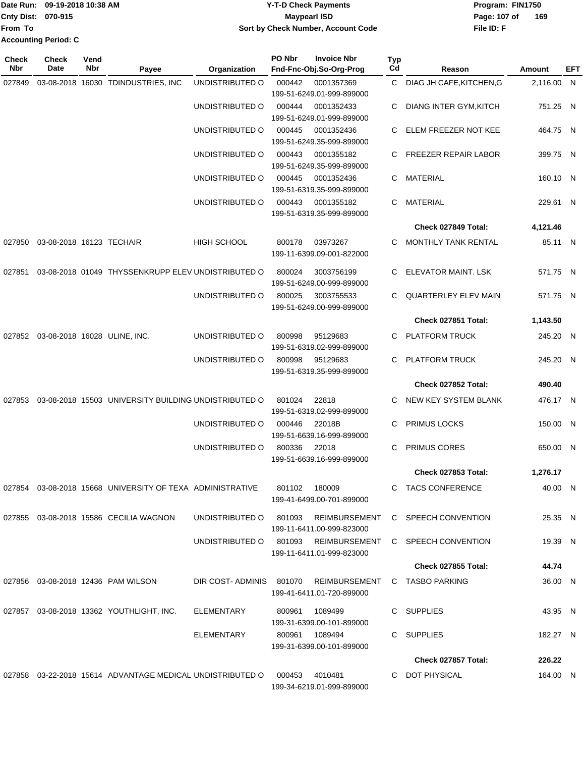Date Run: 09-19-2018 10:38 AM
Cnty Dist: 070-915
From To
Accounting Period: C

**Y-T-D Check Payments**
**Maypearl ISD**
**Sort by Check Number, Account Code**

Program: FIN1750
File ID: F

| Check Nbr | Check Date | Vend Nbr | Payee | Organization | PO Nbr | Invoice Nbr / Fnd-Fnc-Obj.So-Org-Prog | Typ Cd | Reason | Amount | EFT |
|---|---|---|---|---|---|---|---|---|---|---|
| 027849 | 03-08-2018 | 16030 | TDINDUSTRIES, INC | UNDISTRIBUTED O | 000442 | 0001357369 199-51-6249.01-999-899000 | C | DIAG JH CAFE,KITCHEN,G | 2,116.00 | N |
| | | | | UNDISTRIBUTED O | 000444 | 0001352433 199-51-6249.01-999-899000 | C | DIANG INTER GYM,KITCH | 751.25 | N |
| | | | | UNDISTRIBUTED O | 000445 | 0001352436 199-51-6249.35-999-899000 | C | ELEM FREEZER NOT KEE | 464.75 | N |
| | | | | UNDISTRIBUTED O | 000443 | 0001355182 199-51-6249.35-999-899000 | C | FREEZER REPAIR LABOR | 399.75 | N |
| | | | | UNDISTRIBUTED O | 000445 | 0001352436 199-51-6319.35-999-899000 | C | MATERIAL | 160.10 | N |
| | | | | UNDISTRIBUTED O | 000443 | 0001355182 199-51-6319.35-999-899000 | C | MATERIAL | 229.61 | N |
| | | | | | | | | **Check 027849 Total:** | **4,121.46** | |
| 027850 | 03-08-2018 | 16123 | TECHAIR | HIGH SCHOOL | 800178 | 03973267 199-11-6399.09-001-822000 | C | MONTHLY TANK RENTAL | 85.11 | N |
| 027851 | 03-08-2018 | 01049 | THYSSENKRUPP ELEV | UNDISTRIBUTED O | 800024 | 3003756199 199-51-6249.00-999-899000 | C | ELEVATOR MAINT. LSK | 571.75 | N |
| | | | | UNDISTRIBUTED O | 800025 | 3003755533 199-51-6249.00-999-899000 | C | QUARTERLEY ELEV MAIN | 571.75 | N |
| | | | | | | | | **Check 027851 Total:** | **1,143.50** | |
| 027852 | 03-08-2018 | 16028 | ULINE, INC. | UNDISTRIBUTED O | 800998 | 95129683 199-51-6319.02-999-899000 | C | PLATFORM TRUCK | 245.20 | N |
| | | | | UNDISTRIBUTED O | 800998 | 95129683 199-51-6319.35-999-899000 | C | PLATFORM TRUCK | 245.20 | N |
| | | | | | | | | **Check 027852 Total:** | **490.40** | |
| 027853 | 03-08-2018 | 15503 | UNIVERSITY BUILDING | UNDISTRIBUTED O | 801024 | 22818 199-51-6319.02-999-899000 | C | NEW KEY SYSTEM BLANK | 476.17 | N |
| | | | | UNDISTRIBUTED O | 000446 | 22018B 199-51-6639.16-999-899000 | C | PRIMUS LOCKS | 150.00 | N |
| | | | | UNDISTRIBUTED O | 800336 | 22018 199-51-6639.16-999-899000 | C | PRIMUS CORES | 650.00 | N |
| | | | | | | | | **Check 027853 Total:** | **1,276.17** | |
| 027854 | 03-08-2018 | 15668 | UNIVERSITY OF TEXA | ADMINISTRATIVE | 801102 | 180009 199-41-6499.00-701-899000 | C | TACS CONFERENCE | 40.00 | N |
| 027855 | 03-08-2018 | 15586 | CECILIA WAGNON | UNDISTRIBUTED O | 801093 | REIMBURSEMENT 199-11-6411.00-999-823000 | C | SPEECH CONVENTION | 25.35 | N |
| | | | | UNDISTRIBUTED O | 801093 | REIMBURSEMENT 199-11-6411.01-999-823000 | C | SPEECH CONVENTION | 19.39 | N |
| | | | | | | | | **Check 027855 Total:** | **44.74** | |
| 027856 | 03-08-2018 | 12436 | PAM WILSON | DIR COST- ADMINIS | 801070 | REIMBURSEMENT 199-41-6411.01-720-899000 | C | TASBO PARKING | 36.00 | N |
| 027857 | 03-08-2018 | 13362 | YOUTHLIGHT, INC. | ELEMENTARY | 800961 | 1089499 199-31-6399.00-101-899000 | C | SUPPLIES | 43.95 | N |
| | | | | ELEMENTARY | 800961 | 1089494 199-31-6399.00-101-899000 | C | SUPPLIES | 182.27 | N |
| | | | | | | | | **Check 027857 Total:** | **226.22** | |
| 027858 | 03-22-2018 | 15614 | ADVANTAGE MEDICAL | UNDISTRIBUTED O | 000453 | 4010481 199-34-6219.01-999-899000 | C | DOT PHYSICAL | 164.00 | N |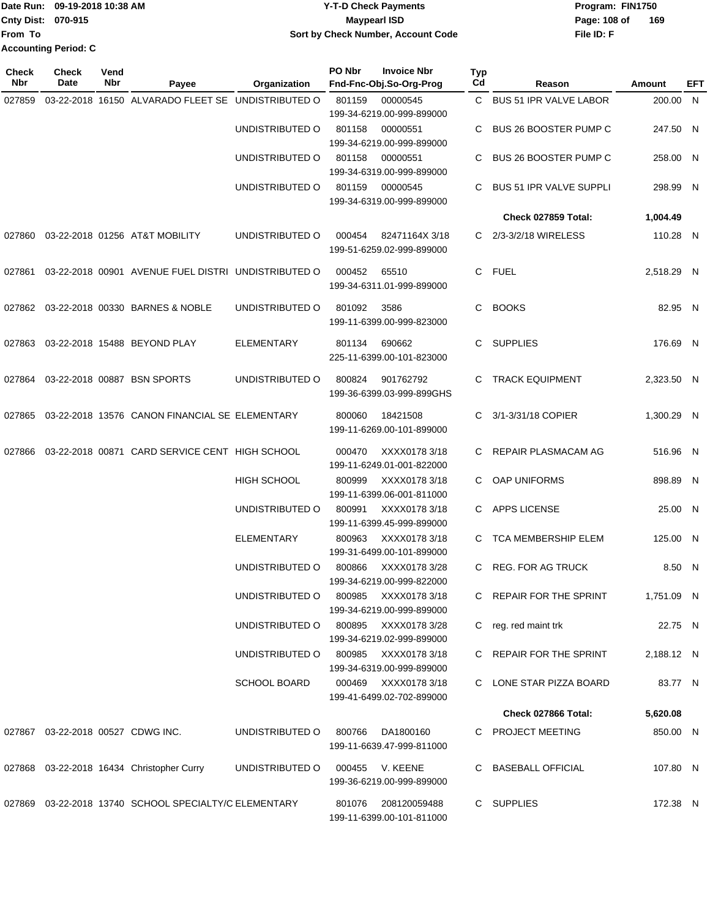Date Run: 09-19-2018 10:38 AM
Cnty Dist: 070-915
From To
Accounting Period: C

# Y-T-D Check Payments
## Maypearl ISD
### Sort by Check Number, Account Code

Program: FIN1750
File ID: F

| Check Nbr | Check Date | Vend Nbr | Payee | Organization | PO Nbr | Invoice Nbr / Fnd-Fnc-Obj.So-Org-Prog | Typ Cd | Reason | Amount | EFT |
|---|---|---|---|---|---|---|---|---|---|---|
| 027859 | 03-22-2018 | 16150 | ALVARADO FLEET SE | UNDISTRIBUTED O | 801159 | 00000545 199-34-6219.00-999-899000 | C | BUS 51 IPR VALVE LABOR | 200.00 | N |
| | | | | UNDISTRIBUTED O | 801158 | 00000551 199-34-6219.00-999-899000 | C | BUS 26 BOOSTER PUMP C | 247.50 | N |
| | | | | UNDISTRIBUTED O | 801158 | 00000551 199-34-6319.00-999-899000 | C | BUS 26 BOOSTER PUMP C | 258.00 | N |
| | | | | UNDISTRIBUTED O | 801159 | 00000545 199-34-6319.00-999-899000 | C | BUS 51 IPR VALVE SUPPLI | 298.99 | N |
| | | | | | | | | **Check 027859 Total:** | **1,004.49** | |
| 027860 | 03-22-2018 | 01256 | AT&T MOBILITY | UNDISTRIBUTED O | 000454 | 82471164X 3/18 199-51-6259.02-999-899000 | C | 2/3-3/2/18 WIRELESS | 110.28 | N |
| 027861 | 03-22-2018 | 00901 | AVENUE FUEL DISTRI | UNDISTRIBUTED O | 000452 | 65510 199-34-6311.01-999-899000 | C | FUEL | 2,518.29 | N |
| 027862 | 03-22-2018 | 00330 | BARNES & NOBLE | UNDISTRIBUTED O | 801092 | 3586 199-11-6399.00-999-823000 | C | BOOKS | 82.95 | N |
| 027863 | 03-22-2018 | 15488 | BEYOND PLAY | ELEMENTARY | 801134 | 690662 225-11-6399.00-101-823000 | C | SUPPLIES | 176.69 | N |
| 027864 | 03-22-2018 | 00887 | BSN SPORTS | UNDISTRIBUTED O | 800824 | 901762792 199-36-6399.03-999-899GHS | C | TRACK EQUIPMENT | 2,323.50 | N |
| 027865 | 03-22-2018 | 13576 | CANON FINANCIAL SE | ELEMENTARY | 800060 | 18421508 199-11-6269.00-101-899000 | C | 3/1-3/31/18 COPIER | 1,300.29 | N |
| 027866 | 03-22-2018 | 00871 | CARD SERVICE CENT | HIGH SCHOOL | 000470 | XXXX0178 3/18 199-11-6249.01-001-822000 | C | REPAIR PLASMACAM AG | 516.96 | N |
| | | | | HIGH SCHOOL | 800999 | XXXX0178 3/18 199-11-6399.06-001-811000 | C | OAP UNIFORMS | 898.89 | N |
| | | | | UNDISTRIBUTED O | 800991 | XXXX0178 3/18 199-11-6399.45-999-899000 | C | APPS LICENSE | 25.00 | N |
| | | | | ELEMENTARY | 800963 | XXXX0178 3/18 199-31-6499.00-101-899000 | C | TCA MEMBERSHIP ELEM | 125.00 | N |
| | | | | UNDISTRIBUTED O | 800866 | XXXX0178 3/28 199-34-6219.00-999-822000 | C | REG. FOR AG TRUCK | 8.50 | N |
| | | | | UNDISTRIBUTED O | 800985 | XXXX0178 3/18 199-34-6219.00-999-899000 | C | REPAIR FOR THE SPRINT | 1,751.09 | N |
| | | | | UNDISTRIBUTED O | 800895 | XXXX0178 3/28 199-34-6219.02-999-899000 | C | reg. red maint trk | 22.75 | N |
| | | | | UNDISTRIBUTED O | 800985 | XXXX0178 3/18 199-34-6319.00-999-899000 | C | REPAIR FOR THE SPRINT | 2,188.12 | N |
| | | | | SCHOOL BOARD | 000469 | XXXX0178 3/18 199-41-6499.02-702-899000 | C | LONE STAR PIZZA BOARD | 83.77 | N |
| | | | | | | | | **Check 027866 Total:** | **5,620.08** | |
| 027867 | 03-22-2018 | 00527 | CDWG INC. | UNDISTRIBUTED O | 800766 | DA1800160 199-11-6639.47-999-811000 | C | PROJECT MEETING | 850.00 | N |
| 027868 | 03-22-2018 | 16434 | Christopher Curry | UNDISTRIBUTED O | 000455 | V. KEENE 199-36-6219.00-999-899000 | C | BASEBALL OFFICIAL | 107.80 | N |
| 027869 | 03-22-2018 | 13740 | SCHOOL SPECIALTY/C | ELEMENTARY | 801076 | 208120059488 199-11-6399.00-101-811000 | C | SUPPLIES | 172.38 | N |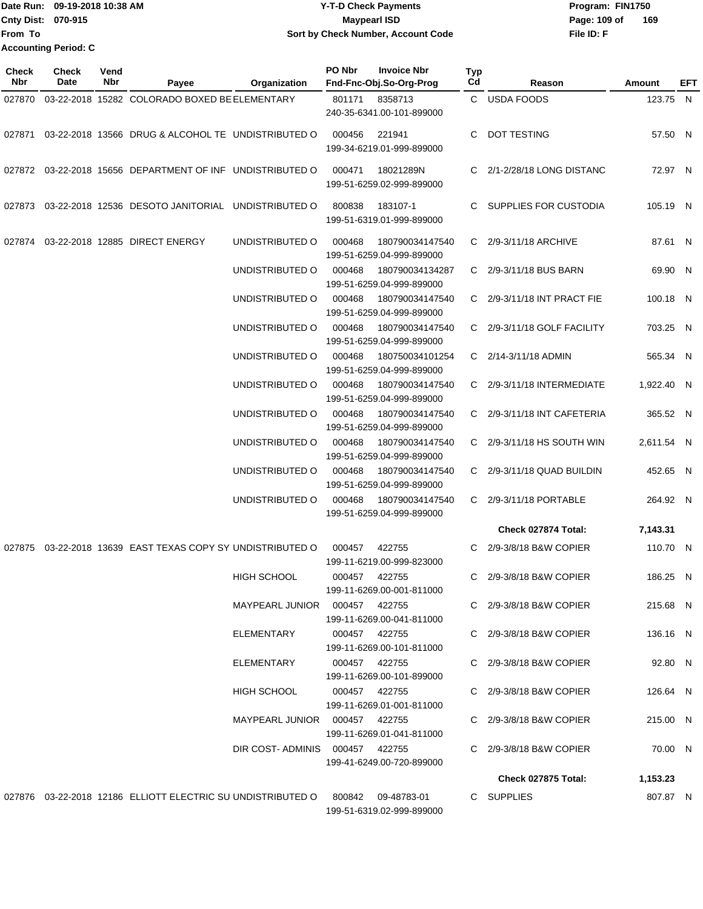Date Run: 09-19-2018 10:38 AM
Cnty Dist: 070-915
From To
Accounting Period: C

**Y-T-D Check Payments**
**Maypearl ISD**
**Sort by Check Number, Account Code**

Program: FIN1750
File ID: F

| Check Nbr | Check Date | Vend Nbr | Payee | Organization | PO Nbr | Invoice Nbr / Fnd-Fnc-Obj.So-Org-Prog | Typ Cd | Reason | Amount | EFT |
|---|---|---|---|---|---|---|---|---|---|---|
| 027870 | 03-22-2018 | 15282 | COLORADO BOXED BE | ELEMENTARY | 801171 | 8358713 240-35-6341.00-101-899000 | C | USDA FOODS | 123.75 | N |
| 027871 | 03-22-2018 | 13566 | DRUG & ALCOHOL TE | UNDISTRIBUTED O | 000456 | 221941 199-34-6219.01-999-899000 | C | DOT TESTING | 57.50 | N |
| 027872 | 03-22-2018 | 15656 | DEPARTMENT OF INF | UNDISTRIBUTED O | 000471 | 18021289N 199-51-6259.02-999-899000 | C | 2/1-2/28/18 LONG DISTANC | 72.97 | N |
| 027873 | 03-22-2018 | 12536 | DESOTO JANITORIAL | UNDISTRIBUTED O | 800838 | 183107-1 199-51-6319.01-999-899000 | C | SUPPLIES FOR CUSTODIA | 105.19 | N |
| 027874 | 03-22-2018 | 12885 | DIRECT ENERGY | UNDISTRIBUTED O | 000468 | 180790034147540 199-51-6259.04-999-899000 | C | 2/9-3/11/18 ARCHIVE | 87.61 | N |
| | | | | UNDISTRIBUTED O | 000468 | 180790034134287 199-51-6259.04-999-899000 | C | 2/9-3/11/18 BUS BARN | 69.90 | N |
| | | | | UNDISTRIBUTED O | 000468 | 180790034147540 199-51-6259.04-999-899000 | C | 2/9-3/11/18 INT PRACT FIE | 100.18 | N |
| | | | | UNDISTRIBUTED O | 000468 | 180790034147540 199-51-6259.04-999-899000 | C | 2/9-3/11/18 GOLF FACILITY | 703.25 | N |
| | | | | UNDISTRIBUTED O | 000468 | 180750034101254 199-51-6259.04-999-899000 | C | 2/14-3/11/18 ADMIN | 565.34 | N |
| | | | | UNDISTRIBUTED O | 000468 | 180790034147540 199-51-6259.04-999-899000 | C | 2/9-3/11/18 INTERMEDIATE | 1,922.40 | N |
| | | | | UNDISTRIBUTED O | 000468 | 180790034147540 199-51-6259.04-999-899000 | C | 2/9-3/11/18 INT CAFETERIA | 365.52 | N |
| | | | | UNDISTRIBUTED O | 000468 | 180790034147540 199-51-6259.04-999-899000 | C | 2/9-3/11/18 HS SOUTH WIN | 2,611.54 | N |
| | | | | UNDISTRIBUTED O | 000468 | 180790034147540 199-51-6259.04-999-899000 | C | 2/9-3/11/18 QUAD BUILDIN | 452.65 | N |
| | | | | UNDISTRIBUTED O | 000468 | 180790034147540 199-51-6259.04-999-899000 | C | 2/9-3/11/18 PORTABLE | 264.92 | N |
| | | | | | | | | **Check 027874 Total:** | **7,143.31** | |
| 027875 | 03-22-2018 | 13639 | EAST TEXAS COPY SY | UNDISTRIBUTED O | 000457 | 422755 199-11-6219.00-999-823000 | C | 2/9-3/8/18 B&W COPIER | 110.70 | N |
| | | | | HIGH SCHOOL | 000457 | 422755 199-11-6269.00-001-811000 | C | 2/9-3/8/18 B&W COPIER | 186.25 | N |
| | | | | MAYPEARL JUNIOR | 000457 | 422755 199-11-6269.00-041-811000 | C | 2/9-3/8/18 B&W COPIER | 215.68 | N |
| | | | | ELEMENTARY | 000457 | 422755 199-11-6269.00-101-811000 | C | 2/9-3/8/18 B&W COPIER | 136.16 | N |
| | | | | ELEMENTARY | 000457 | 422755 199-11-6269.00-101-899000 | C | 2/9-3/8/18 B&W COPIER | 92.80 | N |
| | | | | HIGH SCHOOL | 000457 | 422755 199-11-6269.01-001-811000 | C | 2/9-3/8/18 B&W COPIER | 126.64 | N |
| | | | | MAYPEARL JUNIOR | 000457 | 422755 199-11-6269.01-041-811000 | C | 2/9-3/8/18 B&W COPIER | 215.00 | N |
| | | | | DIR COST- ADMINIS | 000457 | 422755 199-41-6249.00-720-899000 | C | 2/9-3/8/18 B&W COPIER | 70.00 | N |
| | | | | | | | | **Check 027875 Total:** | **1,153.23** | |
| 027876 | 03-22-2018 | 12186 | ELLIOTT ELECTRIC SU | UNDISTRIBUTED O | 800842 | 09-48783-01 199-51-6319.02-999-899000 | C | SUPPLIES | 807.87 | N |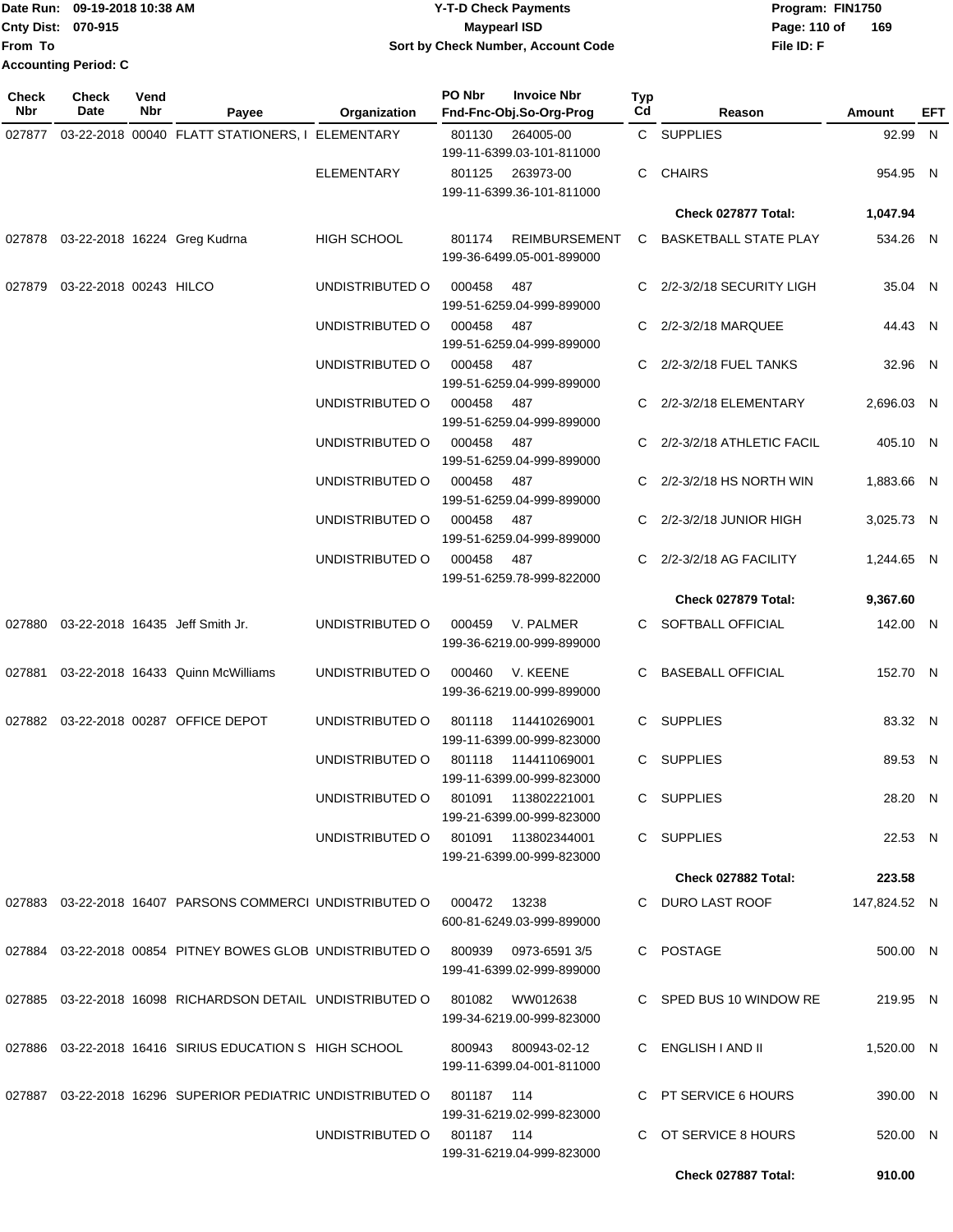Date Run: 09-19-2018 10:38 AM
Cnty Dist: 070-915
From To
Accounting Period: C

**Y-T-D Check Payments**
**Maypearl ISD**
**Sort by Check Number, Account Code**

Program: FIN1750
File ID: F

| Check Nbr | Check Date | Vend Nbr | Payee | Organization | PO Nbr | Invoice Nbr / Fnd-Fnc-Obj.So-Org-Prog | Typ Cd | Reason | Amount | EFT |
|---|---|---|---|---|---|---|---|---|---|---|
| 027877 | 03-22-2018 | 00040 | FLATT STATIONERS, I | ELEMENTARY | 801130 | 264005-00 199-11-6399.03-101-811000 | C | SUPPLIES | 92.99 | N |
| | | | | ELEMENTARY | 801125 | 263973-00 199-11-6399.36-101-811000 | C | CHAIRS | 954.95 | N |
| | | | | | | | | **Check 027877 Total:** | **1,047.94** | |
| 027878 | 03-22-2018 | 16224 | Greg Kudrna | HIGH SCHOOL | 801174 | REIMBURSEMENT 199-36-6499.05-001-899000 | C | BASKETBALL STATE PLAY | 534.26 | N |
| 027879 | 03-22-2018 | 00243 | HILCO | UNDISTRIBUTED O | 000458 | 487 199-51-6259.04-999-899000 | C | 2/2-3/2/18 SECURITY LIGH | 35.04 | N |
| | | | | UNDISTRIBUTED O | 000458 | 487 199-51-6259.04-999-899000 | C | 2/2-3/2/18 MARQUEE | 44.43 | N |
| | | | | UNDISTRIBUTED O | 000458 | 487 199-51-6259.04-999-899000 | C | 2/2-3/2/18 FUEL TANKS | 32.96 | N |
| | | | | UNDISTRIBUTED O | 000458 | 487 199-51-6259.04-999-899000 | C | 2/2-3/2/18 ELEMENTARY | 2,696.03 | N |
| | | | | UNDISTRIBUTED O | 000458 | 487 199-51-6259.04-999-899000 | C | 2/2-3/2/18 ATHLETIC FACIL | 405.10 | N |
| | | | | UNDISTRIBUTED O | 000458 | 487 199-51-6259.04-999-899000 | C | 2/2-3/2/18 HS NORTH WIN | 1,883.66 | N |
| | | | | UNDISTRIBUTED O | 000458 | 487 199-51-6259.04-999-899000 | C | 2/2-3/2/18 JUNIOR HIGH | 3,025.73 | N |
| | | | | UNDISTRIBUTED O | 000458 | 487 199-51-6259.78-999-822000 | C | 2/2-3/2/18 AG FACILITY | 1,244.65 | N |
| | | | | | | | | **Check 027879 Total:** | **9,367.60** | |
| 027880 | 03-22-2018 | 16435 | Jeff Smith Jr. | UNDISTRIBUTED O | 000459 | V. PALMER 199-36-6219.00-999-899000 | C | SOFTBALL OFFICIAL | 142.00 | N |
| 027881 | 03-22-2018 | 16433 | Quinn McWilliams | UNDISTRIBUTED O | 000460 | V. KEENE 199-36-6219.00-999-899000 | C | BASEBALL OFFICIAL | 152.70 | N |
| 027882 | 03-22-2018 | 00287 | OFFICE DEPOT | UNDISTRIBUTED O | 801118 | 114410269001 199-11-6399.00-999-823000 | C | SUPPLIES | 83.32 | N |
| | | | | UNDISTRIBUTED O | 801118 | 114411069001 199-11-6399.00-999-823000 | C | SUPPLIES | 89.53 | N |
| | | | | UNDISTRIBUTED O | 801091 | 113802221001 199-21-6399.00-999-823000 | C | SUPPLIES | 28.20 | N |
| | | | | UNDISTRIBUTED O | 801091 | 113802344001 199-21-6399.00-999-823000 | C | SUPPLIES | 22.53 | N |
| | | | | | | | | **Check 027882 Total:** | **223.58** | |
| 027883 | 03-22-2018 | 16407 | PARSONS COMMERCI | UNDISTRIBUTED O | 000472 | 13238 600-81-6249.03-999-899000 | C | DURO LAST ROOF | 147,824.52 | N |
| 027884 | 03-22-2018 | 00854 | PITNEY BOWES GLOB | UNDISTRIBUTED O | 800939 | 0973-6591 3/5 199-41-6399.02-999-899000 | C | POSTAGE | 500.00 | N |
| 027885 | 03-22-2018 | 16098 | RICHARDSON DETAIL | UNDISTRIBUTED O | 801082 | WW012638 199-34-6219.00-999-823000 | C | SPED BUS 10 WINDOW RE | 219.95 | N |
| 027886 | 03-22-2018 | 16416 | SIRIUS EDUCATION S | HIGH SCHOOL | 800943 | 800943-02-12 199-11-6399.04-001-811000 | C | ENGLISH I AND II | 1,520.00 | N |
| 027887 | 03-22-2018 | 16296 | SUPERIOR PEDIATRIC | UNDISTRIBUTED O | 801187 | 114 199-31-6219.02-999-823000 | C | PT SERVICE 6 HOURS | 390.00 | N |
| | | | | UNDISTRIBUTED O | 801187 | 114 199-31-6219.04-999-823000 | C | OT SERVICE 8 HOURS | 520.00 | N |
| | | | | | | | | **Check 027887 Total:** | **910.00** | |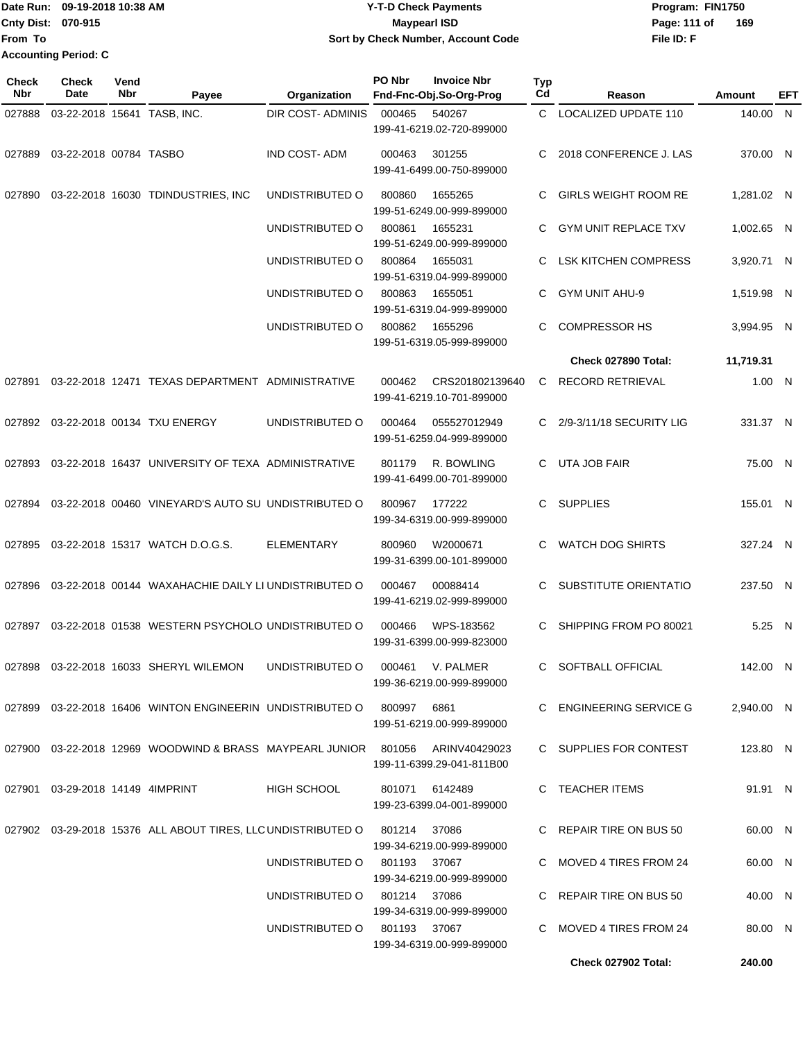Date Run: 09-19-2018 10:38 AM
Cnty Dist: 070-915
From To
Accounting Period: C

# Y-T-D Check Payments
## Maypearl ISD
### Sort by Check Number, Account Code

Program: FIN1750
File ID: F

| Check Nbr | Check Date | Vend Nbr | Payee | Organization | PO Nbr | Invoice Nbr / Fnd-Fnc-Obj.So-Org-Prog | Typ Cd | Reason | Amount | EFT |
|---|---|---|---|---|---|---|---|---|---|---|
| 027888 | 03-22-2018 | 15641 | TASB, INC. | DIR COST- ADMINIS | 000465 | 540267 199-41-6219.02-720-899000 | C | LOCALIZED UPDATE 110 | 140.00 | N |
| 027889 | 03-22-2018 | 00784 | TASBO | IND COST- ADM | 000463 | 301255 199-41-6499.00-750-899000 | C | 2018 CONFERENCE J. LAS | 370.00 | N |
| 027890 | 03-22-2018 | 16030 | TDINDUSTRIES, INC | UNDISTRIBUTED O | 800860 | 1655265 199-51-6249.00-999-899000 | C | GIRLS WEIGHT ROOM RE | 1,281.02 | N |
| | | | | UNDISTRIBUTED O | 800861 | 1655231 199-51-6249.00-999-899000 | C | GYM UNIT REPLACE TXV | 1,002.65 | N |
| | | | | UNDISTRIBUTED O | 800864 | 1655031 199-51-6319.04-999-899000 | C | LSK KITCHEN COMPRESS | 3,920.71 | N |
| | | | | UNDISTRIBUTED O | 800863 | 1655051 199-51-6319.04-999-899000 | C | GYM UNIT AHU-9 | 1,519.98 | N |
| | | | | UNDISTRIBUTED O | 800862 | 1655296 199-51-6319.05-999-899000 | C | COMPRESSOR HS | 3,994.95 | N |
| | | | | | | | | **Check 027890 Total:** | **11,719.31** | |
| 027891 | 03-22-2018 | 12471 | TEXAS DEPARTMENT | ADMINISTRATIVE | 000462 | CRS201802139640 199-41-6219.10-701-899000 | C | RECORD RETRIEVAL | 1.00 | N |
| 027892 | 03-22-2018 | 00134 | TXU ENERGY | UNDISTRIBUTED O | 000464 | 055527012949 199-51-6259.04-999-899000 | C | 2/9-3/11/18 SECURITY LIG | 331.37 | N |
| 027893 | 03-22-2018 | 16437 | UNIVERSITY OF TEXA | ADMINISTRATIVE | 801179 | R. BOWLING 199-41-6499.00-701-899000 | C | UTA JOB FAIR | 75.00 | N |
| 027894 | 03-22-2018 | 00460 | VINEYARD'S AUTO SU | UNDISTRIBUTED O | 800967 | 177222 199-34-6319.00-999-899000 | C | SUPPLIES | 155.01 | N |
| 027895 | 03-22-2018 | 15317 | WATCH D.O.G.S. | ELEMENTARY | 800960 | W2000671 199-31-6399.00-101-899000 | C | WATCH DOG SHIRTS | 327.24 | N |
| 027896 | 03-22-2018 | 00144 | WAXAHACHIE DAILY LI | UNDISTRIBUTED O | 000467 | 00088414 199-41-6219.02-999-899000 | C | SUBSTITUTE ORIENTATIO | 237.50 | N |
| 027897 | 03-22-2018 | 01538 | WESTERN PSYCHOLO | UNDISTRIBUTED O | 000466 | WPS-183562 199-31-6399.00-999-823000 | C | SHIPPING FROM PO 80021 | 5.25 | N |
| 027898 | 03-22-2018 | 16033 | SHERYL WILEMON | UNDISTRIBUTED O | 000461 | V. PALMER 199-36-6219.00-999-899000 | C | SOFTBALL OFFICIAL | 142.00 | N |
| 027899 | 03-22-2018 | 16406 | WINTON ENGINEERIN | UNDISTRIBUTED O | 800997 | 6861 199-51-6219.00-999-899000 | C | ENGINEERING SERVICE G | 2,940.00 | N |
| 027900 | 03-22-2018 | 12969 | WOODWIND & BRASS | MAYPEARL JUNIOR | 801056 | ARINV40429023 199-11-6399.29-041-811B00 | C | SUPPLIES FOR CONTEST | 123.80 | N |
| 027901 | 03-29-2018 | 14149 | 4IMPRINT | HIGH SCHOOL | 801071 | 6142489 199-23-6399.04-001-899000 | C | TEACHER ITEMS | 91.91 | N |
| 027902 | 03-29-2018 | 15376 | ALL ABOUT TIRES, LLC | UNDISTRIBUTED O | 801214 | 37086 199-34-6219.00-999-899000 | C | REPAIR TIRE ON BUS 50 | 60.00 | N |
| | | | | UNDISTRIBUTED O | 801193 | 37067 199-34-6219.00-999-899000 | C | MOVED 4 TIRES FROM 24 | 60.00 | N |
| | | | | UNDISTRIBUTED O | 801214 | 37086 199-34-6319.00-999-899000 | C | REPAIR TIRE ON BUS 50 | 40.00 | N |
| | | | | UNDISTRIBUTED O | 801193 | 37067 199-34-6319.00-999-899000 | C | MOVED 4 TIRES FROM 24 | 80.00 | N |
| | | | | | | | | **Check 027902 Total:** | **240.00** | |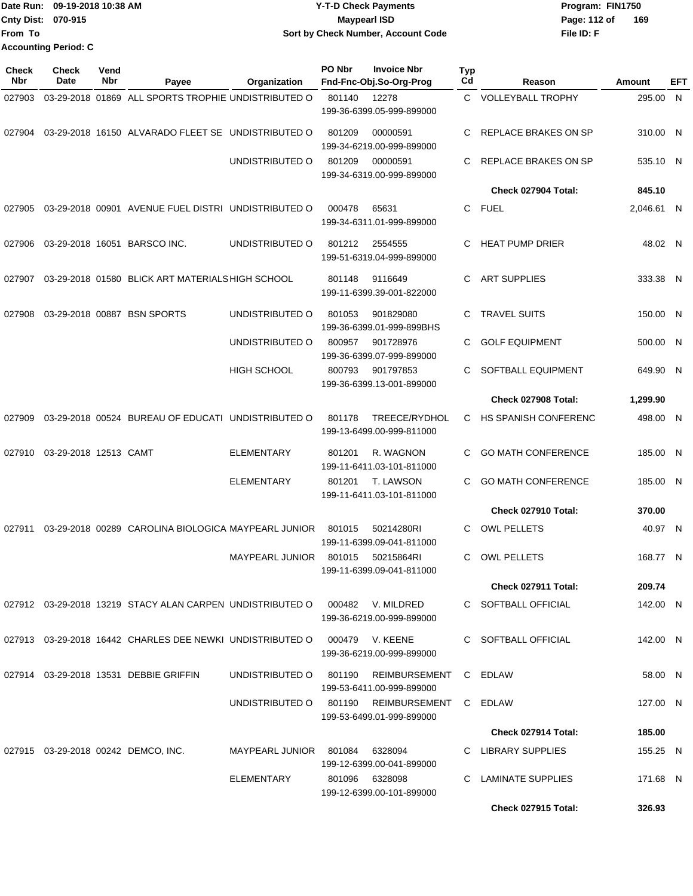Date Run: 09-19-2018 10:38 AM
Cnty Dist: 070-915
From To
Accounting Period: C

**Y-T-D Check Payments**
**Maypearl ISD**
**Sort by Check Number, Account Code**

Program: FIN1750
File ID: F

| Check Nbr | Check Date | Vend Nbr | Payee | Organization | PO Nbr | Invoice Nbr / Fnd-Fnc-Obj.So-Org-Prog | Typ Cd | Reason | Amount | EFT |
|---|---|---|---|---|---|---|---|---|---|---|
| 027903 | 03-29-2018 | 01869 | ALL SPORTS TROPHIE | UNDISTRIBUTED O | 801140 | 12278 / 199-36-6399.05-999-899000 | C | VOLLEYBALL TROPHY | 295.00 | N |
| 027904 | 03-29-2018 | 16150 | ALVARADO FLEET SE | UNDISTRIBUTED O | 801209 | 00000591 / 199-34-6219.00-999-899000 | C | REPLACE BRAKES ON SP | 310.00 | N |
| | | | | UNDISTRIBUTED O | 801209 | 00000591 / 199-34-6319.00-999-899000 | C | REPLACE BRAKES ON SP | 535.10 | N |
| | | | | | | | | **Check 027904 Total:** | **845.10** | |
| 027905 | 03-29-2018 | 00901 | AVENUE FUEL DISTRI | UNDISTRIBUTED O | 000478 | 65631 / 199-34-6311.01-999-899000 | C | FUEL | 2,046.61 | N |
| 027906 | 03-29-2018 | 16051 | BARSCO INC. | UNDISTRIBUTED O | 801212 | 2554555 / 199-51-6319.04-999-899000 | C | HEAT PUMP DRIER | 48.02 | N |
| 027907 | 03-29-2018 | 01580 | BLICK ART MATERIALS | HIGH SCHOOL | 801148 | 9116649 / 199-11-6399.39-001-822000 | C | ART SUPPLIES | 333.38 | N |
| 027908 | 03-29-2018 | 00887 | BSN SPORTS | UNDISTRIBUTED O | 801053 | 901829080 / 199-36-6399.01-999-899BHS | C | TRAVEL SUITS | 150.00 | N |
| | | | | UNDISTRIBUTED O | 800957 | 901728976 / 199-36-6399.07-999-899000 | C | GOLF EQUIPMENT | 500.00 | N |
| | | | | HIGH SCHOOL | 800793 | 901797853 / 199-36-6399.13-001-899000 | C | SOFTBALL EQUIPMENT | 649.90 | N |
| | | | | | | | | **Check 027908 Total:** | **1,299.90** | |
| 027909 | 03-29-2018 | 00524 | BUREAU OF EDUCATI | UNDISTRIBUTED O | 801178 | TREECE/RYDHOL / 199-13-6499.00-999-811000 | C | HS SPANISH CONFERENC | 498.00 | N |
| 027910 | 03-29-2018 | 12513 | CAMT | ELEMENTARY | 801201 | R. WAGNON / 199-11-6411.03-101-811000 | C | GO MATH CONFERENCE | 185.00 | N |
| | | | | ELEMENTARY | 801201 | T. LAWSON / 199-11-6411.03-101-811000 | C | GO MATH CONFERENCE | 185.00 | N |
| | | | | | | | | **Check 027910 Total:** | **370.00** | |
| 027911 | 03-29-2018 | 00289 | CAROLINA BIOLOGICA | MAYPEARL JUNIOR | 801015 | 50214280RI / 199-11-6399.09-041-811000 | C | OWL PELLETS | 40.97 | N |
| | | | | MAYPEARL JUNIOR | 801015 | 50215864RI / 199-11-6399.09-041-811000 | C | OWL PELLETS | 168.77 | N |
| | | | | | | | | **Check 027911 Total:** | **209.74** | |
| 027912 | 03-29-2018 | 13219 | STACY ALAN CARPEN | UNDISTRIBUTED O | 000482 | V. MILDRED / 199-36-6219.00-999-899000 | C | SOFTBALL OFFICIAL | 142.00 | N |
| 027913 | 03-29-2018 | 16442 | CHARLES DEE NEWKI | UNDISTRIBUTED O | 000479 | V. KEENE / 199-36-6219.00-999-899000 | C | SOFTBALL OFFICIAL | 142.00 | N |
| 027914 | 03-29-2018 | 13531 | DEBBIE GRIFFIN | UNDISTRIBUTED O | 801190 | REIMBURSEMENT / 199-53-6411.00-999-899000 | C | EDLAW | 58.00 | N |
| | | | | UNDISTRIBUTED O | 801190 | REIMBURSEMENT / 199-53-6499.01-999-899000 | C | EDLAW | 127.00 | N |
| | | | | | | | | **Check 027914 Total:** | **185.00** | |
| 027915 | 03-29-2018 | 00242 | DEMCO, INC. | MAYPEARL JUNIOR | 801084 | 6328094 / 199-12-6399.00-041-899000 | C | LIBRARY SUPPLIES | 155.25 | N |
| | | | | ELEMENTARY | 801096 | 6328098 / 199-12-6399.00-101-899000 | C | LAMINATE SUPPLIES | 171.68 | N |
| | | | | | | | | **Check 027915 Total:** | **326.93** | |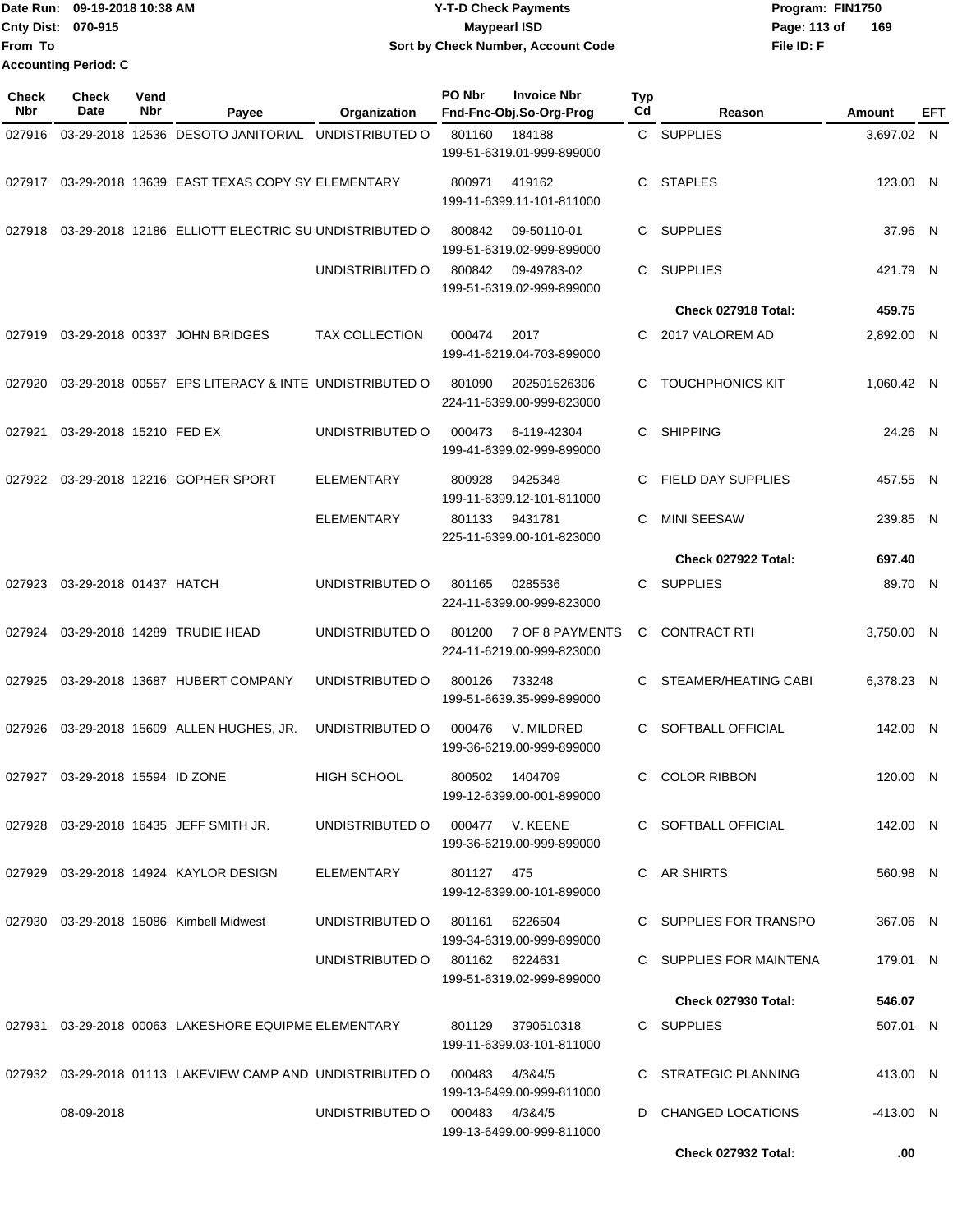Date Run: 09-19-2018 10:38 AM
Cnty Dist: 070-915
From To
Accounting Period: C

**Y-T-D Check Payments**
**Maypearl ISD**
**Sort by Check Number, Account Code**

Program: FIN1750
File ID: F

| Check Nbr | Check Date | Vend Nbr | Payee | Organization | PO Nbr | Invoice Nbr / Fnd-Fnc-Obj.So-Org-Prog | Typ Cd | Reason | Amount | EFT |
|---|---|---|---|---|---|---|---|---|---|---|
| 027916 | 03-29-2018 | 12536 | DESOTO JANITORIAL | UNDISTRIBUTED O | 801160 | 184188 / 199-51-6319.01-999-899000 | C | SUPPLIES | 3,697.02 | N |
| 027917 | 03-29-2018 | 13639 | EAST TEXAS COPY SY | ELEMENTARY | 800971 | 419162 / 199-11-6399.11-101-811000 | C | STAPLES | 123.00 | N |
| 027918 | 03-29-2018 | 12186 | ELLIOTT ELECTRIC SU | UNDISTRIBUTED O | 800842 | 09-50110-01 / 199-51-6319.02-999-899000 | C | SUPPLIES | 37.96 | N |
| | | | | UNDISTRIBUTED O | 800842 | 09-49783-02 / 199-51-6319.02-999-899000 | C | SUPPLIES | 421.79 | N |
| | | | | | | | | **Check 027918 Total:** | **459.75** | |
| 027919 | 03-29-2018 | 00337 | JOHN BRIDGES | TAX COLLECTION | 000474 | 2017 / 199-41-6219.04-703-899000 | C | 2017 VALOREM AD | 2,892.00 | N |
| 027920 | 03-29-2018 | 00557 | EPS LITERACY & INTE | UNDISTRIBUTED O | 801090 | 202501526306 / 224-11-6399.00-999-823000 | C | TOUCHPHONICS KIT | 1,060.42 | N |
| 027921 | 03-29-2018 | 15210 | FED EX | UNDISTRIBUTED O | 000473 | 6-119-42304 / 199-41-6399.02-999-899000 | C | SHIPPING | 24.26 | N |
| 027922 | 03-29-2018 | 12216 | GOPHER SPORT | ELEMENTARY | 800928 | 9425348 / 199-11-6399.12-101-811000 | C | FIELD DAY SUPPLIES | 457.55 | N |
| | | | | ELEMENTARY | 801133 | 9431781 / 225-11-6399.00-101-823000 | C | MINI SEESAW | 239.85 | N |
| | | | | | | | | **Check 027922 Total:** | **697.40** | |
| 027923 | 03-29-2018 | 01437 | HATCH | UNDISTRIBUTED O | 801165 | 0285536 / 224-11-6399.00-999-823000 | C | SUPPLIES | 89.70 | N |
| 027924 | 03-29-2018 | 14289 | TRUDIE HEAD | UNDISTRIBUTED O | 801200 | 7 OF 8 PAYMENTS / 224-11-6219.00-999-823000 | C | CONTRACT RTI | 3,750.00 | N |
| 027925 | 03-29-2018 | 13687 | HUBERT COMPANY | UNDISTRIBUTED O | 800126 | 733248 / 199-51-6639.35-999-899000 | C | STEAMER/HEATING CABI | 6,378.23 | N |
| 027926 | 03-29-2018 | 15609 | ALLEN HUGHES, JR. | UNDISTRIBUTED O | 000476 | V. MILDRED / 199-36-6219.00-999-899000 | C | SOFTBALL OFFICIAL | 142.00 | N |
| 027927 | 03-29-2018 | 15594 | ID ZONE | HIGH SCHOOL | 800502 | 1404709 / 199-12-6399.00-001-899000 | C | COLOR RIBBON | 120.00 | N |
| 027928 | 03-29-2018 | 16435 | JEFF SMITH JR. | UNDISTRIBUTED O | 000477 | V. KEENE / 199-36-6219.00-999-899000 | C | SOFTBALL OFFICIAL | 142.00 | N |
| 027929 | 03-29-2018 | 14924 | KAYLOR DESIGN | ELEMENTARY | 801127 | 475 / 199-12-6399.00-101-899000 | C | AR SHIRTS | 560.98 | N |
| 027930 | 03-29-2018 | 15086 | Kimbell Midwest | UNDISTRIBUTED O | 801161 | 6226504 / 199-34-6319.00-999-899000 | C | SUPPLIES FOR TRANSPO | 367.06 | N |
| | | | | UNDISTRIBUTED O | 801162 | 6224631 / 199-51-6319.02-999-899000 | C | SUPPLIES FOR MAINTENA | 179.01 | N |
| | | | | | | | | **Check 027930 Total:** | **546.07** | |
| 027931 | 03-29-2018 | 00063 | LAKESHORE EQUIPME | ELEMENTARY | 801129 | 3790510318 / 199-11-6399.03-101-811000 | C | SUPPLIES | 507.01 | N |
| 027932 | 03-29-2018 | 01113 | LAKEVIEW CAMP AND | UNDISTRIBUTED O | 000483 | 4/3&4/5 / 199-13-6499.00-999-811000 | C | STRATEGIC PLANNING | 413.00 | N |
| | 08-09-2018 | | | UNDISTRIBUTED O | 000483 | 4/3&4/5 / 199-13-6499.00-999-811000 | D | CHANGED LOCATIONS | -413.00 | N |
| | | | | | | | | **Check 027932 Total:** | **.00** | |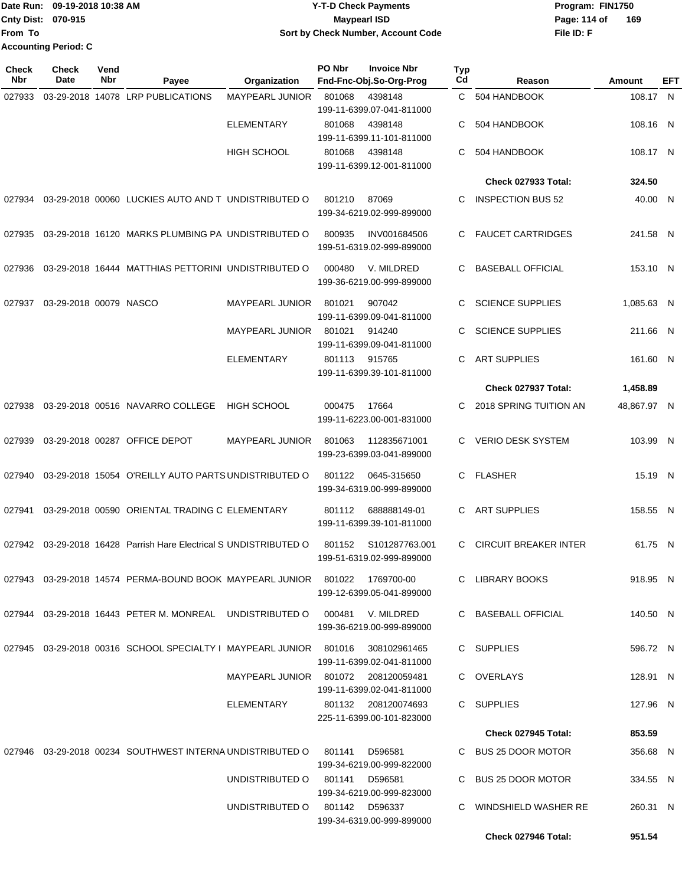Date Run: 09-19-2018 10:38 AM
Cnty Dist: 070-915
From To
Accounting Period: C

# Y-T-D Check Payments
## Maypearl ISD
### Sort by Check Number, Account Code

Program: FIN1750
File ID: F

| Check Nbr | Check Date | Vend Nbr | Payee | Organization | PO Nbr | Invoice Nbr / Fnd-Fnc-Obj.So-Org-Prog | Typ Cd | Reason | Amount | EFT |
|---|---|---|---|---|---|---|---|---|---|---|
| 027933 | 03-29-2018 | 14078 | LRP PUBLICATIONS | MAYPEARL JUNIOR | 801068 | 4398148 199-11-6399.07-041-811000 | C | 504 HANDBOOK | 108.17 | N |
| | | | | ELEMENTARY | 801068 | 4398148 199-11-6399.11-101-811000 | C | 504 HANDBOOK | 108.16 | N |
| | | | | HIGH SCHOOL | 801068 | 4398148 199-11-6399.12-001-811000 | C | 504 HANDBOOK | 108.17 | N |
| | | | | | | | | **Check 027933 Total:** | **324.50** | |
| 027934 | 03-29-2018 | 00060 | LUCKIES AUTO AND T | UNDISTRIBUTED O | 801210 | 87069 199-34-6219.02-999-899000 | C | INSPECTION BUS 52 | 40.00 | N |
| 027935 | 03-29-2018 | 16120 | MARKS PLUMBING PA | UNDISTRIBUTED O | 800935 | INV001684506 199-51-6319.02-999-899000 | C | FAUCET CARTRIDGES | 241.58 | N |
| 027936 | 03-29-2018 | 16444 | MATTHIAS PETTORINI | UNDISTRIBUTED O | 000480 | V. MILDRED 199-36-6219.00-999-899000 | C | BASEBALL OFFICIAL | 153.10 | N |
| 027937 | 03-29-2018 | 00079 | NASCO | MAYPEARL JUNIOR | 801021 | 907042 199-11-6399.09-041-811000 | C | SCIENCE SUPPLIES | 1,085.63 | N |
| | | | | MAYPEARL JUNIOR | 801021 | 914240 199-11-6399.09-041-811000 | C | SCIENCE SUPPLIES | 211.66 | N |
| | | | | ELEMENTARY | 801113 | 915765 199-11-6399.39-101-811000 | C | ART SUPPLIES | 161.60 | N |
| | | | | | | | | **Check 027937 Total:** | **1,458.89** | |
| 027938 | 03-29-2018 | 00516 | NAVARRO COLLEGE | HIGH SCHOOL | 000475 | 17664 199-11-6223.00-001-831000 | C | 2018 SPRING TUITION AN | 48,867.97 | N |
| 027939 | 03-29-2018 | 00287 | OFFICE DEPOT | MAYPEARL JUNIOR | 801063 | 112835671001 199-23-6399.03-041-899000 | C | VERIO DESK SYSTEM | 103.99 | N |
| 027940 | 03-29-2018 | 15054 | O'REILLY AUTO PARTS | UNDISTRIBUTED O | 801122 | 0645-315650 199-34-6319.00-999-899000 | C | FLASHER | 15.19 | N |
| 027941 | 03-29-2018 | 00590 | ORIENTAL TRADING C | ELEMENTARY | 801112 | 688888149-01 199-11-6399.39-101-811000 | C | ART SUPPLIES | 158.55 | N |
| 027942 | 03-29-2018 | 16428 | Parrish Hare Electrical S | UNDISTRIBUTED O | 801152 | S101287763.001 199-51-6319.02-999-899000 | C | CIRCUIT BREAKER INTER | 61.75 | N |
| 027943 | 03-29-2018 | 14574 | PERMA-BOUND BOOK | MAYPEARL JUNIOR | 801022 | 1769700-00 199-12-6399.05-041-899000 | C | LIBRARY BOOKS | 918.95 | N |
| 027944 | 03-29-2018 | 16443 | PETER M. MONREAL | UNDISTRIBUTED O | 000481 | V. MILDRED 199-36-6219.00-999-899000 | C | BASEBALL OFFICIAL | 140.50 | N |
| 027945 | 03-29-2018 | 00316 | SCHOOL SPECIALTY I | MAYPEARL JUNIOR | 801016 | 308102961465 199-11-6399.02-041-811000 | C | SUPPLIES | 596.72 | N |
| | | | | MAYPEARL JUNIOR | 801072 | 208120059481 199-11-6399.02-041-811000 | C | OVERLAYS | 128.91 | N |
| | | | | ELEMENTARY | 801132 | 208120074693 225-11-6399.00-101-823000 | C | SUPPLIES | 127.96 | N |
| | | | | | | | | **Check 027945 Total:** | **853.59** | |
| 027946 | 03-29-2018 | 00234 | SOUTHWEST INTERNA | UNDISTRIBUTED O | 801141 | D596581 199-34-6219.00-999-822000 | C | BUS 25 DOOR MOTOR | 356.68 | N |
| | | | | UNDISTRIBUTED O | 801141 | D596581 199-34-6219.00-999-823000 | C | BUS 25 DOOR MOTOR | 334.55 | N |
| | | | | UNDISTRIBUTED O | 801142 | D596337 199-34-6319.00-999-899000 | C | WINDSHIELD WASHER RE | 260.31 | N |
| | | | | | | | | **Check 027946 Total:** | **951.54** | |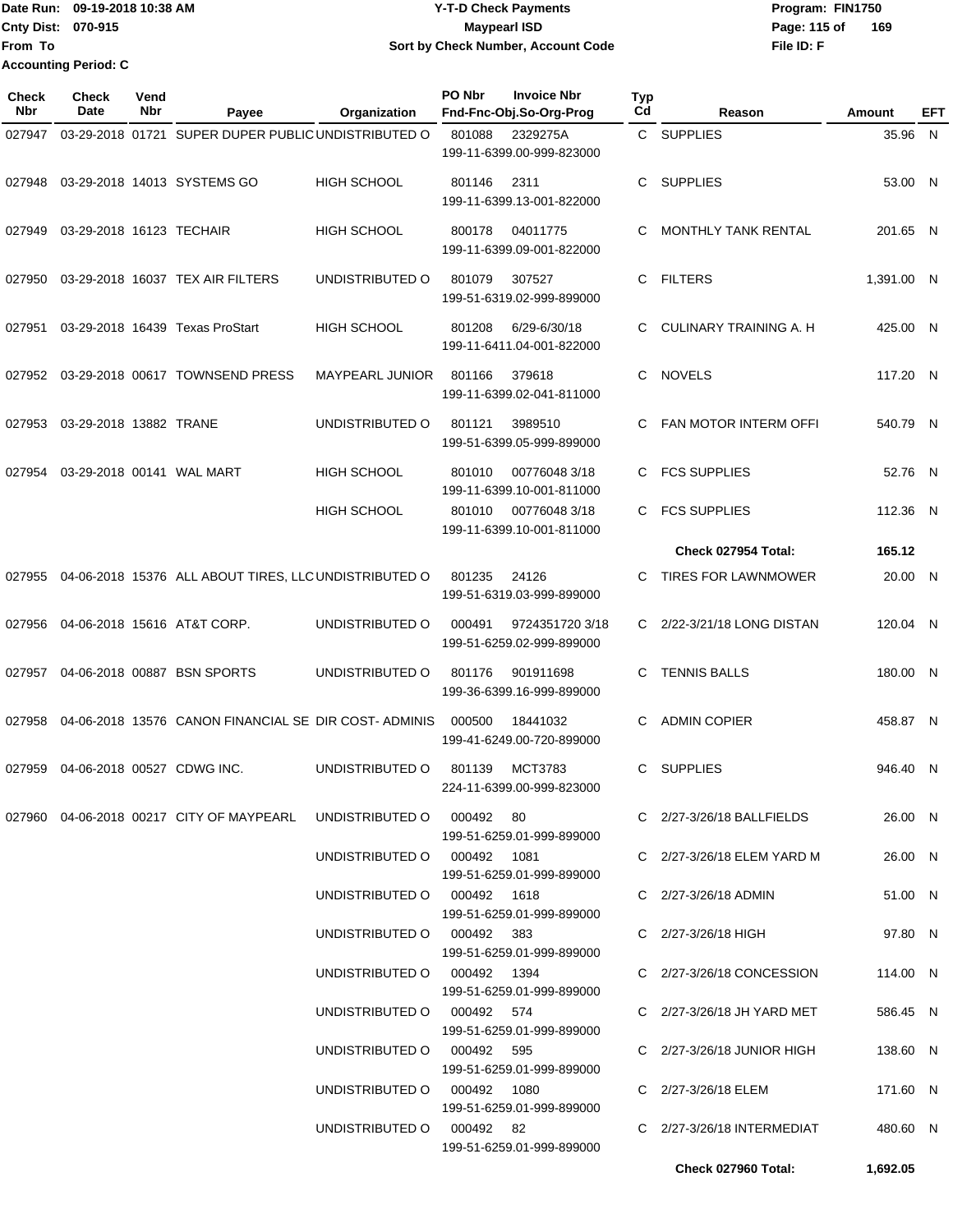Date Run: 09-19-2018 10:38 AM
Cnty Dist: 070-915
From To
Accounting Period: C

**Y-T-D Check Payments**
**Maypearl ISD**
**Sort by Check Number, Account Code**

Program: FIN1750
File ID: F

| Check Nbr | Check Date | Vend Nbr | Payee | Organization | PO Nbr | Invoice Nbr / Fnd-Fnc-Obj.So-Org-Prog | Typ Cd | Reason | Amount | EFT |
|---|---|---|---|---|---|---|---|---|---|---|
| 027947 | 03-29-2018 | 01721 | SUPER DUPER PUBLIC | UNDISTRIBUTED O | 801088 | 2329275A<br>199-11-6399.00-999-823000 | C | SUPPLIES | 35.96 | N |
| 027948 | 03-29-2018 | 14013 | SYSTEMS GO | HIGH SCHOOL | 801146 | 2311<br>199-11-6399.13-001-822000 | C | SUPPLIES | 53.00 | N |
| 027949 | 03-29-2018 | 16123 | TECHAIR | HIGH SCHOOL | 800178 | 04011775<br>199-11-6399.09-001-822000 | C | MONTHLY TANK RENTAL | 201.65 | N |
| 027950 | 03-29-2018 | 16037 | TEX AIR FILTERS | UNDISTRIBUTED O | 801079 | 307527<br>199-51-6319.02-999-899000 | C | FILTERS | 1,391.00 | N |
| 027951 | 03-29-2018 | 16439 | Texas ProStart | HIGH SCHOOL | 801208 | 6/29-6/30/18<br>199-11-6411.04-001-822000 | C | CULINARY TRAINING A. H | 425.00 | N |
| 027952 | 03-29-2018 | 00617 | TOWNSEND PRESS | MAYPEARL JUNIOR | 801166 | 379618<br>199-11-6399.02-041-811000 | C | NOVELS | 117.20 | N |
| 027953 | 03-29-2018 | 13882 | TRANE | UNDISTRIBUTED O | 801121 | 3989510<br>199-51-6399.05-999-899000 | C | FAN MOTOR INTERM OFFI | 540.79 | N |
| 027954 | 03-29-2018 | 00141 | WAL MART | HIGH SCHOOL | 801010 | 00776048 3/18<br>199-11-6399.10-001-811000 | C | FCS SUPPLIES | 52.76 | N |
| | | | | HIGH SCHOOL | 801010 | 00776048 3/18<br>199-11-6399.10-001-811000 | C | FCS SUPPLIES | 112.36 | N |
| | | | | | | | | **Check 027954 Total:** | **165.12** | |
| 027955 | 04-06-2018 | 15376 | ALL ABOUT TIRES, LLC | UNDISTRIBUTED O | 801235 | 24126<br>199-51-6319.03-999-899000 | C | TIRES FOR LAWNMOWER | 20.00 | N |
| 027956 | 04-06-2018 | 15616 | AT&T CORP. | UNDISTRIBUTED O | 000491 | 9724351720 3/18<br>199-51-6259.02-999-899000 | C | 2/22-3/21/18 LONG DISTAN | 120.04 | N |
| 027957 | 04-06-2018 | 00887 | BSN SPORTS | UNDISTRIBUTED O | 801176 | 901911698<br>199-36-6399.16-999-899000 | C | TENNIS BALLS | 180.00 | N |
| 027958 | 04-06-2018 | 13576 | CANON FINANCIAL SE | DIR COST- ADMINIS | 000500 | 18441032<br>199-41-6249.00-720-899000 | C | ADMIN COPIER | 458.87 | N |
| 027959 | 04-06-2018 | 00527 | CDWG INC. | UNDISTRIBUTED O | 801139 | MCT3783<br>224-11-6399.00-999-823000 | C | SUPPLIES | 946.40 | N |
| 027960 | 04-06-2018 | 00217 | CITY OF MAYPEARL | UNDISTRIBUTED O | 000492 | 80<br>199-51-6259.01-999-899000 | C | 2/27-3/26/18 BALLFIELDS | 26.00 | N |
| | | | | UNDISTRIBUTED O | 000492 | 1081<br>199-51-6259.01-999-899000 | C | 2/27-3/26/18 ELEM YARD M | 26.00 | N |
| | | | | UNDISTRIBUTED O | 000492 | 1618<br>199-51-6259.01-999-899000 | C | 2/27-3/26/18 ADMIN | 51.00 | N |
| | | | | UNDISTRIBUTED O | 000492 | 383<br>199-51-6259.01-999-899000 | C | 2/27-3/26/18 HIGH | 97.80 | N |
| | | | | UNDISTRIBUTED O | 000492 | 1394<br>199-51-6259.01-999-899000 | C | 2/27-3/26/18 CONCESSION | 114.00 | N |
| | | | | UNDISTRIBUTED O | 000492 | 574<br>199-51-6259.01-999-899000 | C | 2/27-3/26/18 JH YARD MET | 586.45 | N |
| | | | | UNDISTRIBUTED O | 000492 | 595<br>199-51-6259.01-999-899000 | C | 2/27-3/26/18 JUNIOR HIGH | 138.60 | N |
| | | | | UNDISTRIBUTED O | 000492 | 1080<br>199-51-6259.01-999-899000 | C | 2/27-3/26/18 ELEM | 171.60 | N |
| | | | | UNDISTRIBUTED O | 000492 | 82<br>199-51-6259.01-999-899000 | C | 2/27-3/26/18 INTERMEDIAT | 480.60 | N |
| | | | | | | | | **Check 027960 Total:** | **1,692.05** | |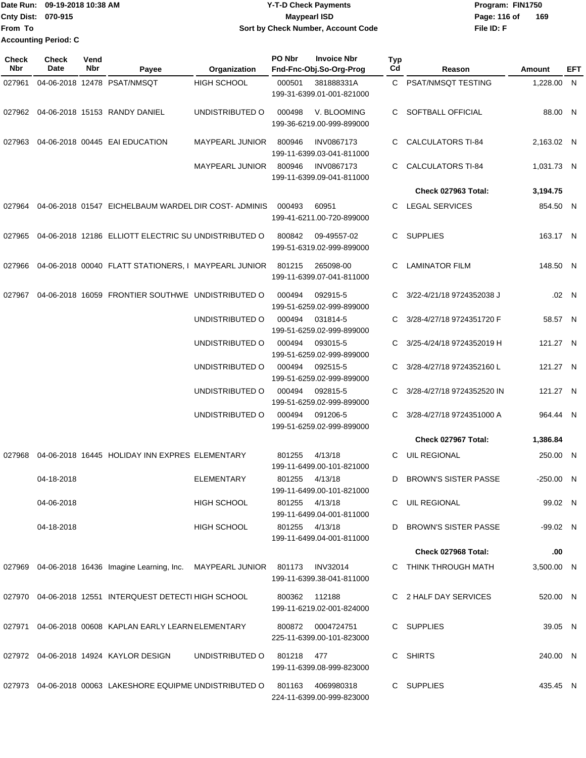Date Run: 09-19-2018 10:38 AM
Cnty Dist: 070-915
From To
Accounting Period: C

**Y-T-D Check Payments**
**Maypearl ISD**
**Sort by Check Number, Account Code**

Program: FIN1750
File ID: F

| Check Nbr | Check Date | Vend Nbr | Payee | Organization | PO Nbr | Invoice Nbr / Fnd-Fnc-Obj.So-Org-Prog | Typ Cd | Reason | Amount | EFT |
|---|---|---|---|---|---|---|---|---|---|---|
| 027961 | 04-06-2018 | 12478 | PSAT/NMSQT | HIGH SCHOOL | 000501 | 381888331A 199-31-6399.01-001-821000 | C | PSAT/NMSQT TESTING | 1,228.00 | N |
| 027962 | 04-06-2018 | 15153 | RANDY DANIEL | UNDISTRIBUTED O | 000498 | V. BLOOMING 199-36-6219.00-999-899000 | C | SOFTBALL OFFICIAL | 88.00 | N |
| 027963 | 04-06-2018 | 00445 | EAI EDUCATION | MAYPEARL JUNIOR | 800946 | INV0867173 199-11-6399.03-041-811000 | C | CALCULATORS TI-84 | 2,163.02 | N |
| | | | | MAYPEARL JUNIOR | 800946 | INV0867173 199-11-6399.09-041-811000 | C | CALCULATORS TI-84 | 1,031.73 | N |
| | | | | | | | | **Check 027963 Total:** | **3,194.75** | |
| 027964 | 04-06-2018 | 01547 | EICHELBAUM WARDEL | DIR COST- ADMINIS | 000493 | 60951 199-41-6211.00-720-899000 | C | LEGAL SERVICES | 854.50 | N |
| 027965 | 04-06-2018 | 12186 | ELLIOTT ELECTRIC SU | UNDISTRIBUTED O | 800842 | 09-49557-02 199-51-6319.02-999-899000 | C | SUPPLIES | 163.17 | N |
| 027966 | 04-06-2018 | 00040 | FLATT STATIONERS, I | MAYPEARL JUNIOR | 801215 | 265098-00 199-11-6399.07-041-811000 | C | LAMINATOR FILM | 148.50 | N |
| 027967 | 04-06-2018 | 16059 | FRONTIER SOUTHWE | UNDISTRIBUTED O | 000494 | 092915-5 199-51-6259.02-999-899000 | C | 3/22-4/21/18 9724352038 J | .02 | N |
| | | | | UNDISTRIBUTED O | 000494 | 031814-5 199-51-6259.02-999-899000 | C | 3/28-4/27/18 9724351720 F | 58.57 | N |
| | | | | UNDISTRIBUTED O | 000494 | 093015-5 199-51-6259.02-999-899000 | C | 3/25-4/24/18 9724352019 H | 121.27 | N |
| | | | | UNDISTRIBUTED O | 000494 | 092515-5 199-51-6259.02-999-899000 | C | 3/28-4/27/18 9724352160 L | 121.27 | N |
| | | | | UNDISTRIBUTED O | 000494 | 092815-5 199-51-6259.02-999-899000 | C | 3/28-4/27/18 9724352520 IN | 121.27 | N |
| | | | | UNDISTRIBUTED O | 000494 | 091206-5 199-51-6259.02-999-899000 | C | 3/28-4/27/18 9724351000 A | 964.44 | N |
| | | | | | | | | **Check 027967 Total:** | **1,386.84** | |
| 027968 | 04-06-2018 | 16445 | HOLIDAY INN EXPRES | ELEMENTARY | 801255 | 4/13/18 199-11-6499.00-101-821000 | C | UIL REGIONAL | 250.00 | N |
| | 04-18-2018 | | | ELEMENTARY | 801255 | 4/13/18 199-11-6499.00-101-821000 | D | BROWN'S SISTER PASSE | -250.00 | N |
| | 04-06-2018 | | | HIGH SCHOOL | 801255 | 4/13/18 199-11-6499.04-001-811000 | C | UIL REGIONAL | 99.02 | N |
| | 04-18-2018 | | | HIGH SCHOOL | 801255 | 4/13/18 199-11-6499.04-001-811000 | D | BROWN'S SISTER PASSE | -99.02 | N |
| | | | | | | | | **Check 027968 Total:** | **.00** | |
| 027969 | 04-06-2018 | 16436 | Imagine Learning, Inc. | MAYPEARL JUNIOR | 801173 | INV32014 199-11-6399.38-041-811000 | C | THINK THROUGH MATH | 3,500.00 | N |
| 027970 | 04-06-2018 | 12551 | INTERQUEST DETECTI | HIGH SCHOOL | 800362 | 112188 199-11-6219.02-001-824000 | C | 2 HALF DAY SERVICES | 520.00 | N |
| 027971 | 04-06-2018 | 00608 | KAPLAN EARLY LEARN | ELEMENTARY | 800872 | 0004724751 225-11-6399.00-101-823000 | C | SUPPLIES | 39.05 | N |
| 027972 | 04-06-2018 | 14924 | KAYLOR DESIGN | UNDISTRIBUTED O | 801218 | 477 199-11-6399.08-999-823000 | C | SHIRTS | 240.00 | N |
| 027973 | 04-06-2018 | 00063 | LAKESHORE EQUIPME | UNDISTRIBUTED O | 801163 | 4069980318 224-11-6399.00-999-823000 | C | SUPPLIES | 435.45 | N |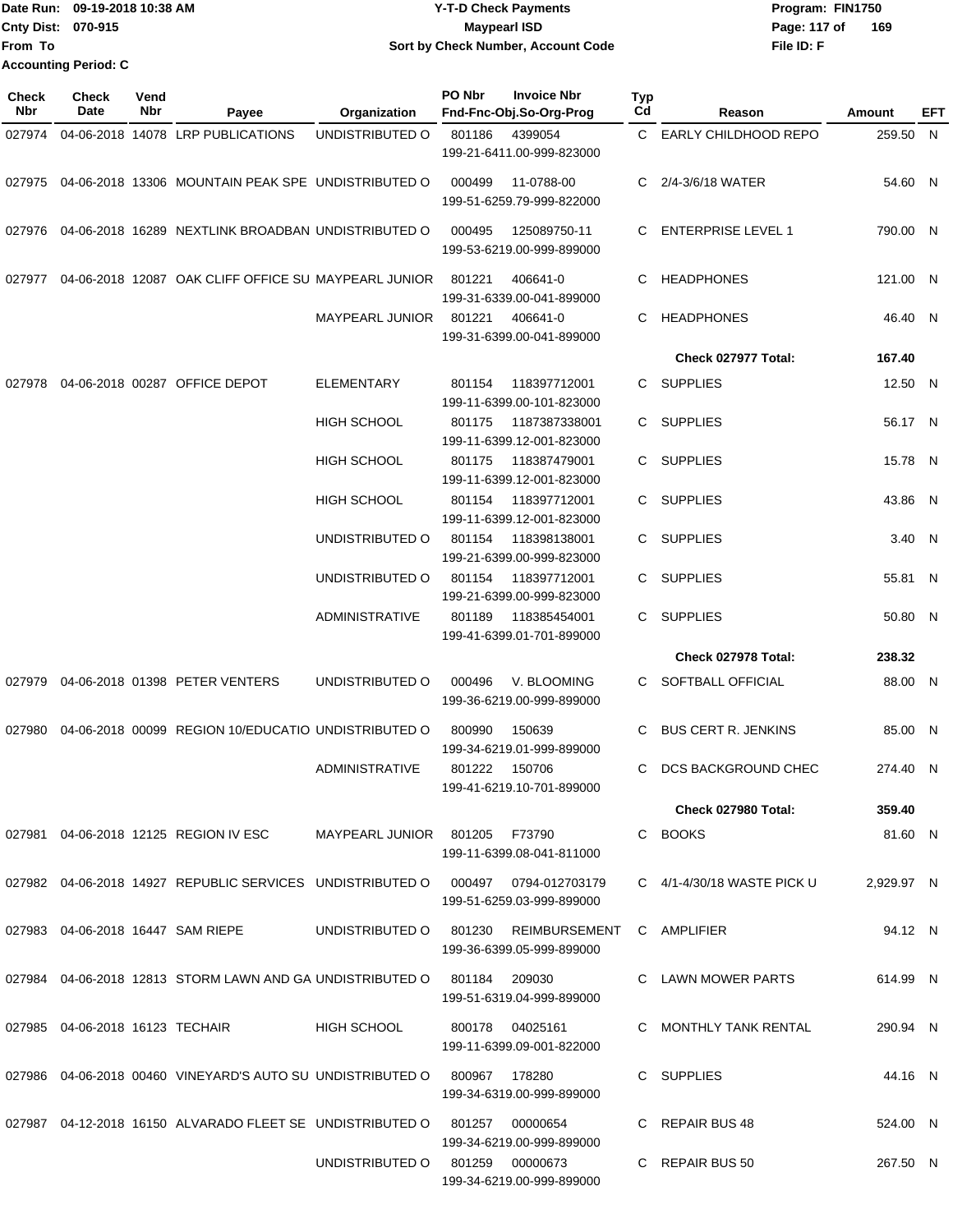Date Run: 09-19-2018 10:38 AM
Cnty Dist: 070-915
From To
Accounting Period: C

**Y-T-D Check Payments**
**Maypearl ISD**
**Sort by Check Number, Account Code**

Program: FIN1750
File ID: F

| Check Nbr | Check Date | Vend Nbr | Payee | Organization | PO Nbr | Invoice Nbr / Fnd-Fnc-Obj.So-Org-Prog | Typ Cd | Reason | Amount | EFT |
|---|---|---|---|---|---|---|---|---|---|---|
| 027974 | 04-06-2018 | 14078 | LRP PUBLICATIONS | UNDISTRIBUTED O | 801186 | 4399054 199-21-6411.00-999-823000 | C | EARLY CHILDHOOD REPO | 259.50 | N |
| 027975 | 04-06-2018 | 13306 | MOUNTAIN PEAK SPE | UNDISTRIBUTED O | 000499 | 11-0788-00 199-51-6259.79-999-822000 | C | 2/4-3/6/18 WATER | 54.60 | N |
| 027976 | 04-06-2018 | 16289 | NEXTLINK BROADBAN | UNDISTRIBUTED O | 000495 | 125089750-11 199-53-6219.00-999-899000 | C | ENTERPRISE LEVEL 1 | 790.00 | N |
| 027977 | 04-06-2018 | 12087 | OAK CLIFF OFFICE SU | MAYPEARL JUNIOR | 801221 | 406641-0 199-31-6339.00-041-899000 | C | HEADPHONES | 121.00 | N |
| | | | | MAYPEARL JUNIOR | 801221 | 406641-0 199-31-6399.00-041-899000 | C | HEADPHONES | 46.40 | N |
| | | | | | | | | **Check 027977 Total:** | **167.40** | |
| 027978 | 04-06-2018 | 00287 | OFFICE DEPOT | ELEMENTARY | 801154 | 118397712001 199-11-6399.00-101-823000 | C | SUPPLIES | 12.50 | N |
| | | | | HIGH SCHOOL | 801175 | 1187387338001 199-11-6399.12-001-823000 | C | SUPPLIES | 56.17 | N |
| | | | | HIGH SCHOOL | 801175 | 118387479001 199-11-6399.12-001-823000 | C | SUPPLIES | 15.78 | N |
| | | | | HIGH SCHOOL | 801154 | 118397712001 199-11-6399.12-001-823000 | C | SUPPLIES | 43.86 | N |
| | | | | UNDISTRIBUTED O | 801154 | 118398138001 199-21-6399.00-999-823000 | C | SUPPLIES | 3.40 | N |
| | | | | UNDISTRIBUTED O | 801154 | 118397712001 199-21-6399.00-999-823000 | C | SUPPLIES | 55.81 | N |
| | | | | ADMINISTRATIVE | 801189 | 118385454001 199-41-6399.01-701-899000 | C | SUPPLIES | 50.80 | N |
| | | | | | | | | **Check 027978 Total:** | **238.32** | |
| 027979 | 04-06-2018 | 01398 | PETER VENTERS | UNDISTRIBUTED O | 000496 | V. BLOOMING 199-36-6219.00-999-899000 | C | SOFTBALL OFFICIAL | 88.00 | N |
| 027980 | 04-06-2018 | 00099 | REGION 10/EDUCATIO | UNDISTRIBUTED O | 800990 | 150639 199-34-6219.01-999-899000 | C | BUS CERT R. JENKINS | 85.00 | N |
| | | | | ADMINISTRATIVE | 801222 | 150706 199-41-6219.10-701-899000 | C | DCS BACKGROUND CHEC | 274.40 | N |
| | | | | | | | | **Check 027980 Total:** | **359.40** | |
| 027981 | 04-06-2018 | 12125 | REGION IV ESC | MAYPEARL JUNIOR | 801205 | F73790 199-11-6399.08-041-811000 | C | BOOKS | 81.60 | N |
| 027982 | 04-06-2018 | 14927 | REPUBLIC SERVICES | UNDISTRIBUTED O | 000497 | 0794-012703179 199-51-6259.03-999-899000 | C | 4/1-4/30/18 WASTE PICK U | 2,929.97 | N |
| 027983 | 04-06-2018 | 16447 | SAM RIEPE | UNDISTRIBUTED O | 801230 | REIMBURSEMENT 199-36-6399.05-999-899000 | C | AMPLIFIER | 94.12 | N |
| 027984 | 04-06-2018 | 12813 | STORM LAWN AND GA | UNDISTRIBUTED O | 801184 | 209030 199-51-6319.04-999-899000 | C | LAWN MOWER PARTS | 614.99 | N |
| 027985 | 04-06-2018 | 16123 | TECHAIR | HIGH SCHOOL | 800178 | 04025161 199-11-6399.09-001-822000 | C | MONTHLY TANK RENTAL | 290.94 | N |
| 027986 | 04-06-2018 | 00460 | VINEYARD'S AUTO SU | UNDISTRIBUTED O | 800967 | 178280 199-34-6319.00-999-899000 | C | SUPPLIES | 44.16 | N |
| 027987 | 04-12-2018 | 16150 | ALVARADO FLEET SE | UNDISTRIBUTED O | 801257 | 00000654 199-34-6219.00-999-899000 | C | REPAIR BUS 48 | 524.00 | N |
| | | | | UNDISTRIBUTED O | 801259 | 00000673 199-34-6219.00-999-899000 | C | REPAIR BUS 50 | 267.50 | N |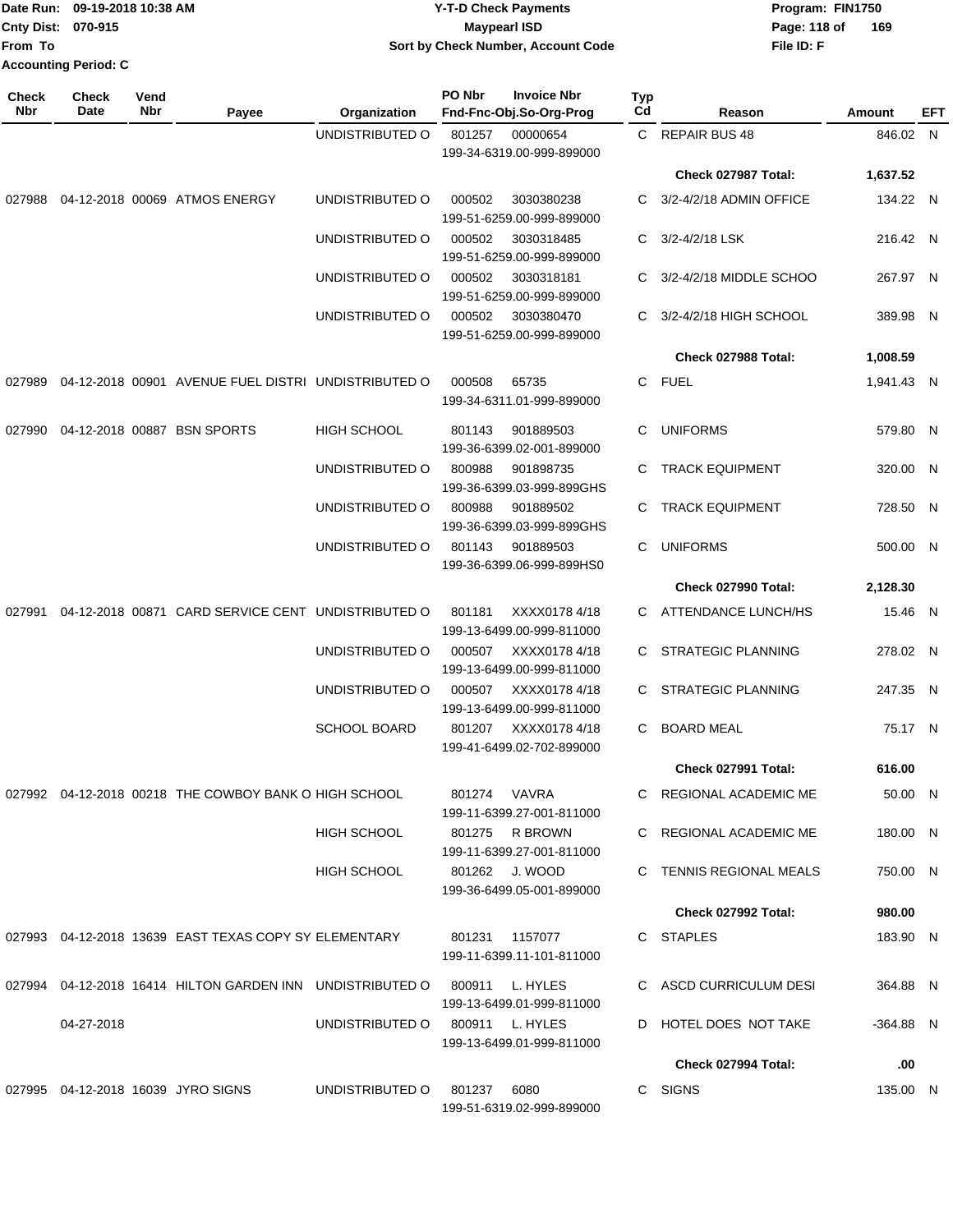| Check Nbr | Check Date | Vend Nbr | Payee | Organization | PO Nbr | Invoice Nbr / Fnd-Fnc-Obj.So-Org-Prog | Typ Cd | Reason | Amount | EFT |
|---|---|---|---|---|---|---|---|---|---|---|
| | | | | UNDISTRIBUTED O | 801257 | 00000654 199-34-6319.00-999-899000 | C | REPAIR BUS 48 | 846.02 | N |
| | | | | | | | | Check 027987 Total: | 1,637.52 | |
| 027988 | 04-12-2018 | 00069 | ATMOS ENERGY | UNDISTRIBUTED O | 000502 | 3030380238 199-51-6259.00-999-899000 | C | 3/2-4/2/18 ADMIN OFFICE | 134.22 | N |
| | | | | UNDISTRIBUTED O | 000502 | 3030318485 199-51-6259.00-999-899000 | C | 3/2-4/2/18 LSK | 216.42 | N |
| | | | | UNDISTRIBUTED O | 000502 | 3030318181 199-51-6259.00-999-899000 | C | 3/2-4/2/18 MIDDLE SCHOO | 267.97 | N |
| | | | | UNDISTRIBUTED O | 000502 | 3030380470 199-51-6259.00-999-899000 | C | 3/2-4/2/18 HIGH SCHOOL | 389.98 | N |
| | | | | | | | | Check 027988 Total: | 1,008.59 | |
| 027989 | 04-12-2018 | 00901 | AVENUE FUEL DISTRI | UNDISTRIBUTED O | 000508 | 65735 199-34-6311.01-999-899000 | C | FUEL | 1,941.43 | N |
| 027990 | 04-12-2018 | 00887 | BSN SPORTS | HIGH SCHOOL | 801143 | 901889503 199-36-6399.02-001-899000 | C | UNIFORMS | 579.80 | N |
| | | | | UNDISTRIBUTED O | 800988 | 901898735 199-36-6399.03-999-899GHS | C | TRACK EQUIPMENT | 320.00 | N |
| | | | | UNDISTRIBUTED O | 800988 | 901889502 199-36-6399.03-999-899GHS | C | TRACK EQUIPMENT | 728.50 | N |
| | | | | UNDISTRIBUTED O | 801143 | 901889503 199-36-6399.06-999-899HS0 | C | UNIFORMS | 500.00 | N |
| | | | | | | | | Check 027990 Total: | 2,128.30 | |
| 027991 | 04-12-2018 | 00871 | CARD SERVICE CENT | UNDISTRIBUTED O | 801181 | XXXX0178 4/18 199-13-6499.00-999-811000 | C | ATTENDANCE LUNCH/HS | 15.46 | N |
| | | | | UNDISTRIBUTED O | 000507 | XXXX0178 4/18 199-13-6499.00-999-811000 | C | STRATEGIC PLANNING | 278.02 | N |
| | | | | UNDISTRIBUTED O | 000507 | XXXX0178 4/18 199-13-6499.00-999-811000 | C | STRATEGIC PLANNING | 247.35 | N |
| | | | | SCHOOL BOARD | 801207 | XXXX0178 4/18 199-41-6499.02-702-899000 | C | BOARD MEAL | 75.17 | N |
| | | | | | | | | Check 027991 Total: | 616.00 | |
| 027992 | 04-12-2018 | 00218 | THE COWBOY BANK O | HIGH SCHOOL | 801274 | VAVRA 199-11-6399.27-001-811000 | C | REGIONAL ACADEMIC ME | 50.00 | N |
| | | | | HIGH SCHOOL | 801275 | R BROWN 199-11-6399.27-001-811000 | C | REGIONAL ACADEMIC ME | 180.00 | N |
| | | | | HIGH SCHOOL | 801262 | J. WOOD 199-36-6499.05-001-899000 | C | TENNIS REGIONAL MEALS | 750.00 | N |
| | | | | | | | | Check 027992 Total: | 980.00 | |
| 027993 | 04-12-2018 | 13639 | EAST TEXAS COPY SY | ELEMENTARY | 801231 | 1157077 199-11-6399.11-101-811000 | C | STAPLES | 183.90 | N |
| 027994 | 04-12-2018 | 16414 | HILTON GARDEN INN | UNDISTRIBUTED O | 800911 | L. HYLES 199-13-6499.01-999-811000 | C | ASCD CURRICULUM DESI | 364.88 | N |
| | 04-27-2018 | | | UNDISTRIBUTED O | 800911 | L. HYLES 199-13-6499.01-999-811000 | D | HOTEL DOES NOT TAKE | -364.88 | N |
| | | | | | | | | Check 027994 Total: | .00 | |
| 027995 | 04-12-2018 | 16039 | JYRO SIGNS | UNDISTRIBUTED O | 801237 | 6080 199-51-6319.02-999-899000 | C | SIGNS | 135.00 | N |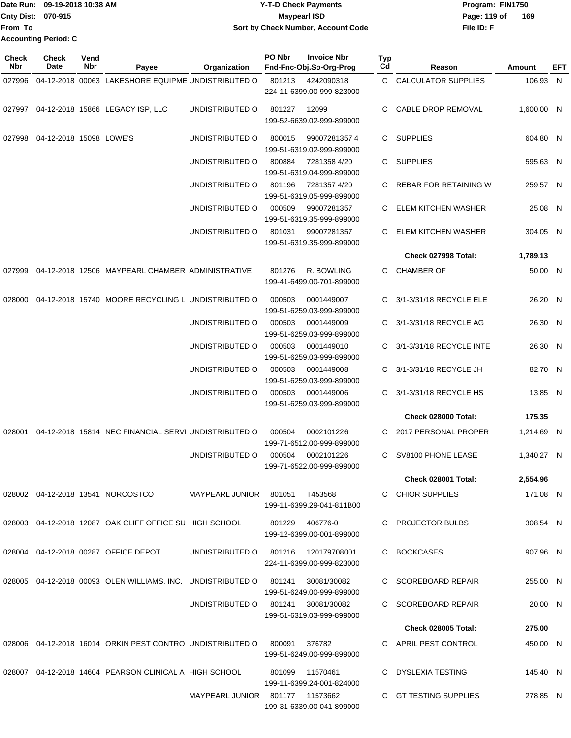Date Run: 09-19-2018 10:38 AM
Cnty Dist: 070-915
From To
Accounting Period: C

**Y-T-D Check Payments**
**Maypearl ISD**
**Sort by Check Number, Account Code**

Program: FIN1750
File ID: F

| Check Nbr | Check Date | Vend Nbr | Payee | Organization | PO Nbr | Invoice Nbr / Fnd-Fnc-Obj.So-Org-Prog | Typ Cd | Reason | Amount | EFT |
|---|---|---|---|---|---|---|---|---|---|---|
| 027996 | 04-12-2018 | 00063 | LAKESHORE EQUIPME | UNDISTRIBUTED O | 801213 | 4242090318 224-11-6399.00-999-823000 | C | CALCULATOR SUPPLIES | 106.93 | N |
| 027997 | 04-12-2018 | 15866 | LEGACY ISP, LLC | UNDISTRIBUTED O | 801227 | 12099 199-52-6639.02-999-899000 | C | CABLE DROP REMOVAL | 1,600.00 | N |
| 027998 | 04-12-2018 | 15098 | LOWE'S | UNDISTRIBUTED O | 800015 | 99007281357 4 199-51-6319.02-999-899000 | C | SUPPLIES | 604.80 | N |
| | | | | UNDISTRIBUTED O | 800884 | 7281358 4/20 199-51-6319.04-999-899000 | C | SUPPLIES | 595.63 | N |
| | | | | UNDISTRIBUTED O | 801196 | 7281357 4/20 199-51-6319.05-999-899000 | C | REBAR FOR RETAINING W | 259.57 | N |
| | | | | UNDISTRIBUTED O | 000509 | 99007281357 199-51-6319.35-999-899000 | C | ELEM KITCHEN WASHER | 25.08 | N |
| | | | | UNDISTRIBUTED O | 801031 | 99007281357 199-51-6319.35-999-899000 | C | ELEM KITCHEN WASHER | 304.05 | N |
| | | | | | | | | **Check 027998 Total:** | **1,789.13** | |
| 027999 | 04-12-2018 | 12506 | MAYPEARL CHAMBER | ADMINISTRATIVE | 801276 | R. BOWLING 199-41-6499.00-701-899000 | C | CHAMBER OF | 50.00 | N |
| 028000 | 04-12-2018 | 15740 | MOORE RECYCLING L | UNDISTRIBUTED O | 000503 | 0001449007 199-51-6259.03-999-899000 | C | 3/1-3/31/18 RECYCLE ELE | 26.20 | N |
| | | | | UNDISTRIBUTED O | 000503 | 0001449009 199-51-6259.03-999-899000 | C | 3/1-3/31/18 RECYCLE AG | 26.30 | N |
| | | | | UNDISTRIBUTED O | 000503 | 0001449010 199-51-6259.03-999-899000 | C | 3/1-3/31/18 RECYCLE INTE | 26.30 | N |
| | | | | UNDISTRIBUTED O | 000503 | 0001449008 199-51-6259.03-999-899000 | C | 3/1-3/31/18 RECYCLE JH | 82.70 | N |
| | | | | UNDISTRIBUTED O | 000503 | 0001449006 199-51-6259.03-999-899000 | C | 3/1-3/31/18 RECYCLE HS | 13.85 | N |
| | | | | | | | | **Check 028000 Total:** | **175.35** | |
| 028001 | 04-12-2018 | 15814 | NEC FINANCIAL SERVI | UNDISTRIBUTED O | 000504 | 0002101226 199-71-6512.00-999-899000 | C | 2017 PERSONAL PROPER | 1,214.69 | N |
| | | | | UNDISTRIBUTED O | 000504 | 0002101226 199-71-6522.00-999-899000 | C | SV8100 PHONE LEASE | 1,340.27 | N |
| | | | | | | | | **Check 028001 Total:** | **2,554.96** | |
| 028002 | 04-12-2018 | 13541 | NORCOSTCO | MAYPEARL JUNIOR | 801051 | T453568 199-11-6399.29-041-811B00 | C | CHIOR SUPPLIES | 171.08 | N |
| 028003 | 04-12-2018 | 12087 | OAK CLIFF OFFICE SU | HIGH SCHOOL | 801229 | 406776-0 199-12-6399.00-001-899000 | C | PROJECTOR BULBS | 308.54 | N |
| 028004 | 04-12-2018 | 00287 | OFFICE DEPOT | UNDISTRIBUTED O | 801216 | 120179708001 224-11-6399.00-999-823000 | C | BOOKCASES | 907.96 | N |
| 028005 | 04-12-2018 | 00093 | OLEN WILLIAMS, INC. | UNDISTRIBUTED O | 801241 | 30081/30082 199-51-6249.00-999-899000 | C | SCOREBOARD REPAIR | 255.00 | N |
| | | | | UNDISTRIBUTED O | 801241 | 30081/30082 199-51-6319.03-999-899000 | C | SCOREBOARD REPAIR | 20.00 | N |
| | | | | | | | | **Check 028005 Total:** | **275.00** | |
| 028006 | 04-12-2018 | 16014 | ORKIN PEST CONTRO | UNDISTRIBUTED O | 800091 | 376782 199-51-6249.00-999-899000 | C | APRIL PEST CONTROL | 450.00 | N |
| 028007 | 04-12-2018 | 14604 | PEARSON CLINICAL A | HIGH SCHOOL | 801099 | 11570461 199-11-6399.24-001-824000 | C | DYSLEXIA TESTING | 145.40 | N |
| | | | | MAYPEARL JUNIOR | 801177 | 11573662 199-31-6339.00-041-899000 | C | GT TESTING SUPPLIES | 278.85 | N |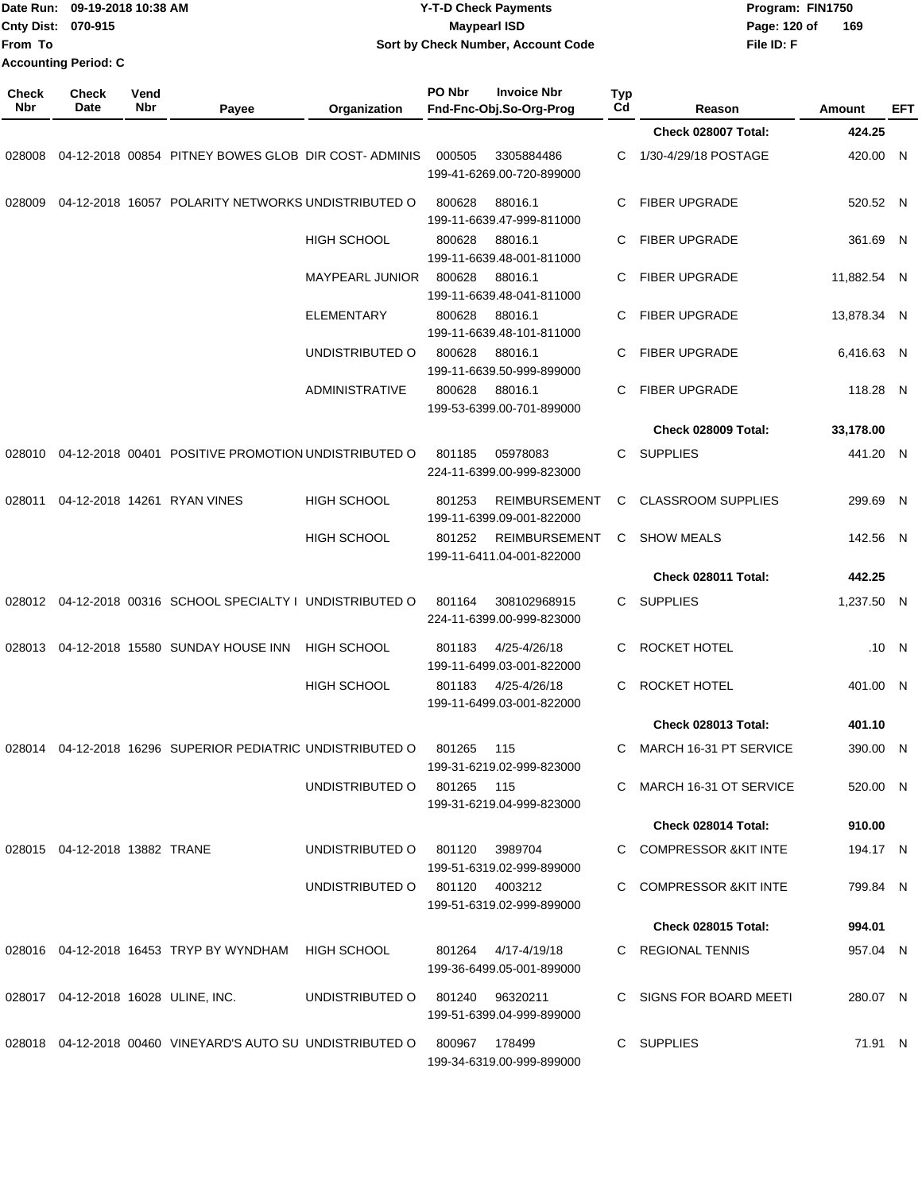Date Run: 09-19-2018 10:38 AM
Cnty Dist: 070-915
From To
Accounting Period: C

**Y-T-D Check Payments**
**Maypearl ISD**
**Sort by Check Number, Account Code**

Program: FIN1750
File ID: F

| Check Nbr | Check Date | Vend Nbr | Payee | Organization | PO Nbr | Invoice Nbr / Fnd-Fnc-Obj.So-Org-Prog | Typ Cd | Reason | Amount | EFT |
|---|---|---|---|---|---|---|---|---|---|---|
| | | | | | | | | **Check 028007 Total:** | **424.25** | |
| 028008 | 04-12-2018 | 00854 | PITNEY BOWES GLOB | DIR COST- ADMINIS | 000505 | 3305884486 199-41-6269.00-720-899000 | C | 1/30-4/29/18 POSTAGE | 420.00 | N |
| 028009 | 04-12-2018 | 16057 | POLARITY NETWORKS | UNDISTRIBUTED O | 800628 | 88016.1 199-11-6639.47-999-811000 | C | FIBER UPGRADE | 520.52 | N |
| | | | | HIGH SCHOOL | 800628 | 88016.1 199-11-6639.48-001-811000 | C | FIBER UPGRADE | 361.69 | N |
| | | | | MAYPEARL JUNIOR | 800628 | 88016.1 199-11-6639.48-041-811000 | C | FIBER UPGRADE | 11,882.54 | N |
| | | | | ELEMENTARY | 800628 | 88016.1 199-11-6639.48-101-811000 | C | FIBER UPGRADE | 13,878.34 | N |
| | | | | UNDISTRIBUTED O | 800628 | 88016.1 199-11-6639.50-999-899000 | C | FIBER UPGRADE | 6,416.63 | N |
| | | | | ADMINISTRATIVE | 800628 | 88016.1 199-53-6399.00-701-899000 | C | FIBER UPGRADE | 118.28 | N |
| | | | | | | | | **Check 028009 Total:** | **33,178.00** | |
| 028010 | 04-12-2018 | 00401 | POSITIVE PROMOTION | UNDISTRIBUTED O | 801185 | 05978083 224-11-6399.00-999-823000 | C | SUPPLIES | 441.20 | N |
| 028011 | 04-12-2018 | 14261 | RYAN VINES | HIGH SCHOOL | 801253 | REIMBURSEMENT 199-11-6399.09-001-822000 | C | CLASSROOM SUPPLIES | 299.69 | N |
| | | | | HIGH SCHOOL | 801252 | REIMBURSEMENT 199-11-6411.04-001-822000 | C | SHOW MEALS | 142.56 | N |
| | | | | | | | | **Check 028011 Total:** | **442.25** | |
| 028012 | 04-12-2018 | 00316 | SCHOOL SPECIALTY I | UNDISTRIBUTED O | 801164 | 308102968915 224-11-6399.00-999-823000 | C | SUPPLIES | 1,237.50 | N |
| 028013 | 04-12-2018 | 15580 | SUNDAY HOUSE INN | HIGH SCHOOL | 801183 | 4/25-4/26/18 199-11-6499.03-001-822000 | C | ROCKET HOTEL | .10 | N |
| | | | | HIGH SCHOOL | 801183 | 4/25-4/26/18 199-11-6499.03-001-822000 | C | ROCKET HOTEL | 401.00 | N |
| | | | | | | | | **Check 028013 Total:** | **401.10** | |
| 028014 | 04-12-2018 | 16296 | SUPERIOR PEDIATRIC | UNDISTRIBUTED O | 801265 | 115 199-31-6219.02-999-823000 | C | MARCH 16-31 PT SERVICE | 390.00 | N |
| | | | | UNDISTRIBUTED O | 801265 | 115 199-31-6219.04-999-823000 | C | MARCH 16-31 OT SERVICE | 520.00 | N |
| | | | | | | | | **Check 028014 Total:** | **910.00** | |
| 028015 | 04-12-2018 | 13882 | TRANE | UNDISTRIBUTED O | 801120 | 3989704 199-51-6319.02-999-899000 | C | COMPRESSOR &KIT INTE | 194.17 | N |
| | | | | UNDISTRIBUTED O | 801120 | 4003212 199-51-6319.02-999-899000 | C | COMPRESSOR &KIT INTE | 799.84 | N |
| | | | | | | | | **Check 028015 Total:** | **994.01** | |
| 028016 | 04-12-2018 | 16453 | TRYP BY WYNDHAM | HIGH SCHOOL | 801264 | 4/17-4/19/18 199-36-6499.05-001-899000 | C | REGIONAL TENNIS | 957.04 | N |
| 028017 | 04-12-2018 | 16028 | ULINE, INC. | UNDISTRIBUTED O | 801240 | 96320211 199-51-6399.04-999-899000 | C | SIGNS FOR BOARD MEETI | 280.07 | N |
| 028018 | 04-12-2018 | 00460 | VINEYARD'S AUTO SU | UNDISTRIBUTED O | 800967 | 178499 199-34-6319.00-999-899000 | C | SUPPLIES | 71.91 | N |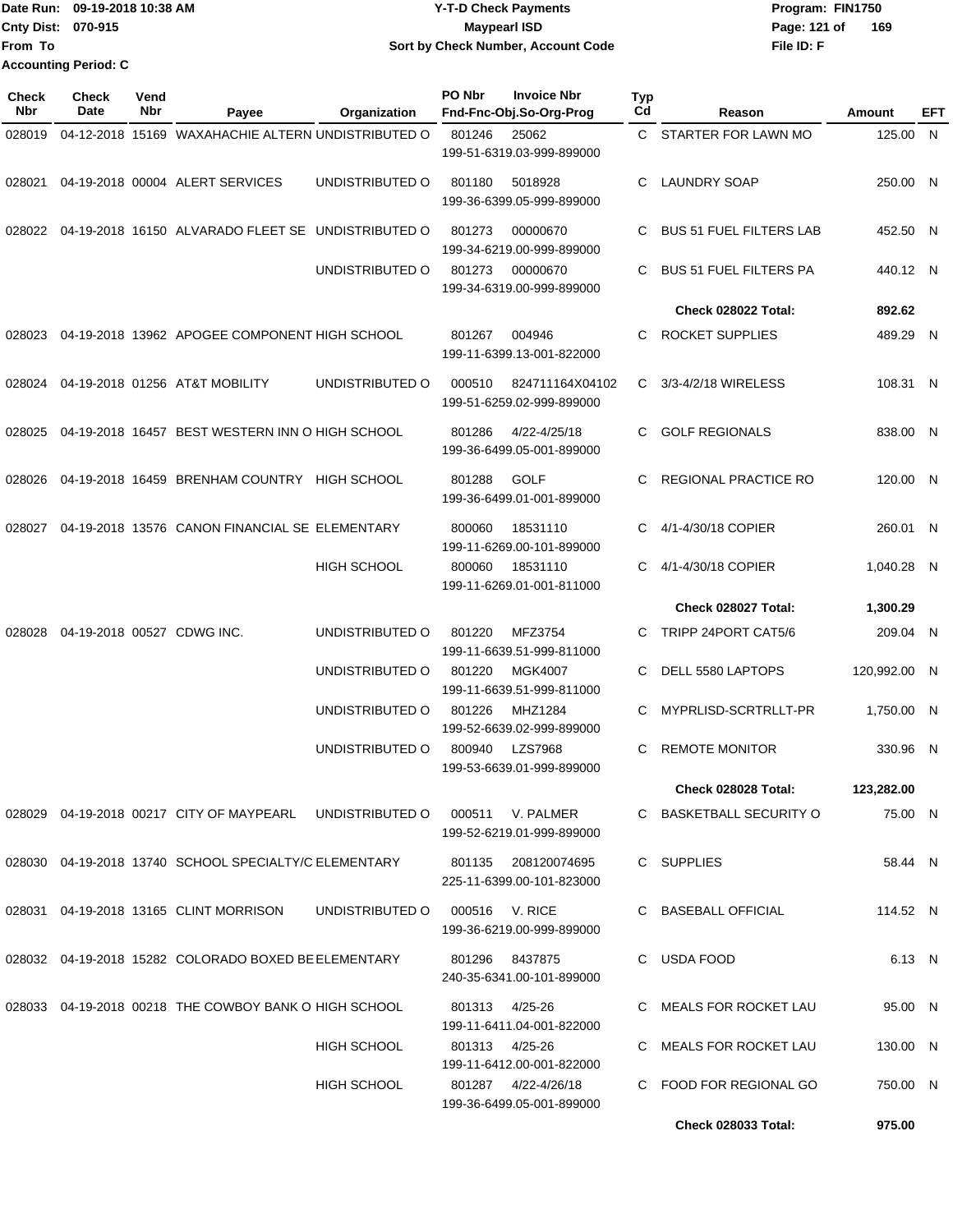Date Run: 09-19-2018 10:38 AM
Cnty Dist: 070-915
From To
Accounting Period: C

# Y-T-D Check Payments
## Maypearl ISD
### Sort by Check Number, Account Code

Program: FIN1750
File ID: F

| Check Nbr | Check Date | Vend Nbr | Payee | Organization | PO Nbr | Invoice Nbr / Fnd-Fnc-Obj.So-Org-Prog | Typ Cd | Reason | Amount | EFT |
|---|---|---|---|---|---|---|---|---|---|---|
| 028019 | 04-12-2018 | 15169 | WAXAHACHIE ALTERN | UNDISTRIBUTED O | 801246 | 25062 / 199-51-6319.03-999-899000 | C | STARTER FOR LAWN MO | 125.00 | N |
| 028021 | 04-19-2018 | 00004 | ALERT SERVICES | UNDISTRIBUTED O | 801180 | 5018928 / 199-36-6399.05-999-899000 | C | LAUNDRY SOAP | 250.00 | N |
| 028022 | 04-19-2018 | 16150 | ALVARADO FLEET SE | UNDISTRIBUTED O | 801273 | 00000670 / 199-34-6219.00-999-899000 | C | BUS 51 FUEL FILTERS LAB | 452.50 | N |
| | | | | UNDISTRIBUTED O | 801273 | 00000670 / 199-34-6319.00-999-899000 | C | BUS 51 FUEL FILTERS PA | 440.12 | N |
| | | | | | | | | **Check 028022 Total:** | **892.62** | |
| 028023 | 04-19-2018 | 13962 | APOGEE COMPONENT | HIGH SCHOOL | 801267 | 004946 / 199-11-6399.13-001-822000 | C | ROCKET SUPPLIES | 489.29 | N |
| 028024 | 04-19-2018 | 01256 | AT&T MOBILITY | UNDISTRIBUTED O | 000510 | 824711164X04102 / 199-51-6259.02-999-899000 | C | 3/3-4/2/18 WIRELESS | 108.31 | N |
| 028025 | 04-19-2018 | 16457 | BEST WESTERN INN O | HIGH SCHOOL | 801286 | 4/22-4/25/18 / 199-36-6499.05-001-899000 | C | GOLF REGIONALS | 838.00 | N |
| 028026 | 04-19-2018 | 16459 | BRENHAM COUNTRY | HIGH SCHOOL | 801288 | GOLF / 199-36-6499.01-001-899000 | C | REGIONAL PRACTICE RO | 120.00 | N |
| 028027 | 04-19-2018 | 13576 | CANON FINANCIAL SE | ELEMENTARY | 800060 | 18531110 / 199-11-6269.00-101-899000 | C | 4/1-4/30/18 COPIER | 260.01 | N |
| | | | | HIGH SCHOOL | 800060 | 18531110 / 199-11-6269.01-001-811000 | C | 4/1-4/30/18 COPIER | 1,040.28 | N |
| | | | | | | | | **Check 028027 Total:** | **1,300.29** | |
| 028028 | 04-19-2018 | 00527 | CDWG INC. | UNDISTRIBUTED O | 801220 | MFZ3754 / 199-11-6639.51-999-811000 | C | TRIPP 24PORT CAT5/6 | 209.04 | N |
| | | | | UNDISTRIBUTED O | 801220 | MGK4007 / 199-11-6639.51-999-811000 | C | DELL 5580 LAPTOPS | 120,992.00 | N |
| | | | | UNDISTRIBUTED O | 801226 | MHZ1284 / 199-52-6639.02-999-899000 | C | MYPRLISD-SCRTRLLT-PR | 1,750.00 | N |
| | | | | UNDISTRIBUTED O | 800940 | LZS7968 / 199-53-6639.01-999-899000 | C | REMOTE MONITOR | 330.96 | N |
| | | | | | | | | **Check 028028 Total:** | **123,282.00** | |
| 028029 | 04-19-2018 | 00217 | CITY OF MAYPEARL | UNDISTRIBUTED O | 000511 | V. PALMER / 199-52-6219.01-999-899000 | C | BASKETBALL SECURITY O | 75.00 | N |
| 028030 | 04-19-2018 | 13740 | SCHOOL SPECIALTY/C | ELEMENTARY | 801135 | 208120074695 / 225-11-6399.00-101-823000 | C | SUPPLIES | 58.44 | N |
| 028031 | 04-19-2018 | 13165 | CLINT MORRISON | UNDISTRIBUTED O | 000516 | V. RICE / 199-36-6219.00-999-899000 | C | BASEBALL OFFICIAL | 114.52 | N |
| 028032 | 04-19-2018 | 15282 | COLORADO BOXED BE | ELEMENTARY | 801296 | 8437875 / 240-35-6341.00-101-899000 | C | USDA FOOD | 6.13 | N |
| 028033 | 04-19-2018 | 00218 | THE COWBOY BANK O | HIGH SCHOOL | 801313 | 4/25-26 / 199-11-6411.04-001-822000 | C | MEALS FOR ROCKET LAU | 95.00 | N |
| | | | | HIGH SCHOOL | 801313 | 4/25-26 / 199-11-6412.00-001-822000 | C | MEALS FOR ROCKET LAU | 130.00 | N |
| | | | | HIGH SCHOOL | 801287 | 4/22-4/26/18 / 199-36-6499.05-001-899000 | C | FOOD FOR REGIONAL GO | 750.00 | N |
| | | | | | | | | **Check 028033 Total:** | **975.00** | |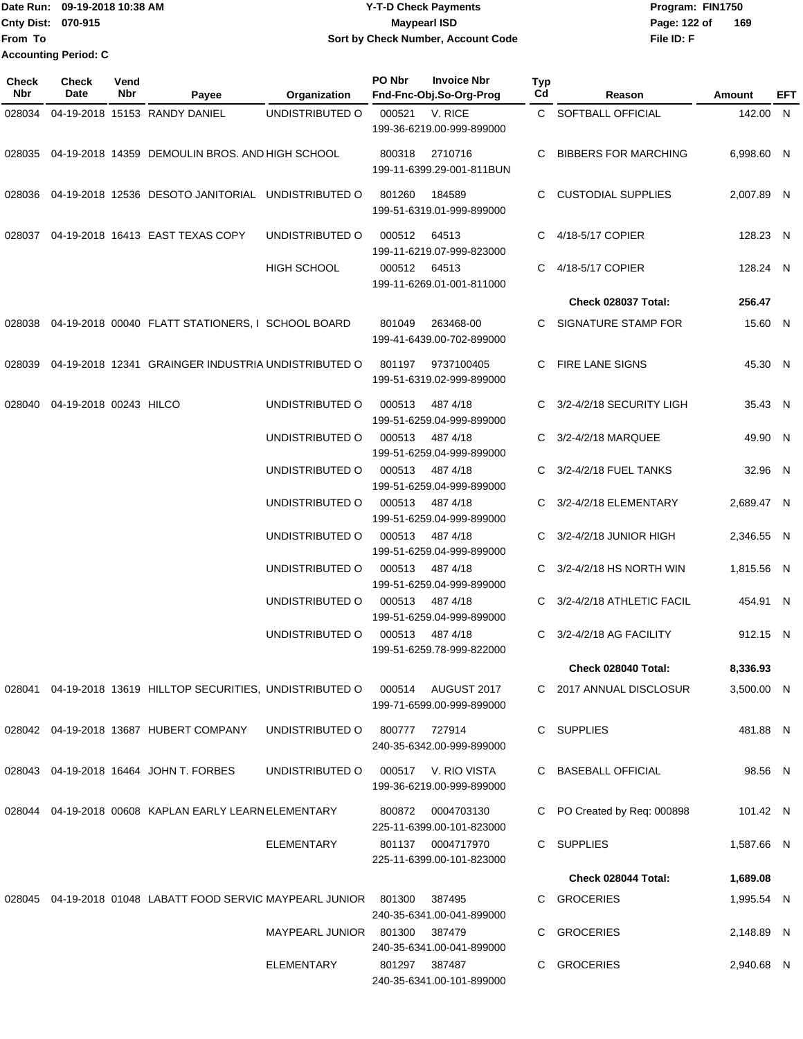Date Run: 09-19-2018 10:38 AM
Cnty Dist: 070-915
From To
Accounting Period: C

# Y-T-D Check Payments
## Maypearl ISD
### Sort by Check Number, Account Code

Program: FIN1750
File ID: F

| Check Nbr | Check Date | Vend Nbr | Payee | Organization | PO Nbr | Invoice Nbr / Fnd-Fnc-Obj.So-Org-Prog | Typ Cd | Reason | Amount | EFT |
|---|---|---|---|---|---|---|---|---|---|---|
| 028034 | 04-19-2018 | 15153 | RANDY DANIEL | UNDISTRIBUTED O | 000521 | V. RICE 199-36-6219.00-999-899000 | C | SOFTBALL OFFICIAL | 142.00 | N |
| 028035 | 04-19-2018 | 14359 | DEMOULIN BROS. AND | HIGH SCHOOL | 800318 | 2710716 199-11-6399.29-001-811BUN | C | BIBBERS FOR MARCHING | 6,998.60 | N |
| 028036 | 04-19-2018 | 12536 | DESOTO JANITORIAL | UNDISTRIBUTED O | 801260 | 184589 199-51-6319.01-999-899000 | C | CUSTODIAL SUPPLIES | 2,007.89 | N |
| 028037 | 04-19-2018 | 16413 | EAST TEXAS COPY | UNDISTRIBUTED O | 000512 | 64513 199-11-6219.07-999-823000 | C | 4/18-5/17 COPIER | 128.23 | N |
| | | | | HIGH SCHOOL | 000512 | 64513 199-11-6269.01-001-811000 | C | 4/18-5/17 COPIER | 128.24 | N |
| | | | | | | | | **Check 028037 Total:** | **256.47** | |
| 028038 | 04-19-2018 | 00040 | FLATT STATIONERS, I | SCHOOL BOARD | 801049 | 263468-00 199-41-6439.00-702-899000 | C | SIGNATURE STAMP FOR | 15.60 | N |
| 028039 | 04-19-2018 | 12341 | GRAINGER INDUSTRIA | UNDISTRIBUTED O | 801197 | 9737100405 199-51-6319.02-999-899000 | C | FIRE LANE SIGNS | 45.30 | N |
| 028040 | 04-19-2018 | 00243 | HILCO | UNDISTRIBUTED O | 000513 | 487 4/18 199-51-6259.04-999-899000 | C | 3/2-4/2/18 SECURITY LIGH | 35.43 | N |
| | | | | UNDISTRIBUTED O | 000513 | 487 4/18 199-51-6259.04-999-899000 | C | 3/2-4/2/18 MARQUEE | 49.90 | N |
| | | | | UNDISTRIBUTED O | 000513 | 487 4/18 199-51-6259.04-999-899000 | C | 3/2-4/2/18 FUEL TANKS | 32.96 | N |
| | | | | UNDISTRIBUTED O | 000513 | 487 4/18 199-51-6259.04-999-899000 | C | 3/2-4/2/18 ELEMENTARY | 2,689.47 | N |
| | | | | UNDISTRIBUTED O | 000513 | 487 4/18 199-51-6259.04-999-899000 | C | 3/2-4/2/18 JUNIOR HIGH | 2,346.55 | N |
| | | | | UNDISTRIBUTED O | 000513 | 487 4/18 199-51-6259.04-999-899000 | C | 3/2-4/2/18 HS NORTH WIN | 1,815.56 | N |
| | | | | UNDISTRIBUTED O | 000513 | 487 4/18 199-51-6259.04-999-899000 | C | 3/2-4/2/18 ATHLETIC FACIL | 454.91 | N |
| | | | | UNDISTRIBUTED O | 000513 | 487 4/18 199-51-6259.78-999-822000 | C | 3/2-4/2/18 AG FACILITY | 912.15 | N |
| | | | | | | | | **Check 028040 Total:** | **8,336.93** | |
| 028041 | 04-19-2018 | 13619 | HILLTOP SECURITIES, | UNDISTRIBUTED O | 000514 | AUGUST 2017 199-71-6599.00-999-899000 | C | 2017 ANNUAL DISCLOSUR | 3,500.00 | N |
| 028042 | 04-19-2018 | 13687 | HUBERT COMPANY | UNDISTRIBUTED O | 800777 | 727914 240-35-6342.00-999-899000 | C | SUPPLIES | 481.88 | N |
| 028043 | 04-19-2018 | 16464 | JOHN T. FORBES | UNDISTRIBUTED O | 000517 | V. RIO VISTA 199-36-6219.00-999-899000 | C | BASEBALL OFFICIAL | 98.56 | N |
| 028044 | 04-19-2018 | 00608 | KAPLAN EARLY LEARN | ELEMENTARY | 800872 | 0004703130 225-11-6399.00-101-823000 | C | PO Created by Req: 000898 | 101.42 | N |
| | | | | ELEMENTARY | 801137 | 0004717970 225-11-6399.00-101-823000 | C | SUPPLIES | 1,587.66 | N |
| | | | | | | | | **Check 028044 Total:** | **1,689.08** | |
| 028045 | 04-19-2018 | 01048 | LABATT FOOD SERVIC | MAYPEARL JUNIOR | 801300 | 387495 240-35-6341.00-041-899000 | C | GROCERIES | 1,995.54 | N |
| | | | | MAYPEARL JUNIOR | 801300 | 387479 240-35-6341.00-041-899000 | C | GROCERIES | 2,148.89 | N |
| | | | | ELEMENTARY | 801297 | 387487 240-35-6341.00-101-899000 | C | GROCERIES | 2,940.68 | N |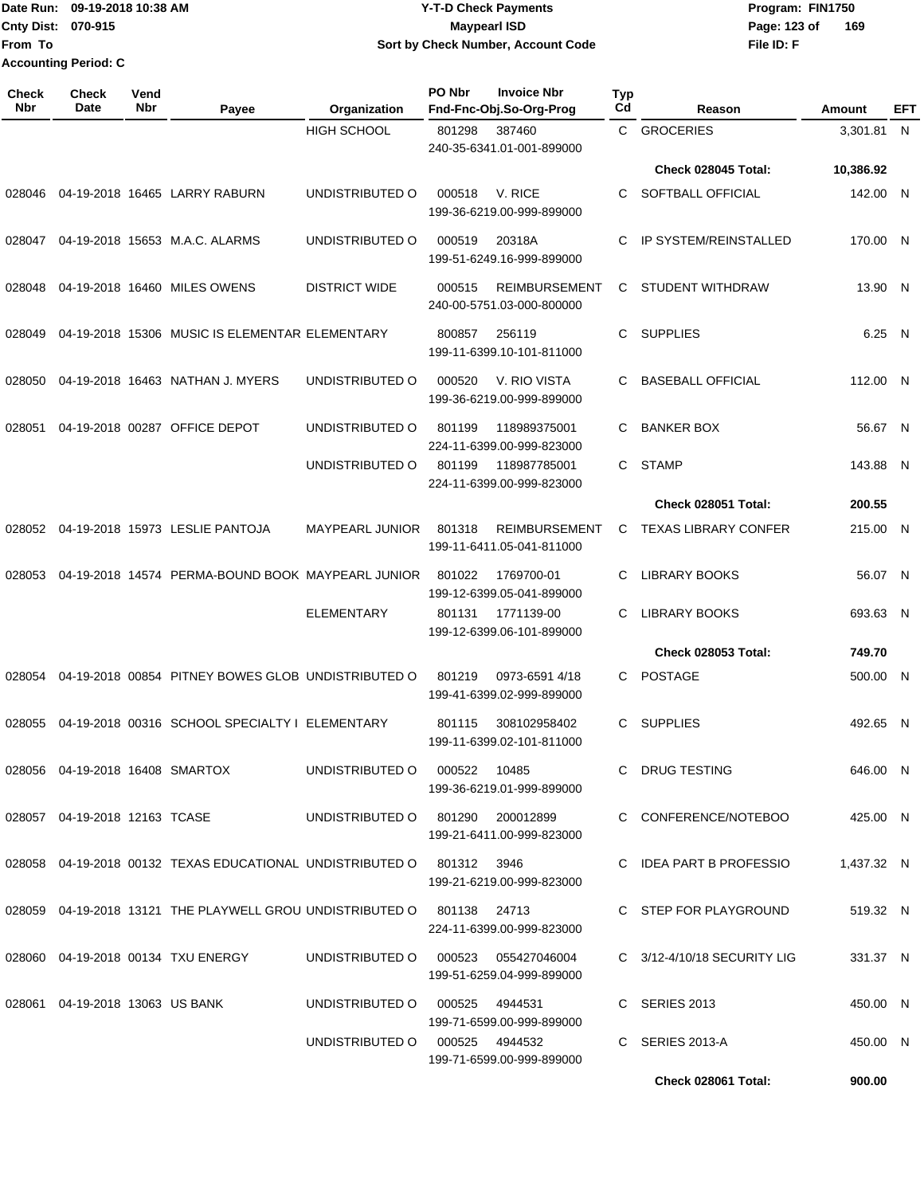Date Run: 09-19-2018 10:38 AM
Cnty Dist: 070-915
From To
Accounting Period: C

# Y-T-D Check Payments
## Maypearl ISD
### Sort by Check Number, Account Code

Program: FIN1750
File ID: F

| Check Nbr | Check Date | Vend Nbr | Payee | Organization | PO Nbr | Invoice Nbr / Fnd-Fnc-Obj.So-Org-Prog | Typ Cd | Reason | Amount | EFT |
|---|---|---|---|---|---|---|---|---|---|---|
| | | | | HIGH SCHOOL | 801298 | 387460 / 240-35-6341.01-001-899000 | C | GROCERIES | 3,301.81 | N |
| | | | | | | | | **Check 028045 Total:** | **10,386.92** | |
| 028046 | 04-19-2018 | 16465 | LARRY RABURN | UNDISTRIBUTED O | 000518 | V. RICE / 199-36-6219.00-999-899000 | C | SOFTBALL OFFICIAL | 142.00 | N |
| 028047 | 04-19-2018 | 15653 | M.A.C. ALARMS | UNDISTRIBUTED O | 000519 | 20318A / 199-51-6249.16-999-899000 | C | IP SYSTEM/REINSTALLED | 170.00 | N |
| 028048 | 04-19-2018 | 16460 | MILES OWENS | DISTRICT WIDE | 000515 | REIMBURSEMENT / 240-00-5751.03-000-800000 | C | STUDENT WITHDRAW | 13.90 | N |
| 028049 | 04-19-2018 | 15306 | MUSIC IS ELEMENTAR | ELEMENTARY | 800857 | 256119 / 199-11-6399.10-101-811000 | C | SUPPLIES | 6.25 | N |
| 028050 | 04-19-2018 | 16463 | NATHAN J. MYERS | UNDISTRIBUTED O | 000520 | V. RIO VISTA / 199-36-6219.00-999-899000 | C | BASEBALL OFFICIAL | 112.00 | N |
| 028051 | 04-19-2018 | 00287 | OFFICE DEPOT | UNDISTRIBUTED O | 801199 | 118989375001 / 224-11-6399.00-999-823000 | C | BANKER BOX | 56.67 | N |
| | | | | UNDISTRIBUTED O | 801199 | 118987785001 / 224-11-6399.00-999-823000 | C | STAMP | 143.88 | N |
| | | | | | | | | **Check 028051 Total:** | **200.55** | |
| 028052 | 04-19-2018 | 15973 | LESLIE PANTOJA | MAYPEARL JUNIOR | 801318 | REIMBURSEMENT / 199-11-6411.05-041-811000 | C | TEXAS LIBRARY CONFER | 215.00 | N |
| 028053 | 04-19-2018 | 14574 | PERMA-BOUND BOOK | MAYPEARL JUNIOR | 801022 | 1769700-01 / 199-12-6399.05-041-899000 | C | LIBRARY BOOKS | 56.07 | N |
| | | | | ELEMENTARY | 801131 | 1771139-00 / 199-12-6399.06-101-899000 | C | LIBRARY BOOKS | 693.63 | N |
| | | | | | | | | **Check 028053 Total:** | **749.70** | |
| 028054 | 04-19-2018 | 00854 | PITNEY BOWES GLOB | UNDISTRIBUTED O | 801219 | 0973-6591 4/18 / 199-41-6399.02-999-899000 | C | POSTAGE | 500.00 | N |
| 028055 | 04-19-2018 | 00316 | SCHOOL SPECIALTY I | ELEMENTARY | 801115 | 308102958402 / 199-11-6399.02-101-811000 | C | SUPPLIES | 492.65 | N |
| 028056 | 04-19-2018 | 16408 | SMARTOX | UNDISTRIBUTED O | 000522 | 10485 / 199-36-6219.01-999-899000 | C | DRUG TESTING | 646.00 | N |
| 028057 | 04-19-2018 | 12163 | TCASE | UNDISTRIBUTED O | 801290 | 200012899 / 199-21-6411.00-999-823000 | C | CONFERENCE/NOTEBOO | 425.00 | N |
| 028058 | 04-19-2018 | 00132 | TEXAS EDUCATIONAL | UNDISTRIBUTED O | 801312 | 3946 / 199-21-6219.00-999-823000 | C | IDEA PART B PROFESSIO | 1,437.32 | N |
| 028059 | 04-19-2018 | 13121 | THE PLAYWELL GROU | UNDISTRIBUTED O | 801138 | 24713 / 224-11-6399.00-999-823000 | C | STEP FOR PLAYGROUND | 519.32 | N |
| 028060 | 04-19-2018 | 00134 | TXU ENERGY | UNDISTRIBUTED O | 000523 | 055427046004 / 199-51-6259.04-999-899000 | C | 3/12-4/10/18 SECURITY LIG | 331.37 | N |
| 028061 | 04-19-2018 | 13063 | US BANK | UNDISTRIBUTED O | 000525 | 4944531 / 199-71-6599.00-999-899000 | C | SERIES 2013 | 450.00 | N |
| | | | | UNDISTRIBUTED O | 000525 | 4944532 / 199-71-6599.00-999-899000 | C | SERIES 2013-A | 450.00 | N |
| | | | | | | | | **Check 028061 Total:** | **900.00** | |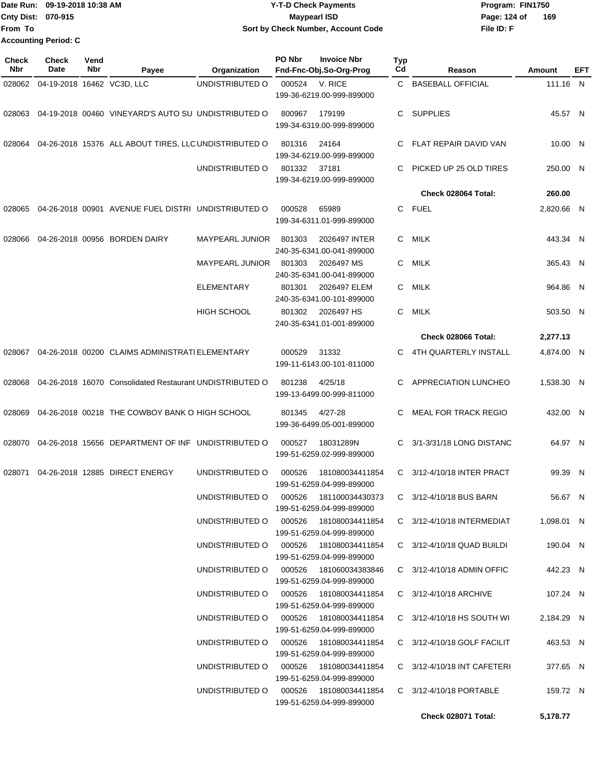Date Run: 09-19-2018 10:38 AM
Cnty Dist: 070-915
From To
Accounting Period: C

# Y-T-D Check Payments
## Maypearl ISD
### Sort by Check Number, Account Code

Program: FIN1750
File ID: F

| Check Nbr | Check Date | Vend Nbr | Payee | Organization | PO Nbr | Invoice Nbr / Fnd-Fnc-Obj.So-Org-Prog | Typ Cd | Reason | Amount | EFT |
|---|---|---|---|---|---|---|---|---|---|---|
| 028062 | 04-19-2018 | 16462 | VC3D, LLC | UNDISTRIBUTED O | 000524 | V. RICE 199-36-6219.00-999-899000 | C | BASEBALL OFFICIAL | 111.16 | N |
| 028063 | 04-19-2018 | 00460 | VINEYARD'S AUTO SU | UNDISTRIBUTED O | 800967 | 179199 199-34-6319.00-999-899000 | C | SUPPLIES | 45.57 | N |
| 028064 | 04-26-2018 | 15376 | ALL ABOUT TIRES, LLC | UNDISTRIBUTED O | 801316 | 24164 199-34-6219.00-999-899000 | C | FLAT REPAIR DAVID VAN | 10.00 | N |
| | | | | UNDISTRIBUTED O | 801332 | 37181 199-34-6219.00-999-899000 | C | PICKED UP 25 OLD TIRES | 250.00 | N |
| | | | | | | | | **Check 028064 Total:** | **260.00** | |
| 028065 | 04-26-2018 | 00901 | AVENUE FUEL DISTRI | UNDISTRIBUTED O | 000528 | 65989 199-34-6311.01-999-899000 | C | FUEL | 2,820.66 | N |
| 028066 | 04-26-2018 | 00956 | BORDEN DAIRY | MAYPEARL JUNIOR | 801303 | 2026497 INTER 240-35-6341.00-041-899000 | C | MILK | 443.34 | N |
| | | | | MAYPEARL JUNIOR | 801303 | 2026497 MS 240-35-6341.00-041-899000 | C | MILK | 365.43 | N |
| | | | | ELEMENTARY | 801301 | 2026497 ELEM 240-35-6341.00-101-899000 | C | MILK | 964.86 | N |
| | | | | HIGH SCHOOL | 801302 | 2026497 HS 240-35-6341.01-001-899000 | C | MILK | 503.50 | N |
| | | | | | | | | **Check 028066 Total:** | **2,277.13** | |
| 028067 | 04-26-2018 | 00200 | CLAIMS ADMINISTRATI | ELEMENTARY | 000529 | 31332 199-11-6143.00-101-811000 | C | 4TH QUARTERLY INSTALL | 4,874.00 | N |
| 028068 | 04-26-2018 | 16070 | Consolidated Restaurant | UNDISTRIBUTED O | 801238 | 4/25/18 199-13-6499.00-999-811000 | C | APPRECIATION LUNCHEO | 1,538.30 | N |
| 028069 | 04-26-2018 | 00218 | THE COWBOY BANK O | HIGH SCHOOL | 801345 | 4/27-28 199-36-6499.05-001-899000 | C | MEAL FOR TRACK REGIO | 432.00 | N |
| 028070 | 04-26-2018 | 15656 | DEPARTMENT OF INF | UNDISTRIBUTED O | 000527 | 18031289N 199-51-6259.02-999-899000 | C | 3/1-3/31/18 LONG DISTANC | 64.97 | N |
| 028071 | 04-26-2018 | 12885 | DIRECT ENERGY | UNDISTRIBUTED O | 000526 | 181080034411854 199-51-6259.04-999-899000 | C | 3/12-4/10/18 INTER PRACT | 99.39 | N |
| | | | | UNDISTRIBUTED O | 000526 | 181100034430373 199-51-6259.04-999-899000 | C | 3/12-4/10/18 BUS BARN | 56.67 | N |
| | | | | UNDISTRIBUTED O | 000526 | 181080034411854 199-51-6259.04-999-899000 | C | 3/12-4/10/18 INTERMEDIAT | 1,098.01 | N |
| | | | | UNDISTRIBUTED O | 000526 | 181080034411854 199-51-6259.04-999-899000 | C | 3/12-4/10/18 QUAD BUILDI | 190.04 | N |
| | | | | UNDISTRIBUTED O | 000526 | 181060034383846 199-51-6259.04-999-899000 | C | 3/12-4/10/18 ADMIN OFFIC | 442.23 | N |
| | | | | UNDISTRIBUTED O | 000526 | 181080034411854 199-51-6259.04-999-899000 | C | 3/12-4/10/18 ARCHIVE | 107.24 | N |
| | | | | UNDISTRIBUTED O | 000526 | 181080034411854 199-51-6259.04-999-899000 | C | 3/12-4/10/18 HS SOUTH WI | 2,184.29 | N |
| | | | | UNDISTRIBUTED O | 000526 | 181080034411854 199-51-6259.04-999-899000 | C | 3/12-4/10/18 GOLF FACILIT | 463.53 | N |
| | | | | UNDISTRIBUTED O | 000526 | 181080034411854 199-51-6259.04-999-899000 | C | 3/12-4/10/18 INT CAFETERI | 377.65 | N |
| | | | | UNDISTRIBUTED O | 000526 | 181080034411854 199-51-6259.04-999-899000 | C | 3/12-4/10/18 PORTABLE | 159.72 | N |
| | | | | | | | | **Check 028071 Total:** | **5,178.77** | |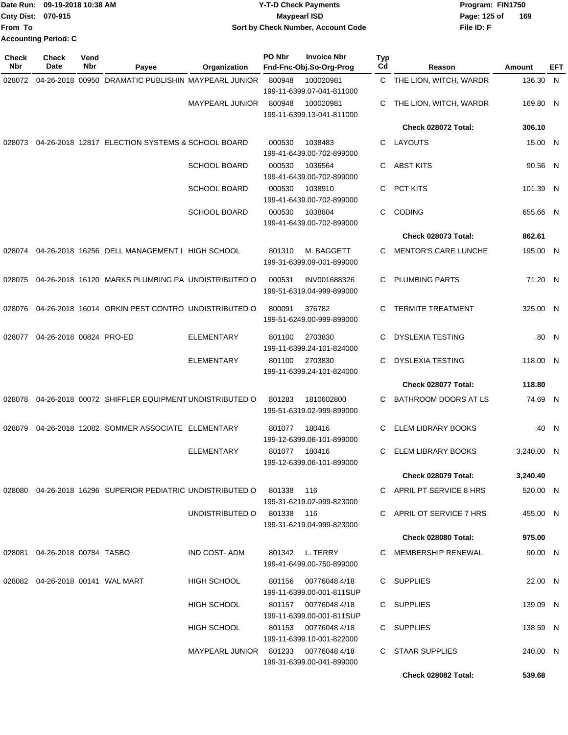Date Run: 09-19-2018 10:38 AM
Cnty Dist: 070-915
From To
Accounting Period: C

# Y-T-D Check Payments
## Maypearl ISD
### Sort by Check Number, Account Code

Program: FIN1750
File ID: F

| Check Nbr | Check Date | Vend Nbr | Payee | Organization | PO Nbr | Invoice Nbr / Fnd-Fnc-Obj.So-Org-Prog | Typ Cd | Reason | Amount | EFT |
|---|---|---|---|---|---|---|---|---|---|---|
| 028072 | 04-26-2018 | 00950 | DRAMATIC PUBLISHIN | MAYPEARL JUNIOR | 800948 | 100020981 199-11-6399.07-041-811000 | C | THE LION, WITCH, WARDR | 136.30 | N |
| | | | | MAYPEARL JUNIOR | 800948 | 100020981 199-11-6399.13-041-811000 | C | THE LION, WITCH, WARDR | 169.80 | N |
| | | | | | | | | **Check 028072 Total:** | **306.10** | |
| 028073 | 04-26-2018 | 12817 | ELECTION SYSTEMS & | SCHOOL BOARD | 000530 | 1038483 199-41-6439.00-702-899000 | C | LAYOUTS | 15.00 | N |
| | | | | SCHOOL BOARD | 000530 | 1036564 199-41-6439.00-702-899000 | C | ABST KITS | 90.56 | N |
| | | | | SCHOOL BOARD | 000530 | 1038910 199-41-6439.00-702-899000 | C | PCT KITS | 101.39 | N |
| | | | | SCHOOL BOARD | 000530 | 1038804 199-41-6439.00-702-899000 | C | CODING | 655.66 | N |
| | | | | | | | | **Check 028073 Total:** | **862.61** | |
| 028074 | 04-26-2018 | 16256 | DELL MANAGEMENT I | HIGH SCHOOL | 801310 | M. BAGGETT 199-31-6399.09-001-899000 | C | MENTOR'S CARE LUNCHE | 195.00 | N |
| 028075 | 04-26-2018 | 16120 | MARKS PLUMBING PA | UNDISTRIBUTED O | 000531 | INV001688326 199-51-6319.04-999-899000 | C | PLUMBING PARTS | 71.20 | N |
| 028076 | 04-26-2018 | 16014 | ORKIN PEST CONTRO | UNDISTRIBUTED O | 800091 | 376782 199-51-6249.00-999-899000 | C | TERMITE TREATMENT | 325.00 | N |
| 028077 | 04-26-2018 | 00824 | PRO-ED | ELEMENTARY | 801100 | 2703830 199-11-6399.24-101-824000 | C | DYSLEXIA TESTING | .80 | N |
| | | | | ELEMENTARY | 801100 | 2703830 199-11-6399.24-101-824000 | C | DYSLEXIA TESTING | 118.00 | N |
| | | | | | | | | **Check 028077 Total:** | **118.80** | |
| 028078 | 04-26-2018 | 00072 | SHIFFLER EQUIPMENT | UNDISTRIBUTED O | 801283 | 1810602800 199-51-6319.02-999-899000 | C | BATHROOM DOORS AT LS | 74.69 | N |
| 028079 | 04-26-2018 | 12082 | SOMMER ASSOCIATE | ELEMENTARY | 801077 | 180416 199-12-6399.06-101-899000 | C | ELEM LIBRARY BOOKS | .40 | N |
| | | | | ELEMENTARY | 801077 | 180416 199-12-6399.06-101-899000 | C | ELEM LIBRARY BOOKS | 3,240.00 | N |
| | | | | | | | | **Check 028079 Total:** | **3,240.40** | |
| 028080 | 04-26-2018 | 16296 | SUPERIOR PEDIATRIC | UNDISTRIBUTED O | 801338 | 116 199-31-6219.02-999-823000 | C | APRIL PT SERVICE 8 HRS | 520.00 | N |
| | | | | UNDISTRIBUTED O | 801338 | 116 199-31-6219.04-999-823000 | C | APRIL OT SERVICE 7 HRS | 455.00 | N |
| | | | | | | | | **Check 028080 Total:** | **975.00** | |
| 028081 | 04-26-2018 | 00784 | TASBO | IND COST- ADM | 801342 | L. TERRY 199-41-6499.00-750-899000 | C | MEMBERSHIP RENEWAL | 90.00 | N |
| 028082 | 04-26-2018 | 00141 | WAL MART | HIGH SCHOOL | 801156 | 00776048 4/18 199-11-6399.00-001-811SUP | C | SUPPLIES | 22.00 | N |
| | | | | HIGH SCHOOL | 801157 | 00776048 4/18 199-11-6399.00-001-811SUP | C | SUPPLIES | 139.09 | N |
| | | | | HIGH SCHOOL | 801153 | 00776048 4/18 199-11-6399.10-001-822000 | C | SUPPLIES | 138.59 | N |
| | | | | MAYPEARL JUNIOR | 801233 | 00776048 4/18 199-31-6399.00-041-899000 | C | STAAR SUPPLIES | 240.00 | N |
| | | | | | | | | **Check 028082 Total:** | **539.68** | |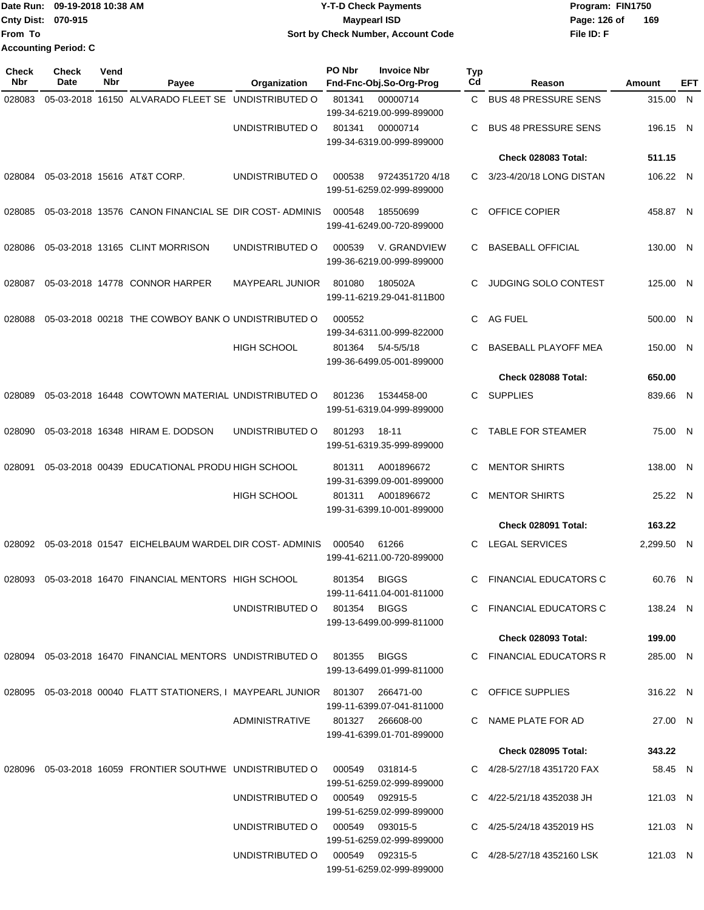Date Run: 09-19-2018 10:38 AM
Cnty Dist: 070-915
From To
Accounting Period: C

**Y-T-D Check Payments**
**Maypearl ISD**
**Sort by Check Number, Account Code**

Program: FIN1750
File ID: F

| Check Nbr | Check Date | Vend Nbr | Payee | Organization | PO Nbr | Invoice Nbr / Fnd-Fnc-Obj.So-Org-Prog | Typ Cd | Reason | Amount | EFT |
|---|---|---|---|---|---|---|---|---|---|---|
| 028083 | 05-03-2018 | 16150 | ALVARADO FLEET SE | UNDISTRIBUTED O | 801341 | 00000714 199-34-6219.00-999-899000 | C | BUS 48 PRESSURE SENS | 315.00 | N |
| | | | | UNDISTRIBUTED O | 801341 | 00000714 199-34-6319.00-999-899000 | C | BUS 48 PRESSURE SENS | 196.15 | N |
| | | | | | | | | **Check 028083 Total:** | **511.15** | |
| 028084 | 05-03-2018 | 15616 | AT&T CORP. | UNDISTRIBUTED O | 000538 | 9724351720 4/18 199-51-6259.02-999-899000 | C | 3/23-4/20/18 LONG DISTAN | 106.22 | N |
| 028085 | 05-03-2018 | 13576 | CANON FINANCIAL SE | DIR COST- ADMINIS | 000548 | 18550699 199-41-6249.00-720-899000 | C | OFFICE COPIER | 458.87 | N |
| 028086 | 05-03-2018 | 13165 | CLINT MORRISON | UNDISTRIBUTED O | 000539 | V. GRANDVIEW 199-36-6219.00-999-899000 | C | BASEBALL OFFICIAL | 130.00 | N |
| 028087 | 05-03-2018 | 14778 | CONNOR HARPER | MAYPEARL JUNIOR | 801080 | 180502A 199-11-6219.29-041-811B00 | C | JUDGING SOLO CONTEST | 125.00 | N |
| 028088 | 05-03-2018 | 00218 | THE COWBOY BANK O | UNDISTRIBUTED O | 000552 | 199-34-6311.00-999-822000 | C | AG FUEL | 500.00 | N |
| | | | | HIGH SCHOOL | 801364 | 5/4-5/5/18 199-36-6499.05-001-899000 | C | BASEBALL PLAYOFF MEA | 150.00 | N |
| | | | | | | | | **Check 028088 Total:** | **650.00** | |
| 028089 | 05-03-2018 | 16448 | COWTOWN MATERIAL | UNDISTRIBUTED O | 801236 | 1534458-00 199-51-6319.04-999-899000 | C | SUPPLIES | 839.66 | N |
| 028090 | 05-03-2018 | 16348 | HIRAM E. DODSON | UNDISTRIBUTED O | 801293 | 18-11 199-51-6319.35-999-899000 | C | TABLE FOR STEAMER | 75.00 | N |
| 028091 | 05-03-2018 | 00439 | EDUCATIONAL PRODU | HIGH SCHOOL | 801311 | A001896672 199-31-6399.09-001-899000 | C | MENTOR SHIRTS | 138.00 | N |
| | | | | HIGH SCHOOL | 801311 | A001896672 199-31-6399.10-001-899000 | C | MENTOR SHIRTS | 25.22 | N |
| | | | | | | | | **Check 028091 Total:** | **163.22** | |
| 028092 | 05-03-2018 | 01547 | EICHELBAUM WARDEL | DIR COST- ADMINIS | 000540 | 61266 199-41-6211.00-720-899000 | C | LEGAL SERVICES | 2,299.50 | N |
| 028093 | 05-03-2018 | 16470 | FINANCIAL MENTORS | HIGH SCHOOL | 801354 | BIGGS 199-11-6411.04-001-811000 | C | FINANCIAL EDUCATORS C | 60.76 | N |
| | | | | UNDISTRIBUTED O | 801354 | BIGGS 199-13-6499.00-999-811000 | C | FINANCIAL EDUCATORS C | 138.24 | N |
| | | | | | | | | **Check 028093 Total:** | **199.00** | |
| 028094 | 05-03-2018 | 16470 | FINANCIAL MENTORS | UNDISTRIBUTED O | 801355 | BIGGS 199-13-6499.01-999-811000 | C | FINANCIAL EDUCATORS R | 285.00 | N |
| 028095 | 05-03-2018 | 00040 | FLATT STATIONERS, I | MAYPEARL JUNIOR | 801307 | 266471-00 199-11-6399.07-041-811000 | C | OFFICE SUPPLIES | 316.22 | N |
| | | | | ADMINISTRATIVE | 801327 | 266608-00 199-41-6399.01-701-899000 | C | NAME PLATE FOR AD | 27.00 | N |
| | | | | | | | | **Check 028095 Total:** | **343.22** | |
| 028096 | 05-03-2018 | 16059 | FRONTIER SOUTHWE | UNDISTRIBUTED O | 000549 | 031814-5 199-51-6259.02-999-899000 | C | 4/28-5/27/18 4351720 FAX | 58.45 | N |
| | | | | UNDISTRIBUTED O | 000549 | 092915-5 199-51-6259.02-999-899000 | C | 4/22-5/21/18 4352038 JH | 121.03 | N |
| | | | | UNDISTRIBUTED O | 000549 | 093015-5 199-51-6259.02-999-899000 | C | 4/25-5/24/18 4352019 HS | 121.03 | N |
| | | | | UNDISTRIBUTED O | 000549 | 092315-5 199-51-6259.02-999-899000 | C | 4/28-5/27/18 4352160 LSK | 121.03 | N |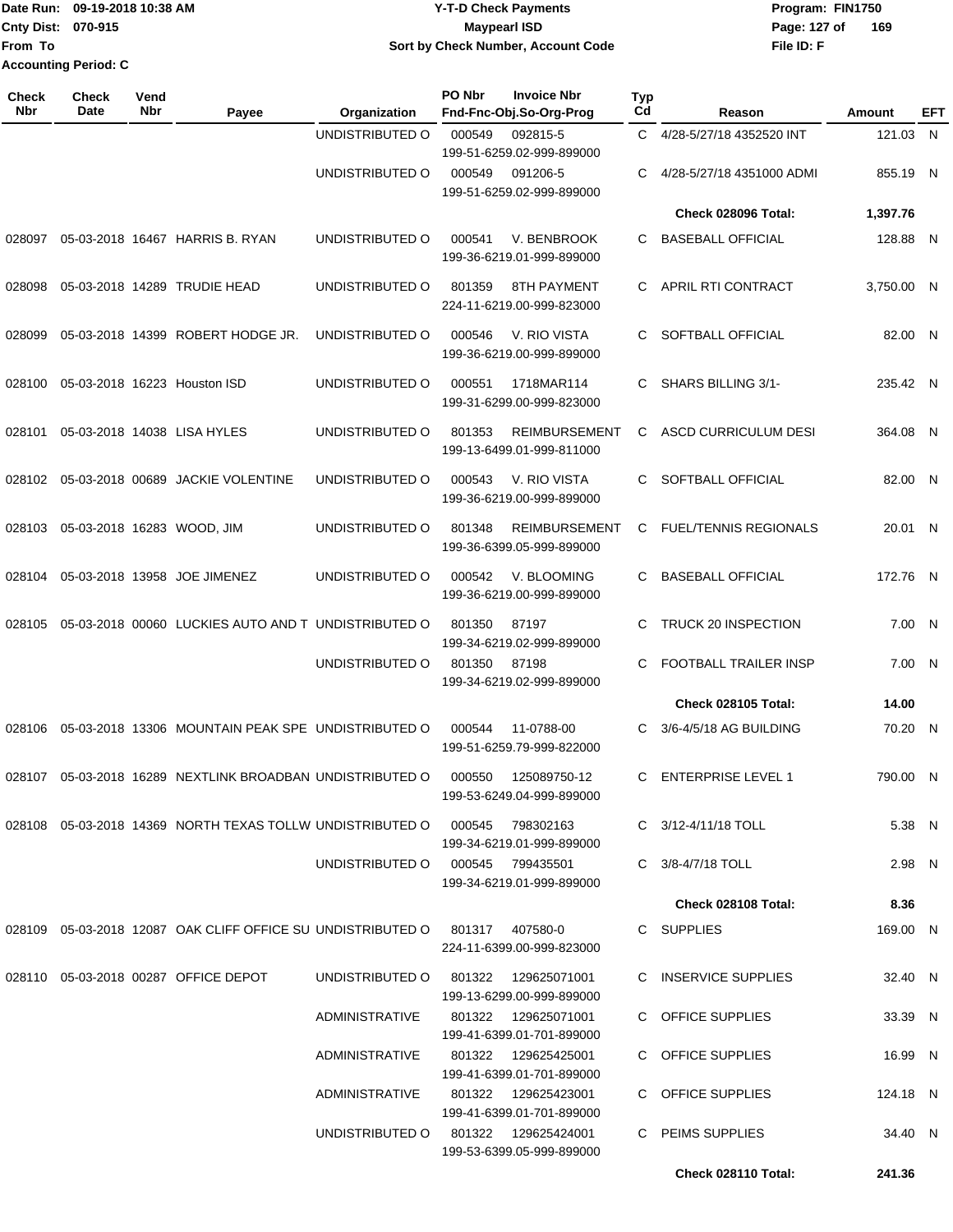Date Run: 09-19-2018 10:38 AM
Cnty Dist: 070-915
From To
Accounting Period: C

**Y-T-D Check Payments**
**Maypearl ISD**
**Sort by Check Number, Account Code**

Program: FIN1750
File ID: F

| Check Nbr | Check Date | Vend Nbr | Payee | Organization | PO Nbr | Invoice Nbr / Fnd-Fnc-Obj.So-Org-Prog | Typ Cd | Reason | Amount | EFT |
|---|---|---|---|---|---|---|---|---|---|---|
| | | | | UNDISTRIBUTED O | 000549 | 092815-5 199-51-6259.02-999-899000 | C | 4/28-5/27/18 4352520 INT | 121.03 | N |
| | | | | UNDISTRIBUTED O | 000549 | 091206-5 199-51-6259.02-999-899000 | C | 4/28-5/27/18 4351000 ADMI | 855.19 | N |
| | | | | | | | | **Check 028096 Total:** | **1,397.76** | |
| 028097 | 05-03-2018 | 16467 | HARRIS B. RYAN | UNDISTRIBUTED O | 000541 | V. BENBROOK 199-36-6219.01-999-899000 | C | BASEBALL OFFICIAL | 128.88 | N |
| 028098 | 05-03-2018 | 14289 | TRUDIE HEAD | UNDISTRIBUTED O | 801359 | 8TH PAYMENT 224-11-6219.00-999-823000 | C | APRIL RTI CONTRACT | 3,750.00 | N |
| 028099 | 05-03-2018 | 14399 | ROBERT HODGE JR. | UNDISTRIBUTED O | 000546 | V. RIO VISTA 199-36-6219.00-999-899000 | C | SOFTBALL OFFICIAL | 82.00 | N |
| 028100 | 05-03-2018 | 16223 | Houston ISD | UNDISTRIBUTED O | 000551 | 1718MAR114 199-31-6299.00-999-823000 | C | SHARS BILLING 3/1- | 235.42 | N |
| 028101 | 05-03-2018 | 14038 | LISA HYLES | UNDISTRIBUTED O | 801353 | REIMBURSEMENT 199-13-6499.01-999-811000 | C | ASCD CURRICULUM DESI | 364.08 | N |
| 028102 | 05-03-2018 | 00689 | JACKIE VOLENTINE | UNDISTRIBUTED O | 000543 | V. RIO VISTA 199-36-6219.00-999-899000 | C | SOFTBALL OFFICIAL | 82.00 | N |
| 028103 | 05-03-2018 | 16283 | WOOD, JIM | UNDISTRIBUTED O | 801348 | REIMBURSEMENT 199-36-6399.05-999-899000 | C | FUEL/TENNIS REGIONALS | 20.01 | N |
| 028104 | 05-03-2018 | 13958 | JOE JIMENEZ | UNDISTRIBUTED O | 000542 | V. BLOOMING 199-36-6219.00-999-899000 | C | BASEBALL OFFICIAL | 172.76 | N |
| 028105 | 05-03-2018 | 00060 | LUCKIES AUTO AND T | UNDISTRIBUTED O | 801350 | 87197 199-34-6219.02-999-899000 | C | TRUCK 20 INSPECTION | 7.00 | N |
| | | | | UNDISTRIBUTED O | 801350 | 87198 199-34-6219.02-999-899000 | C | FOOTBALL TRAILER INSP | 7.00 | N |
| | | | | | | | | **Check 028105 Total:** | **14.00** | |
| 028106 | 05-03-2018 | 13306 | MOUNTAIN PEAK SPE | UNDISTRIBUTED O | 000544 | 11-0788-00 199-51-6259.79-999-822000 | C | 3/6-4/5/18 AG BUILDING | 70.20 | N |
| 028107 | 05-03-2018 | 16289 | NEXTLINK BROADBAN | UNDISTRIBUTED O | 000550 | 125089750-12 199-53-6249.04-999-899000 | C | ENTERPRISE LEVEL 1 | 790.00 | N |
| 028108 | 05-03-2018 | 14369 | NORTH TEXAS TOLLW | UNDISTRIBUTED O | 000545 | 798302163 199-34-6219.01-999-899000 | C | 3/12-4/11/18 TOLL | 5.38 | N |
| | | | | UNDISTRIBUTED O | 000545 | 799435501 199-34-6219.01-999-899000 | C | 3/8-4/7/18 TOLL | 2.98 | N |
| | | | | | | | | **Check 028108 Total:** | **8.36** | |
| 028109 | 05-03-2018 | 12087 | OAK CLIFF OFFICE SU | UNDISTRIBUTED O | 801317 | 407580-0 224-11-6399.00-999-823000 | C | SUPPLIES | 169.00 | N |
| 028110 | 05-03-2018 | 00287 | OFFICE DEPOT | UNDISTRIBUTED O | 801322 | 129625071001 199-13-6299.00-999-899000 | C | INSERVICE SUPPLIES | 32.40 | N |
| | | | | ADMINISTRATIVE | 801322 | 129625071001 199-41-6399.01-701-899000 | C | OFFICE SUPPLIES | 33.39 | N |
| | | | | ADMINISTRATIVE | 801322 | 129625425001 199-41-6399.01-701-899000 | C | OFFICE SUPPLIES | 16.99 | N |
| | | | | ADMINISTRATIVE | 801322 | 129625423001 199-41-6399.01-701-899000 | C | OFFICE SUPPLIES | 124.18 | N |
| | | | | UNDISTRIBUTED O | 801322 | 129625424001 199-53-6399.05-999-899000 | C | PEIMS SUPPLIES | 34.40 | N |
| | | | | | | | | **Check 028110 Total:** | **241.36** | |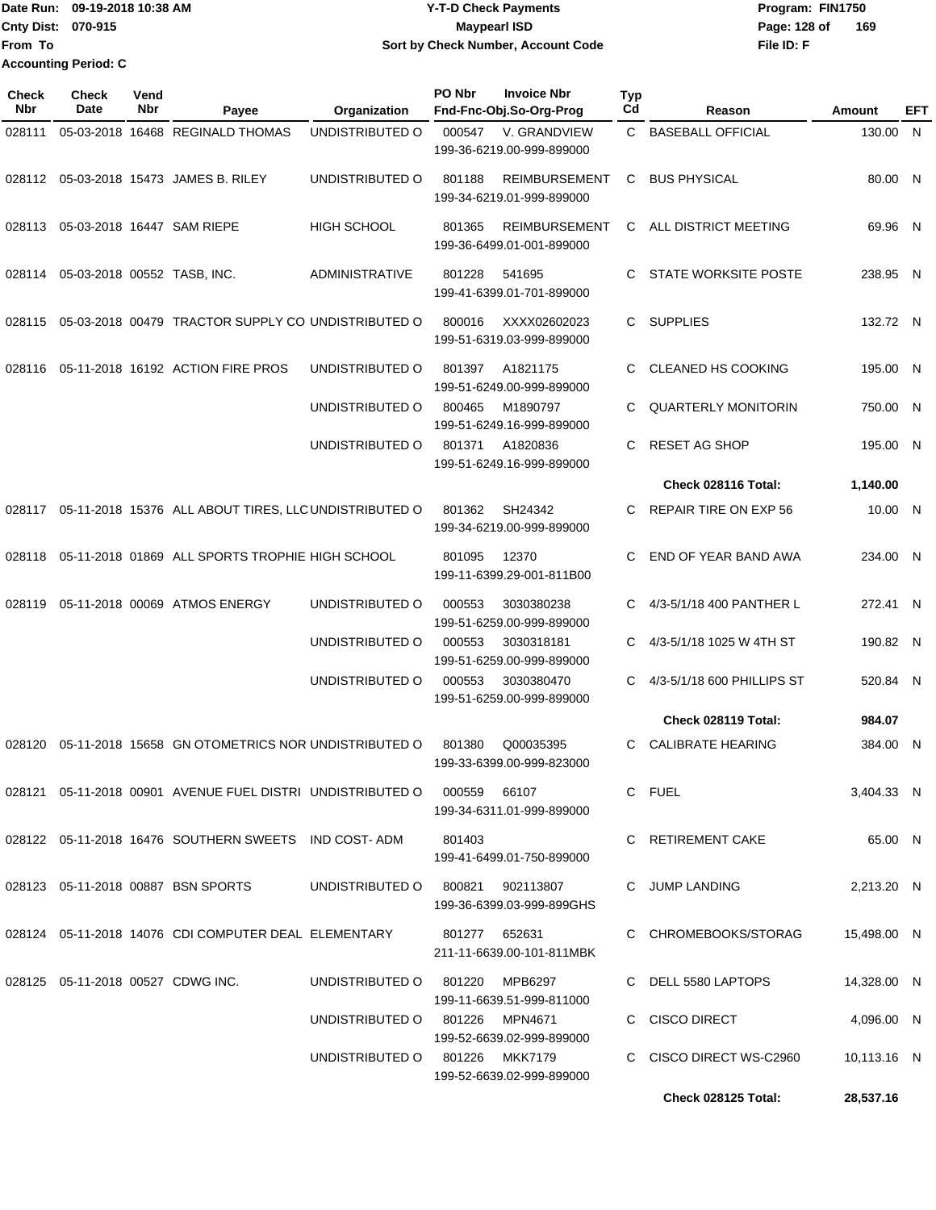Date Run: 09-19-2018 10:38 AM
Cnty Dist: 070-915
From To
Accounting Period: C

# Y-T-D Check Payments
## Maypearl ISD
### Sort by Check Number, Account Code

Program: FIN1750
File ID: F

| Check Nbr | Check Date | Vend Nbr | Payee | Organization | PO Nbr | Invoice Nbr / Fnd-Fnc-Obj.So-Org-Prog | Typ Cd | Reason | Amount | EFT |
|---|---|---|---|---|---|---|---|---|---|---|
| 028111 | 05-03-2018 | 16468 | REGINALD THOMAS | UNDISTRIBUTED O | 000547 | V. GRANDVIEW 199-36-6219.00-999-899000 | C | BASEBALL OFFICIAL | 130.00 | N |
| 028112 | 05-03-2018 | 15473 | JAMES B. RILEY | UNDISTRIBUTED O | 801188 | REIMBURSEMENT 199-34-6219.01-999-899000 | C | BUS PHYSICAL | 80.00 | N |
| 028113 | 05-03-2018 | 16447 | SAM RIEPE | HIGH SCHOOL | 801365 | REIMBURSEMENT 199-36-6499.01-001-899000 | C | ALL DISTRICT MEETING | 69.96 | N |
| 028114 | 05-03-2018 | 00552 | TASB, INC. | ADMINISTRATIVE | 801228 | 541695 199-41-6399.01-701-899000 | C | STATE WORKSITE POSTE | 238.95 | N |
| 028115 | 05-03-2018 | 00479 | TRACTOR SUPPLY CO | UNDISTRIBUTED O | 800016 | XXXX02602023 199-51-6319.03-999-899000 | C | SUPPLIES | 132.72 | N |
| 028116 | 05-11-2018 | 16192 | ACTION FIRE PROS | UNDISTRIBUTED O | 801397 | A1821175 199-51-6249.00-999-899000 | C | CLEANED HS COOKING | 195.00 | N |
| | | | | UNDISTRIBUTED O | 800465 | M1890797 199-51-6249.16-999-899000 | C | QUARTERLY MONITORIN | 750.00 | N |
| | | | | UNDISTRIBUTED O | 801371 | A1820836 199-51-6249.16-999-899000 | C | RESET AG SHOP | 195.00 | N |
| | | | | | | | | **Check 028116 Total:** | **1,140.00** | |
| 028117 | 05-11-2018 | 15376 | ALL ABOUT TIRES, LLC | UNDISTRIBUTED O | 801362 | SH24342 199-34-6219.00-999-899000 | C | REPAIR TIRE ON EXP 56 | 10.00 | N |
| 028118 | 05-11-2018 | 01869 | ALL SPORTS TROPHIE | HIGH SCHOOL | 801095 | 12370 199-11-6399.29-001-811B00 | C | END OF YEAR BAND AWA | 234.00 | N |
| 028119 | 05-11-2018 | 00069 | ATMOS ENERGY | UNDISTRIBUTED O | 000553 | 3030380238 199-51-6259.00-999-899000 | C | 4/3-5/1/18 400 PANTHER L | 272.41 | N |
| | | | | UNDISTRIBUTED O | 000553 | 3030318181 199-51-6259.00-999-899000 | C | 4/3-5/1/18 1025 W 4TH ST | 190.82 | N |
| | | | | UNDISTRIBUTED O | 000553 | 3030380470 199-51-6259.00-999-899000 | C | 4/3-5/1/18 600 PHILLIPS ST | 520.84 | N |
| | | | | | | | | **Check 028119 Total:** | **984.07** | |
| 028120 | 05-11-2018 | 15658 | GN OTOMETRICS NOR | UNDISTRIBUTED O | 801380 | Q00035395 199-33-6399.00-999-823000 | C | CALIBRATE HEARING | 384.00 | N |
| 028121 | 05-11-2018 | 00901 | AVENUE FUEL DISTRI | UNDISTRIBUTED O | 000559 | 66107 199-34-6311.01-999-899000 | C | FUEL | 3,404.33 | N |
| 028122 | 05-11-2018 | 16476 | SOUTHERN SWEETS | IND COST- ADM | 801403 | 199-41-6499.01-750-899000 | C | RETIREMENT CAKE | 65.00 | N |
| 028123 | 05-11-2018 | 00887 | BSN SPORTS | UNDISTRIBUTED O | 800821 | 902113807 199-36-6399.03-999-899GHS | C | JUMP LANDING | 2,213.20 | N |
| 028124 | 05-11-2018 | 14076 | CDI COMPUTER DEAL | ELEMENTARY | 801277 | 652631 211-11-6639.00-101-811MBK | C | CHROMEBOOKS/STORAG | 15,498.00 | N |
| 028125 | 05-11-2018 | 00527 | CDWG INC. | UNDISTRIBUTED O | 801220 | MPB6297 199-11-6639.51-999-811000 | C | DELL 5580 LAPTOPS | 14,328.00 | N |
| | | | | UNDISTRIBUTED O | 801226 | MPN4671 199-52-6639.02-999-899000 | C | CISCO DIRECT | 4,096.00 | N |
| | | | | UNDISTRIBUTED O | 801226 | MKK7179 199-52-6639.02-999-899000 | C | CISCO DIRECT WS-C2960 | 10,113.16 | N |
| | | | | | | | | **Check 028125 Total:** | **28,537.16** | |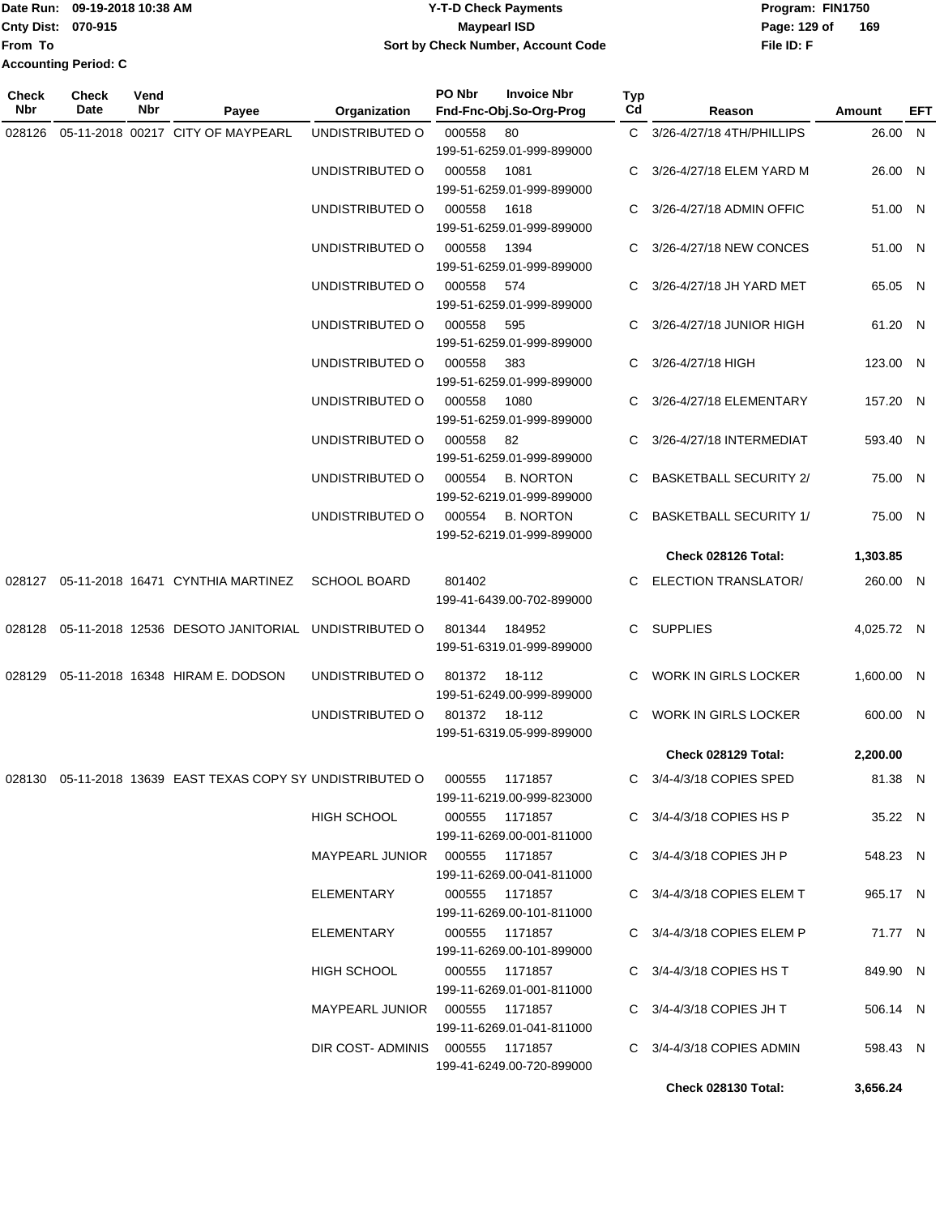Date Run: 09-19-2018 10:38 AM
Cnty Dist: 070-915
From To
Accounting Period: C

# Y-T-D Check Payments
## Maypearl ISD
### Sort by Check Number, Account Code

Program: FIN1750
File ID: F

| Check Nbr | Check Date | Vend Nbr | Payee | Organization | PO Nbr | Invoice Nbr / Fnd-Fnc-Obj.So-Org-Prog | Typ Cd | Reason | Amount | EFT |
|---|---|---|---|---|---|---|---|---|---|---|
| 028126 | 05-11-2018 | 00217 | CITY OF MAYPEARL | UNDISTRIBUTED O | 000558 | 80 199-51-6259.01-999-899000 | C | 3/26-4/27/18 4TH/PHILLIPS | 26.00 | N |
| | | | | UNDISTRIBUTED O | 000558 | 1081 199-51-6259.01-999-899000 | C | 3/26-4/27/18 ELEM YARD M | 26.00 | N |
| | | | | UNDISTRIBUTED O | 000558 | 1618 199-51-6259.01-999-899000 | C | 3/26-4/27/18 ADMIN OFFIC | 51.00 | N |
| | | | | UNDISTRIBUTED O | 000558 | 1394 199-51-6259.01-999-899000 | C | 3/26-4/27/18 NEW CONCES | 51.00 | N |
| | | | | UNDISTRIBUTED O | 000558 | 574 199-51-6259.01-999-899000 | C | 3/26-4/27/18 JH YARD MET | 65.05 | N |
| | | | | UNDISTRIBUTED O | 000558 | 595 199-51-6259.01-999-899000 | C | 3/26-4/27/18 JUNIOR HIGH | 61.20 | N |
| | | | | UNDISTRIBUTED O | 000558 | 383 199-51-6259.01-999-899000 | C | 3/26-4/27/18 HIGH | 123.00 | N |
| | | | | UNDISTRIBUTED O | 000558 | 1080 199-51-6259.01-999-899000 | C | 3/26-4/27/18 ELEMENTARY | 157.20 | N |
| | | | | UNDISTRIBUTED O | 000558 | 82 199-51-6259.01-999-899000 | C | 3/26-4/27/18 INTERMEDIAT | 593.40 | N |
| | | | | UNDISTRIBUTED O | 000554 | B. NORTON 199-52-6219.01-999-899000 | C | BASKETBALL SECURITY 2/ | 75.00 | N |
| | | | | UNDISTRIBUTED O | 000554 | B. NORTON 199-52-6219.01-999-899000 | C | BASKETBALL SECURITY 1/ | 75.00 | N |
| | | | | | | | | **Check 028126 Total:** | **1,303.85** | |
| 028127 | 05-11-2018 | 16471 | CYNTHIA MARTINEZ | SCHOOL BOARD | 801402 | 199-41-6439.00-702-899000 | C | ELECTION TRANSLATOR/ | 260.00 | N |
| 028128 | 05-11-2018 | 12536 | DESOTO JANITORIAL | UNDISTRIBUTED O | 801344 | 184952 199-51-6319.01-999-899000 | C | SUPPLIES | 4,025.72 | N |
| 028129 | 05-11-2018 | 16348 | HIRAM E. DODSON | UNDISTRIBUTED O | 801372 | 18-112 199-51-6249.00-999-899000 | C | WORK IN GIRLS LOCKER | 1,600.00 | N |
| | | | | UNDISTRIBUTED O | 801372 | 18-112 199-51-6319.05-999-899000 | C | WORK IN GIRLS LOCKER | 600.00 | N |
| | | | | | | | | **Check 028129 Total:** | **2,200.00** | |
| 028130 | 05-11-2018 | 13639 | EAST TEXAS COPY SY | UNDISTRIBUTED O | 000555 | 1171857 199-11-6219.00-999-823000 | C | 3/4-4/3/18 COPIES SPED | 81.38 | N |
| | | | | HIGH SCHOOL | 000555 | 1171857 199-11-6269.00-001-811000 | C | 3/4-4/3/18 COPIES HS P | 35.22 | N |
| | | | | MAYPEARL JUNIOR | 000555 | 1171857 199-11-6269.00-041-811000 | C | 3/4-4/3/18 COPIES JH P | 548.23 | N |
| | | | | ELEMENTARY | 000555 | 1171857 199-11-6269.00-101-811000 | C | 3/4-4/3/18 COPIES ELEM T | 965.17 | N |
| | | | | ELEMENTARY | 000555 | 1171857 199-11-6269.00-101-899000 | C | 3/4-4/3/18 COPIES ELEM P | 71.77 | N |
| | | | | HIGH SCHOOL | 000555 | 1171857 199-11-6269.01-001-811000 | C | 3/4-4/3/18 COPIES HS T | 849.90 | N |
| | | | | MAYPEARL JUNIOR | 000555 | 1171857 199-11-6269.01-041-811000 | C | 3/4-4/3/18 COPIES JH T | 506.14 | N |
| | | | | DIR COST- ADMINIS | 000555 | 1171857 199-41-6249.00-720-899000 | C | 3/4-4/3/18 COPIES ADMIN | 598.43 | N |
| | | | | | | | | **Check 028130 Total:** | **3,656.24** | |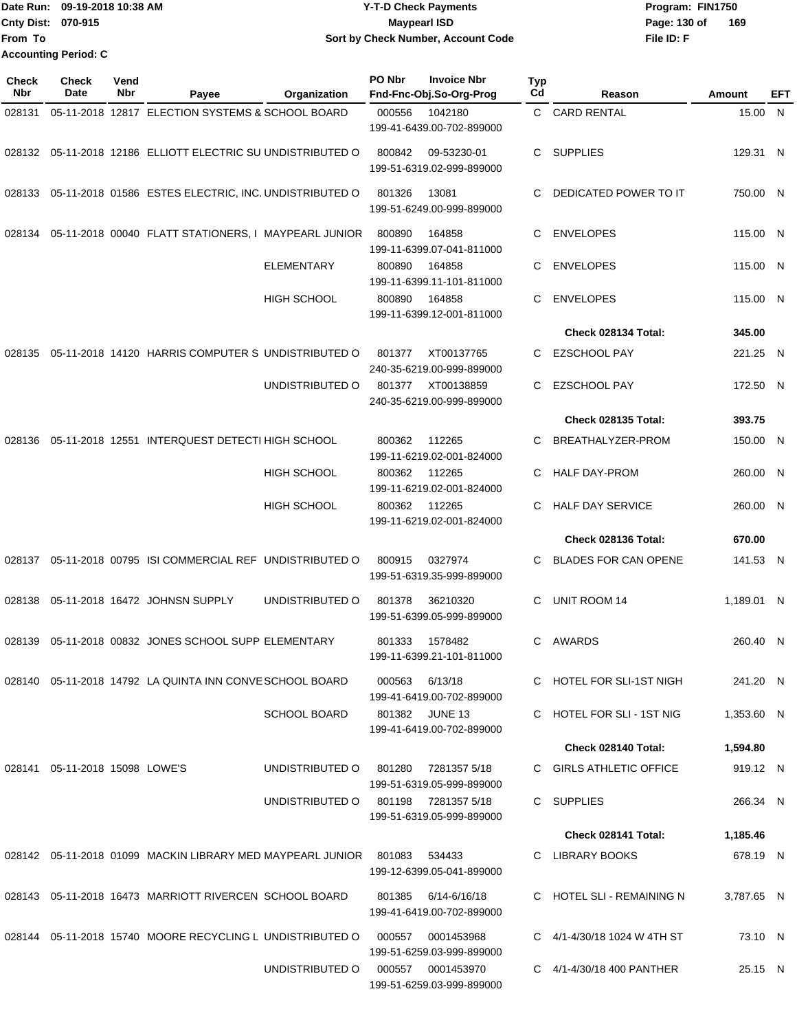Date Run: 09-19-2018 10:38 AM
Cnty Dist: 070-915
From To
Accounting Period: C

**Y-T-D Check Payments**
**Maypearl ISD**
**Sort by Check Number, Account Code**

Program: FIN1750
File ID: F

| Check Nbr | Check Date | Vend Nbr | Payee | Organization | PO Nbr | Invoice Nbr / Fnd-Fnc-Obj.So-Org-Prog | Typ Cd | Reason | Amount | EFT |
|---|---|---|---|---|---|---|---|---|---|---|
| 028131 | 05-11-2018 | 12817 | ELECTION SYSTEMS & | SCHOOL BOARD | 000556 | 1042180 199-41-6439.00-702-899000 | C | CARD RENTAL | 15.00 | N |
| 028132 | 05-11-2018 | 12186 | ELLIOTT ELECTRIC SU | UNDISTRIBUTED O | 800842 | 09-53230-01 199-51-6319.02-999-899000 | C | SUPPLIES | 129.31 | N |
| 028133 | 05-11-2018 | 01586 | ESTES ELECTRIC, INC. | UNDISTRIBUTED O | 801326 | 13081 199-51-6249.00-999-899000 | C | DEDICATED POWER TO IT | 750.00 | N |
| 028134 | 05-11-2018 | 00040 | FLATT STATIONERS, I | MAYPEARL JUNIOR | 800890 | 164858 199-11-6399.07-041-811000 | C | ENVELOPES | 115.00 | N |
| | | | | ELEMENTARY | 800890 | 164858 199-11-6399.11-101-811000 | C | ENVELOPES | 115.00 | N |
| | | | | HIGH SCHOOL | 800890 | 164858 199-11-6399.12-001-811000 | C | ENVELOPES | 115.00 | N |
| | | | | | | | | **Check 028134 Total:** | **345.00** | |
| 028135 | 05-11-2018 | 14120 | HARRIS COMPUTER S | UNDISTRIBUTED O | 801377 | XT00137765 240-35-6219.00-999-899000 | C | EZSCHOOL PAY | 221.25 | N |
| | | | | UNDISTRIBUTED O | 801377 | XT00138859 240-35-6219.00-999-899000 | C | EZSCHOOL PAY | 172.50 | N |
| | | | | | | | | **Check 028135 Total:** | **393.75** | |
| 028136 | 05-11-2018 | 12551 | INTERQUEST DETECTI | HIGH SCHOOL | 800362 | 112265 199-11-6219.02-001-824000 | C | BREATHALYZER-PROM | 150.00 | N |
| | | | | HIGH SCHOOL | 800362 | 112265 199-11-6219.02-001-824000 | C | HALF DAY-PROM | 260.00 | N |
| | | | | HIGH SCHOOL | 800362 | 112265 199-11-6219.02-001-824000 | C | HALF DAY SERVICE | 260.00 | N |
| | | | | | | | | **Check 028136 Total:** | **670.00** | |
| 028137 | 05-11-2018 | 00795 | ISI COMMERCIAL REF | UNDISTRIBUTED O | 800915 | 0327974 199-51-6319.35-999-899000 | C | BLADES FOR CAN OPENE | 141.53 | N |
| 028138 | 05-11-2018 | 16472 | JOHNSN SUPPLY | UNDISTRIBUTED O | 801378 | 36210320 199-51-6399.05-999-899000 | C | UNIT ROOM 14 | 1,189.01 | N |
| 028139 | 05-11-2018 | 00832 | JONES SCHOOL SUPP | ELEMENTARY | 801333 | 1578482 199-11-6399.21-101-811000 | C | AWARDS | 260.40 | N |
| 028140 | 05-11-2018 | 14792 | LA QUINTA INN CONVE | SCHOOL BOARD | 000563 | 6/13/18 199-41-6419.00-702-899000 | C | HOTEL FOR SLI-1ST NIGH | 241.20 | N |
| | | | | SCHOOL BOARD | 801382 | JUNE 13 199-41-6419.00-702-899000 | C | HOTEL FOR SLI - 1ST NIG | 1,353.60 | N |
| | | | | | | | | **Check 028140 Total:** | **1,594.80** | |
| 028141 | 05-11-2018 | 15098 | LOWE'S | UNDISTRIBUTED O | 801280 | 7281357 5/18 199-51-6319.05-999-899000 | C | GIRLS ATHLETIC OFFICE | 919.12 | N |
| | | | | UNDISTRIBUTED O | 801198 | 7281357 5/18 199-51-6319.05-999-899000 | C | SUPPLIES | 266.34 | N |
| | | | | | | | | **Check 028141 Total:** | **1,185.46** | |
| 028142 | 05-11-2018 | 01099 | MACKIN LIBRARY MED | MAYPEARL JUNIOR | 801083 | 534433 199-12-6399.05-041-899000 | C | LIBRARY BOOKS | 678.19 | N |
| 028143 | 05-11-2018 | 16473 | MARRIOTT RIVERCEN | SCHOOL BOARD | 801385 | 6/14-6/16/18 199-41-6419.00-702-899000 | C | HOTEL SLI - REMAINING N | 3,787.65 | N |
| 028144 | 05-11-2018 | 15740 | MOORE RECYCLING L | UNDISTRIBUTED O | 000557 | 0001453968 199-51-6259.03-999-899000 | C | 4/1-4/30/18 1024 W 4TH ST | 73.10 | N |
| | | | | UNDISTRIBUTED O | 000557 | 0001453970 199-51-6259.03-999-899000 | C | 4/1-4/30/18 400 PANTHER | 25.15 | N |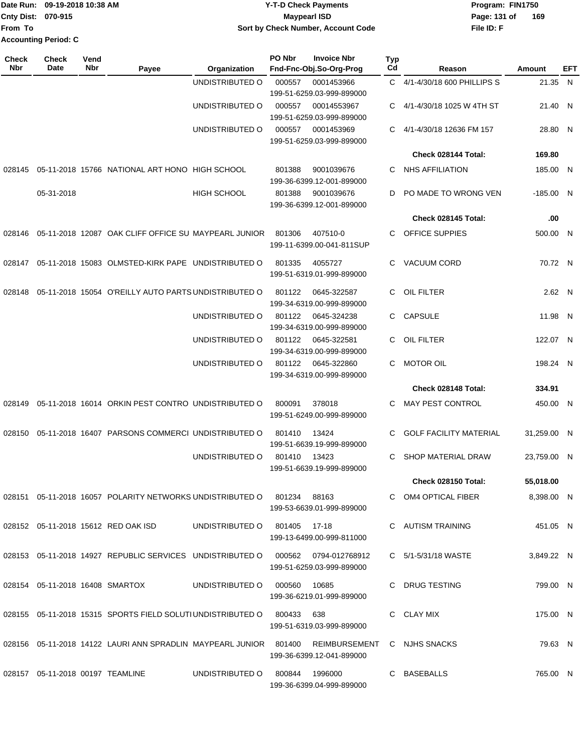Date Run: 09-19-2018 10:38 AM
Cnty Dist: 070-915
From To
Accounting Period: C

# Y-T-D Check Payments
## Maypearl ISD
### Sort by Check Number, Account Code

Program: FIN1750
File ID: F

| Check Nbr | Check Date | Vend Nbr | Payee | Organization | PO Nbr | Invoice Nbr / Fnd-Fnc-Obj.So-Org-Prog | Typ Cd | Reason | Amount | EFT |
|---|---|---|---|---|---|---|---|---|---|---|
| | | | | UNDISTRIBUTED O | 000557 | 0001453966 / 199-51-6259.03-999-899000 | C | 4/1-4/30/18 600 PHILLIPS S | 21.35 | N |
| | | | | UNDISTRIBUTED O | 000557 | 00014553967 / 199-51-6259.03-999-899000 | C | 4/1-4/30/18 1025 W 4TH ST | 21.40 | N |
| | | | | UNDISTRIBUTED O | 000557 | 0001453969 / 199-51-6259.03-999-899000 | C | 4/1-4/30/18 12636 FM 157 | 28.80 | N |
| | | | | | | | | **Check 028144 Total:** | **169.80** | |
| 028145 | 05-11-2018 | 15766 | NATIONAL ART HONO | HIGH SCHOOL | 801388 | 9001039676 / 199-36-6399.12-001-899000 | C | NHS AFFILIATION | 185.00 | N |
| | 05-31-2018 | | | HIGH SCHOOL | 801388 | 9001039676 / 199-36-6399.12-001-899000 | D | PO MADE TO WRONG VEN | -185.00 | N |
| | | | | | | | | **Check 028145 Total:** | **.00** | |
| 028146 | 05-11-2018 | 12087 | OAK CLIFF OFFICE SU | MAYPEARL JUNIOR | 801306 | 407510-0 / 199-11-6399.00-041-811SUP | C | OFFICE SUPPIES | 500.00 | N |
| 028147 | 05-11-2018 | 15083 | OLMSTED-KIRK PAPE | UNDISTRIBUTED O | 801335 | 4055727 / 199-51-6319.01-999-899000 | C | VACUUM CORD | 70.72 | N |
| 028148 | 05-11-2018 | 15054 | O'REILLY AUTO PARTS | UNDISTRIBUTED O | 801122 | 0645-322587 / 199-34-6319.00-999-899000 | C | OIL FILTER | 2.62 | N |
| | | | | UNDISTRIBUTED O | 801122 | 0645-324238 / 199-34-6319.00-999-899000 | C | CAPSULE | 11.98 | N |
| | | | | UNDISTRIBUTED O | 801122 | 0645-322581 / 199-34-6319.00-999-899000 | C | OIL FILTER | 122.07 | N |
| | | | | UNDISTRIBUTED O | 801122 | 0645-322860 / 199-34-6319.00-999-899000 | C | MOTOR OIL | 198.24 | N |
| | | | | | | | | **Check 028148 Total:** | **334.91** | |
| 028149 | 05-11-2018 | 16014 | ORKIN PEST CONTRO | UNDISTRIBUTED O | 800091 | 378018 / 199-51-6249.00-999-899000 | C | MAY PEST CONTROL | 450.00 | N |
| 028150 | 05-11-2018 | 16407 | PARSONS COMMERCI | UNDISTRIBUTED O | 801410 | 13424 / 199-51-6639.19-999-899000 | C | GOLF FACILITY MATERIAL | 31,259.00 | N |
| | | | | UNDISTRIBUTED O | 801410 | 13423 / 199-51-6639.19-999-899000 | C | SHOP MATERIAL DRAW | 23,759.00 | N |
| | | | | | | | | **Check 028150 Total:** | **55,018.00** | |
| 028151 | 05-11-2018 | 16057 | POLARITY NETWORKS | UNDISTRIBUTED O | 801234 | 88163 / 199-53-6639.01-999-899000 | C | OM4 OPTICAL FIBER | 8,398.00 | N |
| 028152 | 05-11-2018 | 15612 | RED OAK ISD | UNDISTRIBUTED O | 801405 | 17-18 / 199-13-6499.00-999-811000 | C | AUTISM TRAINING | 451.05 | N |
| 028153 | 05-11-2018 | 14927 | REPUBLIC SERVICES | UNDISTRIBUTED O | 000562 | 0794-012768912 / 199-51-6259.03-999-899000 | C | 5/1-5/31/18 WASTE | 3,849.22 | N |
| 028154 | 05-11-2018 | 16408 | SMARTOX | UNDISTRIBUTED O | 000560 | 10685 / 199-36-6219.01-999-899000 | C | DRUG TESTING | 799.00 | N |
| 028155 | 05-11-2018 | 15315 | SPORTS FIELD SOLUTI | UNDISTRIBUTED O | 800433 | 638 / 199-51-6319.03-999-899000 | C | CLAY MIX | 175.00 | N |
| 028156 | 05-11-2018 | 14122 | LAURI ANN SPRADLIN | MAYPEARL JUNIOR | 801400 | REIMBURSEMENT / 199-36-6399.12-041-899000 | C | NJHS SNACKS | 79.63 | N |
| 028157 | 05-11-2018 | 00197 | TEAMLINE | UNDISTRIBUTED O | 800844 | 1996000 / 199-36-6399.04-999-899000 | C | BASEBALLS | 765.00 | N |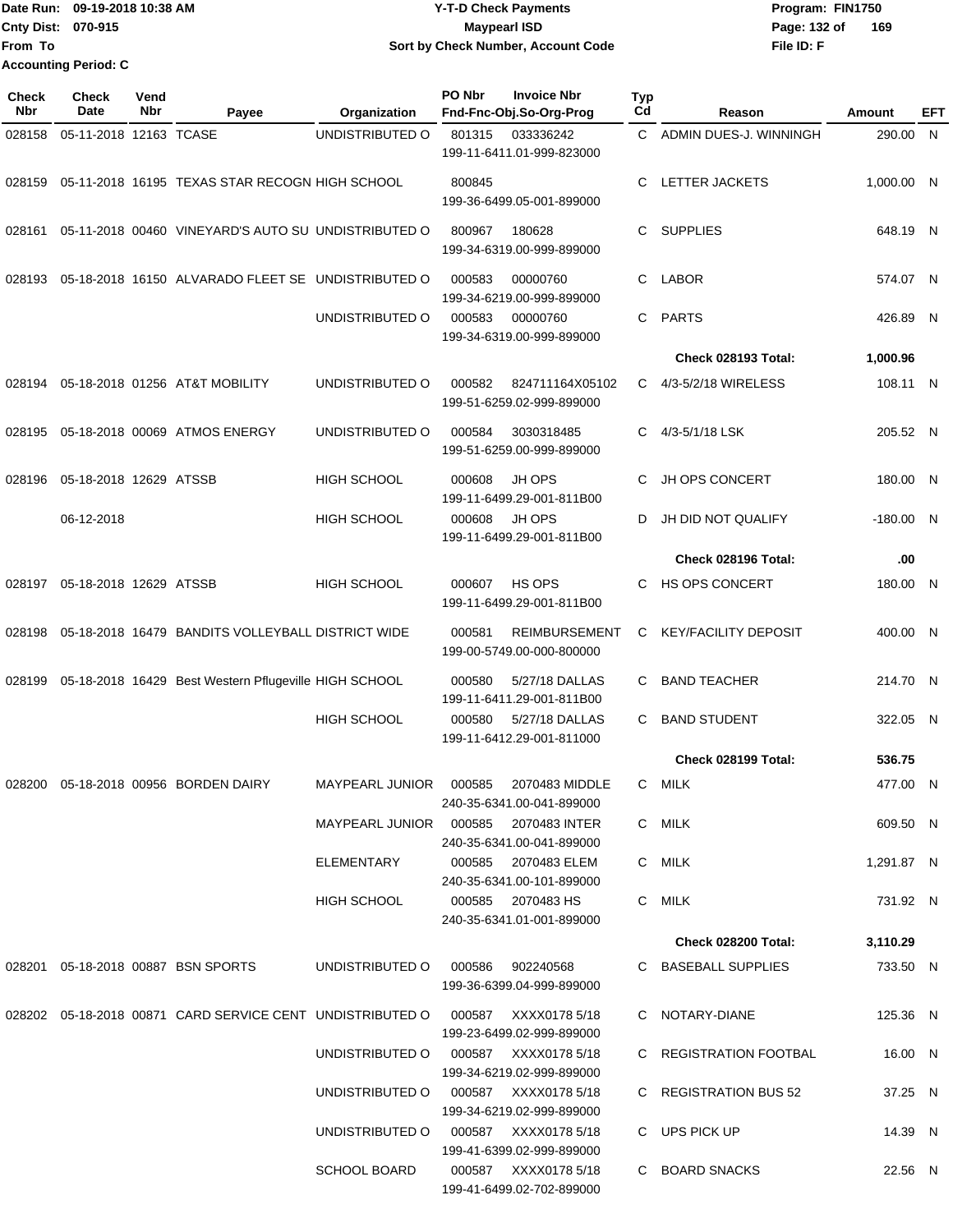Date Run: 09-19-2018 10:38 AM
Cnty Dist: 070-915
From To
Accounting Period: C

# Y-T-D Check Payments
## Maypearl ISD
### Sort by Check Number, Account Code

Program: FIN1750
File ID: F

| Check Nbr | Check Date | Vend Nbr | Payee | Organization | PO Nbr | Invoice Nbr / Fnd-Fnc-Obj.So-Org-Prog | Typ Cd | Reason | Amount | EFT |
|---|---|---|---|---|---|---|---|---|---|---|
| 028158 | 05-11-2018 | 12163 | TCASE | UNDISTRIBUTED O | 801315 | 033336242 / 199-11-6411.01-999-823000 | C | ADMIN DUES-J. WINNINGH | 290.00 | N |
| 028159 | 05-11-2018 | 16195 | TEXAS STAR RECOGN | HIGH SCHOOL | 800845 | 199-36-6499.05-001-899000 | C | LETTER JACKETS | 1,000.00 | N |
| 028161 | 05-11-2018 | 00460 | VINEYARD'S AUTO SU | UNDISTRIBUTED O | 800967 | 180628 / 199-34-6319.00-999-899000 | C | SUPPLIES | 648.19 | N |
| 028193 | 05-18-2018 | 16150 | ALVARADO FLEET SE | UNDISTRIBUTED O | 000583 | 00000760 / 199-34-6219.00-999-899000 | C | LABOR | 574.07 | N |
| | | | | UNDISTRIBUTED O | 000583 | 00000760 / 199-34-6319.00-999-899000 | C | PARTS | 426.89 | N |
| | | | | | | | | **Check 028193 Total:** | **1,000.96** | |
| 028194 | 05-18-2018 | 01256 | AT&T MOBILITY | UNDISTRIBUTED O | 000582 | 824711164X05102 / 199-51-6259.02-999-899000 | C | 4/3-5/2/18 WIRELESS | 108.11 | N |
| 028195 | 05-18-2018 | 00069 | ATMOS ENERGY | UNDISTRIBUTED O | 000584 | 3030318485 / 199-51-6259.00-999-899000 | C | 4/3-5/1/18 LSK | 205.52 | N |
| 028196 | 05-18-2018 | 12629 | ATSSB | HIGH SCHOOL | 000608 | JH OPS / 199-11-6499.29-001-811B00 | C | JH OPS CONCERT | 180.00 | N |
| | 06-12-2018 | | | HIGH SCHOOL | 000608 | JH OPS / 199-11-6499.29-001-811B00 | D | JH DID NOT QUALIFY | -180.00 | N |
| | | | | | | | | **Check 028196 Total:** | **.00** | |
| 028197 | 05-18-2018 | 12629 | ATSSB | HIGH SCHOOL | 000607 | HS OPS / 199-11-6499.29-001-811B00 | C | HS OPS CONCERT | 180.00 | N |
| 028198 | 05-18-2018 | 16479 | BANDITS VOLLEYBALL | DISTRICT WIDE | 000581 | REIMBURSEMENT / 199-00-5749.00-000-800000 | C | KEY/FACILITY DEPOSIT | 400.00 | N |
| 028199 | 05-18-2018 | 16429 | Best Western Pflugeville | HIGH SCHOOL | 000580 | 5/27/18 DALLAS / 199-11-6411.29-001-811B00 | C | BAND TEACHER | 214.70 | N |
| | | | | HIGH SCHOOL | 000580 | 5/27/18 DALLAS / 199-11-6412.29-001-811000 | C | BAND STUDENT | 322.05 | N |
| | | | | | | | | **Check 028199 Total:** | **536.75** | |
| 028200 | 05-18-2018 | 00956 | BORDEN DAIRY | MAYPEARL JUNIOR | 000585 | 2070483 MIDDLE / 240-35-6341.00-041-899000 | C | MILK | 477.00 | N |
| | | | | MAYPEARL JUNIOR | 000585 | 2070483 INTER / 240-35-6341.00-041-899000 | C | MILK | 609.50 | N |
| | | | | ELEMENTARY | 000585 | 2070483 ELEM / 240-35-6341.00-101-899000 | C | MILK | 1,291.87 | N |
| | | | | HIGH SCHOOL | 000585 | 2070483 HS / 240-35-6341.01-001-899000 | C | MILK | 731.92 | N |
| | | | | | | | | **Check 028200 Total:** | **3,110.29** | |
| 028201 | 05-18-2018 | 00887 | BSN SPORTS | UNDISTRIBUTED O | 000586 | 902240568 / 199-36-6399.04-999-899000 | C | BASEBALL SUPPLIES | 733.50 | N |
| 028202 | 05-18-2018 | 00871 | CARD SERVICE CENT | UNDISTRIBUTED O | 000587 | XXXX0178 5/18 / 199-23-6499.02-999-899000 | C | NOTARY-DIANE | 125.36 | N |
| | | | | UNDISTRIBUTED O | 000587 | XXXX0178 5/18 / 199-34-6219.02-999-899000 | C | REGISTRATION FOOTBAL | 16.00 | N |
| | | | | UNDISTRIBUTED O | 000587 | XXXX0178 5/18 / 199-34-6219.02-999-899000 | C | REGISTRATION BUS 52 | 37.25 | N |
| | | | | UNDISTRIBUTED O | 000587 | XXXX0178 5/18 / 199-41-6399.02-999-899000 | C | UPS PICK UP | 14.39 | N |
| | | | | SCHOOL BOARD | 000587 | XXXX0178 5/18 / 199-41-6499.02-702-899000 | C | BOARD SNACKS | 22.56 | N |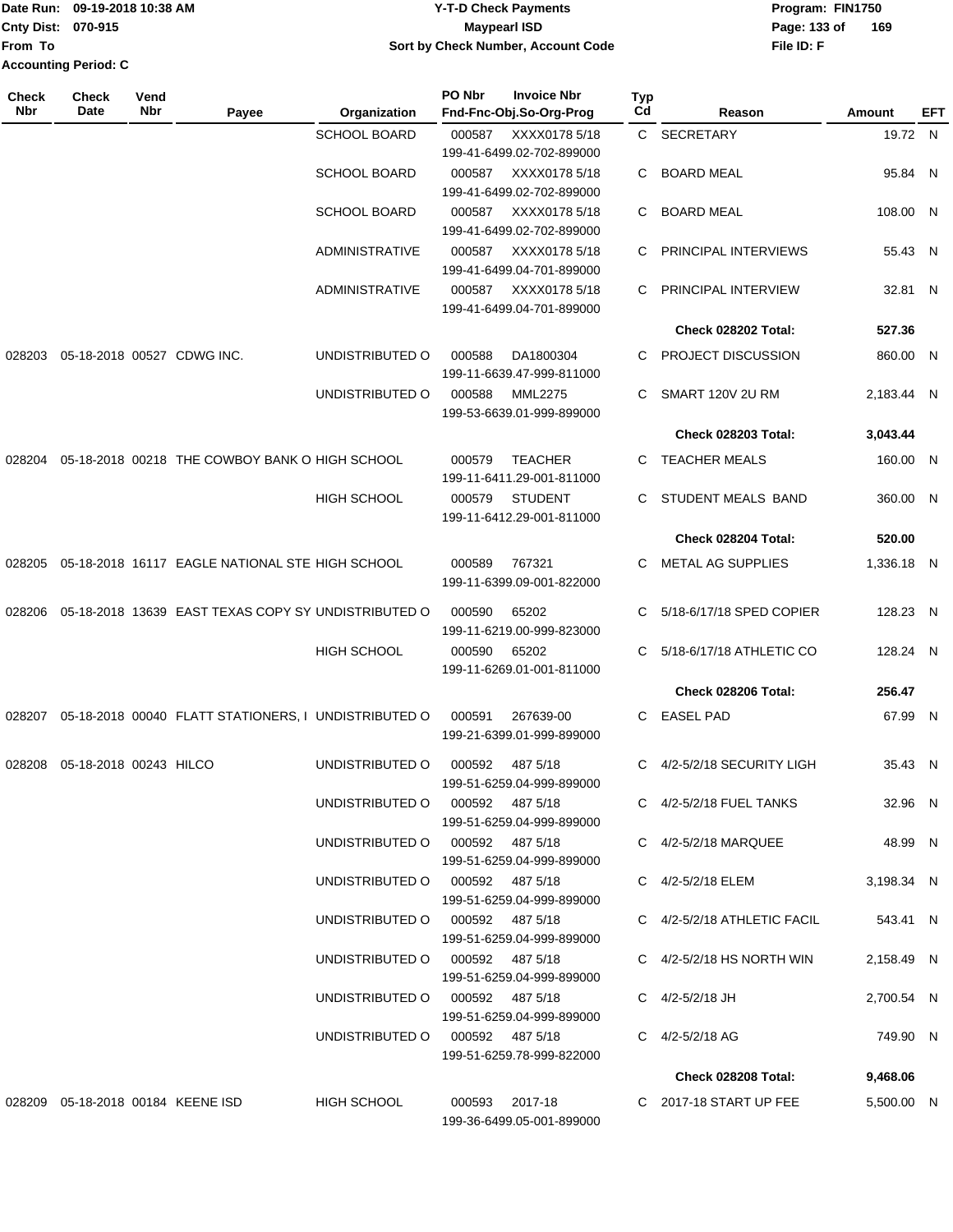Date Run: 09-19-2018 10:38 AM
Cnty Dist: 070-915
From To
Accounting Period: C

# Y-T-D Check Payments
## Maypearl ISD
### Sort by Check Number, Account Code

Program: FIN1750
File ID: F

| Check Nbr | Check Date | Vend Nbr | Payee | Organization | PO Nbr | Invoice Nbr / Fnd-Fnc-Obj.So-Org-Prog | Typ Cd | Reason | Amount | EFT |
|---|---|---|---|---|---|---|---|---|---|---|
| | | | | SCHOOL BOARD | 000587 | XXXX0178 5/18 199-41-6499.02-702-899000 | C | SECRETARY | 19.72 | N |
| | | | | SCHOOL BOARD | 000587 | XXXX0178 5/18 199-41-6499.02-702-899000 | C | BOARD MEAL | 95.84 | N |
| | | | | SCHOOL BOARD | 000587 | XXXX0178 5/18 199-41-6499.02-702-899000 | C | BOARD MEAL | 108.00 | N |
| | | | | ADMINISTRATIVE | 000587 | XXXX0178 5/18 199-41-6499.04-701-899000 | C | PRINCIPAL INTERVIEWS | 55.43 | N |
| | | | | ADMINISTRATIVE | 000587 | XXXX0178 5/18 199-41-6499.04-701-899000 | C | PRINCIPAL INTERVIEW | 32.81 | N |
| | | | | | | | | **Check 028202 Total:** | **527.36** | |
| 028203 | 05-18-2018 | 00527 | CDWG INC. | UNDISTRIBUTED O | 000588 | DA1800304 199-11-6639.47-999-811000 | C | PROJECT DISCUSSION | 860.00 | N |
| | | | | UNDISTRIBUTED O | 000588 | MML2275 199-53-6639.01-999-899000 | C | SMART 120V 2U RM | 2,183.44 | N |
| | | | | | | | | **Check 028203 Total:** | **3,043.44** | |
| 028204 | 05-18-2018 | 00218 | THE COWBOY BANK O | HIGH SCHOOL | 000579 | TEACHER 199-11-6411.29-001-811000 | C | TEACHER MEALS | 160.00 | N |
| | | | | HIGH SCHOOL | 000579 | STUDENT 199-11-6412.29-001-811000 | C | STUDENT MEALS BAND | 360.00 | N |
| | | | | | | | | **Check 028204 Total:** | **520.00** | |
| 028205 | 05-18-2018 | 16117 | EAGLE NATIONAL STE | HIGH SCHOOL | 000589 | 767321 199-11-6399.09-001-822000 | C | METAL AG SUPPLIES | 1,336.18 | N |
| 028206 | 05-18-2018 | 13639 | EAST TEXAS COPY SY | UNDISTRIBUTED O | 000590 | 65202 199-11-6219.00-999-823000 | C | 5/18-6/17/18 SPED COPIER | 128.23 | N |
| | | | | HIGH SCHOOL | 000590 | 65202 199-11-6269.01-001-811000 | C | 5/18-6/17/18 ATHLETIC CO | 128.24 | N |
| | | | | | | | | **Check 028206 Total:** | **256.47** | |
| 028207 | 05-18-2018 | 00040 | FLATT STATIONERS, I | UNDISTRIBUTED O | 000591 | 267639-00 199-21-6399.01-999-899000 | C | EASEL PAD | 67.99 | N |
| 028208 | 05-18-2018 | 00243 | HILCO | UNDISTRIBUTED O | 000592 | 487 5/18 199-51-6259.04-999-899000 | C | 4/2-5/2/18 SECURITY LIGH | 35.43 | N |
| | | | | UNDISTRIBUTED O | 000592 | 487 5/18 199-51-6259.04-999-899000 | C | 4/2-5/2/18 FUEL TANKS | 32.96 | N |
| | | | | UNDISTRIBUTED O | 000592 | 487 5/18 199-51-6259.04-999-899000 | C | 4/2-5/2/18 MARQUEE | 48.99 | N |
| | | | | UNDISTRIBUTED O | 000592 | 487 5/18 199-51-6259.04-999-899000 | C | 4/2-5/2/18 ELEM | 3,198.34 | N |
| | | | | UNDISTRIBUTED O | 000592 | 487 5/18 199-51-6259.04-999-899000 | C | 4/2-5/2/18 ATHLETIC FACIL | 543.41 | N |
| | | | | UNDISTRIBUTED O | 000592 | 487 5/18 199-51-6259.04-999-899000 | C | 4/2-5/2/18 HS NORTH WIN | 2,158.49 | N |
| | | | | UNDISTRIBUTED O | 000592 | 487 5/18 199-51-6259.04-999-899000 | C | 4/2-5/2/18 JH | 2,700.54 | N |
| | | | | UNDISTRIBUTED O | 000592 | 487 5/18 199-51-6259.78-999-822000 | C | 4/2-5/2/18 AG | 749.90 | N |
| | | | | | | | | **Check 028208 Total:** | **9,468.06** | |
| 028209 | 05-18-2018 | 00184 | KEENE ISD | HIGH SCHOOL | 000593 | 2017-18 199-36-6499.05-001-899000 | C | 2017-18 START UP FEE | 5,500.00 | N |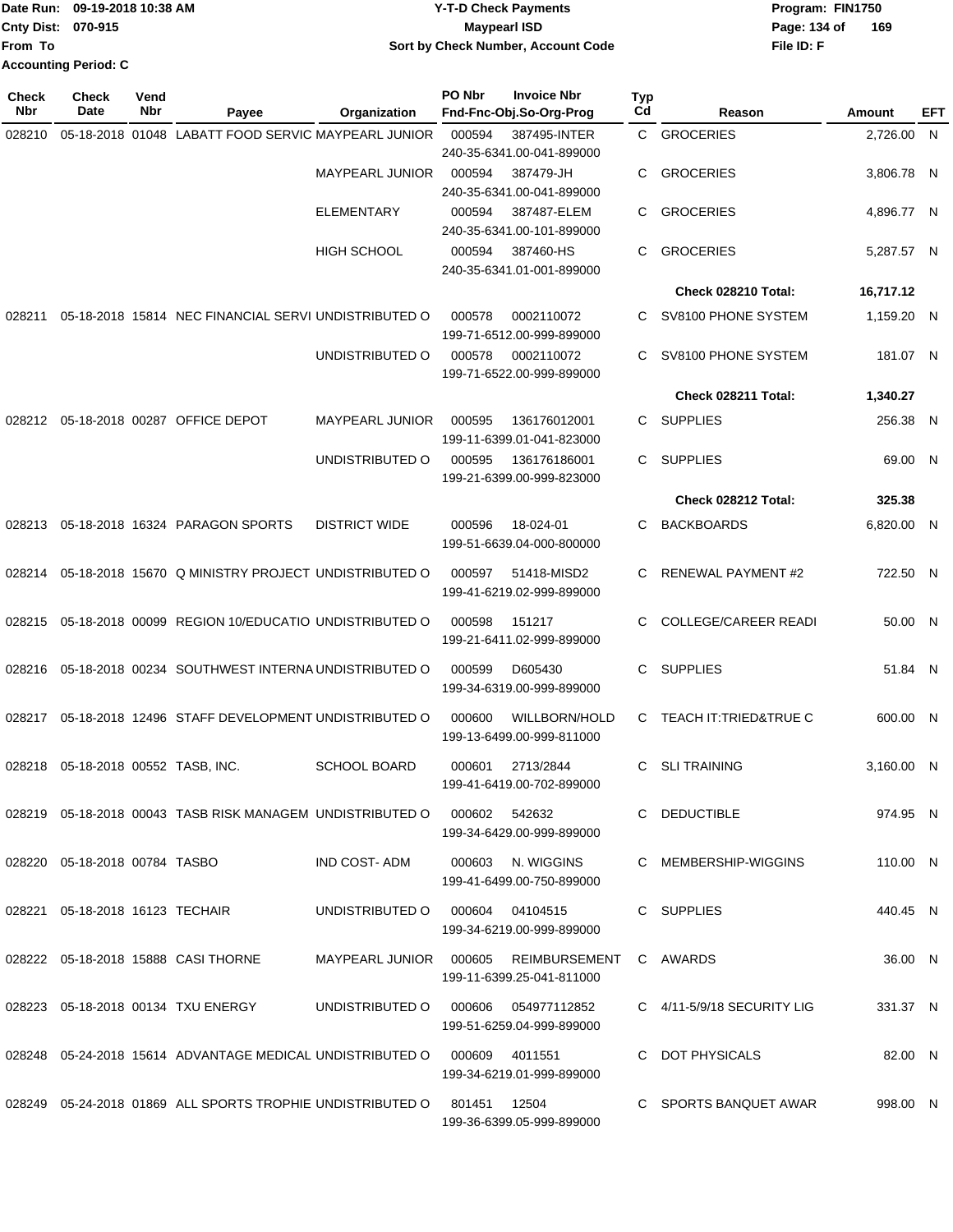Date Run: 09-19-2018 10:38 AM
Cnty Dist: 070-915
From To
Accounting Period: C

# Y-T-D Check Payments
## Maypearl ISD
### Sort by Check Number, Account Code

Program: FIN1750
File ID: F

| Check Nbr | Check Date | Vend Nbr | Payee | Organization | PO Nbr | Invoice Nbr / Fnd-Fnc-Obj.So-Org-Prog | Typ Cd | Reason | Amount | EFT |
|---|---|---|---|---|---|---|---|---|---|---|
| 028210 | 05-18-2018 | 01048 | LABATT FOOD SERVIC | MAYPEARL JUNIOR | 000594 | 387495-INTER 240-35-6341.00-041-899000 | C | GROCERIES | 2,726.00 | N |
| | | | | MAYPEARL JUNIOR | 000594 | 387479-JH 240-35-6341.00-041-899000 | C | GROCERIES | 3,806.78 | N |
| | | | | ELEMENTARY | 000594 | 387487-ELEM 240-35-6341.00-101-899000 | C | GROCERIES | 4,896.77 | N |
| | | | | HIGH SCHOOL | 000594 | 387460-HS 240-35-6341.01-001-899000 | C | GROCERIES | 5,287.57 | N |
| | | | | | | | | **Check 028210 Total:** | **16,717.12** | |
| 028211 | 05-18-2018 | 15814 | NEC FINANCIAL SERVI | UNDISTRIBUTED O | 000578 | 0002110072 199-71-6512.00-999-899000 | C | SV8100 PHONE SYSTEM | 1,159.20 | N |
| | | | | UNDISTRIBUTED O | 000578 | 0002110072 199-71-6522.00-999-899000 | C | SV8100 PHONE SYSTEM | 181.07 | N |
| | | | | | | | | **Check 028211 Total:** | **1,340.27** | |
| 028212 | 05-18-2018 | 00287 | OFFICE DEPOT | MAYPEARL JUNIOR | 000595 | 136176012001 199-11-6399.01-041-823000 | C | SUPPLIES | 256.38 | N |
| | | | | UNDISTRIBUTED O | 000595 | 136176186001 199-21-6399.00-999-823000 | C | SUPPLIES | 69.00 | N |
| | | | | | | | | **Check 028212 Total:** | **325.38** | |
| 028213 | 05-18-2018 | 16324 | PARAGON SPORTS | DISTRICT WIDE | 000596 | 18-024-01 199-51-6639.04-000-800000 | C | BACKBOARDS | 6,820.00 | N |
| 028214 | 05-18-2018 | 15670 | Q MINISTRY PROJECT | UNDISTRIBUTED O | 000597 | 51418-MISD2 199-41-6219.02-999-899000 | C | RENEWAL PAYMENT #2 | 722.50 | N |
| 028215 | 05-18-2018 | 00099 | REGION 10/EDUCATIO | UNDISTRIBUTED O | 000598 | 151217 199-21-6411.02-999-899000 | C | COLLEGE/CAREER READI | 50.00 | N |
| 028216 | 05-18-2018 | 00234 | SOUTHWEST INTERNA | UNDISTRIBUTED O | 000599 | D605430 199-34-6319.00-999-899000 | C | SUPPLIES | 51.84 | N |
| 028217 | 05-18-2018 | 12496 | STAFF DEVELOPMENT | UNDISTRIBUTED O | 000600 | WILLBORN/HOLD 199-13-6499.00-999-811000 | C | TEACH IT:TRIED&TRUE C | 600.00 | N |
| 028218 | 05-18-2018 | 00552 | TASB, INC. | SCHOOL BOARD | 000601 | 2713/2844 199-41-6419.00-702-899000 | C | SLI TRAINING | 3,160.00 | N |
| 028219 | 05-18-2018 | 00043 | TASB RISK MANAGEM | UNDISTRIBUTED O | 000602 | 542632 199-34-6429.00-999-899000 | C | DEDUCTIBLE | 974.95 | N |
| 028220 | 05-18-2018 | 00784 | TASBO | IND COST- ADM | 000603 | N. WIGGINS 199-41-6499.00-750-899000 | C | MEMBERSHIP-WIGGINS | 110.00 | N |
| 028221 | 05-18-2018 | 16123 | TECHAIR | UNDISTRIBUTED O | 000604 | 04104515 199-34-6219.00-999-899000 | C | SUPPLIES | 440.45 | N |
| 028222 | 05-18-2018 | 15888 | CASI THORNE | MAYPEARL JUNIOR | 000605 | REIMBURSEMENT 199-11-6399.25-041-811000 | C | AWARDS | 36.00 | N |
| 028223 | 05-18-2018 | 00134 | TXU ENERGY | UNDISTRIBUTED O | 000606 | 054977112852 199-51-6259.04-999-899000 | C | 4/11-5/9/18 SECURITY LIG | 331.37 | N |
| 028248 | 05-24-2018 | 15614 | ADVANTAGE MEDICAL | UNDISTRIBUTED O | 000609 | 4011551 199-34-6219.01-999-899000 | C | DOT PHYSICALS | 82.00 | N |
| 028249 | 05-24-2018 | 01869 | ALL SPORTS TROPHIE | UNDISTRIBUTED O | 801451 | 12504 199-36-6399.05-999-899000 | C | SPORTS BANQUET AWAR | 998.00 | N |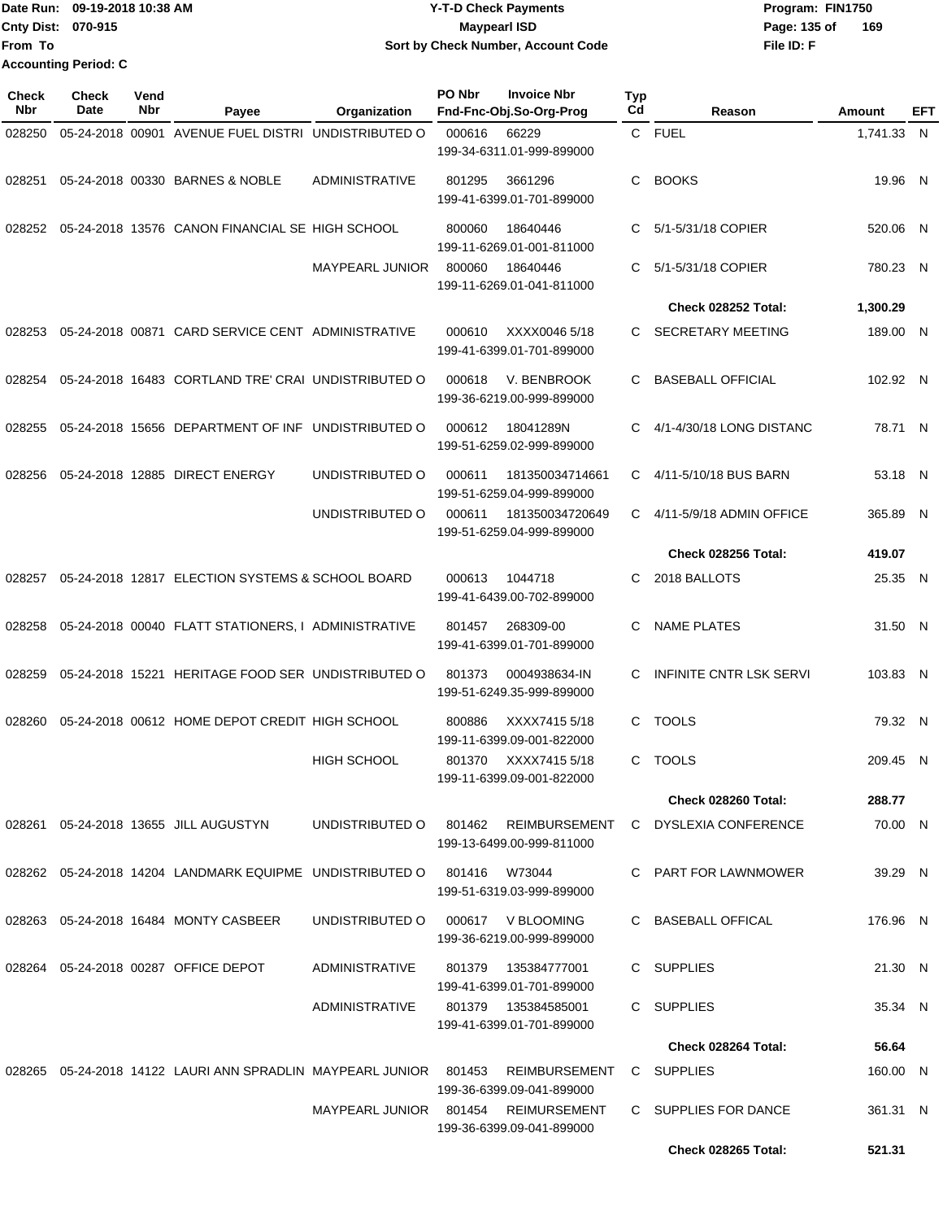Date Run: 09-19-2018 10:38 AM
Cnty Dist: 070-915
From To
Accounting Period: C

# Y-T-D Check Payments
## Maypearl ISD
### Sort by Check Number, Account Code

Program: FIN1750
File ID: F

| Check Nbr | Check Date | Vend Nbr | Payee | Organization | PO Nbr | Invoice Nbr / Fnd-Fnc-Obj.So-Org-Prog | Typ Cd | Reason | Amount | EFT |
|---|---|---|---|---|---|---|---|---|---|---|
| 028250 | 05-24-2018 | 00901 | AVENUE FUEL DISTRI | UNDISTRIBUTED O | 000616 | 66229 / 199-34-6311.01-999-899000 | C | FUEL | 1,741.33 | N |
| 028251 | 05-24-2018 | 00330 | BARNES & NOBLE | ADMINISTRATIVE | 801295 | 3661296 / 199-41-6399.01-701-899000 | C | BOOKS | 19.96 | N |
| 028252 | 05-24-2018 | 13576 | CANON FINANCIAL SE | HIGH SCHOOL | 800060 | 18640446 / 199-11-6269.01-001-811000 | C | 5/1-5/31/18 COPIER | 520.06 | N |
| | | | | MAYPEARL JUNIOR | 800060 | 18640446 / 199-11-6269.01-041-811000 | C | 5/1-5/31/18 COPIER | 780.23 | N |
| | | | | | | | | **Check 028252 Total:** | **1,300.29** | |
| 028253 | 05-24-2018 | 00871 | CARD SERVICE CENT | ADMINISTRATIVE | 000610 | XXXX0046 5/18 / 199-41-6399.01-701-899000 | C | SECRETARY MEETING | 189.00 | N |
| 028254 | 05-24-2018 | 16483 | CORTLAND TRE' CRAI | UNDISTRIBUTED O | 000618 | V. BENBROOK / 199-36-6219.00-999-899000 | C | BASEBALL OFFICIAL | 102.92 | N |
| 028255 | 05-24-2018 | 15656 | DEPARTMENT OF INF | UNDISTRIBUTED O | 000612 | 18041289N / 199-51-6259.02-999-899000 | C | 4/1-4/30/18 LONG DISTANC | 78.71 | N |
| 028256 | 05-24-2018 | 12885 | DIRECT ENERGY | UNDISTRIBUTED O | 000611 | 181350034714661 / 199-51-6259.04-999-899000 | C | 4/11-5/10/18 BUS BARN | 53.18 | N |
| | | | | UNDISTRIBUTED O | 000611 | 181350034720649 / 199-51-6259.04-999-899000 | C | 4/11-5/9/18 ADMIN OFFICE | 365.89 | N |
| | | | | | | | | **Check 028256 Total:** | **419.07** | |
| 028257 | 05-24-2018 | 12817 | ELECTION SYSTEMS & | SCHOOL BOARD | 000613 | 1044718 / 199-41-6439.00-702-899000 | C | 2018 BALLOTS | 25.35 | N |
| 028258 | 05-24-2018 | 00040 | FLATT STATIONERS, I | ADMINISTRATIVE | 801457 | 268309-00 / 199-41-6399.01-701-899000 | C | NAME PLATES | 31.50 | N |
| 028259 | 05-24-2018 | 15221 | HERITAGE FOOD SER | UNDISTRIBUTED O | 801373 | 0004938634-IN / 199-51-6249.35-999-899000 | C | INFINITE CNTR LSK SERVI | 103.83 | N |
| 028260 | 05-24-2018 | 00612 | HOME DEPOT CREDIT | HIGH SCHOOL | 800886 | XXXX7415 5/18 / 199-11-6399.09-001-822000 | C | TOOLS | 79.32 | N |
| | | | | HIGH SCHOOL | 801370 | XXXX7415 5/18 / 199-11-6399.09-001-822000 | C | TOOLS | 209.45 | N |
| | | | | | | | | **Check 028260 Total:** | **288.77** | |
| 028261 | 05-24-2018 | 13655 | JILL AUGUSTYN | UNDISTRIBUTED O | 801462 | REIMBURSEMENT / 199-13-6499.00-999-811000 | C | DYSLEXIA CONFERENCE | 70.00 | N |
| 028262 | 05-24-2018 | 14204 | LANDMARK EQUIPME | UNDISTRIBUTED O | 801416 | W73044 / 199-51-6319.03-999-899000 | C | PART FOR LAWNMOWER | 39.29 | N |
| 028263 | 05-24-2018 | 16484 | MONTY CASBEER | UNDISTRIBUTED O | 000617 | V BLOOMING / 199-36-6219.00-999-899000 | C | BASEBALL OFFICAL | 176.96 | N |
| 028264 | 05-24-2018 | 00287 | OFFICE DEPOT | ADMINISTRATIVE | 801379 | 135384777001 / 199-41-6399.01-701-899000 | C | SUPPLIES | 21.30 | N |
| | | | | ADMINISTRATIVE | 801379 | 135384585001 / 199-41-6399.01-701-899000 | C | SUPPLIES | 35.34 | N |
| | | | | | | | | **Check 028264 Total:** | **56.64** | |
| 028265 | 05-24-2018 | 14122 | LAURI ANN SPRADLIN | MAYPEARL JUNIOR | 801453 | REIMBURSEMENT / 199-36-6399.09-041-899000 | C | SUPPLIES | 160.00 | N |
| | | | | MAYPEARL JUNIOR | 801454 | REIMURSEMENT / 199-36-6399.09-041-899000 | C | SUPPLIES FOR DANCE | 361.31 | N |
| | | | | | | | | **Check 028265 Total:** | **521.31** | |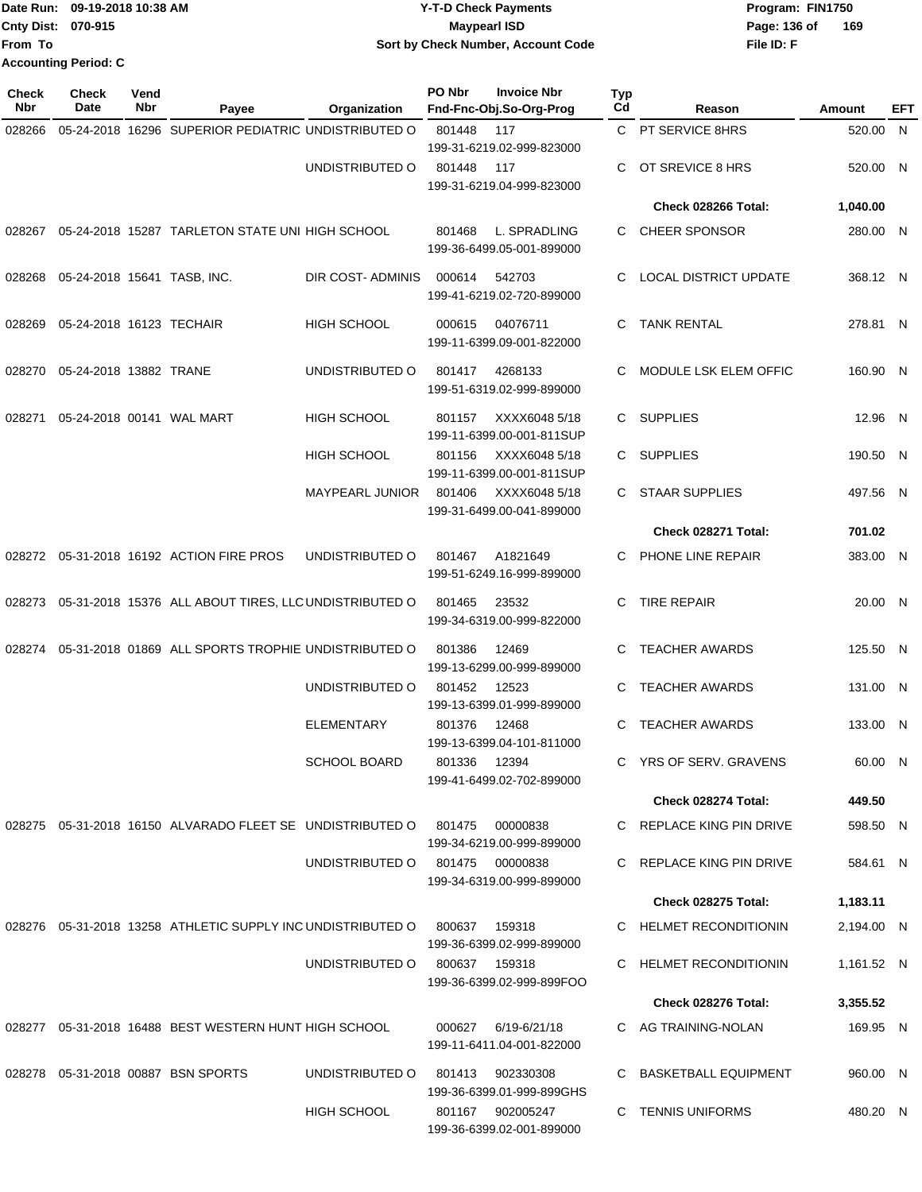Date Run: 09-19-2018 10:38 AM
Cnty Dist: 070-915
From To
Accounting Period: C

# Y-T-D Check Payments
## Maypearl ISD
### Sort by Check Number, Account Code

Program: FIN1750
File ID: F

| Check Nbr | Check Date | Vend Nbr | Payee | Organization | PO Nbr | Invoice Nbr / Fnd-Fnc-Obj.So-Org-Prog | Typ Cd | Reason | Amount | EFT |
|---|---|---|---|---|---|---|---|---|---|---|
| 028266 | 05-24-2018 | 16296 | SUPERIOR PEDIATRIC | UNDISTRIBUTED O | 801448 | 117 / 199-31-6219.02-999-823000 | C | PT SERVICE 8HRS | 520.00 | N |
| | | | | UNDISTRIBUTED O | 801448 | 117 / 199-31-6219.04-999-823000 | C | OT SREVICE 8 HRS | 520.00 | N |
| | | | | | | | | **Check 028266 Total:** | **1,040.00** | |
| 028267 | 05-24-2018 | 15287 | TARLETON STATE UNI | HIGH SCHOOL | 801468 | L. SPRADLING / 199-36-6499.05-001-899000 | C | CHEER SPONSOR | 280.00 | N |
| 028268 | 05-24-2018 | 15641 | TASB, INC. | DIR COST- ADMINIS | 000614 | 542703 / 199-41-6219.02-720-899000 | C | LOCAL DISTRICT UPDATE | 368.12 | N |
| 028269 | 05-24-2018 | 16123 | TECHAIR | HIGH SCHOOL | 000615 | 04076711 / 199-11-6399.09-001-822000 | C | TANK RENTAL | 278.81 | N |
| 028270 | 05-24-2018 | 13882 | TRANE | UNDISTRIBUTED O | 801417 | 4268133 / 199-51-6319.02-999-899000 | C | MODULE LSK ELEM OFFIC | 160.90 | N |
| 028271 | 05-24-2018 | 00141 | WAL MART | HIGH SCHOOL | 801157 | XXXX6048 5/18 / 199-11-6399.00-001-811SUP | C | SUPPLIES | 12.96 | N |
| | | | | HIGH SCHOOL | 801156 | XXXX6048 5/18 / 199-11-6399.00-001-811SUP | C | SUPPLIES | 190.50 | N |
| | | | | MAYPEARL JUNIOR | 801406 | XXXX6048 5/18 / 199-31-6499.00-041-899000 | C | STAAR SUPPLIES | 497.56 | N |
| | | | | | | | | **Check 028271 Total:** | **701.02** | |
| 028272 | 05-31-2018 | 16192 | ACTION FIRE PROS | UNDISTRIBUTED O | 801467 | A1821649 / 199-51-6249.16-999-899000 | C | PHONE LINE REPAIR | 383.00 | N |
| 028273 | 05-31-2018 | 15376 | ALL ABOUT TIRES, LLC | UNDISTRIBUTED O | 801465 | 23532 / 199-34-6319.00-999-822000 | C | TIRE REPAIR | 20.00 | N |
| 028274 | 05-31-2018 | 01869 | ALL SPORTS TROPHIE | UNDISTRIBUTED O | 801386 | 12469 / 199-13-6299.00-999-899000 | C | TEACHER AWARDS | 125.50 | N |
| | | | | UNDISTRIBUTED O | 801452 | 12523 / 199-13-6399.01-999-899000 | C | TEACHER AWARDS | 131.00 | N |
| | | | | ELEMENTARY | 801376 | 12468 / 199-13-6399.04-101-811000 | C | TEACHER AWARDS | 133.00 | N |
| | | | | SCHOOL BOARD | 801336 | 12394 / 199-41-6499.02-702-899000 | C | YRS OF SERV. GRAVENS | 60.00 | N |
| | | | | | | | | **Check 028274 Total:** | **449.50** | |
| 028275 | 05-31-2018 | 16150 | ALVARADO FLEET SE | UNDISTRIBUTED O | 801475 | 00000838 / 199-34-6219.00-999-899000 | C | REPLACE KING PIN DRIVE | 598.50 | N |
| | | | | UNDISTRIBUTED O | 801475 | 00000838 / 199-34-6319.00-999-899000 | C | REPLACE KING PIN DRIVE | 584.61 | N |
| | | | | | | | | **Check 028275 Total:** | **1,183.11** | |
| 028276 | 05-31-2018 | 13258 | ATHLETIC SUPPLY INC | UNDISTRIBUTED O | 800637 | 159318 / 199-36-6399.02-999-899000 | C | HELMET RECONDITIONIN | 2,194.00 | N |
| | | | | UNDISTRIBUTED O | 800637 | 159318 / 199-36-6399.02-999-899FOO | C | HELMET RECONDITIONIN | 1,161.52 | N |
| | | | | | | | | **Check 028276 Total:** | **3,355.52** | |
| 028277 | 05-31-2018 | 16488 | BEST WESTERN HUNT | HIGH SCHOOL | 000627 | 6/19-6/21/18 / 199-11-6411.04-001-822000 | C | AG TRAINING-NOLAN | 169.95 | N |
| 028278 | 05-31-2018 | 00887 | BSN SPORTS | UNDISTRIBUTED O | 801413 | 902330308 / 199-36-6399.01-999-899GHS | C | BASKETBALL EQUIPMENT | 960.00 | N |
| | | | | HIGH SCHOOL | 801167 | 902005247 / 199-36-6399.02-001-899000 | C | TENNIS UNIFORMS | 480.20 | N |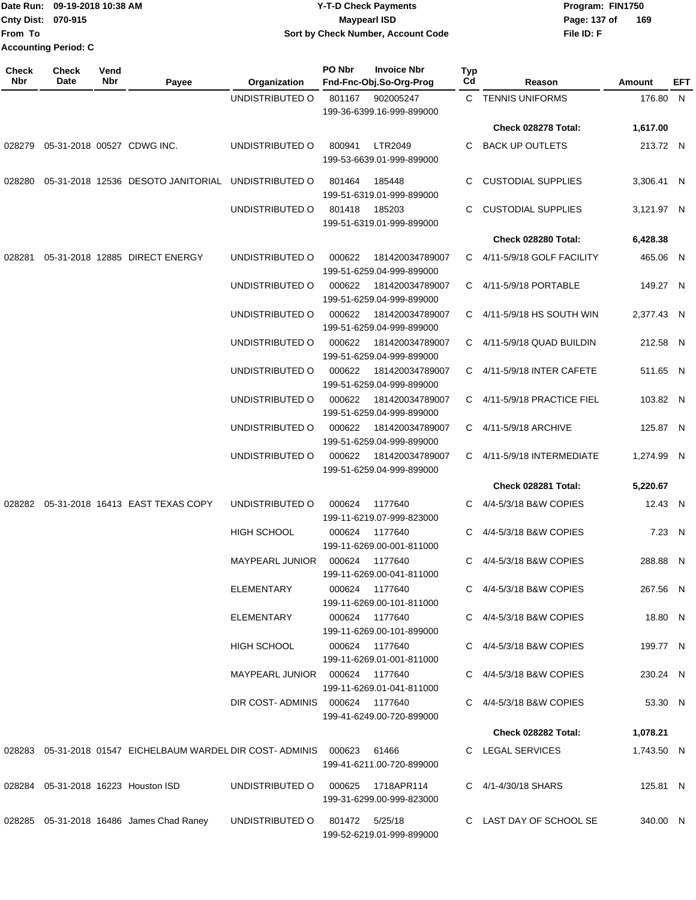Date Run: 09-19-2018 10:38 AM
Cnty Dist: 070-915
From To
Accounting Period: C

**Y-T-D Check Payments**
**Maypearl ISD**
**Sort by Check Number, Account Code**

Program: FIN1750
File ID: F

| Check Nbr | Check Date | Vend Nbr | Payee | Organization | PO Nbr / Invoice Nbr / Fnd-Fnc-Obj.So-Org-Prog | Typ Cd | Reason | Amount | EFT |
|---|---|---|---|---|---|---|---|---|---|
| | | | | UNDISTRIBUTED O | 801167 902005247 199-36-6399.16-999-899000 | C | TENNIS UNIFORMS | 176.80 | N |
| | | | | | | | **Check 028278 Total:** | **1,617.00** | |
| 028279 | 05-31-2018 | 00527 | CDWG INC. | UNDISTRIBUTED O | 800941 LTR2049 199-53-6639.01-999-899000 | C | BACK UP OUTLETS | 213.72 | N |
| 028280 | 05-31-2018 | 12536 | DESOTO JANITORIAL | UNDISTRIBUTED O | 801464 185448 199-51-6319.01-999-899000 | C | CUSTODIAL SUPPLIES | 3,306.41 | N |
| | | | | UNDISTRIBUTED O | 801418 185203 199-51-6319.01-999-899000 | C | CUSTODIAL SUPPLIES | 3,121.97 | N |
| | | | | | | | **Check 028280 Total:** | **6,428.38** | |
| 028281 | 05-31-2018 | 12885 | DIRECT ENERGY | UNDISTRIBUTED O | 000622 181420034789007 199-51-6259.04-999-899000 | C | 4/11-5/9/18 GOLF FACILITY | 465.06 | N |
| | | | | UNDISTRIBUTED O | 000622 181420034789007 199-51-6259.04-999-899000 | C | 4/11-5/9/18 PORTABLE | 149.27 | N |
| | | | | UNDISTRIBUTED O | 000622 181420034789007 199-51-6259.04-999-899000 | C | 4/11-5/9/18 HS SOUTH WIN | 2,377.43 | N |
| | | | | UNDISTRIBUTED O | 000622 181420034789007 199-51-6259.04-999-899000 | C | 4/11-5/9/18 QUAD BUILDIN | 212.58 | N |
| | | | | UNDISTRIBUTED O | 000622 181420034789007 199-51-6259.04-999-899000 | C | 4/11-5/9/18 INTER CAFETE | 511.65 | N |
| | | | | UNDISTRIBUTED O | 000622 181420034789007 199-51-6259.04-999-899000 | C | 4/11-5/9/18 PRACTICE FIEL | 103.82 | N |
| | | | | UNDISTRIBUTED O | 000622 181420034789007 199-51-6259.04-999-899000 | C | 4/11-5/9/18 ARCHIVE | 125.87 | N |
| | | | | UNDISTRIBUTED O | 000622 181420034789007 199-51-6259.04-999-899000 | C | 4/11-5/9/18 INTERMEDIATE | 1,274.99 | N |
| | | | | | | | **Check 028281 Total:** | **5,220.67** | |
| 028282 | 05-31-2018 | 16413 | EAST TEXAS COPY | UNDISTRIBUTED O | 000624 1177640 199-11-6219.07-999-823000 | C | 4/4-5/3/18 B&W COPIES | 12.43 | N |
| | | | | HIGH SCHOOL | 000624 1177640 199-11-6269.00-001-811000 | C | 4/4-5/3/18 B&W COPIES | 7.23 | N |
| | | | | MAYPEARL JUNIOR | 000624 1177640 199-11-6269.00-041-811000 | C | 4/4-5/3/18 B&W COPIES | 288.88 | N |
| | | | | ELEMENTARY | 000624 1177640 199-11-6269.00-101-811000 | C | 4/4-5/3/18 B&W COPIES | 267.56 | N |
| | | | | ELEMENTARY | 000624 1177640 199-11-6269.00-101-899000 | C | 4/4-5/3/18 B&W COPIES | 18.80 | N |
| | | | | HIGH SCHOOL | 000624 1177640 199-11-6269.01-001-811000 | C | 4/4-5/3/18 B&W COPIES | 199.77 | N |
| | | | | MAYPEARL JUNIOR | 000624 1177640 199-11-6269.01-041-811000 | C | 4/4-5/3/18 B&W COPIES | 230.24 | N |
| | | | | DIR COST- ADMINIS | 000624 1177640 199-41-6249.00-720-899000 | C | 4/4-5/3/18 B&W COPIES | 53.30 | N |
| | | | | | | | **Check 028282 Total:** | **1,078.21** | |
| 028283 | 05-31-2018 | 01547 | EICHELBAUM WARDEL | DIR COST- ADMINIS | 000623 61466 199-41-6211.00-720-899000 | C | LEGAL SERVICES | 1,743.50 | N |
| 028284 | 05-31-2018 | 16223 | Houston ISD | UNDISTRIBUTED O | 000625 1718APR114 199-31-6299.00-999-823000 | C | 4/1-4/30/18 SHARS | 125.81 | N |
| 028285 | 05-31-2018 | 16486 | James Chad Raney | UNDISTRIBUTED O | 801472 5/25/18 199-52-6219.01-999-899000 | C | LAST DAY OF SCHOOL SE | 340.00 | N |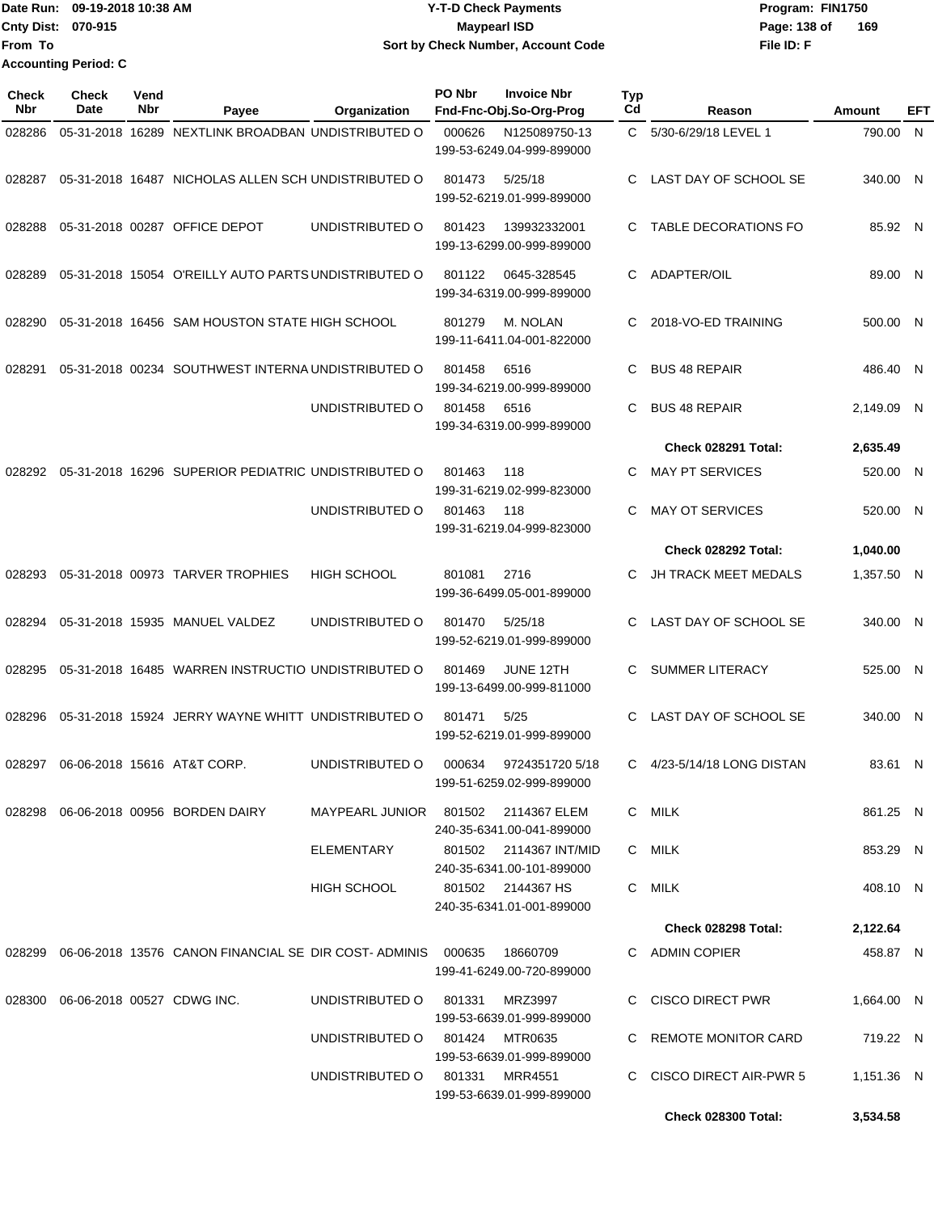Date Run: 09-19-2018 10:38 AM
Cnty Dist: 070-915
From To
Accounting Period: C

# Y-T-D Check Payments
## Maypearl ISD
### Sort by Check Number, Account Code

Program: FIN1750
File ID: F

| Check Nbr | Check Date | Vend Nbr | Payee | Organization | PO Nbr | Invoice Nbr / Fnd-Fnc-Obj.So-Org-Prog | Typ Cd | Reason | Amount | EFT |
|---|---|---|---|---|---|---|---|---|---|---|
| 028286 | 05-31-2018 | 16289 | NEXTLINK BROADBAN | UNDISTRIBUTED O | 000626 | N125089750-13 199-53-6249.04-999-899000 | C | 5/30-6/29/18 LEVEL 1 | 790.00 | N |
| 028287 | 05-31-2018 | 16487 | NICHOLAS ALLEN SCH | UNDISTRIBUTED O | 801473 | 5/25/18 199-52-6219.01-999-899000 | C | LAST DAY OF SCHOOL SE | 340.00 | N |
| 028288 | 05-31-2018 | 00287 | OFFICE DEPOT | UNDISTRIBUTED O | 801423 | 139932332001 199-13-6299.00-999-899000 | C | TABLE DECORATIONS FO | 85.92 | N |
| 028289 | 05-31-2018 | 15054 | O'REILLY AUTO PARTS | UNDISTRIBUTED O | 801122 | 0645-328545 199-34-6319.00-999-899000 | C | ADAPTER/OIL | 89.00 | N |
| 028290 | 05-31-2018 | 16456 | SAM HOUSTON STATE | HIGH SCHOOL | 801279 | M. NOLAN 199-11-6411.04-001-822000 | C | 2018-VO-ED TRAINING | 500.00 | N |
| 028291 | 05-31-2018 | 00234 | SOUTHWEST INTERNA | UNDISTRIBUTED O | 801458 | 6516 199-34-6219.00-999-899000 | C | BUS 48 REPAIR | 486.40 | N |
| | | | | UNDISTRIBUTED O | 801458 | 6516 199-34-6319.00-999-899000 | C | BUS 48 REPAIR | 2,149.09 | N |
| | | | | | | | | **Check 028291 Total:** | **2,635.49** | |
| 028292 | 05-31-2018 | 16296 | SUPERIOR PEDIATRIC | UNDISTRIBUTED O | 801463 | 118 199-31-6219.02-999-823000 | C | MAY PT SERVICES | 520.00 | N |
| | | | | UNDISTRIBUTED O | 801463 | 118 199-31-6219.04-999-823000 | C | MAY OT SERVICES | 520.00 | N |
| | | | | | | | | **Check 028292 Total:** | **1,040.00** | |
| 028293 | 05-31-2018 | 00973 | TARVER TROPHIES | HIGH SCHOOL | 801081 | 2716 199-36-6499.05-001-899000 | C | JH TRACK MEET MEDALS | 1,357.50 | N |
| 028294 | 05-31-2018 | 15935 | MANUEL VALDEZ | UNDISTRIBUTED O | 801470 | 5/25/18 199-52-6219.01-999-899000 | C | LAST DAY OF SCHOOL SE | 340.00 | N |
| 028295 | 05-31-2018 | 16485 | WARREN INSTRUCTIO | UNDISTRIBUTED O | 801469 | JUNE 12TH 199-13-6499.00-999-811000 | C | SUMMER LITERACY | 525.00 | N |
| 028296 | 05-31-2018 | 15924 | JERRY WAYNE WHITT | UNDISTRIBUTED O | 801471 | 5/25 199-52-6219.01-999-899000 | C | LAST DAY OF SCHOOL SE | 340.00 | N |
| 028297 | 06-06-2018 | 15616 | AT&T CORP. | UNDISTRIBUTED O | 000634 | 9724351720 5/18 199-51-6259.02-999-899000 | C | 4/23-5/14/18 LONG DISTAN | 83.61 | N |
| 028298 | 06-06-2018 | 00956 | BORDEN DAIRY | MAYPEARL JUNIOR | 801502 | 2114367 ELEM 240-35-6341.00-041-899000 | C | MILK | 861.25 | N |
| | | | | ELEMENTARY | 801502 | 2114367 INT/MID 240-35-6341.00-101-899000 | C | MILK | 853.29 | N |
| | | | | HIGH SCHOOL | 801502 | 2144367 HS 240-35-6341.01-001-899000 | C | MILK | 408.10 | N |
| | | | | | | | | **Check 028298 Total:** | **2,122.64** | |
| 028299 | 06-06-2018 | 13576 | CANON FINANCIAL SE | DIR COST- ADMINIS | 000635 | 18660709 199-41-6249.00-720-899000 | C | ADMIN COPIER | 458.87 | N |
| 028300 | 06-06-2018 | 00527 | CDWG INC. | UNDISTRIBUTED O | 801331 | MRZ3997 199-53-6639.01-999-899000 | C | CISCO DIRECT PWR | 1,664.00 | N |
| | | | | UNDISTRIBUTED O | 801424 | MTR0635 199-53-6639.01-999-899000 | C | REMOTE MONITOR CARD | 719.22 | N |
| | | | | UNDISTRIBUTED O | 801331 | MRR4551 199-53-6639.01-999-899000 | C | CISCO DIRECT AIR-PWR 5 | 1,151.36 | N |
| | | | | | | | | **Check 028300 Total:** | **3,534.58** | |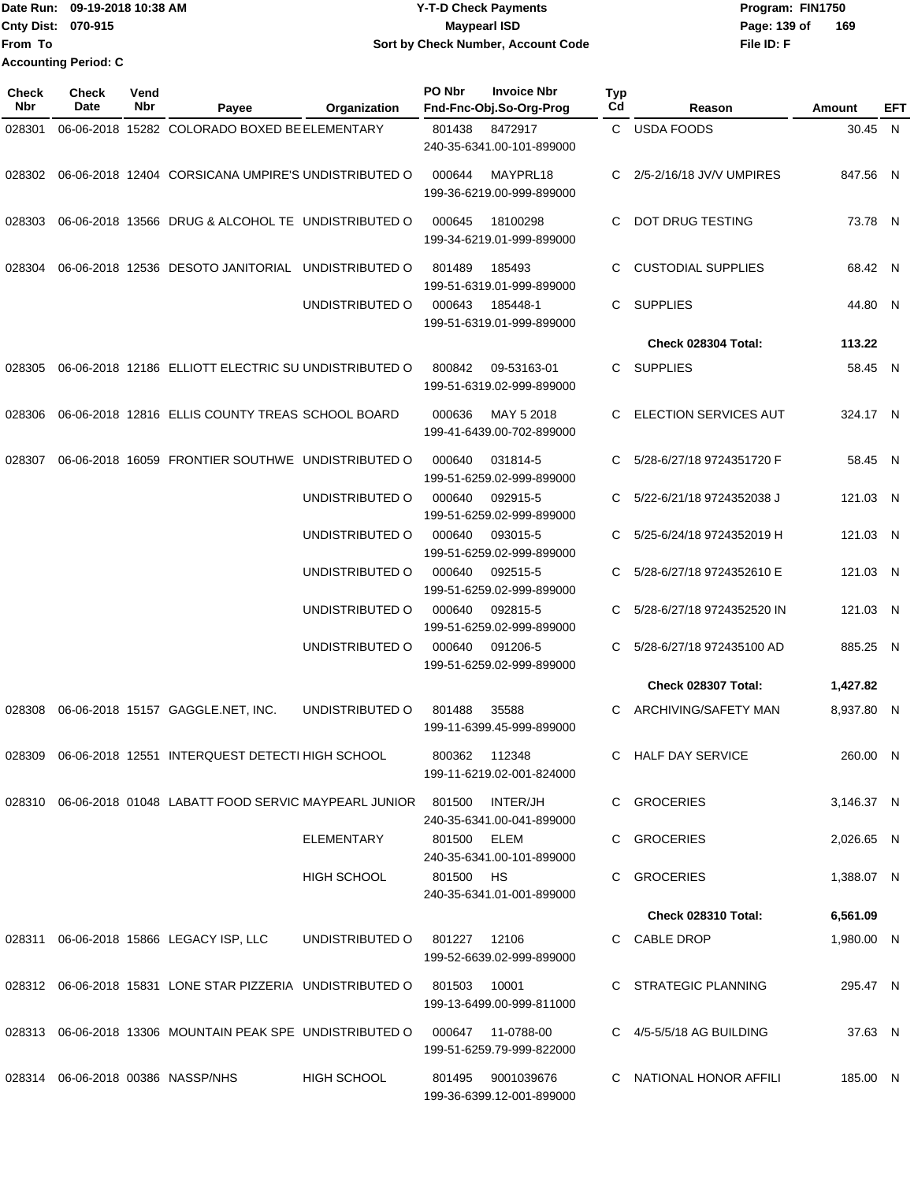Date Run: 09-19-2018 10:38 AM
Cnty Dist: 070-915
From To
Accounting Period: C

**Y-T-D Check Payments**
**Maypearl ISD**
**Sort by Check Number, Account Code**

Program: FIN1750
File ID: F

| Check Nbr | Check Date | Vend Nbr | Payee | Organization | PO Nbr | Invoice Nbr / Fnd-Fnc-Obj.So-Org-Prog | Typ Cd | Reason | Amount | EFT |
|---|---|---|---|---|---|---|---|---|---|---|
| 028301 | 06-06-2018 | 15282 | COLORADO BOXED BE | ELEMENTARY | 801438 | 8472917 / 240-35-6341.00-101-899000 | C | USDA FOODS | 30.45 | N |
| 028302 | 06-06-2018 | 12404 | CORSICANA UMPIRE'S | UNDISTRIBUTED O | 000644 | MAYPRL18 / 199-36-6219.00-999-899000 | C | 2/5-2/16/18 JV/V UMPIRES | 847.56 | N |
| 028303 | 06-06-2018 | 13566 | DRUG & ALCOHOL TE | UNDISTRIBUTED O | 000645 | 18100298 / 199-34-6219.01-999-899000 | C | DOT DRUG TESTING | 73.78 | N |
| 028304 | 06-06-2018 | 12536 | DESOTO JANITORIAL | UNDISTRIBUTED O | 801489 | 185493 / 199-51-6319.01-999-899000 | C | CUSTODIAL SUPPLIES | 68.42 | N |
| | | | | UNDISTRIBUTED O | 000643 | 185448-1 / 199-51-6319.01-999-899000 | C | SUPPLIES | 44.80 | N |
| | | | | | | | | **Check 028304 Total:** | **113.22** | |
| 028305 | 06-06-2018 | 12186 | ELLIOTT ELECTRIC SU | UNDISTRIBUTED O | 800842 | 09-53163-01 / 199-51-6319.02-999-899000 | C | SUPPLIES | 58.45 | N |
| 028306 | 06-06-2018 | 12816 | ELLIS COUNTY TREAS | SCHOOL BOARD | 000636 | MAY 5 2018 / 199-41-6439.00-702-899000 | C | ELECTION SERVICES AUT | 324.17 | N |
| 028307 | 06-06-2018 | 16059 | FRONTIER SOUTHWE | UNDISTRIBUTED O | 000640 | 031814-5 / 199-51-6259.02-999-899000 | C | 5/28-6/27/18 9724351720 F | 58.45 | N |
| | | | | UNDISTRIBUTED O | 000640 | 092915-5 / 199-51-6259.02-999-899000 | C | 5/22-6/21/18 9724352038 J | 121.03 | N |
| | | | | UNDISTRIBUTED O | 000640 | 093015-5 / 199-51-6259.02-999-899000 | C | 5/25-6/24/18 9724352019 H | 121.03 | N |
| | | | | UNDISTRIBUTED O | 000640 | 092515-5 / 199-51-6259.02-999-899000 | C | 5/28-6/27/18 9724352610 E | 121.03 | N |
| | | | | UNDISTRIBUTED O | 000640 | 092815-5 / 199-51-6259.02-999-899000 | C | 5/28-6/27/18 9724352520 IN | 121.03 | N |
| | | | | UNDISTRIBUTED O | 000640 | 091206-5 / 199-51-6259.02-999-899000 | C | 5/28-6/27/18 972435100 AD | 885.25 | N |
| | | | | | | | | **Check 028307 Total:** | **1,427.82** | |
| 028308 | 06-06-2018 | 15157 | GAGGLE.NET, INC. | UNDISTRIBUTED O | 801488 | 35588 / 199-11-6399.45-999-899000 | C | ARCHIVING/SAFETY MAN | 8,937.80 | N |
| 028309 | 06-06-2018 | 12551 | INTERQUEST DETECTI | HIGH SCHOOL | 800362 | 112348 / 199-11-6219.02-001-824000 | C | HALF DAY SERVICE | 260.00 | N |
| 028310 | 06-06-2018 | 01048 | LABATT FOOD SERVIC | MAYPEARL JUNIOR | 801500 | INTER/JH / 240-35-6341.00-041-899000 | C | GROCERIES | 3,146.37 | N |
| | | | | ELEMENTARY | 801500 | ELEM / 240-35-6341.00-101-899000 | C | GROCERIES | 2,026.65 | N |
| | | | | HIGH SCHOOL | 801500 | HS / 240-35-6341.01-001-899000 | C | GROCERIES | 1,388.07 | N |
| | | | | | | | | **Check 028310 Total:** | **6,561.09** | |
| 028311 | 06-06-2018 | 15866 | LEGACY ISP, LLC | UNDISTRIBUTED O | 801227 | 12106 / 199-52-6639.02-999-899000 | C | CABLE DROP | 1,980.00 | N |
| 028312 | 06-06-2018 | 15831 | LONE STAR PIZZERIA | UNDISTRIBUTED O | 801503 | 10001 / 199-13-6499.00-999-811000 | C | STRATEGIC PLANNING | 295.47 | N |
| 028313 | 06-06-2018 | 13306 | MOUNTAIN PEAK SPE | UNDISTRIBUTED O | 000647 | 11-0788-00 / 199-51-6259.79-999-822000 | C | 4/5-5/5/18 AG BUILDING | 37.63 | N |
| 028314 | 06-06-2018 | 00386 | NASSP/NHS | HIGH SCHOOL | 801495 | 9001039676 / 199-36-6399.12-001-899000 | C | NATIONAL HONOR AFFILI | 185.00 | N |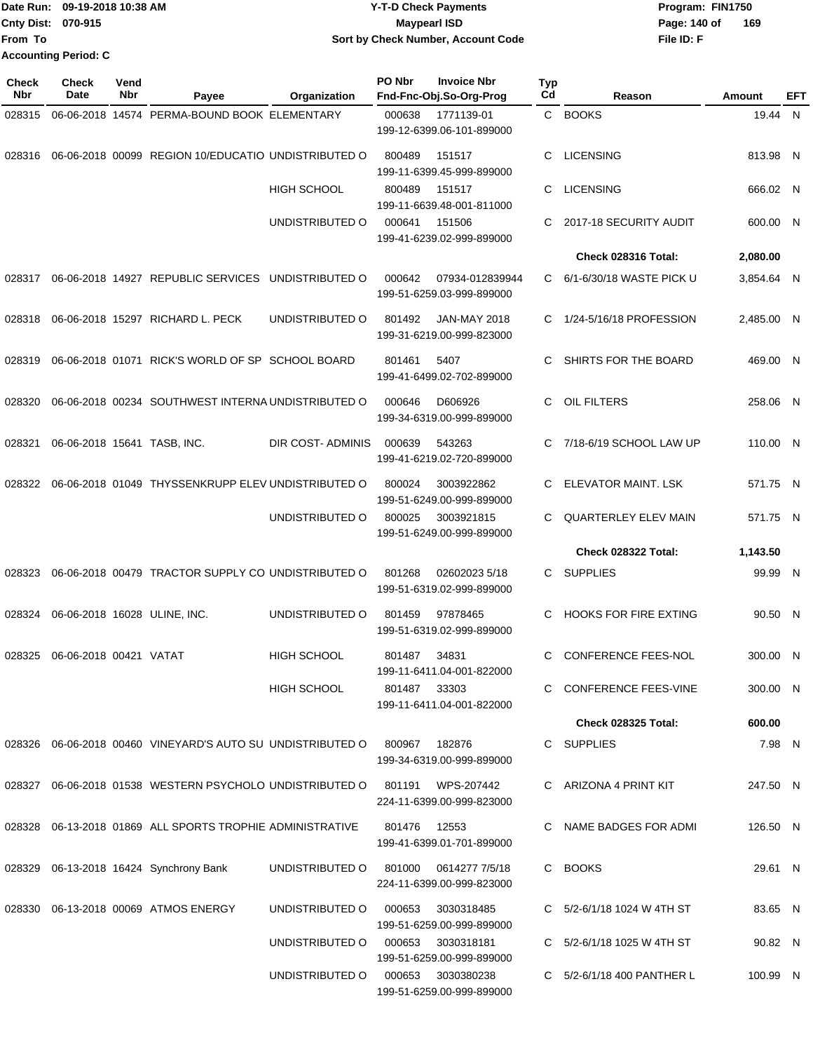Date Run: 09-19-2018 10:38 AM
Cnty Dist: 070-915
From To
Accounting Period: C

# Y-T-D Check Payments
## Maypearl ISD
### Sort by Check Number, Account Code

Program: FIN1750
File ID: F

| Check Nbr | Check Date | Vend Nbr | Payee | Organization | PO Nbr | Invoice Nbr / Fnd-Fnc-Obj.So-Org-Prog | Typ Cd | Reason | Amount | EFT |
|---|---|---|---|---|---|---|---|---|---|---|
| 028315 | 06-06-2018 | 14574 | PERMA-BOUND BOOK | ELEMENTARY | 000638 | 1771139-01 / 199-12-6399.06-101-899000 | C | BOOKS | 19.44 | N |
| 028316 | 06-06-2018 | 00099 | REGION 10/EDUCATIO | UNDISTRIBUTED O | 800489 | 151517 / 199-11-6399.45-999-899000 | C | LICENSING | 813.98 | N |
| | | | | HIGH SCHOOL | 800489 | 151517 / 199-11-6639.48-001-811000 | C | LICENSING | 666.02 | N |
| | | | | UNDISTRIBUTED O | 000641 | 151506 / 199-41-6239.02-999-899000 | C | 2017-18 SECURITY AUDIT | 600.00 | N |
| | | | | | | | | Check 028316 Total: | 2,080.00 | |
| 028317 | 06-06-2018 | 14927 | REPUBLIC SERVICES | UNDISTRIBUTED O | 000642 | 07934-012839944 / 199-51-6259.03-999-899000 | C | 6/1-6/30/18 WASTE PICK U | 3,854.64 | N |
| 028318 | 06-06-2018 | 15297 | RICHARD L. PECK | UNDISTRIBUTED O | 801492 | JAN-MAY 2018 / 199-31-6219.00-999-823000 | C | 1/24-5/16/18 PROFESSION | 2,485.00 | N |
| 028319 | 06-06-2018 | 01071 | RICK'S WORLD OF SP | SCHOOL BOARD | 801461 | 5407 / 199-41-6499.02-702-899000 | C | SHIRTS FOR THE BOARD | 469.00 | N |
| 028320 | 06-06-2018 | 00234 | SOUTHWEST INTERNA | UNDISTRIBUTED O | 000646 | D606926 / 199-34-6319.00-999-899000 | C | OIL FILTERS | 258.06 | N |
| 028321 | 06-06-2018 | 15641 | TASB, INC. | DIR COST- ADMINIS | 000639 | 543263 / 199-41-6219.02-720-899000 | C | 7/18-6/19 SCHOOL LAW UP | 110.00 | N |
| 028322 | 06-06-2018 | 01049 | THYSSENKRUPP ELEV | UNDISTRIBUTED O | 800024 | 3003922862 / 199-51-6249.00-999-899000 | C | ELEVATOR MAINT. LSK | 571.75 | N |
| | | | | UNDISTRIBUTED O | 800025 | 3003921815 / 199-51-6249.00-999-899000 | C | QUARTERLEY ELEV MAIN | 571.75 | N |
| | | | | | | | | Check 028322 Total: | 1,143.50 | |
| 028323 | 06-06-2018 | 00479 | TRACTOR SUPPLY CO | UNDISTRIBUTED O | 801268 | 02602023 5/18 / 199-51-6319.02-999-899000 | C | SUPPLIES | 99.99 | N |
| 028324 | 06-06-2018 | 16028 | ULINE, INC. | UNDISTRIBUTED O | 801459 | 97878465 / 199-51-6319.02-999-899000 | C | HOOKS FOR FIRE EXTING | 90.50 | N |
| 028325 | 06-06-2018 | 00421 | VATAT | HIGH SCHOOL | 801487 | 34831 / 199-11-6411.04-001-822000 | C | CONFERENCE FEES-NOL | 300.00 | N |
| | | | | HIGH SCHOOL | 801487 | 33303 / 199-11-6411.04-001-822000 | C | CONFERENCE FEES-VINE | 300.00 | N |
| | | | | | | | | Check 028325 Total: | 600.00 | |
| 028326 | 06-06-2018 | 00460 | VINEYARD'S AUTO SU | UNDISTRIBUTED O | 800967 | 182876 / 199-34-6319.00-999-899000 | C | SUPPLIES | 7.98 | N |
| 028327 | 06-06-2018 | 01538 | WESTERN PSYCHOLO | UNDISTRIBUTED O | 801191 | WPS-207442 / 224-11-6399.00-999-823000 | C | ARIZONA 4 PRINT KIT | 247.50 | N |
| 028328 | 06-13-2018 | 01869 | ALL SPORTS TROPHIE | ADMINISTRATIVE | 801476 | 12553 / 199-41-6399.01-701-899000 | C | NAME BADGES FOR ADMI | 126.50 | N |
| 028329 | 06-13-2018 | 16424 | Synchrony Bank | UNDISTRIBUTED O | 801000 | 0614277 7/5/18 / 224-11-6399.00-999-823000 | C | BOOKS | 29.61 | N |
| 028330 | 06-13-2018 | 00069 | ATMOS ENERGY | UNDISTRIBUTED O | 000653 | 3030318485 / 199-51-6259.00-999-899000 | C | 5/2-6/1/18 1024 W 4TH ST | 83.65 | N |
| | | | | UNDISTRIBUTED O | 000653 | 3030318181 / 199-51-6259.00-999-899000 | C | 5/2-6/1/18 1025 W 4TH ST | 90.82 | N |
| | | | | UNDISTRIBUTED O | 000653 | 3030380238 / 199-51-6259.00-999-899000 | C | 5/2-6/1/18 400 PANTHER L | 100.99 | N |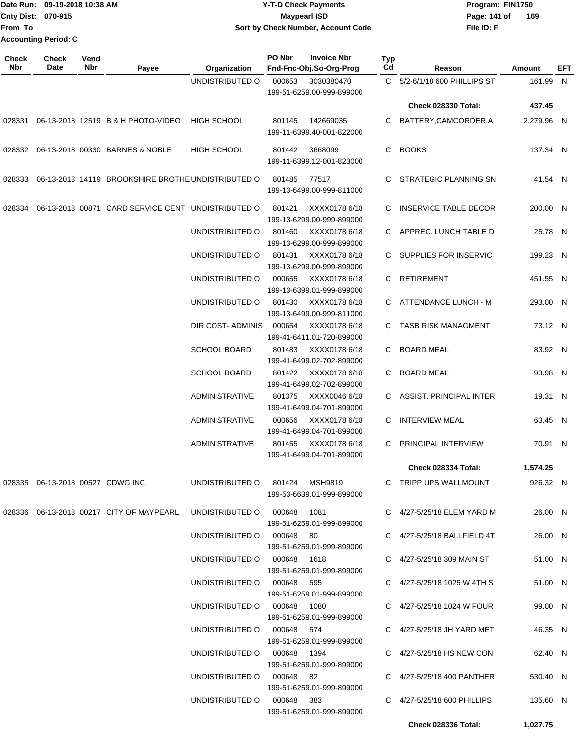| Check Nbr | Check Date | Vend Nbr | Payee | Organization | PO Nbr Fnd-Fnc-Obj.So-Org-Prog | Invoice Nbr | Typ Cd | Reason | Amount | EFT |
|---|---|---|---|---|---|---|---|---|---|---|
| | | | | UNDISTRIBUTED O | 000653 199-51-6259.00-999-899000 | 3030380470 | C | 5/2-6/1/18 600 PHILLIPS ST | 161.99 | N |
| | | | | | | | | **Check 028330 Total:** | **437.45** | |
| 028331 | 06-13-2018 | 12519 | B & H PHOTO-VIDEO | HIGH SCHOOL | 801145 199-11-6399.40-001-822000 | 142669035 | C | BATTERY,CAMCORDER,A | 2,279.96 | N |
| 028332 | 06-13-2018 | 00330 | BARNES & NOBLE | HIGH SCHOOL | 801442 199-11-6399.12-001-823000 | 3668099 | C | BOOKS | 137.34 | N |
| 028333 | 06-13-2018 | 14119 | BROOKSHIRE BROTHE | UNDISTRIBUTED O | 801485 199-13-6499.00-999-811000 | 77517 | C | STRATEGIC PLANNING SN | 41.54 | N |
| 028334 | 06-13-2018 | 00871 | CARD SERVICE CENT | UNDISTRIBUTED O | 801421 199-13-6299.00-999-899000 | XXXX0178 6/18 | C | INSERVICE TABLE DECOR | 200.00 | N |
| | | | | UNDISTRIBUTED O | 801460 199-13-6299.00-999-899000 | XXXX0178 6/18 | C | APPREC. LUNCH TABLE D | 25.78 | N |
| | | | | UNDISTRIBUTED O | 801431 199-13-6299.00-999-899000 | XXXX0178 6/18 | C | SUPPLIES FOR INSERVIC | 199.23 | N |
| | | | | UNDISTRIBUTED O | 000655 199-13-6399.01-999-899000 | XXXX0178 6/18 | C | RETIREMENT | 451.55 | N |
| | | | | UNDISTRIBUTED O | 801430 199-13-6499.00-999-811000 | XXXX0178 6/18 | C | ATTENDANCE LUNCH - M | 293.00 | N |
| | | | | DIR COST- ADMINIS | 000654 199-41-6411.01-720-899000 | XXXX0178 6/18 | C | TASB RISK MANAGMENT | 73.12 | N |
| | | | | SCHOOL BOARD | 801483 199-41-6499.02-702-899000 | XXXX0178 6/18 | C | BOARD MEAL | 83.92 | N |
| | | | | SCHOOL BOARD | 801422 199-41-6499.02-702-899000 | XXXX0178 6/18 | C | BOARD MEAL | 93.98 | N |
| | | | | ADMINISTRATIVE | 801375 199-41-6499.04-701-899000 | XXXX0046 6/18 | C | ASSIST. PRINCIPAL INTER | 19.31 | N |
| | | | | ADMINISTRATIVE | 000656 199-41-6499.04-701-899000 | XXXX0178 6/18 | C | INTERVIEW MEAL | 63.45 | N |
| | | | | ADMINISTRATIVE | 801455 199-41-6499.04-701-899000 | XXXX0178 6/18 | C | PRINCIPAL INTERVIEW | 70.91 | N |
| | | | | | | | | **Check 028334 Total:** | **1,574.25** | |
| 028335 | 06-13-2018 | 00527 | CDWG INC. | UNDISTRIBUTED O | 801424 199-53-6639.01-999-899000 | MSH9819 | C | TRIPP UPS WALLMOUNT | 926.32 | N |
| 028336 | 06-13-2018 | 00217 | CITY OF MAYPEARL | UNDISTRIBUTED O | 000648 199-51-6259.01-999-899000 | 1081 | C | 4/27-5/25/18 ELEM YARD M | 26.00 | N |
| | | | | UNDISTRIBUTED O | 000648 199-51-6259.01-999-899000 | 80 | C | 4/27-5/25/18 BALLFIELD 4T | 26.00 | N |
| | | | | UNDISTRIBUTED O | 000648 199-51-6259.01-999-899000 | 1618 | C | 4/27-5/25/18 309 MAIN ST | 51.00 | N |
| | | | | UNDISTRIBUTED O | 000648 199-51-6259.01-999-899000 | 595 | C | 4/27-5/25/18 1025 W 4TH S | 51.00 | N |
| | | | | UNDISTRIBUTED O | 000648 199-51-6259.01-999-899000 | 1080 | C | 4/27-5/25/18 1024 W FOUR | 99.00 | N |
| | | | | UNDISTRIBUTED O | 000648 199-51-6259.01-999-899000 | 574 | C | 4/27-5/25/18 JH YARD MET | 46.35 | N |
| | | | | UNDISTRIBUTED O | 000648 199-51-6259.01-999-899000 | 1394 | C | 4/27-5/25/18 HS NEW CON | 62.40 | N |
| | | | | UNDISTRIBUTED O | 000648 199-51-6259.01-999-899000 | 82 | C | 4/27-5/25/18 400 PANTHER | 530.40 | N |
| | | | | UNDISTRIBUTED O | 000648 199-51-6259.01-999-899000 | 383 | C | 4/27-5/25/18 600 PHILLIPS | 135.60 | N |
| | | | | | | | | **Check 028336 Total:** | **1,027.75** | |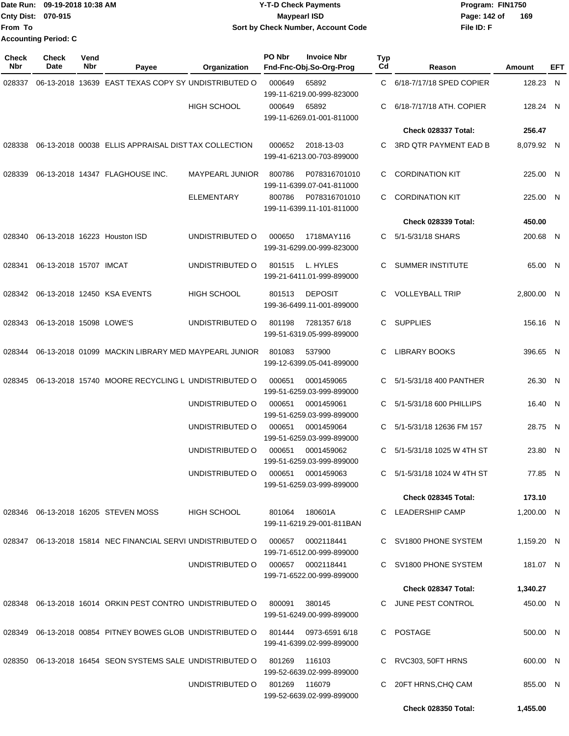Date Run: 09-19-2018 10:38 AM
Cnty Dist: 070-915
From To
Accounting Period: C

# Y-T-D Check Payments
## Maypearl ISD
### Sort by Check Number, Account Code

Program: FIN1750
File ID: F

| Check Nbr | Check Date | Vend Nbr | Payee | Organization | PO Nbr | Invoice Nbr / Fnd-Fnc-Obj.So-Org-Prog | Typ Cd | Reason | Amount | EFT |
|---|---|---|---|---|---|---|---|---|---|---|
| 028337 | 06-13-2018 | 13639 | EAST TEXAS COPY SY | UNDISTRIBUTED O | 000649 | 65892 / 199-11-6219.00-999-823000 | C | 6/18-7/17/18 SPED COPIER | 128.23 | N |
| | | | | HIGH SCHOOL | 000649 | 65892 / 199-11-6269.01-001-811000 | C | 6/18-7/17/18 ATH. COPIER | 128.24 | N |
| | | | | | | | | **Check 028337 Total:** | **256.47** | |
| 028338 | 06-13-2018 | 00038 | ELLIS APPRAISAL DIST | TAX COLLECTION | 000652 | 2018-13-03 / 199-41-6213.00-703-899000 | C | 3RD QTR PAYMENT EAD B | 8,079.92 | N |
| 028339 | 06-13-2018 | 14347 | FLAGHOUSE INC. | MAYPEARL JUNIOR | 800786 | P078316701010 / 199-11-6399.07-041-811000 | C | CORDINATION KIT | 225.00 | N |
| | | | | ELEMENTARY | 800786 | P078316701010 / 199-11-6399.11-101-811000 | C | CORDINATION KIT | 225.00 | N |
| | | | | | | | | **Check 028339 Total:** | **450.00** | |
| 028340 | 06-13-2018 | 16223 | Houston ISD | UNDISTRIBUTED O | 000650 | 1718MAY116 / 199-31-6299.00-999-823000 | C | 5/1-5/31/18 SHARS | 200.68 | N |
| 028341 | 06-13-2018 | 15707 | IMCAT | UNDISTRIBUTED O | 801515 | L. HYLES / 199-21-6411.01-999-899000 | C | SUMMER INSTITUTE | 65.00 | N |
| 028342 | 06-13-2018 | 12450 | KSA EVENTS | HIGH SCHOOL | 801513 | DEPOSIT / 199-36-6499.11-001-899000 | C | VOLLEYBALL TRIP | 2,800.00 | N |
| 028343 | 06-13-2018 | 15098 | LOWE'S | UNDISTRIBUTED O | 801198 | 7281357 6/18 / 199-51-6319.05-999-899000 | C | SUPPLIES | 156.16 | N |
| 028344 | 06-13-2018 | 01099 | MACKIN LIBRARY MED | MAYPEARL JUNIOR | 801083 | 537900 / 199-12-6399.05-041-899000 | C | LIBRARY BOOKS | 396.65 | N |
| 028345 | 06-13-2018 | 15740 | MOORE RECYCLING L | UNDISTRIBUTED O | 000651 | 0001459065 / 199-51-6259.03-999-899000 | C | 5/1-5/31/18 400 PANTHER | 26.30 | N |
| | | | | UNDISTRIBUTED O | 000651 | 0001459061 / 199-51-6259.03-999-899000 | C | 5/1-5/31/18 600 PHILLIPS | 16.40 | N |
| | | | | UNDISTRIBUTED O | 000651 | 0001459064 / 199-51-6259.03-999-899000 | C | 5/1-5/31/18 12636 FM 157 | 28.75 | N |
| | | | | UNDISTRIBUTED O | 000651 | 0001459062 / 199-51-6259.03-999-899000 | C | 5/1-5/31/18 1025 W 4TH ST | 23.80 | N |
| | | | | UNDISTRIBUTED O | 000651 | 0001459063 / 199-51-6259.03-999-899000 | C | 5/1-5/31/18 1024 W 4TH ST | 77.85 | N |
| | | | | | | | | **Check 028345 Total:** | **173.10** | |
| 028346 | 06-13-2018 | 16205 | STEVEN MOSS | HIGH SCHOOL | 801064 | 180601A / 199-11-6219.29-001-811BAN | C | LEADERSHIP CAMP | 1,200.00 | N |
| 028347 | 06-13-2018 | 15814 | NEC FINANCIAL SERVI | UNDISTRIBUTED O | 000657 | 0002118441 / 199-71-6512.00-999-899000 | C | SV1800 PHONE SYSTEM | 1,159.20 | N |
| | | | | UNDISTRIBUTED O | 000657 | 0002118441 / 199-71-6522.00-999-899000 | C | SV1800 PHONE SYSTEM | 181.07 | N |
| | | | | | | | | **Check 028347 Total:** | **1,340.27** | |
| 028348 | 06-13-2018 | 16014 | ORKIN PEST CONTRO | UNDISTRIBUTED O | 800091 | 380145 / 199-51-6249.00-999-899000 | C | JUNE PEST CONTROL | 450.00 | N |
| 028349 | 06-13-2018 | 00854 | PITNEY BOWES GLOB | UNDISTRIBUTED O | 801444 | 0973-6591 6/18 / 199-41-6399.02-999-899000 | C | POSTAGE | 500.00 | N |
| 028350 | 06-13-2018 | 16454 | SEON SYSTEMS SALE | UNDISTRIBUTED O | 801269 | 116103 / 199-52-6639.02-999-899000 | C | RVC303, 50FT HRNS | 600.00 | N |
| | | | | UNDISTRIBUTED O | 801269 | 116079 / 199-52-6639.02-999-899000 | C | 20FT HRNS,CHQ CAM | 855.00 | N |
| | | | | | | | | **Check 028350 Total:** | **1,455.00** | |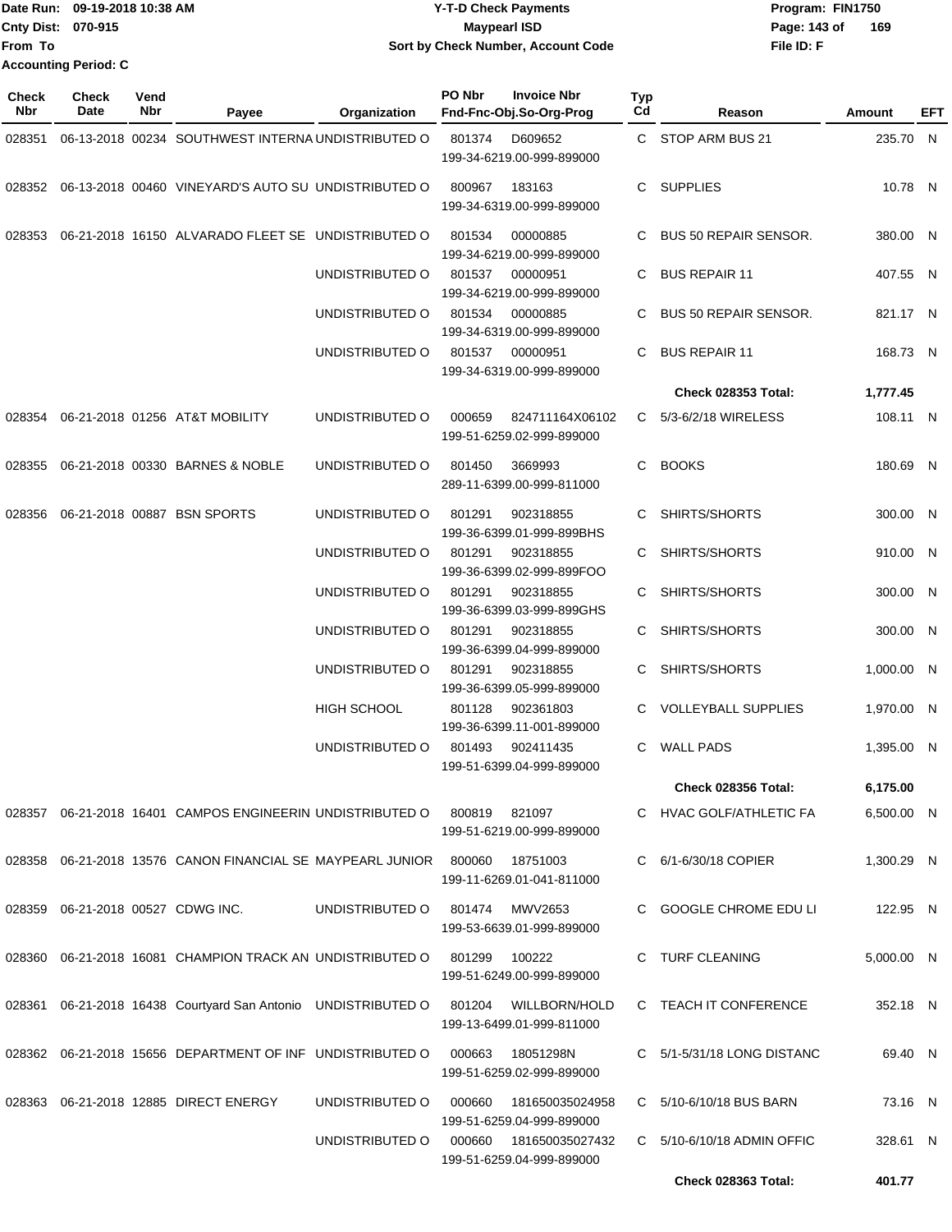Date Run: 09-19-2018 10:38 AM
Cnty Dist: 070-915
From To
Accounting Period: C

# Y-T-D Check Payments
## Maypearl ISD
### Sort by Check Number, Account Code

Program: FIN1750
File ID: F

| Check Nbr | Check Date | Vend Nbr | Payee | Organization | PO Nbr | Invoice Nbr / Fnd-Fnc-Obj.So-Org-Prog | Typ Cd | Reason | Amount | EFT |
|---|---|---|---|---|---|---|---|---|---|---|
| 028351 | 06-13-2018 | 00234 | SOUTHWEST INTERNA | UNDISTRIBUTED O | 801374 | D609652 199-34-6219.00-999-899000 | C | STOP ARM BUS 21 | 235.70 | N |
| 028352 | 06-13-2018 | 00460 | VINEYARD'S AUTO SU | UNDISTRIBUTED O | 800967 | 183163 199-34-6319.00-999-899000 | C | SUPPLIES | 10.78 | N |
| 028353 | 06-21-2018 | 16150 | ALVARADO FLEET SE | UNDISTRIBUTED O | 801534 | 00000885 199-34-6219.00-999-899000 | C | BUS 50 REPAIR SENSOR. | 380.00 | N |
| | | | | UNDISTRIBUTED O | 801537 | 00000951 199-34-6219.00-999-899000 | C | BUS REPAIR 11 | 407.55 | N |
| | | | | UNDISTRIBUTED O | 801534 | 00000885 199-34-6319.00-999-899000 | C | BUS 50 REPAIR SENSOR. | 821.17 | N |
| | | | | UNDISTRIBUTED O | 801537 | 00000951 199-34-6319.00-999-899000 | C | BUS REPAIR 11 | 168.73 | N |
| | | | | | | | | **Check 028353 Total:** | **1,777.45** | |
| 028354 | 06-21-2018 | 01256 | AT&T MOBILITY | UNDISTRIBUTED O | 000659 | 824711164X06102 199-51-6259.02-999-899000 | C | 5/3-6/2/18 WIRELESS | 108.11 | N |
| 028355 | 06-21-2018 | 00330 | BARNES & NOBLE | UNDISTRIBUTED O | 801450 | 3669993 289-11-6399.00-999-811000 | C | BOOKS | 180.69 | N |
| 028356 | 06-21-2018 | 00887 | BSN SPORTS | UNDISTRIBUTED O | 801291 | 902318855 199-36-6399.01-999-899BHS | C | SHIRTS/SHORTS | 300.00 | N |
| | | | | UNDISTRIBUTED O | 801291 | 902318855 199-36-6399.02-999-899FOO | C | SHIRTS/SHORTS | 910.00 | N |
| | | | | UNDISTRIBUTED O | 801291 | 902318855 199-36-6399.03-999-899GHS | C | SHIRTS/SHORTS | 300.00 | N |
| | | | | UNDISTRIBUTED O | 801291 | 902318855 199-36-6399.04-999-899000 | C | SHIRTS/SHORTS | 300.00 | N |
| | | | | UNDISTRIBUTED O | 801291 | 902318855 199-36-6399.05-999-899000 | C | SHIRTS/SHORTS | 1,000.00 | N |
| | | | | HIGH SCHOOL | 801128 | 902361803 199-36-6399.11-001-899000 | C | VOLLEYBALL SUPPLIES | 1,970.00 | N |
| | | | | UNDISTRIBUTED O | 801493 | 902411435 199-51-6399.04-999-899000 | C | WALL PADS | 1,395.00 | N |
| | | | | | | | | **Check 028356 Total:** | **6,175.00** | |
| 028357 | 06-21-2018 | 16401 | CAMPOS ENGINEERIN | UNDISTRIBUTED O | 800819 | 821097 199-51-6219.00-999-899000 | C | HVAC GOLF/ATHLETIC FA | 6,500.00 | N |
| 028358 | 06-21-2018 | 13576 | CANON FINANCIAL SE | MAYPEARL JUNIOR | 800060 | 18751003 199-11-6269.01-041-811000 | C | 6/1-6/30/18 COPIER | 1,300.29 | N |
| 028359 | 06-21-2018 | 00527 | CDWG INC. | UNDISTRIBUTED O | 801474 | MWV2653 199-53-6639.01-999-899000 | C | GOOGLE CHROME EDU LI | 122.95 | N |
| 028360 | 06-21-2018 | 16081 | CHAMPION TRACK AN | UNDISTRIBUTED O | 801299 | 100222 199-51-6249.00-999-899000 | C | TURF CLEANING | 5,000.00 | N |
| 028361 | 06-21-2018 | 16438 | Courtyard San Antonio | UNDISTRIBUTED O | 801204 | WILLBORN/HOLD 199-13-6499.01-999-811000 | C | TEACH IT CONFERENCE | 352.18 | N |
| 028362 | 06-21-2018 | 15656 | DEPARTMENT OF INF | UNDISTRIBUTED O | 000663 | 18051298N 199-51-6259.02-999-899000 | C | 5/1-5/31/18 LONG DISTANC | 69.40 | N |
| 028363 | 06-21-2018 | 12885 | DIRECT ENERGY | UNDISTRIBUTED O | 000660 | 181650035024958 199-51-6259.04-999-899000 | C | 5/10-6/10/18 BUS BARN | 73.16 | N |
| | | | | UNDISTRIBUTED O | 000660 | 181650035027432 199-51-6259.04-999-899000 | C | 5/10-6/10/18 ADMIN OFFIC | 328.61 | N |
| | | | | | | | | **Check 028363 Total:** | **401.77** | |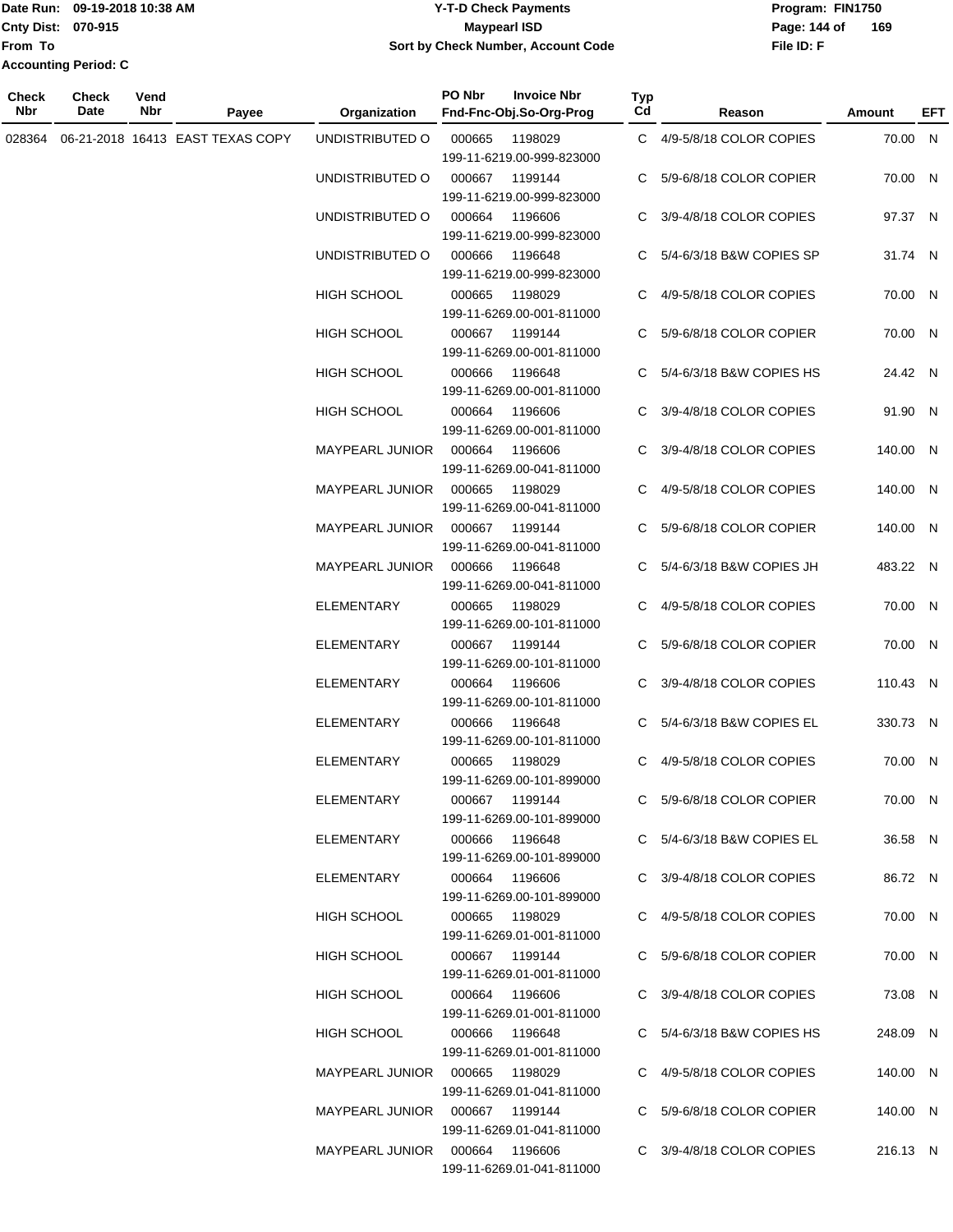Date Run: 09-19-2018 10:38 AM
Cnty Dist: 070-915
From To
Accounting Period: C

**Y-T-D Check Payments**
**Maypearl ISD**
**Sort by Check Number, Account Code**

Program: FIN1750
File ID: F

| Check Nbr | Check Date | Vend Nbr | Payee | Organization | PO Nbr / Invoice Nbr / Fnd-Fnc-Obj.So-Org-Prog | Typ Cd | Reason | Amount | EFT |
|---|---|---|---|---|---|---|---|---|---|
| 028364 | 06-21-2018 | 16413 | EAST TEXAS COPY | UNDISTRIBUTED O | 000665 1198029 199-11-6219.00-999-823000 | C | 4/9-5/8/18 COLOR COPIES | 70.00 | N |
| | | | | UNDISTRIBUTED O | 000667 1199144 199-11-6219.00-999-823000 | C | 5/9-6/8/18 COLOR COPIER | 70.00 | N |
| | | | | UNDISTRIBUTED O | 000664 1196606 199-11-6219.00-999-823000 | C | 3/9-4/8/18 COLOR COPIES | 97.37 | N |
| | | | | UNDISTRIBUTED O | 000666 1196648 199-11-6219.00-999-823000 | C | 5/4-6/3/18 B&W COPIES SP | 31.74 | N |
| | | | | HIGH SCHOOL | 000665 1198029 199-11-6269.00-001-811000 | C | 4/9-5/8/18 COLOR COPIES | 70.00 | N |
| | | | | HIGH SCHOOL | 000667 1199144 199-11-6269.00-001-811000 | C | 5/9-6/8/18 COLOR COPIER | 70.00 | N |
| | | | | HIGH SCHOOL | 000666 1196648 199-11-6269.00-001-811000 | C | 5/4-6/3/18 B&W COPIES HS | 24.42 | N |
| | | | | HIGH SCHOOL | 000664 1196606 199-11-6269.00-001-811000 | C | 3/9-4/8/18 COLOR COPIES | 91.90 | N |
| | | | | MAYPEARL JUNIOR | 000664 1196606 199-11-6269.00-041-811000 | C | 3/9-4/8/18 COLOR COPIES | 140.00 | N |
| | | | | MAYPEARL JUNIOR | 000665 1198029 199-11-6269.00-041-811000 | C | 4/9-5/8/18 COLOR COPIES | 140.00 | N |
| | | | | MAYPEARL JUNIOR | 000667 1199144 199-11-6269.00-041-811000 | C | 5/9-6/8/18 COLOR COPIER | 140.00 | N |
| | | | | MAYPEARL JUNIOR | 000666 1196648 199-11-6269.00-041-811000 | C | 5/4-6/3/18 B&W COPIES JH | 483.22 | N |
| | | | | ELEMENTARY | 000665 1198029 199-11-6269.00-101-811000 | C | 4/9-5/8/18 COLOR COPIES | 70.00 | N |
| | | | | ELEMENTARY | 000667 1199144 199-11-6269.00-101-811000 | C | 5/9-6/8/18 COLOR COPIER | 70.00 | N |
| | | | | ELEMENTARY | 000664 1196606 199-11-6269.00-101-811000 | C | 3/9-4/8/18 COLOR COPIES | 110.43 | N |
| | | | | ELEMENTARY | 000666 1196648 199-11-6269.00-101-811000 | C | 5/4-6/3/18 B&W COPIES EL | 330.73 | N |
| | | | | ELEMENTARY | 000665 1198029 199-11-6269.00-101-899000 | C | 4/9-5/8/18 COLOR COPIES | 70.00 | N |
| | | | | ELEMENTARY | 000667 1199144 199-11-6269.00-101-899000 | C | 5/9-6/8/18 COLOR COPIER | 70.00 | N |
| | | | | ELEMENTARY | 000666 1196648 199-11-6269.00-101-899000 | C | 5/4-6/3/18 B&W COPIES EL | 36.58 | N |
| | | | | ELEMENTARY | 000664 1196606 199-11-6269.00-101-899000 | C | 3/9-4/8/18 COLOR COPIES | 86.72 | N |
| | | | | HIGH SCHOOL | 000665 1198029 199-11-6269.01-001-811000 | C | 4/9-5/8/18 COLOR COPIES | 70.00 | N |
| | | | | HIGH SCHOOL | 000667 1199144 199-11-6269.01-001-811000 | C | 5/9-6/8/18 COLOR COPIER | 70.00 | N |
| | | | | HIGH SCHOOL | 000664 1196606 199-11-6269.01-001-811000 | C | 3/9-4/8/18 COLOR COPIES | 73.08 | N |
| | | | | HIGH SCHOOL | 000666 1196648 199-11-6269.01-001-811000 | C | 5/4-6/3/18 B&W COPIES HS | 248.09 | N |
| | | | | MAYPEARL JUNIOR | 000665 1198029 199-11-6269.01-041-811000 | C | 4/9-5/8/18 COLOR COPIES | 140.00 | N |
| | | | | MAYPEARL JUNIOR | 000667 1199144 199-11-6269.01-041-811000 | C | 5/9-6/8/18 COLOR COPIER | 140.00 | N |
| | | | | MAYPEARL JUNIOR | 000664 1196606 199-11-6269.01-041-811000 | C | 3/9-4/8/18 COLOR COPIES | 216.13 | N |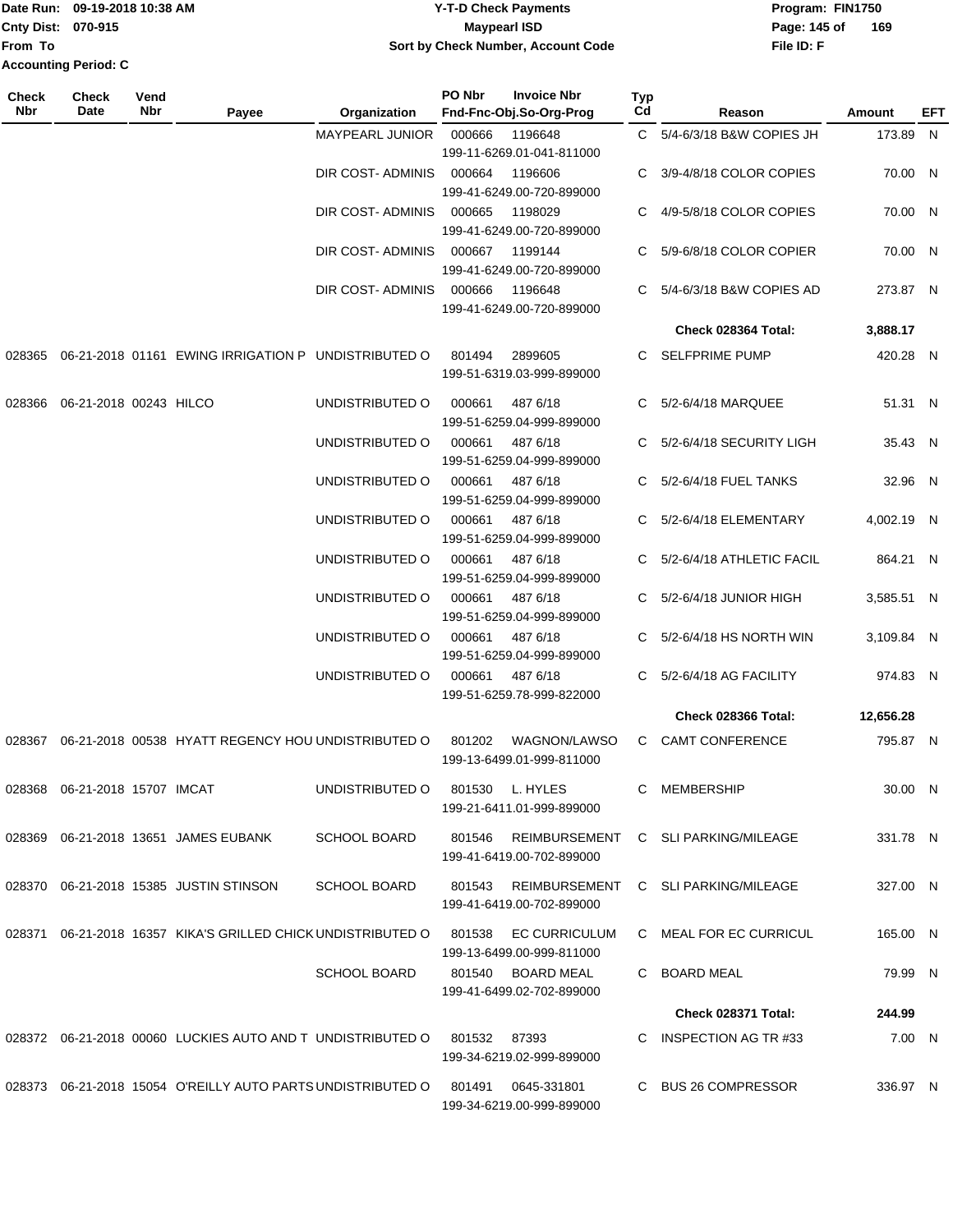Date Run: 09-19-2018 10:38 AM
Cnty Dist: 070-915
From To
Accounting Period: C

# Y-T-D Check Payments
## Maypearl ISD
### Sort by Check Number, Account Code

Program: FIN1750
File ID: F

| Check Nbr | Check Date | Vend Nbr | Payee | Organization | PO Nbr | Invoice Nbr / Fnd-Fnc-Obj.So-Org-Prog | Typ Cd | Reason | Amount | EFT |
|---|---|---|---|---|---|---|---|---|---|---|
| | | | | MAYPEARL JUNIOR | 000666 | 1196648 199-11-6269.01-041-811000 | C | 5/4-6/3/18 B&W COPIES JH | 173.89 | N |
| | | | | DIR COST- ADMINIS | 000664 | 1196606 199-41-6249.00-720-899000 | C | 3/9-4/8/18 COLOR COPIES | 70.00 | N |
| | | | | DIR COST- ADMINIS | 000665 | 1198029 199-41-6249.00-720-899000 | C | 4/9-5/8/18 COLOR COPIES | 70.00 | N |
| | | | | DIR COST- ADMINIS | 000667 | 1199144 199-41-6249.00-720-899000 | C | 5/9-6/8/18 COLOR COPIER | 70.00 | N |
| | | | | DIR COST- ADMINIS | 000666 | 1196648 199-41-6249.00-720-899000 | C | 5/4-6/3/18 B&W COPIES AD | 273.87 | N |
| | | | | | | | | **Check 028364 Total:** | **3,888.17** | |
| 028365 | 06-21-2018 | 01161 | EWING IRRIGATION P | UNDISTRIBUTED O | 801494 | 2899605 199-51-6319.03-999-899000 | C | SELFPRIME PUMP | 420.28 | N |
| 028366 | 06-21-2018 | 00243 | HILCO | UNDISTRIBUTED O | 000661 | 487 6/18 199-51-6259.04-999-899000 | C | 5/2-6/4/18 MARQUEE | 51.31 | N |
| | | | | UNDISTRIBUTED O | 000661 | 487 6/18 199-51-6259.04-999-899000 | C | 5/2-6/4/18 SECURITY LIGH | 35.43 | N |
| | | | | UNDISTRIBUTED O | 000661 | 487 6/18 199-51-6259.04-999-899000 | C | 5/2-6/4/18 FUEL TANKS | 32.96 | N |
| | | | | UNDISTRIBUTED O | 000661 | 487 6/18 199-51-6259.04-999-899000 | C | 5/2-6/4/18 ELEMENTARY | 4,002.19 | N |
| | | | | UNDISTRIBUTED O | 000661 | 487 6/18 199-51-6259.04-999-899000 | C | 5/2-6/4/18 ATHLETIC FACIL | 864.21 | N |
| | | | | UNDISTRIBUTED O | 000661 | 487 6/18 199-51-6259.04-999-899000 | C | 5/2-6/4/18 JUNIOR HIGH | 3,585.51 | N |
| | | | | UNDISTRIBUTED O | 000661 | 487 6/18 199-51-6259.04-999-899000 | C | 5/2-6/4/18 HS NORTH WIN | 3,109.84 | N |
| | | | | UNDISTRIBUTED O | 000661 | 487 6/18 199-51-6259.78-999-822000 | C | 5/2-6/4/18 AG FACILITY | 974.83 | N |
| | | | | | | | | **Check 028366 Total:** | **12,656.28** | |
| 028367 | 06-21-2018 | 00538 | HYATT REGENCY HOU | UNDISTRIBUTED O | 801202 | WAGNON/LAWSO 199-13-6499.01-999-811000 | C | CAMT CONFERENCE | 795.87 | N |
| 028368 | 06-21-2018 | 15707 | IMCAT | UNDISTRIBUTED O | 801530 | L. HYLES 199-21-6411.01-999-899000 | C | MEMBERSHIP | 30.00 | N |
| 028369 | 06-21-2018 | 13651 | JAMES EUBANK | SCHOOL BOARD | 801546 | REIMBURSEMENT 199-41-6419.00-702-899000 | C | SLI PARKING/MILEAGE | 331.78 | N |
| 028370 | 06-21-2018 | 15385 | JUSTIN STINSON | SCHOOL BOARD | 801543 | REIMBURSEMENT 199-41-6419.00-702-899000 | C | SLI PARKING/MILEAGE | 327.00 | N |
| 028371 | 06-21-2018 | 16357 | KIKA'S GRILLED CHICK | UNDISTRIBUTED O | 801538 | EC CURRICULUM 199-13-6499.00-999-811000 | C | MEAL FOR EC CURRICUL | 165.00 | N |
| | | | | SCHOOL BOARD | 801540 | BOARD MEAL 199-41-6499.02-702-899000 | C | BOARD MEAL | 79.99 | N |
| | | | | | | | | **Check 028371 Total:** | **244.99** | |
| 028372 | 06-21-2018 | 00060 | LUCKIES AUTO AND T | UNDISTRIBUTED O | 801532 | 87393 199-34-6219.02-999-899000 | C | INSPECTION AG TR #33 | 7.00 | N |
| 028373 | 06-21-2018 | 15054 | O'REILLY AUTO PARTS | UNDISTRIBUTED O | 801491 | 0645-331801 199-34-6219.00-999-899000 | C | BUS 26 COMPRESSOR | 336.97 | N |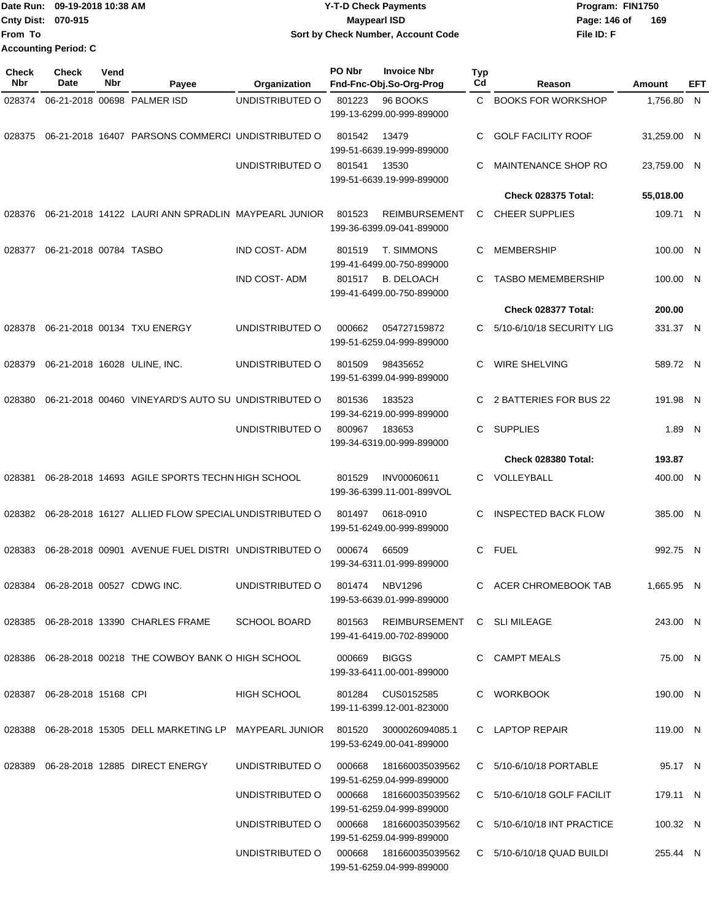Date Run: 09-19-2018 10:38 AM
Cnty Dist: 070-915
From To
Accounting Period: C

**Y-T-D Check Payments**
**Maypearl ISD**
**Sort by Check Number, Account Code**

Program: FIN1750
File ID: F

| Check Nbr | Check Date | Vend Nbr | Payee | Organization | PO Nbr | Invoice Nbr / Fnd-Fnc-Obj.So-Org-Prog | Typ Cd | Reason | Amount | EFT |
|---|---|---|---|---|---|---|---|---|---|---|
| 028374 | 06-21-2018 | 00698 | PALMER ISD | UNDISTRIBUTED O | 801223 | 96 BOOKS<br>199-13-6299.00-999-899000 | C | BOOKS FOR WORKSHOP | 1,756.80 | N |
| 028375 | 06-21-2018 | 16407 | PARSONS COMMERCI | UNDISTRIBUTED O | 801542 | 13479<br>199-51-6639.19-999-899000 | C | GOLF FACILITY ROOF | 31,259.00 | N |
| | | | | UNDISTRIBUTED O | 801541 | 13530<br>199-51-6639.19-999-899000 | C | MAINTENANCE SHOP RO | 23,759.00 | N |
| | | | | | | | | **Check 028375 Total:** | **55,018.00** | |
| 028376 | 06-21-2018 | 14122 | LAURI ANN SPRADLIN | MAYPEARL JUNIOR | 801523 | REIMBURSEMENT<br>199-36-6399.09-041-899000 | C | CHEER SUPPLIES | 109.71 | N |
| 028377 | 06-21-2018 | 00784 | TASBO | IND COST- ADM | 801519 | T. SIMMONS<br>199-41-6499.00-750-899000 | C | MEMBERSHIP | 100.00 | N |
| | | | | IND COST- ADM | 801517 | B. DELOACH<br>199-41-6499.00-750-899000 | C | TASBO MEMEMBERSHIP | 100.00 | N |
| | | | | | | | | **Check 028377 Total:** | **200.00** | |
| 028378 | 06-21-2018 | 00134 | TXU ENERGY | UNDISTRIBUTED O | 000662 | 054727159872<br>199-51-6259.04-999-899000 | C | 5/10-6/10/18 SECURITY LIG | 331.37 | N |
| 028379 | 06-21-2018 | 16028 | ULINE, INC. | UNDISTRIBUTED O | 801509 | 98435652<br>199-51-6399.04-999-899000 | C | WIRE SHELVING | 589.72 | N |
| 028380 | 06-21-2018 | 00460 | VINEYARD'S AUTO SU | UNDISTRIBUTED O | 801536 | 183523<br>199-34-6219.00-999-899000 | C | 2 BATTERIES FOR BUS 22 | 191.98 | N |
| | | | | UNDISTRIBUTED O | 800967 | 183653<br>199-34-6319.00-999-899000 | C | SUPPLIES | 1.89 | N |
| | | | | | | | | **Check 028380 Total:** | **193.87** | |
| 028381 | 06-28-2018 | 14693 | AGILE SPORTS TECHN | HIGH SCHOOL | 801529 | INV00060611<br>199-36-6399.11-001-899VOL | C | VOLLEYBALL | 400.00 | N |
| 028382 | 06-28-2018 | 16127 | ALLIED FLOW SPECIAL | UNDISTRIBUTED O | 801497 | 0618-0910<br>199-51-6249.00-999-899000 | C | INSPECTED BACK FLOW | 385.00 | N |
| 028383 | 06-28-2018 | 00901 | AVENUE FUEL DISTRI | UNDISTRIBUTED O | 000674 | 66509<br>199-34-6311.01-999-899000 | C | FUEL | 992.75 | N |
| 028384 | 06-28-2018 | 00527 | CDWG INC. | UNDISTRIBUTED O | 801474 | NBV1296<br>199-53-6639.01-999-899000 | C | ACER CHROMEBOOK TAB | 1,665.95 | N |
| 028385 | 06-28-2018 | 13390 | CHARLES FRAME | SCHOOL BOARD | 801563 | REIMBURSEMENT<br>199-41-6419.00-702-899000 | C | SLI MILEAGE | 243.00 | N |
| 028386 | 06-28-2018 | 00218 | THE COWBOY BANK O | HIGH SCHOOL | 000669 | BIGGS<br>199-33-6411.00-001-899000 | C | CAMPT MEALS | 75.00 | N |
| 028387 | 06-28-2018 | 15168 | CPI | HIGH SCHOOL | 801284 | CUS0152585<br>199-11-6399.12-001-823000 | C | WORKBOOK | 190.00 | N |
| 028388 | 06-28-2018 | 15305 | DELL MARKETING LP | MAYPEARL JUNIOR | 801520 | 3000026094085.1<br>199-53-6249.00-041-899000 | C | LAPTOP REPAIR | 119.00 | N |
| 028389 | 06-28-2018 | 12885 | DIRECT ENERGY | UNDISTRIBUTED O | 000668 | 181660035039562<br>199-51-6259.04-999-899000 | C | 5/10-6/10/18 PORTABLE | 95.17 | N |
| | | | | UNDISTRIBUTED O | 000668 | 181660035039562<br>199-51-6259.04-999-899000 | C | 5/10-6/10/18 GOLF FACILIT | 179.11 | N |
| | | | | UNDISTRIBUTED O | 000668 | 181660035039562<br>199-51-6259.04-999-899000 | C | 5/10-6/10/18 INT PRACTICE | 100.32 | N |
| | | | | UNDISTRIBUTED O | 000668 | 181660035039562<br>199-51-6259.04-999-899000 | C | 5/10-6/10/18 QUAD BUILDI | 255.44 | N |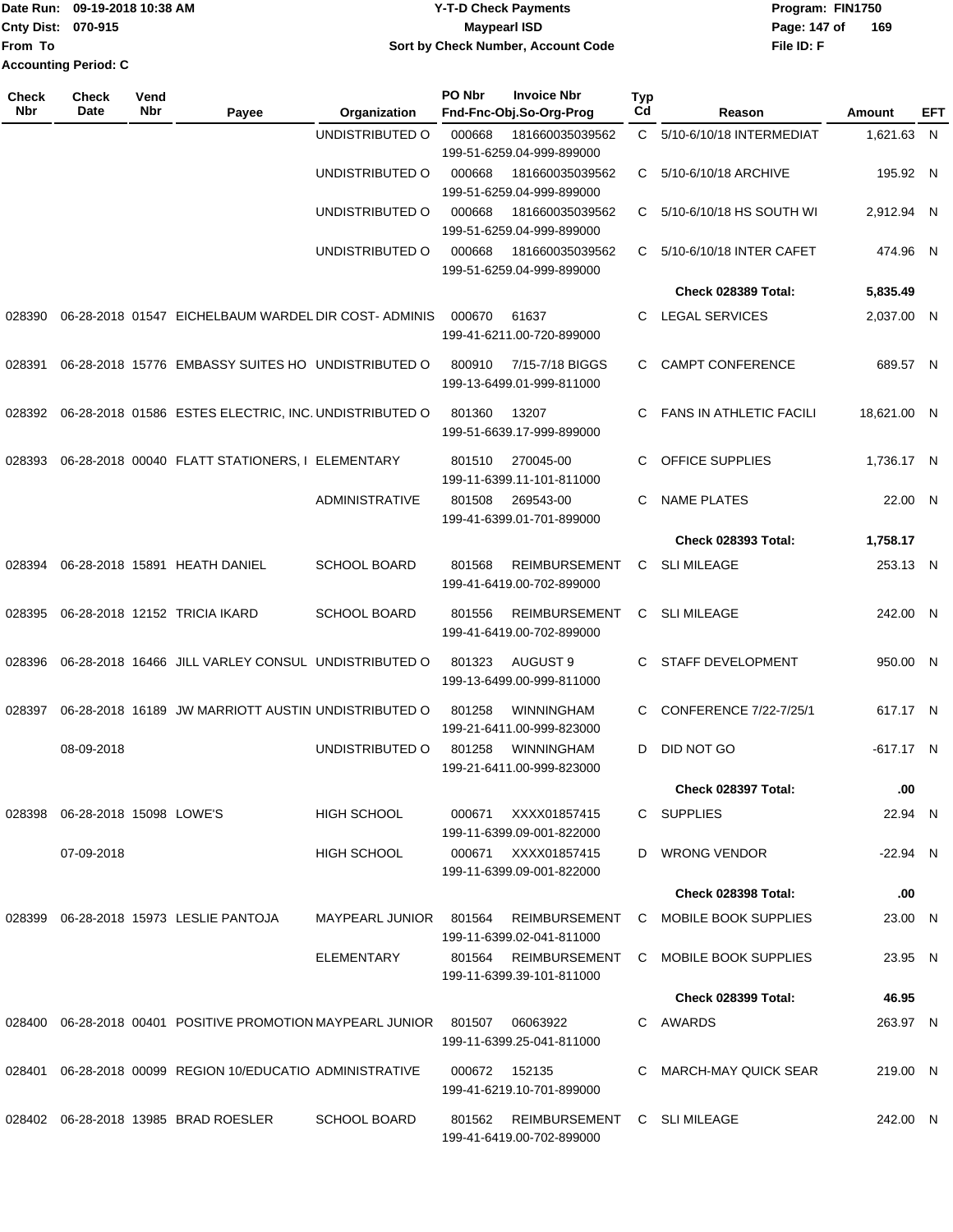Date Run: 09-19-2018 10:38 AM
Cnty Dist: 070-915
From To
Accounting Period: C

**Y-T-D Check Payments**
**Maypearl ISD**
**Sort by Check Number, Account Code**

Program: FIN1750
File ID: F

| Check Nbr | Check Date | Vend Nbr | Payee | Organization | PO Nbr | Invoice Nbr / Fnd-Fnc-Obj.So-Org-Prog | Typ Cd | Reason | Amount | EFT |
|---|---|---|---|---|---|---|---|---|---|---|
| | | | | UNDISTRIBUTED O | 000668 | 181660035039562 / 199-51-6259.04-999-899000 | C | 5/10-6/10/18 INTERMEDIAT | 1,621.63 | N |
| | | | | UNDISTRIBUTED O | 000668 | 181660035039562 / 199-51-6259.04-999-899000 | C | 5/10-6/10/18 ARCHIVE | 195.92 | N |
| | | | | UNDISTRIBUTED O | 000668 | 181660035039562 / 199-51-6259.04-999-899000 | C | 5/10-6/10/18 HS SOUTH WI | 2,912.94 | N |
| | | | | UNDISTRIBUTED O | 000668 | 181660035039562 / 199-51-6259.04-999-899000 | C | 5/10-6/10/18 INTER CAFET | 474.96 | N |
| | | | | | | | | **Check 028389 Total:** | **5,835.49** | |
| 028390 | 06-28-2018 | 01547 | EICHELBAUM WARDEL | DIR COST- ADMINIS | 000670 | 61637 / 199-41-6211.00-720-899000 | C | LEGAL SERVICES | 2,037.00 | N |
| 028391 | 06-28-2018 | 15776 | EMBASSY SUITES HO | UNDISTRIBUTED O | 800910 | 7/15-7/18 BIGGS / 199-13-6499.01-999-811000 | C | CAMPT CONFERENCE | 689.57 | N |
| 028392 | 06-28-2018 | 01586 | ESTES ELECTRIC, INC. | UNDISTRIBUTED O | 801360 | 13207 / 199-51-6639.17-999-899000 | C | FANS IN ATHLETIC FACILI | 18,621.00 | N |
| 028393 | 06-28-2018 | 00040 | FLATT STATIONERS, I | ELEMENTARY | 801510 | 270045-00 / 199-11-6399.11-101-811000 | C | OFFICE SUPPLIES | 1,736.17 | N |
| | | | | ADMINISTRATIVE | 801508 | 269543-00 / 199-41-6399.01-701-899000 | C | NAME PLATES | 22.00 | N |
| | | | | | | | | **Check 028393 Total:** | **1,758.17** | |
| 028394 | 06-28-2018 | 15891 | HEATH DANIEL | SCHOOL BOARD | 801568 | REIMBURSEMENT / 199-41-6419.00-702-899000 | C | SLI MILEAGE | 253.13 | N |
| 028395 | 06-28-2018 | 12152 | TRICIA IKARD | SCHOOL BOARD | 801556 | REIMBURSEMENT / 199-41-6419.00-702-899000 | C | SLI MILEAGE | 242.00 | N |
| 028396 | 06-28-2018 | 16466 | JILL VARLEY CONSUL | UNDISTRIBUTED O | 801323 | AUGUST 9 / 199-13-6499.00-999-811000 | C | STAFF DEVELOPMENT | 950.00 | N |
| 028397 | 06-28-2018 | 16189 | JW MARRIOTT AUSTIN | UNDISTRIBUTED O | 801258 | WINNINGHAM / 199-21-6411.00-999-823000 | C | CONFERENCE 7/22-7/25/1 | 617.17 | N |
| | 08-09-2018 | | | UNDISTRIBUTED O | 801258 | WINNINGHAM / 199-21-6411.00-999-823000 | D | DID NOT GO | -617.17 | N |
| | | | | | | | | **Check 028397 Total:** | **.00** | |
| 028398 | 06-28-2018 | 15098 | LOWE'S | HIGH SCHOOL | 000671 | XXXX01857415 / 199-11-6399.09-001-822000 | C | SUPPLIES | 22.94 | N |
| | 07-09-2018 | | | HIGH SCHOOL | 000671 | XXXX01857415 / 199-11-6399.09-001-822000 | D | WRONG VENDOR | -22.94 | N |
| | | | | | | | | **Check 028398 Total:** | **.00** | |
| 028399 | 06-28-2018 | 15973 | LESLIE PANTOJA | MAYPEARL JUNIOR | 801564 | REIMBURSEMENT / 199-11-6399.02-041-811000 | C | MOBILE BOOK SUPPLIES | 23.00 | N |
| | | | | ELEMENTARY | 801564 | REIMBURSEMENT / 199-11-6399.39-101-811000 | C | MOBILE BOOK SUPPLIES | 23.95 | N |
| | | | | | | | | **Check 028399 Total:** | **46.95** | |
| 028400 | 06-28-2018 | 00401 | POSITIVE PROMOTION | MAYPEARL JUNIOR | 801507 | 06063922 / 199-11-6399.25-041-811000 | C | AWARDS | 263.97 | N |
| 028401 | 06-28-2018 | 00099 | REGION 10/EDUCATIO | ADMINISTRATIVE | 000672 | 152135 / 199-41-6219.10-701-899000 | C | MARCH-MAY QUICK SEAR | 219.00 | N |
| 028402 | 06-28-2018 | 13985 | BRAD ROESLER | SCHOOL BOARD | 801562 | REIMBURSEMENT / 199-41-6419.00-702-899000 | C | SLI MILEAGE | 242.00 | N |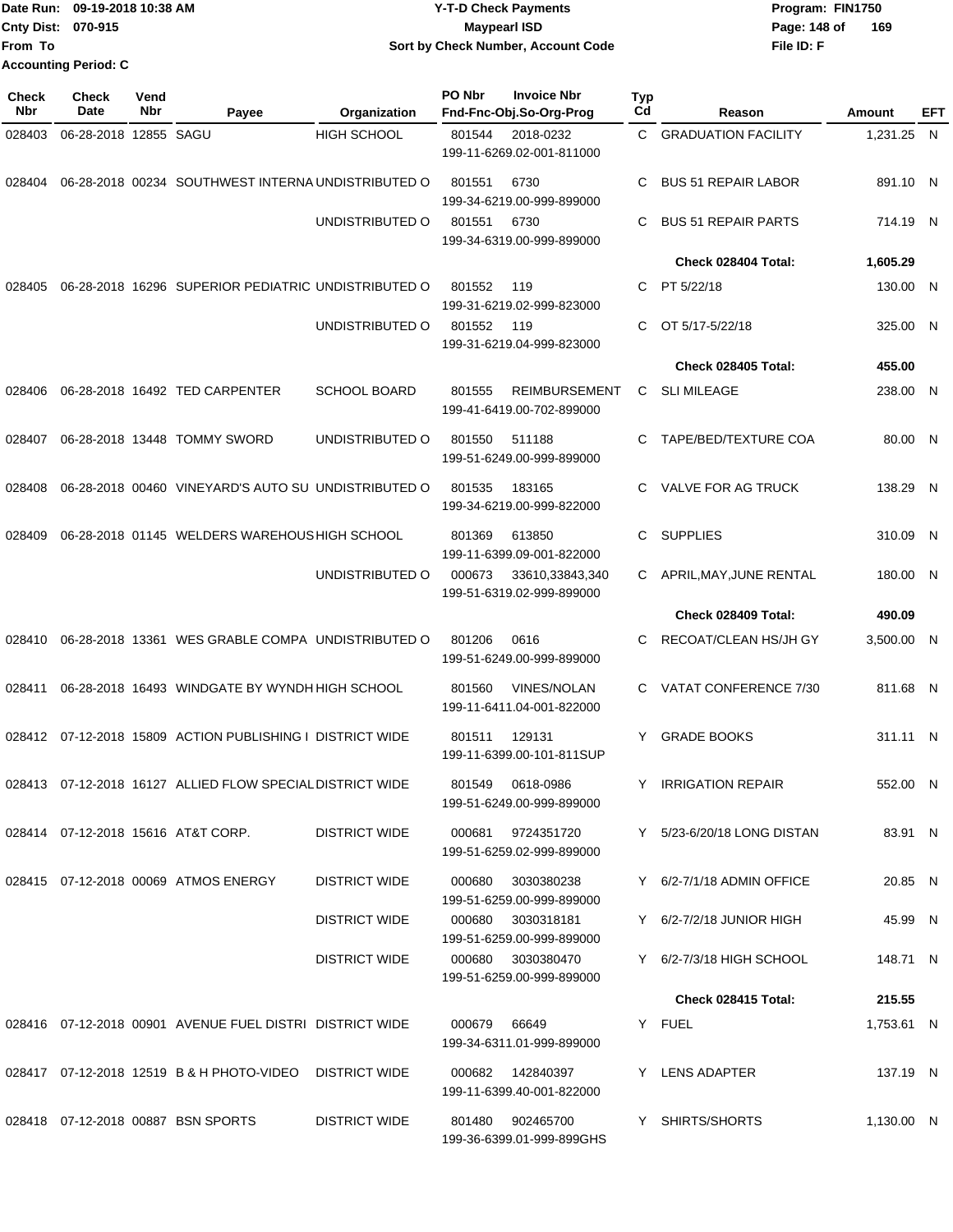Date Run: 09-19-2018 10:38 AM
Cnty Dist: 070-915
From To
Accounting Period: C

**Y-T-D Check Payments**
**Maypearl ISD**
**Sort by Check Number, Account Code**

Program: FIN1750
File ID: F

| Check Nbr | Check Date | Vend Nbr | Payee | Organization | PO Nbr | Invoice Nbr / Fnd-Fnc-Obj.So-Org-Prog | Typ Cd | Reason | Amount | EFT |
|---|---|---|---|---|---|---|---|---|---|---|
| 028403 | 06-28-2018 | 12855 | SAGU | HIGH SCHOOL | 801544 | 2018-0232 / 199-11-6269.02-001-811000 | C | GRADUATION FACILITY | 1,231.25 | N |
| 028404 | 06-28-2018 | 00234 | SOUTHWEST INTERNA | UNDISTRIBUTED O | 801551 | 6730 / 199-34-6219.00-999-899000 | C | BUS 51 REPAIR LABOR | 891.10 | N |
| | | | | UNDISTRIBUTED O | 801551 | 6730 / 199-34-6319.00-999-899000 | C | BUS 51 REPAIR PARTS | 714.19 | N |
| | | | | | | | | **Check 028404 Total:** | **1,605.29** | |
| 028405 | 06-28-2018 | 16296 | SUPERIOR PEDIATRIC | UNDISTRIBUTED O | 801552 | 119 / 199-31-6219.02-999-823000 | C | PT 5/22/18 | 130.00 | N |
| | | | | UNDISTRIBUTED O | 801552 | 119 / 199-31-6219.04-999-823000 | C | OT 5/17-5/22/18 | 325.00 | N |
| | | | | | | | | **Check 028405 Total:** | **455.00** | |
| 028406 | 06-28-2018 | 16492 | TED CARPENTER | SCHOOL BOARD | 801555 | REIMBURSEMENT / 199-41-6419.00-702-899000 | C | SLI MILEAGE | 238.00 | N |
| 028407 | 06-28-2018 | 13448 | TOMMY SWORD | UNDISTRIBUTED O | 801550 | 511188 / 199-51-6249.00-999-899000 | C | TAPE/BED/TEXTURE COA | 80.00 | N |
| 028408 | 06-28-2018 | 00460 | VINEYARD'S AUTO SU | UNDISTRIBUTED O | 801535 | 183165 / 199-34-6219.00-999-822000 | C | VALVE FOR AG TRUCK | 138.29 | N |
| 028409 | 06-28-2018 | 01145 | WELDERS WAREHOUS | HIGH SCHOOL | 801369 | 613850 / 199-11-6399.09-001-822000 | C | SUPPLIES | 310.09 | N |
| | | | | UNDISTRIBUTED O | 000673 | 33610,33843,340 / 199-51-6319.02-999-899000 | C | APRIL,MAY,JUNE RENTAL | 180.00 | N |
| | | | | | | | | **Check 028409 Total:** | **490.09** | |
| 028410 | 06-28-2018 | 13361 | WES GRABLE COMPA | UNDISTRIBUTED O | 801206 | 0616 / 199-51-6249.00-999-899000 | C | RECOAT/CLEAN HS/JH GY | 3,500.00 | N |
| 028411 | 06-28-2018 | 16493 | WINDGATE BY WYNDH | HIGH SCHOOL | 801560 | VINES/NOLAN / 199-11-6411.04-001-822000 | C | VATAT CONFERENCE 7/30 | 811.68 | N |
| 028412 | 07-12-2018 | 15809 | ACTION PUBLISHING I | DISTRICT WIDE | 801511 | 129131 / 199-11-6399.00-101-811SUP | Y | GRADE BOOKS | 311.11 | N |
| 028413 | 07-12-2018 | 16127 | ALLIED FLOW SPECIAL | DISTRICT WIDE | 801549 | 0618-0986 / 199-51-6249.00-999-899000 | Y | IRRIGATION REPAIR | 552.00 | N |
| 028414 | 07-12-2018 | 15616 | AT&T CORP. | DISTRICT WIDE | 000681 | 9724351720 / 199-51-6259.02-999-899000 | Y | 5/23-6/20/18 LONG DISTAN | 83.91 | N |
| 028415 | 07-12-2018 | 00069 | ATMOS ENERGY | DISTRICT WIDE | 000680 | 3030380238 / 199-51-6259.00-999-899000 | Y | 6/2-7/1/18 ADMIN OFFICE | 20.85 | N |
| | | | | DISTRICT WIDE | 000680 | 3030318181 / 199-51-6259.00-999-899000 | Y | 6/2-7/2/18 JUNIOR HIGH | 45.99 | N |
| | | | | DISTRICT WIDE | 000680 | 3030380470 / 199-51-6259.00-999-899000 | Y | 6/2-7/3/18 HIGH SCHOOL | 148.71 | N |
| | | | | | | | | **Check 028415 Total:** | **215.55** | |
| 028416 | 07-12-2018 | 00901 | AVENUE FUEL DISTRI | DISTRICT WIDE | 000679 | 66649 / 199-34-6311.01-999-899000 | Y | FUEL | 1,753.61 | N |
| 028417 | 07-12-2018 | 12519 | B & H PHOTO-VIDEO | DISTRICT WIDE | 000682 | 142840397 / 199-11-6399.40-001-822000 | Y | LENS ADAPTER | 137.19 | N |
| 028418 | 07-12-2018 | 00887 | BSN SPORTS | DISTRICT WIDE | 801480 | 902465700 / 199-36-6399.01-999-899GHS | Y | SHIRTS/SHORTS | 1,130.00 | N |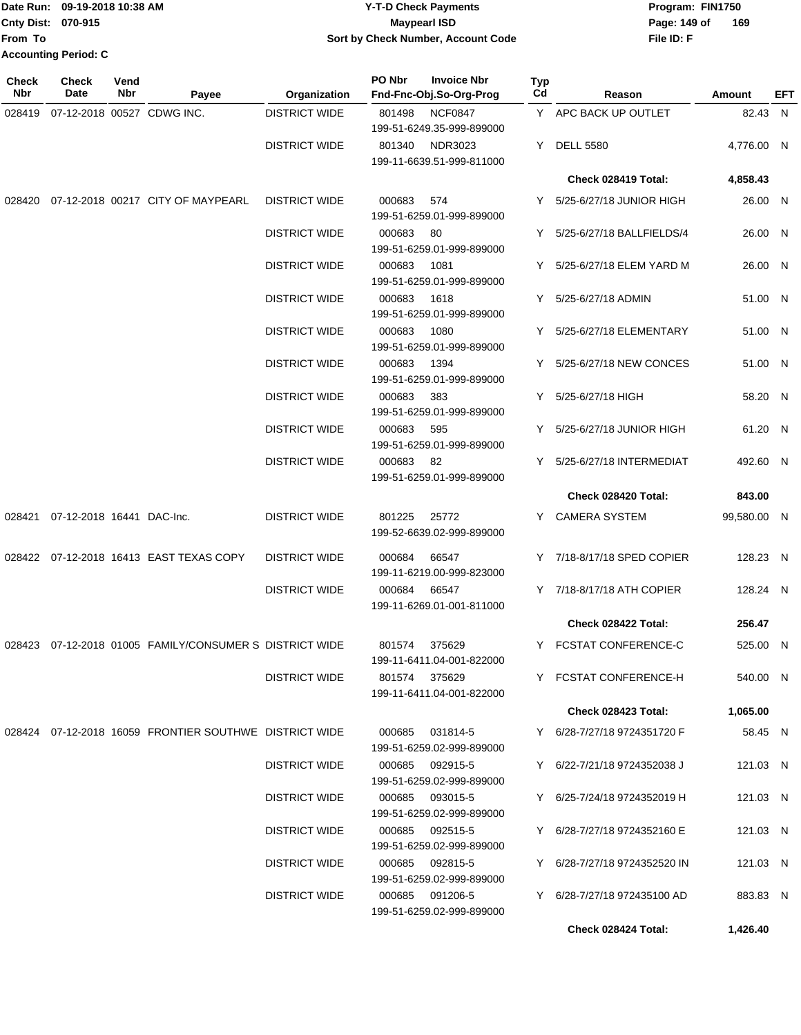Date Run: 09-19-2018 10:38 AM
Cnty Dist: 070-915
From To
Accounting Period: C

# Y-T-D Check Payments
## Maypearl ISD
### Sort by Check Number, Account Code

Program: FIN1750
File ID: F

| Check Nbr | Check Date | Vend Nbr | Payee | Organization | PO Nbr / Invoice Nbr / Fnd-Fnc-Obj.So-Org-Prog | Typ Cd | Reason | Amount | EFT |
|---|---|---|---|---|---|---|---|---|---|
| 028419 | 07-12-2018 | 00527 | CDWG INC. | DISTRICT WIDE | 801498 NCF0847 199-51-6249.35-999-899000 | Y | APC BACK UP OUTLET | 82.43 | N |
| | | | | DISTRICT WIDE | 801340 NDR3023 199-11-6639.51-999-811000 | Y | DELL 5580 | 4,776.00 | N |
| | | | | | | | **Check 028419 Total:** | **4,858.43** | |
| 028420 | 07-12-2018 | 00217 | CITY OF MAYPEARL | DISTRICT WIDE | 000683 574 199-51-6259.01-999-899000 | Y | 5/25-6/27/18 JUNIOR HIGH | 26.00 | N |
| | | | | DISTRICT WIDE | 000683 80 199-51-6259.01-999-899000 | Y | 5/25-6/27/18 BALLFIELDS/4 | 26.00 | N |
| | | | | DISTRICT WIDE | 000683 1081 199-51-6259.01-999-899000 | Y | 5/25-6/27/18 ELEM YARD M | 26.00 | N |
| | | | | DISTRICT WIDE | 000683 1618 199-51-6259.01-999-899000 | Y | 5/25-6/27/18 ADMIN | 51.00 | N |
| | | | | DISTRICT WIDE | 000683 1080 199-51-6259.01-999-899000 | Y | 5/25-6/27/18 ELEMENTARY | 51.00 | N |
| | | | | DISTRICT WIDE | 000683 1394 199-51-6259.01-999-899000 | Y | 5/25-6/27/18 NEW CONCES | 51.00 | N |
| | | | | DISTRICT WIDE | 000683 383 199-51-6259.01-999-899000 | Y | 5/25-6/27/18 HIGH | 58.20 | N |
| | | | | DISTRICT WIDE | 000683 595 199-51-6259.01-999-899000 | Y | 5/25-6/27/18 JUNIOR HIGH | 61.20 | N |
| | | | | DISTRICT WIDE | 000683 82 199-51-6259.01-999-899000 | Y | 5/25-6/27/18 INTERMEDIAT | 492.60 | N |
| | | | | | | | **Check 028420 Total:** | **843.00** | |
| 028421 | 07-12-2018 | 16441 | DAC-Inc. | DISTRICT WIDE | 801225 25772 199-52-6639.02-999-899000 | Y | CAMERA SYSTEM | 99,580.00 | N |
| 028422 | 07-12-2018 | 16413 | EAST TEXAS COPY | DISTRICT WIDE | 000684 66547 199-11-6219.00-999-823000 | Y | 7/18-8/17/18 SPED COPIER | 128.23 | N |
| | | | | DISTRICT WIDE | 000684 66547 199-11-6269.01-001-811000 | Y | 7/18-8/17/18 ATH COPIER | 128.24 | N |
| | | | | | | | **Check 028422 Total:** | **256.47** | |
| 028423 | 07-12-2018 | 01005 | FAMILY/CONSUMER S | DISTRICT WIDE | 801574 375629 199-11-6411.04-001-822000 | Y | FCSTAT CONFERENCE-C | 525.00 | N |
| | | | | DISTRICT WIDE | 801574 375629 199-11-6411.04-001-822000 | Y | FCSTAT CONFERENCE-H | 540.00 | N |
| | | | | | | | **Check 028423 Total:** | **1,065.00** | |
| 028424 | 07-12-2018 | 16059 | FRONTIER SOUTHWE | DISTRICT WIDE | 000685 031814-5 199-51-6259.02-999-899000 | Y | 6/28-7/27/18 9724351720 F | 58.45 | N |
| | | | | DISTRICT WIDE | 000685 092915-5 199-51-6259.02-999-899000 | Y | 6/22-7/21/18 9724352038 J | 121.03 | N |
| | | | | DISTRICT WIDE | 000685 093015-5 199-51-6259.02-999-899000 | Y | 6/25-7/24/18 9724352019 H | 121.03 | N |
| | | | | DISTRICT WIDE | 000685 092515-5 199-51-6259.02-999-899000 | Y | 6/28-7/27/18 9724352160 E | 121.03 | N |
| | | | | DISTRICT WIDE | 000685 092815-5 199-51-6259.02-999-899000 | Y | 6/28-7/27/18 9724352520 IN | 121.03 | N |
| | | | | DISTRICT WIDE | 000685 091206-5 199-51-6259.02-999-899000 | Y | 6/28-7/27/18 972435100 AD | 883.83 | N |
| | | | | | | | **Check 028424 Total:** | **1,426.40** | |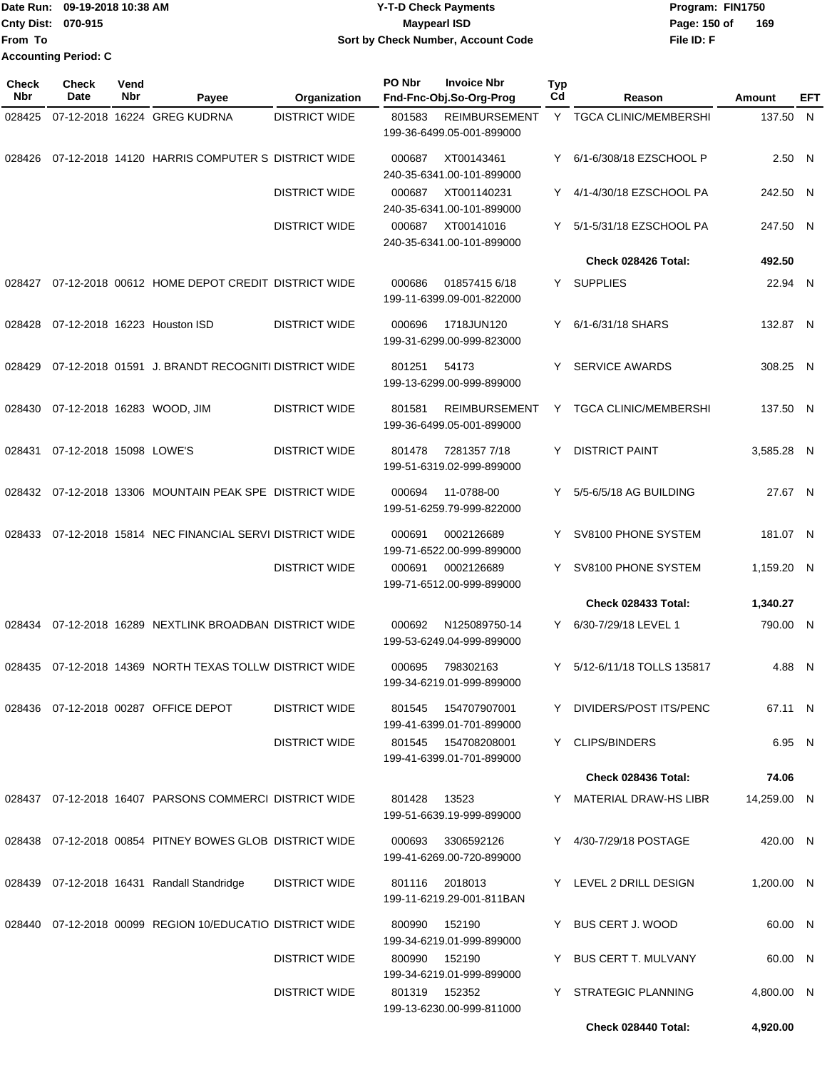Date Run: 09-19-2018 10:38 AM
Cnty Dist: 070-915
From To
Accounting Period: C

# Y-T-D Check Payments
## Maypearl ISD
### Sort by Check Number, Account Code

Program: FIN1750
File ID: F

| Check Nbr | Check Date | Vend Nbr | Payee | Organization | PO Nbr | Invoice Nbr / Fnd-Fnc-Obj.So-Org-Prog | Typ Cd | Reason | Amount | EFT |
|---|---|---|---|---|---|---|---|---|---|---|
| 028425 | 07-12-2018 | 16224 | GREG KUDRNA | DISTRICT WIDE | 801583 | REIMBURSEMENT 199-36-6499.05-001-899000 | Y | TGCA CLINIC/MEMBERSHI | 137.50 | N |
| 028426 | 07-12-2018 | 14120 | HARRIS COMPUTER S | DISTRICT WIDE | 000687 | XT00143461 240-35-6341.00-101-899000 | Y | 6/1-6/308/18 EZSCHOOL P | 2.50 | N |
| | | | | DISTRICT WIDE | 000687 | XT001140231 240-35-6341.00-101-899000 | Y | 4/1-4/30/18 EZSCHOOL PA | 242.50 | N |
| | | | | DISTRICT WIDE | 000687 | XT00141016 240-35-6341.00-101-899000 | Y | 5/1-5/31/18 EZSCHOOL PA | 247.50 | N |
| | | | | | | | | **Check 028426 Total:** | **492.50** | |
| 028427 | 07-12-2018 | 00612 | HOME DEPOT CREDIT | DISTRICT WIDE | 000686 | 01857415 6/18 199-11-6399.09-001-822000 | Y | SUPPLIES | 22.94 | N |
| 028428 | 07-12-2018 | 16223 | Houston ISD | DISTRICT WIDE | 000696 | 1718JUN120 199-31-6299.00-999-823000 | Y | 6/1-6/31/18 SHARS | 132.87 | N |
| 028429 | 07-12-2018 | 01591 | J. BRANDT RECOGNITI | DISTRICT WIDE | 801251 | 54173 199-13-6299.00-999-899000 | Y | SERVICE AWARDS | 308.25 | N |
| 028430 | 07-12-2018 | 16283 | WOOD, JIM | DISTRICT WIDE | 801581 | REIMBURSEMENT 199-36-6499.05-001-899000 | Y | TGCA CLINIC/MEMBERSHI | 137.50 | N |
| 028431 | 07-12-2018 | 15098 | LOWE'S | DISTRICT WIDE | 801478 | 7281357 7/18 199-51-6319.02-999-899000 | Y | DISTRICT PAINT | 3,585.28 | N |
| 028432 | 07-12-2018 | 13306 | MOUNTAIN PEAK SPE | DISTRICT WIDE | 000694 | 11-0788-00 199-51-6259.79-999-822000 | Y | 5/5-6/5/18 AG BUILDING | 27.67 | N |
| 028433 | 07-12-2018 | 15814 | NEC FINANCIAL SERVI | DISTRICT WIDE | 000691 | 0002126689 199-71-6522.00-999-899000 | Y | SV8100 PHONE SYSTEM | 181.07 | N |
| | | | | DISTRICT WIDE | 000691 | 0002126689 199-71-6512.00-999-899000 | Y | SV8100 PHONE SYSTEM | 1,159.20 | N |
| | | | | | | | | **Check 028433 Total:** | **1,340.27** | |
| 028434 | 07-12-2018 | 16289 | NEXTLINK BROADBAN | DISTRICT WIDE | 000692 | N125089750-14 199-53-6249.04-999-899000 | Y | 6/30-7/29/18 LEVEL 1 | 790.00 | N |
| 028435 | 07-12-2018 | 14369 | NORTH TEXAS TOLLW | DISTRICT WIDE | 000695 | 798302163 199-34-6219.01-999-899000 | Y | 5/12-6/11/18 TOLLS 135817 | 4.88 | N |
| 028436 | 07-12-2018 | 00287 | OFFICE DEPOT | DISTRICT WIDE | 801545 | 154707907001 199-41-6399.01-701-899000 | Y | DIVIDERS/POST ITS/PENC | 67.11 | N |
| | | | | DISTRICT WIDE | 801545 | 154708208001 199-41-6399.01-701-899000 | Y | CLIPS/BINDERS | 6.95 | N |
| | | | | | | | | **Check 028436 Total:** | **74.06** | |
| 028437 | 07-12-2018 | 16407 | PARSONS COMMERCI | DISTRICT WIDE | 801428 | 13523 199-51-6639.19-999-899000 | Y | MATERIAL DRAW-HS LIBR | 14,259.00 | N |
| 028438 | 07-12-2018 | 00854 | PITNEY BOWES GLOB | DISTRICT WIDE | 000693 | 3306592126 199-41-6269.00-720-899000 | Y | 4/30-7/29/18 POSTAGE | 420.00 | N |
| 028439 | 07-12-2018 | 16431 | Randall Standridge | DISTRICT WIDE | 801116 | 2018013 199-11-6219.29-001-811BAN | Y | LEVEL 2 DRILL DESIGN | 1,200.00 | N |
| 028440 | 07-12-2018 | 00099 | REGION 10/EDUCATIO | DISTRICT WIDE | 800990 | 152190 199-34-6219.01-999-899000 | Y | BUS CERT J. WOOD | 60.00 | N |
| | | | | DISTRICT WIDE | 800990 | 152190 199-34-6219.01-999-899000 | Y | BUS CERT T. MULVANY | 60.00 | N |
| | | | | DISTRICT WIDE | 801319 | 152352 199-13-6230.00-999-811000 | Y | STRATEGIC PLANNING | 4,800.00 | N |
| | | | | | | | | **Check 028440 Total:** | **4,920.00** | |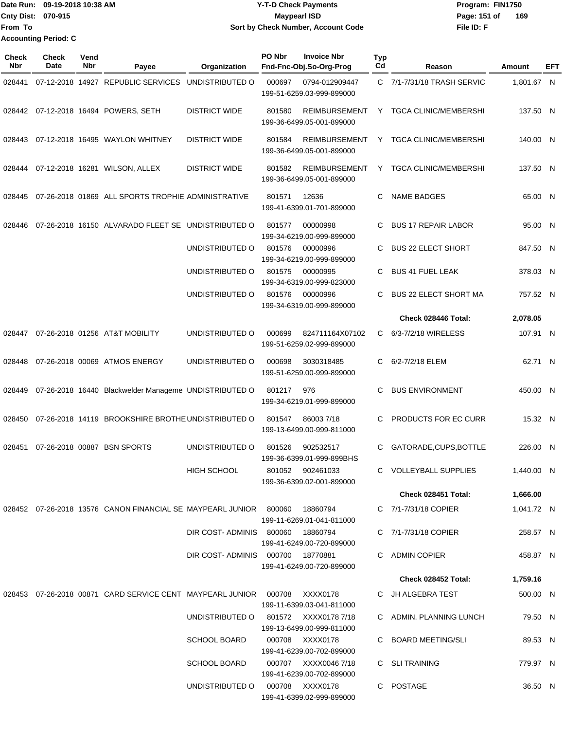Date Run: 09-19-2018 10:38 AM
Cnty Dist: 070-915
From To
Accounting Period: C

**Y-T-D Check Payments**
**Maypearl ISD**
**Sort by Check Number, Account Code**

Program: FIN1750
File ID: F

| Check Nbr | Check Date | Vend Nbr | Payee | Organization | PO Nbr | Invoice Nbr / Fnd-Fnc-Obj.So-Org-Prog | Typ Cd | Reason | Amount | EFT |
|---|---|---|---|---|---|---|---|---|---|---|
| 028441 | 07-12-2018 | 14927 | REPUBLIC SERVICES | UNDISTRIBUTED O | 000697 | 0794-012909447 199-51-6259.03-999-899000 | C | 7/1-7/31/18 TRASH SERVIC | 1,801.67 | N |
| 028442 | 07-12-2018 | 16494 | POWERS, SETH | DISTRICT WIDE | 801580 | REIMBURSEMENT 199-36-6499.05-001-899000 | Y | TGCA CLINIC/MEMBERSHI | 137.50 | N |
| 028443 | 07-12-2018 | 16495 | WAYLON WHITNEY | DISTRICT WIDE | 801584 | REIMBURSEMENT 199-36-6499.05-001-899000 | Y | TGCA CLINIC/MEMBERSHI | 140.00 | N |
| 028444 | 07-12-2018 | 16281 | WILSON, ALLEX | DISTRICT WIDE | 801582 | REIMBURSEMENT 199-36-6499.05-001-899000 | Y | TGCA CLINIC/MEMBERSHI | 137.50 | N |
| 028445 | 07-26-2018 | 01869 | ALL SPORTS TROPHIE | ADMINISTRATIVE | 801571 | 12636 199-41-6399.01-701-899000 | C | NAME BADGES | 65.00 | N |
| 028446 | 07-26-2018 | 16150 | ALVARADO FLEET SE | UNDISTRIBUTED O | 801577 | 00000998 199-34-6219.00-999-899000 | C | BUS 17 REPAIR LABOR | 95.00 | N |
| | | | | UNDISTRIBUTED O | 801576 | 00000996 199-34-6219.00-999-899000 | C | BUS 22 ELECT SHORT | 847.50 | N |
| | | | | UNDISTRIBUTED O | 801575 | 00000995 199-34-6319.00-999-823000 | C | BUS 41 FUEL LEAK | 378.03 | N |
| | | | | UNDISTRIBUTED O | 801576 | 00000996 199-34-6319.00-999-899000 | C | BUS 22 ELECT SHORT MA | 757.52 | N |
| | | | | | | | | **Check 028446 Total:** | **2,078.05** | |
| 028447 | 07-26-2018 | 01256 | AT&T MOBILITY | UNDISTRIBUTED O | 000699 | 824711164X07102 199-51-6259.02-999-899000 | C | 6/3-7/2/18 WIRELESS | 107.91 | N |
| 028448 | 07-26-2018 | 00069 | ATMOS ENERGY | UNDISTRIBUTED O | 000698 | 3030318485 199-51-6259.00-999-899000 | C | 6/2-7/2/18 ELEM | 62.71 | N |
| 028449 | 07-26-2018 | 16440 | Blackwelder Manageme | UNDISTRIBUTED O | 801217 | 976 199-34-6219.01-999-899000 | C | BUS ENVIRONMENT | 450.00 | N |
| 028450 | 07-26-2018 | 14119 | BROOKSHIRE BROTHE | UNDISTRIBUTED O | 801547 | 86003 7/18 199-13-6499.00-999-811000 | C | PRODUCTS FOR EC CURR | 15.32 | N |
| 028451 | 07-26-2018 | 00887 | BSN SPORTS | UNDISTRIBUTED O | 801526 | 902532517 199-36-6399.01-999-899BHS | C | GATORADE,CUPS,BOTTLE | 226.00 | N |
| | | | | HIGH SCHOOL | 801052 | 902461033 199-36-6399.02-001-899000 | C | VOLLEYBALL SUPPLIES | 1,440.00 | N |
| | | | | | | | | **Check 028451 Total:** | **1,666.00** | |
| 028452 | 07-26-2018 | 13576 | CANON FINANCIAL SE | MAYPEARL JUNIOR | 800060 | 18860794 199-11-6269.01-041-811000 | C | 7/1-7/31/18 COPIER | 1,041.72 | N |
| | | | | DIR COST- ADMINIS | 800060 | 18860794 199-41-6249.00-720-899000 | C | 7/1-7/31/18 COPIER | 258.57 | N |
| | | | | DIR COST- ADMINIS | 000700 | 18770881 199-41-6249.00-720-899000 | C | ADMIN COPIER | 458.87 | N |
| | | | | | | | | **Check 028452 Total:** | **1,759.16** | |
| 028453 | 07-26-2018 | 00871 | CARD SERVICE CENT | MAYPEARL JUNIOR | 000708 | XXXX0178 199-11-6399.03-041-811000 | C | JH ALGEBRA TEST | 500.00 | N |
| | | | | UNDISTRIBUTED O | 801572 | XXXX0178 7/18 199-13-6499.00-999-811000 | C | ADMIN. PLANNING LUNCH | 79.50 | N |
| | | | | SCHOOL BOARD | 000708 | XXXX0178 199-41-6239.00-702-899000 | C | BOARD MEETING/SLI | 89.53 | N |
| | | | | SCHOOL BOARD | 000707 | XXXX0046 7/18 199-41-6239.00-702-899000 | C | SLI TRAINING | 779.97 | N |
| | | | | UNDISTRIBUTED O | 000708 | XXXX0178 199-41-6399.02-999-899000 | C | POSTAGE | 36.50 | N |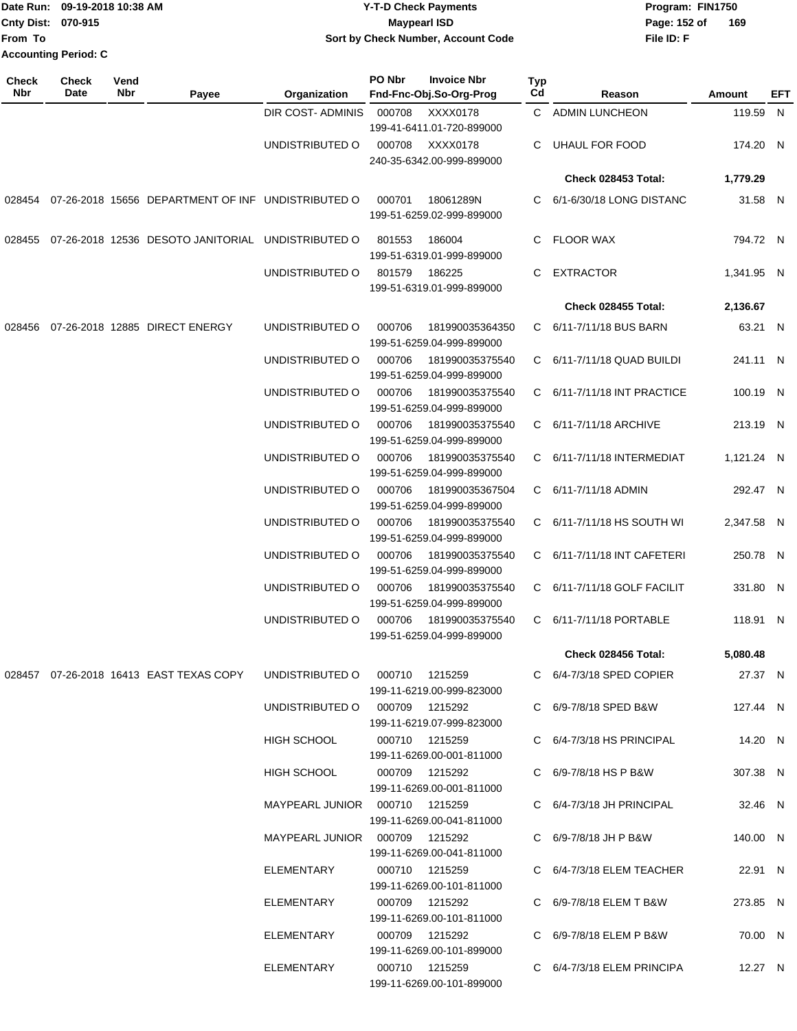Date Run: 09-19-2018 10:38 AM
Cnty Dist: 070-915
From To
Accounting Period: C

**Y-T-D Check Payments**
**Maypearl ISD**
**Sort by Check Number, Account Code**

Program: FIN1750
File ID: F

| Check Nbr | Check Date | Vend Nbr | Payee | Organization | PO Nbr / Invoice Nbr / Fnd-Fnc-Obj.So-Org-Prog | Typ Cd | Reason | Amount | EFT |
|---|---|---|---|---|---|---|---|---|---|
| | | | | DIR COST- ADMINIS | 000708 XXXX0178 199-41-6411.01-720-899000 | C | ADMIN LUNCHEON | 119.59 | N |
| | | | | UNDISTRIBUTED O | 000708 XXXX0178 240-35-6342.00-999-899000 | C | UHAUL FOR FOOD | 174.20 | N |
| | | | | | | | **Check 028453 Total:** | **1,779.29** | |
| 028454 | 07-26-2018 | 15656 | DEPARTMENT OF INF | UNDISTRIBUTED O | 000701 18061289N 199-51-6259.02-999-899000 | C | 6/1-6/30/18 LONG DISTANC | 31.58 | N |
| 028455 | 07-26-2018 | 12536 | DESOTO JANITORIAL | UNDISTRIBUTED O | 801553 186004 199-51-6319.01-999-899000 | C | FLOOR WAX | 794.72 | N |
| | | | | UNDISTRIBUTED O | 801579 186225 199-51-6319.01-999-899000 | C | EXTRACTOR | 1,341.95 | N |
| | | | | | | | **Check 028455 Total:** | **2,136.67** | |
| 028456 | 07-26-2018 | 12885 | DIRECT ENERGY | UNDISTRIBUTED O | 000706 181990035364350 199-51-6259.04-999-899000 | C | 6/11-7/11/18 BUS BARN | 63.21 | N |
| | | | | UNDISTRIBUTED O | 000706 181990035375540 199-51-6259.04-999-899000 | C | 6/11-7/11/18 QUAD BUILDI | 241.11 | N |
| | | | | UNDISTRIBUTED O | 000706 181990035375540 199-51-6259.04-999-899000 | C | 6/11-7/11/18 INT PRACTICE | 100.19 | N |
| | | | | UNDISTRIBUTED O | 000706 181990035375540 199-51-6259.04-999-899000 | C | 6/11-7/11/18 ARCHIVE | 213.19 | N |
| | | | | UNDISTRIBUTED O | 000706 181990035375540 199-51-6259.04-999-899000 | C | 6/11-7/11/18 INTERMEDIAT | 1,121.24 | N |
| | | | | UNDISTRIBUTED O | 000706 181990035367504 199-51-6259.04-999-899000 | C | 6/11-7/11/18 ADMIN | 292.47 | N |
| | | | | UNDISTRIBUTED O | 000706 181990035375540 199-51-6259.04-999-899000 | C | 6/11-7/11/18 HS SOUTH WI | 2,347.58 | N |
| | | | | UNDISTRIBUTED O | 000706 181990035375540 199-51-6259.04-999-899000 | C | 6/11-7/11/18 INT CAFETERI | 250.78 | N |
| | | | | UNDISTRIBUTED O | 000706 181990035375540 199-51-6259.04-999-899000 | C | 6/11-7/11/18 GOLF FACILIT | 331.80 | N |
| | | | | UNDISTRIBUTED O | 000706 181990035375540 199-51-6259.04-999-899000 | C | 6/11-7/11/18 PORTABLE | 118.91 | N |
| | | | | | | | **Check 028456 Total:** | **5,080.48** | |
| 028457 | 07-26-2018 | 16413 | EAST TEXAS COPY | UNDISTRIBUTED O | 000710 1215259 199-11-6219.00-999-823000 | C | 6/4-7/3/18 SPED COPIER | 27.37 | N |
| | | | | UNDISTRIBUTED O | 000709 1215292 199-11-6219.07-999-823000 | C | 6/9-7/8/18 SPED B&W | 127.44 | N |
| | | | | HIGH SCHOOL | 000710 1215259 199-11-6269.00-001-811000 | C | 6/4-7/3/18 HS PRINCIPAL | 14.20 | N |
| | | | | HIGH SCHOOL | 000709 1215292 199-11-6269.00-001-811000 | C | 6/9-7/8/18 HS P B&W | 307.38 | N |
| | | | | MAYPEARL JUNIOR | 000710 1215259 199-11-6269.00-041-811000 | C | 6/4-7/3/18 JH PRINCIPAL | 32.46 | N |
| | | | | MAYPEARL JUNIOR | 000709 1215292 199-11-6269.00-041-811000 | C | 6/9-7/8/18 JH P B&W | 140.00 | N |
| | | | | ELEMENTARY | 000710 1215259 199-11-6269.00-101-811000 | C | 6/4-7/3/18 ELEM TEACHER | 22.91 | N |
| | | | | ELEMENTARY | 000709 1215292 199-11-6269.00-101-811000 | C | 6/9-7/8/18 ELEM T B&W | 273.85 | N |
| | | | | ELEMENTARY | 000709 1215292 199-11-6269.00-101-899000 | C | 6/9-7/8/18 ELEM P B&W | 70.00 | N |
| | | | | ELEMENTARY | 000710 1215259 199-11-6269.00-101-899000 | C | 6/4-7/3/18 ELEM PRINCIPA | 12.27 | N |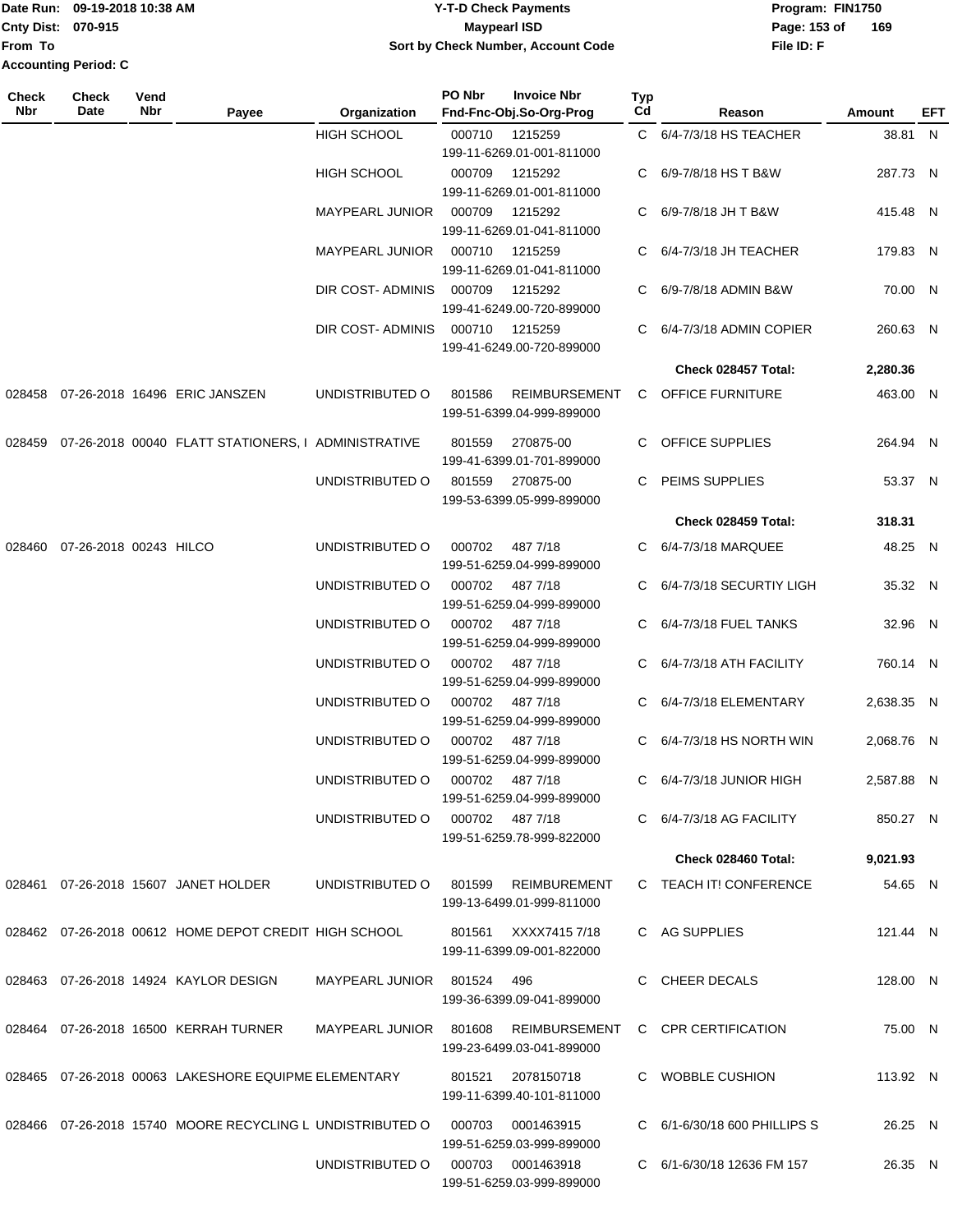Date Run: 09-19-2018 10:38 AM
Cnty Dist: 070-915
From To
Accounting Period: C

# Y-T-D Check Payments
## Maypearl ISD
### Sort by Check Number, Account Code

Program: FIN1750
File ID: F

| Check Nbr | Check Date | Vend Nbr | Payee | Organization | PO Nbr / Invoice Nbr / Fnd-Fnc-Obj.So-Org-Prog | Typ Cd | Reason | Amount | EFT |
|---|---|---|---|---|---|---|---|---|---|
| | | | | HIGH SCHOOL | 000710 1215259 199-11-6269.01-001-811000 | C | 6/4-7/3/18 HS TEACHER | 38.81 | N |
| | | | | HIGH SCHOOL | 000709 1215292 199-11-6269.01-001-811000 | C | 6/9-7/8/18 HS T B&W | 287.73 | N |
| | | | | MAYPEARL JUNIOR | 000709 1215292 199-11-6269.01-041-811000 | C | 6/9-7/8/18 JH T B&W | 415.48 | N |
| | | | | MAYPEARL JUNIOR | 000710 1215259 199-11-6269.01-041-811000 | C | 6/4-7/3/18 JH TEACHER | 179.83 | N |
| | | | | DIR COST- ADMINIS | 000709 1215292 199-41-6249.00-720-899000 | C | 6/9-7/8/18 ADMIN B&W | 70.00 | N |
| | | | | DIR COST- ADMINIS | 000710 1215259 199-41-6249.00-720-899000 | C | 6/4-7/3/18 ADMIN COPIER | 260.63 | N |
| | | | | | | | **Check 028457 Total:** | **2,280.36** | |
| 028458 | 07-26-2018 | 16496 | ERIC JANSZEN | UNDISTRIBUTED O | 801586 REIMBURSEMENT 199-51-6399.04-999-899000 | C | OFFICE FURNITURE | 463.00 | N |
| 028459 | 07-26-2018 | 00040 | FLATT STATIONERS, I | ADMINISTRATIVE | 801559 270875-00 199-41-6399.01-701-899000 | C | OFFICE SUPPLIES | 264.94 | N |
| | | | | UNDISTRIBUTED O | 801559 270875-00 199-53-6399.05-999-899000 | C | PEIMS SUPPLIES | 53.37 | N |
| | | | | | | | **Check 028459 Total:** | **318.31** | |
| 028460 | 07-26-2018 | 00243 | HILCO | UNDISTRIBUTED O | 000702 487 7/18 199-51-6259.04-999-899000 | C | 6/4-7/3/18 MARQUEE | 48.25 | N |
| | | | | UNDISTRIBUTED O | 000702 487 7/18 199-51-6259.04-999-899000 | C | 6/4-7/3/18 SECURTIY LIGH | 35.32 | N |
| | | | | UNDISTRIBUTED O | 000702 487 7/18 199-51-6259.04-999-899000 | C | 6/4-7/3/18 FUEL TANKS | 32.96 | N |
| | | | | UNDISTRIBUTED O | 000702 487 7/18 199-51-6259.04-999-899000 | C | 6/4-7/3/18 ATH FACILITY | 760.14 | N |
| | | | | UNDISTRIBUTED O | 000702 487 7/18 199-51-6259.04-999-899000 | C | 6/4-7/3/18 ELEMENTARY | 2,638.35 | N |
| | | | | UNDISTRIBUTED O | 000702 487 7/18 199-51-6259.04-999-899000 | C | 6/4-7/3/18 HS NORTH WIN | 2,068.76 | N |
| | | | | UNDISTRIBUTED O | 000702 487 7/18 199-51-6259.04-999-899000 | C | 6/4-7/3/18 JUNIOR HIGH | 2,587.88 | N |
| | | | | UNDISTRIBUTED O | 000702 487 7/18 199-51-6259.78-999-822000 | C | 6/4-7/3/18 AG FACILITY | 850.27 | N |
| | | | | | | | **Check 028460 Total:** | **9,021.93** | |
| 028461 | 07-26-2018 | 15607 | JANET HOLDER | UNDISTRIBUTED O | 801599 REIMBUREMENT 199-13-6499.01-999-811000 | C | TEACH IT! CONFERENCE | 54.65 | N |
| 028462 | 07-26-2018 | 00612 | HOME DEPOT CREDIT | HIGH SCHOOL | 801561 XXXX7415 7/18 199-11-6399.09-001-822000 | C | AG SUPPLIES | 121.44 | N |
| 028463 | 07-26-2018 | 14924 | KAYLOR DESIGN | MAYPEARL JUNIOR | 801524 496 199-36-6399.09-041-899000 | C | CHEER DECALS | 128.00 | N |
| 028464 | 07-26-2018 | 16500 | KERRAH TURNER | MAYPEARL JUNIOR | 801608 REIMBURSEMENT 199-23-6499.03-041-899000 | C | CPR CERTIFICATION | 75.00 | N |
| 028465 | 07-26-2018 | 00063 | LAKESHORE EQUIPME | ELEMENTARY | 801521 2078150718 199-11-6399.40-101-811000 | C | WOBBLE CUSHION | 113.92 | N |
| 028466 | 07-26-2018 | 15740 | MOORE RECYCLING L | UNDISTRIBUTED O | 000703 0001463915 199-51-6259.03-999-899000 | C | 6/1-6/30/18 600 PHILLIPS S | 26.25 | N |
| | | | | UNDISTRIBUTED O | 000703 0001463918 199-51-6259.03-999-899000 | C | 6/1-6/30/18 12636 FM 157 | 26.35 | N |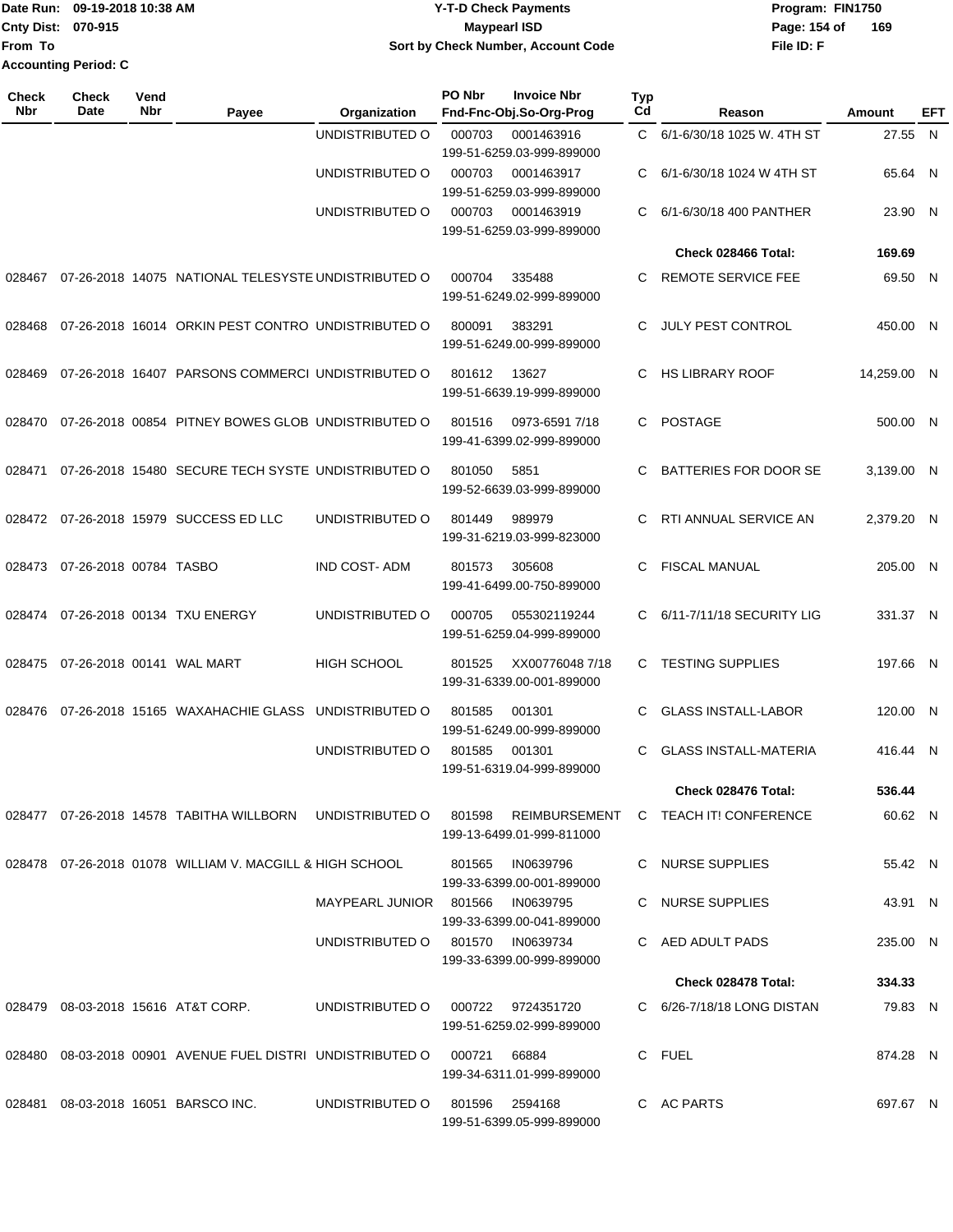Date Run: 09-19-2018 10:38 AM
Cnty Dist: 070-915
From To
Accounting Period: C

**Y-T-D Check Payments**
**Maypearl ISD**
**Sort by Check Number, Account Code**

Program: FIN1750
File ID: F

| Check Nbr | Check Date | Vend Nbr | Payee | Organization | PO Nbr | Invoice Nbr / Fnd-Fnc-Obj.So-Org-Prog | Typ Cd | Reason | Amount | EFT |
|---|---|---|---|---|---|---|---|---|---|---|
| | | | | UNDISTRIBUTED O | 000703 | 0001463916 199-51-6259.03-999-899000 | C | 6/1-6/30/18 1025 W. 4TH ST | 27.55 | N |
| | | | | UNDISTRIBUTED O | 000703 | 0001463917 199-51-6259.03-999-899000 | C | 6/1-6/30/18 1024 W 4TH ST | 65.64 | N |
| | | | | UNDISTRIBUTED O | 000703 | 0001463919 199-51-6259.03-999-899000 | C | 6/1-6/30/18 400 PANTHER | 23.90 | N |
| | | | | | | | | **Check 028466 Total:** | **169.69** | |
| 028467 | 07-26-2018 | 14075 | NATIONAL TELESYSTE | UNDISTRIBUTED O | 000704 | 335488 199-51-6249.02-999-899000 | C | REMOTE SERVICE FEE | 69.50 | N |
| 028468 | 07-26-2018 | 16014 | ORKIN PEST CONTRO | UNDISTRIBUTED O | 800091 | 383291 199-51-6249.00-999-899000 | C | JULY PEST CONTROL | 450.00 | N |
| 028469 | 07-26-2018 | 16407 | PARSONS COMMERCI | UNDISTRIBUTED O | 801612 | 13627 199-51-6639.19-999-899000 | C | HS LIBRARY ROOF | 14,259.00 | N |
| 028470 | 07-26-2018 | 00854 | PITNEY BOWES GLOB | UNDISTRIBUTED O | 801516 | 0973-6591 7/18 199-41-6399.02-999-899000 | C | POSTAGE | 500.00 | N |
| 028471 | 07-26-2018 | 15480 | SECURE TECH SYSTE | UNDISTRIBUTED O | 801050 | 5851 199-52-6639.03-999-899000 | C | BATTERIES FOR DOOR SE | 3,139.00 | N |
| 028472 | 07-26-2018 | 15979 | SUCCESS ED LLC | UNDISTRIBUTED O | 801449 | 989979 199-31-6219.03-999-823000 | C | RTI ANNUAL SERVICE AN | 2,379.20 | N |
| 028473 | 07-26-2018 | 00784 | TASBO | IND COST- ADM | 801573 | 305608 199-41-6499.00-750-899000 | C | FISCAL MANUAL | 205.00 | N |
| 028474 | 07-26-2018 | 00134 | TXU ENERGY | UNDISTRIBUTED O | 000705 | 055302119244 199-51-6259.04-999-899000 | C | 6/11-7/11/18 SECURITY LIG | 331.37 | N |
| 028475 | 07-26-2018 | 00141 | WAL MART | HIGH SCHOOL | 801525 | XX00776048 7/18 199-31-6339.00-001-899000 | C | TESTING SUPPLIES | 197.66 | N |
| 028476 | 07-26-2018 | 15165 | WAXAHACHIE GLASS | UNDISTRIBUTED O | 801585 | 001301 199-51-6249.00-999-899000 | C | GLASS INSTALL-LABOR | 120.00 | N |
| | | | | UNDISTRIBUTED O | 801585 | 001301 199-51-6319.04-999-899000 | C | GLASS INSTALL-MATERIA | 416.44 | N |
| | | | | | | | | **Check 028476 Total:** | **536.44** | |
| 028477 | 07-26-2018 | 14578 | TABITHA WILLBORN | UNDISTRIBUTED O | 801598 | REIMBURSEMENT 199-13-6499.01-999-811000 | C | TEACH IT! CONFERENCE | 60.62 | N |
| 028478 | 07-26-2018 | 01078 | WILLIAM V. MACGILL & | HIGH SCHOOL | 801565 | IN0639796 199-33-6399.00-001-899000 | C | NURSE SUPPLIES | 55.42 | N |
| | | | | MAYPEARL JUNIOR | 801566 | IN0639795 199-33-6399.00-041-899000 | C | NURSE SUPPLIES | 43.91 | N |
| | | | | UNDISTRIBUTED O | 801570 | IN0639734 199-33-6399.00-999-899000 | C | AED ADULT PADS | 235.00 | N |
| | | | | | | | | **Check 028478 Total:** | **334.33** | |
| 028479 | 08-03-2018 | 15616 | AT&T CORP. | UNDISTRIBUTED O | 000722 | 9724351720 199-51-6259.02-999-899000 | C | 6/26-7/18/18 LONG DISTAN | 79.83 | N |
| 028480 | 08-03-2018 | 00901 | AVENUE FUEL DISTRI | UNDISTRIBUTED O | 000721 | 66884 199-34-6311.01-999-899000 | C | FUEL | 874.28 | N |
| 028481 | 08-03-2018 | 16051 | BARSCO INC. | UNDISTRIBUTED O | 801596 | 2594168 199-51-6399.05-999-899000 | C | AC PARTS | 697.67 | N |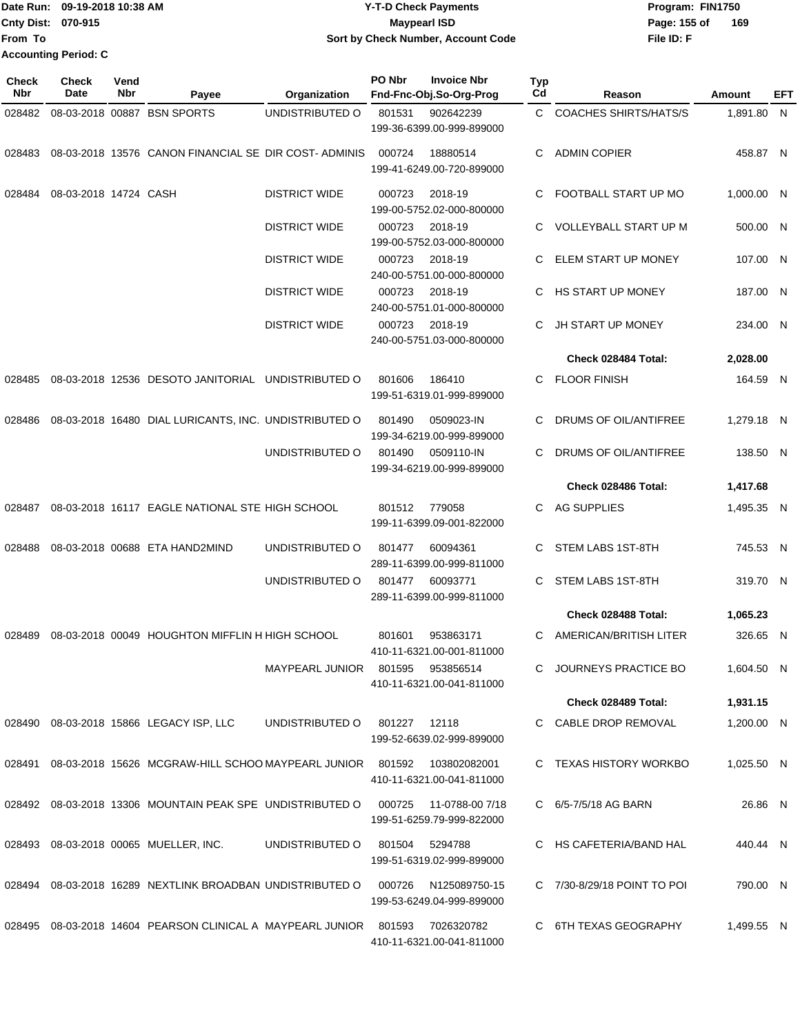Date Run: 09-19-2018 10:38 AM
Cnty Dist: 070-915
From To
Accounting Period: C

# Y-T-D Check Payments
## Maypearl ISD
### Sort by Check Number, Account Code

Program: FIN1750
File ID: F

| Check Nbr | Check Date | Vend Nbr | Payee | Organization | PO Nbr | Invoice Nbr / Fnd-Fnc-Obj.So-Org-Prog | Typ Cd | Reason | Amount | EFT |
|---|---|---|---|---|---|---|---|---|---|---|
| 028482 | 08-03-2018 | 00887 | BSN SPORTS | UNDISTRIBUTED O | 801531 | 902642239 199-36-6399.00-999-899000 | C | COACHES SHIRTS/HATS/S | 1,891.80 | N |
| 028483 | 08-03-2018 | 13576 | CANON FINANCIAL SE | DIR COST- ADMINIS | 000724 | 18880514 199-41-6249.00-720-899000 | C | ADMIN COPIER | 458.87 | N |
| 028484 | 08-03-2018 | 14724 | CASH | DISTRICT WIDE | 000723 | 2018-19 199-00-5752.02-000-800000 | C | FOOTBALL START UP MO | 1,000.00 | N |
| | | | | DISTRICT WIDE | 000723 | 2018-19 199-00-5752.03-000-800000 | C | VOLLEYBALL START UP M | 500.00 | N |
| | | | | DISTRICT WIDE | 000723 | 2018-19 240-00-5751.00-000-800000 | C | ELEM START UP MONEY | 107.00 | N |
| | | | | DISTRICT WIDE | 000723 | 2018-19 240-00-5751.01-000-800000 | C | HS START UP MONEY | 187.00 | N |
| | | | | DISTRICT WIDE | 000723 | 2018-19 240-00-5751.03-000-800000 | C | JH START UP MONEY | 234.00 | N |
| | | | | | | | | **Check 028484 Total:** | **2,028.00** | |
| 028485 | 08-03-2018 | 12536 | DESOTO JANITORIAL | UNDISTRIBUTED O | 801606 | 186410 199-51-6319.01-999-899000 | C | FLOOR FINISH | 164.59 | N |
| 028486 | 08-03-2018 | 16480 | DIAL LURICANTS, INC. | UNDISTRIBUTED O | 801490 | 0509023-IN 199-34-6219.00-999-899000 | C | DRUMS OF OIL/ANTIFREE | 1,279.18 | N |
| | | | | UNDISTRIBUTED O | 801490 | 0509110-IN 199-34-6219.00-999-899000 | C | DRUMS OF OIL/ANTIFREE | 138.50 | N |
| | | | | | | | | **Check 028486 Total:** | **1,417.68** | |
| 028487 | 08-03-2018 | 16117 | EAGLE NATIONAL STE | HIGH SCHOOL | 801512 | 779058 199-11-6399.09-001-822000 | C | AG SUPPLIES | 1,495.35 | N |
| 028488 | 08-03-2018 | 00688 | ETA HAND2MIND | UNDISTRIBUTED O | 801477 | 60094361 289-11-6399.00-999-811000 | C | STEM LABS 1ST-8TH | 745.53 | N |
| | | | | UNDISTRIBUTED O | 801477 | 60093771 289-11-6399.00-999-811000 | C | STEM LABS 1ST-8TH | 319.70 | N |
| | | | | | | | | **Check 028488 Total:** | **1,065.23** | |
| 028489 | 08-03-2018 | 00049 | HOUGHTON MIFFLIN H | HIGH SCHOOL | 801601 | 953863171 410-11-6321.00-001-811000 | C | AMERICAN/BRITISH LITER | 326.65 | N |
| | | | | MAYPEARL JUNIOR | 801595 | 953856514 410-11-6321.00-041-811000 | C | JOURNEYS PRACTICE BO | 1,604.50 | N |
| | | | | | | | | **Check 028489 Total:** | **1,931.15** | |
| 028490 | 08-03-2018 | 15866 | LEGACY ISP, LLC | UNDISTRIBUTED O | 801227 | 12118 199-52-6639.02-999-899000 | C | CABLE DROP REMOVAL | 1,200.00 | N |
| 028491 | 08-03-2018 | 15626 | MCGRAW-HILL SCHOO | MAYPEARL JUNIOR | 801592 | 103802082001 410-11-6321.00-041-811000 | C | TEXAS HISTORY WORKBO | 1,025.50 | N |
| 028492 | 08-03-2018 | 13306 | MOUNTAIN PEAK SPE | UNDISTRIBUTED O | 000725 | 11-0788-00 7/18 199-51-6259.79-999-822000 | C | 6/5-7/5/18 AG BARN | 26.86 | N |
| 028493 | 08-03-2018 | 00065 | MUELLER, INC. | UNDISTRIBUTED O | 801504 | 5294788 199-51-6319.02-999-899000 | C | HS CAFETERIA/BAND HAL | 440.44 | N |
| 028494 | 08-03-2018 | 16289 | NEXTLINK BROADBAN | UNDISTRIBUTED O | 000726 | N125089750-15 199-53-6249.04-999-899000 | C | 7/30-8/29/18 POINT TO POI | 790.00 | N |
| 028495 | 08-03-2018 | 14604 | PEARSON CLINICAL A | MAYPEARL JUNIOR | 801593 | 7026320782 410-11-6321.00-041-811000 | C | 6TH TEXAS GEOGRAPHY | 1,499.55 | N |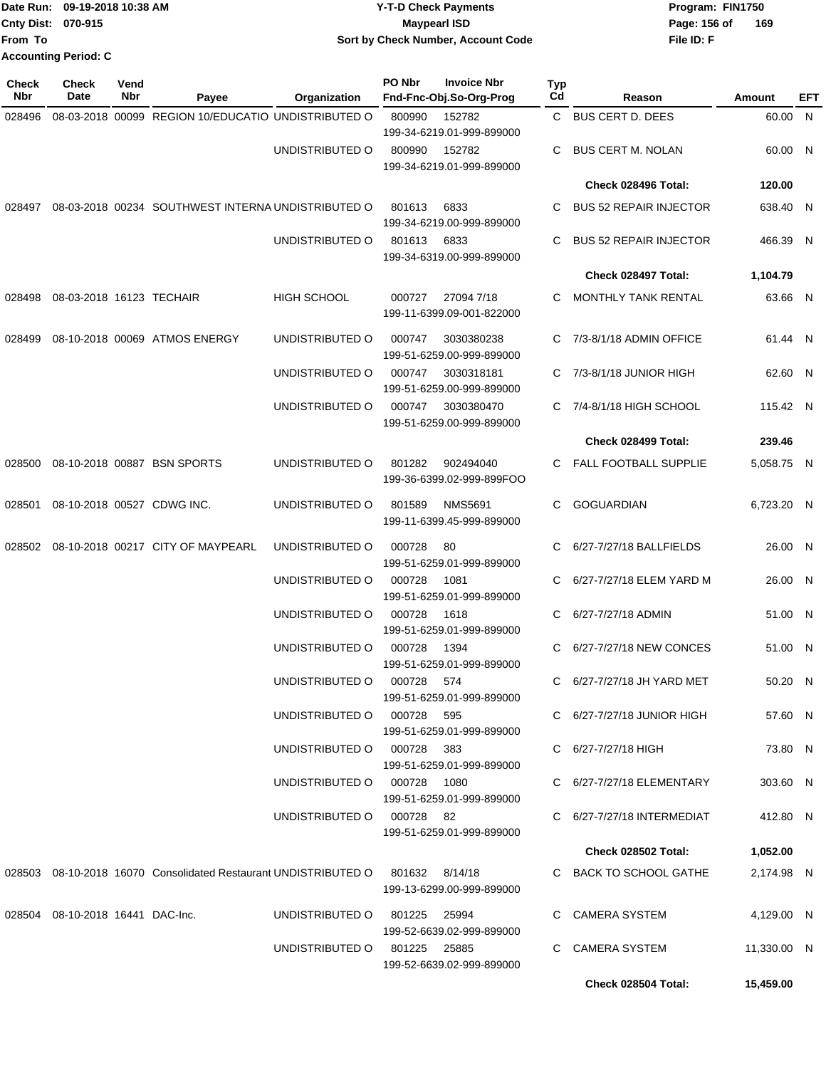Date Run: 09-19-2018 10:38 AM
Cnty Dist: 070-915
From To
Accounting Period: C

# Y-T-D Check Payments
## Maypearl ISD
### Sort by Check Number, Account Code

Program: FIN1750
File ID: F

| Check Nbr | Check Date | Vend Nbr | Payee | Organization | PO Nbr | Invoice Nbr / Fnd-Fnc-Obj.So-Org-Prog | Typ Cd | Reason | Amount | EFT |
|---|---|---|---|---|---|---|---|---|---|---|
| 028496 | 08-03-2018 | 00099 | REGION 10/EDUCATIO | UNDISTRIBUTED O | 800990 | 152782 / 199-34-6219.01-999-899000 | C | BUS CERT D. DEES | 60.00 | N |
| | | | | UNDISTRIBUTED O | 800990 | 152782 / 199-34-6219.01-999-899000 | C | BUS CERT M. NOLAN | 60.00 | N |
| | | | | | | | | **Check 028496 Total:** | **120.00** | |
| 028497 | 08-03-2018 | 00234 | SOUTHWEST INTERNA | UNDISTRIBUTED O | 801613 | 6833 / 199-34-6219.00-999-899000 | C | BUS 52 REPAIR INJECTOR | 638.40 | N |
| | | | | UNDISTRIBUTED O | 801613 | 6833 / 199-34-6319.00-999-899000 | C | BUS 52 REPAIR INJECTOR | 466.39 | N |
| | | | | | | | | **Check 028497 Total:** | **1,104.79** | |
| 028498 | 08-03-2018 | 16123 | TECHAIR | HIGH SCHOOL | 000727 | 27094 7/18 / 199-11-6399.09-001-822000 | C | MONTHLY TANK RENTAL | 63.66 | N |
| 028499 | 08-10-2018 | 00069 | ATMOS ENERGY | UNDISTRIBUTED O | 000747 | 3030380238 / 199-51-6259.00-999-899000 | C | 7/3-8/1/18 ADMIN OFFICE | 61.44 | N |
| | | | | UNDISTRIBUTED O | 000747 | 3030318181 / 199-51-6259.00-999-899000 | C | 7/3-8/1/18 JUNIOR HIGH | 62.60 | N |
| | | | | UNDISTRIBUTED O | 000747 | 3030380470 / 199-51-6259.00-999-899000 | C | 7/4-8/1/18 HIGH SCHOOL | 115.42 | N |
| | | | | | | | | **Check 028499 Total:** | **239.46** | |
| 028500 | 08-10-2018 | 00887 | BSN SPORTS | UNDISTRIBUTED O | 801282 | 902494040 / 199-36-6399.02-999-899FOO | C | FALL FOOTBALL SUPPLIE | 5,058.75 | N |
| 028501 | 08-10-2018 | 00527 | CDWG INC. | UNDISTRIBUTED O | 801589 | NMS5691 / 199-11-6399.45-999-899000 | C | GOGUARDIAN | 6,723.20 | N |
| 028502 | 08-10-2018 | 00217 | CITY OF MAYPEARL | UNDISTRIBUTED O | 000728 | 80 / 199-51-6259.01-999-899000 | C | 6/27-7/27/18 BALLFIELDS | 26.00 | N |
| | | | | UNDISTRIBUTED O | 000728 | 1081 / 199-51-6259.01-999-899000 | C | 6/27-7/27/18 ELEM YARD M | 26.00 | N |
| | | | | UNDISTRIBUTED O | 000728 | 1618 / 199-51-6259.01-999-899000 | C | 6/27-7/27/18 ADMIN | 51.00 | N |
| | | | | UNDISTRIBUTED O | 000728 | 1394 / 199-51-6259.01-999-899000 | C | 6/27-7/27/18 NEW CONCES | 51.00 | N |
| | | | | UNDISTRIBUTED O | 000728 | 574 / 199-51-6259.01-999-899000 | C | 6/27-7/27/18 JH YARD MET | 50.20 | N |
| | | | | UNDISTRIBUTED O | 000728 | 595 / 199-51-6259.01-999-899000 | C | 6/27-7/27/18 JUNIOR HIGH | 57.60 | N |
| | | | | UNDISTRIBUTED O | 000728 | 383 / 199-51-6259.01-999-899000 | C | 6/27-7/27/18 HIGH | 73.80 | N |
| | | | | UNDISTRIBUTED O | 000728 | 1080 / 199-51-6259.01-999-899000 | C | 6/27-7/27/18 ELEMENTARY | 303.60 | N |
| | | | | UNDISTRIBUTED O | 000728 | 82 / 199-51-6259.01-999-899000 | C | 6/27-7/27/18 INTERMEDIAT | 412.80 | N |
| | | | | | | | | **Check 028502 Total:** | **1,052.00** | |
| 028503 | 08-10-2018 | 16070 | Consolidated Restaurant | UNDISTRIBUTED O | 801632 | 8/14/18 / 199-13-6299.00-999-899000 | C | BACK TO SCHOOL GATHE | 2,174.98 | N |
| 028504 | 08-10-2018 | 16441 | DAC-Inc. | UNDISTRIBUTED O | 801225 | 25994 / 199-52-6639.02-999-899000 | C | CAMERA SYSTEM | 4,129.00 | N |
| | | | | UNDISTRIBUTED O | 801225 | 25885 / 199-52-6639.02-999-899000 | C | CAMERA SYSTEM | 11,330.00 | N |
| | | | | | | | | **Check 028504 Total:** | **15,459.00** | |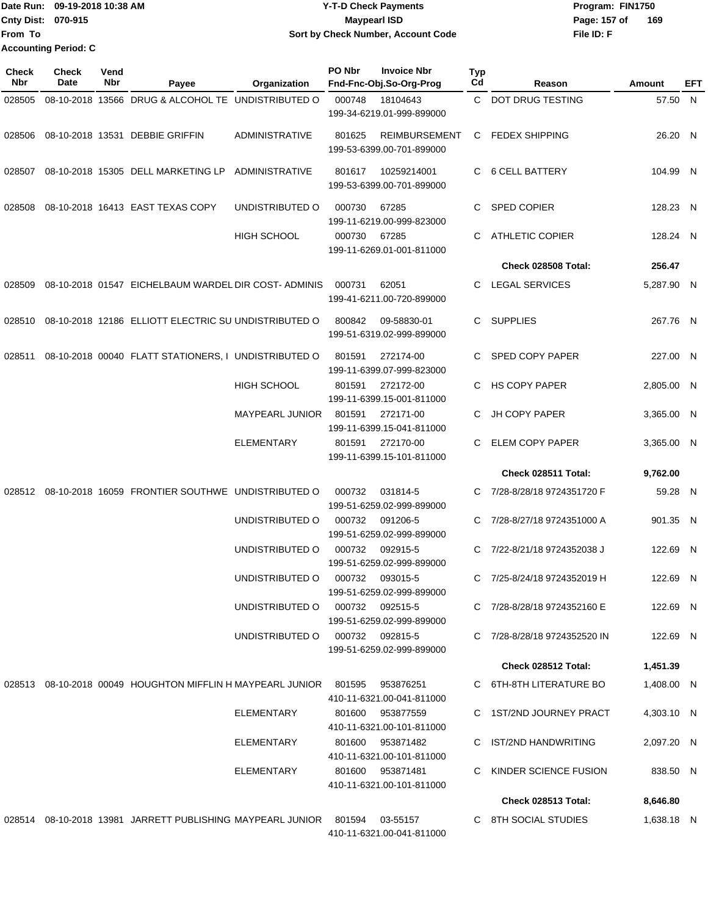Date Run: 09-19-2018 10:38 AM
Cnty Dist: 070-915
From To
Accounting Period: C

**Y-T-D Check Payments**
**Maypearl ISD**
**Sort by Check Number, Account Code**

Program: FIN1750
File ID: F

| Check Nbr | Check Date | Vend Nbr | Payee | Organization | PO Nbr | Invoice Nbr / Fnd-Fnc-Obj.So-Org-Prog | Typ Cd | Reason | Amount | EFT |
|---|---|---|---|---|---|---|---|---|---|---|
| 028505 | 08-10-2018 | 13566 | DRUG & ALCOHOL TE | UNDISTRIBUTED O | 000748 | 18104643 199-34-6219.01-999-899000 | C | DOT DRUG TESTING | 57.50 | N |
| 028506 | 08-10-2018 | 13531 | DEBBIE GRIFFIN | ADMINISTRATIVE | 801625 | REIMBURSEMENT 199-53-6399.00-701-899000 | C | FEDEX SHIPPING | 26.20 | N |
| 028507 | 08-10-2018 | 15305 | DELL MARKETING LP | ADMINISTRATIVE | 801617 | 10259214001 199-53-6399.00-701-899000 | C | 6 CELL BATTERY | 104.99 | N |
| 028508 | 08-10-2018 | 16413 | EAST TEXAS COPY | UNDISTRIBUTED O | 000730 | 67285 199-11-6219.00-999-823000 | C | SPED COPIER | 128.23 | N |
| | | | | HIGH SCHOOL | 000730 | 67285 199-11-6269.01-001-811000 | C | ATHLETIC COPIER | 128.24 | N |
| | | | | | | | | **Check 028508 Total:** | **256.47** | |
| 028509 | 08-10-2018 | 01547 | EICHELBAUM WARDEL | DIR COST- ADMINIS | 000731 | 62051 199-41-6211.00-720-899000 | C | LEGAL SERVICES | 5,287.90 | N |
| 028510 | 08-10-2018 | 12186 | ELLIOTT ELECTRIC SU | UNDISTRIBUTED O | 800842 | 09-58830-01 199-51-6319.02-999-899000 | C | SUPPLIES | 267.76 | N |
| 028511 | 08-10-2018 | 00040 | FLATT STATIONERS, I | UNDISTRIBUTED O | 801591 | 272174-00 199-11-6399.07-999-823000 | C | SPED COPY PAPER | 227.00 | N |
| | | | | HIGH SCHOOL | 801591 | 272172-00 199-11-6399.15-001-811000 | C | HS COPY PAPER | 2,805.00 | N |
| | | | | MAYPEARL JUNIOR | 801591 | 272171-00 199-11-6399.15-041-811000 | C | JH COPY PAPER | 3,365.00 | N |
| | | | | ELEMENTARY | 801591 | 272170-00 199-11-6399.15-101-811000 | C | ELEM COPY PAPER | 3,365.00 | N |
| | | | | | | | | **Check 028511 Total:** | **9,762.00** | |
| 028512 | 08-10-2018 | 16059 | FRONTIER SOUTHWE | UNDISTRIBUTED O | 000732 | 031814-5 199-51-6259.02-999-899000 | C | 7/28-8/28/18 9724351720 F | 59.28 | N |
| | | | | UNDISTRIBUTED O | 000732 | 091206-5 199-51-6259.02-999-899000 | C | 7/28-8/27/18 9724351000 A | 901.35 | N |
| | | | | UNDISTRIBUTED O | 000732 | 092915-5 199-51-6259.02-999-899000 | C | 7/22-8/21/18 9724352038 J | 122.69 | N |
| | | | | UNDISTRIBUTED O | 000732 | 093015-5 199-51-6259.02-999-899000 | C | 7/25-8/24/18 9724352019 H | 122.69 | N |
| | | | | UNDISTRIBUTED O | 000732 | 092515-5 199-51-6259.02-999-899000 | C | 7/28-8/28/18 9724352160 E | 122.69 | N |
| | | | | UNDISTRIBUTED O | 000732 | 092815-5 199-51-6259.02-999-899000 | C | 7/28-8/28/18 9724352520 IN | 122.69 | N |
| | | | | | | | | **Check 028512 Total:** | **1,451.39** | |
| 028513 | 08-10-2018 | 00049 | HOUGHTON MIFFLIN H | MAYPEARL JUNIOR | 801595 | 953876251 410-11-6321.00-041-811000 | C | 6TH-8TH LITERATURE BO | 1,408.00 | N |
| | | | | ELEMENTARY | 801600 | 953877559 410-11-6321.00-101-811000 | C | 1ST/2ND JOURNEY PRACT | 4,303.10 | N |
| | | | | ELEMENTARY | 801600 | 953871482 410-11-6321.00-101-811000 | C | IST/2ND HANDWRITING | 2,097.20 | N |
| | | | | ELEMENTARY | 801600 | 953871481 410-11-6321.00-101-811000 | C | KINDER SCIENCE FUSION | 838.50 | N |
| | | | | | | | | **Check 028513 Total:** | **8,646.80** | |
| 028514 | 08-10-2018 | 13981 | JARRETT PUBLISHING | MAYPEARL JUNIOR | 801594 | 03-55157 410-11-6321.00-041-811000 | C | 8TH SOCIAL STUDIES | 1,638.18 | N |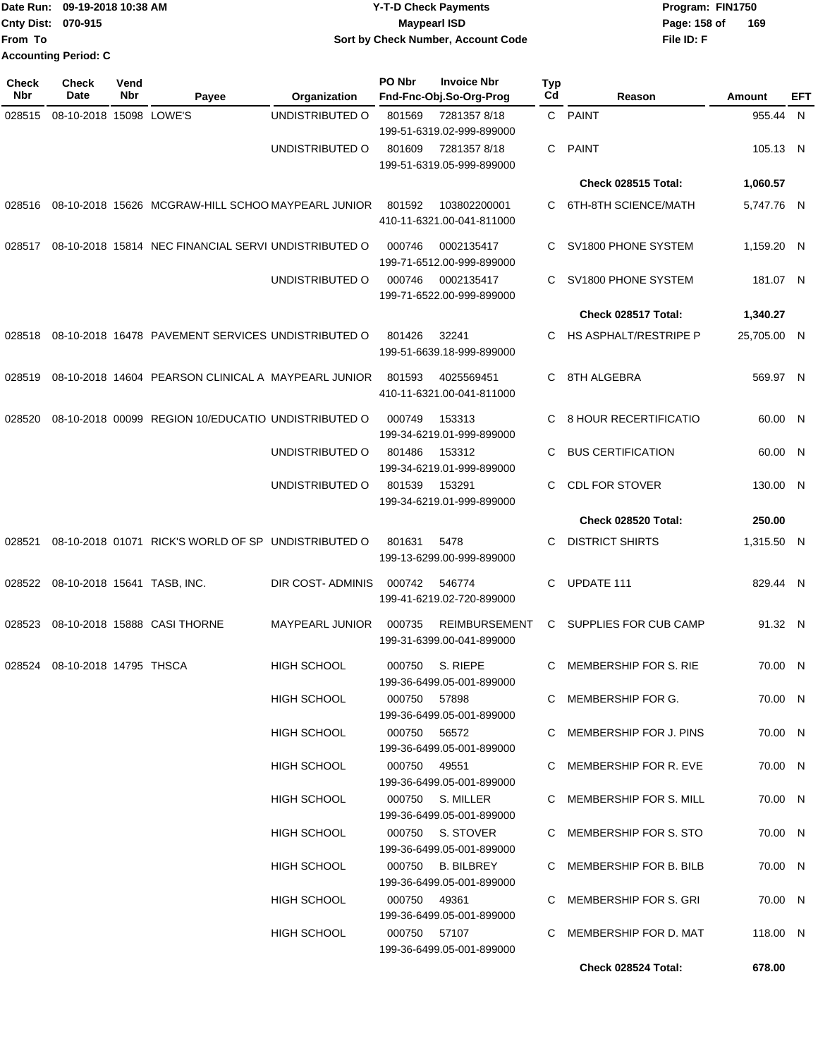Date Run: 09-19-2018 10:38 AM
Cnty Dist: 070-915
From To
Accounting Period: C

# Y-T-D Check Payments
## Maypearl ISD
### Sort by Check Number, Account Code

Program: FIN1750
File ID: F

| Check Nbr | Check Date | Vend Nbr | Payee | Organization | PO Nbr | Invoice Nbr / Fnd-Fnc-Obj.So-Org-Prog | Typ Cd | Reason | Amount | EFT |
|---|---|---|---|---|---|---|---|---|---|---|
| 028515 | 08-10-2018 | 15098 | LOWE'S | UNDISTRIBUTED O | 801569 | 7281357 8/18 199-51-6319.02-999-899000 | C | PAINT | 955.44 | N |
| | | | | UNDISTRIBUTED O | 801609 | 7281357 8/18 199-51-6319.05-999-899000 | C | PAINT | 105.13 | N |
| | | | | | | | | **Check 028515 Total:** | **1,060.57** | |
| 028516 | 08-10-2018 | 15626 | MCGRAW-HILL SCHOO | MAYPEARL JUNIOR | 801592 | 103802200001 410-11-6321.00-041-811000 | C | 6TH-8TH SCIENCE/MATH | 5,747.76 | N |
| 028517 | 08-10-2018 | 15814 | NEC FINANCIAL SERVI | UNDISTRIBUTED O | 000746 | 0002135417 199-71-6512.00-999-899000 | C | SV1800 PHONE SYSTEM | 1,159.20 | N |
| | | | | UNDISTRIBUTED O | 000746 | 0002135417 199-71-6522.00-999-899000 | C | SV1800 PHONE SYSTEM | 181.07 | N |
| | | | | | | | | **Check 028517 Total:** | **1,340.27** | |
| 028518 | 08-10-2018 | 16478 | PAVEMENT SERVICES | UNDISTRIBUTED O | 801426 | 32241 199-51-6639.18-999-899000 | C | HS ASPHALT/RESTRIPE P | 25,705.00 | N |
| 028519 | 08-10-2018 | 14604 | PEARSON CLINICAL A | MAYPEARL JUNIOR | 801593 | 4025569451 410-11-6321.00-041-811000 | C | 8TH ALGEBRA | 569.97 | N |
| 028520 | 08-10-2018 | 00099 | REGION 10/EDUCATIO | UNDISTRIBUTED O | 000749 | 153313 199-34-6219.01-999-899000 | C | 8 HOUR RECERTIFICATIO | 60.00 | N |
| | | | | UNDISTRIBUTED O | 801486 | 153312 199-34-6219.01-999-899000 | C | BUS CERTIFICATION | 60.00 | N |
| | | | | UNDISTRIBUTED O | 801539 | 153291 199-34-6219.01-999-899000 | C | CDL FOR STOVER | 130.00 | N |
| | | | | | | | | **Check 028520 Total:** | **250.00** | |
| 028521 | 08-10-2018 | 01071 | RICK'S WORLD OF SP | UNDISTRIBUTED O | 801631 | 5478 199-13-6299.00-999-899000 | C | DISTRICT SHIRTS | 1,315.50 | N |
| 028522 | 08-10-2018 | 15641 | TASB, INC. | DIR COST- ADMINIS | 000742 | 546774 199-41-6219.02-720-899000 | C | UPDATE 111 | 829.44 | N |
| 028523 | 08-10-2018 | 15888 | CASI THORNE | MAYPEARL JUNIOR | 000735 | REIMBURSEMENT 199-31-6399.00-041-899000 | C | SUPPLIES FOR CUB CAMP | 91.32 | N |
| 028524 | 08-10-2018 | 14795 | THSCA | HIGH SCHOOL | 000750 | S. RIEPE 199-36-6499.05-001-899000 | C | MEMBERSHIP FOR S. RIE | 70.00 | N |
| | | | | HIGH SCHOOL | 000750 | 57898 199-36-6499.05-001-899000 | C | MEMBERSHIP FOR G. | 70.00 | N |
| | | | | HIGH SCHOOL | 000750 | 56572 199-36-6499.05-001-899000 | C | MEMBERSHIP FOR J. PINS | 70.00 | N |
| | | | | HIGH SCHOOL | 000750 | 49551 199-36-6499.05-001-899000 | C | MEMBERSHIP FOR R. EVE | 70.00 | N |
| | | | | HIGH SCHOOL | 000750 | S. MILLER 199-36-6499.05-001-899000 | C | MEMBERSHIP FOR S. MILL | 70.00 | N |
| | | | | HIGH SCHOOL | 000750 | S. STOVER 199-36-6499.05-001-899000 | C | MEMBERSHIP FOR S. STO | 70.00 | N |
| | | | | HIGH SCHOOL | 000750 | B. BILBREY 199-36-6499.05-001-899000 | C | MEMBERSHIP FOR B. BILB | 70.00 | N |
| | | | | HIGH SCHOOL | 000750 | 49361 199-36-6499.05-001-899000 | C | MEMBERSHIP FOR S. GRI | 70.00 | N |
| | | | | HIGH SCHOOL | 000750 | 57107 199-36-6499.05-001-899000 | C | MEMBERSHIP FOR D. MAT | 118.00 | N |
| | | | | | | | | **Check 028524 Total:** | **678.00** | |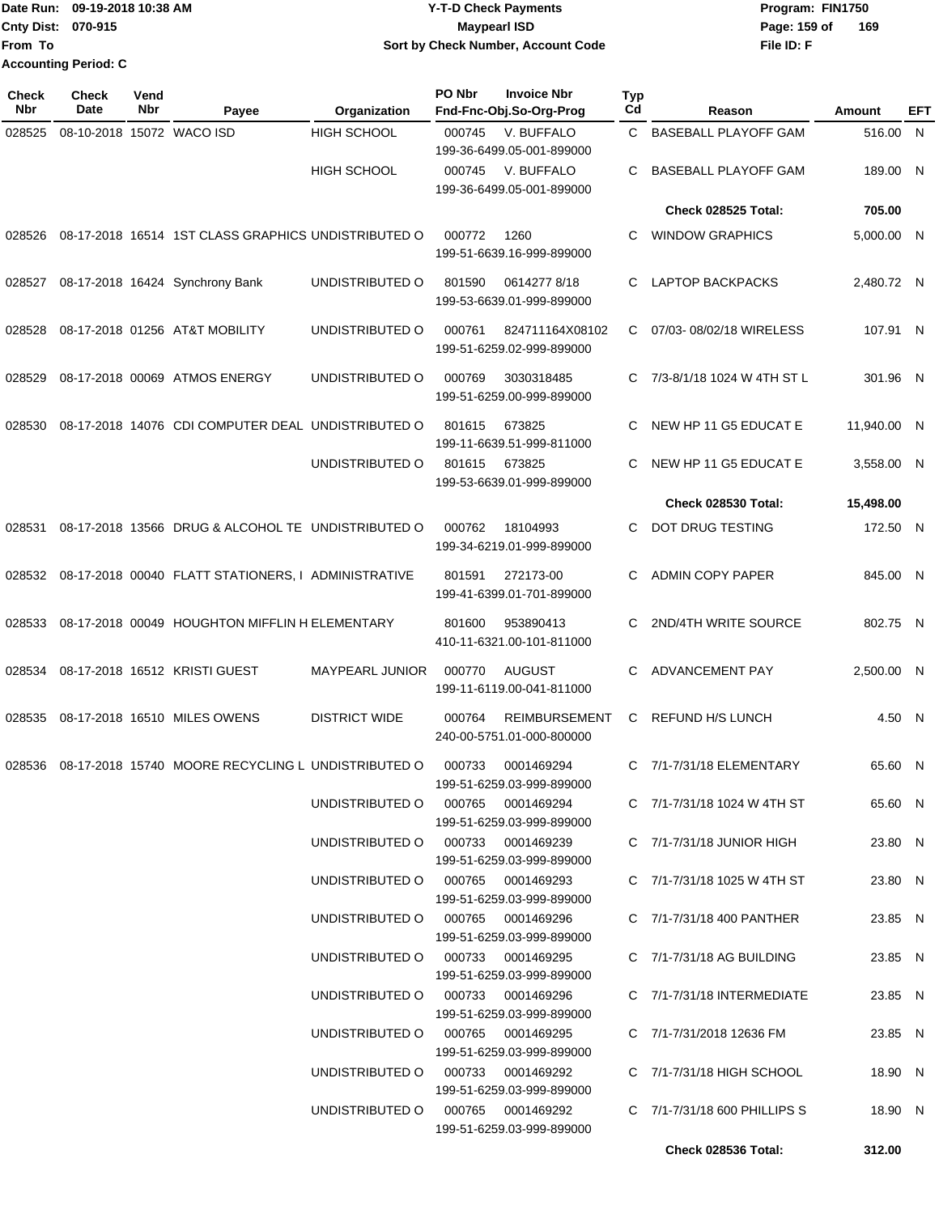Date Run: 09-19-2018 10:38 AM
Cnty Dist: 070-915
From To
Accounting Period: C

# Y-T-D Check Payments
## Maypearl ISD
### Sort by Check Number, Account Code

Program: FIN1750
File ID: F

| Check Nbr | Check Date | Vend Nbr | Payee | Organization | PO Nbr | Invoice Nbr / Fnd-Fnc-Obj.So-Org-Prog | Typ Cd | Reason | Amount | EFT |
|---|---|---|---|---|---|---|---|---|---|---|
| 028525 | 08-10-2018 | 15072 | WACO ISD | HIGH SCHOOL | 000745 | V. BUFFALO 199-36-6499.05-001-899000 | C | BASEBALL PLAYOFF GAM | 516.00 | N |
| | | | | HIGH SCHOOL | 000745 | V. BUFFALO 199-36-6499.05-001-899000 | C | BASEBALL PLAYOFF GAM | 189.00 | N |
| | | | | | | | | **Check 028525 Total:** | **705.00** | |
| 028526 | 08-17-2018 | 16514 | 1ST CLASS GRAPHICS | UNDISTRIBUTED O | 000772 | 1260 199-51-6639.16-999-899000 | C | WINDOW GRAPHICS | 5,000.00 | N |
| 028527 | 08-17-2018 | 16424 | Synchrony Bank | UNDISTRIBUTED O | 801590 | 0614277 8/18 199-53-6639.01-999-899000 | C | LAPTOP BACKPACKS | 2,480.72 | N |
| 028528 | 08-17-2018 | 01256 | AT&T MOBILITY | UNDISTRIBUTED O | 000761 | 824711164X08102 199-51-6259.02-999-899000 | C | 07/03- 08/02/18 WIRELESS | 107.91 | N |
| 028529 | 08-17-2018 | 00069 | ATMOS ENERGY | UNDISTRIBUTED O | 000769 | 3030318485 199-51-6259.00-999-899000 | C | 7/3-8/1/18 1024 W 4TH ST L | 301.96 | N |
| 028530 | 08-17-2018 | 14076 | CDI COMPUTER DEAL | UNDISTRIBUTED O | 801615 | 673825 199-11-6639.51-999-811000 | C | NEW HP 11 G5 EDUCAT E | 11,940.00 | N |
| | | | | UNDISTRIBUTED O | 801615 | 673825 199-53-6639.01-999-899000 | C | NEW HP 11 G5 EDUCAT E | 3,558.00 | N |
| | | | | | | | | **Check 028530 Total:** | **15,498.00** | |
| 028531 | 08-17-2018 | 13566 | DRUG & ALCOHOL TE | UNDISTRIBUTED O | 000762 | 18104993 199-34-6219.01-999-899000 | C | DOT DRUG TESTING | 172.50 | N |
| 028532 | 08-17-2018 | 00040 | FLATT STATIONERS, I | ADMINISTRATIVE | 801591 | 272173-00 199-41-6399.01-701-899000 | C | ADMIN COPY PAPER | 845.00 | N |
| 028533 | 08-17-2018 | 00049 | HOUGHTON MIFFLIN H | ELEMENTARY | 801600 | 953890413 410-11-6321.00-101-811000 | C | 2ND/4TH WRITE SOURCE | 802.75 | N |
| 028534 | 08-17-2018 | 16512 | KRISTI GUEST | MAYPEARL JUNIOR | 000770 | AUGUST 199-11-6119.00-041-811000 | C | ADVANCEMENT PAY | 2,500.00 | N |
| 028535 | 08-17-2018 | 16510 | MILES OWENS | DISTRICT WIDE | 000764 | REIMBURSEMENT 240-00-5751.01-000-800000 | C | REFUND H/S LUNCH | 4.50 | N |
| 028536 | 08-17-2018 | 15740 | MOORE RECYCLING L | UNDISTRIBUTED O | 000733 | 0001469294 199-51-6259.03-999-899000 | C | 7/1-7/31/18 ELEMENTARY | 65.60 | N |
| | | | | UNDISTRIBUTED O | 000765 | 0001469294 199-51-6259.03-999-899000 | C | 7/1-7/31/18 1024 W 4TH ST | 65.60 | N |
| | | | | UNDISTRIBUTED O | 000733 | 0001469239 199-51-6259.03-999-899000 | C | 7/1-7/31/18 JUNIOR HIGH | 23.80 | N |
| | | | | UNDISTRIBUTED O | 000765 | 0001469293 199-51-6259.03-999-899000 | C | 7/1-7/31/18 1025 W 4TH ST | 23.80 | N |
| | | | | UNDISTRIBUTED O | 000765 | 0001469296 199-51-6259.03-999-899000 | C | 7/1-7/31/18 400 PANTHER | 23.85 | N |
| | | | | UNDISTRIBUTED O | 000733 | 0001469295 199-51-6259.03-999-899000 | C | 7/1-7/31/18 AG BUILDING | 23.85 | N |
| | | | | UNDISTRIBUTED O | 000733 | 0001469296 199-51-6259.03-999-899000 | C | 7/1-7/31/18 INTERMEDIATE | 23.85 | N |
| | | | | UNDISTRIBUTED O | 000765 | 0001469295 199-51-6259.03-999-899000 | C | 7/1-7/31/2018 12636 FM | 23.85 | N |
| | | | | UNDISTRIBUTED O | 000733 | 0001469292 199-51-6259.03-999-899000 | C | 7/1-7/31/18 HIGH SCHOOL | 18.90 | N |
| | | | | UNDISTRIBUTED O | 000765 | 0001469292 199-51-6259.03-999-899000 | C | 7/1-7/31/18 600 PHILLIPS S | 18.90 | N |
| | | | | | | | | **Check 028536 Total:** | **312.00** | |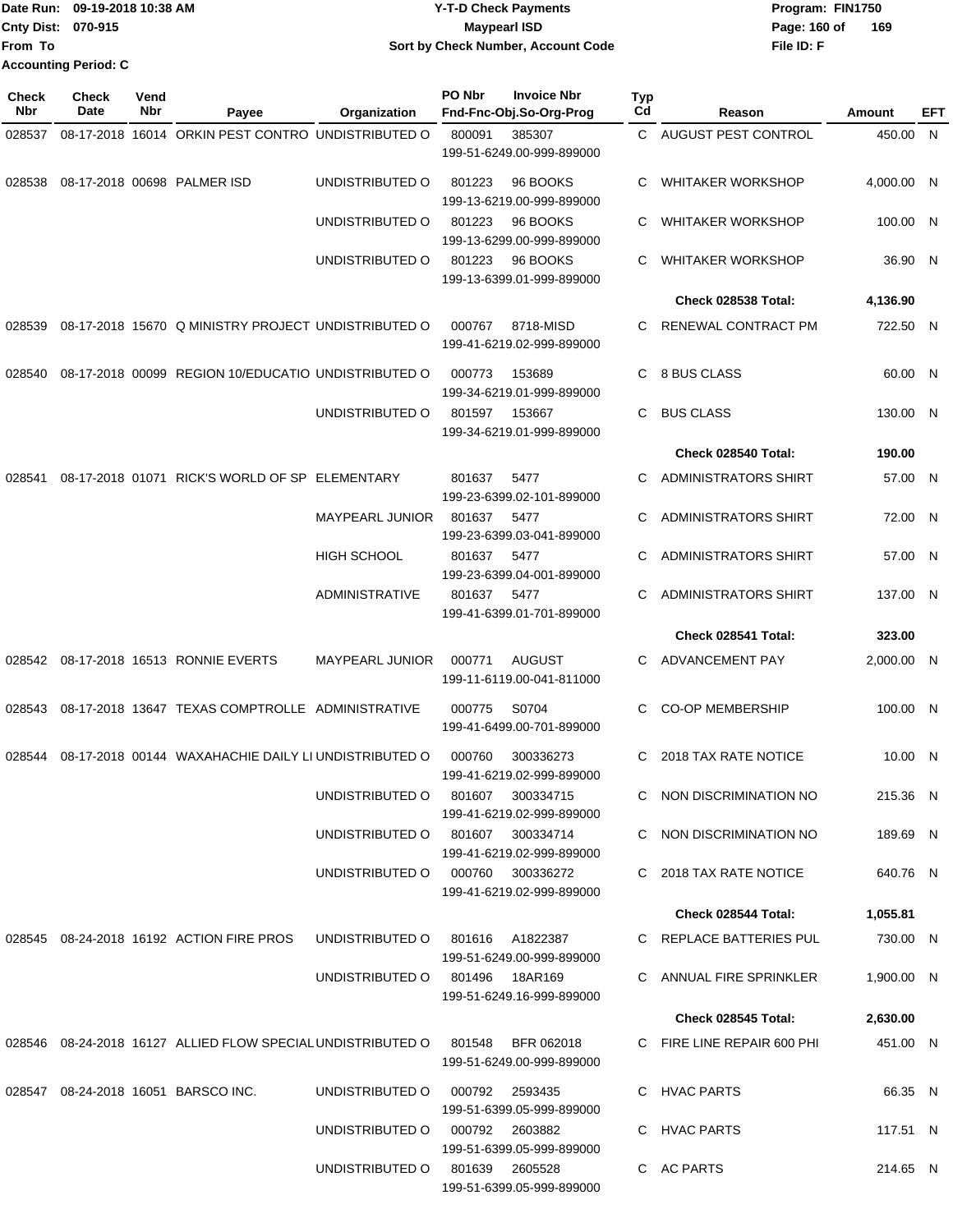Date Run: 09-19-2018 10:38 AM
Cnty Dist: 070-915
From To
Accounting Period: C

# Y-T-D Check Payments
## Maypearl ISD
### Sort by Check Number, Account Code

Program: FIN1750
File ID: F

| Check Nbr | Check Date | Vend Nbr | Payee | Organization | PO Nbr | Invoice Nbr Fnd-Fnc-Obj.So-Org-Prog | Typ Cd | Reason | Amount | EFT |
|---|---|---|---|---|---|---|---|---|---|---|
| 028537 | 08-17-2018 | 16014 | ORKIN PEST CONTRO | UNDISTRIBUTED O | 800091 | 385307 199-51-6249.00-999-899000 | C | AUGUST PEST CONTROL | 450.00 | N |
| 028538 | 08-17-2018 | 00698 | PALMER ISD | UNDISTRIBUTED O | 801223 | 96 BOOKS 199-13-6219.00-999-899000 | C | WHITAKER WORKSHOP | 4,000.00 | N |
| | | | | UNDISTRIBUTED O | 801223 | 96 BOOKS 199-13-6299.00-999-899000 | C | WHITAKER WORKSHOP | 100.00 | N |
| | | | | UNDISTRIBUTED O | 801223 | 96 BOOKS 199-13-6399.01-999-899000 | C | WHITAKER WORKSHOP | 36.90 | N |
| | | | | | | | | **Check 028538 Total:** | **4,136.90** | |
| 028539 | 08-17-2018 | 15670 | Q MINISTRY PROJECT | UNDISTRIBUTED O | 000767 | 8718-MISD 199-41-6219.02-999-899000 | C | RENEWAL CONTRACT PM | 722.50 | N |
| 028540 | 08-17-2018 | 00099 | REGION 10/EDUCATIO | UNDISTRIBUTED O | 000773 | 153689 199-34-6219.01-999-899000 | C | 8 BUS CLASS | 60.00 | N |
| | | | | UNDISTRIBUTED O | 801597 | 153667 199-34-6219.01-999-899000 | C | BUS CLASS | 130.00 | N |
| | | | | | | | | **Check 028540 Total:** | **190.00** | |
| 028541 | 08-17-2018 | 01071 | RICK'S WORLD OF SP | ELEMENTARY | 801637 | 5477 199-23-6399.02-101-899000 | C | ADMINISTRATORS SHIRT | 57.00 | N |
| | | | | MAYPEARL JUNIOR | 801637 | 5477 199-23-6399.03-041-899000 | C | ADMINISTRATORS SHIRT | 72.00 | N |
| | | | | HIGH SCHOOL | 801637 | 5477 199-23-6399.04-001-899000 | C | ADMINISTRATORS SHIRT | 57.00 | N |
| | | | | ADMINISTRATIVE | 801637 | 5477 199-41-6399.01-701-899000 | C | ADMINISTRATORS SHIRT | 137.00 | N |
| | | | | | | | | **Check 028541 Total:** | **323.00** | |
| 028542 | 08-17-2018 | 16513 | RONNIE EVERTS | MAYPEARL JUNIOR | 000771 | AUGUST 199-11-6119.00-041-811000 | C | ADVANCEMENT PAY | 2,000.00 | N |
| 028543 | 08-17-2018 | 13647 | TEXAS COMPTROLLE | ADMINISTRATIVE | 000775 | S0704 199-41-6499.00-701-899000 | C | CO-OP MEMBERSHIP | 100.00 | N |
| 028544 | 08-17-2018 | 00144 | WAXAHACHIE DAILY LI | UNDISTRIBUTED O | 000760 | 300336273 199-41-6219.02-999-899000 | C | 2018 TAX RATE NOTICE | 10.00 | N |
| | | | | UNDISTRIBUTED O | 801607 | 300334715 199-41-6219.02-999-899000 | C | NON DISCRIMINATION NO | 215.36 | N |
| | | | | UNDISTRIBUTED O | 801607 | 300334714 199-41-6219.02-999-899000 | C | NON DISCRIMINATION NO | 189.69 | N |
| | | | | UNDISTRIBUTED O | 000760 | 300336272 199-41-6219.02-999-899000 | C | 2018 TAX RATE NOTICE | 640.76 | N |
| | | | | | | | | **Check 028544 Total:** | **1,055.81** | |
| 028545 | 08-24-2018 | 16192 | ACTION FIRE PROS | UNDISTRIBUTED O | 801616 | A1822387 199-51-6249.00-999-899000 | C | REPLACE BATTERIES PUL | 730.00 | N |
| | | | | UNDISTRIBUTED O | 801496 | 18AR169 199-51-6249.16-999-899000 | C | ANNUAL FIRE SPRINKLER | 1,900.00 | N |
| | | | | | | | | **Check 028545 Total:** | **2,630.00** | |
| 028546 | 08-24-2018 | 16127 | ALLIED FLOW SPECIAL | UNDISTRIBUTED O | 801548 | BFR 062018 199-51-6249.00-999-899000 | C | FIRE LINE REPAIR 600 PHI | 451.00 | N |
| 028547 | 08-24-2018 | 16051 | BARSCO INC. | UNDISTRIBUTED O | 000792 | 2593435 199-51-6399.05-999-899000 | C | HVAC PARTS | 66.35 | N |
| | | | | UNDISTRIBUTED O | 000792 | 2603882 199-51-6399.05-999-899000 | C | HVAC PARTS | 117.51 | N |
| | | | | UNDISTRIBUTED O | 801639 | 2605528 199-51-6399.05-999-899000 | C | AC PARTS | 214.65 | N |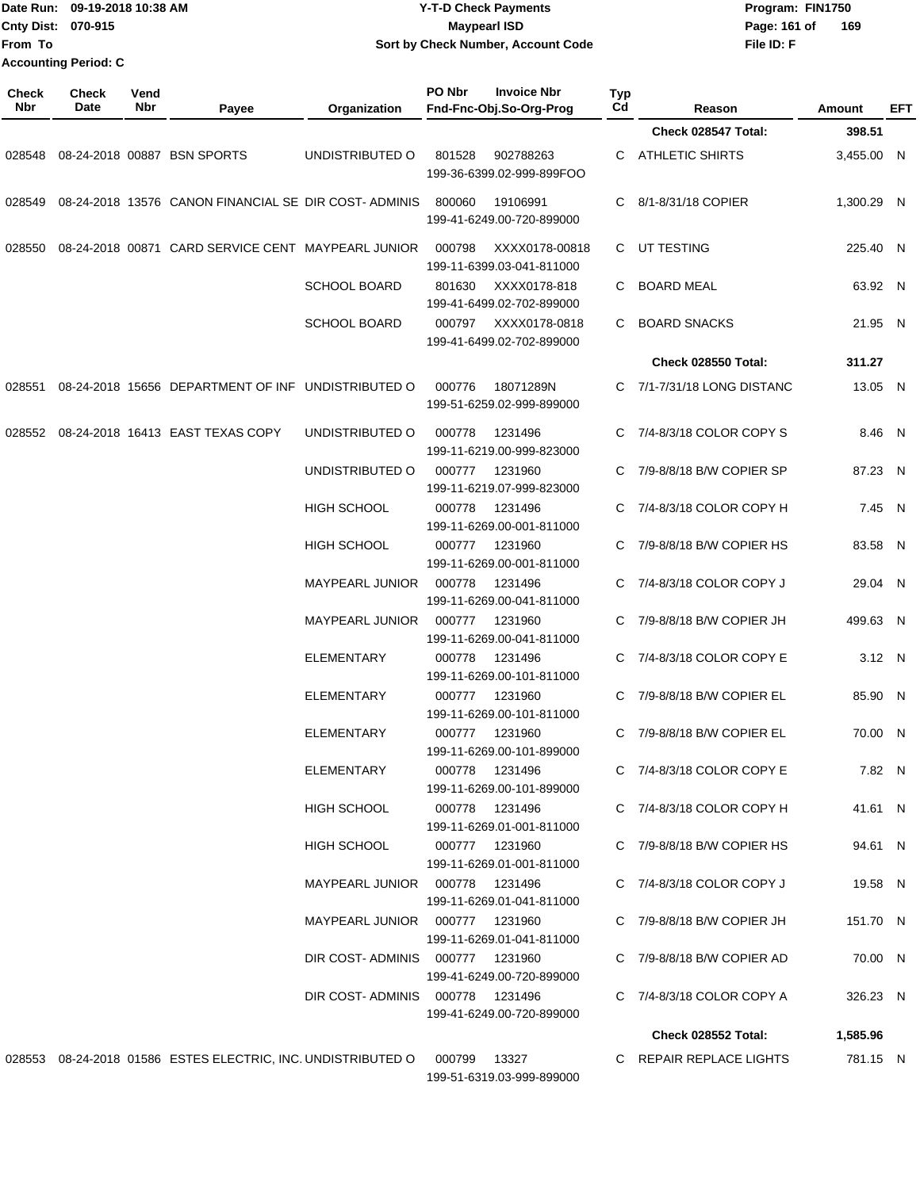Date Run: 09-19-2018 10:38 AM
Cnty Dist: 070-915
From To
Accounting Period: C

**Y-T-D Check Payments**
**Maypearl ISD**
**Sort by Check Number, Account Code**

Program: FIN1750
File ID: F

| Check Nbr | Check Date | Vend Nbr | Payee | Organization | PO Nbr | Invoice Nbr / Fnd-Fnc-Obj.So-Org-Prog | Typ Cd | Reason | Amount | EFT |
|---|---|---|---|---|---|---|---|---|---|---|
| | | | | | | | | **Check 028547 Total:** | **398.51** | |
| 028548 | 08-24-2018 | 00887 | BSN SPORTS | UNDISTRIBUTED O | 801528 | 902788263 / 199-36-6399.02-999-899FOO | C | ATHLETIC SHIRTS | 3,455.00 | N |
| 028549 | 08-24-2018 | 13576 | CANON FINANCIAL SE | DIR COST- ADMINIS | 800060 | 19106991 / 199-41-6249.00-720-899000 | C | 8/1-8/31/18 COPIER | 1,300.29 | N |
| 028550 | 08-24-2018 | 00871 | CARD SERVICE CENT | MAYPEARL JUNIOR | 000798 | XXXX0178-00818 / 199-11-6399.03-041-811000 | C | UT TESTING | 225.40 | N |
| | | | | SCHOOL BOARD | 801630 | XXXX0178-818 / 199-41-6499.02-702-899000 | C | BOARD MEAL | 63.92 | N |
| | | | | SCHOOL BOARD | 000797 | XXXX0178-0818 / 199-41-6499.02-702-899000 | C | BOARD SNACKS | 21.95 | N |
| | | | | | | | | **Check 028550 Total:** | **311.27** | |
| 028551 | 08-24-2018 | 15656 | DEPARTMENT OF INF | UNDISTRIBUTED O | 000776 | 18071289N / 199-51-6259.02-999-899000 | C | 7/1-7/31/18 LONG DISTANC | 13.05 | N |
| 028552 | 08-24-2018 | 16413 | EAST TEXAS COPY | UNDISTRIBUTED O | 000778 | 1231496 / 199-11-6219.00-999-823000 | C | 7/4-8/3/18 COLOR COPY S | 8.46 | N |
| | | | | UNDISTRIBUTED O | 000777 | 1231960 / 199-11-6219.07-999-823000 | C | 7/9-8/8/18 B/W COPIER SP | 87.23 | N |
| | | | | HIGH SCHOOL | 000778 | 1231496 / 199-11-6269.00-001-811000 | C | 7/4-8/3/18 COLOR COPY H | 7.45 | N |
| | | | | HIGH SCHOOL | 000777 | 1231960 / 199-11-6269.00-001-811000 | C | 7/9-8/8/18 B/W COPIER HS | 83.58 | N |
| | | | | MAYPEARL JUNIOR | 000778 | 1231496 / 199-11-6269.00-041-811000 | C | 7/4-8/3/18 COLOR COPY J | 29.04 | N |
| | | | | MAYPEARL JUNIOR | 000777 | 1231960 / 199-11-6269.00-041-811000 | C | 7/9-8/8/18 B/W COPIER JH | 499.63 | N |
| | | | | ELEMENTARY | 000778 | 1231496 / 199-11-6269.00-101-811000 | C | 7/4-8/3/18 COLOR COPY E | 3.12 | N |
| | | | | ELEMENTARY | 000777 | 1231960 / 199-11-6269.00-101-811000 | C | 7/9-8/8/18 B/W COPIER EL | 85.90 | N |
| | | | | ELEMENTARY | 000777 | 1231960 / 199-11-6269.00-101-899000 | C | 7/9-8/8/18 B/W COPIER EL | 70.00 | N |
| | | | | ELEMENTARY | 000778 | 1231496 / 199-11-6269.00-101-899000 | C | 7/4-8/3/18 COLOR COPY E | 7.82 | N |
| | | | | HIGH SCHOOL | 000778 | 1231496 / 199-11-6269.01-001-811000 | C | 7/4-8/3/18 COLOR COPY H | 41.61 | N |
| | | | | HIGH SCHOOL | 000777 | 1231960 / 199-11-6269.01-001-811000 | C | 7/9-8/8/18 B/W COPIER HS | 94.61 | N |
| | | | | MAYPEARL JUNIOR | 000778 | 1231496 / 199-11-6269.01-041-811000 | C | 7/4-8/3/18 COLOR COPY J | 19.58 | N |
| | | | | MAYPEARL JUNIOR | 000777 | 1231960 / 199-11-6269.01-041-811000 | C | 7/9-8/8/18 B/W COPIER JH | 151.70 | N |
| | | | | DIR COST- ADMINIS | 000777 | 1231960 / 199-41-6249.00-720-899000 | C | 7/9-8/8/18 B/W COPIER AD | 70.00 | N |
| | | | | DIR COST- ADMINIS | 000778 | 1231496 / 199-41-6249.00-720-899000 | C | 7/4-8/3/18 COLOR COPY A | 326.23 | N |
| | | | | | | | | **Check 028552 Total:** | **1,585.96** | |
| 028553 | 08-24-2018 | 01586 | ESTES ELECTRIC, INC. | UNDISTRIBUTED O | 000799 | 13327 / 199-51-6319.03-999-899000 | C | REPAIR REPLACE LIGHTS | 781.15 | N |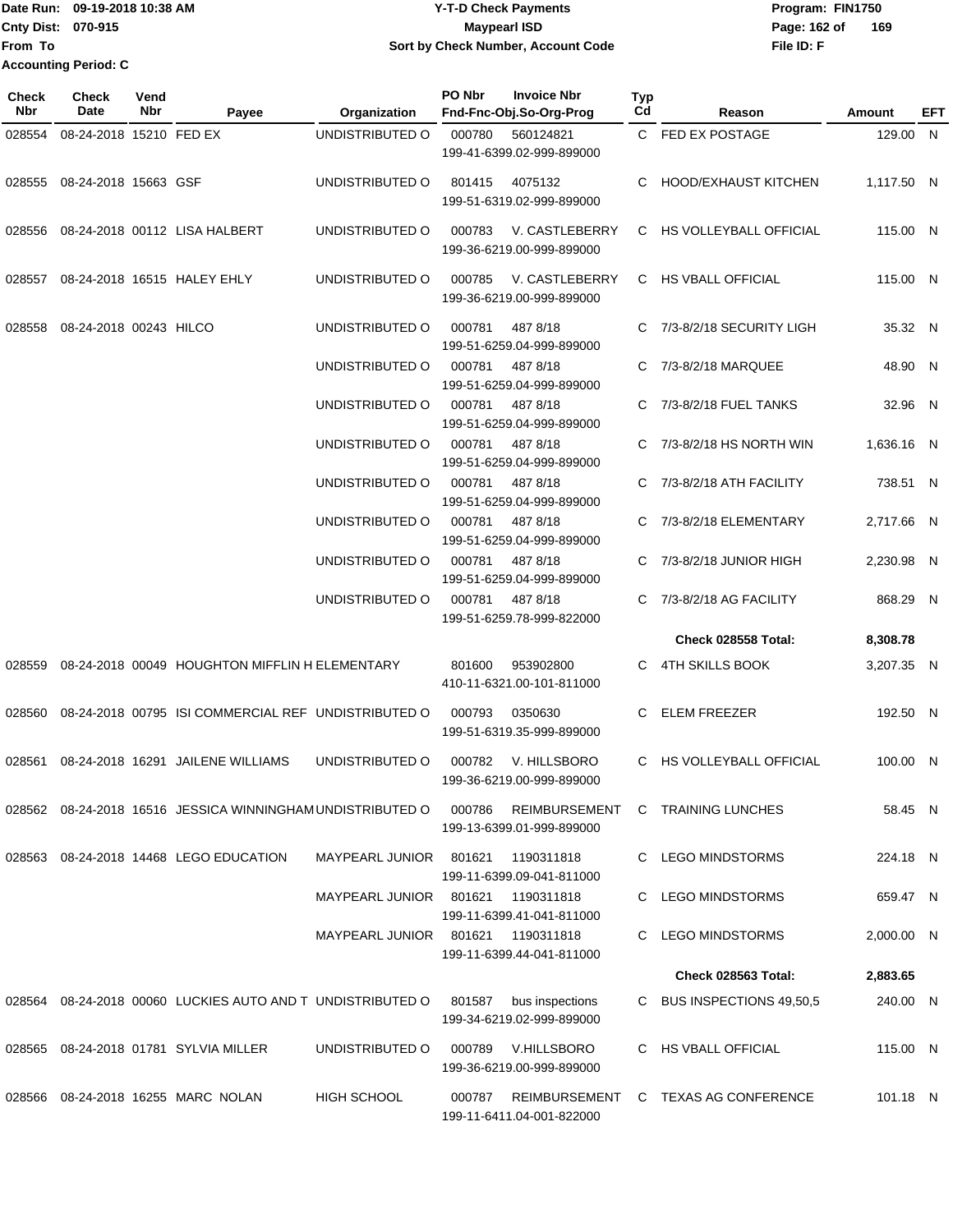Date Run: 09-19-2018 10:38 AM
Cnty Dist: 070-915
From To
Accounting Period: C

# Y-T-D Check Payments
## Maypearl ISD
### Sort by Check Number, Account Code

Program: FIN1750
Page: 162 of 169
File ID: F

| Check Nbr | Check Date | Vend Nbr | Payee | Organization | PO Nbr | Invoice Nbr / Fnd-Fnc-Obj.So-Org-Prog | Typ Cd | Reason | Amount | EFT |
|---|---|---|---|---|---|---|---|---|---|---|
| 028554 | 08-24-2018 | 15210 | FED EX | UNDISTRIBUTED O | 000780 | 560124821 199-41-6399.02-999-899000 | C | FED EX POSTAGE | 129.00 | N |
| 028555 | 08-24-2018 | 15663 | GSF | UNDISTRIBUTED O | 801415 | 4075132 199-51-6319.02-999-899000 | C | HOOD/EXHAUST KITCHEN | 1,117.50 | N |
| 028556 | 08-24-2018 | 00112 | LISA HALBERT | UNDISTRIBUTED O | 000783 | V. CASTLEBERRY 199-36-6219.00-999-899000 | C | HS VOLLEYBALL OFFICIAL | 115.00 | N |
| 028557 | 08-24-2018 | 16515 | HALEY EHLY | UNDISTRIBUTED O | 000785 | V. CASTLEBERRY 199-36-6219.00-999-899000 | C | HS VBALL OFFICIAL | 115.00 | N |
| 028558 | 08-24-2018 | 00243 | HILCO | UNDISTRIBUTED O | 000781 | 487 8/18 199-51-6259.04-999-899000 | C | 7/3-8/2/18 SECURITY LIGH | 35.32 | N |
| | | | | UNDISTRIBUTED O | 000781 | 487 8/18 199-51-6259.04-999-899000 | C | 7/3-8/2/18 MARQUEE | 48.90 | N |
| | | | | UNDISTRIBUTED O | 000781 | 487 8/18 199-51-6259.04-999-899000 | C | 7/3-8/2/18 FUEL TANKS | 32.96 | N |
| | | | | UNDISTRIBUTED O | 000781 | 487 8/18 199-51-6259.04-999-899000 | C | 7/3-8/2/18 HS NORTH WIN | 1,636.16 | N |
| | | | | UNDISTRIBUTED O | 000781 | 487 8/18 199-51-6259.04-999-899000 | C | 7/3-8/2/18 ATH FACILITY | 738.51 | N |
| | | | | UNDISTRIBUTED O | 000781 | 487 8/18 199-51-6259.04-999-899000 | C | 7/3-8/2/18 ELEMENTARY | 2,717.66 | N |
| | | | | UNDISTRIBUTED O | 000781 | 487 8/18 199-51-6259.04-999-899000 | C | 7/3-8/2/18 JUNIOR HIGH | 2,230.98 | N |
| | | | | UNDISTRIBUTED O | 000781 | 487 8/18 199-51-6259.78-999-822000 | C | 7/3-8/2/18 AG FACILITY | 868.29 | N |
| | | | | | | | | **Check 028558 Total:** | **8,308.78** | |
| 028559 | 08-24-2018 | 00049 | HOUGHTON MIFFLIN H | ELEMENTARY | 801600 | 953902800 410-11-6321.00-101-811000 | C | 4TH SKILLS BOOK | 3,207.35 | N |
| 028560 | 08-24-2018 | 00795 | ISI COMMERCIAL REF | UNDISTRIBUTED O | 000793 | 0350630 199-51-6319.35-999-899000 | C | ELEM FREEZER | 192.50 | N |
| 028561 | 08-24-2018 | 16291 | JAILENE WILLIAMS | UNDISTRIBUTED O | 000782 | V. HILLSBORO 199-36-6219.00-999-899000 | C | HS VOLLEYBALL OFFICIAL | 100.00 | N |
| 028562 | 08-24-2018 | 16516 | JESSICA WINNINGHAM | UNDISTRIBUTED O | 000786 | REIMBURSEMENT 199-13-6399.01-999-899000 | C | TRAINING LUNCHES | 58.45 | N |
| 028563 | 08-24-2018 | 14468 | LEGO EDUCATION | MAYPEARL JUNIOR | 801621 | 1190311818 199-11-6399.09-041-811000 | C | LEGO MINDSTORMS | 224.18 | N |
| | | | | MAYPEARL JUNIOR | 801621 | 1190311818 199-11-6399.41-041-811000 | C | LEGO MINDSTORMS | 659.47 | N |
| | | | | MAYPEARL JUNIOR | 801621 | 1190311818 199-11-6399.44-041-811000 | C | LEGO MINDSTORMS | 2,000.00 | N |
| | | | | | | | | **Check 028563 Total:** | **2,883.65** | |
| 028564 | 08-24-2018 | 00060 | LUCKIES AUTO AND T | UNDISTRIBUTED O | 801587 | bus inspections 199-34-6219.02-999-899000 | C | BUS INSPECTIONS 49,50,5 | 240.00 | N |
| 028565 | 08-24-2018 | 01781 | SYLVIA MILLER | UNDISTRIBUTED O | 000789 | V.HILLSBORO 199-36-6219.00-999-899000 | C | HS VBALL OFFICIAL | 115.00 | N |
| 028566 | 08-24-2018 | 16255 | MARC NOLAN | HIGH SCHOOL | 000787 | REIMBURSEMENT 199-11-6411.04-001-822000 | C | TEXAS AG CONFERENCE | 101.18 | N |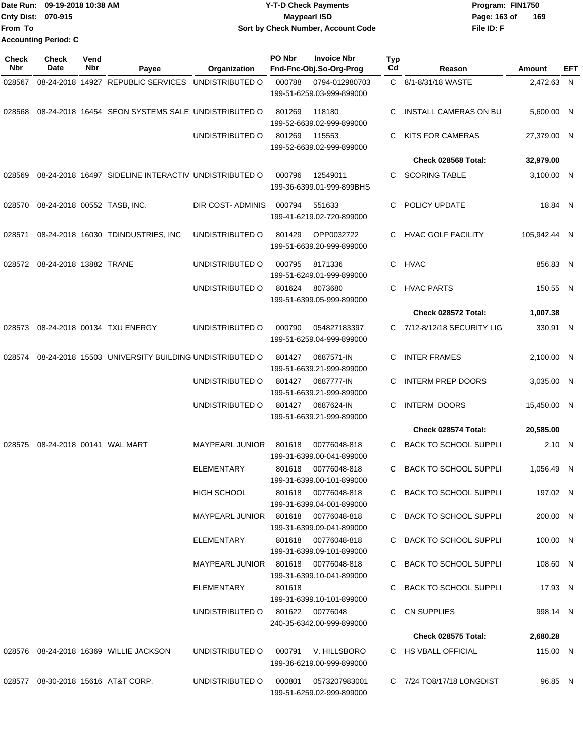Date Run: 09-19-2018 10:38 AM
Cnty Dist: 070-915
From To
Accounting Period: C

**Y-T-D Check Payments**
**Maypearl ISD**
**Sort by Check Number, Account Code**

Program: FIN1750
File ID: F

| Check Nbr | Check Date | Vend Nbr | Payee | Organization | PO Nbr | Invoice Nbr / Fnd-Fnc-Obj.So-Org-Prog | Typ Cd | Reason | Amount | EFT |
|---|---|---|---|---|---|---|---|---|---|---|
| 028567 | 08-24-2018 | 14927 | REPUBLIC SERVICES | UNDISTRIBUTED O | 000788 | 0794-012980703 199-51-6259.03-999-899000 | C | 8/1-8/31/18 WASTE | 2,472.63 | N |
| 028568 | 08-24-2018 | 16454 | SEON SYSTEMS SALE | UNDISTRIBUTED O | 801269 | 118180 199-52-6639.02-999-899000 | C | INSTALL CAMERAS ON BU | 5,600.00 | N |
| | | | | UNDISTRIBUTED O | 801269 | 115553 199-52-6639.02-999-899000 | C | KITS FOR CAMERAS | 27,379.00 | N |
| | | | | | | | | **Check 028568 Total:** | **32,979.00** | |
| 028569 | 08-24-2018 | 16497 | SIDELINE INTERACTIV | UNDISTRIBUTED O | 000796 | 12549011 199-36-6399.01-999-899BHS | C | SCORING TABLE | 3,100.00 | N |
| 028570 | 08-24-2018 | 00552 | TASB, INC. | DIR COST- ADMINIS | 000794 | 551633 199-41-6219.02-720-899000 | C | POLICY UPDATE | 18.84 | N |
| 028571 | 08-24-2018 | 16030 | TDINDUSTRIES, INC | UNDISTRIBUTED O | 801429 | OPP0032722 199-51-6639.20-999-899000 | C | HVAC GOLF FACILITY | 105,942.44 | N |
| 028572 | 08-24-2018 | 13882 | TRANE | UNDISTRIBUTED O | 000795 | 8171336 199-51-6249.01-999-899000 | C | HVAC | 856.83 | N |
| | | | | UNDISTRIBUTED O | 801624 | 8073680 199-51-6399.05-999-899000 | C | HVAC PARTS | 150.55 | N |
| | | | | | | | | **Check 028572 Total:** | **1,007.38** | |
| 028573 | 08-24-2018 | 00134 | TXU ENERGY | UNDISTRIBUTED O | 000790 | 054827183397 199-51-6259.04-999-899000 | C | 7/12-8/12/18 SECURITY LIG | 330.91 | N |
| 028574 | 08-24-2018 | 15503 | UNIVERSITY BUILDING | UNDISTRIBUTED O | 801427 | 0687571-IN 199-51-6639.21-999-899000 | C | INTER FRAMES | 2,100.00 | N |
| | | | | UNDISTRIBUTED O | 801427 | 0687777-IN 199-51-6639.21-999-899000 | C | INTERM PREP DOORS | 3,035.00 | N |
| | | | | UNDISTRIBUTED O | 801427 | 0687624-IN 199-51-6639.21-999-899000 | C | INTERM DOORS | 15,450.00 | N |
| | | | | | | | | **Check 028574 Total:** | **20,585.00** | |
| 028575 | 08-24-2018 | 00141 | WAL MART | MAYPEARL JUNIOR | 801618 | 00776048-818 199-31-6399.00-041-899000 | C | BACK TO SCHOOL SUPPLI | 2.10 | N |
| | | | | ELEMENTARY | 801618 | 00776048-818 199-31-6399.00-101-899000 | C | BACK TO SCHOOL SUPPLI | 1,056.49 | N |
| | | | | HIGH SCHOOL | 801618 | 00776048-818 199-31-6399.04-001-899000 | C | BACK TO SCHOOL SUPPLI | 197.02 | N |
| | | | | MAYPEARL JUNIOR | 801618 | 00776048-818 199-31-6399.09-041-899000 | C | BACK TO SCHOOL SUPPLI | 200.00 | N |
| | | | | ELEMENTARY | 801618 | 00776048-818 199-31-6399.09-101-899000 | C | BACK TO SCHOOL SUPPLI | 100.00 | N |
| | | | | MAYPEARL JUNIOR | 801618 | 00776048-818 199-31-6399.10-041-899000 | C | BACK TO SCHOOL SUPPLI | 108.60 | N |
| | | | | ELEMENTARY | 801618 | 199-31-6399.10-101-899000 | C | BACK TO SCHOOL SUPPLI | 17.93 | N |
| | | | | UNDISTRIBUTED O | 801622 | 00776048 240-35-6342.00-999-899000 | C | CN SUPPLIES | 998.14 | N |
| | | | | | | | | **Check 028575 Total:** | **2,680.28** | |
| 028576 | 08-24-2018 | 16369 | WILLIE JACKSON | UNDISTRIBUTED O | 000791 | V. HILLSBORO 199-36-6219.00-999-899000 | C | HS VBALL OFFICIAL | 115.00 | N |
| 028577 | 08-30-2018 | 15616 | AT&T CORP. | UNDISTRIBUTED O | 000801 | 0573207983001 199-51-6259.02-999-899000 | C | 7/24 TO8/17/18 LONGDIST | 96.85 | N |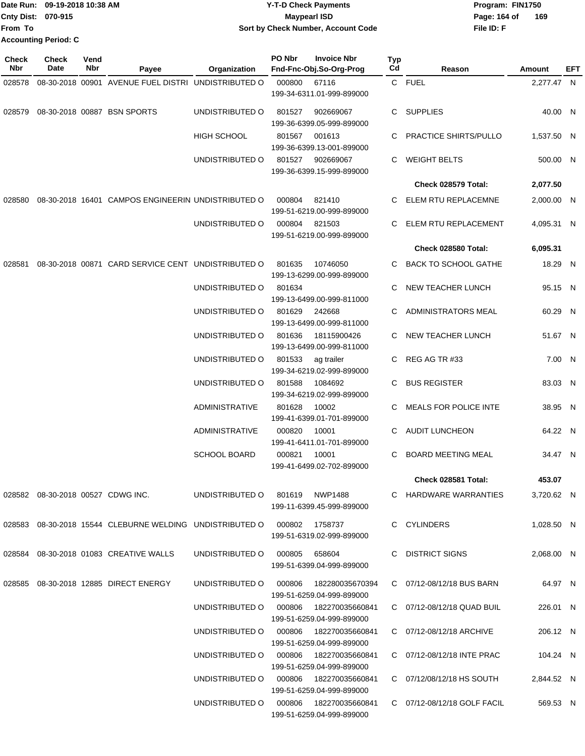Date Run: 09-19-2018 10:38 AM
Cnty Dist: 070-915
From To
Accounting Period: C

# Y-T-D Check Payments
## Maypearl ISD
### Sort by Check Number, Account Code

Program: FIN1750
File ID: F

| Check Nbr | Check Date | Vend Nbr | Payee | Organization | PO Nbr | Invoice Nbr / Fnd-Fnc-Obj.So-Org-Prog | Typ Cd | Reason | Amount | EFT |
|---|---|---|---|---|---|---|---|---|---|---|
| 028578 | 08-30-2018 | 00901 | AVENUE FUEL DISTRI | UNDISTRIBUTED O | 000800 | 67116 199-34-6311.01-999-899000 | C | FUEL | 2,277.47 | N |
| 028579 | 08-30-2018 | 00887 | BSN SPORTS | UNDISTRIBUTED O | 801527 | 902669067 199-36-6399.05-999-899000 | C | SUPPLIES | 40.00 | N |
| | | | | HIGH SCHOOL | 801567 | 001613 199-36-6399.13-001-899000 | C | PRACTICE SHIRTS/PULLO | 1,537.50 | N |
| | | | | UNDISTRIBUTED O | 801527 | 902669067 199-36-6399.15-999-899000 | C | WEIGHT BELTS | 500.00 | N |
| | | | | | | | | **Check 028579 Total:** | **2,077.50** | |
| 028580 | 08-30-2018 | 16401 | CAMPOS ENGINEERIN | UNDISTRIBUTED O | 000804 | 821410 199-51-6219.00-999-899000 | C | ELEM RTU REPLACEMNE | 2,000.00 | N |
| | | | | UNDISTRIBUTED O | 000804 | 821503 199-51-6219.00-999-899000 | C | ELEM RTU REPLACEMENT | 4,095.31 | N |
| | | | | | | | | **Check 028580 Total:** | **6,095.31** | |
| 028581 | 08-30-2018 | 00871 | CARD SERVICE CENT | UNDISTRIBUTED O | 801635 | 10746050 199-13-6299.00-999-899000 | C | BACK TO SCHOOL GATHE | 18.29 | N |
| | | | | UNDISTRIBUTED O | 801634 | 199-13-6499.00-999-811000 | C | NEW TEACHER LUNCH | 95.15 | N |
| | | | | UNDISTRIBUTED O | 801629 | 242668 199-13-6499.00-999-811000 | C | ADMINISTRATORS MEAL | 60.29 | N |
| | | | | UNDISTRIBUTED O | 801636 | 18115900426 199-13-6499.00-999-811000 | C | NEW TEACHER LUNCH | 51.67 | N |
| | | | | UNDISTRIBUTED O | 801533 | ag trailer 199-34-6219.02-999-899000 | C | REG AG TR #33 | 7.00 | N |
| | | | | UNDISTRIBUTED O | 801588 | 1084692 199-34-6219.02-999-899000 | C | BUS REGISTER | 83.03 | N |
| | | | | ADMINISTRATIVE | 801628 | 10002 199-41-6399.01-701-899000 | C | MEALS FOR POLICE INTE | 38.95 | N |
| | | | | ADMINISTRATIVE | 000820 | 10001 199-41-6411.01-701-899000 | C | AUDIT LUNCHEON | 64.22 | N |
| | | | | SCHOOL BOARD | 000821 | 10001 199-41-6499.02-702-899000 | C | BOARD MEETING MEAL | 34.47 | N |
| | | | | | | | | **Check 028581 Total:** | **453.07** | |
| 028582 | 08-30-2018 | 00527 | CDWG INC. | UNDISTRIBUTED O | 801619 | NWP1488 199-11-6399.45-999-899000 | C | HARDWARE WARRANTIES | 3,720.62 | N |
| 028583 | 08-30-2018 | 15544 | CLEBURNE WELDING | UNDISTRIBUTED O | 000802 | 1758737 199-51-6319.02-999-899000 | C | CYLINDERS | 1,028.50 | N |
| 028584 | 08-30-2018 | 01083 | CREATIVE WALLS | UNDISTRIBUTED O | 000805 | 658604 199-51-6399.04-999-899000 | C | DISTRICT SIGNS | 2,068.00 | N |
| 028585 | 08-30-2018 | 12885 | DIRECT ENERGY | UNDISTRIBUTED O | 000806 | 182280035670394 199-51-6259.04-999-899000 | C | 07/12-08/12/18 BUS BARN | 64.97 | N |
| | | | | UNDISTRIBUTED O | 000806 | 182270035660841 199-51-6259.04-999-899000 | C | 07/12-08/12/18 QUAD BUIL | 226.01 | N |
| | | | | UNDISTRIBUTED O | 000806 | 182270035660841 199-51-6259.04-999-899000 | C | 07/12-08/12/18 ARCHIVE | 206.12 | N |
| | | | | UNDISTRIBUTED O | 000806 | 182270035660841 199-51-6259.04-999-899000 | C | 07/12-08/12/18 INTE PRAC | 104.24 | N |
| | | | | UNDISTRIBUTED O | 000806 | 182270035660841 199-51-6259.04-999-899000 | C | 07/12/08/12/18 HS SOUTH | 2,844.52 | N |
| | | | | UNDISTRIBUTED O | 000806 | 182270035660841 199-51-6259.04-999-899000 | C | 07/12-08/12/18 GOLF FACIL | 569.53 | N |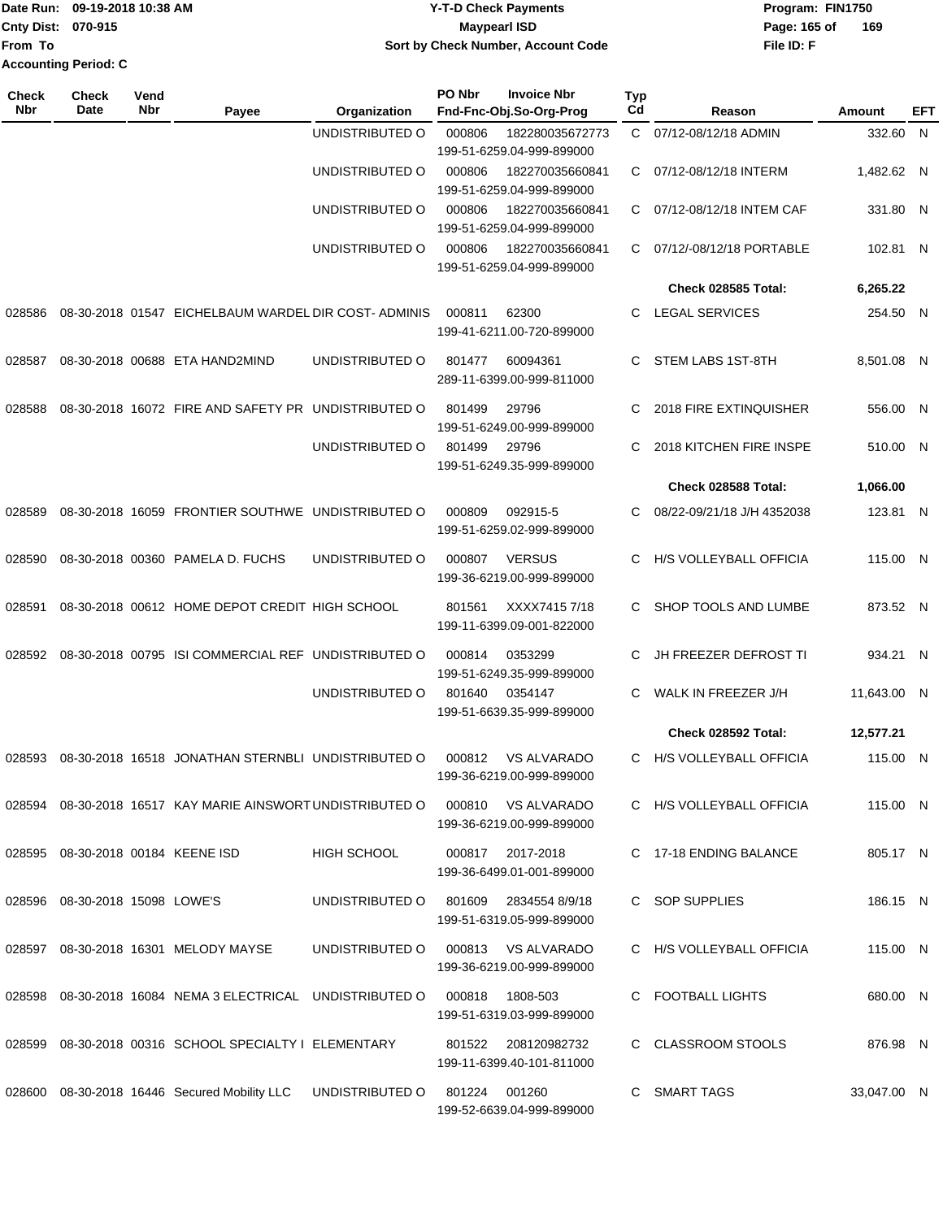Date Run: 09-19-2018 10:38 AM
Cnty Dist: 070-915
From To
Accounting Period: C

# Y-T-D Check Payments
## Maypearl ISD
### Sort by Check Number, Account Code

Program: FIN1750
File ID: F

| Check Nbr | Check Date | Vend Nbr | Payee | Organization | PO Nbr | Invoice Nbr / Fnd-Fnc-Obj.So-Org-Prog | Typ Cd | Reason | Amount | EFT |
|---|---|---|---|---|---|---|---|---|---|---|
| | | | | UNDISTRIBUTED O | 000806 | 182280035672773 / 199-51-6259.04-999-899000 | C | 07/12-08/12/18 ADMIN | 332.60 | N |
| | | | | UNDISTRIBUTED O | 000806 | 182270035660841 / 199-51-6259.04-999-899000 | C | 07/12-08/12/18 INTERM | 1,482.62 | N |
| | | | | UNDISTRIBUTED O | 000806 | 182270035660841 / 199-51-6259.04-999-899000 | C | 07/12-08/12/18 INTEM CAF | 331.80 | N |
| | | | | UNDISTRIBUTED O | 000806 | 182270035660841 / 199-51-6259.04-999-899000 | C | 07/12/-08/12/18 PORTABLE | 102.81 | N |
| | | | | | | | | **Check 028585 Total:** | **6,265.22** | |
| 028586 | 08-30-2018 | 01547 | EICHELBAUM WARDEL | DIR COST- ADMINIS | 000811 | 62300 / 199-41-6211.00-720-899000 | C | LEGAL SERVICES | 254.50 | N |
| 028587 | 08-30-2018 | 00688 | ETA HAND2MIND | UNDISTRIBUTED O | 801477 | 60094361 / 289-11-6399.00-999-811000 | C | STEM LABS 1ST-8TH | 8,501.08 | N |
| 028588 | 08-30-2018 | 16072 | FIRE AND SAFETY PR | UNDISTRIBUTED O | 801499 | 29796 / 199-51-6249.00-999-899000 | C | 2018 FIRE EXTINQUISHER | 556.00 | N |
| | | | | UNDISTRIBUTED O | 801499 | 29796 / 199-51-6249.35-999-899000 | C | 2018 KITCHEN FIRE INSPE | 510.00 | N |
| | | | | | | | | **Check 028588 Total:** | **1,066.00** | |
| 028589 | 08-30-2018 | 16059 | FRONTIER SOUTHWE | UNDISTRIBUTED O | 000809 | 092915-5 / 199-51-6259.02-999-899000 | C | 08/22-09/21/18 J/H 4352038 | 123.81 | N |
| 028590 | 08-30-2018 | 00360 | PAMELA D. FUCHS | UNDISTRIBUTED O | 000807 | VERSUS / 199-36-6219.00-999-899000 | C | H/S VOLLEYBALL OFFICIA | 115.00 | N |
| 028591 | 08-30-2018 | 00612 | HOME DEPOT CREDIT | HIGH SCHOOL | 801561 | XXXX7415 7/18 / 199-11-6399.09-001-822000 | C | SHOP TOOLS AND LUMBE | 873.52 | N |
| 028592 | 08-30-2018 | 00795 | ISI COMMERCIAL REF | UNDISTRIBUTED O | 000814 | 0353299 / 199-51-6249.35-999-899000 | C | JH FREEZER DEFROST TI | 934.21 | N |
| | | | | UNDISTRIBUTED O | 801640 | 0354147 / 199-51-6639.35-999-899000 | C | WALK IN FREEZER J/H | 11,643.00 | N |
| | | | | | | | | **Check 028592 Total:** | **12,577.21** | |
| 028593 | 08-30-2018 | 16518 | JONATHAN STERNBLI | UNDISTRIBUTED O | 000812 | VS ALVARADO / 199-36-6219.00-999-899000 | C | H/S VOLLEYBALL OFFICIA | 115.00 | N |
| 028594 | 08-30-2018 | 16517 | KAY MARIE AINSWORT | UNDISTRIBUTED O | 000810 | VS ALVARADO / 199-36-6219.00-999-899000 | C | H/S VOLLEYBALL OFFICIA | 115.00 | N |
| 028595 | 08-30-2018 | 00184 | KEENE ISD | HIGH SCHOOL | 000817 | 2017-2018 / 199-36-6499.01-001-899000 | C | 17-18 ENDING BALANCE | 805.17 | N |
| 028596 | 08-30-2018 | 15098 | LOWE'S | UNDISTRIBUTED O | 801609 | 2834554 8/9/18 / 199-51-6319.05-999-899000 | C | SOP SUPPLIES | 186.15 | N |
| 028597 | 08-30-2018 | 16301 | MELODY MAYSE | UNDISTRIBUTED O | 000813 | VS ALVARADO / 199-36-6219.00-999-899000 | C | H/S VOLLEYBALL OFFICIA | 115.00 | N |
| 028598 | 08-30-2018 | 16084 | NEMA 3 ELECTRICAL | UNDISTRIBUTED O | 000818 | 1808-503 / 199-51-6319.03-999-899000 | C | FOOTBALL LIGHTS | 680.00 | N |
| 028599 | 08-30-2018 | 00316 | SCHOOL SPECIALTY I | ELEMENTARY | 801522 | 208120982732 / 199-11-6399.40-101-811000 | C | CLASSROOM STOOLS | 876.98 | N |
| 028600 | 08-30-2018 | 16446 | Secured Mobility LLC | UNDISTRIBUTED O | 801224 | 001260 / 199-52-6639.04-999-899000 | C | SMART TAGS | 33,047.00 | N |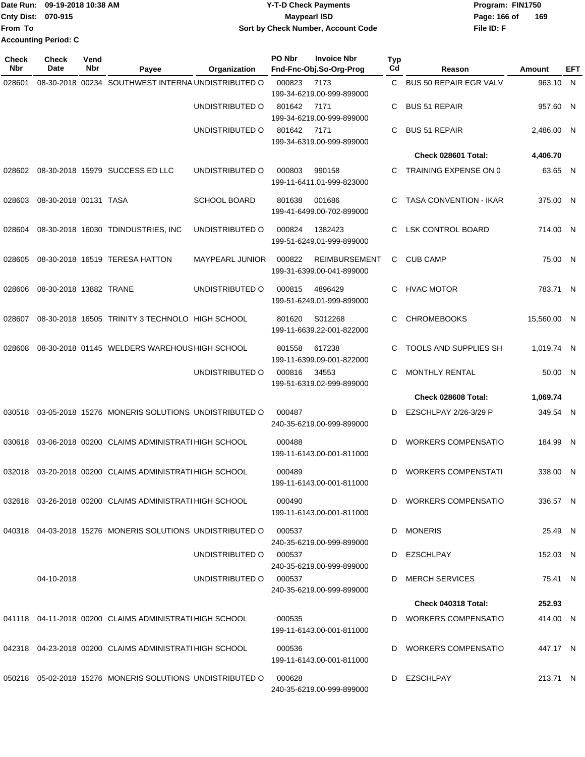Date Run: 09-19-2018 10:38 AM
Cnty Dist: 070-915
From To
Accounting Period: C

**Y-T-D Check Payments**
**Maypearl ISD**
**Sort by Check Number, Account Code**

Program: FIN1750
File ID: F

| Check Nbr | Check Date | Vend Nbr | Payee | Organization | PO Nbr | Invoice Nbr / Fnd-Fnc-Obj.So-Org-Prog | Typ Cd | Reason | Amount | EFT |
|---|---|---|---|---|---|---|---|---|---|---|
| 028601 | 08-30-2018 | 00234 | SOUTHWEST INTERNA | UNDISTRIBUTED O | 000823 | 7173 199-34-6219.00-999-899000 | C | BUS 50 REPAIR EGR VALV | 963.10 | N |
| | | | | UNDISTRIBUTED O | 801642 | 7171 199-34-6219.00-999-899000 | C | BUS 51 REPAIR | 957.60 | N |
| | | | | UNDISTRIBUTED O | 801642 | 7171 199-34-6319.00-999-899000 | C | BUS 51 REPAIR | 2,486.00 | N |
| | | | | | | | | **Check 028601 Total:** | **4,406.70** | |
| 028602 | 08-30-2018 | 15979 | SUCCESS ED LLC | UNDISTRIBUTED O | 000803 | 990158 199-11-6411.01-999-823000 | C | TRAINING EXPENSE ON 0 | 63.65 | N |
| 028603 | 08-30-2018 | 00131 | TASA | SCHOOL BOARD | 801638 | 001686 199-41-6499.00-702-899000 | C | TASA CONVENTION - IKAR | 375.00 | N |
| 028604 | 08-30-2018 | 16030 | TDINDUSTRIES, INC | UNDISTRIBUTED O | 000824 | 1382423 199-51-6249.01-999-899000 | C | LSK CONTROL BOARD | 714.00 | N |
| 028605 | 08-30-2018 | 16519 | TERESA HATTON | MAYPEARL JUNIOR | 000822 | REIMBURSEMENT 199-31-6399.00-041-899000 | C | CUB CAMP | 75.00 | N |
| 028606 | 08-30-2018 | 13882 | TRANE | UNDISTRIBUTED O | 000815 | 4896429 199-51-6249.01-999-899000 | C | HVAC MOTOR | 783.71 | N |
| 028607 | 08-30-2018 | 16505 | TRINITY 3 TECHNOLO | HIGH SCHOOL | 801620 | S012268 199-11-6639.22-001-822000 | C | CHROMEBOOKS | 15,560.00 | N |
| 028608 | 08-30-2018 | 01145 | WELDERS WAREHOUS | HIGH SCHOOL | 801558 | 617238 199-11-6399.09-001-822000 | C | TOOLS AND SUPPLIES SH | 1,019.74 | N |
| | | | | UNDISTRIBUTED O | 000816 | 34553 199-51-6319.02-999-899000 | C | MONTHLY RENTAL | 50.00 | N |
| | | | | | | | | **Check 028608 Total:** | **1,069.74** | |
| 030518 | 03-05-2018 | 15276 | MONERIS SOLUTIONS | UNDISTRIBUTED O | 000487 | 240-35-6219.00-999-899000 | D | EZSCHLPAY 2/26-3/29 P | 349.54 | N |
| 030618 | 03-06-2018 | 00200 | CLAIMS ADMINISTRATI | HIGH SCHOOL | 000488 | 199-11-6143.00-001-811000 | D | WORKERS COMPENSATIO | 184.99 | N |
| 032018 | 03-20-2018 | 00200 | CLAIMS ADMINISTRATI | HIGH SCHOOL | 000489 | 199-11-6143.00-001-811000 | D | WORKERS COMPENSTATI | 338.00 | N |
| 032618 | 03-26-2018 | 00200 | CLAIMS ADMINISTRATI | HIGH SCHOOL | 000490 | 199-11-6143.00-001-811000 | D | WORKERS COMPENSATIO | 336.57 | N |
| 040318 | 04-03-2018 | 15276 | MONERIS SOLUTIONS | UNDISTRIBUTED O | 000537 | 240-35-6219.00-999-899000 | D | MONERIS | 25.49 | N |
| | | | | UNDISTRIBUTED O | 000537 | 240-35-6219.00-999-899000 | D | EZSCHLPAY | 152.03 | N |
| | 04-10-2018 | | | UNDISTRIBUTED O | 000537 | 240-35-6219.00-999-899000 | D | MERCH SERVICES | 75.41 | N |
| | | | | | | | | **Check 040318 Total:** | **252.93** | |
| 041118 | 04-11-2018 | 00200 | CLAIMS ADMINISTRATI | HIGH SCHOOL | 000535 | 199-11-6143.00-001-811000 | D | WORKERS COMPENSATIO | 414.00 | N |
| 042318 | 04-23-2018 | 00200 | CLAIMS ADMINISTRATI | HIGH SCHOOL | 000536 | 199-11-6143.00-001-811000 | D | WORKERS COMPENSATIO | 447.17 | N |
| 050218 | 05-02-2018 | 15276 | MONERIS SOLUTIONS | UNDISTRIBUTED O | 000628 | 240-35-6219.00-999-899000 | D | EZSCHLPAY | 213.71 | N |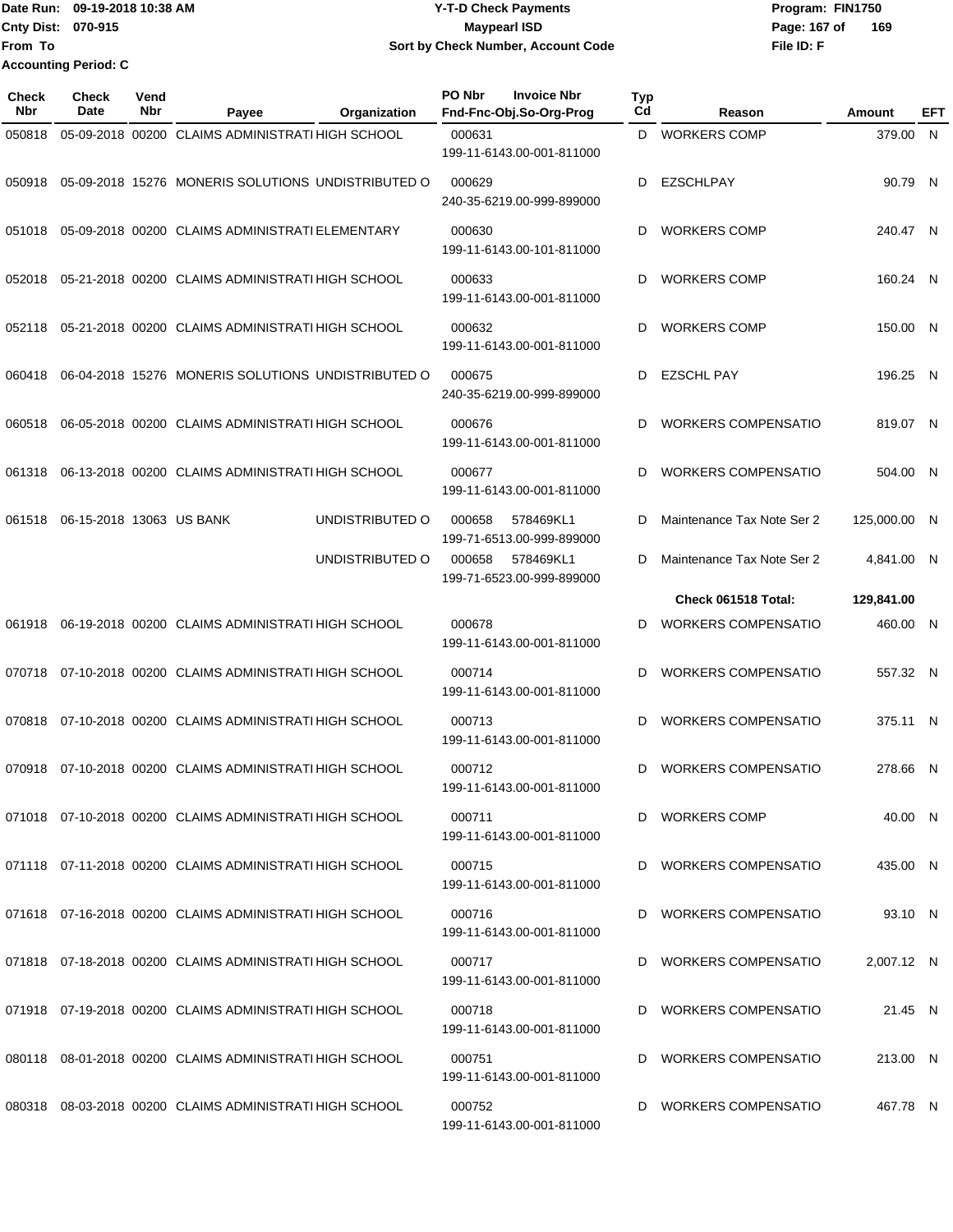Date Run: 09-19-2018 10:38 AM
Cnty Dist: 070-915
From To
Accounting Period: C

# Y-T-D Check Payments
## Maypearl ISD
### Sort by Check Number, Account Code

Program: FIN1750
File ID: F

| Check Nbr | Check Date | Vend Nbr | Payee | Organization | PO Nbr / Invoice Nbr / Fnd-Fnc-Obj.So-Org-Prog | Typ Cd | Reason | Amount | EFT |
|---|---|---|---|---|---|---|---|---|---|
| 050818 | 05-09-2018 | 00200 | CLAIMS ADMINISTRATI | HIGH SCHOOL | 000631 199-11-6143.00-001-811000 | D | WORKERS COMP | 379.00 | N |
| 050918 | 05-09-2018 | 15276 | MONERIS SOLUTIONS | UNDISTRIBUTED O | 000629 240-35-6219.00-999-899000 | D | EZSCHLPAY | 90.79 | N |
| 051018 | 05-09-2018 | 00200 | CLAIMS ADMINISTRATI | ELEMENTARY | 000630 199-11-6143.00-101-811000 | D | WORKERS COMP | 240.47 | N |
| 052018 | 05-21-2018 | 00200 | CLAIMS ADMINISTRATI | HIGH SCHOOL | 000633 199-11-6143.00-001-811000 | D | WORKERS COMP | 160.24 | N |
| 052118 | 05-21-2018 | 00200 | CLAIMS ADMINISTRATI | HIGH SCHOOL | 000632 199-11-6143.00-001-811000 | D | WORKERS COMP | 150.00 | N |
| 060418 | 06-04-2018 | 15276 | MONERIS SOLUTIONS | UNDISTRIBUTED O | 000675 240-35-6219.00-999-899000 | D | EZSCHL PAY | 196.25 | N |
| 060518 | 06-05-2018 | 00200 | CLAIMS ADMINISTRATI | HIGH SCHOOL | 000676 199-11-6143.00-001-811000 | D | WORKERS COMPENSATIO | 819.07 | N |
| 061318 | 06-13-2018 | 00200 | CLAIMS ADMINISTRATI | HIGH SCHOOL | 000677 199-11-6143.00-001-811000 | D | WORKERS COMPENSATIO | 504.00 | N |
| 061518 | 06-15-2018 | 13063 | US BANK | UNDISTRIBUTED O | 000658 578469KL1 199-71-6513.00-999-899000 | D | Maintenance Tax Note Ser 2 | 125,000.00 | N |
| | | | | UNDISTRIBUTED O | 000658 578469KL1 199-71-6523.00-999-899000 | D | Maintenance Tax Note Ser 2 | 4,841.00 | N |
| | | | | | | | **Check 061518 Total:** | **129,841.00** | |
| 061918 | 06-19-2018 | 00200 | CLAIMS ADMINISTRATI | HIGH SCHOOL | 000678 199-11-6143.00-001-811000 | D | WORKERS COMPENSATIO | 460.00 | N |
| 070718 | 07-10-2018 | 00200 | CLAIMS ADMINISTRATI | HIGH SCHOOL | 000714 199-11-6143.00-001-811000 | D | WORKERS COMPENSATIO | 557.32 | N |
| 070818 | 07-10-2018 | 00200 | CLAIMS ADMINISTRATI | HIGH SCHOOL | 000713 199-11-6143.00-001-811000 | D | WORKERS COMPENSATIO | 375.11 | N |
| 070918 | 07-10-2018 | 00200 | CLAIMS ADMINISTRATI | HIGH SCHOOL | 000712 199-11-6143.00-001-811000 | D | WORKERS COMPENSATIO | 278.66 | N |
| 071018 | 07-10-2018 | 00200 | CLAIMS ADMINISTRATI | HIGH SCHOOL | 000711 199-11-6143.00-001-811000 | D | WORKERS COMP | 40.00 | N |
| 071118 | 07-11-2018 | 00200 | CLAIMS ADMINISTRATI | HIGH SCHOOL | 000715 199-11-6143.00-001-811000 | D | WORKERS COMPENSATIO | 435.00 | N |
| 071618 | 07-16-2018 | 00200 | CLAIMS ADMINISTRATI | HIGH SCHOOL | 000716 199-11-6143.00-001-811000 | D | WORKERS COMPENSATIO | 93.10 | N |
| 071818 | 07-18-2018 | 00200 | CLAIMS ADMINISTRATI | HIGH SCHOOL | 000717 199-11-6143.00-001-811000 | D | WORKERS COMPENSATIO | 2,007.12 | N |
| 071918 | 07-19-2018 | 00200 | CLAIMS ADMINISTRATI | HIGH SCHOOL | 000718 199-11-6143.00-001-811000 | D | WORKERS COMPENSATIO | 21.45 | N |
| 080118 | 08-01-2018 | 00200 | CLAIMS ADMINISTRATI | HIGH SCHOOL | 000751 199-11-6143.00-001-811000 | D | WORKERS COMPENSATIO | 213.00 | N |
| 080318 | 08-03-2018 | 00200 | CLAIMS ADMINISTRATI | HIGH SCHOOL | 000752 199-11-6143.00-001-811000 | D | WORKERS COMPENSATIO | 467.78 | N |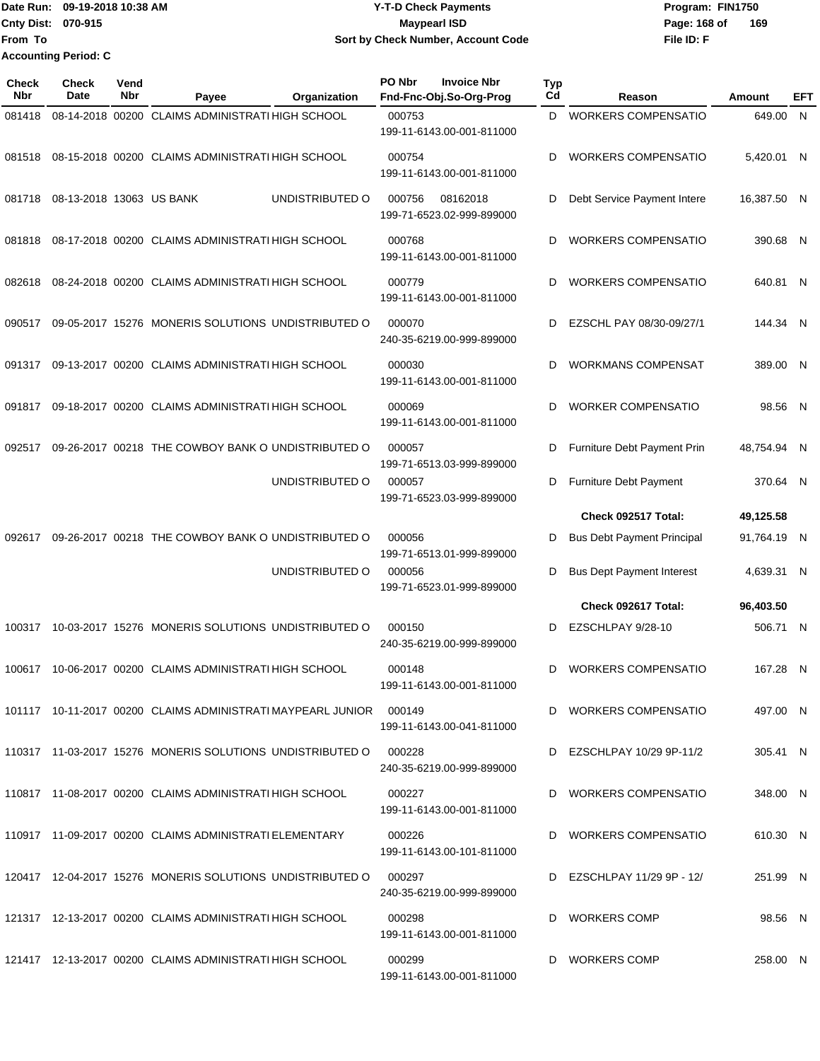Date Run: 09-19-2018 10:38 AM
Cnty Dist: 070-915
From To
Accounting Period: C

# Y-T-D Check Payments
## Maypearl ISD
### Sort by Check Number, Account Code

Program: FIN1750
Page: 168 of 169
File ID: F

| Check Nbr | Check Date | Vend Nbr | Payee | Organization | PO Nbr | Invoice Nbr / Fnd-Fnc-Obj.So-Org-Prog | Typ Cd | Reason | Amount | EFT |
|---|---|---|---|---|---|---|---|---|---|---|
| 081418 | 08-14-2018 | 00200 | CLAIMS ADMINISTRATI | HIGH SCHOOL | 000753 | 199-11-6143.00-001-811000 | D | WORKERS COMPENSATIO | 649.00 | N |
| 081518 | 08-15-2018 | 00200 | CLAIMS ADMINISTRATI | HIGH SCHOOL | 000754 | 199-11-6143.00-001-811000 | D | WORKERS COMPENSATIO | 5,420.01 | N |
| 081718 | 08-13-2018 | 13063 | US BANK | UNDISTRIBUTED O | 000756 | 08162018 199-71-6523.02-999-899000 | D | Debt Service Payment Intere | 16,387.50 | N |
| 081818 | 08-17-2018 | 00200 | CLAIMS ADMINISTRATI | HIGH SCHOOL | 000768 | 199-11-6143.00-001-811000 | D | WORKERS COMPENSATIO | 390.68 | N |
| 082618 | 08-24-2018 | 00200 | CLAIMS ADMINISTRATI | HIGH SCHOOL | 000779 | 199-11-6143.00-001-811000 | D | WORKERS COMPENSATIO | 640.81 | N |
| 090517 | 09-05-2017 | 15276 | MONERIS SOLUTIONS | UNDISTRIBUTED O | 000070 | 240-35-6219.00-999-899000 | D | EZSCHL PAY 08/30-09/27/1 | 144.34 | N |
| 091317 | 09-13-2017 | 00200 | CLAIMS ADMINISTRATI | HIGH SCHOOL | 000030 | 199-11-6143.00-001-811000 | D | WORKMANS COMPENSAT | 389.00 | N |
| 091817 | 09-18-2017 | 00200 | CLAIMS ADMINISTRATI | HIGH SCHOOL | 000069 | 199-11-6143.00-001-811000 | D | WORKER COMPENSATIO | 98.56 | N |
| 092517 | 09-26-2017 | 00218 | THE COWBOY BANK O | UNDISTRIBUTED O | 000057 | 199-71-6513.03-999-899000 | D | Furniture Debt Payment Prin | 48,754.94 | N |
| | | | | UNDISTRIBUTED O | 000057 | 199-71-6523.03-999-899000 | D | Furniture Debt Payment | 370.64 | N |
| | | | | | | | | **Check 092517 Total:** | **49,125.58** | |
| 092617 | 09-26-2017 | 00218 | THE COWBOY BANK O | UNDISTRIBUTED O | 000056 | 199-71-6513.01-999-899000 | D | Bus Debt Payment Principal | 91,764.19 | N |
| | | | | UNDISTRIBUTED O | 000056 | 199-71-6523.01-999-899000 | D | Bus Dept Payment Interest | 4,639.31 | N |
| | | | | | | | | **Check 092617 Total:** | **96,403.50** | |
| 100317 | 10-03-2017 | 15276 | MONERIS SOLUTIONS | UNDISTRIBUTED O | 000150 | 240-35-6219.00-999-899000 | D | EZSCHLPAY 9/28-10 | 506.71 | N |
| 100617 | 10-06-2017 | 00200 | CLAIMS ADMINISTRATI | HIGH SCHOOL | 000148 | 199-11-6143.00-001-811000 | D | WORKERS COMPENSATIO | 167.28 | N |
| 101117 | 10-11-2017 | 00200 | CLAIMS ADMINISTRATI | MAYPEARL JUNIOR | 000149 | 199-11-6143.00-041-811000 | D | WORKERS COMPENSATIO | 497.00 | N |
| 110317 | 11-03-2017 | 15276 | MONERIS SOLUTIONS | UNDISTRIBUTED O | 000228 | 240-35-6219.00-999-899000 | D | EZSCHLPAY 10/29 9P-11/2 | 305.41 | N |
| 110817 | 11-08-2017 | 00200 | CLAIMS ADMINISTRATI | HIGH SCHOOL | 000227 | 199-11-6143.00-001-811000 | D | WORKERS COMPENSATIO | 348.00 | N |
| 110917 | 11-09-2017 | 00200 | CLAIMS ADMINISTRATI | ELEMENTARY | 000226 | 199-11-6143.00-101-811000 | D | WORKERS COMPENSATIO | 610.30 | N |
| 120417 | 12-04-2017 | 15276 | MONERIS SOLUTIONS | UNDISTRIBUTED O | 000297 | 240-35-6219.00-999-899000 | D | EZSCHLPAY 11/29 9P - 12/ | 251.99 | N |
| 121317 | 12-13-2017 | 00200 | CLAIMS ADMINISTRATI | HIGH SCHOOL | 000298 | 199-11-6143.00-001-811000 | D | WORKERS COMP | 98.56 | N |
| 121417 | 12-13-2017 | 00200 | CLAIMS ADMINISTRATI | HIGH SCHOOL | 000299 | 199-11-6143.00-001-811000 | D | WORKERS COMP | 258.00 | N |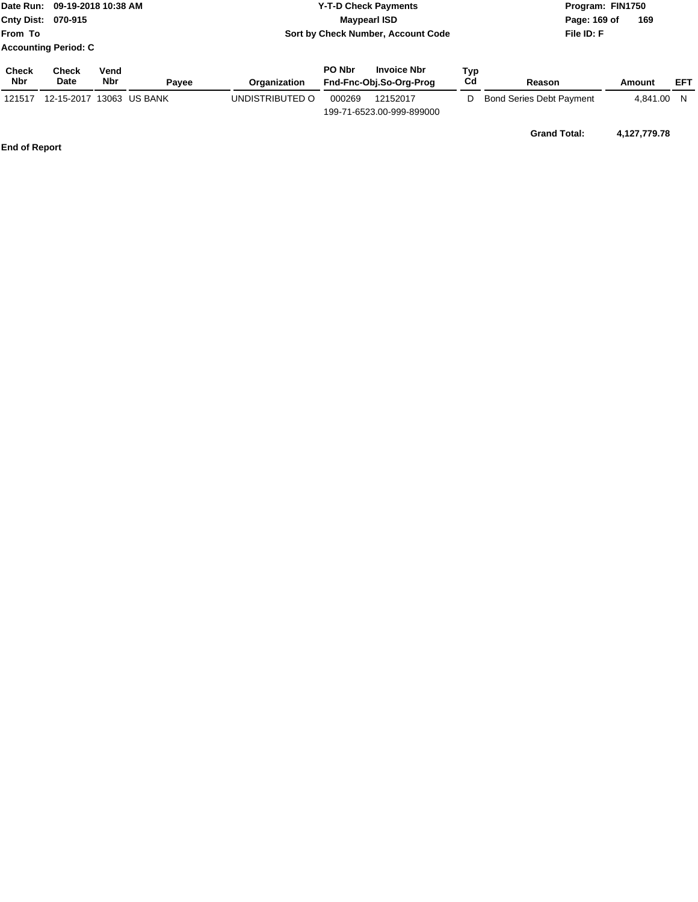Date Run: 09-19-2018 10:38 AM

Cnty Dist: 070-915

From To

Accounting Period: C

**Y-T-D Check Payments**

**Maypearl ISD**

**Sort by Check Number, Account Code**

Program: FIN1750

File ID: F

| Check Nbr | Check Date | Vend Nbr | Payee | Organization | PO Nbr / Invoice Nbr / Fnd-Fnc-Obj.So-Org-Prog | Typ Cd | Reason | Amount | EFT |
|---|---|---|---|---|---|---|---|---|---|
| 121517 | 12-15-2017 | 13063 | US BANK | UNDISTRIBUTED O | 000269 12152017 199-71-6523.00-999-899000 | D | Bond Series Debt Payment | 4,841.00 | N |
| | | | | | | | **Grand Total:** | **4,127,779.78** | |

**End of Report**